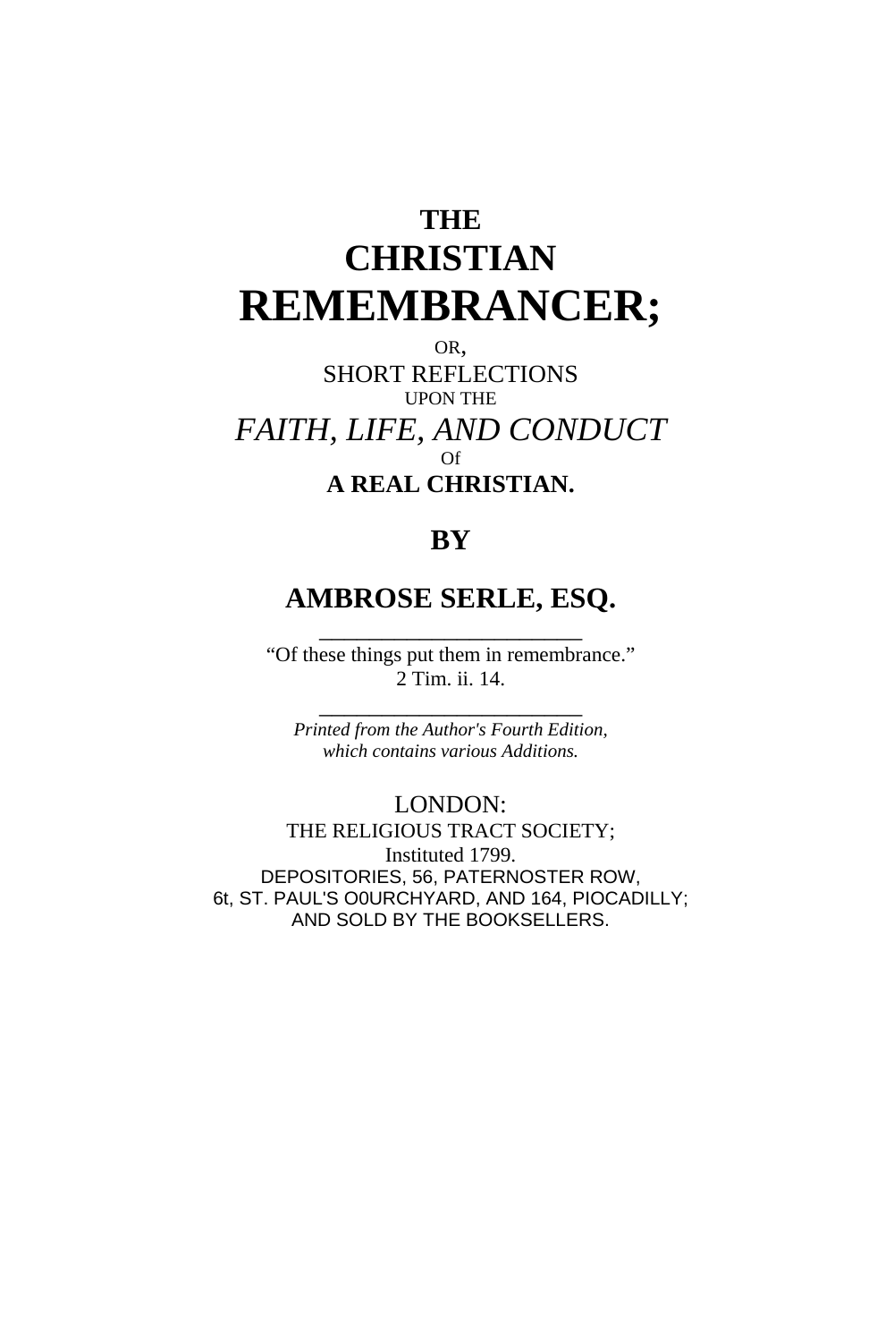# THE CHRISTIAN REMEMBRANCER;

OR,

SHORT REFLECTIONS

UPON THE

*FAITH, LIFE, AND CONDUCT*

Of

**A REAL CHRISTIAN.**

**BY**

**AMBROSE SERLE, ESQ.**

---

"Of these things put them in remembrance."
2 Tim. ii. 14.

---

*Printed from the Author's Fourth Edition, which contains various Additions.*

LONDON:

THE RELIGIOUS TRACT SOCIETY;

Instituted 1799.

DEPOSITORIES, 56, PATERNOSTER ROW,

6t, ST. PAUL'S O0URCHYARD, AND 164, PIOCADILLY;

AND SOLD BY THE BOOKSELLERS.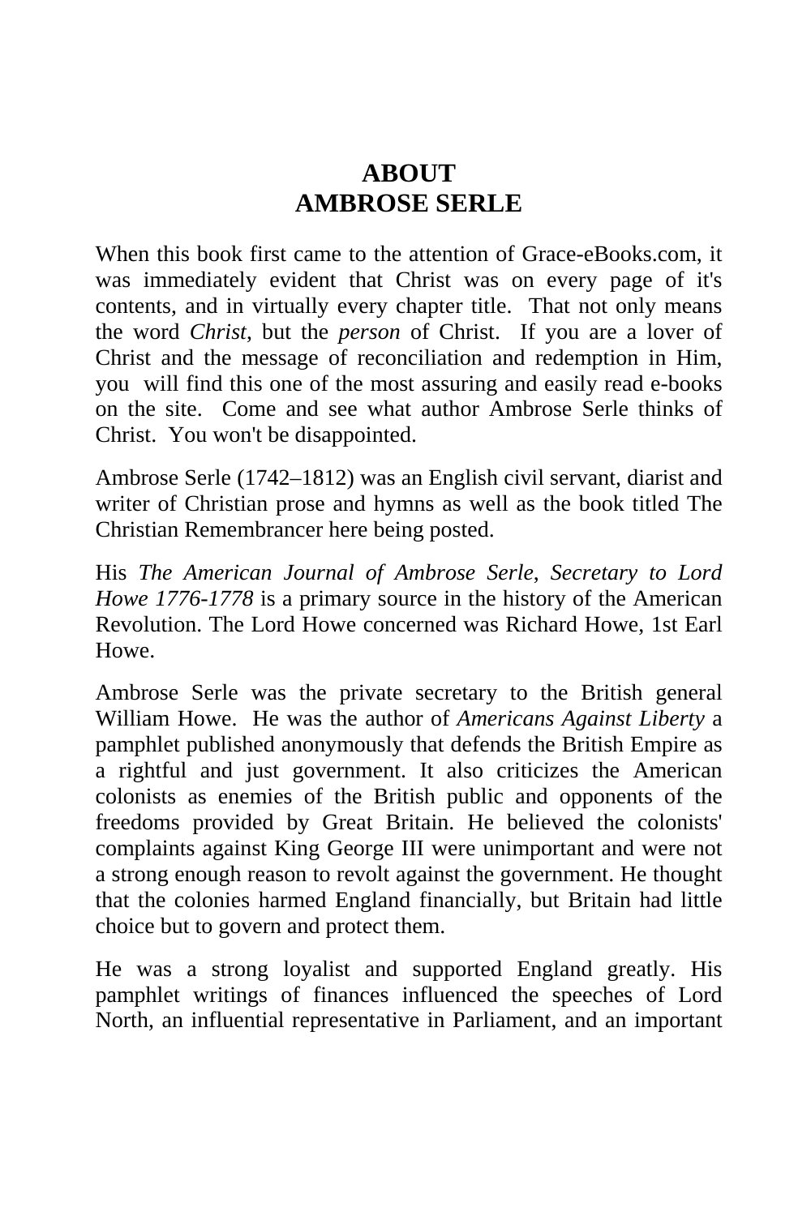# ABOUT AMBROSE SERLE

When this book first came to the attention of Grace-eBooks.com, it was immediately evident that Christ was on every page of it's contents, and in virtually every chapter title. That not only means the word *Christ*, but the *person* of Christ. If you are a lover of Christ and the message of reconciliation and redemption in Him, you will find this one of the most assuring and easily read e-books on the site. Come and see what author Ambrose Serle thinks of Christ. You won't be disappointed.

Ambrose Serle (1742–1812) was an English civil servant, diarist and writer of Christian prose and hymns as well as the book titled The Christian Remembrancer here being posted.

His *The American Journal of Ambrose Serle, Secretary to Lord Howe 1776-1778* is a primary source in the history of the American Revolution. The Lord Howe concerned was Richard Howe, 1st Earl Howe.

Ambrose Serle was the private secretary to the British general William Howe. He was the author of *Americans Against Liberty* a pamphlet published anonymously that defends the British Empire as a rightful and just government. It also criticizes the American colonists as enemies of the British public and opponents of the freedoms provided by Great Britain. He believed the colonists' complaints against King George III were unimportant and were not a strong enough reason to revolt against the government. He thought that the colonies harmed England financially, but Britain had little choice but to govern and protect them.

He was a strong loyalist and supported England greatly. His pamphlet writings of finances influenced the speeches of Lord North, an influential representative in Parliament, and an important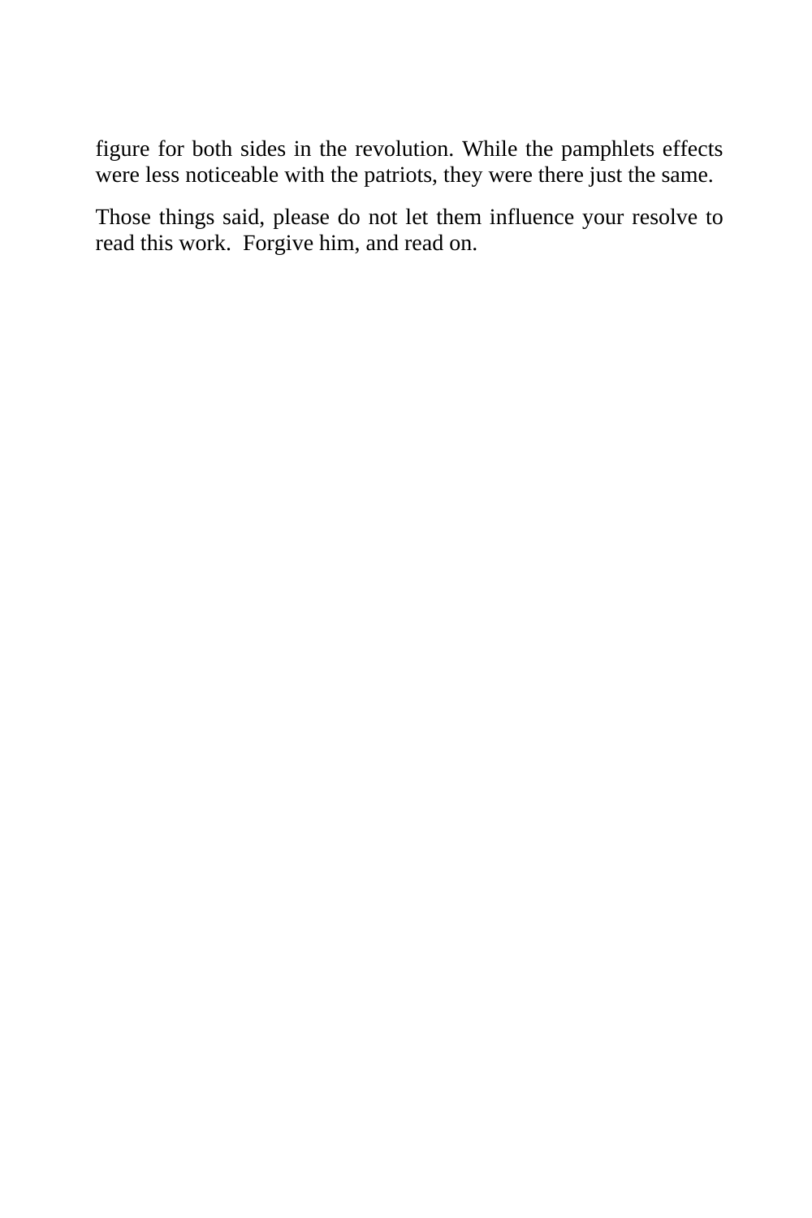figure for both sides in the revolution. While the pamphlets effects were less noticeable with the patriots, they were there just the same.

Those things said, please do not let them influence your resolve to read this work.  Forgive him, and read on.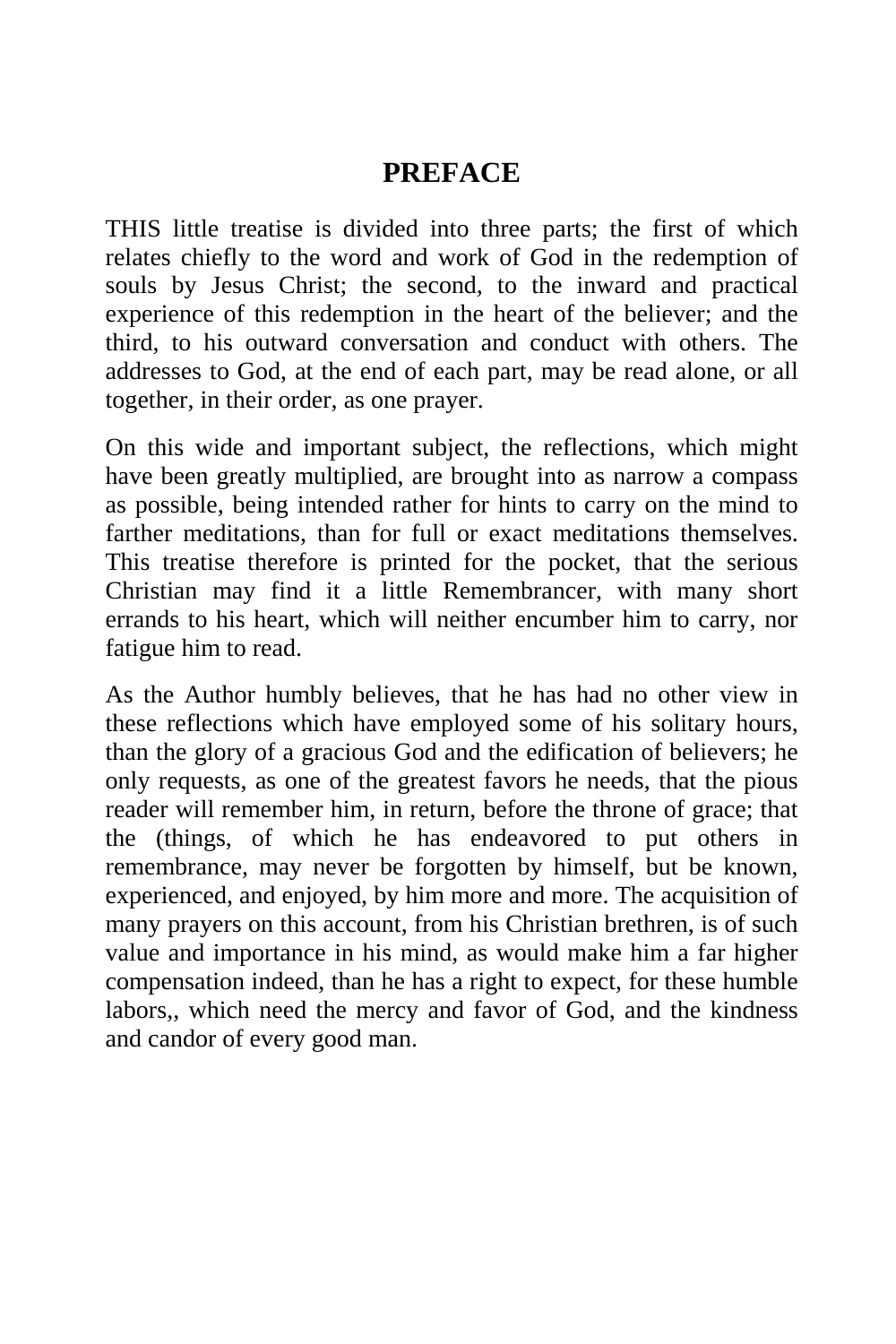# PREFACE

THIS little treatise is divided into three parts; the first of which relates chiefly to the word and work of God in the redemption of souls by Jesus Christ; the second, to the inward and practical experience of this redemption in the heart of the believer; and the third, to his outward conversation and conduct with others. The addresses to God, at the end of each part, may be read alone, or all together, in their order, as one prayer.

On this wide and important subject, the reflections, which might have been greatly multiplied, are brought into as narrow a compass as possible, being intended rather for hints to carry on the mind to farther meditations, than for full or exact meditations themselves. This treatise therefore is printed for the pocket, that the serious Christian may find it a little Remembrancer, with many short errands to his heart, which will neither encumber him to carry, nor fatigue him to read.

As the Author humbly believes, that he has had no other view in these reflections which have employed some of his solitary hours, than the glory of a gracious God and the edification of believers; he only requests, as one of the greatest favors he needs, that the pious reader will remember him, in return, before the throne of grace; that the (things, of which he has endeavored to put others in remembrance, may never be forgotten by himself, but be known, experienced, and enjoyed, by him more and more. The acquisition of many prayers on this account, from his Christian brethren, is of such value and importance in his mind, as would make him a far higher compensation indeed, than he has a right to expect, for these humble labors,, which need the mercy and favor of God, and the kindness and candor of every good man.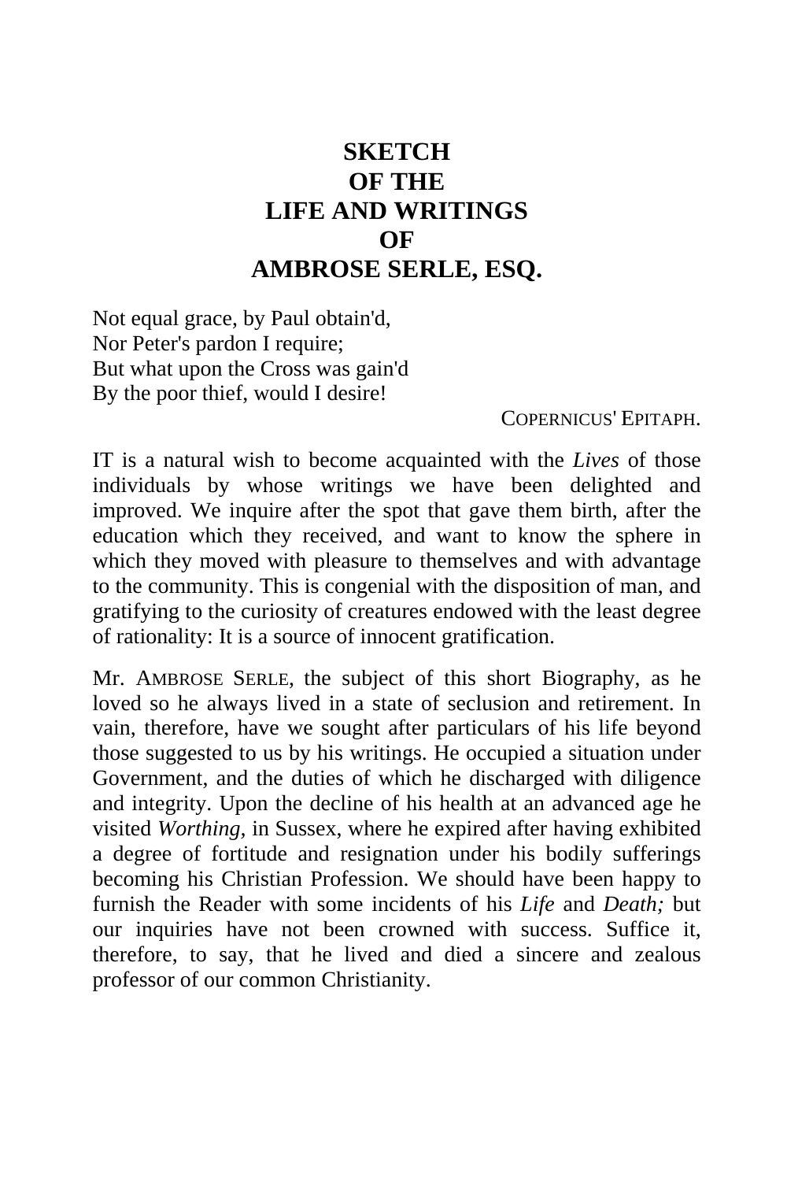# SKETCH OF THE LIFE AND WRITINGS OF AMBROSE SERLE, ESQ.

Not equal grace, by Paul obtain'd,
Nor Peter's pardon I require;
But what upon the Cross was gain'd
By the poor thief, would I desire!

COPERNICUS' EPITAPH.

IT is a natural wish to become acquainted with the *Lives* of those individuals by whose writings we have been delighted and improved. We inquire after the spot that gave them birth, after the education which they received, and want to know the sphere in which they moved with pleasure to themselves and with advantage to the community. This is congenial with the disposition of man, and gratifying to the curiosity of creatures endowed with the least degree of rationality: It is a source of innocent gratification.

Mr. AMBROSE SERLE, the subject of this short Biography, as he loved so he always lived in a state of seclusion and retirement. In vain, therefore, have we sought after particulars of his life beyond those suggested to us by his writings. He occupied a situation under Government, and the duties of which he discharged with diligence and integrity. Upon the decline of his health at an advanced age he visited *Worthing*, in Sussex, where he expired after having exhibited a degree of fortitude and resignation under his bodily sufferings becoming his Christian Profession. We should have been happy to furnish the Reader with some incidents of his *Life* and *Death;* but our inquiries have not been crowned with success. Suffice it, therefore, to say, that he lived and died a sincere and zealous professor of our common Christianity.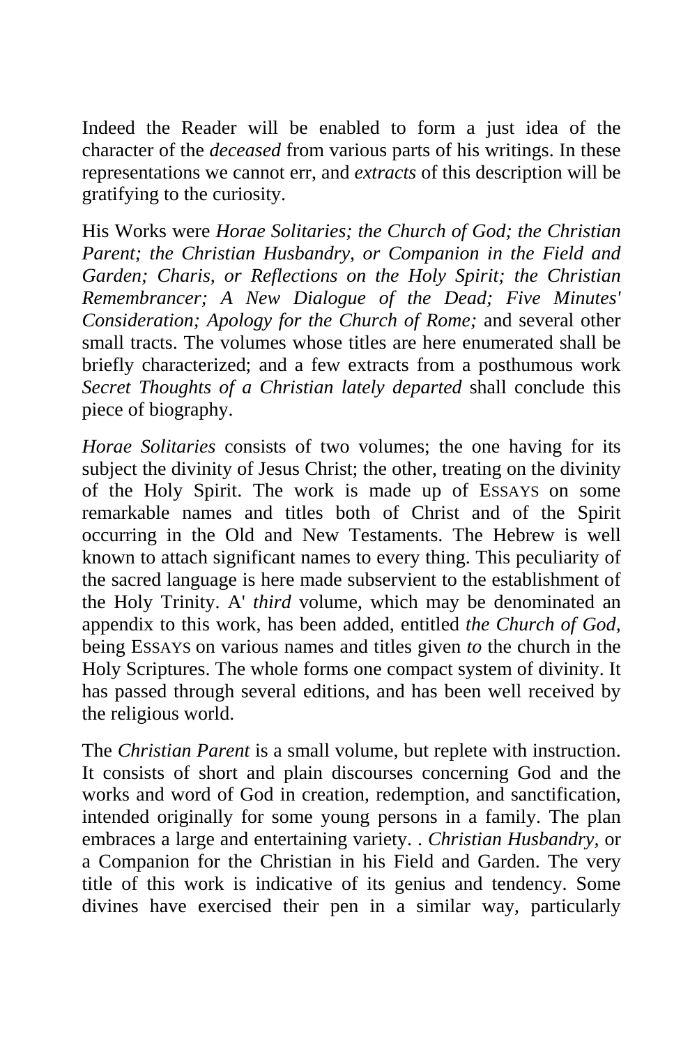Indeed the Reader will be enabled to form a just idea of the character of the *deceased* from various parts of his writings. In these representations we cannot err, and *extracts* of this description will be gratifying to the curiosity.

His Works were *Horae Solitaries; the Church of God; the Christian Parent; the Christian Husbandry, or Companion in the Field and Garden; Charis, or Reflections on the Holy Spirit; the Christian Remembrancer; A New Dialogue of the Dead; Five Minutes' Consideration; Apology for the Church of Rome;* and several other small tracts. The volumes whose titles are here enumerated shall be briefly characterized; and a few extracts from a posthumous work *Secret Thoughts of a Christian lately departed* shall conclude this piece of biography.

*Horae Solitaries* consists of two volumes; the one having for its subject the divinity of Jesus Christ; the other, treating on the divinity of the Holy Spirit. The work is made up of ESSAYS on some remarkable names and titles both of Christ and of the Spirit occurring in the Old and New Testaments. The Hebrew is well known to attach significant names to every thing. This peculiarity of the sacred language is here made subservient to the establishment of the Holy Trinity. A' *third* volume, which may be denominated an appendix to this work, has been added, entitled *the Church of God,* being ESSAYS on various names and titles given *to* the church in the Holy Scriptures. The whole forms one compact system of divinity. It has passed through several editions, and has been well received by the religious world.

The *Christian Parent* is a small volume, but replete with instruction. It consists of short and plain discourses concerning God and the works and word of God in creation, redemption, and sanctification, intended originally for some young persons in a family. The plan embraces a large and entertaining variety. . *Christian Husbandry,* or a Companion for the Christian in his Field and Garden. The very title of this work is indicative of its genius and tendency. Some divines have exercised their pen in a similar way, particularly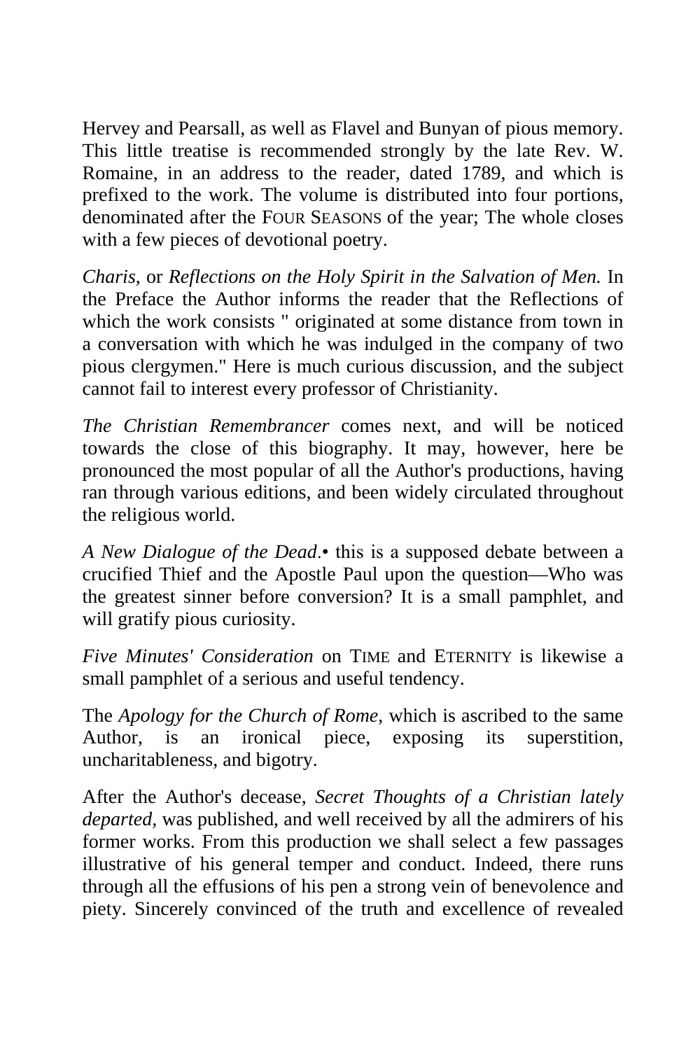Hervey and Pearsall, as well as Flavel and Bunyan of pious memory. This little treatise is recommended strongly by the late Rev. W. Romaine, in an address to the reader, dated 1789, and which is prefixed to the work. The volume is distributed into four portions, denominated after the FOUR SEASONS of the year; The whole closes with a few pieces of devotional poetry.

*Charis,* or *Reflections on the Holy Spirit in the Salvation of Men.* In the Preface the Author informs the reader that the Reflections of which the work consists " originated at some distance from town in a conversation with which he was indulged in the company of two pious clergymen." Here is much curious discussion, and the subject cannot fail to interest every professor of Christianity.

*The Christian Remembrancer* comes next, and will be noticed towards the close of this biography. It may, however, here be pronounced the most popular of all the Author's productions, having ran through various editions, and been widely circulated throughout the religious world.

*A New Dialogue of the Dead*.• this is a supposed debate between a crucified Thief and the Apostle Paul upon the question—Who was the greatest sinner before conversion? It is a small pamphlet, and will gratify pious curiosity.

*Five Minutes' Consideration* on TIME and ETERNITY is likewise a small pamphlet of a serious and useful tendency.

The *Apology for the Church of Rome,* which is ascribed to the same Author, is an ironical piece, exposing its superstition, uncharitableness, and bigotry.

After the Author's decease, *Secret Thoughts of a Christian lately departed,* was published, and well received by all the admirers of his former works. From this production we shall select a few passages illustrative of his general temper and conduct. Indeed, there runs through all the effusions of his pen a strong vein of benevolence and piety. Sincerely convinced of the truth and excellence of revealed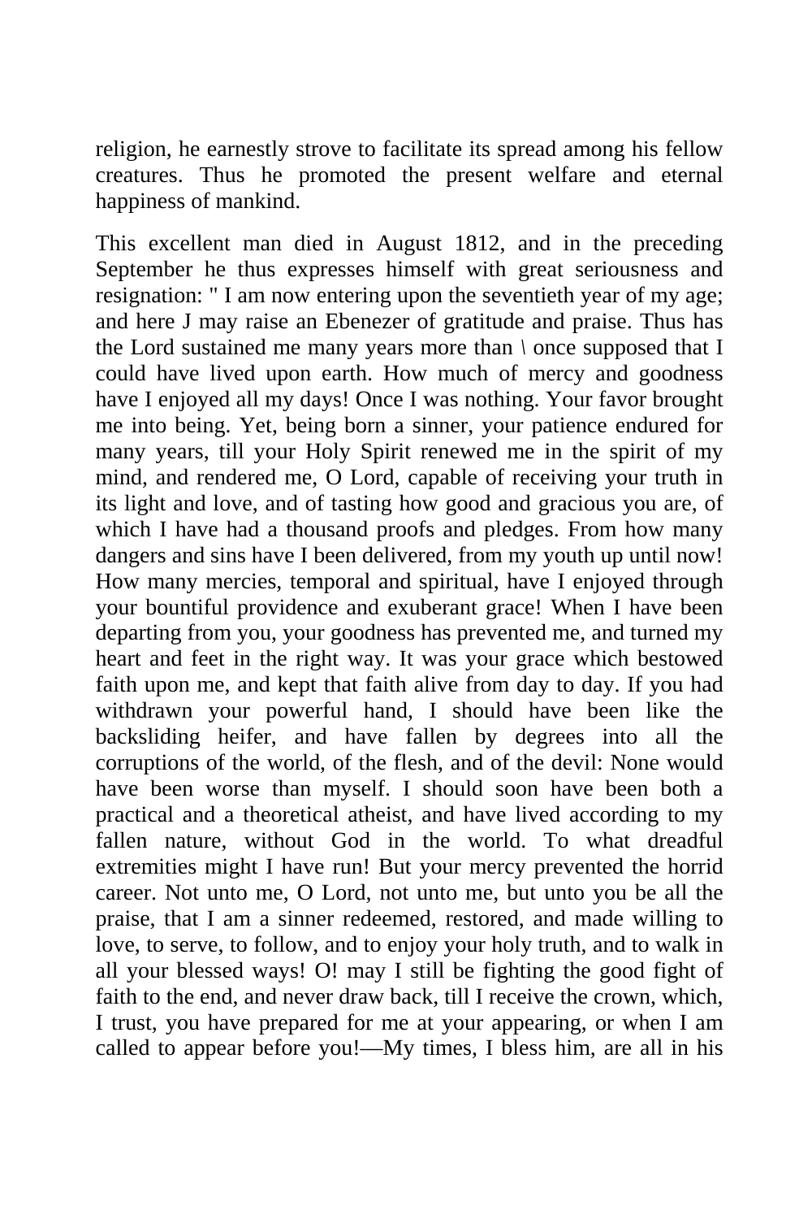religion, he earnestly strove to facilitate its spread among his fellow creatures. Thus he promoted the present welfare and eternal happiness of mankind.

This excellent man died in August 1812, and in the preceding September he thus expresses himself with great seriousness and resignation: " I am now entering upon the seventieth year of my age; and here J may raise an Ebenezer of gratitude and praise. Thus has the Lord sustained me many years more than \ once supposed that I could have lived upon earth. How much of mercy and goodness have I enjoyed all my days! Once I was nothing. Your favor brought me into being. Yet, being born a sinner, your patience endured for many years, till your Holy Spirit renewed me in the spirit of my mind, and rendered me, O Lord, capable of receiving your truth in its light and love, and of tasting how good and gracious you are, of which I have had a thousand proofs and pledges. From how many dangers and sins have I been delivered, from my youth up until now! How many mercies, temporal and spiritual, have I enjoyed through your bountiful providence and exuberant grace! When I have been departing from you, your goodness has prevented me, and turned my heart and feet in the right way. It was your grace which bestowed faith upon me, and kept that faith alive from day to day. If you had withdrawn your powerful hand, I should have been like the backsliding heifer, and have fallen by degrees into all the corruptions of the world, of the flesh, and of the devil: None would have been worse than myself. I should soon have been both a practical and a theoretical atheist, and have lived according to my fallen nature, without God in the world. To what dreadful extremities might I have run! But your mercy prevented the horrid career. Not unto me, O Lord, not unto me, but unto you be all the praise, that I am a sinner redeemed, restored, and made willing to love, to serve, to follow, and to enjoy your holy truth, and to walk in all your blessed ways! O! may I still be fighting the good fight of faith to the end, and never draw back, till I receive the crown, which, I trust, you have prepared for me at your appearing, or when I am called to appear before you!—My times, I bless him, are all in his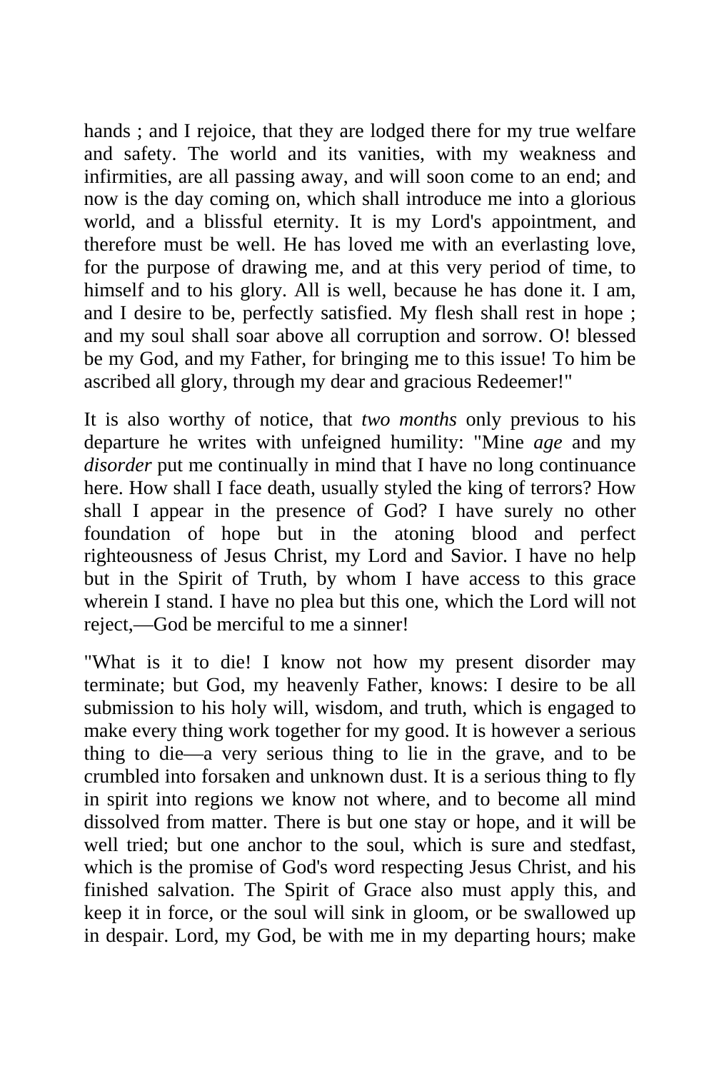hands ; and I rejoice, that they are lodged there for my true welfare and safety. The world and its vanities, with my weakness and infirmities, are all passing away, and will soon come to an end; and now is the day coming on, which shall introduce me into a glorious world, and a blissful eternity. It is my Lord's appointment, and therefore must be well. He has loved me with an everlasting love, for the purpose of drawing me, and at this very period of time, to himself and to his glory. All is well, because he has done it. I am, and I desire to be, perfectly satisfied. My flesh shall rest in hope ; and my soul shall soar above all corruption and sorrow. O! blessed be my God, and my Father, for bringing me to this issue! To him be ascribed all glory, through my dear and gracious Redeemer!"

It is also worthy of notice, that *two months* only previous to his departure he writes with unfeigned humility: "Mine *age* and my *disorder* put me continually in mind that I have no long continuance here. How shall I face death, usually styled the king of terrors? How shall I appear in the presence of God? I have surely no other foundation of hope but in the atoning blood and perfect righteousness of Jesus Christ, my Lord and Savior. I have no help but in the Spirit of Truth, by whom I have access to this grace wherein I stand. I have no plea but this one, which the Lord will not reject,—God be merciful to me a sinner!

"What is it to die! I know not how my present disorder may terminate; but God, my heavenly Father, knows: I desire to be all submission to his holy will, wisdom, and truth, which is engaged to make every thing work together for my good. It is however a serious thing to die—a very serious thing to lie in the grave, and to be crumbled into forsaken and unknown dust. It is a serious thing to fly in spirit into regions we know not where, and to become all mind dissolved from matter. There is but one stay or hope, and it will be well tried; but one anchor to the soul, which is sure and stedfast, which is the promise of God's word respecting Jesus Christ, and his finished salvation. The Spirit of Grace also must apply this, and keep it in force, or the soul will sink in gloom, or be swallowed up in despair. Lord, my God, be with me in my departing hours; make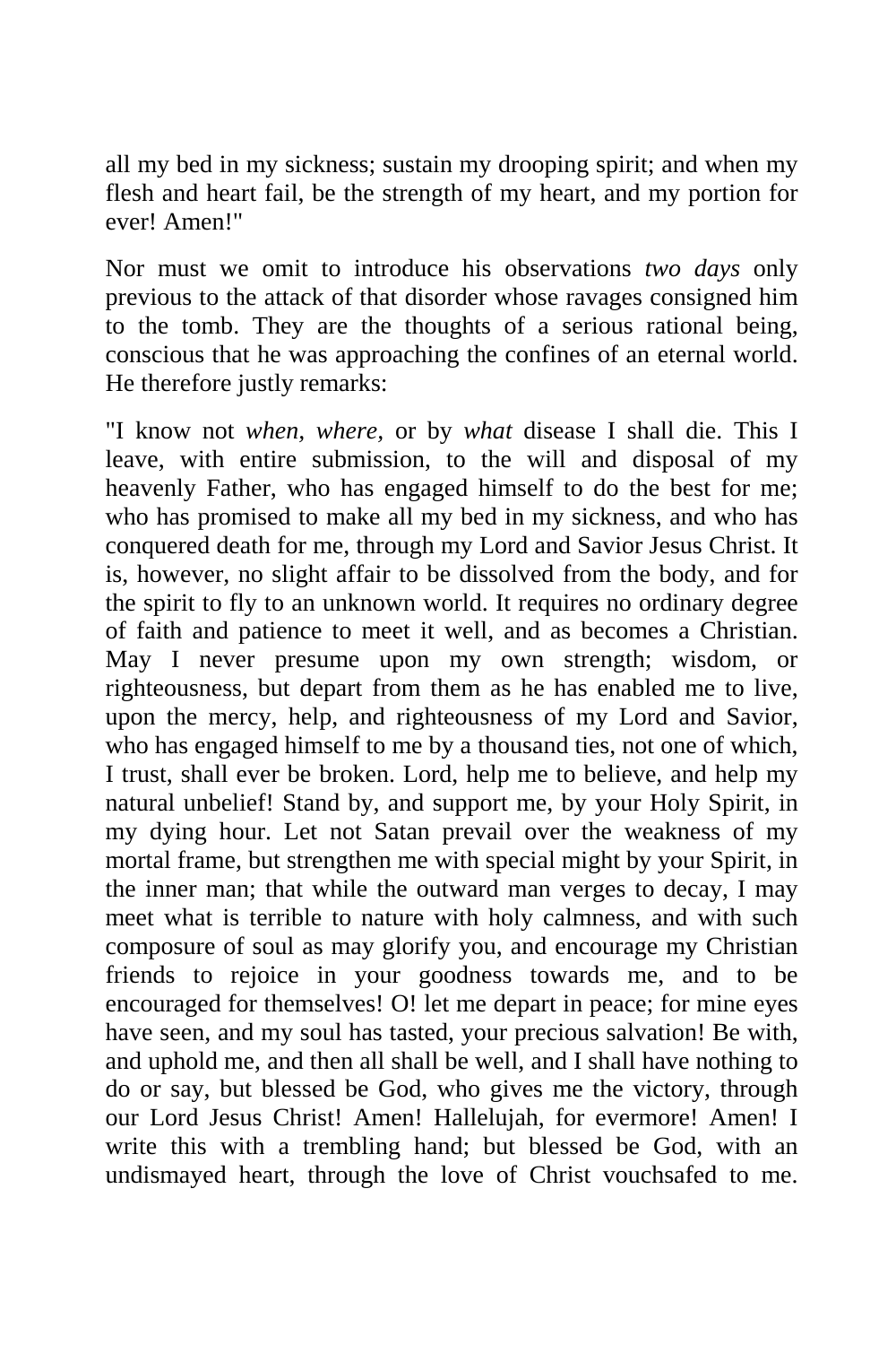all my bed in my sickness; sustain my drooping spirit; and when my flesh and heart fail, be the strength of my heart, and my portion for ever! Amen!"

Nor must we omit to introduce his observations *two days* only previous to the attack of that disorder whose ravages consigned him to the tomb. They are the thoughts of a serious rational being, conscious that he was approaching the confines of an eternal world. He therefore justly remarks:

"I know not *when, where,* or by *what* disease I shall die. This I leave, with entire submission, to the will and disposal of my heavenly Father, who has engaged himself to do the best for me; who has promised to make all my bed in my sickness, and who has conquered death for me, through my Lord and Savior Jesus Christ. It is, however, no slight affair to be dissolved from the body, and for the spirit to fly to an unknown world. It requires no ordinary degree of faith and patience to meet it well, and as becomes a Christian. May I never presume upon my own strength; wisdom, or righteousness, but depart from them as he has enabled me to live, upon the mercy, help, and righteousness of my Lord and Savior, who has engaged himself to me by a thousand ties, not one of which, I trust, shall ever be broken. Lord, help me to believe, and help my natural unbelief! Stand by, and support me, by your Holy Spirit, in my dying hour. Let not Satan prevail over the weakness of my mortal frame, but strengthen me with special might by your Spirit, in the inner man; that while the outward man verges to decay, I may meet what is terrible to nature with holy calmness, and with such composure of soul as may glorify you, and encourage my Christian friends to rejoice in your goodness towards me, and to be encouraged for themselves! O! let me depart in peace; for mine eyes have seen, and my soul has tasted, your precious salvation! Be with, and uphold me, and then all shall be well, and I shall have nothing to do or say, but blessed be God, who gives me the victory, through our Lord Jesus Christ! Amen! Hallelujah, for evermore! Amen! I write this with a trembling hand; but blessed be God, with an undismayed heart, through the love of Christ vouchsafed to me.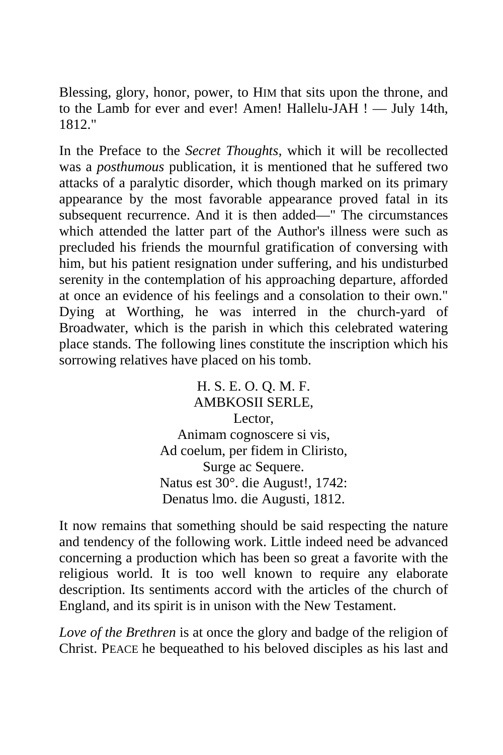Blessing, glory, honor, power, to HIM that sits upon the throne, and to the Lamb for ever and ever! Amen! Hallelu-JAH ! — July 14th, 1812."

In the Preface to the *Secret Thoughts,* which it will be recollected was a *posthumous* publication, it is mentioned that he suffered two attacks of a paralytic disorder, which though marked on its primary appearance by the most favorable appearance proved fatal in its subsequent recurrence. And it is then added—" The circumstances which attended the latter part of the Author's illness were such as precluded his friends the mournful gratification of conversing with him, but his patient resignation under suffering, and his undisturbed serenity in the contemplation of his approaching departure, afforded at once an evidence of his feelings and a consolation to their own." Dying at Worthing, he was interred in the church-yard of Broadwater, which is the parish in which this celebrated watering place stands. The following lines constitute the inscription which his sorrowing relatives have placed on his tomb.

H. S. E. O. Q. M. F.
AMBKOSII SERLE,
Lector,
Animam cognoscere si vis,
Ad coelum, per fidem in Cliristo,
Surge ac Sequere.
Natus est 30°. die August!, 1742:
Denatus lmo. die Augusti, 1812.

It now remains that something should be said respecting the nature and tendency of the following work. Little indeed need be advanced concerning a production which has been so great a favorite with the religious world. It is too well known to require any elaborate description. Its sentiments accord with the articles of the church of England, and its spirit is in unison with the New Testament.

*Love of the Brethren* is at once the glory and badge of the religion of Christ. PEACE he bequeathed to his beloved disciples as his last and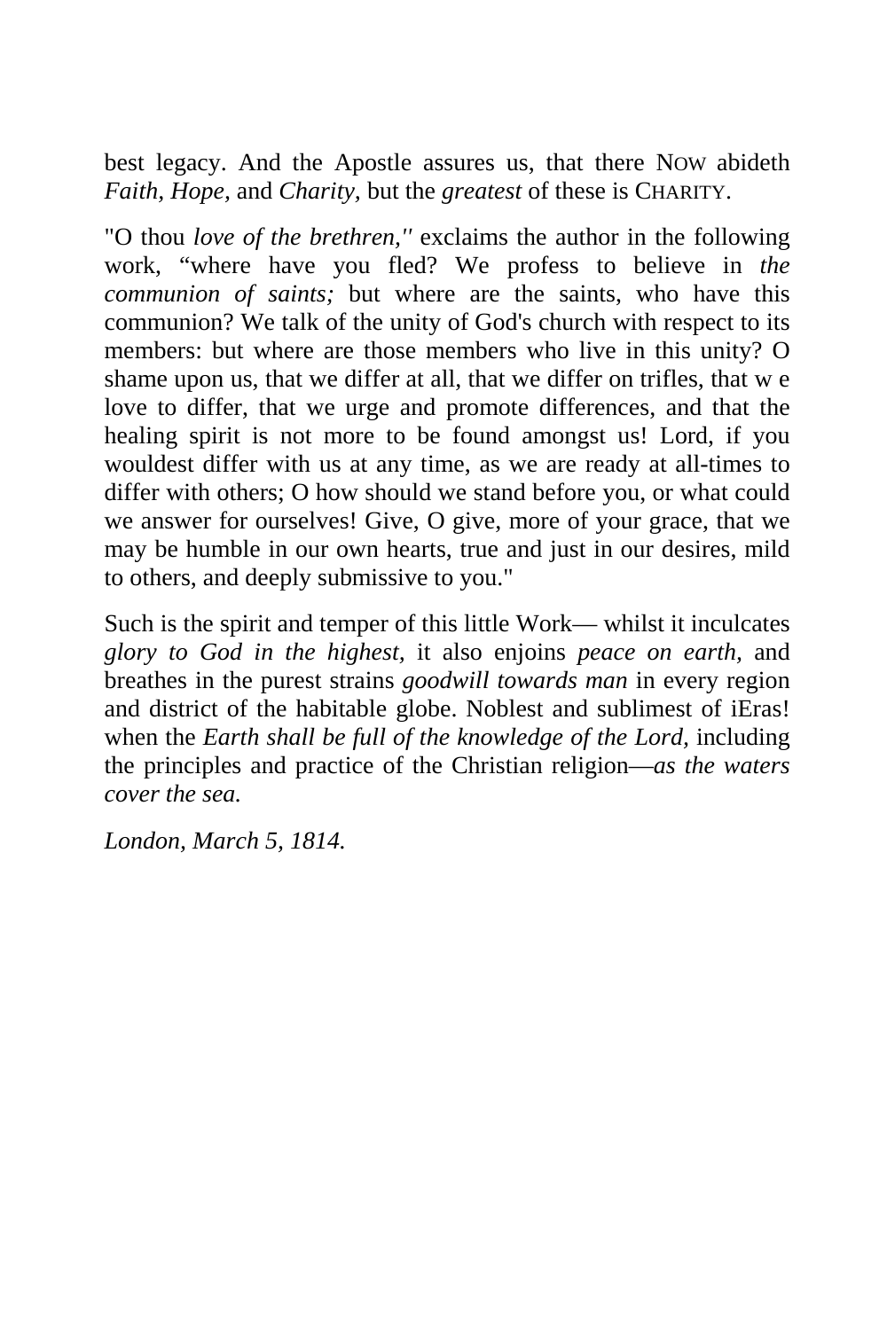best legacy. And the Apostle assures us, that there NOW abideth *Faith, Hope,* and *Charity,* but the *greatest* of these is CHARITY.

"O thou *love of the brethren,''* exclaims the author in the following work, "where have you fled? We profess to believe in *the communion of saints;* but where are the saints, who have this communion? We talk of the unity of God's church with respect to its members: but where are those members who live in this unity? O shame upon us, that we differ at all, that we differ on trifles, that w e love to differ, that we urge and promote differences, and that the healing spirit is not more to be found amongst us! Lord, if you wouldest differ with us at any time, as we are ready at all-times to differ with others; O how should we stand before you, or what could we answer for ourselves! Give, O give, more of your grace, that we may be humble in our own hearts, true and just in our desires, mild to others, and deeply submissive to you."

Such is the spirit and temper of this little Work— whilst it inculcates *glory to God in the highest,* it also enjoins *peace on earth,* and breathes in the purest strains *goodwill towards man* in every region and district of the habitable globe. Noblest and sublimest of iEras! when the *Earth shall be full of the knowledge of the Lord,* including the principles and practice of the Christian religion—*as the waters cover the sea.*

*London, March 5, 1814.*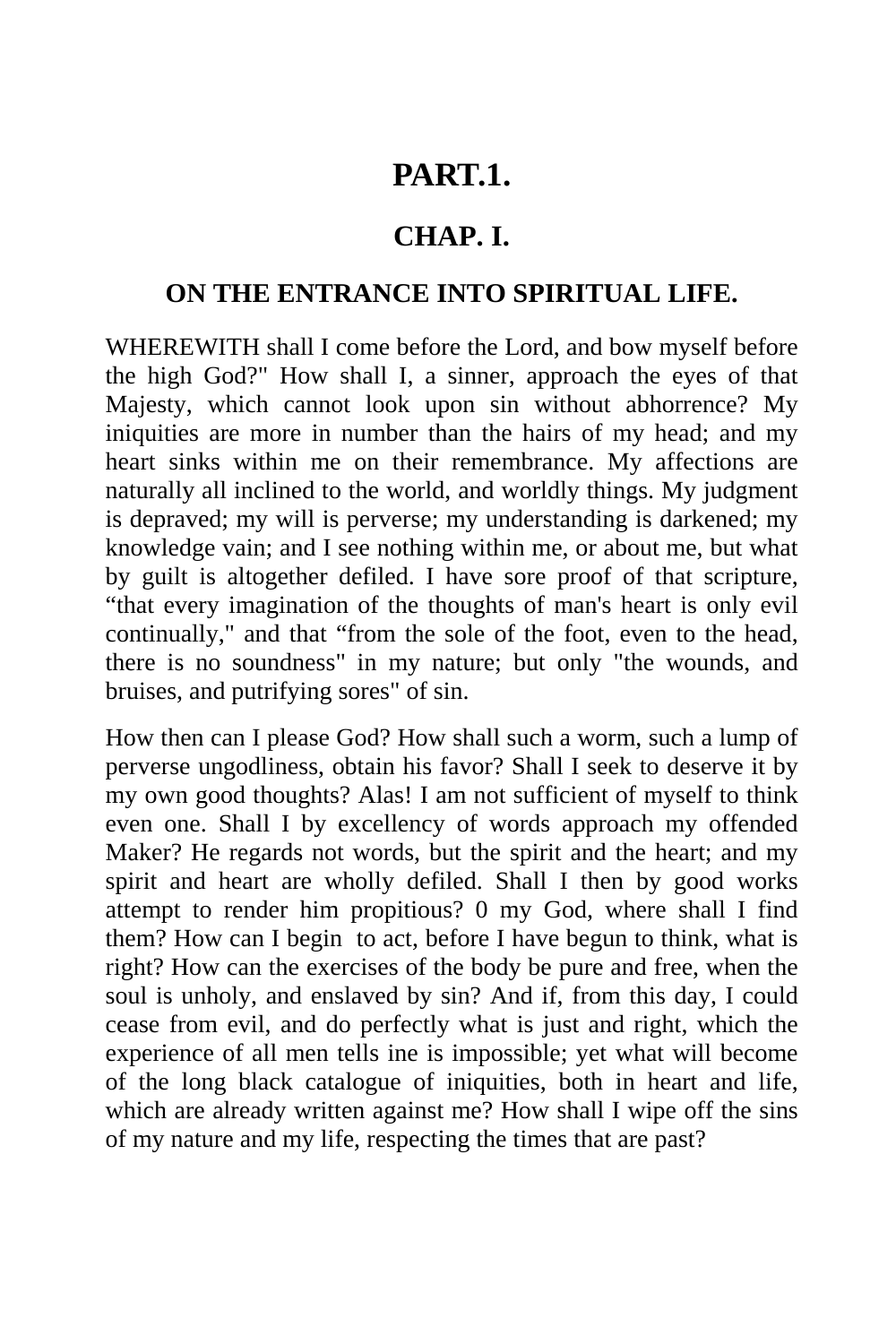# PART.1.

## CHAP. I.

### ON THE ENTRANCE INTO SPIRITUAL LIFE.

WHEREWITH shall I come before the Lord, and bow myself before the high God?" How shall I, a sinner, approach the eyes of that Majesty, which cannot look upon sin without abhorrence? My iniquities are more in number than the hairs of my head; and my heart sinks within me on their remembrance. My affections are naturally all inclined to the world, and worldly things. My judgment is depraved; my will is perverse; my understanding is darkened; my knowledge vain; and I see nothing within me, or about me, but what by guilt is altogether defiled. I have sore proof of that scripture, “that every imagination of the thoughts of man's heart is only evil continually," and that “from the sole of the foot, even to the head, there is no soundness" in my nature; but only "the wounds, and bruises, and putrifying sores" of sin.

How then can I please God? How shall such a worm, such a lump of perverse ungodliness, obtain his favor? Shall I seek to deserve it by my own good thoughts? Alas! I am not sufficient of myself to think even one. Shall I by excellency of words approach my offended Maker? He regards not words, but the spirit and the heart; and my spirit and heart are wholly defiled. Shall I then by good works attempt to render him propitious? 0 my God, where shall I find them? How can I begin to act, before I have begun to think, what is right? How can the exercises of the body be pure and free, when the soul is unholy, and enslaved by sin? And if, from this day, I could cease from evil, and do perfectly what is just and right, which the experience of all men tells ine is impossible; yet what will become of the long black catalogue of iniquities, both in heart and life, which are already written against me? How shall I wipe off the sins of my nature and my life, respecting the times that are past?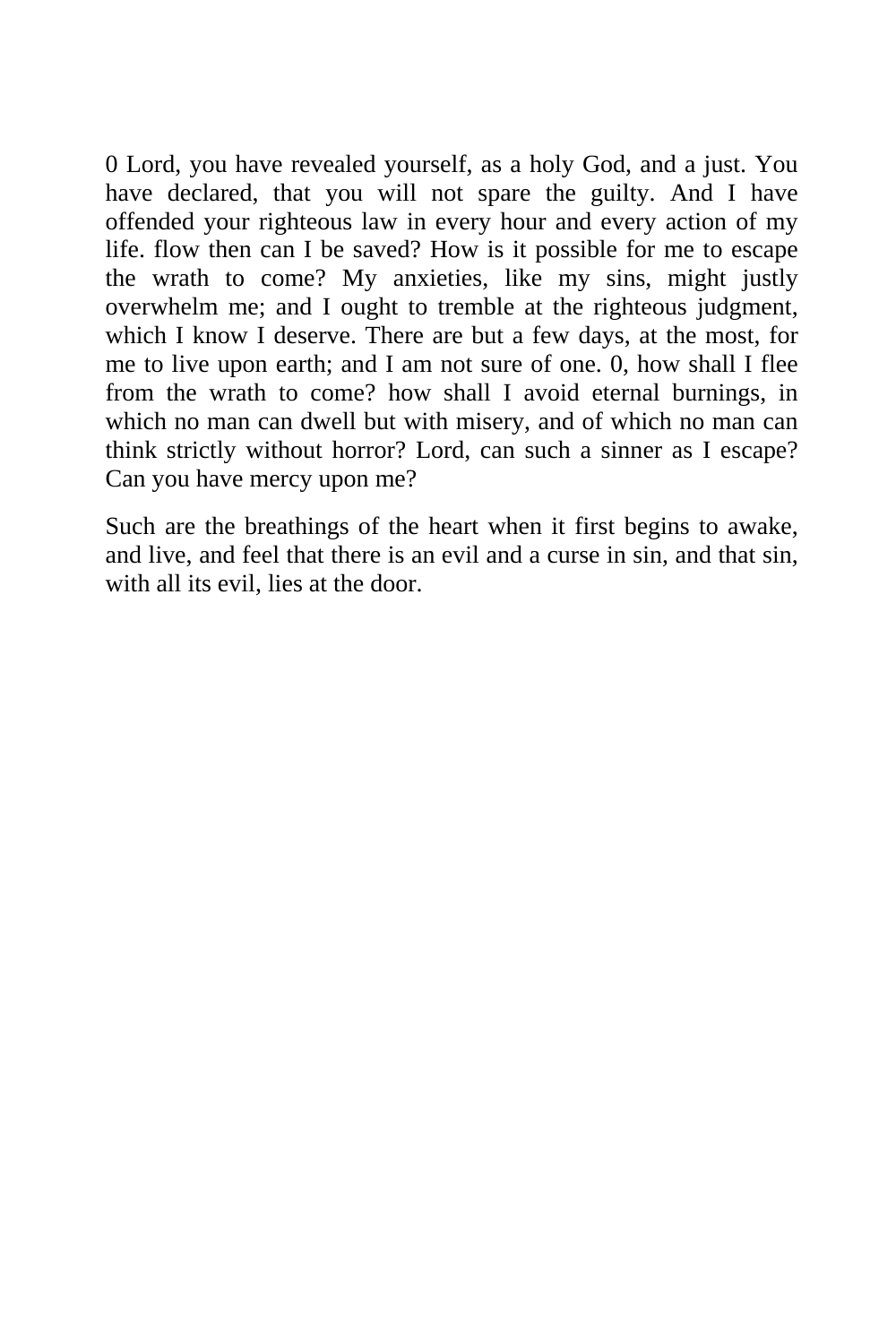0 Lord, you have revealed yourself, as a holy God, and a just. You have declared, that you will not spare the guilty. And I have offended your righteous law in every hour and every action of my life. flow then can I be saved? How is it possible for me to escape the wrath to come? My anxieties, like my sins, might justly overwhelm me; and I ought to tremble at the righteous judgment, which I know I deserve. There are but a few days, at the most, for me to live upon earth; and I am not sure of one. 0, how shall I flee from the wrath to come? how shall I avoid eternal burnings, in which no man can dwell but with misery, and of which no man can think strictly without horror? Lord, can such a sinner as I escape? Can you have mercy upon me?

Such are the breathings of the heart when it first begins to awake, and live, and feel that there is an evil and a curse in sin, and that sin, with all its evil, lies at the door.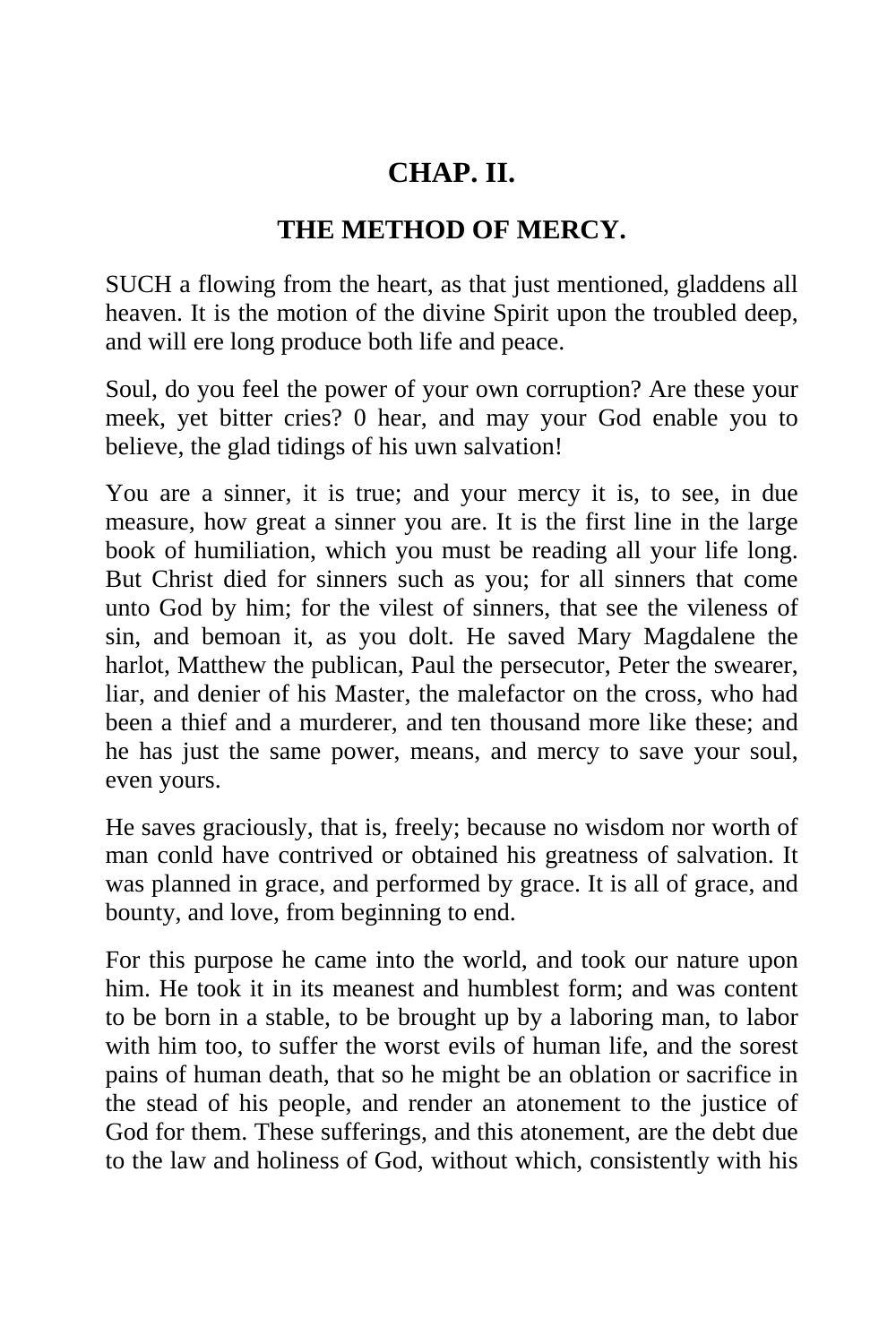## CHAP. II.

### THE METHOD OF MERCY.

SUCH a flowing from the heart, as that just mentioned, gladdens all heaven. It is the motion of the divine Spirit upon the troubled deep, and will ere long produce both life and peace.

Soul, do you feel the power of your own corruption? Are these your meek, yet bitter cries? 0 hear, and may your God enable you to believe, the glad tidings of his uwn salvation!

You are a sinner, it is true; and your mercy it is, to see, in due measure, how great a sinner you are. It is the first line in the large book of humiliation, which you must be reading all your life long. But Christ died for sinners such as you; for all sinners that come unto God by him; for the vilest of sinners, that see the vileness of sin, and bemoan it, as you dolt. He saved Mary Magdalene the harlot, Matthew the publican, Paul the persecutor, Peter the swearer, liar, and denier of his Master, the malefactor on the cross, who had been a thief and a murderer, and ten thousand more like these; and he has just the same power, means, and mercy to save your soul, even yours.

He saves graciously, that is, freely; because no wisdom nor worth of man conld have contrived or obtained his greatness of salvation. It was planned in grace, and performed by grace. It is all of grace, and bounty, and love, from beginning to end.

For this purpose he came into the world, and took our nature upon him. He took it in its meanest and humblest form; and was content to be born in a stable, to be brought up by a laboring man, to labor with him too, to suffer the worst evils of human life, and the sorest pains of human death, that so he might be an oblation or sacrifice in the stead of his people, and render an atonement to the justice of God for them. These sufferings, and this atonement, are the debt due to the law and holiness of God, without which, consistently with his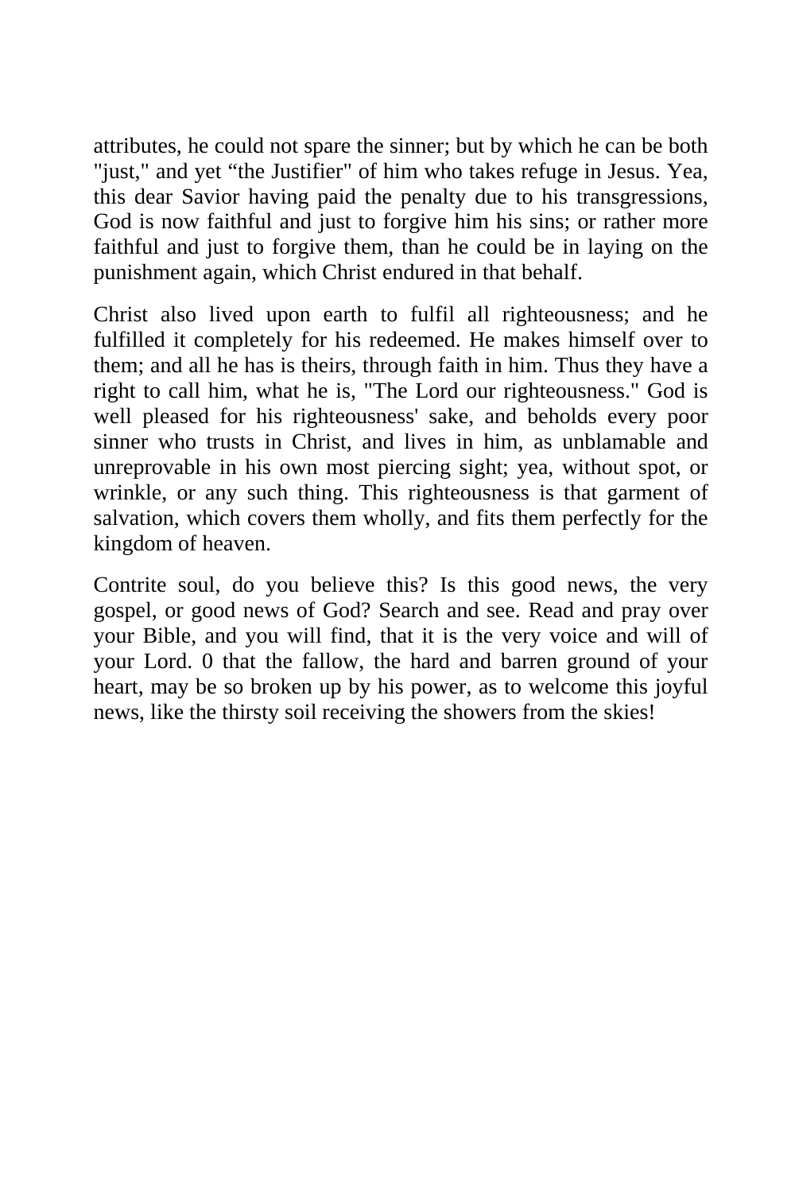attributes, he could not spare the sinner; but by which he can be both "just," and yet "the Justifier" of him who takes refuge in Jesus. Yea, this dear Savior having paid the penalty due to his transgressions, God is now faithful and just to forgive him his sins; or rather more faithful and just to forgive them, than he could be in laying on the punishment again, which Christ endured in that behalf.

Christ also lived upon earth to fulfil all righteousness; and he fulfilled it completely for his redeemed. He makes himself over to them; and all he has is theirs, through faith in him. Thus they have a right to call him, what he is, "The Lord our righteousness." God is well pleased for his righteousness' sake, and beholds every poor sinner who trusts in Christ, and lives in him, as unblamable and unreprovable in his own most piercing sight; yea, without spot, or wrinkle, or any such thing. This righteousness is that garment of salvation, which covers them wholly, and fits them perfectly for the kingdom of heaven.

Contrite soul, do you believe this? Is this good news, the very gospel, or good news of God? Search and see. Read and pray over your Bible, and you will find, that it is the very voice and will of your Lord. 0 that the fallow, the hard and barren ground of your heart, may be so broken up by his power, as to welcome this joyful news, like the thirsty soil receiving the showers from the skies!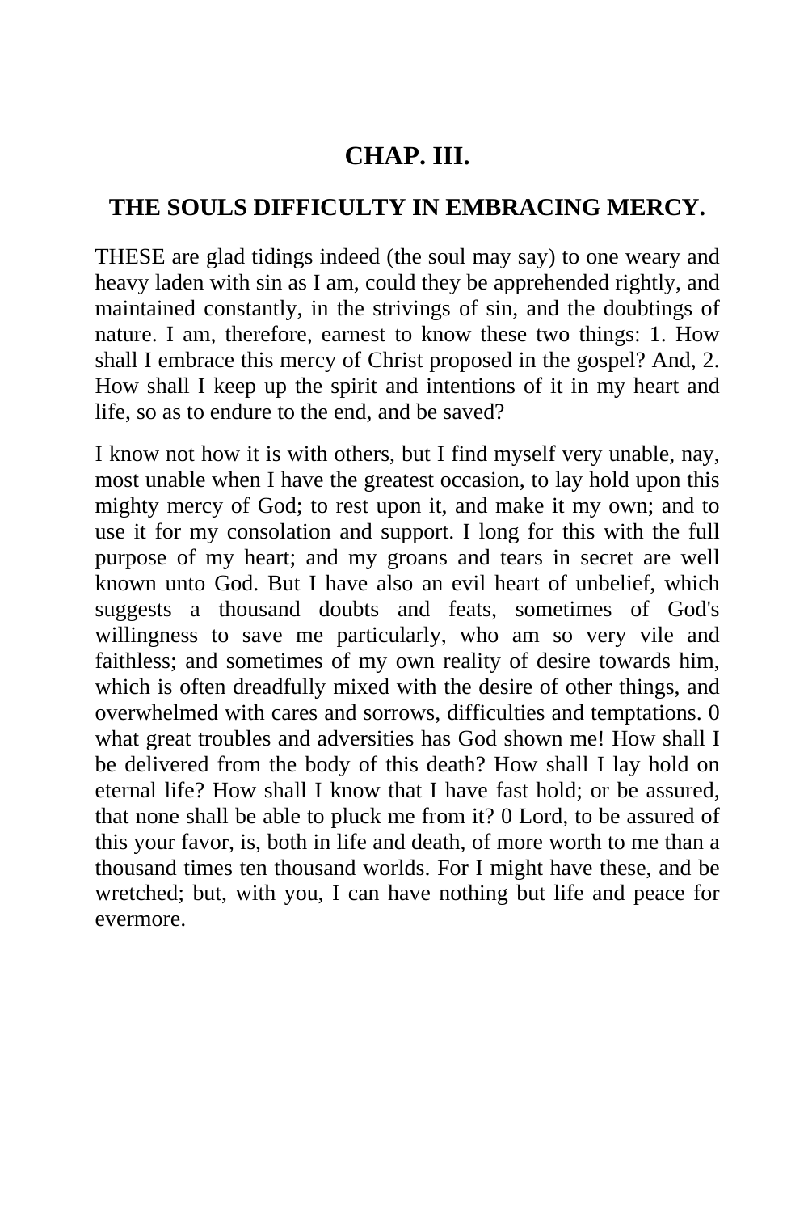## CHAP. III.

## THE SOULS DIFFICULTY IN EMBRACING MERCY.

THESE are glad tidings indeed (the soul may say) to one weary and heavy laden with sin as I am, could they be apprehended rightly, and maintained constantly, in the strivings of sin, and the doubtings of nature. I am, therefore, earnest to know these two things: 1. How shall I embrace this mercy of Christ proposed in the gospel? And, 2. How shall I keep up the spirit and intentions of it in my heart and life, so as to endure to the end, and be saved?

I know not how it is with others, but I find myself very unable, nay, most unable when I have the greatest occasion, to lay hold upon this mighty mercy of God; to rest upon it, and make it my own; and to use it for my consolation and support. I long for this with the full purpose of my heart; and my groans and tears in secret are well known unto God. But I have also an evil heart of unbelief, which suggests a thousand doubts and feats, sometimes of God's willingness to save me particularly, who am so very vile and faithless; and sometimes of my own reality of desire towards him, which is often dreadfully mixed with the desire of other things, and overwhelmed with cares and sorrows, difficulties and temptations. 0 what great troubles and adversities has God shown me! How shall I be delivered from the body of this death? How shall I lay hold on eternal life? How shall I know that I have fast hold; or be assured, that none shall be able to pluck me from it? 0 Lord, to be assured of this your favor, is, both in life and death, of more worth to me than a thousand times ten thousand worlds. For I might have these, and be wretched; but, with you, I can have nothing but life and peace for evermore.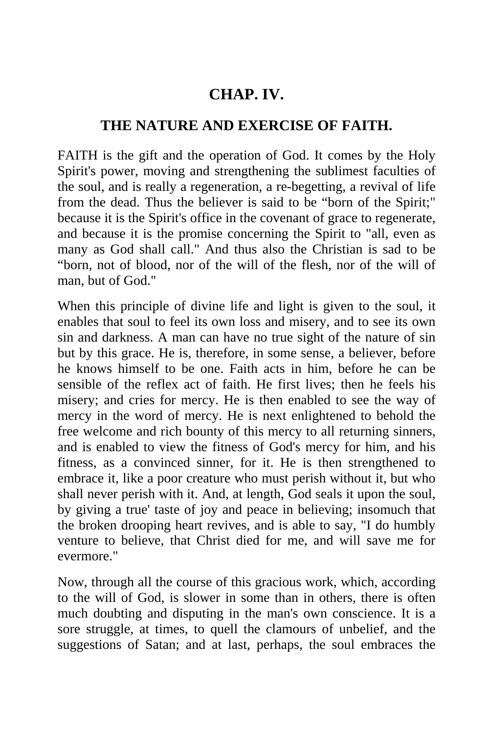## CHAP. IV.

### THE NATURE AND EXERCISE OF FAITH.

FAITH is the gift and the operation of God. It comes by the Holy Spirit's power, moving and strengthening the sublimest faculties of the soul, and is really a regeneration, a re-begetting, a revival of life from the dead. Thus the believer is said to be “born of the Spirit;" because it is the Spirit's office in the covenant of grace to regenerate, and because it is the promise concerning the Spirit to "all, even as many as God shall call." And thus also the Christian is sad to be “born, not of blood, nor of the will of the flesh, nor of the will of man, but of God."

When this principle of divine life and light is given to the soul, it enables that soul to feel its own loss and misery, and to see its own sin and darkness. A man can have no true sight of the nature of sin but by this grace. He is, therefore, in some sense, a believer, before he knows himself to be one. Faith acts in him, before he can be sensible of the reflex act of faith. He first lives; then he feels his misery; and cries for mercy. He is then enabled to see the way of mercy in the word of mercy. He is next enlightened to behold the free welcome and rich bounty of this mercy to all returning sinners, and is enabled to view the fitness of God's mercy for him, and his fitness, as a convinced sinner, for it. He is then strengthened to embrace it, like a poor creature who must perish without it, but who shall never perish with it. And, at length, God seals it upon the soul, by giving a true' taste of joy and peace in believing; insomuch that the broken drooping heart revives, and is able to say, "I do humbly venture to believe, that Christ died for me, and will save me for evermore."

Now, through all the course of this gracious work, which, according to the will of God, is slower in some than in others, there is often much doubting and disputing in the man's own conscience. It is a sore struggle, at times, to quell the clamours of unbelief, and the suggestions of Satan; and at last, perhaps, the soul embraces the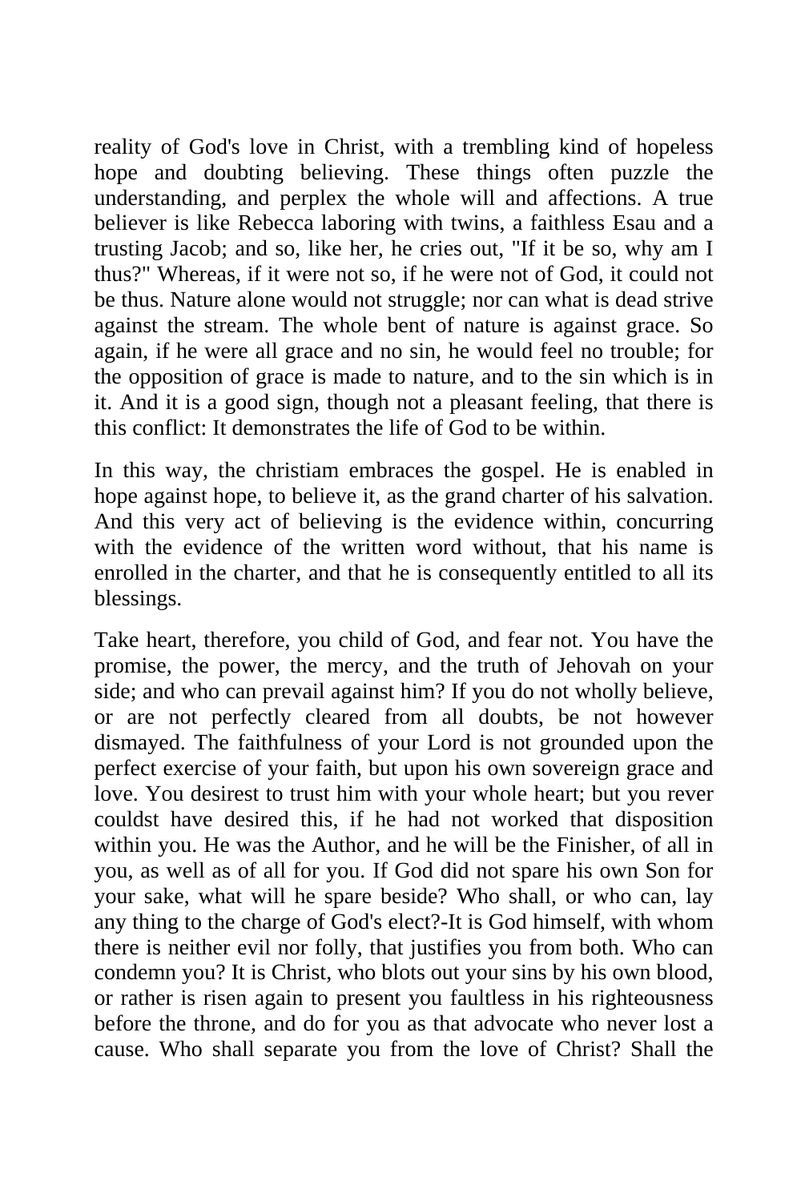reality of God's love in Christ, with a trembling kind of hopeless hope and doubting believing. These things often puzzle the understanding, and perplex the whole will and affections. A true believer is like Rebecca laboring with twins, a faithless Esau and a trusting Jacob; and so, like her, he cries out, "If it be so, why am I thus?" Whereas, if it were not so, if he were not of God, it could not be thus. Nature alone would not struggle; nor can what is dead strive against the stream. The whole bent of nature is against grace. So again, if he were all grace and no sin, he would feel no trouble; for the opposition of grace is made to nature, and to the sin which is in it. And it is a good sign, though not a pleasant feeling, that there is this conflict: It demonstrates the life of God to be within.

In this way, the christiam embraces the gospel. He is enabled in hope against hope, to believe it, as the grand charter of his salvation. And this very act of believing is the evidence within, concurring with the evidence of the written word without, that his name is enrolled in the charter, and that he is consequently entitled to all its blessings.

Take heart, therefore, you child of God, and fear not. You have the promise, the power, the mercy, and the truth of Jehovah on your side; and who can prevail against him? If you do not wholly believe, or are not perfectly cleared from all doubts, be not however dismayed. The faithfulness of your Lord is not grounded upon the perfect exercise of your faith, but upon his own sovereign grace and love. You desirest to trust him with your whole heart; but you rever couldst have desired this, if he had not worked that disposition within you. He was the Author, and he will be the Finisher, of all in you, as well as of all for you. If God did not spare his own Son for your sake, what will he spare beside? Who shall, or who can, lay any thing to the charge of God's elect?-It is God himself, with whom there is neither evil nor folly, that justifies you from both. Who can condemn you? It is Christ, who blots out your sins by his own blood, or rather is risen again to present you faultless in his righteousness before the throne, and do for you as that advocate who never lost a cause. Who shall separate you from the love of Christ? Shall the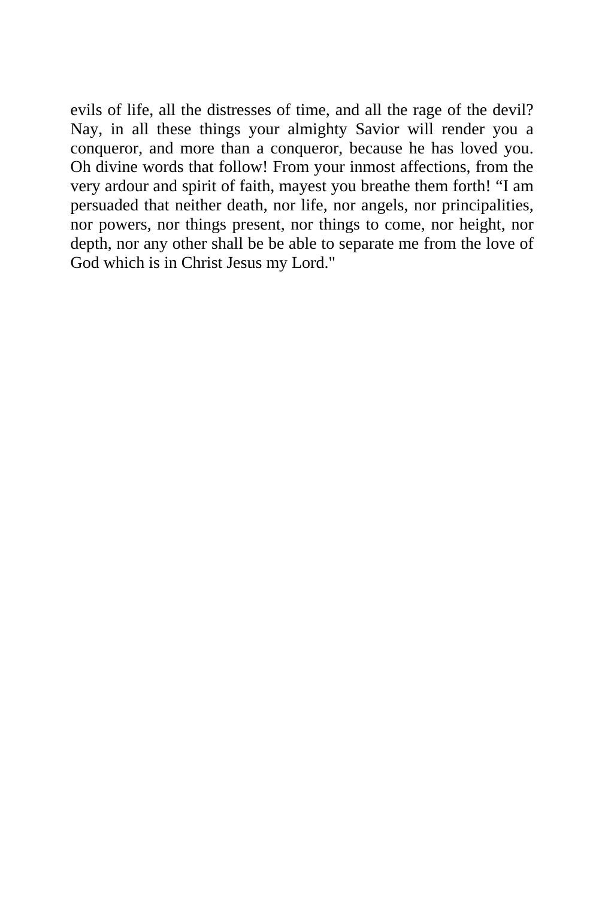evils of life, all the distresses of time, and all the rage of the devil? Nay, in all these things your almighty Savior will render you a conqueror, and more than a conqueror, because he has loved you. Oh divine words that follow! From your inmost affections, from the very ardour and spirit of faith, mayest you breathe them forth! “I am persuaded that neither death, nor life, nor angels, nor principalities, nor powers, nor things present, nor things to come, nor height, nor depth, nor any other shall be be able to separate me from the love of God which is in Christ Jesus my Lord."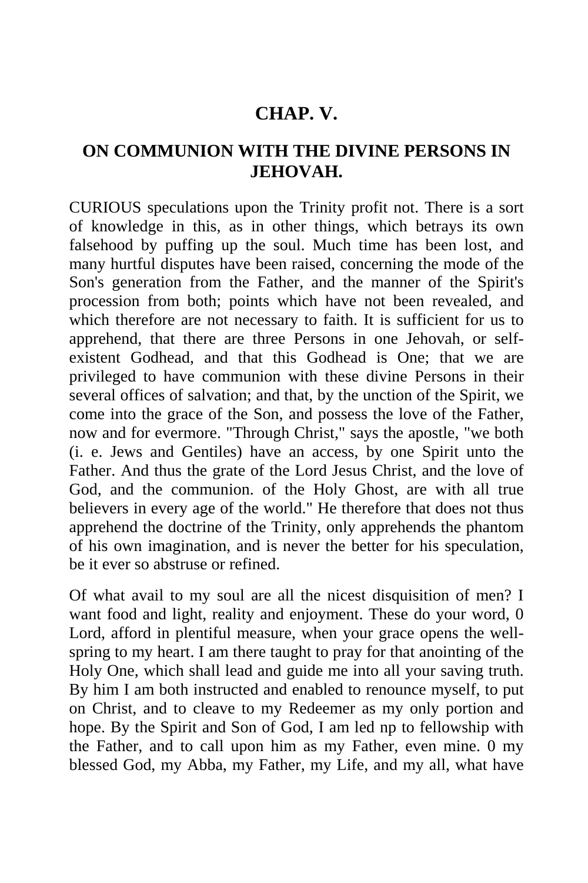## CHAP. V.

### ON COMMUNION WITH THE DIVINE PERSONS IN JEHOVAH.

CURIOUS speculations upon the Trinity profit not. There is a sort of knowledge in this, as in other things, which betrays its own falsehood by puffing up the soul. Much time has been lost, and many hurtful disputes have been raised, concerning the mode of the Son's generation from the Father, and the manner of the Spirit's procession from both; points which have not been revealed, and which therefore are not necessary to faith. It is sufficient for us to apprehend, that there are three Persons in one Jehovah, or self-existent Godhead, and that this Godhead is One; that we are privileged to have communion with these divine Persons in their several offices of salvation; and that, by the unction of the Spirit, we come into the grace of the Son, and possess the love of the Father, now and for evermore. "Through Christ," says the apostle, "we both (i. e. Jews and Gentiles) have an access, by one Spirit unto the Father. And thus the grate of the Lord Jesus Christ, and the love of God, and the communion. of the Holy Ghost, are with all true believers in every age of the world." He therefore that does not thus apprehend the doctrine of the Trinity, only apprehends the phantom of his own imagination, and is never the better for his speculation, be it ever so abstruse or refined.

Of what avail to my soul are all the nicest disquisition of men? I want food and light, reality and enjoyment. These do your word, 0 Lord, afford in plentiful measure, when your grace opens the well-spring to my heart. I am there taught to pray for that anointing of the Holy One, which shall lead and guide me into all your saving truth. By him I am both instructed and enabled to renounce myself, to put on Christ, and to cleave to my Redeemer as my only portion and hope. By the Spirit and Son of God, I am led np to fellowship with the Father, and to call upon him as my Father, even mine. 0 my blessed God, my Abba, my Father, my Life, and my all, what have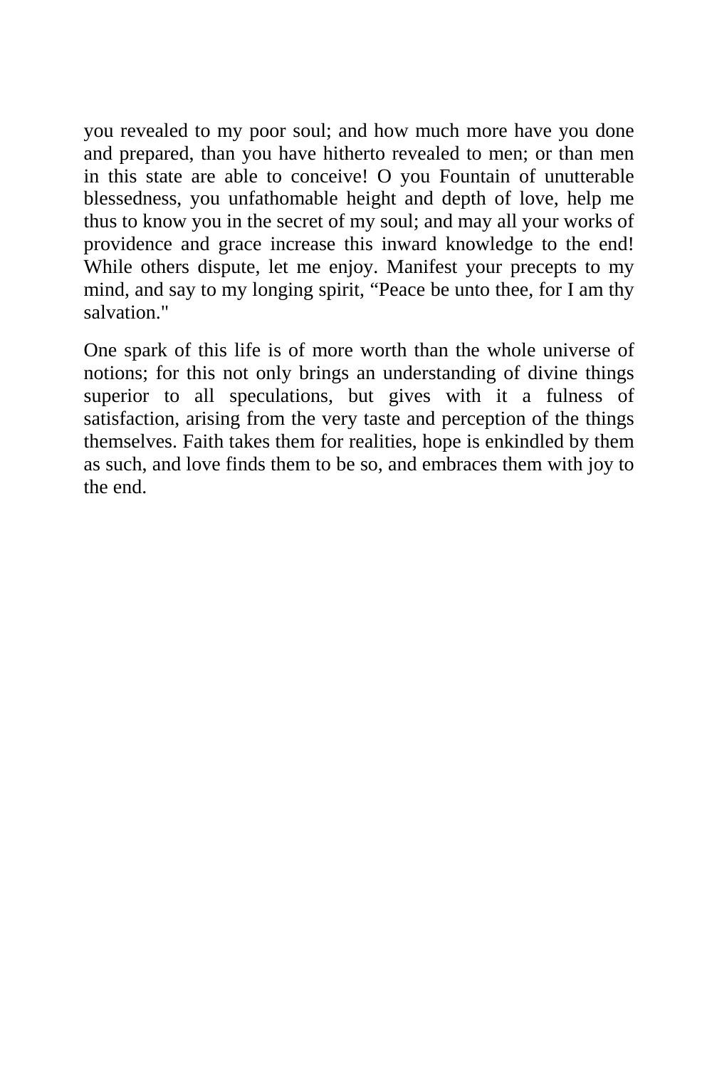you revealed to my poor soul; and how much more have you done and prepared, than you have hitherto revealed to men; or than men in this state are able to conceive! O you Fountain of unutterable blessedness, you unfathomable height and depth of love, help me thus to know you in the secret of my soul; and may all your works of providence and grace increase this inward knowledge to the end! While others dispute, let me enjoy. Manifest your precepts to my mind, and say to my longing spirit, “Peace be unto thee, for I am thy salvation."

One spark of this life is of more worth than the whole universe of notions; for this not only brings an understanding of divine things superior to all speculations, but gives with it a fulness of satisfaction, arising from the very taste and perception of the things themselves. Faith takes them for realities, hope is enkindled by them as such, and love finds them to be so, and embraces them with joy to the end.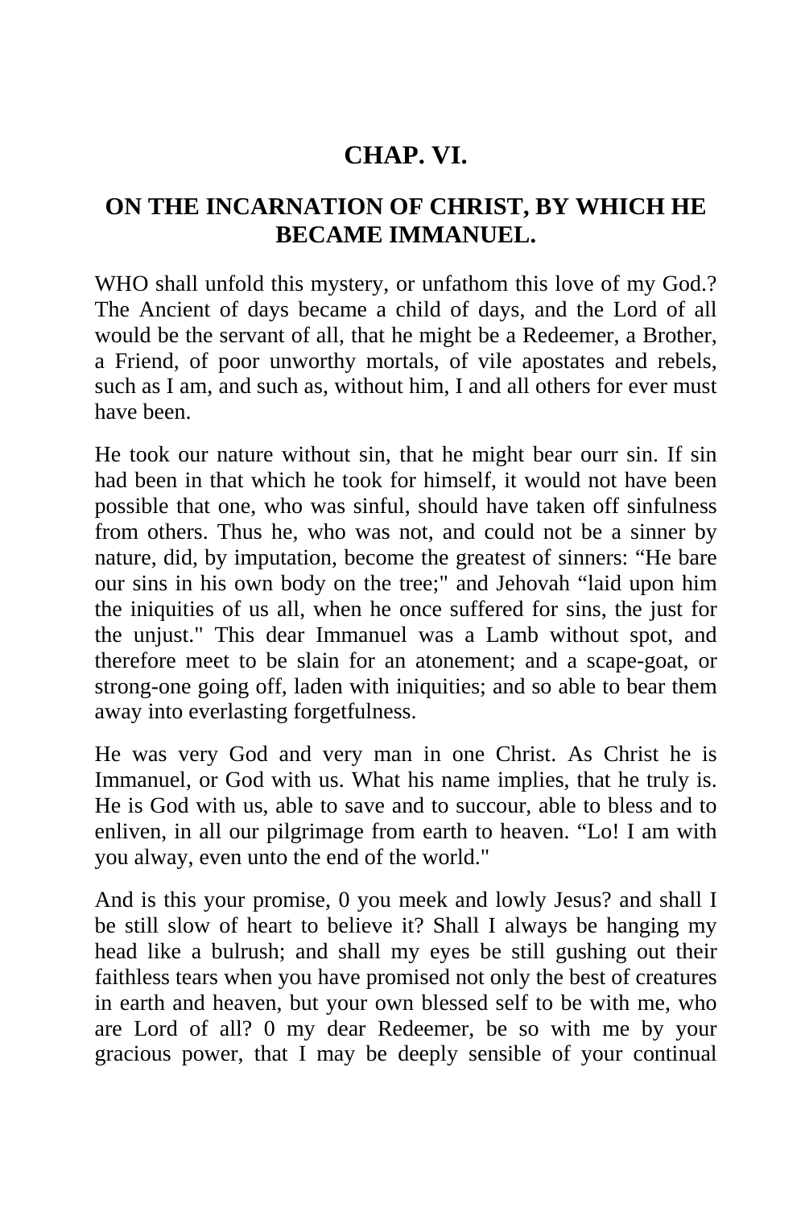## CHAP. VI.

## ON THE INCARNATION OF CHRIST, BY WHICH HE BECAME IMMANUEL.

WHO shall unfold this mystery, or unfathom this love of my God.? The Ancient of days became a child of days, and the Lord of all would be the servant of all, that he might be a Redeemer, a Brother, a Friend, of poor unworthy mortals, of vile apostates and rebels, such as I am, and such as, without him, I and all others for ever must have been.

He took our nature without sin, that he might bear ourr sin. If sin had been in that which he took for himself, it would not have been possible that one, who was sinful, should have taken off sinfulness from others. Thus he, who was not, and could not be a sinner by nature, did, by imputation, become the greatest of sinners: “He bare our sins in his own body on the tree;" and Jehovah “laid upon him the iniquities of us all, when he once suffered for sins, the just for the unjust." This dear Immanuel was a Lamb without spot, and therefore meet to be slain for an atonement; and a scape-goat, or strong-one going off, laden with iniquities; and so able to bear them away into everlasting forgetfulness.

He was very God and very man in one Christ. As Christ he is Immanuel, or God with us. What his name implies, that he truly is. He is God with us, able to save and to succour, able to bless and to enliven, in all our pilgrimage from earth to heaven. “Lo! I am with you alway, even unto the end of the world."

And is this your promise, 0 you meek and lowly Jesus? and shall I be still slow of heart to believe it? Shall I always be hanging my head like a bulrush; and shall my eyes be still gushing out their faithless tears when you have promised not only the best of creatures in earth and heaven, but your own blessed self to be with me, who are Lord of all? 0 my dear Redeemer, be so with me by your gracious power, that I may be deeply sensible of your continual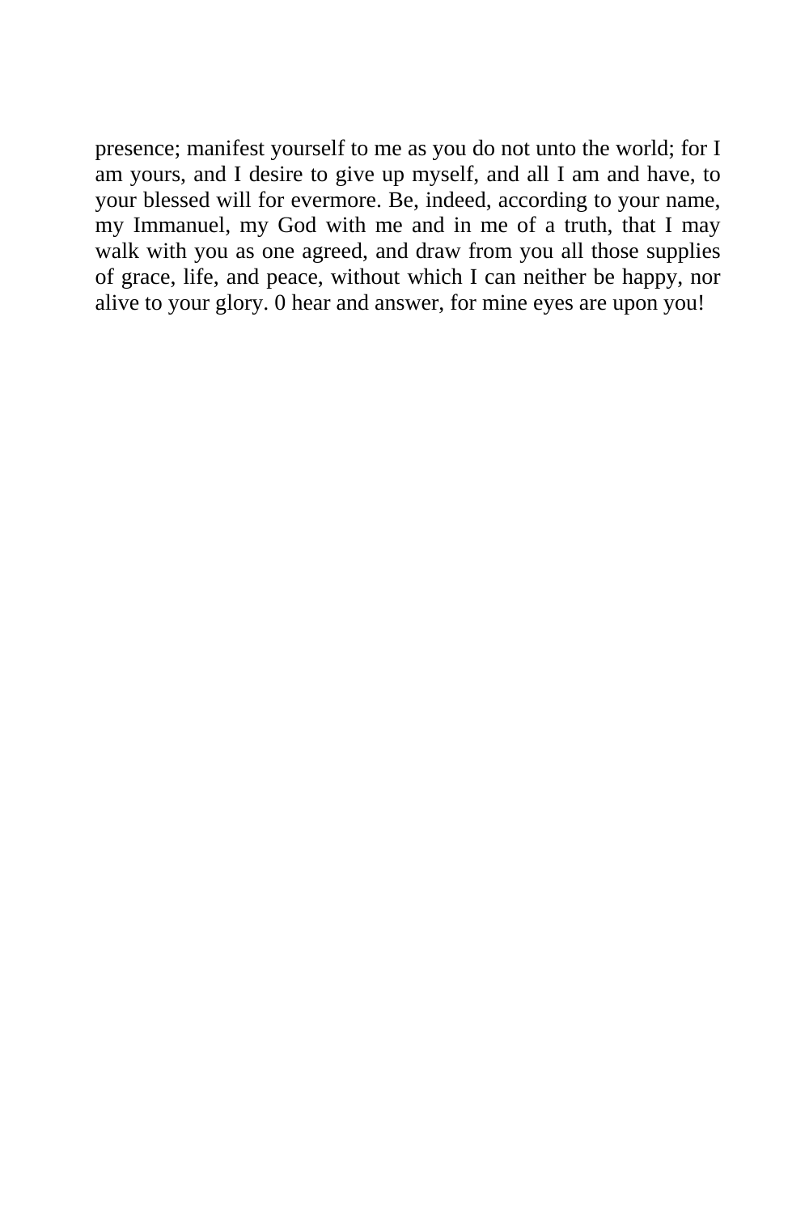presence; manifest yourself to me as you do not unto the world; for I am yours, and I desire to give up myself, and all I am and have, to your blessed will for evermore. Be, indeed, according to your name, my Immanuel, my God with me and in me of a truth, that I may walk with you as one agreed, and draw from you all those supplies of grace, life, and peace, without which I can neither be happy, nor alive to your glory. 0 hear and answer, for mine eyes are upon you!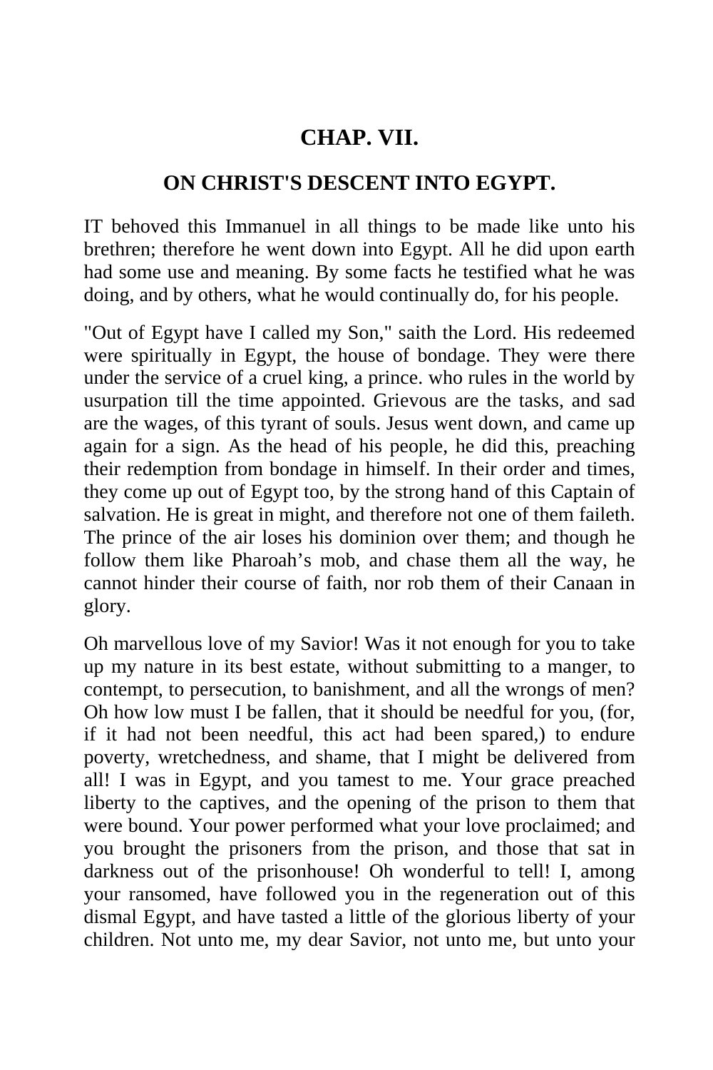## CHAP. VII.

### ON CHRIST'S DESCENT INTO EGYPT.

IT behoved this Immanuel in all things to be made like unto his brethren; therefore he went down into Egypt. All he did upon earth had some use and meaning. By some facts he testified what he was doing, and by others, what he would continually do, for his people.

"Out of Egypt have I called my Son," saith the Lord. His redeemed were spiritually in Egypt, the house of bondage. They were there under the service of a cruel king, a prince. who rules in the world by usurpation till the time appointed. Grievous are the tasks, and sad are the wages, of this tyrant of souls. Jesus went down, and came up again for a sign. As the head of his people, he did this, preaching their redemption from bondage in himself. In their order and times, they come up out of Egypt too, by the strong hand of this Captain of salvation. He is great in might, and therefore not one of them faileth. The prince of the air loses his dominion over them; and though he follow them like Pharoah's mob, and chase them all the way, he cannot hinder their course of faith, nor rob them of their Canaan in glory.

Oh marvellous love of my Savior! Was it not enough for you to take up my nature in its best estate, without submitting to a manger, to contempt, to persecution, to banishment, and all the wrongs of men? Oh how low must I be fallen, that it should be needful for you, (for, if it had not been needful, this act had been spared,) to endure poverty, wretchedness, and shame, that I might be delivered from all! I was in Egypt, and you tamest to me. Your grace preached liberty to the captives, and the opening of the prison to them that were bound. Your power performed what your love proclaimed; and you brought the prisoners from the prison, and those that sat in darkness out of the prisonhouse! Oh wonderful to tell! I, among your ransomed, have followed you in the regeneration out of this dismal Egypt, and have tasted a little of the glorious liberty of your children. Not unto me, my dear Savior, not unto me, but unto your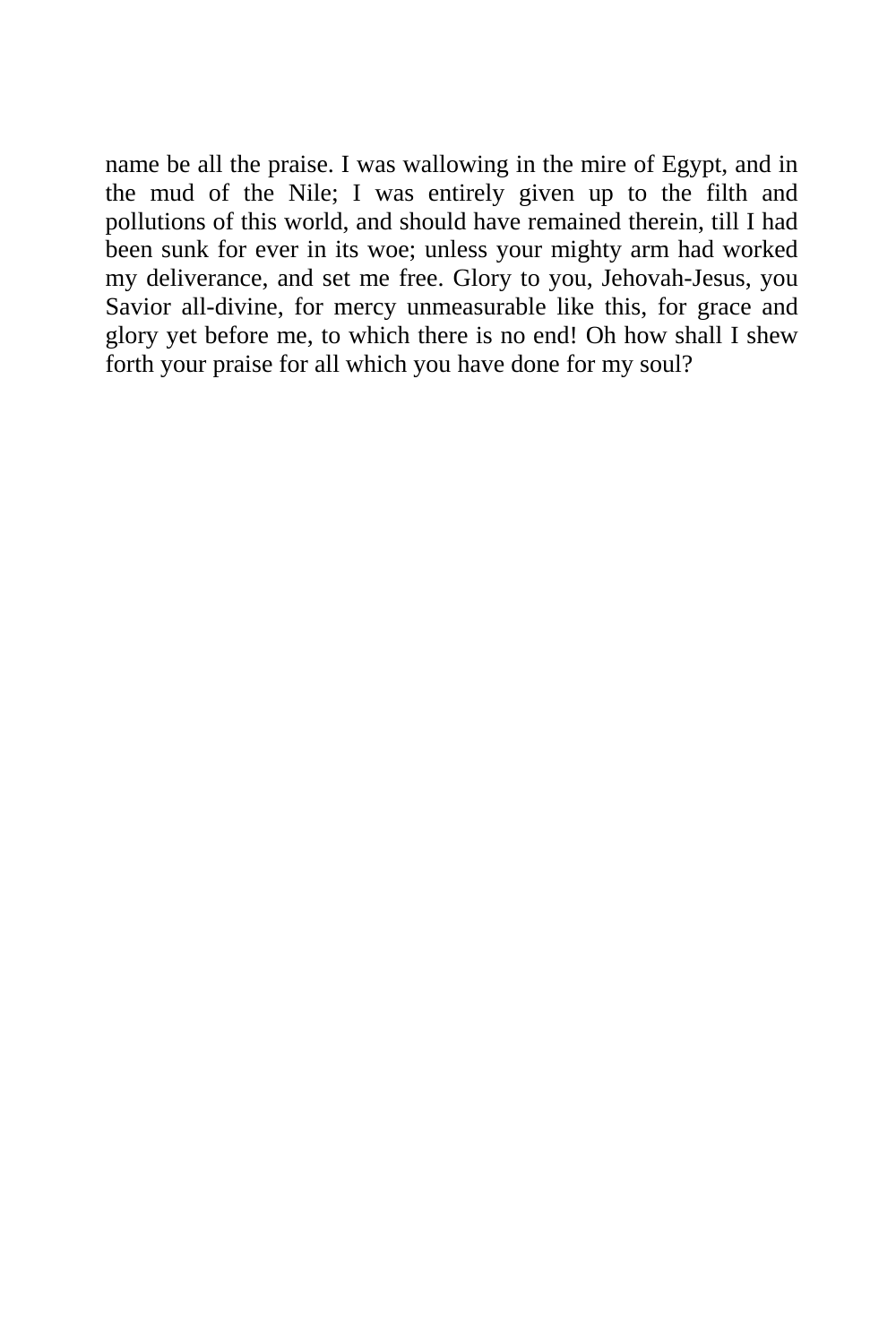name be all the praise. I was wallowing in the mire of Egypt, and in the mud of the Nile; I was entirely given up to the filth and pollutions of this world, and should have remained therein, till I had been sunk for ever in its woe; unless your mighty arm had worked my deliverance, and set me free. Glory to you, Jehovah-Jesus, you Savior all-divine, for mercy unmeasurable like this, for grace and glory yet before me, to which there is no end! Oh how shall I shew forth your praise for all which you have done for my soul?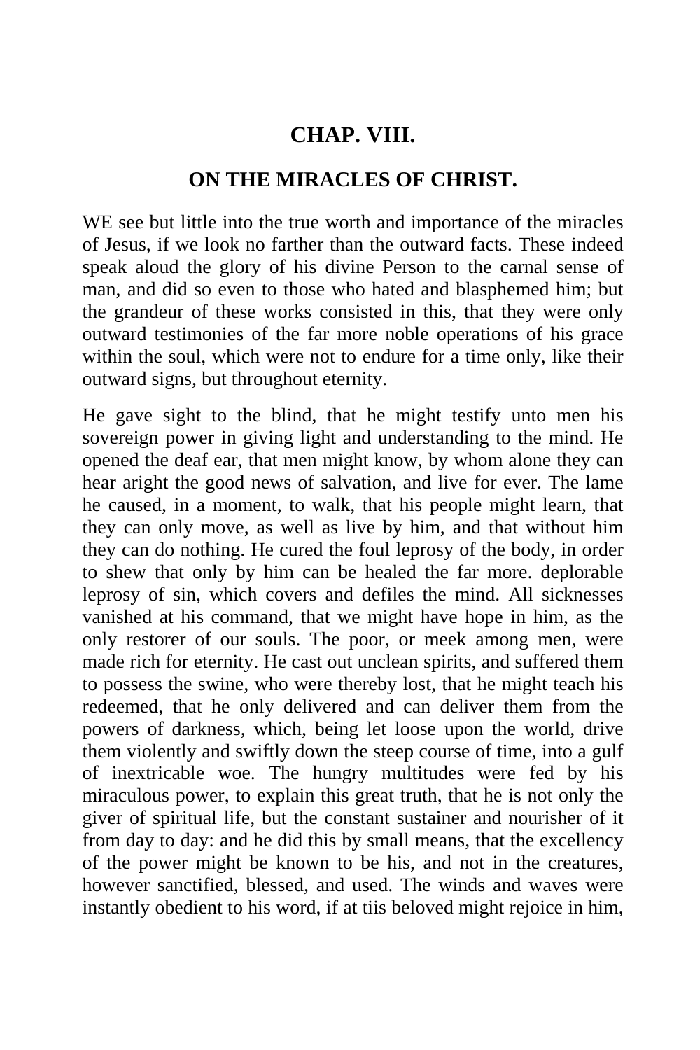## CHAP. VIII.

### ON THE MIRACLES OF CHRIST.

WE see but little into the true worth and importance of the miracles of Jesus, if we look no farther than the outward facts. These indeed speak aloud the glory of his divine Person to the carnal sense of man, and did so even to those who hated and blasphemed him; but the grandeur of these works consisted in this, that they were only outward testimonies of the far more noble operations of his grace within the soul, which were not to endure for a time only, like their outward signs, but throughout eternity.

He gave sight to the blind, that he might testify unto men his sovereign power in giving light and understanding to the mind. He opened the deaf ear, that men might know, by whom alone they can hear aright the good news of salvation, and live for ever. The lame he caused, in a moment, to walk, that his people might learn, that they can only move, as well as live by him, and that without him they can do nothing. He cured the foul leprosy of the body, in order to shew that only by him can be healed the far more. deplorable leprosy of sin, which covers and defiles the mind. All sicknesses vanished at his command, that we might have hope in him, as the only restorer of our souls. The poor, or meek among men, were made rich for eternity. He cast out unclean spirits, and suffered them to possess the swine, who were thereby lost, that he might teach his redeemed, that he only delivered and can deliver them from the powers of darkness, which, being let loose upon the world, drive them violently and swiftly down the steep course of time, into a gulf of inextricable woe. The hungry multitudes were fed by his miraculous power, to explain this great truth, that he is not only the giver of spiritual life, but the constant sustainer and nourisher of it from day to day: and he did this by small means, that the excellency of the power might be known to be his, and not in the creatures, however sanctified, blessed, and used. The winds and waves were instantly obedient to his word, if at tiis beloved might rejoice in him,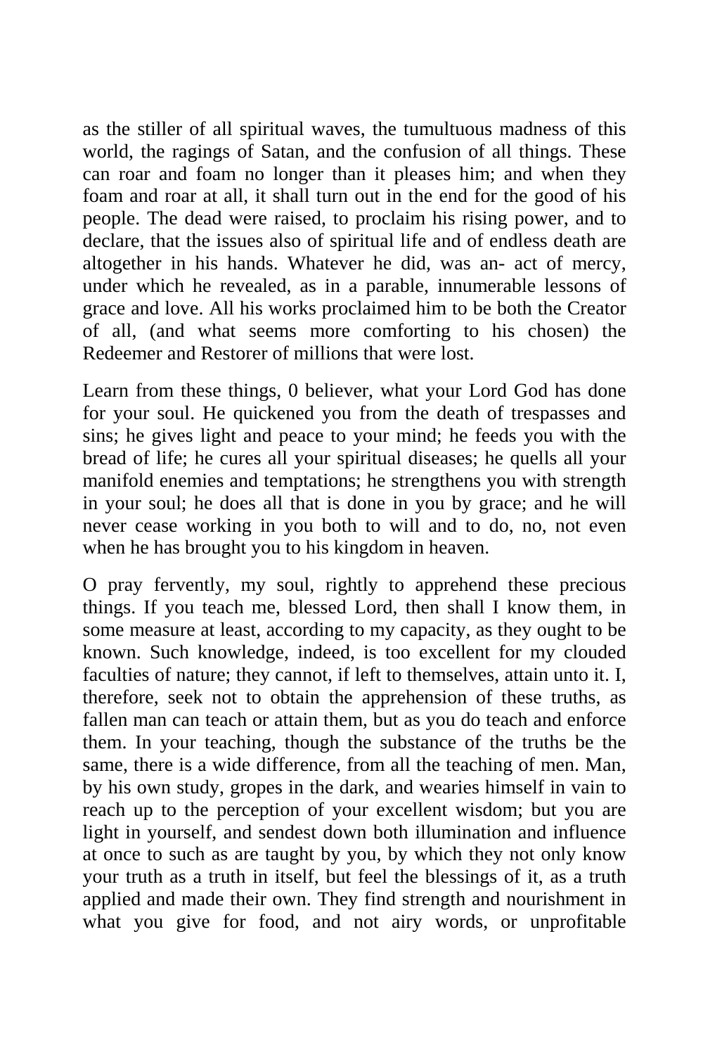as the stiller of all spiritual waves, the tumultuous madness of this world, the ragings of Satan, and the confusion of all things. These can roar and foam no longer than it pleases him; and when they foam and roar at all, it shall turn out in the end for the good of his people. The dead were raised, to proclaim his rising power, and to declare, that the issues also of spiritual life and of endless death are altogether in his hands. Whatever he did, was an- act of mercy, under which he revealed, as in a parable, innumerable lessons of grace and love. All his works proclaimed him to be both the Creator of all, (and what seems more comforting to his chosen) the Redeemer and Restorer of millions that were lost.

Learn from these things, 0 believer, what your Lord God has done for your soul. He quickened you from the death of trespasses and sins; he gives light and peace to your mind; he feeds you with the bread of life; he cures all your spiritual diseases; he quells all your manifold enemies and temptations; he strengthens you with strength in your soul; he does all that is done in you by grace; and he will never cease working in you both to will and to do, no, not even when he has brought you to his kingdom in heaven.

O pray fervently, my soul, rightly to apprehend these precious things. If you teach me, blessed Lord, then shall I know them, in some measure at least, according to my capacity, as they ought to be known. Such knowledge, indeed, is too excellent for my clouded faculties of nature; they cannot, if left to themselves, attain unto it. I, therefore, seek not to obtain the apprehension of these truths, as fallen man can teach or attain them, but as you do teach and enforce them. In your teaching, though the substance of the truths be the same, there is a wide difference, from all the teaching of men. Man, by his own study, gropes in the dark, and wearies himself in vain to reach up to the perception of your excellent wisdom; but you are light in yourself, and sendest down both illumination and influence at once to such as are taught by you, by which they not only know your truth as a truth in itself, but feel the blessings of it, as a truth applied and made their own. They find strength and nourishment in what you give for food, and not airy words, or unprofitable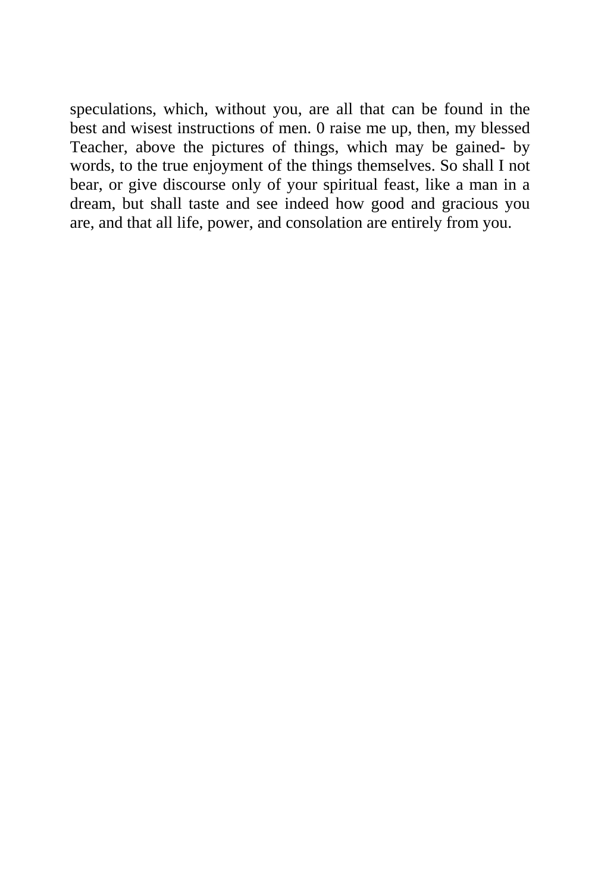speculations, which, without you, are all that can be found in the best and wisest instructions of men. 0 raise me up, then, my blessed Teacher, above the pictures of things, which may be gained- by words, to the true enjoyment of the things themselves. So shall I not bear, or give discourse only of your spiritual feast, like a man in a dream, but shall taste and see indeed how good and gracious you are, and that all life, power, and consolation are entirely from you.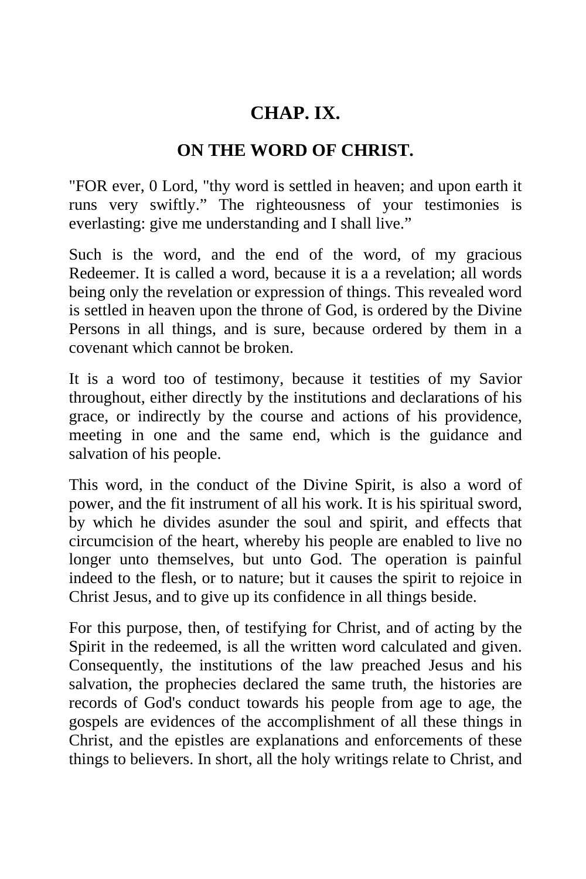## CHAP. IX.

## ON THE WORD OF CHRIST.

"FOR ever, 0 Lord, "thy word is settled in heaven; and upon earth it runs very swiftly." The righteousness of your testimonies is everlasting: give me understanding and I shall live."

Such is the word, and the end of the word, of my gracious Redeemer. It is called a word, because it is a a revelation; all words being only the revelation or expression of things. This revealed word is settled in heaven upon the throne of God, is ordered by the Divine Persons in all things, and is sure, because ordered by them in a covenant which cannot be broken.

It is a word too of testimony, because it testities of my Savior throughout, either directly by the institutions and declarations of his grace, or indirectly by the course and actions of his providence, meeting in one and the same end, which is the guidance and salvation of his people.

This word, in the conduct of the Divine Spirit, is also a word of power, and the fit instrument of all his work. It is his spiritual sword, by which he divides asunder the soul and spirit, and effects that circumcision of the heart, whereby his people are enabled to live no longer unto themselves, but unto God. The operation is painful indeed to the flesh, or to nature; but it causes the spirit to rejoice in Christ Jesus, and to give up its confidence in all things beside.

For this purpose, then, of testifying for Christ, and of acting by the Spirit in the redeemed, is all the written word calculated and given. Consequently, the institutions of the law preached Jesus and his salvation, the prophecies declared the same truth, the histories are records of God's conduct towards his people from age to age, the gospels are evidences of the accomplishment of all these things in Christ, and the epistles are explanations and enforcements of these things to believers. In short, all the holy writings relate to Christ, and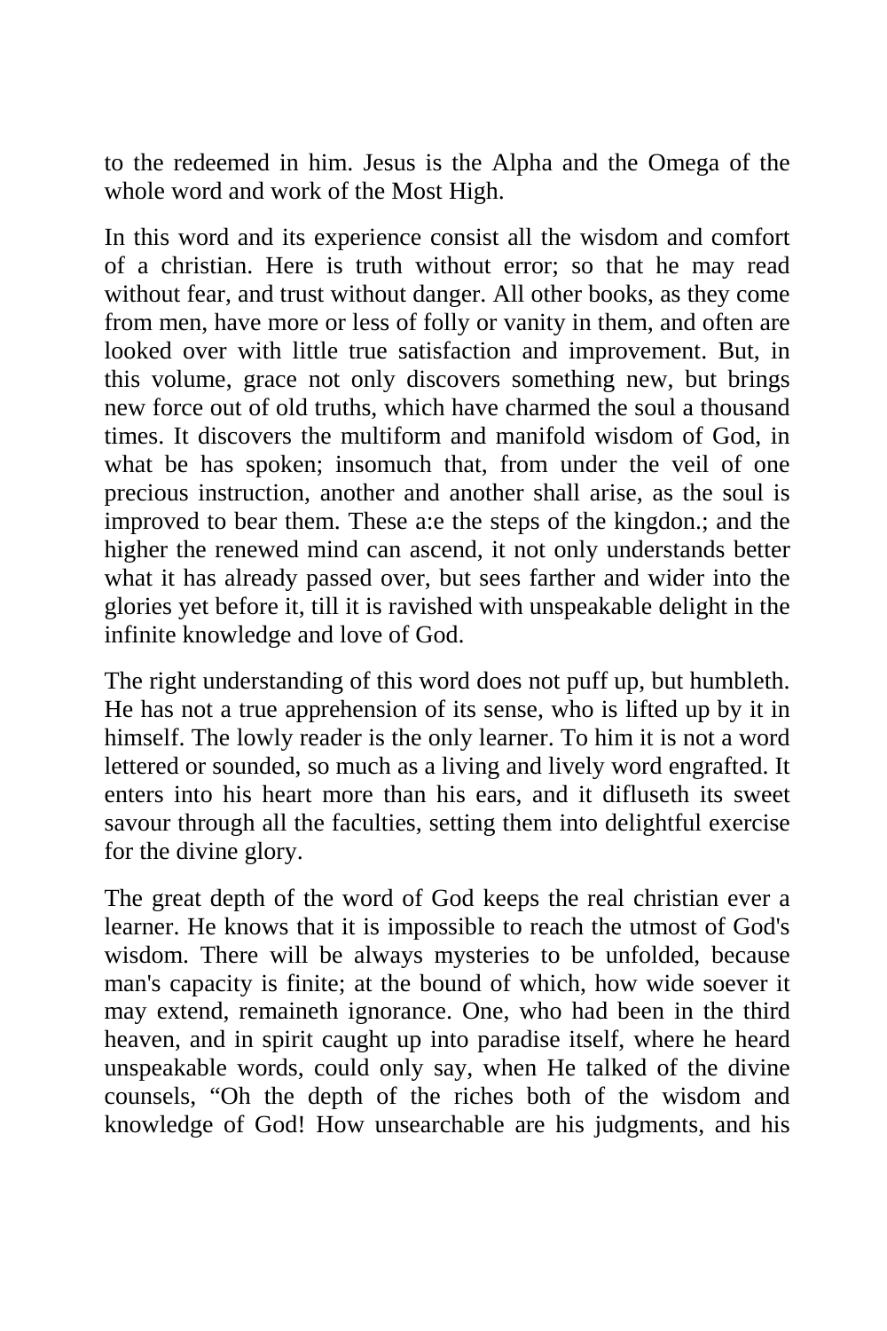to the redeemed in him. Jesus is the Alpha and the Omega of the whole word and work of the Most High.

In this word and its experience consist all the wisdom and comfort of a christian. Here is truth without error; so that he may read without fear, and trust without danger. All other books, as they come from men, have more or less of folly or vanity in them, and often are looked over with little true satisfaction and improvement. But, in this volume, grace not only discovers something new, but brings new force out of old truths, which have charmed the soul a thousand times. It discovers the multiform and manifold wisdom of God, in what be has spoken; insomuch that, from under the veil of one precious instruction, another and another shall arise, as the soul is improved to bear them. These a:e the steps of the kingdon.; and the higher the renewed mind can ascend, it not only understands better what it has already passed over, but sees farther and wider into the glories yet before it, till it is ravished with unspeakable delight in the infinite knowledge and love of God.

The right understanding of this word does not puff up, but humbleth. He has not a true apprehension of its sense, who is lifted up by it in himself. The lowly reader is the only learner. To him it is not a word lettered or sounded, so much as a living and lively word engrafted. It enters into his heart more than his ears, and it difluseth its sweet savour through all the faculties, setting them into delightful exercise for the divine glory.

The great depth of the word of God keeps the real christian ever a learner. He knows that it is impossible to reach the utmost of God's wisdom. There will be always mysteries to be unfolded, because man's capacity is finite; at the bound of which, how wide soever it may extend, remaineth ignorance. One, who had been in the third heaven, and in spirit caught up into paradise itself, where he heard unspeakable words, could only say, when He talked of the divine counsels, “Oh the depth of the riches both of the wisdom and knowledge of God! How unsearchable are his judgments, and his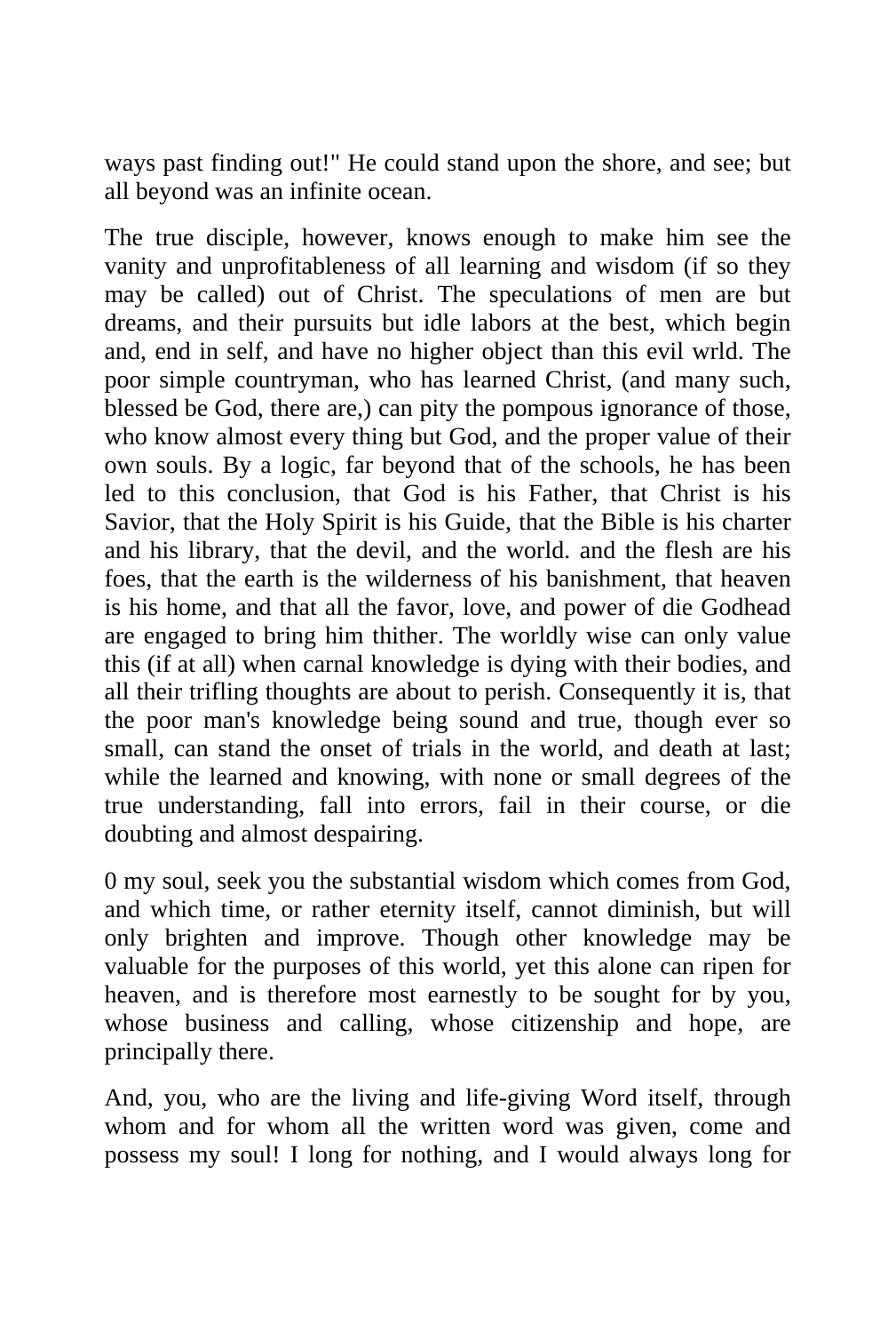ways past finding out!" He could stand upon the shore, and see; but all beyond was an infinite ocean.

The true disciple, however, knows enough to make him see the vanity and unprofitableness of all learning and wisdom (if so they may be called) out of Christ. The speculations of men are but dreams, and their pursuits but idle labors at the best, which begin and, end in self, and have no higher object than this evil wrld. The poor simple countryman, who has learned Christ, (and many such, blessed be God, there are,) can pity the pompous ignorance of those, who know almost every thing but God, and the proper value of their own souls. By a logic, far beyond that of the schools, he has been led to this conclusion, that God is his Father, that Christ is his Savior, that the Holy Spirit is his Guide, that the Bible is his charter and his library, that the devil, and the world. and the flesh are his foes, that the earth is the wilderness of his banishment, that heaven is his home, and that all the favor, love, and power of die Godhead are engaged to bring him thither. The worldly wise can only value this (if at all) when carnal knowledge is dying with their bodies, and all their trifling thoughts are about to perish. Consequently it is, that the poor man's knowledge being sound and true, though ever so small, can stand the onset of trials in the world, and death at last; while the learned and knowing, with none or small degrees of the true understanding, fall into errors, fail in their course, or die doubting and almost despairing.

0 my soul, seek you the substantial wisdom which comes from God, and which time, or rather eternity itself, cannot diminish, but will only brighten and improve. Though other knowledge may be valuable for the purposes of this world, yet this alone can ripen for heaven, and is therefore most earnestly to be sought for by you, whose business and calling, whose citizenship and hope, are principally there.

And, you, who are the living and life-giving Word itself, through whom and for whom all the written word was given, come and possess my soul! I long for nothing, and I would always long for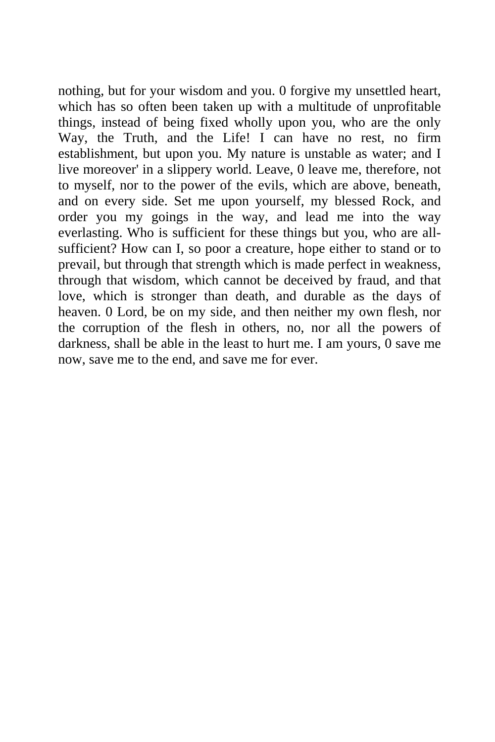nothing, but for your wisdom and you. 0 forgive my unsettled heart, which has so often been taken up with a multitude of unprofitable things, instead of being fixed wholly upon you, who are the only Way, the Truth, and the Life! I can have no rest, no firm establishment, but upon you. My nature is unstable as water; and I live moreover' in a slippery world. Leave, 0 leave me, therefore, not to myself, nor to the power of the evils, which are above, beneath, and on every side. Set me upon yourself, my blessed Rock, and order you my goings in the way, and lead me into the way everlasting. Who is sufficient for these things but you, who are all-sufficient? How can I, so poor a creature, hope either to stand or to prevail, but through that strength which is made perfect in weakness, through that wisdom, which cannot be deceived by fraud, and that love, which is stronger than death, and durable as the days of heaven. 0 Lord, be on my side, and then neither my own flesh, nor the corruption of the flesh in others, no, nor all the powers of darkness, shall be able in the least to hurt me. I am yours, 0 save me now, save me to the end, and save me for ever.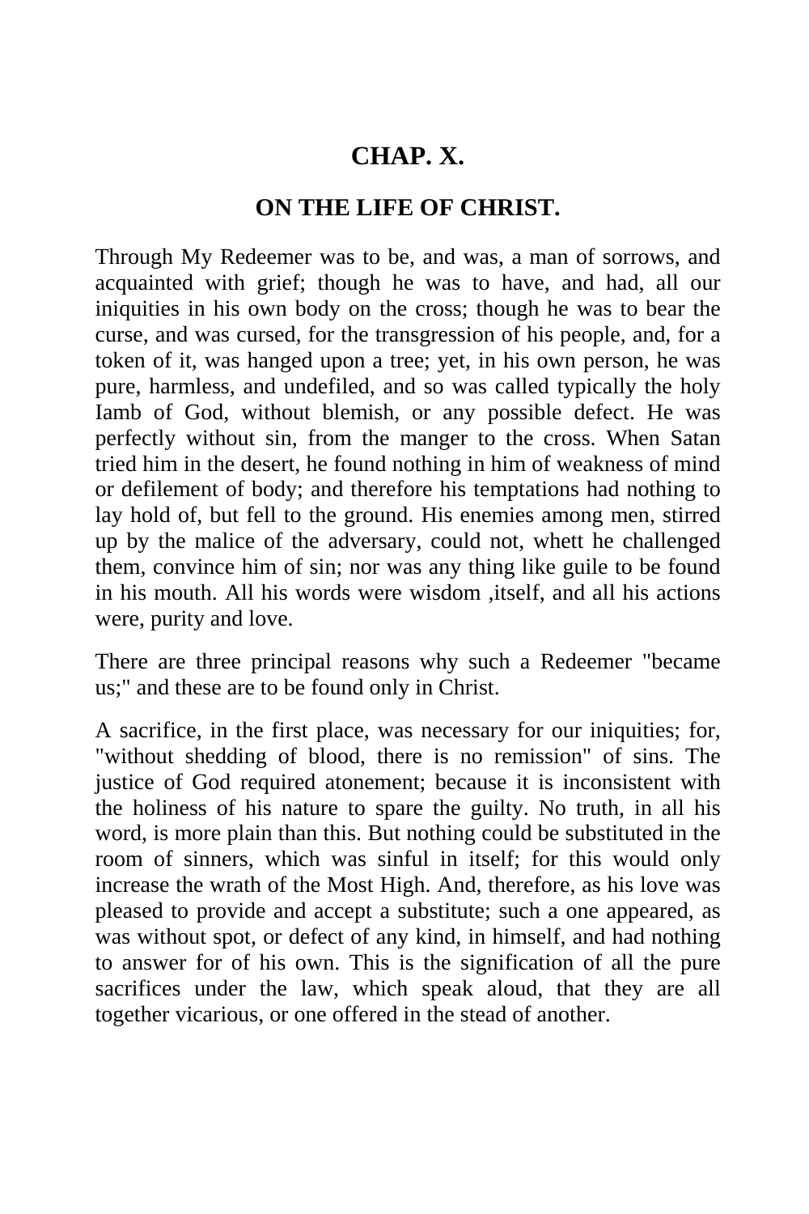## CHAP. X.

### ON THE LIFE OF CHRIST.

Through My Redeemer was to be, and was, a man of sorrows, and acquainted with grief; though he was to have, and had, all our iniquities in his own body on the cross; though he was to bear the curse, and was cursed, for the transgression of his people, and, for a token of it, was hanged upon a tree; yet, in his own person, he was pure, harmless, and undefiled, and so was called typically the holy Iamb of God, without blemish, or any possible defect. He was perfectly without sin, from the manger to the cross. When Satan tried him in the desert, he found nothing in him of weakness of mind or defilement of body; and therefore his temptations had nothing to lay hold of, but fell to the ground. His enemies among men, stirred up by the malice of the adversary, could not, whett he challenged them, convince him of sin; nor was any thing like guile to be found in his mouth. All his words were wisdom ,itself, and all his actions were, purity and love.

There are three principal reasons why such a Redeemer "became us;" and these are to be found only in Christ.

A sacrifice, in the first place, was necessary for our iniquities; for, "without shedding of blood, there is no remission" of sins. The justice of God required atonement; because it is inconsistent with the holiness of his nature to spare the guilty. No truth, in all his word, is more plain than this. But nothing could be substituted in the room of sinners, which was sinful in itself; for this would only increase the wrath of the Most High. And, therefore, as his love was pleased to provide and accept a substitute; such a one appeared, as was without spot, or defect of any kind, in himself, and had nothing to answer for of his own. This is the signification of all the pure sacrifices under the law, which speak aloud, that they are all together vicarious, or one offered in the stead of another.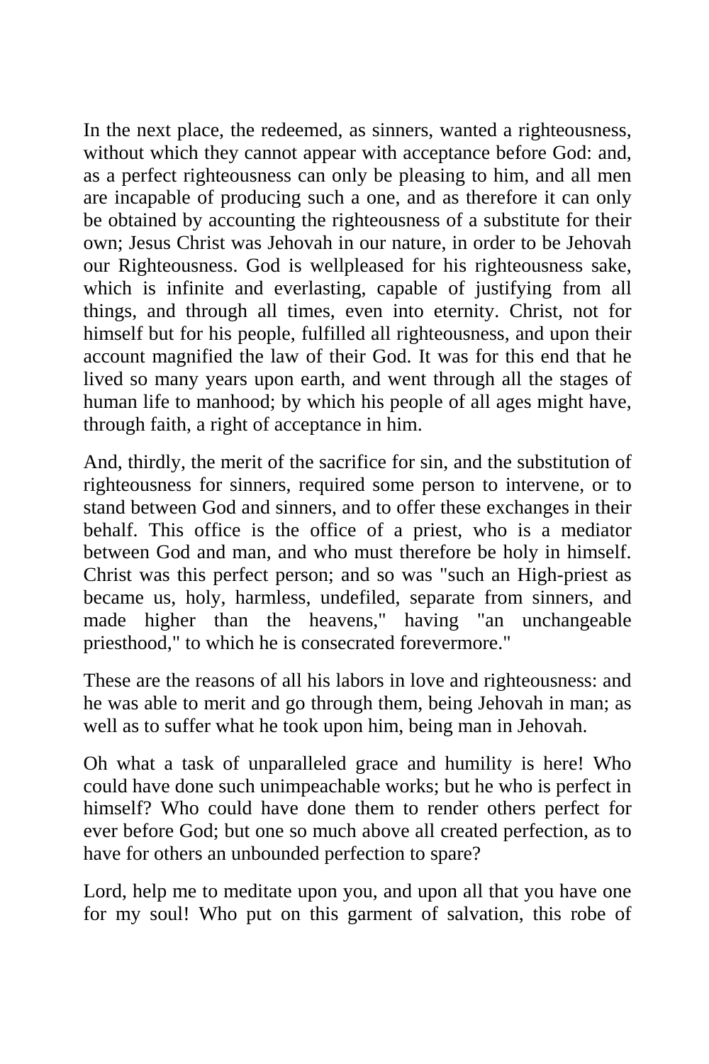In the next place, the redeemed, as sinners, wanted a righteousness, without which they cannot appear with acceptance before God: and, as a perfect righteousness can only be pleasing to him, and all men are incapable of producing such a one, and as therefore it can only be obtained by accounting the righteousness of a substitute for their own; Jesus Christ was Jehovah in our nature, in order to be Jehovah our Righteousness. God is wellpleased for his righteousness sake, which is infinite and everlasting, capable of justifying from all things, and through all times, even into eternity. Christ, not for himself but for his people, fulfilled all righteousness, and upon their account magnified the law of their God. It was for this end that he lived so many years upon earth, and went through all the stages of human life to manhood; by which his people of all ages might have, through faith, a right of acceptance in him.

And, thirdly, the merit of the sacrifice for sin, and the substitution of righteousness for sinners, required some person to intervene, or to stand between God and sinners, and to offer these exchanges in their behalf. This office is the office of a priest, who is a mediator between God and man, and who must therefore be holy in himself. Christ was this perfect person; and so was "such an High-priest as became us, holy, harmless, undefiled, separate from sinners, and made higher than the heavens," having "an unchangeable priesthood," to which he is consecrated forevermore."

These are the reasons of all his labors in love and righteousness: and he was able to merit and go through them, being Jehovah in man; as well as to suffer what he took upon him, being man in Jehovah.

Oh what a task of unparalleled grace and humility is here! Who could have done such unimpeachable works; but he who is perfect in himself? Who could have done them to render others perfect for ever before God; but one so much above all created perfection, as to have for others an unbounded perfection to spare?

Lord, help me to meditate upon you, and upon all that you have one for my soul! Who put on this garment of salvation, this robe of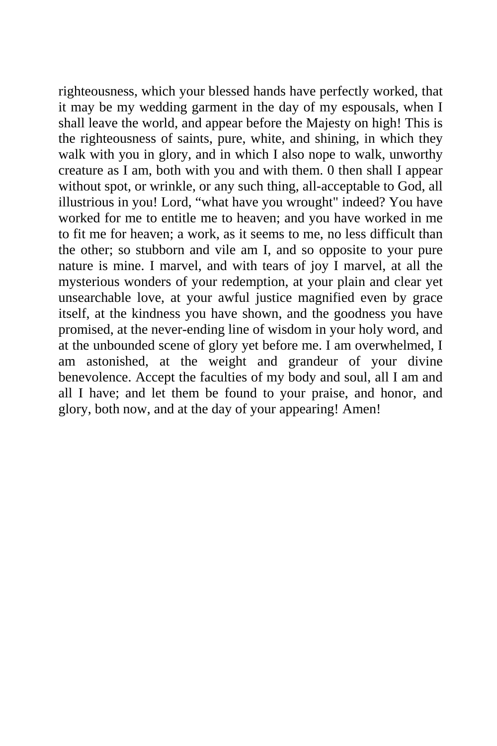righteousness, which your blessed hands have perfectly worked, that it may be my wedding garment in the day of my espousals, when I shall leave the world, and appear before the Majesty on high! This is the righteousness of saints, pure, white, and shining, in which they walk with you in glory, and in which I also nope to walk, unworthy creature as I am, both with you and with them. 0 then shall I appear without spot, or wrinkle, or any such thing, all-acceptable to God, all illustrious in you! Lord, "what have you wrought" indeed? You have worked for me to entitle me to heaven; and you have worked in me to fit me for heaven; a work, as it seems to me, no less difficult than the other; so stubborn and vile am I, and so opposite to your pure nature is mine. I marvel, and with tears of joy I marvel, at all the mysterious wonders of your redemption, at your plain and clear yet unsearchable love, at your awful justice magnified even by grace itself, at the kindness you have shown, and the goodness you have promised, at the never-ending line of wisdom in your holy word, and at the unbounded scene of glory yet before me. I am overwhelmed, I am astonished, at the weight and grandeur of your divine benevolence. Accept the faculties of my body and soul, all I am and all I have; and let them be found to your praise, and honor, and glory, both now, and at the day of your appearing! Amen!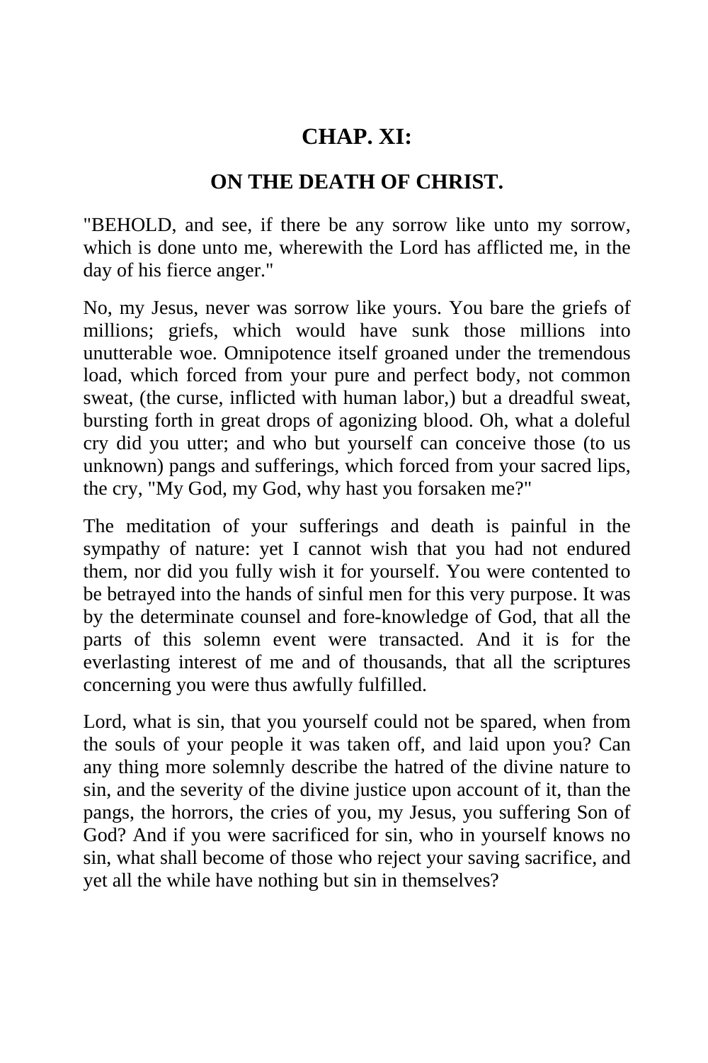## CHAP. XI:

### ON THE DEATH OF CHRIST.

"BEHOLD, and see, if there be any sorrow like unto my sorrow, which is done unto me, wherewith the Lord has afflicted me, in the day of his fierce anger."

No, my Jesus, never was sorrow like yours. You bare the griefs of millions; griefs, which would have sunk those millions into unutterable woe. Omnipotence itself groaned under the tremendous load, which forced from your pure and perfect body, not common sweat, (the curse, inflicted with human labor,) but a dreadful sweat, bursting forth in great drops of agonizing blood. Oh, what a doleful cry did you utter; and who but yourself can conceive those (to us unknown) pangs and sufferings, which forced from your sacred lips, the cry, "My God, my God, why hast you forsaken me?"

The meditation of your sufferings and death is painful in the sympathy of nature: yet I cannot wish that you had not endured them, nor did you fully wish it for yourself. You were contented to be betrayed into the hands of sinful men for this very purpose. It was by the determinate counsel and fore-knowledge of God, that all the parts of this solemn event were transacted. And it is for the everlasting interest of me and of thousands, that all the scriptures concerning you were thus awfully fulfilled.

Lord, what is sin, that you yourself could not be spared, when from the souls of your people it was taken off, and laid upon you? Can any thing more solemnly describe the hatred of the divine nature to sin, and the severity of the divine justice upon account of it, than the pangs, the horrors, the cries of you, my Jesus, you suffering Son of God? And if you were sacrificed for sin, who in yourself knows no sin, what shall become of those who reject your saving sacrifice, and yet all the while have nothing but sin in themselves?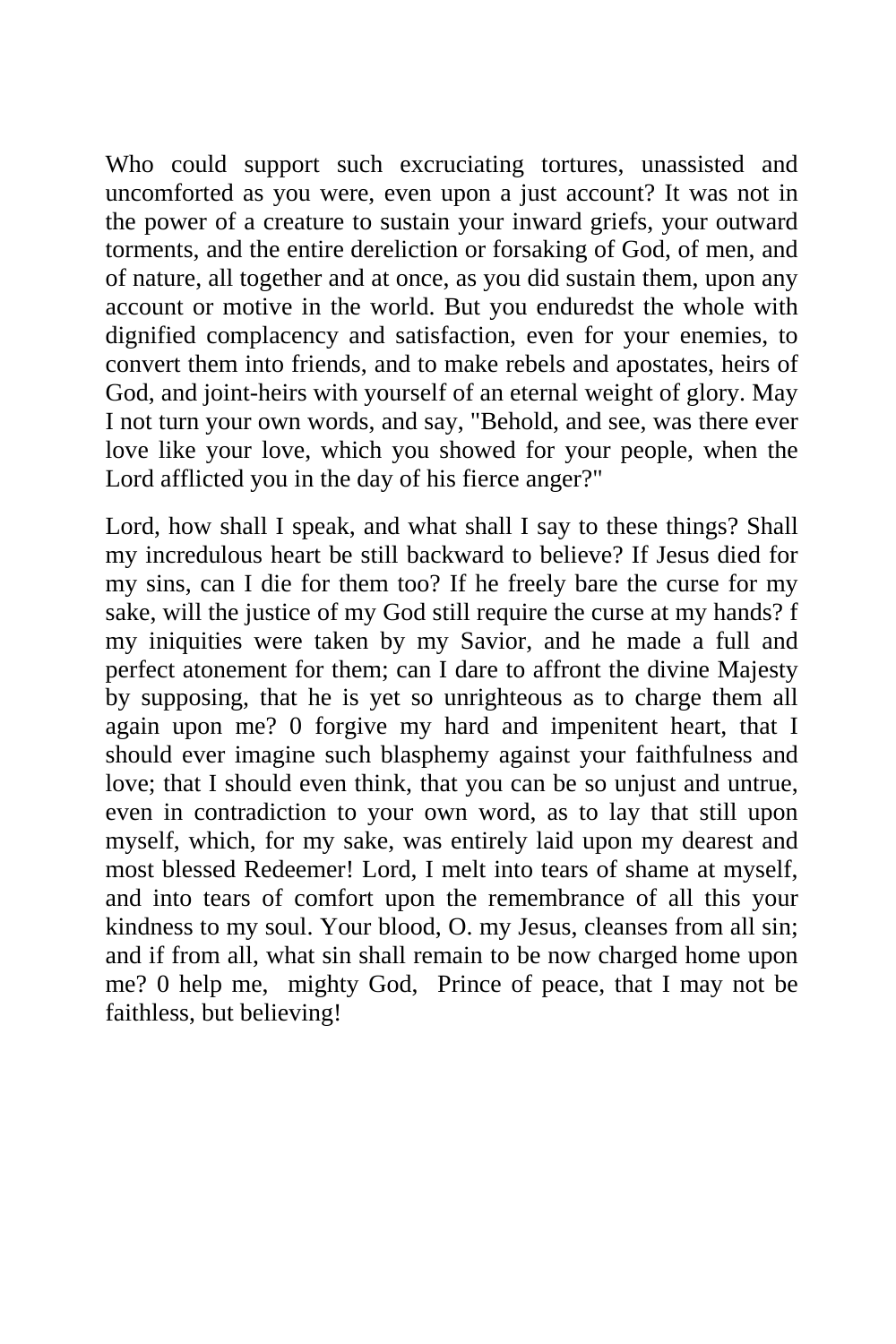Who could support such excruciating tortures, unassisted and uncomforted as you were, even upon a just account? It was not in the power of a creature to sustain your inward griefs, your outward torments, and the entire dereliction or forsaking of God, of men, and of nature, all together and at once, as you did sustain them, upon any account or motive in the world. But you enduredst the whole with dignified complacency and satisfaction, even for your enemies, to convert them into friends, and to make rebels and apostates, heirs of God, and joint-heirs with yourself of an eternal weight of glory. May I not turn your own words, and say, "Behold, and see, was there ever love like your love, which you showed for your people, when the Lord afflicted you in the day of his fierce anger?"

Lord, how shall I speak, and what shall I say to these things? Shall my incredulous heart be still backward to believe? If Jesus died for my sins, can I die for them too? If he freely bare the curse for my sake, will the justice of my God still require the curse at my hands? f my iniquities were taken by my Savior, and he made a full and perfect atonement for them; can I dare to affront the divine Majesty by supposing, that he is yet so unrighteous as to charge them all again upon me? 0 forgive my hard and impenitent heart, that I should ever imagine such blasphemy against your faithfulness and love; that I should even think, that you can be so unjust and untrue, even in contradiction to your own word, as to lay that still upon myself, which, for my sake, was entirely laid upon my dearest and most blessed Redeemer! Lord, I melt into tears of shame at myself, and into tears of comfort upon the remembrance of all this your kindness to my soul. Your blood, O. my Jesus, cleanses from all sin; and if from all, what sin shall remain to be now charged home upon me? 0 help me, mighty God, Prince of peace, that I may not be faithless, but believing!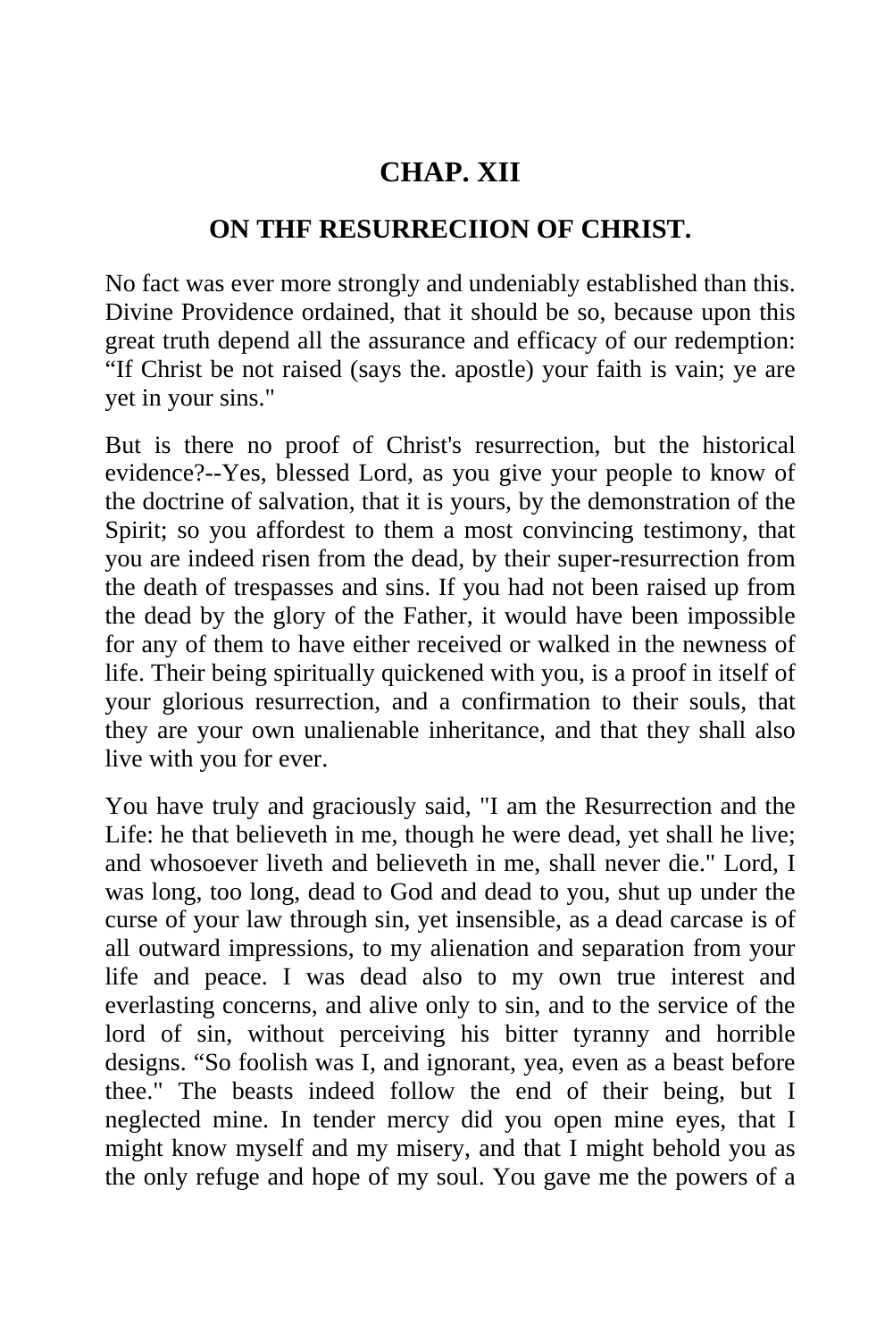## CHAP. XII

### ON THF RESURRECIION OF CHRIST.

No fact was ever more strongly and undeniably established than this. Divine Providence ordained, that it should be so, because upon this great truth depend all the assurance and efficacy of our redemption: “If Christ be not raised (says the. apostle) your faith is vain; ye are yet in your sins."

But is there no proof of Christ's resurrection, but the historical evidence?--Yes, blessed Lord, as you give your people to know of the doctrine of salvation, that it is yours, by the demonstration of the Spirit; so you affordest to them a most convincing testimony, that you are indeed risen from the dead, by their super-resurrection from the death of trespasses and sins. If you had not been raised up from the dead by the glory of the Father, it would have been impossible for any of them to have either received or walked in the newness of life. Their being spiritually quickened with you, is a proof in itself of your glorious resurrection, and a confirmation to their souls, that they are your own unalienable inheritance, and that they shall also live with you for ever.

You have truly and graciously said, "I am the Resurrection and the Life: he that believeth in me, though he were dead, yet shall he live; and whosoever liveth and believeth in me, shall never die." Lord, I was long, too long, dead to God and dead to you, shut up under the curse of your law through sin, yet insensible, as a dead carcase is of all outward impressions, to my alienation and separation from your life and peace. I was dead also to my own true interest and everlasting concerns, and alive only to sin, and to the service of the lord of sin, without perceiving his bitter tyranny and horrible designs. “So foolish was I, and ignorant, yea, even as a beast before thee." The beasts indeed follow the end of their being, but I neglected mine. In tender mercy did you open mine eyes, that I might know myself and my misery, and that I might behold you as the only refuge and hope of my soul. You gave me the powers of a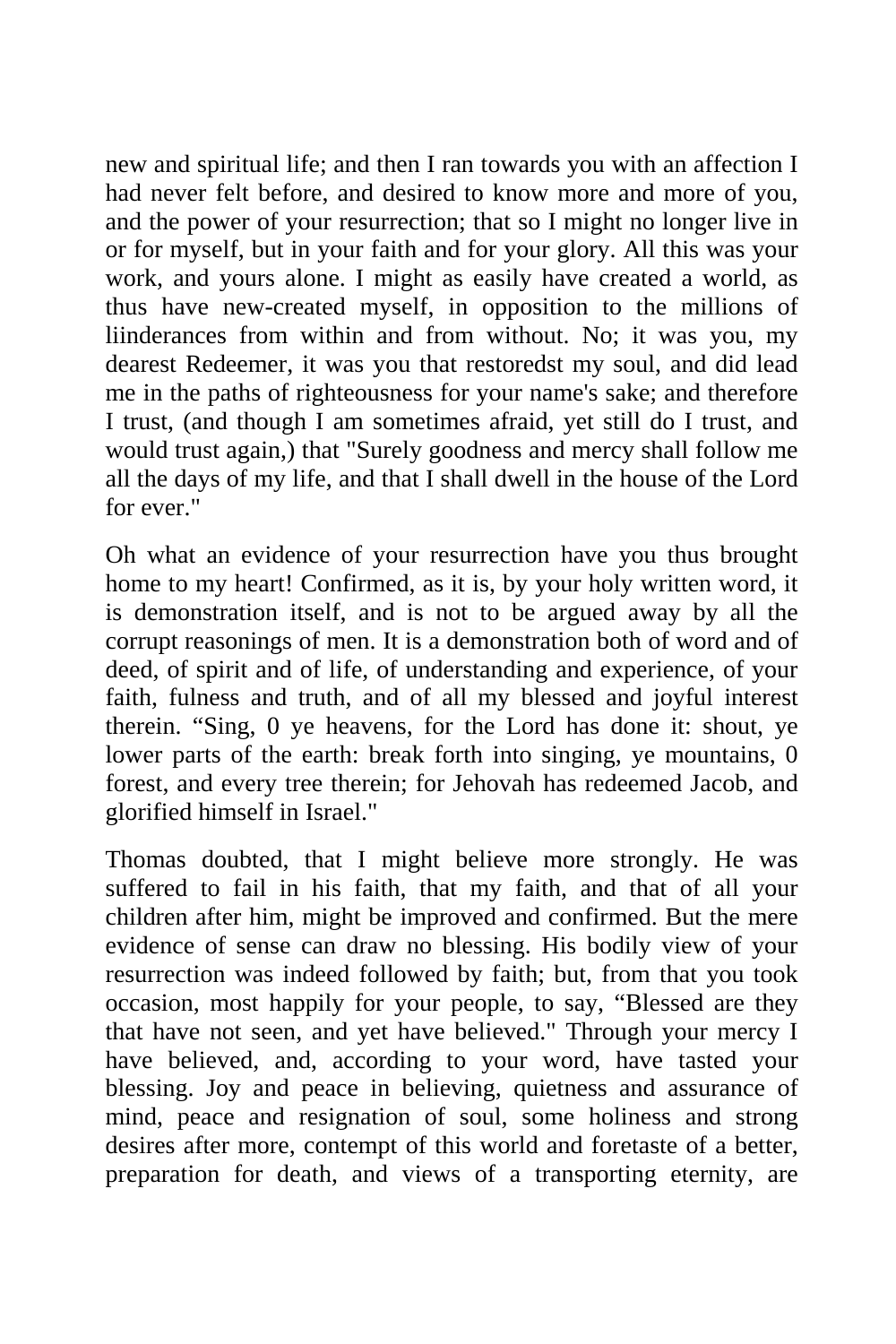new and spiritual life; and then I ran towards you with an affection I had never felt before, and desired to know more and more of you, and the power of your resurrection; that so I might no longer live in or for myself, but in your faith and for your glory. All this was your work, and yours alone. I might as easily have created a world, as thus have new-created myself, in opposition to the millions of liinderances from within and from without. No; it was you, my dearest Redeemer, it was you that restoredst my soul, and did lead me in the paths of righteousness for your name's sake; and therefore I trust, (and though I am sometimes afraid, yet still do I trust, and would trust again,) that "Surely goodness and mercy shall follow me all the days of my life, and that I shall dwell in the house of the Lord for ever."

Oh what an evidence of your resurrection have you thus brought home to my heart! Confirmed, as it is, by your holy written word, it is demonstration itself, and is not to be argued away by all the corrupt reasonings of men. It is a demonstration both of word and of deed, of spirit and of life, of understanding and experience, of your faith, fulness and truth, and of all my blessed and joyful interest therein. “Sing, 0 ye heavens, for the Lord has done it: shout, ye lower parts of the earth: break forth into singing, ye mountains, 0 forest, and every tree therein; for Jehovah has redeemed Jacob, and glorified himself in Israel."

Thomas doubted, that I might believe more strongly. He was suffered to fail in his faith, that my faith, and that of all your children after him, might be improved and confirmed. But the mere evidence of sense can draw no blessing. His bodily view of your resurrection was indeed followed by faith; but, from that you took occasion, most happily for your people, to say, “Blessed are they that have not seen, and yet have believed." Through your mercy I have believed, and, according to your word, have tasted your blessing. Joy and peace in believing, quietness and assurance of mind, peace and resignation of soul, some holiness and strong desires after more, contempt of this world and foretaste of a better, preparation for death, and views of a transporting eternity, are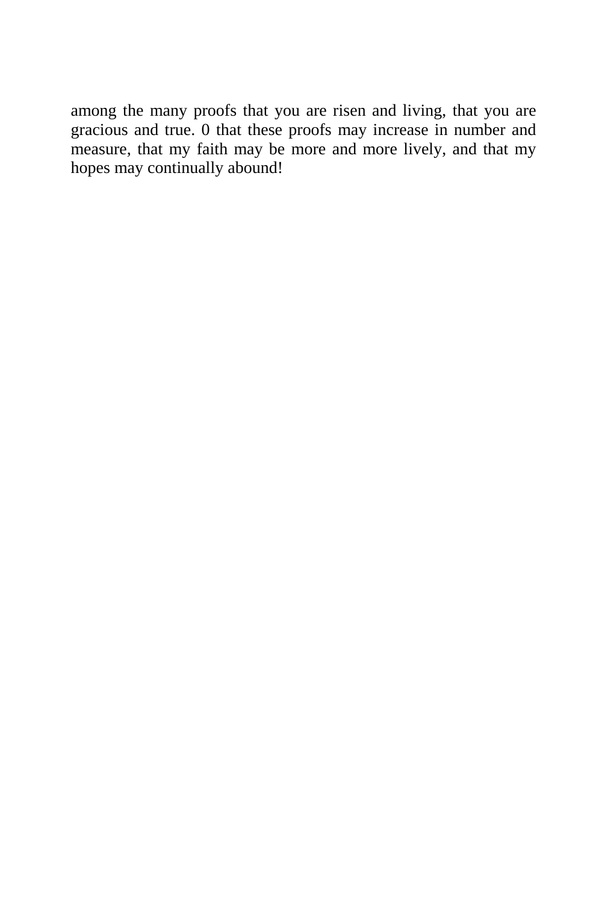among the many proofs that you are risen and living, that you are gracious and true. 0 that these proofs may increase in number and measure, that my faith may be more and more lively, and that my hopes may continually abound!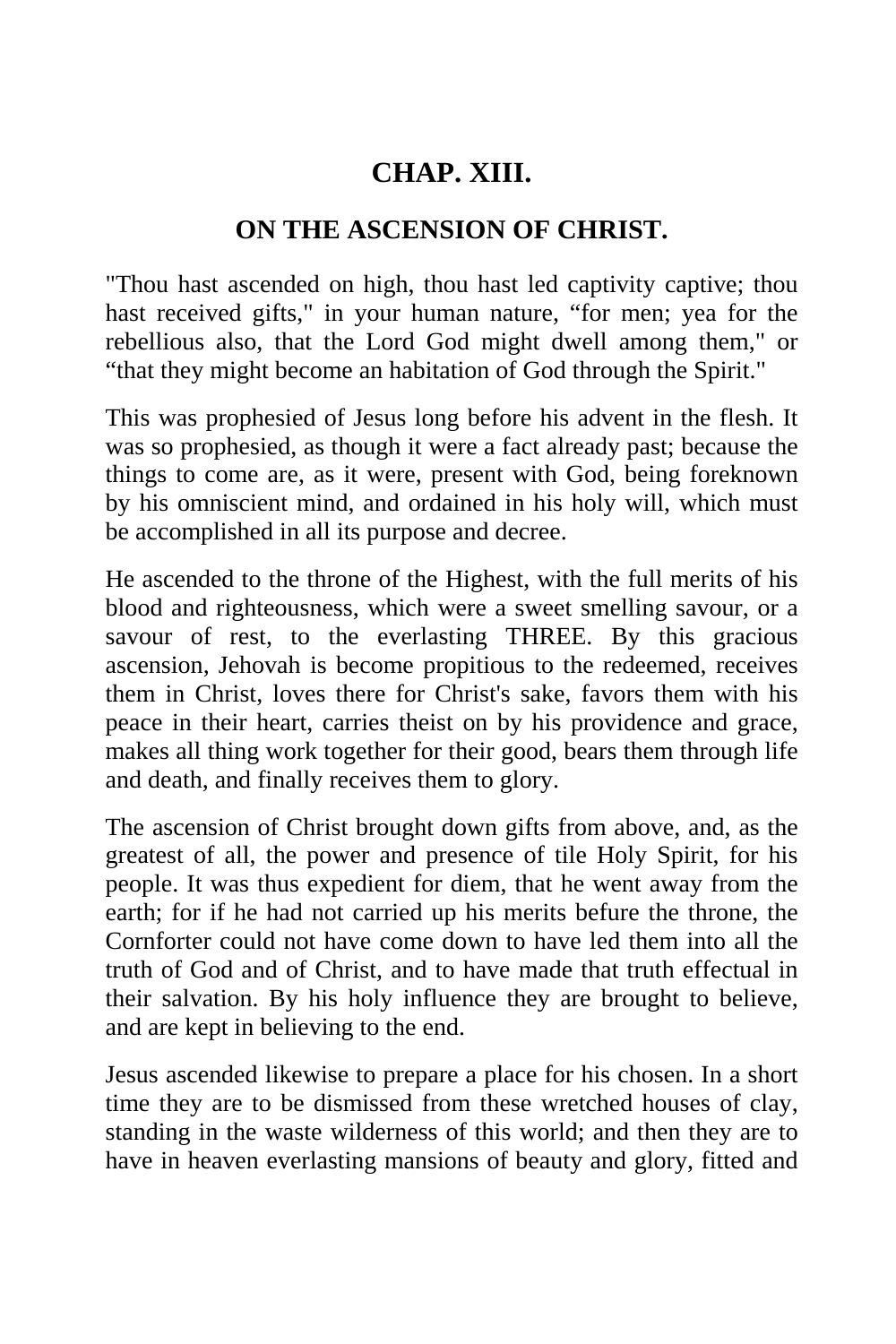## CHAP. XIII.

## ON THE ASCENSION OF CHRIST.

"Thou hast ascended on high, thou hast led captivity captive; thou hast received gifts," in your human nature, “for men; yea for the rebellious also, that the Lord God might dwell among them," or “that they might become an habitation of God through the Spirit."

This was prophesied of Jesus long before his advent in the flesh. It was so prophesied, as though it were a fact already past; because the things to come are, as it were, present with God, being foreknown by his omniscient mind, and ordained in his holy will, which must be accomplished in all its purpose and decree.

He ascended to the throne of the Highest, with the full merits of his blood and righteousness, which were a sweet smelling savour, or a savour of rest, to the everlasting THREE. By this gracious ascension, Jehovah is become propitious to the redeemed, receives them in Christ, loves there for Christ's sake, favors them with his peace in their heart, carries theist on by his providence and grace, makes all thing work together for their good, bears them through life and death, and finally receives them to glory.

The ascension of Christ brought down gifts from above, and, as the greatest of all, the power and presence of tile Holy Spirit, for his people. It was thus expedient for diem, that he went away from the earth; for if he had not carried up his merits befure the throne, the Cornforter could not have come down to have led them into all the truth of God and of Christ, and to have made that truth effectual in their salvation. By his holy influence they are brought to believe, and are kept in believing to the end.

Jesus ascended likewise to prepare a place for his chosen. In a short time they are to be dismissed from these wretched houses of clay, standing in the waste wilderness of this world; and then they are to have in heaven everlasting mansions of beauty and glory, fitted and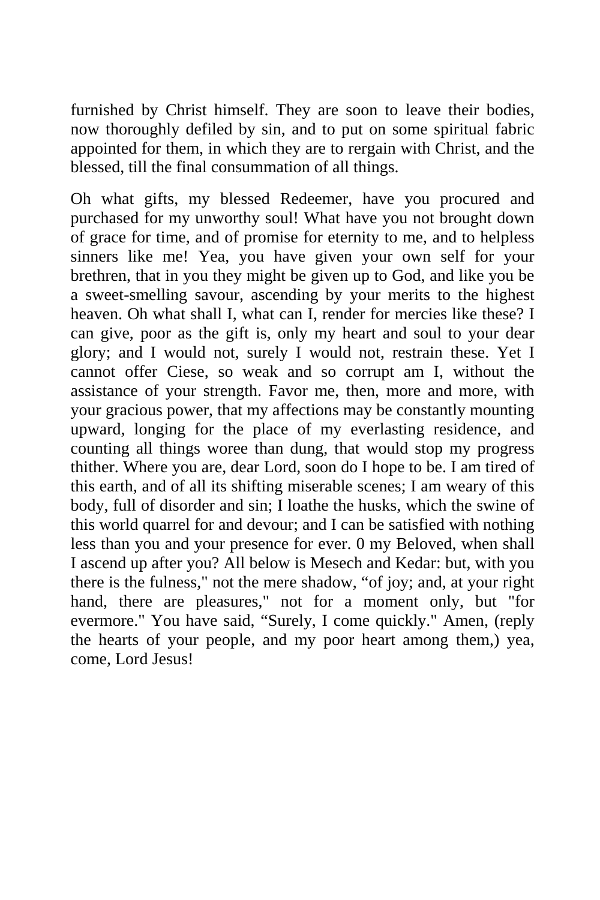furnished by Christ himself. They are soon to leave their bodies, now thoroughly defiled by sin, and to put on some spiritual fabric appointed for them, in which they are to rergain with Christ, and the blessed, till the final consummation of all things.

Oh what gifts, my blessed Redeemer, have you procured and purchased for my unworthy soul! What have you not brought down of grace for time, and of promise for eternity to me, and to helpless sinners like me! Yea, you have given your own self for your brethren, that in you they might be given up to God, and like you be a sweet-smelling savour, ascending by your merits to the highest heaven. Oh what shall I, what can I, render for mercies like these? I can give, poor as the gift is, only my heart and soul to your dear glory; and I would not, surely I would not, restrain these. Yet I cannot offer Ciese, so weak and so corrupt am I, without the assistance of your strength. Favor me, then, more and more, with your gracious power, that my affections may be constantly mounting upward, longing for the place of my everlasting residence, and counting all things woree than dung, that would stop my progress thither. Where you are, dear Lord, soon do I hope to be. I am tired of this earth, and of all its shifting miserable scenes; I am weary of this body, full of disorder and sin; I loathe the husks, which the swine of this world quarrel for and devour; and I can be satisfied with nothing less than you and your presence for ever. 0 my Beloved, when shall I ascend up after you? All below is Mesech and Kedar: but, with you there is the fulness," not the mere shadow, “of joy; and, at your right hand, there are pleasures," not for a moment only, but "for evermore." You have said, “Surely, I come quickly." Amen, (reply the hearts of your people, and my poor heart among them,) yea, come, Lord Jesus!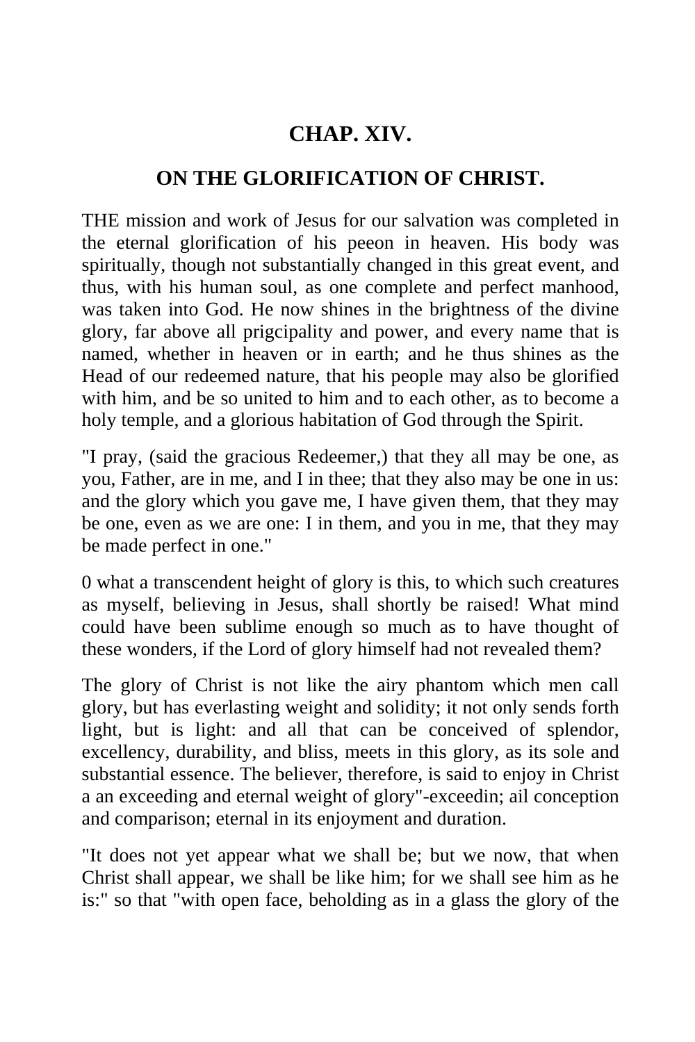## CHAP. XIV.

### ON THE GLORIFICATION OF CHRIST.

THE mission and work of Jesus for our salvation was completed in the eternal glorification of his peeon in heaven. His body was spiritually, though not substantially changed in this great event, and thus, with his human soul, as one complete and perfect manhood, was taken into God. He now shines in the brightness of the divine glory, far above all prigcipality and power, and every name that is named, whether in heaven or in earth; and he thus shines as the Head of our redeemed nature, that his people may also be glorified with him, and be so united to him and to each other, as to become a holy temple, and a glorious habitation of God through the Spirit.

"I pray, (said the gracious Redeemer,) that they all may be one, as you, Father, are in me, and I in thee; that they also may be one in us: and the glory which you gave me, I have given them, that they may be one, even as we are one: I in them, and you in me, that they may be made perfect in one."

0 what a transcendent height of glory is this, to which such creatures as myself, believing in Jesus, shall shortly be raised! What mind could have been sublime enough so much as to have thought of these wonders, if the Lord of glory himself had not revealed them?

The glory of Christ is not like the airy phantom which men call glory, but has everlasting weight and solidity; it not only sends forth light, but is light: and all that can be conceived of splendor, excellency, durability, and bliss, meets in this glory, as its sole and substantial essence. The believer, therefore, is said to enjoy in Christ a an exceeding and eternal weight of glory"-exceedin; ail conception and comparison; eternal in its enjoyment and duration.

"It does not yet appear what we shall be; but we now, that when Christ shall appear, we shall be like him; for we shall see him as he is:" so that "with open face, beholding as in a glass the glory of the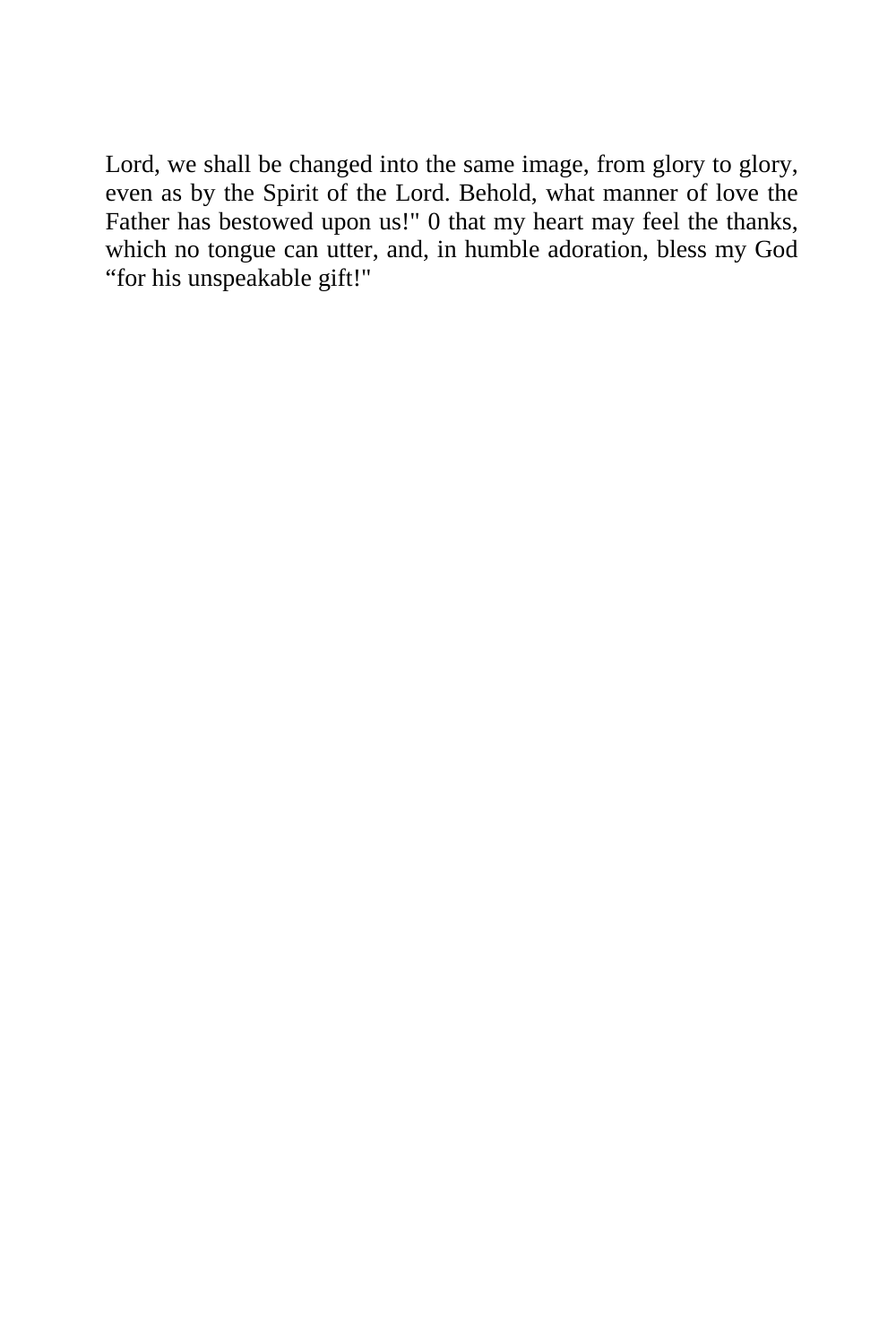Lord, we shall be changed into the same image, from glory to glory, even as by the Spirit of the Lord. Behold, what manner of love the Father has bestowed upon us!" 0 that my heart may feel the thanks, which no tongue can utter, and, in humble adoration, bless my God “for his unspeakable gift!"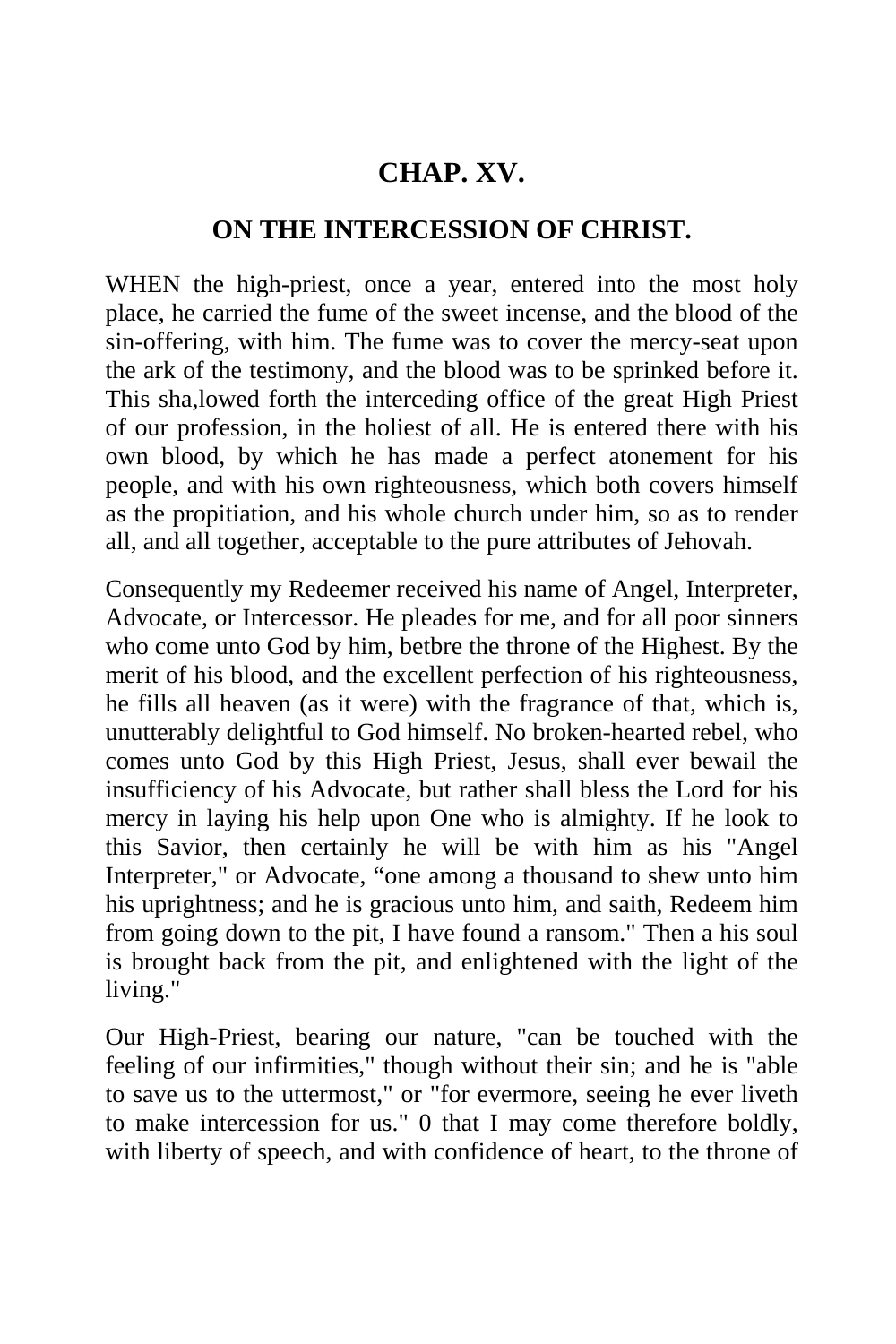## CHAP. XV.

### ON THE INTERCESSION OF CHRIST.

WHEN the high-priest, once a year, entered into the most holy place, he carried the fume of the sweet incense, and the blood of the sin-offering, with him. The fume was to cover the mercy-seat upon the ark of the testimony, and the blood was to be sprinked before it. This sha,lowed forth the interceding office of the great High Priest of our profession, in the holiest of all. He is entered there with his own blood, by which he has made a perfect atonement for his people, and with his own righteousness, which both covers himself as the propitiation, and his whole church under him, so as to render all, and all together, acceptable to the pure attributes of Jehovah.

Consequently my Redeemer received his name of Angel, Interpreter, Advocate, or Intercessor. He pleades for me, and for all poor sinners who come unto God by him, betbre the throne of the Highest. By the merit of his blood, and the excellent perfection of his righteousness, he fills all heaven (as it were) with the fragrance of that, which is, unutterably delightful to God himself. No broken-hearted rebel, who comes unto God by this High Priest, Jesus, shall ever bewail the insufficiency of his Advocate, but rather shall bless the Lord for his mercy in laying his help upon One who is almighty. If he look to this Savior, then certainly he will be with him as his "Angel Interpreter," or Advocate, “one among a thousand to shew unto him his uprightness; and he is gracious unto him, and saith, Redeem him from going down to the pit, I have found a ransom." Then a his soul is brought back from the pit, and enlightened with the light of the living."

Our High-Priest, bearing our nature, "can be touched with the feeling of our infirmities," though without their sin; and he is "able to save us to the uttermost," or "for evermore, seeing he ever liveth to make intercession for us." 0 that I may come therefore boldly, with liberty of speech, and with confidence of heart, to the throne of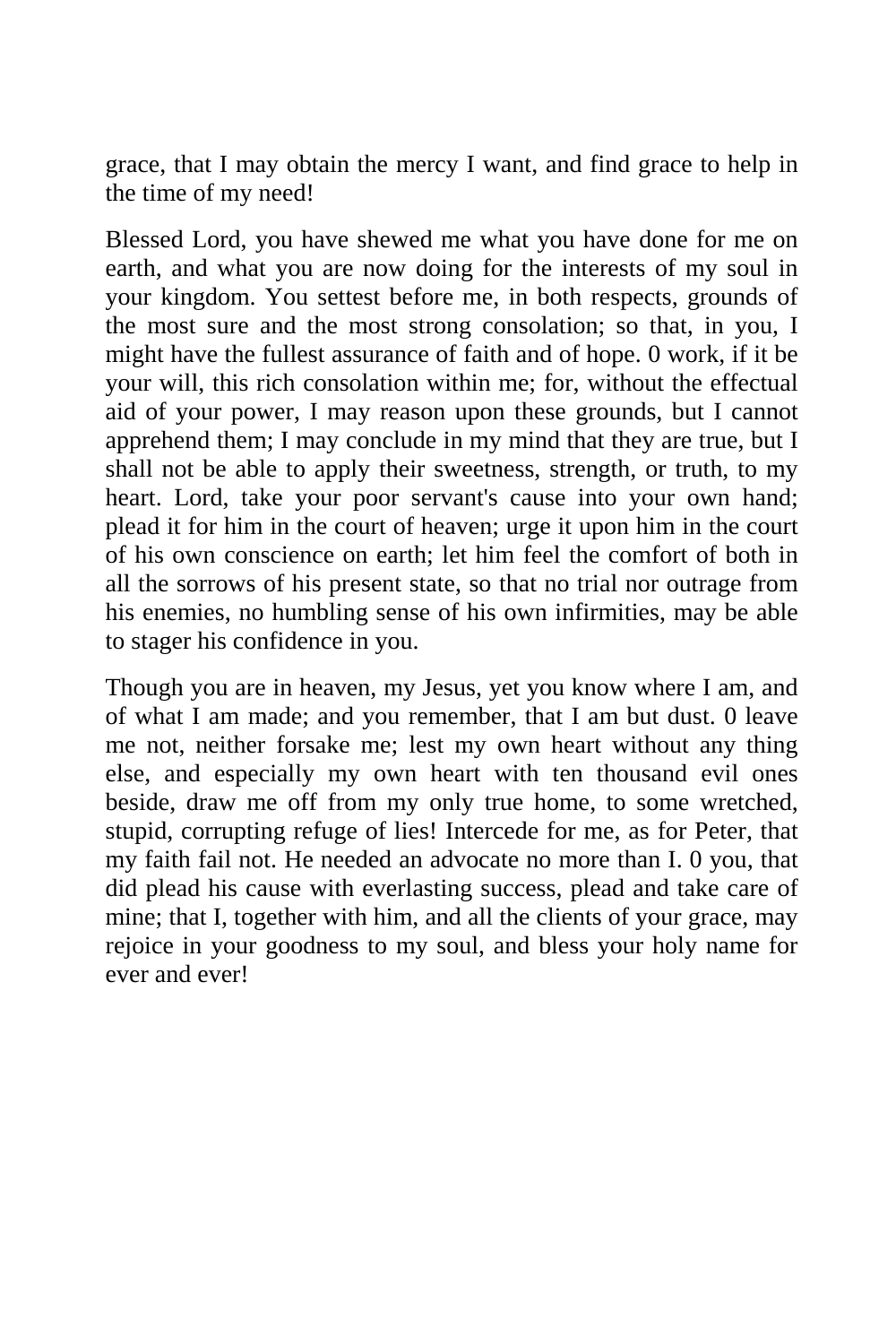grace, that I may obtain the mercy I want, and find grace to help in the time of my need!

Blessed Lord, you have shewed me what you have done for me on earth, and what you are now doing for the interests of my soul in your kingdom. You settest before me, in both respects, grounds of the most sure and the most strong consolation; so that, in you, I might have the fullest assurance of faith and of hope. 0 work, if it be your will, this rich consolation within me; for, without the effectual aid of your power, I may reason upon these grounds, but I cannot apprehend them; I may conclude in my mind that they are true, but I shall not be able to apply their sweetness, strength, or truth, to my heart. Lord, take your poor servant's cause into your own hand; plead it for him in the court of heaven; urge it upon him in the court of his own conscience on earth; let him feel the comfort of both in all the sorrows of his present state, so that no trial nor outrage from his enemies, no humbling sense of his own infirmities, may be able to stager his confidence in you.

Though you are in heaven, my Jesus, yet you know where I am, and of what I am made; and you remember, that I am but dust. 0 leave me not, neither forsake me; lest my own heart without any thing else, and especially my own heart with ten thousand evil ones beside, draw me off from my only true home, to some wretched, stupid, corrupting refuge of lies! Intercede for me, as for Peter, that my faith fail not. He needed an advocate no more than I. 0 you, that did plead his cause with everlasting success, plead and take care of mine; that I, together with him, and all the clients of your grace, may rejoice in your goodness to my soul, and bless your holy name for ever and ever!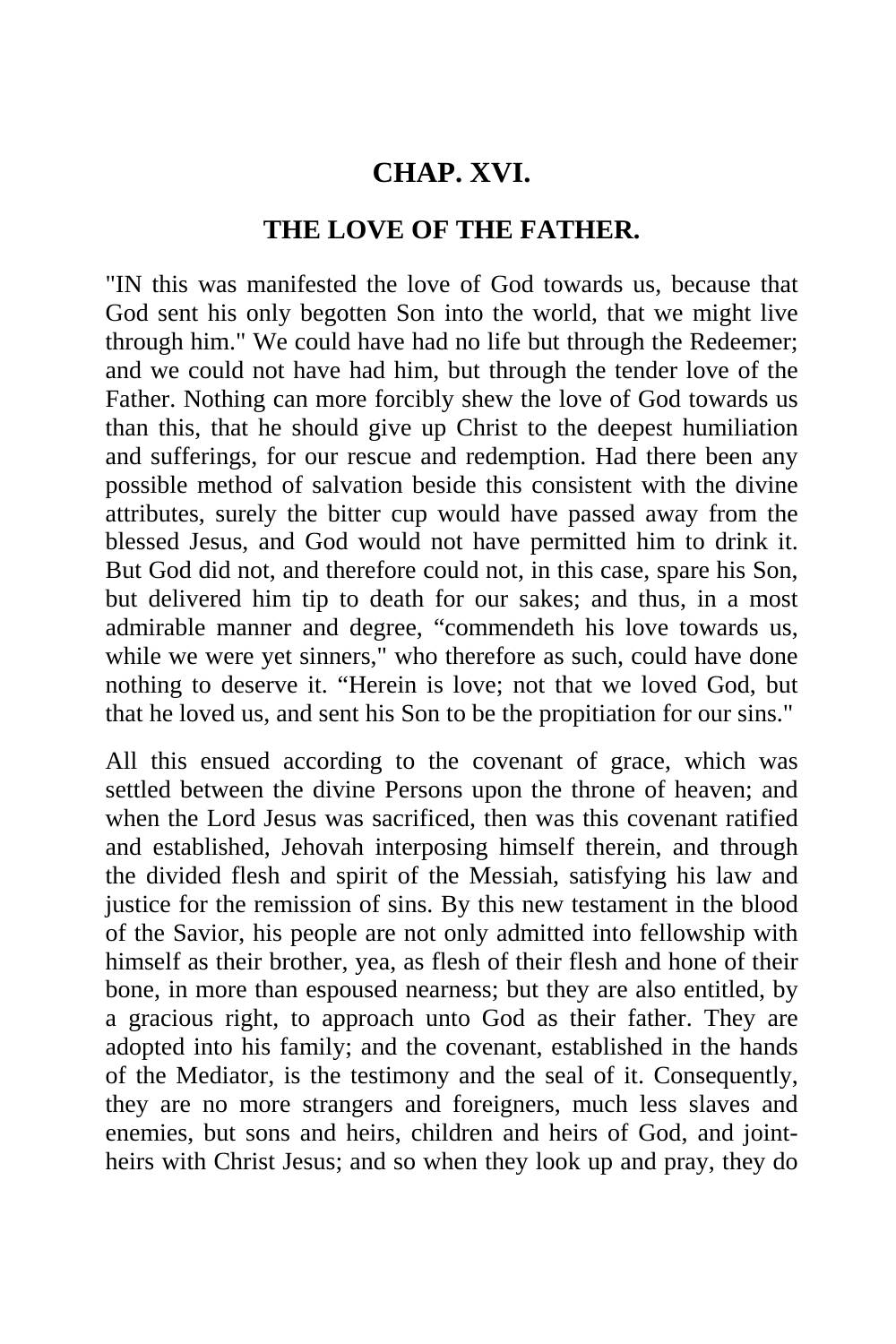## CHAP. XVI.

## THE LOVE OF THE FATHER.

"IN this was manifested the love of God towards us, because that God sent his only begotten Son into the world, that we might live through him." We could have had no life but through the Redeemer; and we could not have had him, but through the tender love of the Father. Nothing can more forcibly shew the love of God towards us than this, that he should give up Christ to the deepest humiliation and sufferings, for our rescue and redemption. Had there been any possible method of salvation beside this consistent with the divine attributes, surely the bitter cup would have passed away from the blessed Jesus, and God would not have permitted him to drink it. But God did not, and therefore could not, in this case, spare his Son, but delivered him tip to death for our sakes; and thus, in a most admirable manner and degree, "commendeth his love towards us, while we were yet sinners," who therefore as such, could have done nothing to deserve it. "Herein is love; not that we loved God, but that he loved us, and sent his Son to be the propitiation for our sins."

All this ensued according to the covenant of grace, which was settled between the divine Persons upon the throne of heaven; and when the Lord Jesus was sacrificed, then was this covenant ratified and established, Jehovah interposing himself therein, and through the divided flesh and spirit of the Messiah, satisfying his law and justice for the remission of sins. By this new testament in the blood of the Savior, his people are not only admitted into fellowship with himself as their brother, yea, as flesh of their flesh and hone of their bone, in more than espoused nearness; but they are also entitled, by a gracious right, to approach unto God as their father. They are adopted into his family; and the covenant, established in the hands of the Mediator, is the testimony and the seal of it. Consequently, they are no more strangers and foreigners, much less slaves and enemies, but sons and heirs, children and heirs of God, and joint-heirs with Christ Jesus; and so when they look up and pray, they do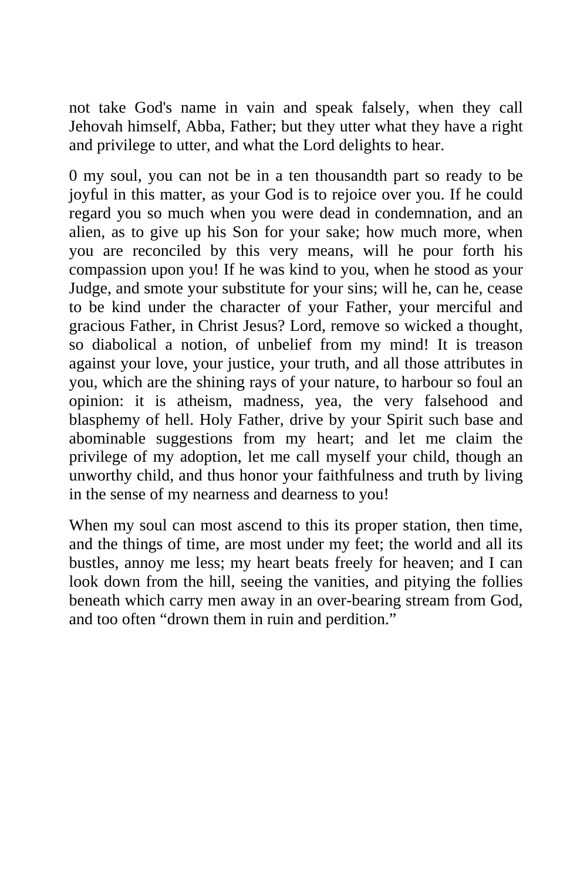not take God's name in vain and speak falsely, when they call Jehovah himself, Abba, Father; but they utter what they have a right and privilege to utter, and what the Lord delights to hear.

0 my soul, you can not be in a ten thousandth part so ready to be joyful in this matter, as your God is to rejoice over you. If he could regard you so much when you were dead in condemnation, and an alien, as to give up his Son for your sake; how much more, when you are reconciled by this very means, will he pour forth his compassion upon you! If he was kind to you, when he stood as your Judge, and smote your substitute for your sins; will he, can he, cease to be kind under the character of your Father, your merciful and gracious Father, in Christ Jesus? Lord, remove so wicked a thought, so diabolical a notion, of unbelief from my mind! It is treason against your love, your justice, your truth, and all those attributes in you, which are the shining rays of your nature, to harbour so foul an opinion: it is atheism, madness, yea, the very falsehood and blasphemy of hell. Holy Father, drive by your Spirit such base and abominable suggestions from my heart; and let me claim the privilege of my adoption, let me call myself your child, though an unworthy child, and thus honor your faithfulness and truth by living in the sense of my nearness and dearness to you!

When my soul can most ascend to this its proper station, then time, and the things of time, are most under my feet; the world and all its bustles, annoy me less; my heart beats freely for heaven; and I can look down from the hill, seeing the vanities, and pitying the follies beneath which carry men away in an over-bearing stream from God, and too often "drown them in ruin and perdition."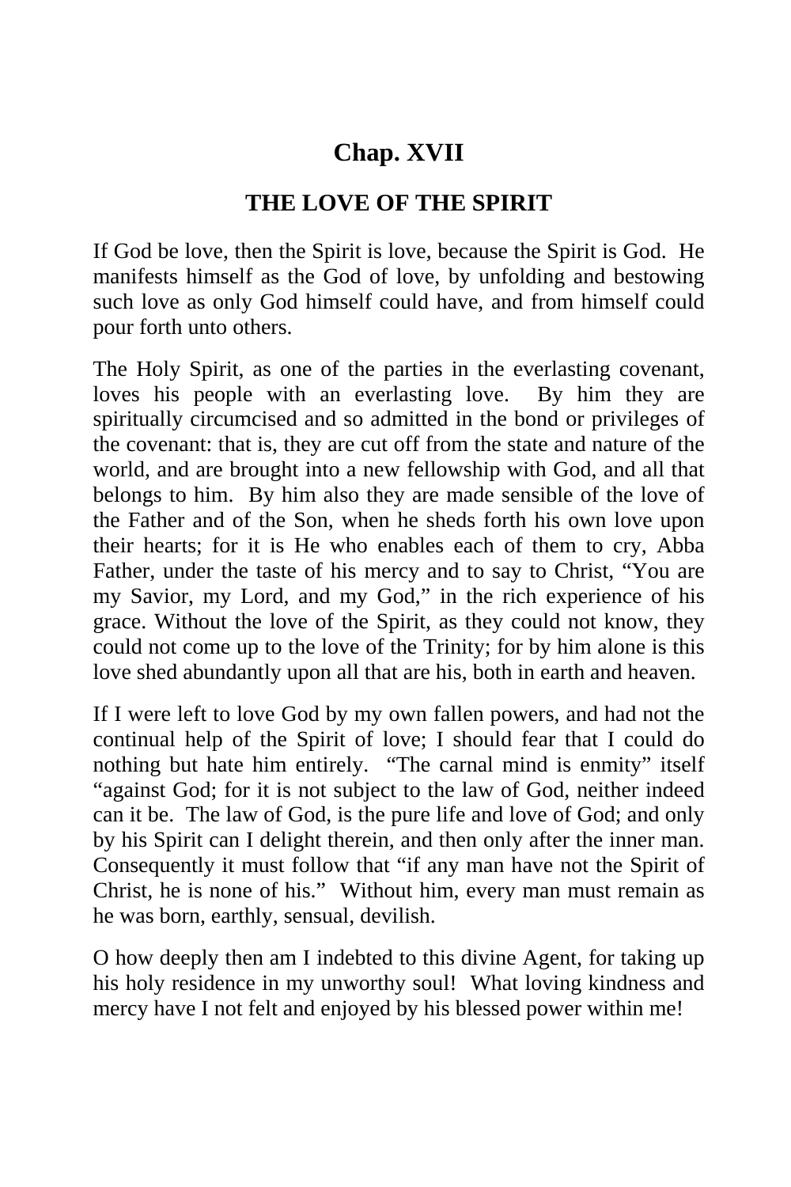## Chap. XVII

### THE LOVE OF THE SPIRIT

If God be love, then the Spirit is love, because the Spirit is God. He manifests himself as the God of love, by unfolding and bestowing such love as only God himself could have, and from himself could pour forth unto others.

The Holy Spirit, as one of the parties in the everlasting covenant, loves his people with an everlasting love. By him they are spiritually circumcised and so admitted in the bond or privileges of the covenant: that is, they are cut off from the state and nature of the world, and are brought into a new fellowship with God, and all that belongs to him. By him also they are made sensible of the love of the Father and of the Son, when he sheds forth his own love upon their hearts; for it is He who enables each of them to cry, Abba Father, under the taste of his mercy and to say to Christ, "You are my Savior, my Lord, and my God," in the rich experience of his grace. Without the love of the Spirit, as they could not know, they could not come up to the love of the Trinity; for by him alone is this love shed abundantly upon all that are his, both in earth and heaven.

If I were left to love God by my own fallen powers, and had not the continual help of the Spirit of love; I should fear that I could do nothing but hate him entirely. "The carnal mind is enmity" itself "against God; for it is not subject to the law of God, neither indeed can it be. The law of God, is the pure life and love of God; and only by his Spirit can I delight therein, and then only after the inner man. Consequently it must follow that "if any man have not the Spirit of Christ, he is none of his." Without him, every man must remain as he was born, earthly, sensual, devilish.

O how deeply then am I indebted to this divine Agent, for taking up his holy residence in my unworthy soul! What loving kindness and mercy have I not felt and enjoyed by his blessed power within me!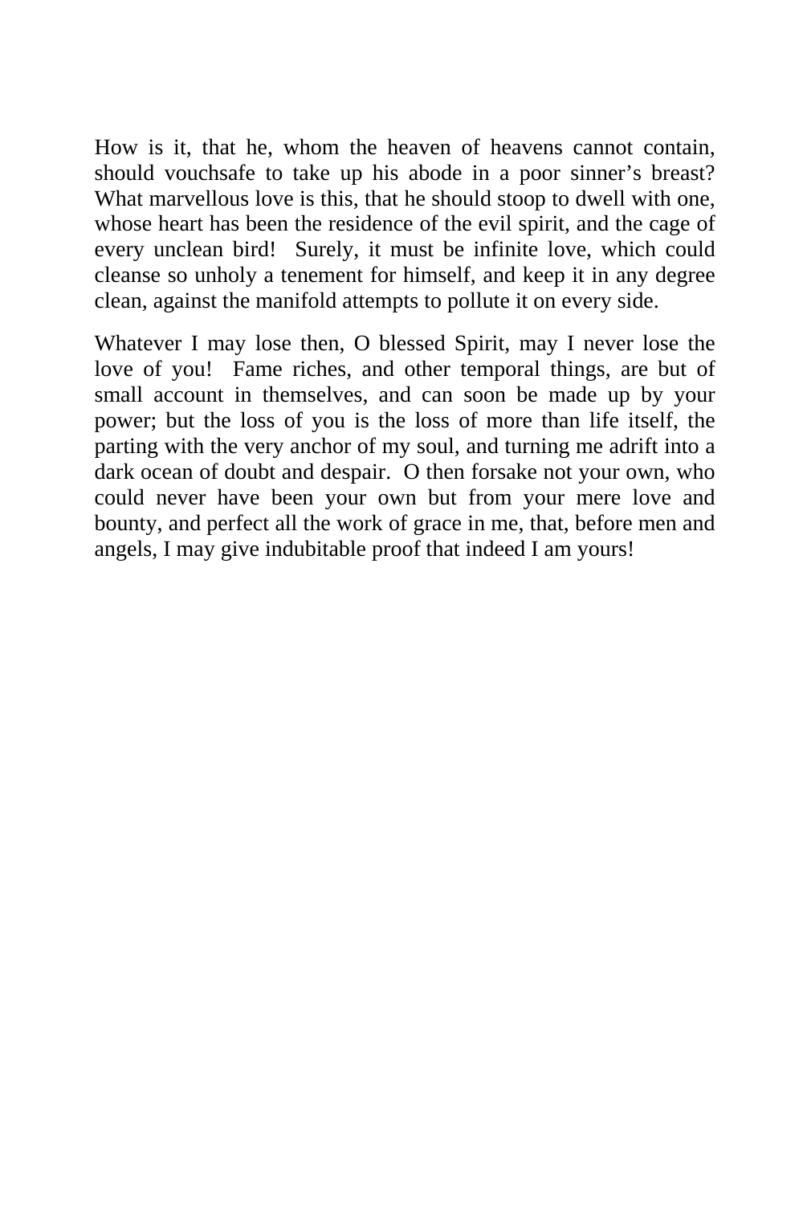How is it, that he, whom the heaven of heavens cannot contain, should vouchsafe to take up his abode in a poor sinner's breast? What marvellous love is this, that he should stoop to dwell with one, whose heart has been the residence of the evil spirit, and the cage of every unclean bird!  Surely, it must be infinite love, which could cleanse so unholy a tenement for himself, and keep it in any degree clean, against the manifold attempts to pollute it on every side.

Whatever I may lose then, O blessed Spirit, may I never lose the love of you!  Fame riches, and other temporal things, are but of small account in themselves, and can soon be made up by your power; but the loss of you is the loss of more than life itself, the parting with the very anchor of my soul, and turning me adrift into a dark ocean of doubt and despair.  O then forsake not your own, who could never have been your own but from your mere love and bounty, and perfect all the work of grace in me, that, before men and angels, I may give indubitable proof that indeed I am yours!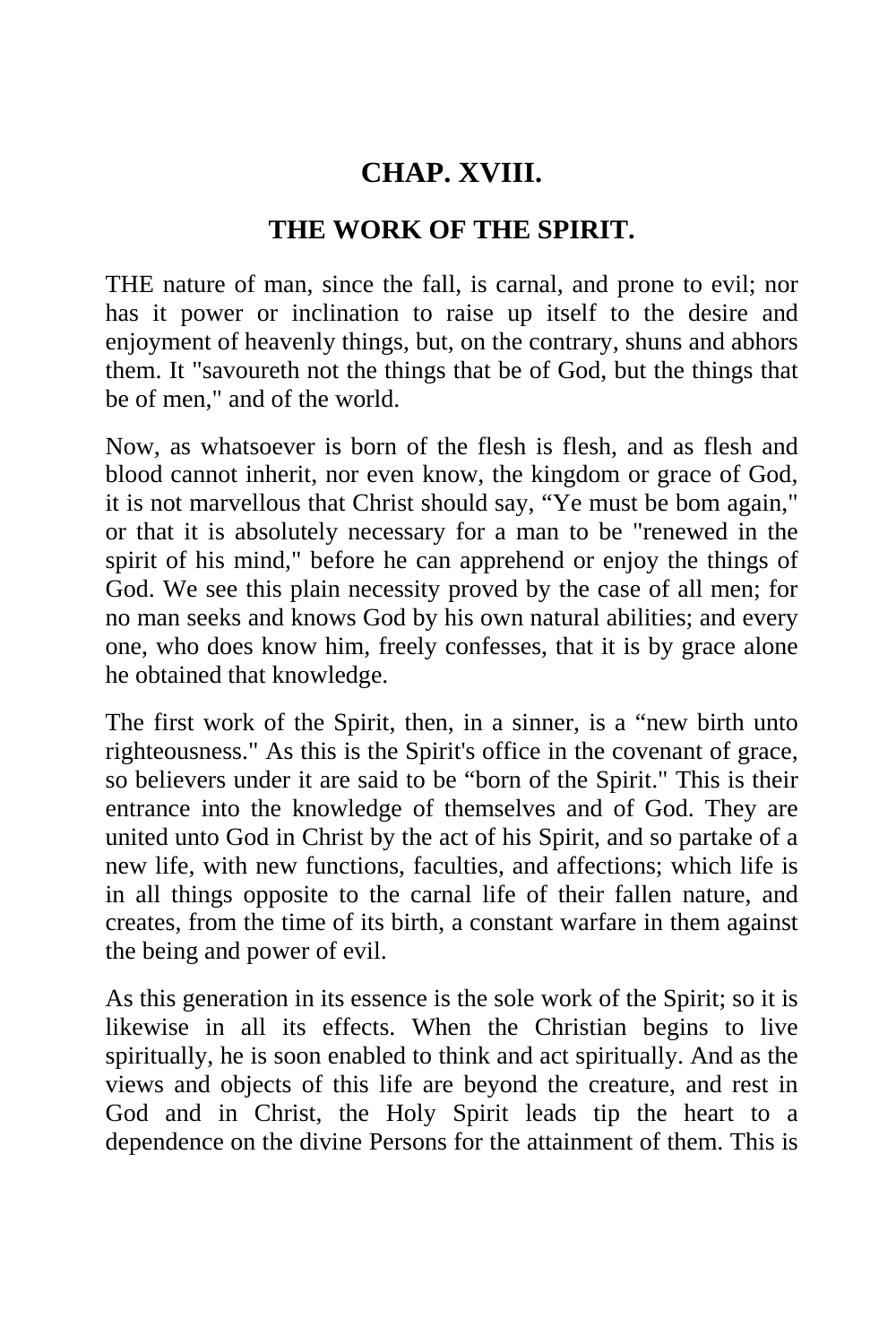# CHAP. XVIII.

## THE WORK OF THE SPIRIT.

THE nature of man, since the fall, is carnal, and prone to evil; nor has it power or inclination to raise up itself to the desire and enjoyment of heavenly things, but, on the contrary, shuns and abhors them. It "savoureth not the things that be of God, but the things that be of men," and of the world.

Now, as whatsoever is born of the flesh is flesh, and as flesh and blood cannot inherit, nor even know, the kingdom or grace of God, it is not marvellous that Christ should say, "Ye must be bom again," or that it is absolutely necessary for a man to be "renewed in the spirit of his mind," before he can apprehend or enjoy the things of God. We see this plain necessity proved by the case of all men; for no man seeks and knows God by his own natural abilities; and every one, who does know him, freely confesses, that it is by grace alone he obtained that knowledge.

The first work of the Spirit, then, in a sinner, is a "new birth unto righteousness." As this is the Spirit's office in the covenant of grace, so believers under it are said to be "born of the Spirit." This is their entrance into the knowledge of themselves and of God. They are united unto God in Christ by the act of his Spirit, and so partake of a new life, with new functions, faculties, and affections; which life is in all things opposite to the carnal life of their fallen nature, and creates, from the time of its birth, a constant warfare in them against the being and power of evil.

As this generation in its essence is the sole work of the Spirit; so it is likewise in all its effects. When the Christian begins to live spiritually, he is soon enabled to think and act spiritually. And as the views and objects of this life are beyond the creature, and rest in God and in Christ, the Holy Spirit leads tip the heart to a dependence on the divine Persons for the attainment of them. This is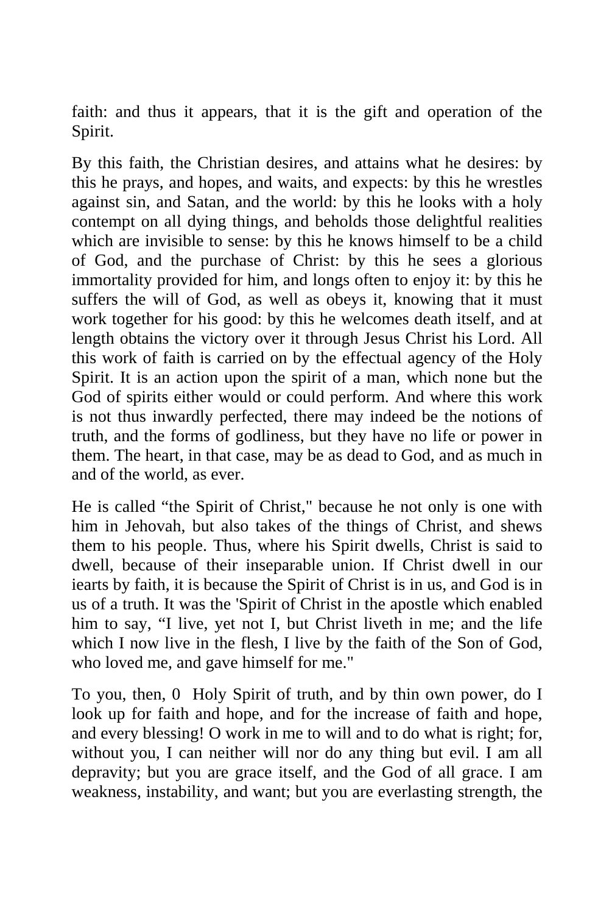faith: and thus it appears, that it is the gift and operation of the Spirit.

By this faith, the Christian desires, and attains what he desires: by this he prays, and hopes, and waits, and expects: by this he wrestles against sin, and Satan, and the world: by this he looks with a holy contempt on all dying things, and beholds those delightful realities which are invisible to sense: by this he knows himself to be a child of God, and the purchase of Christ: by this he sees a glorious immortality provided for him, and longs often to enjoy it: by this he suffers the will of God, as well as obeys it, knowing that it must work together for his good: by this he welcomes death itself, and at length obtains the victory over it through Jesus Christ his Lord. All this work of faith is carried on by the effectual agency of the Holy Spirit. It is an action upon the spirit of a man, which none but the God of spirits either would or could perform. And where this work is not thus inwardly perfected, there may indeed be the notions of truth, and the forms of godliness, but they have no life or power in them. The heart, in that case, may be as dead to God, and as much in and of the world, as ever.

He is called "the Spirit of Christ," because he not only is one with him in Jehovah, but also takes of the things of Christ, and shews them to his people. Thus, where his Spirit dwells, Christ is said to dwell, because of their inseparable union. If Christ dwell in our iearts by faith, it is because the Spirit of Christ is in us, and God is in us of a truth. It was the 'Spirit of Christ in the apostle which enabled him to say, "I live, yet not I, but Christ liveth in me; and the life which I now live in the flesh, I live by the faith of the Son of God, who loved me, and gave himself for me."

To you, then, 0 Holy Spirit of truth, and by thin own power, do I look up for faith and hope, and for the increase of faith and hope, and every blessing! O work in me to will and to do what is right; for, without you, I can neither will nor do any thing but evil. I am all depravity; but you are grace itself, and the God of all grace. I am weakness, instability, and want; but you are everlasting strength, the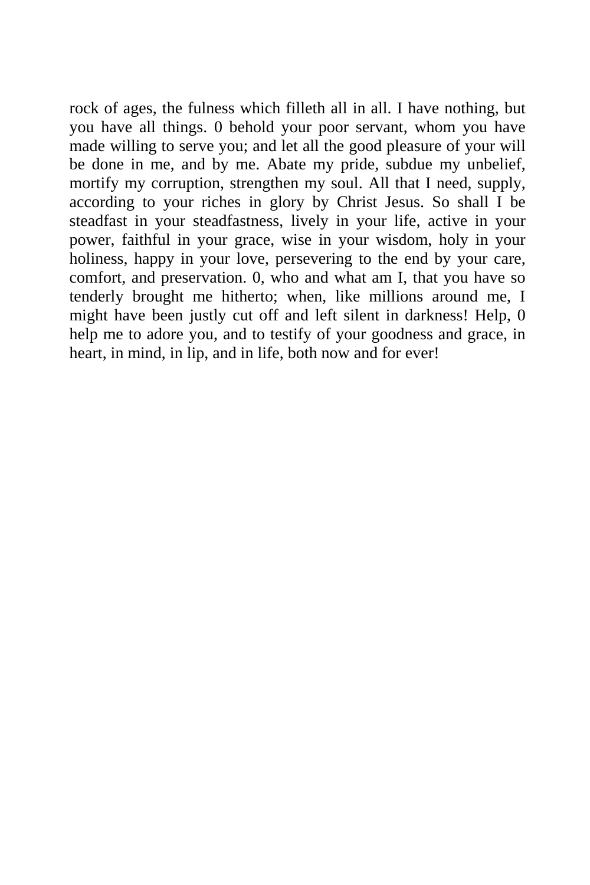rock of ages, the fulness which filleth all in all. I have nothing, but you have all things. 0 behold your poor servant, whom you have made willing to serve you; and let all the good pleasure of your will be done in me, and by me. Abate my pride, subdue my unbelief, mortify my corruption, strengthen my soul. All that I need, supply, according to your riches in glory by Christ Jesus. So shall I be steadfast in your steadfastness, lively in your life, active in your power, faithful in your grace, wise in your wisdom, holy in your holiness, happy in your love, persevering to the end by your care, comfort, and preservation. 0, who and what am I, that you have so tenderly brought me hitherto; when, like millions around me, I might have been justly cut off and left silent in darkness! Help, 0 help me to adore you, and to testify of your goodness and grace, in heart, in mind, in lip, and in life, both now and for ever!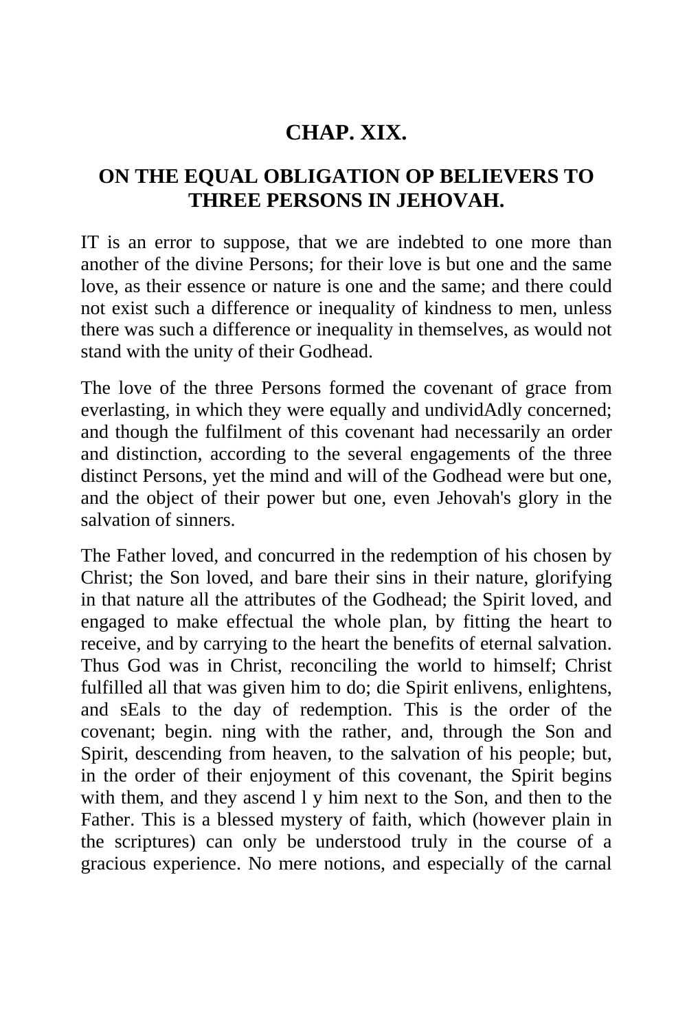## CHAP. XIX.

### ON THE EQUAL OBLIGATION OP BELIEVERS TO THREE PERSONS IN JEHOVAH.

IT is an error to suppose, that we are indebted to one more than another of the divine Persons; for their love is but one and the same love, as their essence or nature is one and the same; and there could not exist such a difference or inequality of kindness to men, unless there was such a difference or inequality in themselves, as would not stand with the unity of their Godhead.

The love of the three Persons formed the covenant of grace from everlasting, in which they were equally and undividAdly concerned; and though the fulfilment of this covenant had necessarily an order and distinction, according to the several engagements of the three distinct Persons, yet the mind and will of the Godhead were but one, and the object of their power but one, even Jehovah's glory in the salvation of sinners.

The Father loved, and concurred in the redemption of his chosen by Christ; the Son loved, and bare their sins in their nature, glorifying in that nature all the attributes of the Godhead; the Spirit loved, and engaged to make effectual the whole plan, by fitting the heart to receive, and by carrying to the heart the benefits of eternal salvation. Thus God was in Christ, reconciling the world to himself; Christ fulfilled all that was given him to do; die Spirit enlivens, enlightens, and sEals to the day of redemption. This is the order of the covenant; begin. ning with the rather, and, through the Son and Spirit, descending from heaven, to the salvation of his people; but, in the order of their enjoyment of this covenant, the Spirit begins with them, and they ascend l y him next to the Son, and then to the Father. This is a blessed mystery of faith, which (however plain in the scriptures) can only be understood truly in the course of a gracious experience. No mere notions, and especially of the carnal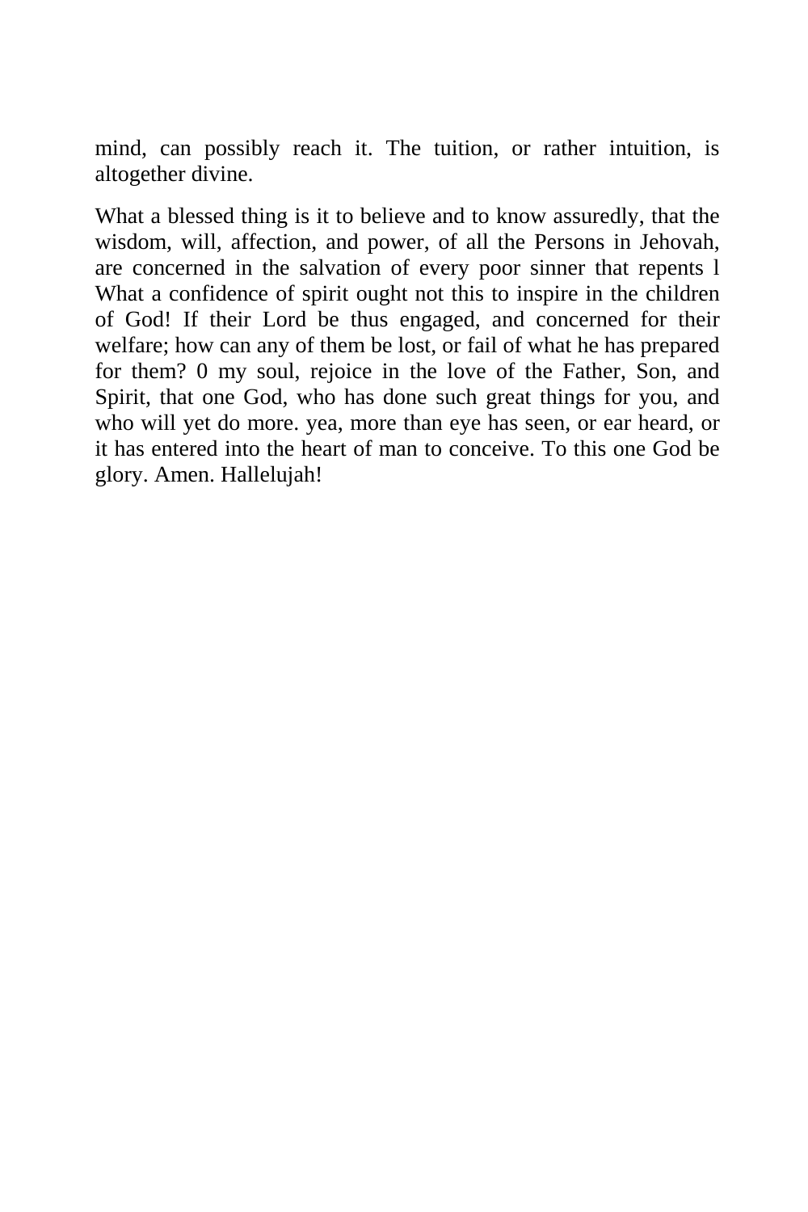mind, can possibly reach it. The tuition, or rather intuition, is altogether divine.

What a blessed thing is it to believe and to know assuredly, that the wisdom, will, affection, and power, of all the Persons in Jehovah, are concerned in the salvation of every poor sinner that repents l What a confidence of spirit ought not this to inspire in the children of God! If their Lord be thus engaged, and concerned for their welfare; how can any of them be lost, or fail of what he has prepared for them? 0 my soul, rejoice in the love of the Father, Son, and Spirit, that one God, who has done such great things for you, and who will yet do more. yea, more than eye has seen, or ear heard, or it has entered into the heart of man to conceive. To this one God be glory. Amen. Hallelujah!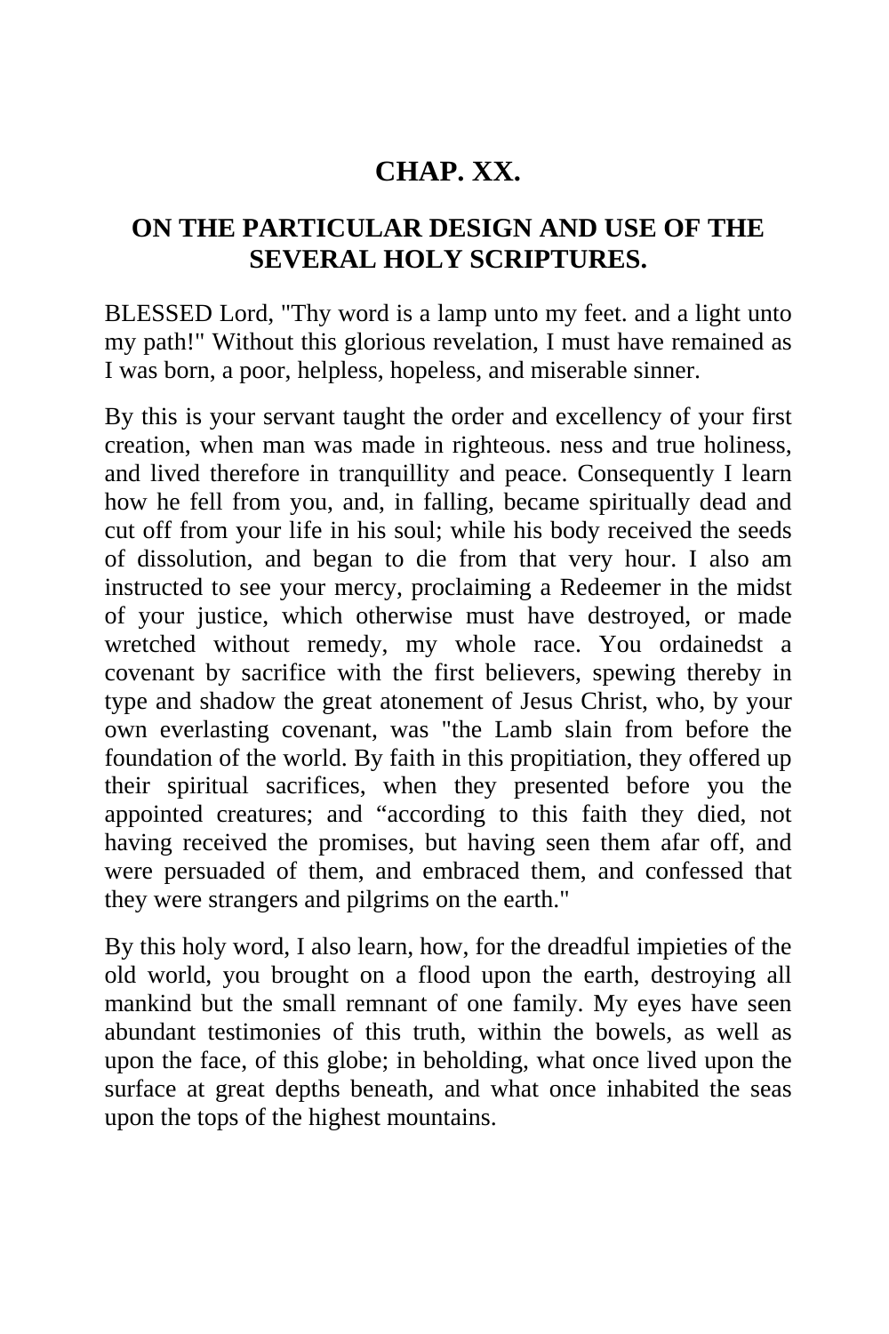## CHAP. XX.

## ON THE PARTICULAR DESIGN AND USE OF THE SEVERAL HOLY SCRIPTURES.

BLESSED Lord, "Thy word is a lamp unto my feet. and a light unto my path!" Without this glorious revelation, I must have remained as I was born, a poor, helpless, hopeless, and miserable sinner.

By this is your servant taught the order and excellency of your first creation, when man was made in righteous. ness and true holiness, and lived therefore in tranquillity and peace. Consequently I learn how he fell from you, and, in falling, became spiritually dead and cut off from your life in his soul; while his body received the seeds of dissolution, and began to die from that very hour. I also am instructed to see your mercy, proclaiming a Redeemer in the midst of your justice, which otherwise must have destroyed, or made wretched without remedy, my whole race. You ordainedst a covenant by sacrifice with the first believers, spewing thereby in type and shadow the great atonement of Jesus Christ, who, by your own everlasting covenant, was "the Lamb slain from before the foundation of the world. By faith in this propitiation, they offered up their spiritual sacrifices, when they presented before you the appointed creatures; and “according to this faith they died, not having received the promises, but having seen them afar off, and were persuaded of them, and embraced them, and confessed that they were strangers and pilgrims on the earth."

By this holy word, I also learn, how, for the dreadful impieties of the old world, you brought on a flood upon the earth, destroying all mankind but the small remnant of one family. My eyes have seen abundant testimonies of this truth, within the bowels, as well as upon the face, of this globe; in beholding, what once lived upon the surface at great depths beneath, and what once inhabited the seas upon the tops of the highest mountains.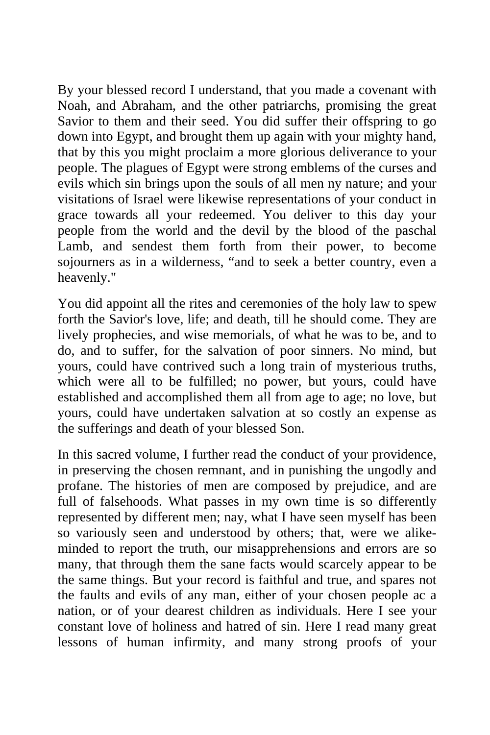By your blessed record I understand, that you made a covenant with Noah, and Abraham, and the other patriarchs, promising the great Savior to them and their seed. You did suffer their offspring to go down into Egypt, and brought them up again with your mighty hand, that by this you might proclaim a more glorious deliverance to your people. The plagues of Egypt were strong emblems of the curses and evils which sin brings upon the souls of all men ny nature; and your visitations of Israel were likewise representations of your conduct in grace towards all your redeemed. You deliver to this day your people from the world and the devil by the blood of the paschal Lamb, and sendest them forth from their power, to become sojourners as in a wilderness, "and to seek a better country, even a heavenly."

You did appoint all the rites and ceremonies of the holy law to spew forth the Savior's love, life; and death, till he should come. They are lively prophecies, and wise memorials, of what he was to be, and to do, and to suffer, for the salvation of poor sinners. No mind, but yours, could have contrived such a long train of mysterious truths, which were all to be fulfilled; no power, but yours, could have established and accomplished them all from age to age; no love, but yours, could have undertaken salvation at so costly an expense as the sufferings and death of your blessed Son.

In this sacred volume, I further read the conduct of your providence, in preserving the chosen remnant, and in punishing the ungodly and profane. The histories of men are composed by prejudice, and are full of falsehoods. What passes in my own time is so differently represented by different men; nay, what I have seen myself has been so variously seen and understood by others; that, were we alike-minded to report the truth, our misapprehensions and errors are so many, that through them the sane facts would scarcely appear to be the same things. But your record is faithful and true, and spares not the faults and evils of any man, either of your chosen people ac a nation, or of your dearest children as individuals. Here I see your constant love of holiness and hatred of sin. Here I read many great lessons of human infirmity, and many strong proofs of your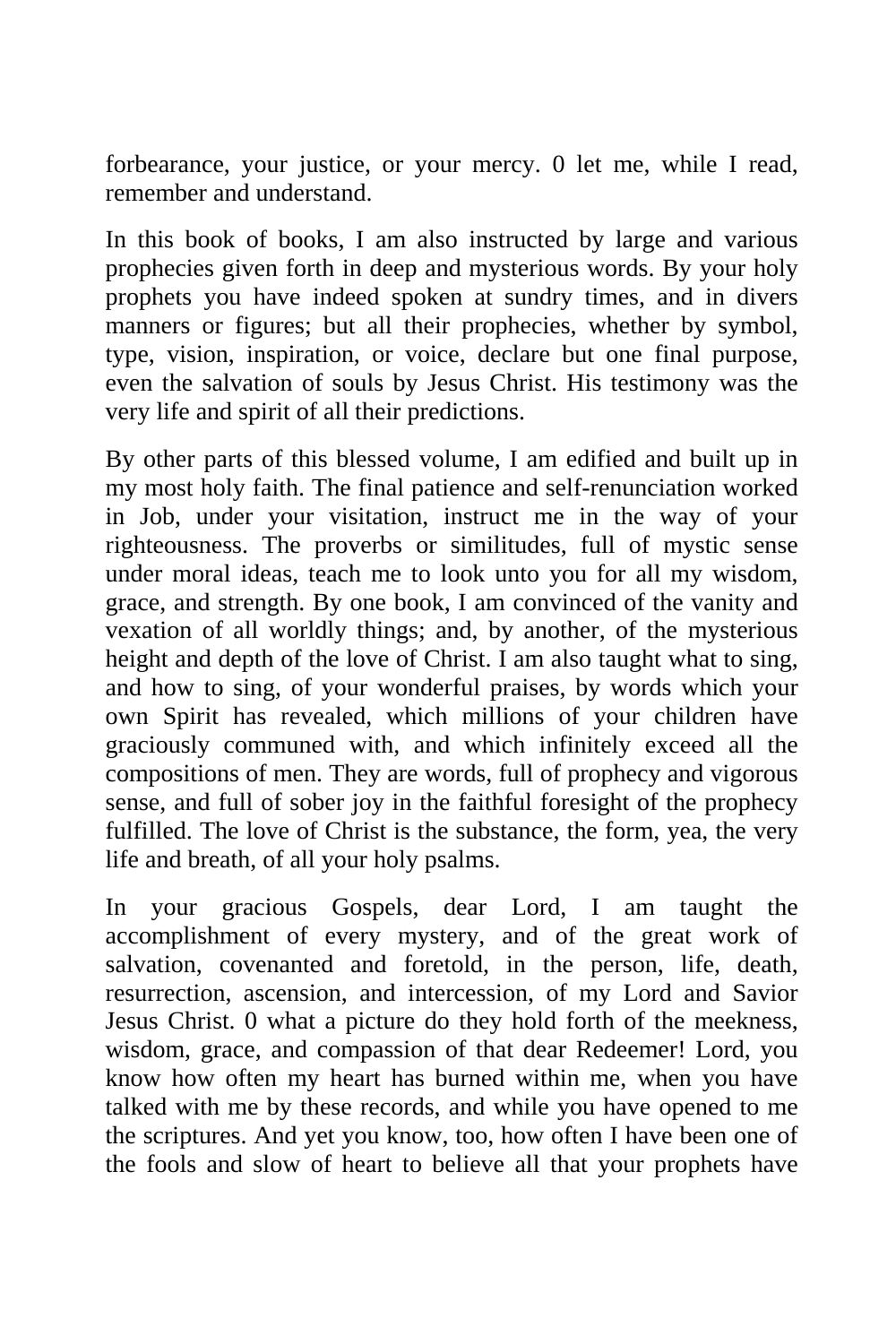forbearance, your justice, or your mercy. 0 let me, while I read, remember and understand.

In this book of books, I am also instructed by large and various prophecies given forth in deep and mysterious words. By your holy prophets you have indeed spoken at sundry times, and in divers manners or figures; but all their prophecies, whether by symbol, type, vision, inspiration, or voice, declare but one final purpose, even the salvation of souls by Jesus Christ. His testimony was the very life and spirit of all their predictions.

By other parts of this blessed volume, I am edified and built up in my most holy faith. The final patience and self-renunciation worked in Job, under your visitation, instruct me in the way of your righteousness. The proverbs or similitudes, full of mystic sense under moral ideas, teach me to look unto you for all my wisdom, grace, and strength. By one book, I am convinced of the vanity and vexation of all worldly things; and, by another, of the mysterious height and depth of the love of Christ. I am also taught what to sing, and how to sing, of your wonderful praises, by words which your own Spirit has revealed, which millions of your children have graciously communed with, and which infinitely exceed all the compositions of men. They are words, full of prophecy and vigorous sense, and full of sober joy in the faithful foresight of the prophecy fulfilled. The love of Christ is the substance, the form, yea, the very life and breath, of all your holy psalms.

In your gracious Gospels, dear Lord, I am taught the accomplishment of every mystery, and of the great work of salvation, covenanted and foretold, in the person, life, death, resurrection, ascension, and intercession, of my Lord and Savior Jesus Christ. 0 what a picture do they hold forth of the meekness, wisdom, grace, and compassion of that dear Redeemer! Lord, you know how often my heart has burned within me, when you have talked with me by these records, and while you have opened to me the scriptures. And yet you know, too, how often I have been one of the fools and slow of heart to believe all that your prophets have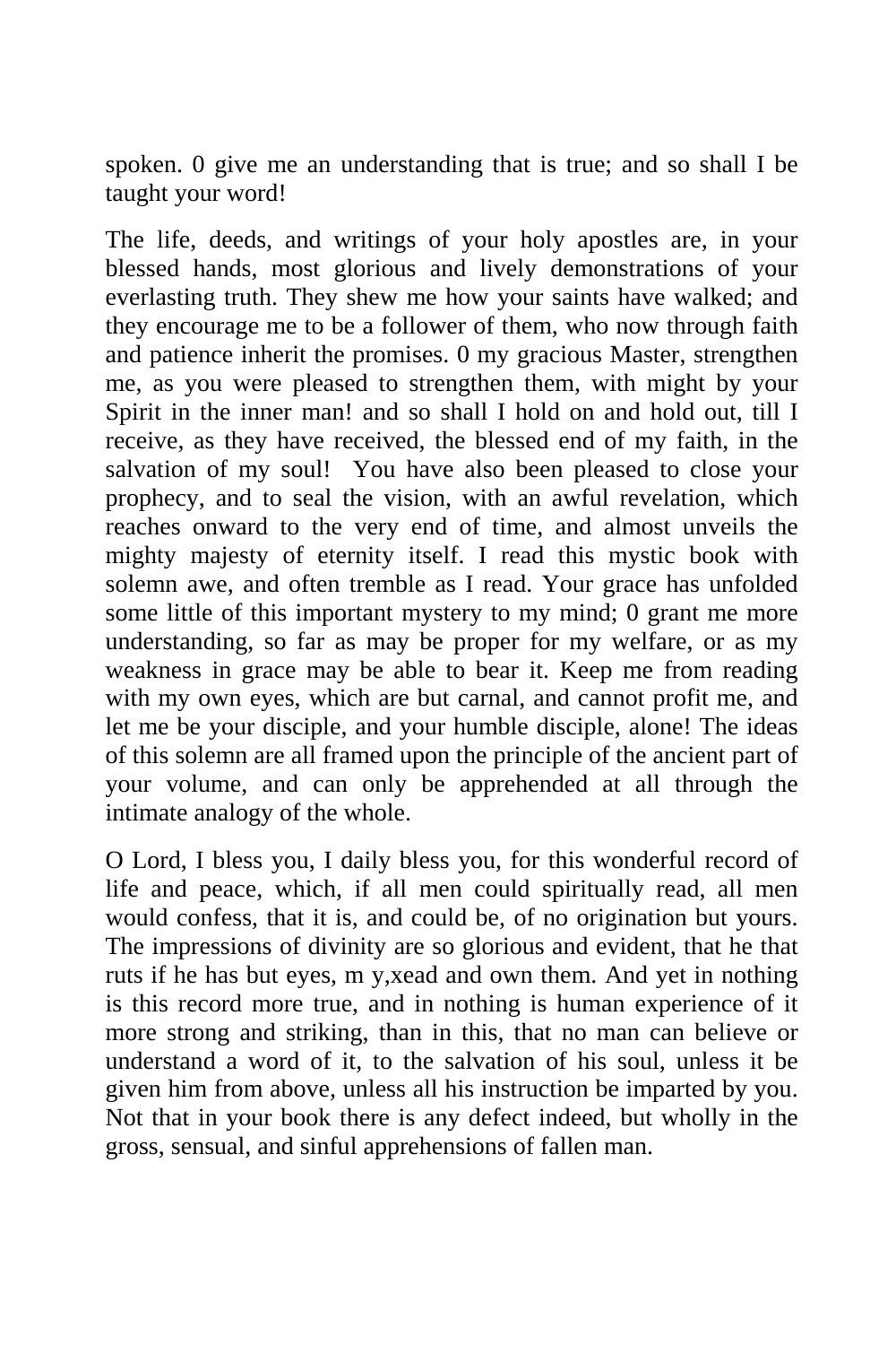spoken. 0 give me an understanding that is true; and so shall I be taught your word!

The life, deeds, and writings of your holy apostles are, in your blessed hands, most glorious and lively demonstrations of your everlasting truth. They shew me how your saints have walked; and they encourage me to be a follower of them, who now through faith and patience inherit the promises. 0 my gracious Master, strengthen me, as you were pleased to strengthen them, with might by your Spirit in the inner man! and so shall I hold on and hold out, till I receive, as they have received, the blessed end of my faith, in the salvation of my soul! You have also been pleased to close your prophecy, and to seal the vision, with an awful revelation, which reaches onward to the very end of time, and almost unveils the mighty majesty of eternity itself. I read this mystic book with solemn awe, and often tremble as I read. Your grace has unfolded some little of this important mystery to my mind; 0 grant me more understanding, so far as may be proper for my welfare, or as my weakness in grace may be able to bear it. Keep me from reading with my own eyes, which are but carnal, and cannot profit me, and let me be your disciple, and your humble disciple, alone! The ideas of this solemn are all framed upon the principle of the ancient part of your volume, and can only be apprehended at all through the intimate analogy of the whole.

O Lord, I bless you, I daily bless you, for this wonderful record of life and peace, which, if all men could spiritually read, all men would confess, that it is, and could be, of no origination but yours. The impressions of divinity are so glorious and evident, that he that ruts if he has but eyes, m y,xead and own them. And yet in nothing is this record more true, and in nothing is human experience of it more strong and striking, than in this, that no man can believe or understand a word of it, to the salvation of his soul, unless it be given him from above, unless all his instruction be imparted by you. Not that in your book there is any defect indeed, but wholly in the gross, sensual, and sinful apprehensions of fallen man.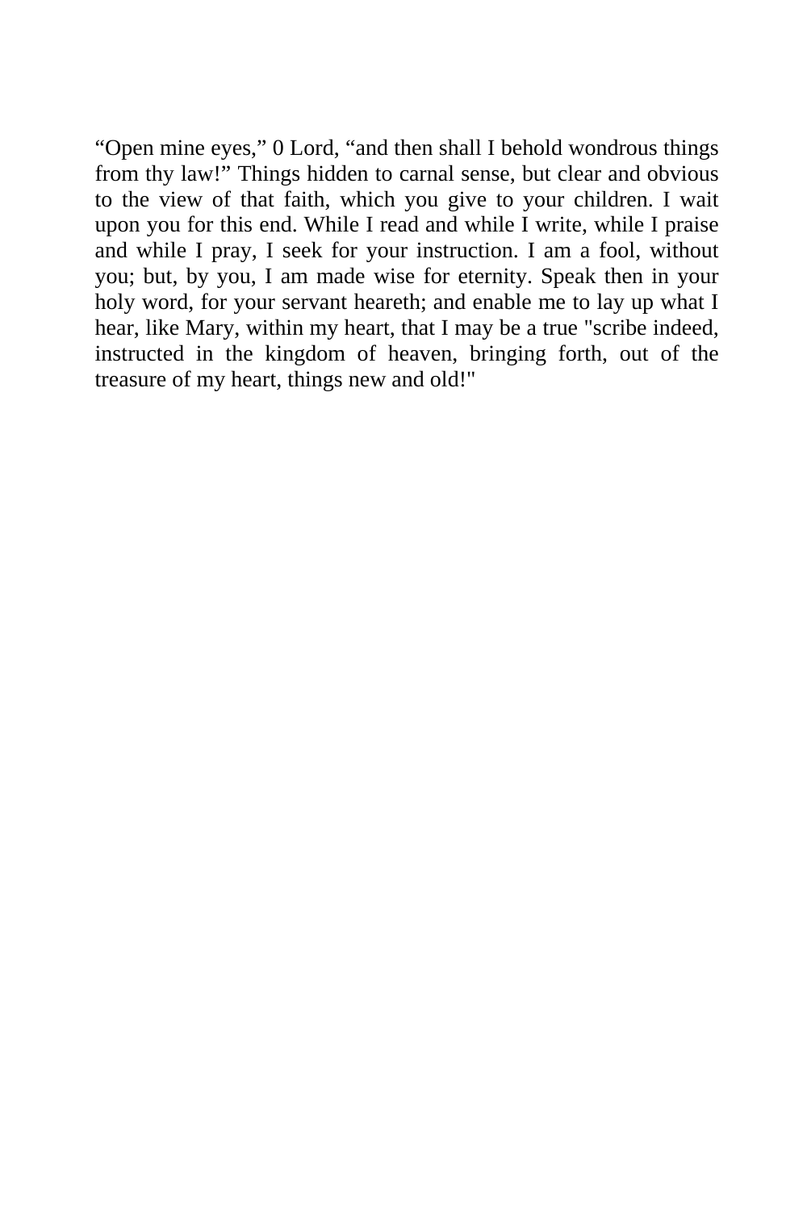“Open mine eyes,” 0 Lord, “and then shall I behold wondrous things from thy law!” Things hidden to carnal sense, but clear and obvious to the view of that faith, which you give to your children. I wait upon you for this end. While I read and while I write, while I praise and while I pray, I seek for your instruction. I am a fool, without you; but, by you, I am made wise for eternity. Speak then in your holy word, for your servant heareth; and enable me to lay up what I hear, like Mary, within my heart, that I may be a true "scribe indeed, instructed in the kingdom of heaven, bringing forth, out of the treasure of my heart, things new and old!"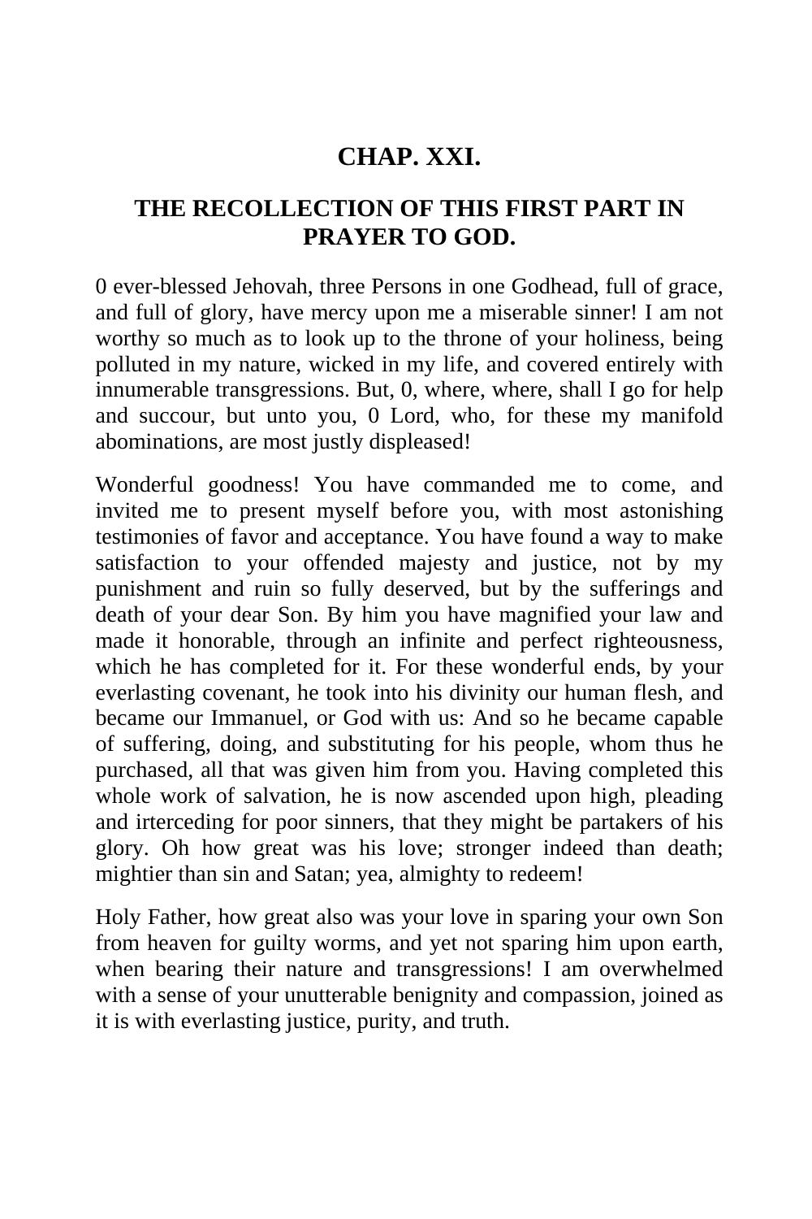## CHAP. XXI.

## THE RECOLLECTION OF THIS FIRST PART IN PRAYER TO GOD.

0 ever-blessed Jehovah, three Persons in one Godhead, full of grace, and full of glory, have mercy upon me a miserable sinner! I am not worthy so much as to look up to the throne of your holiness, being polluted in my nature, wicked in my life, and covered entirely with innumerable transgressions. But, 0, where, where, shall I go for help and succour, but unto you, 0 Lord, who, for these my manifold abominations, are most justly displeased!

Wonderful goodness! You have commanded me to come, and invited me to present myself before you, with most astonishing testimonies of favor and acceptance. You have found a way to make satisfaction to your offended majesty and justice, not by my punishment and ruin so fully deserved, but by the sufferings and death of your dear Son. By him you have magnified your law and made it honorable, through an infinite and perfect righteousness, which he has completed for it. For these wonderful ends, by your everlasting covenant, he took into his divinity our human flesh, and became our Immanuel, or God with us: And so he became capable of suffering, doing, and substituting for his people, whom thus he purchased, all that was given him from you. Having completed this whole work of salvation, he is now ascended upon high, pleading and irterceding for poor sinners, that they might be partakers of his glory. Oh how great was his love; stronger indeed than death; mightier than sin and Satan; yea, almighty to redeem!

Holy Father, how great also was your love in sparing your own Son from heaven for guilty worms, and yet not sparing him upon earth, when bearing their nature and transgressions! I am overwhelmed with a sense of your unutterable benignity and compassion, joined as it is with everlasting justice, purity, and truth.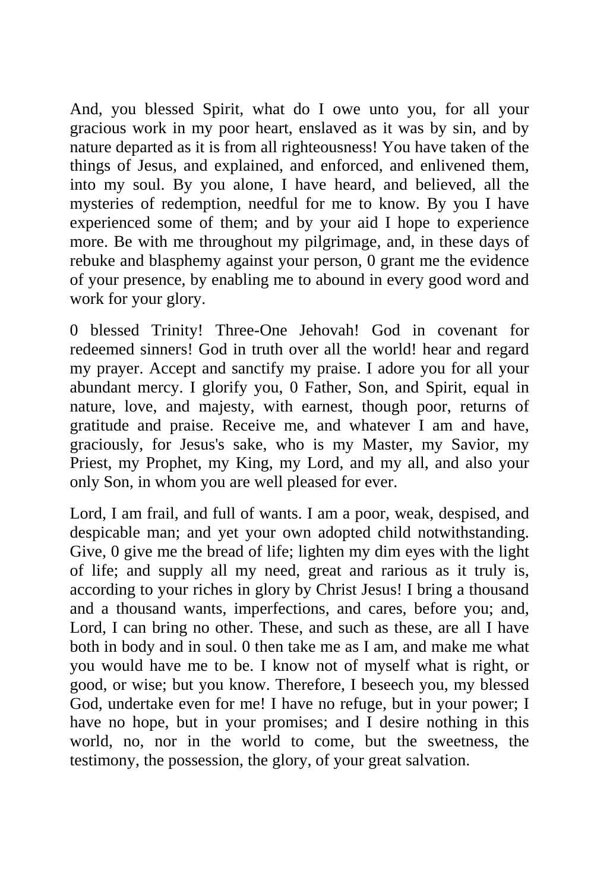And, you blessed Spirit, what do I owe unto you, for all your gracious work in my poor heart, enslaved as it was by sin, and by nature departed as it is from all righteousness! You have taken of the things of Jesus, and explained, and enforced, and enlivened them, into my soul. By you alone, I have heard, and believed, all the mysteries of redemption, needful for me to know. By you I have experienced some of them; and by your aid I hope to experience more. Be with me throughout my pilgrimage, and, in these days of rebuke and blasphemy against your person, 0 grant me the evidence of your presence, by enabling me to abound in every good word and work for your glory.

0 blessed Trinity! Three-One Jehovah! God in covenant for redeemed sinners! God in truth over all the world! hear and regard my prayer. Accept and sanctify my praise. I adore you for all your abundant mercy. I glorify you, 0 Father, Son, and Spirit, equal in nature, love, and majesty, with earnest, though poor, returns of gratitude and praise. Receive me, and whatever I am and have, graciously, for Jesus's sake, who is my Master, my Savior, my Priest, my Prophet, my King, my Lord, and my all, and also your only Son, in whom you are well pleased for ever.

Lord, I am frail, and full of wants. I am a poor, weak, despised, and despicable man; and yet your own adopted child notwithstanding. Give, 0 give me the bread of life; lighten my dim eyes with the light of life; and supply all my need, great and rarious as it truly is, according to your riches in glory by Christ Jesus! I bring a thousand and a thousand wants, imperfections, and cares, before you; and, Lord, I can bring no other. These, and such as these, are all I have both in body and in soul. 0 then take me as I am, and make me what you would have me to be. I know not of myself what is right, or good, or wise; but you know. Therefore, I beseech you, my blessed God, undertake even for me! I have no refuge, but in your power; I have no hope, but in your promises; and I desire nothing in this world, no, nor in the world to come, but the sweetness, the testimony, the possession, the glory, of your great salvation.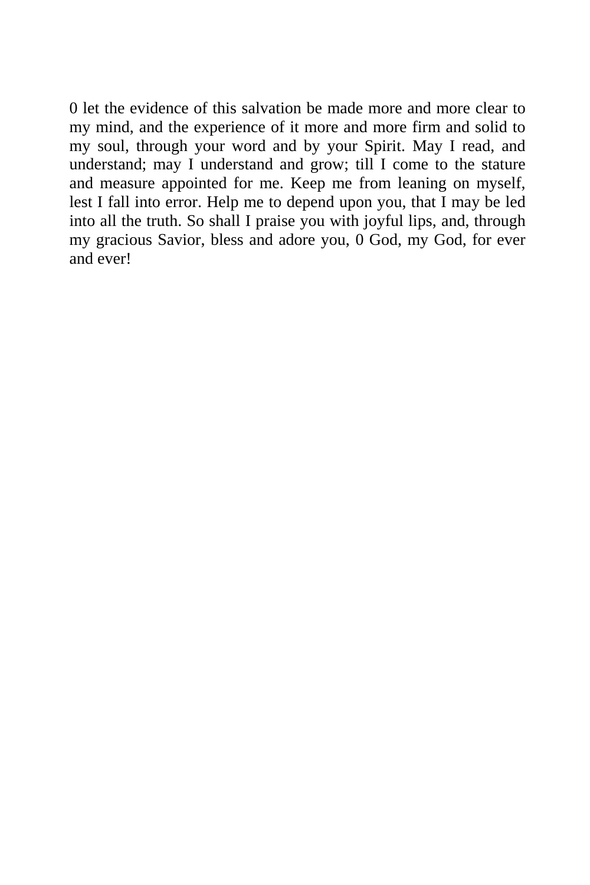0 let the evidence of this salvation be made more and more clear to my mind, and the experience of it more and more firm and solid to my soul, through your word and by your Spirit. May I read, and understand; may I understand and grow; till I come to the stature and measure appointed for me. Keep me from leaning on myself, lest I fall into error. Help me to depend upon you, that I may be led into all the truth. So shall I praise you with joyful lips, and, through my gracious Savior, bless and adore you, 0 God, my God, for ever and ever!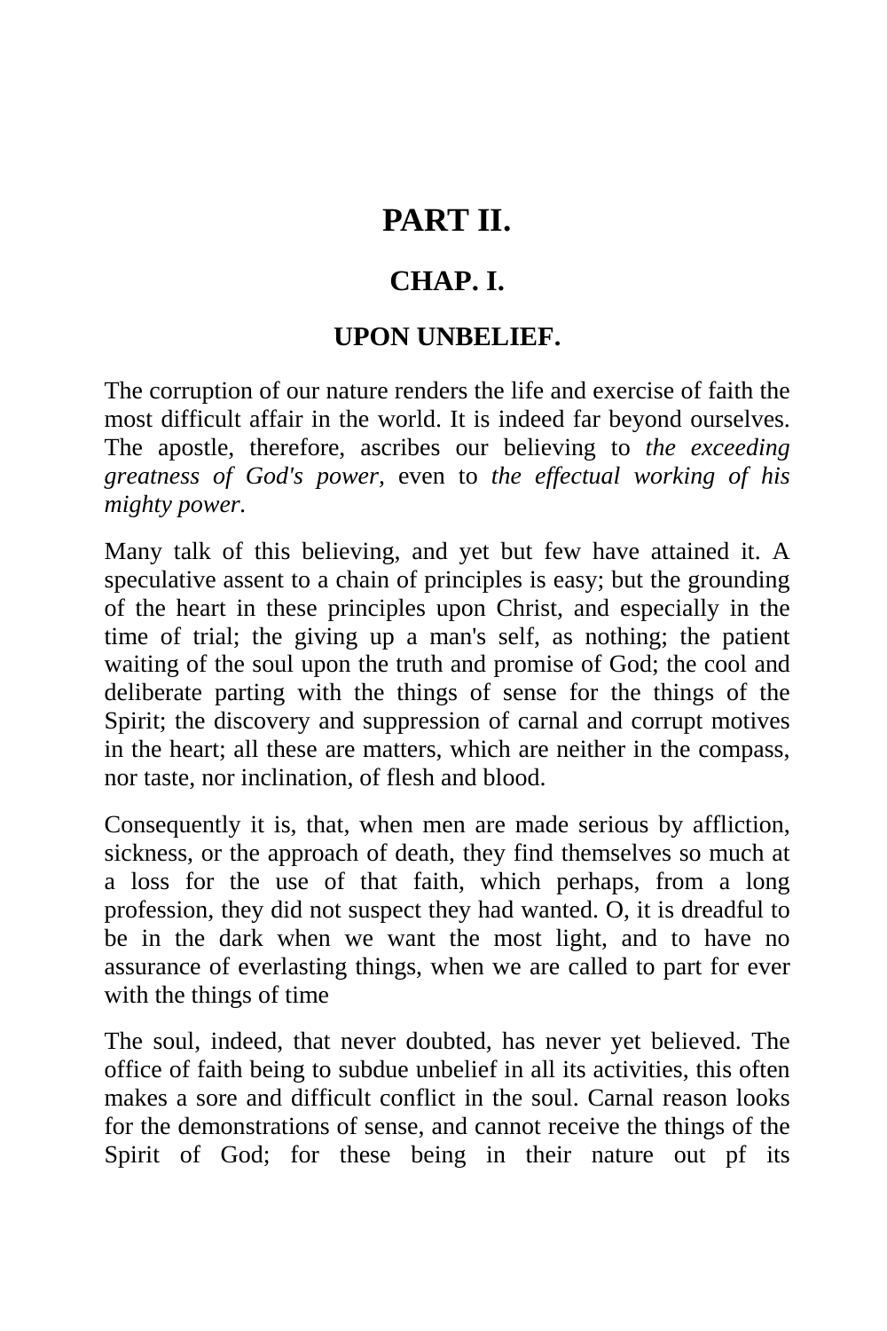# PART II.

## CHAP. I.

### UPON UNBELIEF.

The corruption of our nature renders the life and exercise of faith the most difficult affair in the world. It is indeed far beyond ourselves. The apostle, therefore, ascribes our believing to *the exceeding greatness of God's power,* even to *the effectual working of his mighty power.*

Many talk of this believing, and yet but few have attained it. A speculative assent to a chain of principles is easy; but the grounding of the heart in these principles upon Christ, and especially in the time of trial; the giving up a man's self, as nothing; the patient waiting of the soul upon the truth and promise of God; the cool and deliberate parting with the things of sense for the things of the Spirit; the discovery and suppression of carnal and corrupt motives in the heart; all these are matters, which are neither in the compass, nor taste, nor inclination, of flesh and blood.

Consequently it is, that, when men are made serious by affliction, sickness, or the approach of death, they find themselves so much at a loss for the use of that faith, which perhaps, from a long profession, they did not suspect they had wanted. O, it is dreadful to be in the dark when we want the most light, and to have no assurance of everlasting things, when we are called to part for ever with the things of time

The soul, indeed, that never doubted, has never yet believed. The office of faith being to subdue unbelief in all its activities, this often makes a sore and difficult conflict in the soul. Carnal reason looks for the demonstrations of sense, and cannot receive the things of the Spirit of God; for these being in their nature out pf its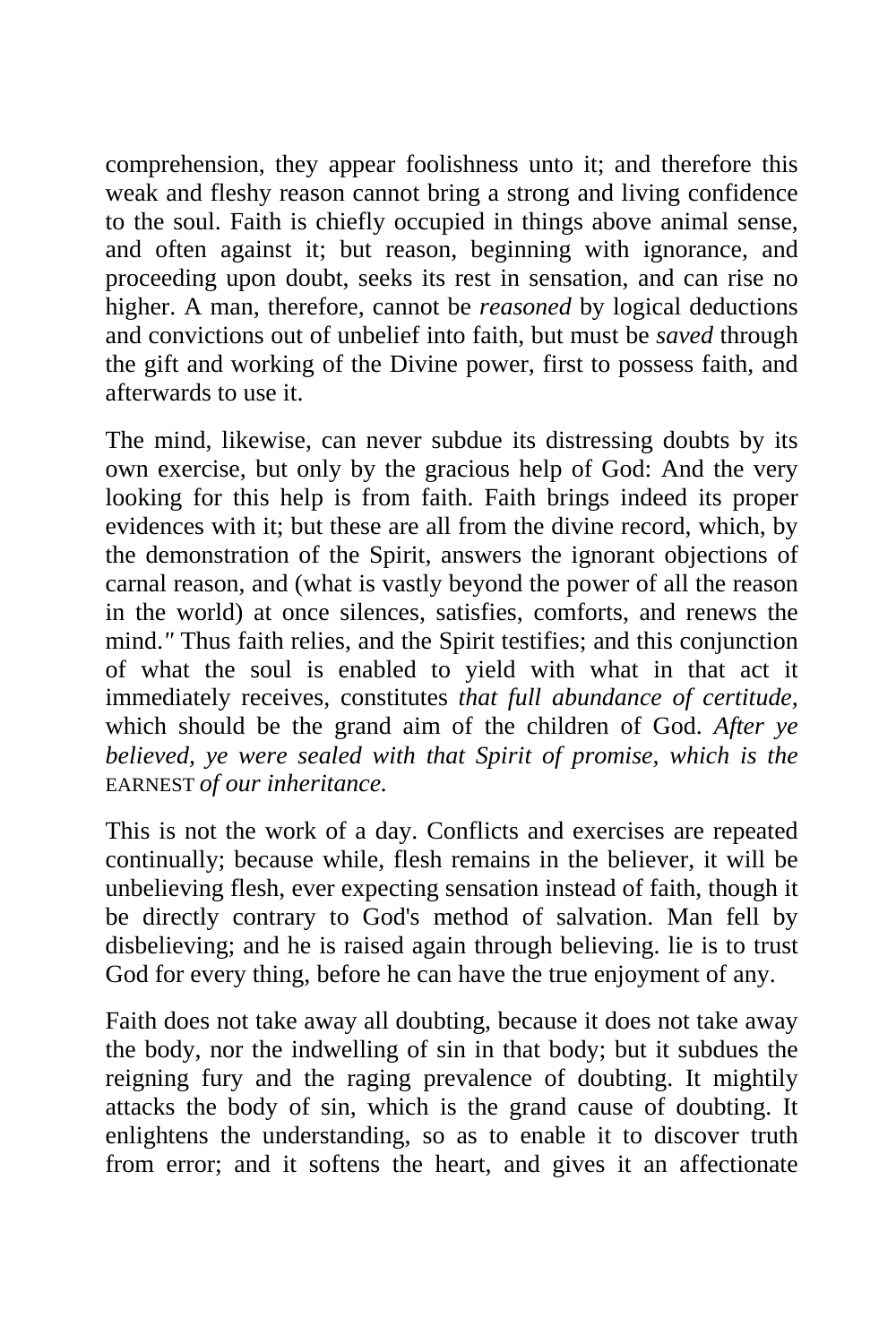comprehension, they appear foolishness unto it; and therefore this weak and fleshy reason cannot bring a strong and living confidence to the soul. Faith is chiefly occupied in things above animal sense, and often against it; but reason, beginning with ignorance, and proceeding upon doubt, seeks its rest in sensation, and can rise no higher. A man, therefore, cannot be *reasoned* by logical deductions and convictions out of unbelief into faith, but must be *saved* through the gift and working of the Divine power, first to possess faith, and afterwards to use it.

The mind, likewise, can never subdue its distressing doubts by its own exercise, but only by the gracious help of God: And the very looking for this help is from faith. Faith brings indeed its proper evidences with it; but these are all from the divine record, which, by the demonstration of the Spirit, answers the ignorant objections of carnal reason, and (what is vastly beyond the power of all the reason in the world) at once silences, satisfies, comforts, and renews the mind." Thus faith relies, and the Spirit testifies; and this conjunction of what the soul is enabled to yield with what in that act it immediately receives, constitutes *that full abundance of certitude,* which should be the grand aim of the children of God. *After ye believed, ye were sealed with that Spirit of promise, which is the* EARNEST *of our inheritance.*

This is not the work of a day. Conflicts and exercises are repeated continually; because while, flesh remains in the believer, it will be unbelieving flesh, ever expecting sensation instead of faith, though it be directly contrary to God's method of salvation. Man fell by disbelieving; and he is raised again through believing. lie is to trust God for every thing, before he can have the true enjoyment of any.

Faith does not take away all doubting, because it does not take away the body, nor the indwelling of sin in that body; but it subdues the reigning fury and the raging prevalence of doubting. It mightily attacks the body of sin, which is the grand cause of doubting. It enlightens the understanding, so as to enable it to discover truth from error; and it softens the heart, and gives it an affectionate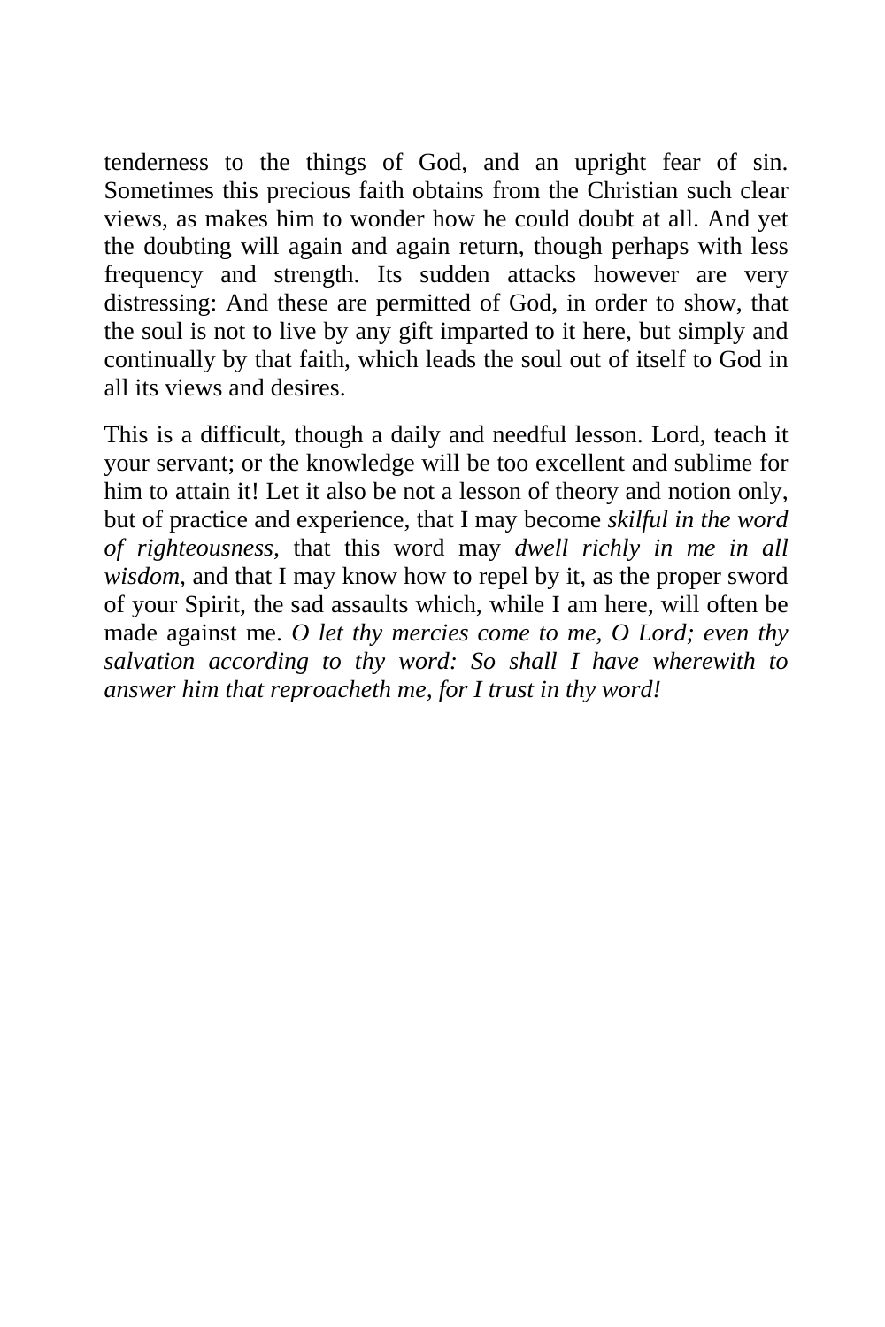tenderness to the things of God, and an upright fear of sin. Sometimes this precious faith obtains from the Christian such clear views, as makes him to wonder how he could doubt at all. And yet the doubting will again and again return, though perhaps with less frequency and strength. Its sudden attacks however are very distressing: And these are permitted of God, in order to show, that the soul is not to live by any gift imparted to it here, but simply and continually by that faith, which leads the soul out of itself to God in all its views and desires.

This is a difficult, though a daily and needful lesson. Lord, teach it your servant; or the knowledge will be too excellent and sublime for him to attain it! Let it also be not a lesson of theory and notion only, but of practice and experience, that I may become *skilful in the word of righteousness,* that this word may *dwell richly in me in all wisdom,* and that I may know how to repel by it, as the proper sword of your Spirit, the sad assaults which, while I am here, will often be made against me. *O let thy mercies come to me, O Lord; even thy salvation according to thy word: So shall I have wherewith to answer him that reproacheth me, for I trust in thy word!*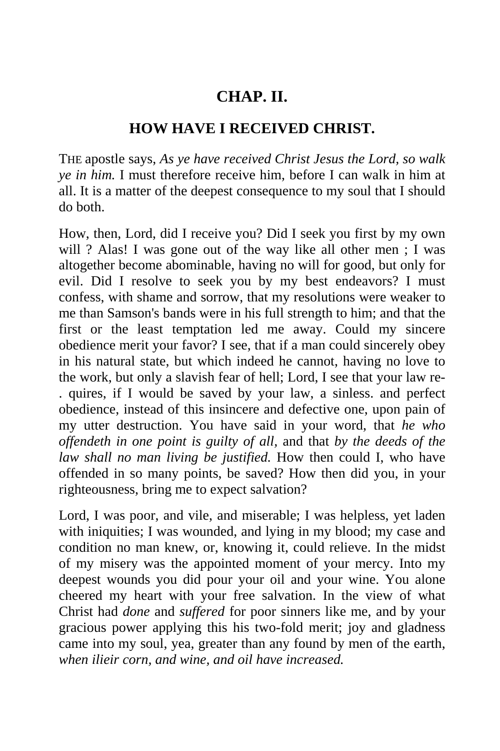## CHAP. II.

### HOW HAVE I RECEIVED CHRIST.

THE apostle says, *As ye have received Christ Jesus the Lord, so walk ye in him.* I must therefore receive him, before I can walk in him at all. It is a matter of the deepest consequence to my soul that I should do both.

How, then, Lord, did I receive you? Did I seek you first by my own will ? Alas! I was gone out of the way like all other men ; I was altogether become abominable, having no will for good, but only for evil. Did I resolve to seek you by my best endeavors? I must confess, with shame and sorrow, that my resolutions were weaker to me than Samson's bands were in his full strength to him; and that the first or the least temptation led me away. Could my sincere obedience merit your favor? I see, that if a man could sincerely obey in his natural state, but which indeed he cannot, having no love to the work, but only a slavish fear of hell; Lord, I see that your law re- . quires, if I would be saved by your law, a sinless. and perfect obedience, instead of this insincere and defective one, upon pain of my utter destruction. You have said in your word, that *he who offendeth in one point is guilty of all,* and that *by the deeds of the law shall no man living be justified.* How then could I, who have offended in so many points, be saved? How then did you, in your righteousness, bring me to expect salvation?

Lord, I was poor, and vile, and miserable; I was helpless, yet laden with iniquities; I was wounded, and lying in my blood; my case and condition no man knew, or, knowing it, could relieve. In the midst of my misery was the appointed moment of your mercy. Into my deepest wounds you did pour your oil and your wine. You alone cheered my heart with your free salvation. In the view of what Christ had *done* and *suffered* for poor sinners like me, and by your gracious power applying this his two-fold merit; joy and gladness came into my soul, yea, greater than any found by men of the earth, *when ilieir corn, and wine, and oil have increased.*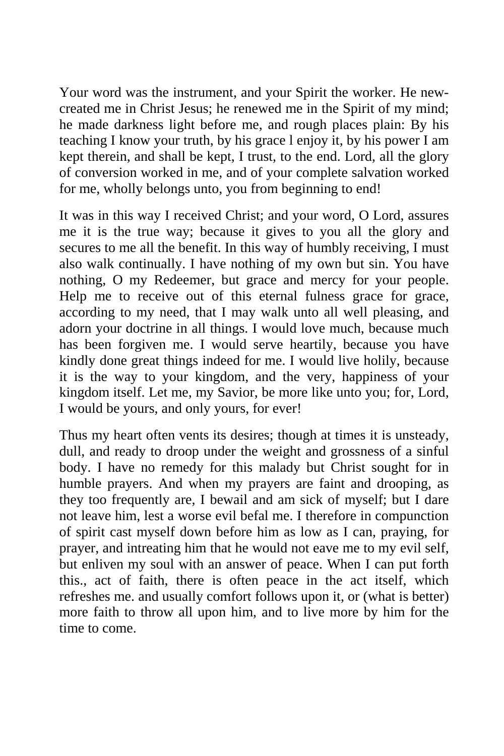Your word was the instrument, and your Spirit the worker. He new-created me in Christ Jesus; he renewed me in the Spirit of my mind; he made darkness light before me, and rough places plain: By his teaching I know your truth, by his grace l enjoy it, by his power I am kept therein, and shall be kept, I trust, to the end. Lord, all the glory of conversion worked in me, and of your complete salvation worked for me, wholly belongs unto, you from beginning to end!

It was in this way I received Christ; and your word, O Lord, assures me it is the true way; because it gives to you all the glory and secures to me all the benefit. In this way of humbly receiving, I must also walk continually. I have nothing of my own but sin. You have nothing, O my Redeemer, but grace and mercy for your people. Help me to receive out of this eternal fulness grace for grace, according to my need, that I may walk unto all well pleasing, and adorn your doctrine in all things. I would love much, because much has been forgiven me. I would serve heartily, because you have kindly done great things indeed for me. I would live holily, because it is the way to your kingdom, and the very, happiness of your kingdom itself. Let me, my Savior, be more like unto you; for, Lord, I would be yours, and only yours, for ever!

Thus my heart often vents its desires; though at times it is unsteady, dull, and ready to droop under the weight and grossness of a sinful body. I have no remedy for this malady but Christ sought for in humble prayers. And when my prayers are faint and drooping, as they too frequently are, I bewail and am sick of myself; but I dare not leave him, lest a worse evil befal me. I therefore in compunction of spirit cast myself down before him as low as I can, praying, for prayer, and intreating him that he would not eave me to my evil self, but enliven my soul with an answer of peace. When I can put forth this., act of faith, there is often peace in the act itself, which refreshes me. and usually comfort follows upon it, or (what is better) more faith to throw all upon him, and to live more by him for the time to come.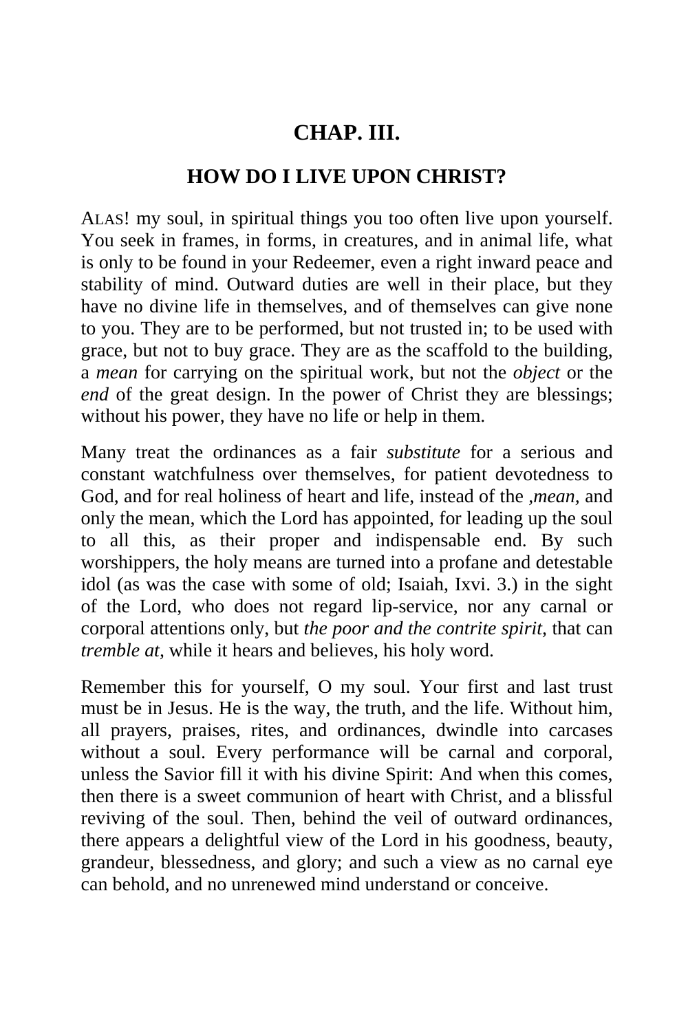# CHAP. III.

## HOW DO I LIVE UPON CHRIST?

ALAS! my soul, in spiritual things you too often live upon yourself. You seek in frames, in forms, in creatures, and in animal life, what is only to be found in your Redeemer, even a right inward peace and stability of mind. Outward duties are well in their place, but they have no divine life in themselves, and of themselves can give none to you. They are to be performed, but not trusted in; to be used with grace, but not to buy grace. They are as the scaffold to the building, a *mean* for carrying on the spiritual work, but not the *object* or the *end* of the great design. In the power of Christ they are blessings; without his power, they have no life or help in them.

Many treat the ordinances as a fair *substitute* for a serious and constant watchfulness over themselves, for patient devotedness to God, and for real holiness of heart and life, instead of the *,mean,* and only the mean, which the Lord has appointed, for leading up the soul to all this, as their proper and indispensable end. By such worshippers, the holy means are turned into a profane and detestable idol (as was the case with some of old; Isaiah, Ixvi. 3.) in the sight of the Lord, who does not regard lip-service, nor any carnal or corporal attentions only, but *the poor and the contrite spirit,* that can *tremble at,* while it hears and believes, his holy word.

Remember this for yourself, O my soul. Your first and last trust must be in Jesus. He is the way, the truth, and the life. Without him, all prayers, praises, rites, and ordinances, dwindle into carcases without a soul. Every performance will be carnal and corporal, unless the Savior fill it with his divine Spirit: And when this comes, then there is a sweet communion of heart with Christ, and a blissful reviving of the soul. Then, behind the veil of outward ordinances, there appears a delightful view of the Lord in his goodness, beauty, grandeur, blessedness, and glory; and such a view as no carnal eye can behold, and no unrenewed mind understand or conceive.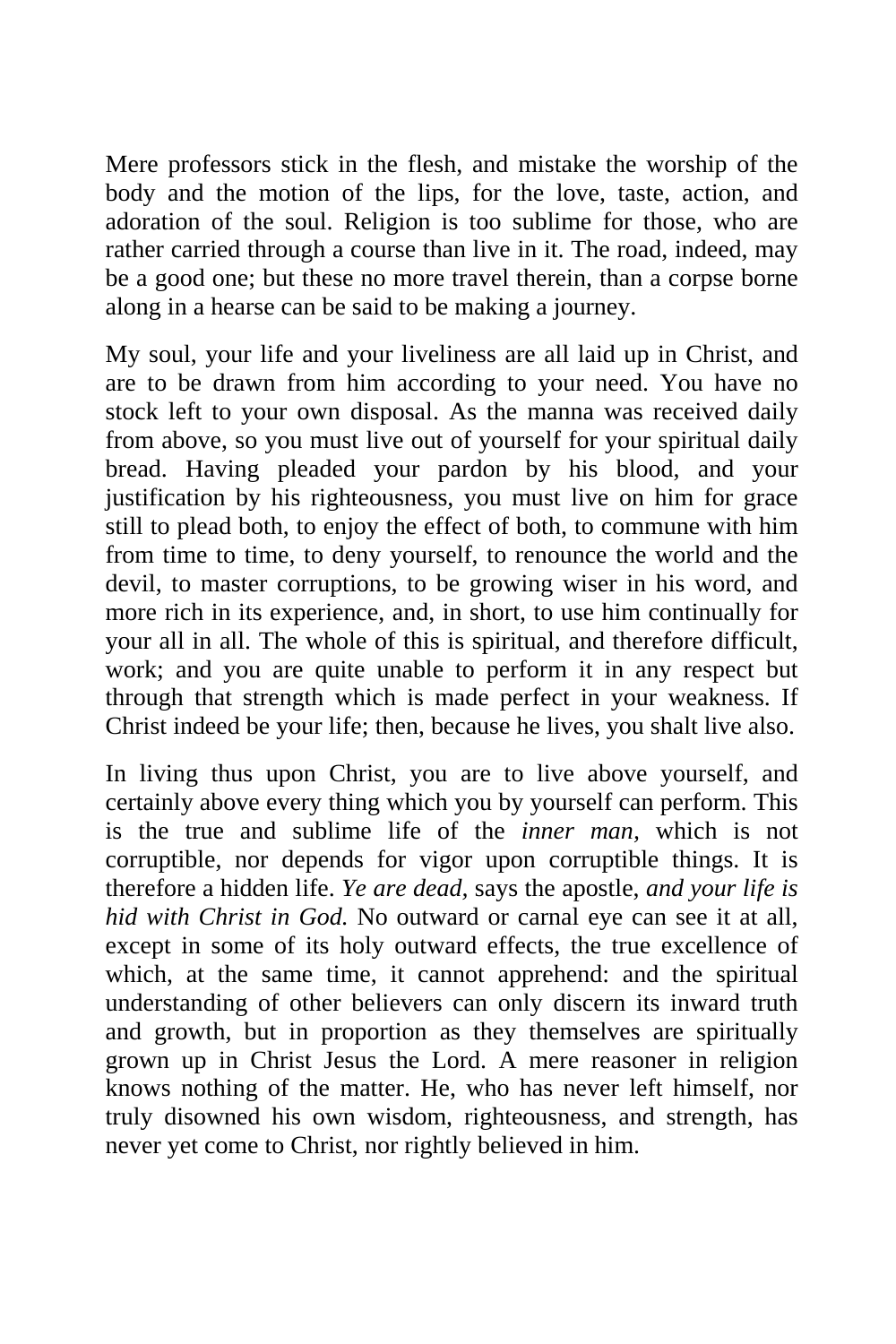Mere professors stick in the flesh, and mistake the worship of the body and the motion of the lips, for the love, taste, action, and adoration of the soul. Religion is too sublime for those, who are rather carried through a course than live in it. The road, indeed, may be a good one; but these no more travel therein, than a corpse borne along in a hearse can be said to be making a journey.

My soul, your life and your liveliness are all laid up in Christ, and are to be drawn from him according to your need. You have no stock left to your own disposal. As the manna was received daily from above, so you must live out of yourself for your spiritual daily bread. Having pleaded your pardon by his blood, and your justification by his righteousness, you must live on him for grace still to plead both, to enjoy the effect of both, to commune with him from time to time, to deny yourself, to renounce the world and the devil, to master corruptions, to be growing wiser in his word, and more rich in its experience, and, in short, to use him continually for your all in all. The whole of this is spiritual, and therefore difficult, work; and you are quite unable to perform it in any respect but through that strength which is made perfect in your weakness. If Christ indeed be your life; then, because he lives, you shalt live also.

In living thus upon Christ, you are to live above yourself, and certainly above every thing which you by yourself can perform. This is the true and sublime life of the *inner man,* which is not corruptible, nor depends for vigor upon corruptible things. It is therefore a hidden life. *Ye are dead,* says the apostle, *and your life is hid with Christ in God.* No outward or carnal eye can see it at all, except in some of its holy outward effects, the true excellence of which, at the same time, it cannot apprehend: and the spiritual understanding of other believers can only discern its inward truth and growth, but in proportion as they themselves are spiritually grown up in Christ Jesus the Lord. A mere reasoner in religion knows nothing of the matter. He, who has never left himself, nor truly disowned his own wisdom, righteousness, and strength, has never yet come to Christ, nor rightly believed in him.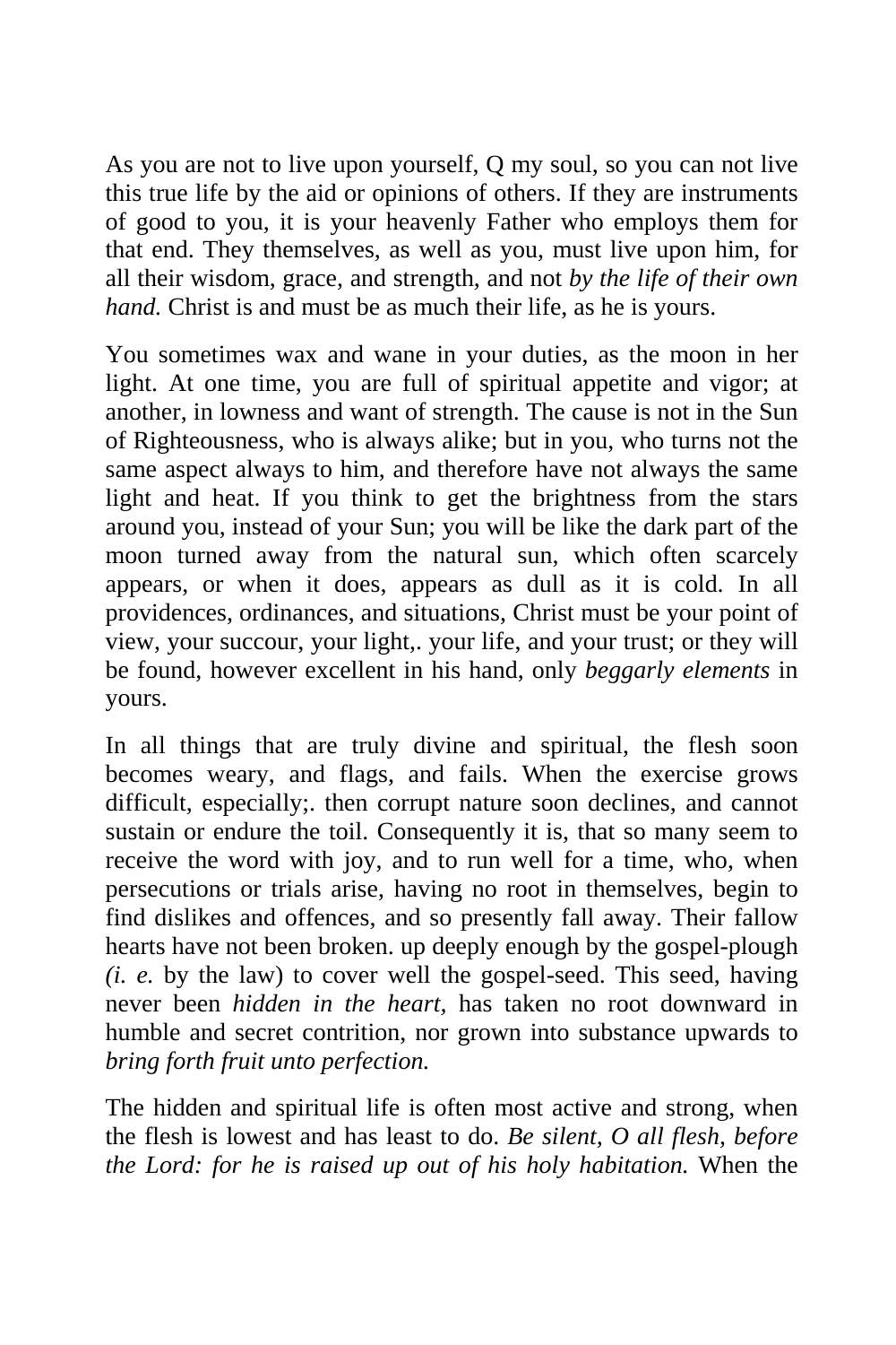As you are not to live upon yourself, Q my soul, so you can not live this true life by the aid or opinions of others. If they are instruments of good to you, it is your heavenly Father who employs them for that end. They themselves, as well as you, must live upon him, for all their wisdom, grace, and strength, and not *by the life of their own hand.* Christ is and must be as much their life, as he is yours.

You sometimes wax and wane in your duties, as the moon in her light. At one time, you are full of spiritual appetite and vigor; at another, in lowness and want of strength. The cause is not in the Sun of Righteousness, who is always alike; but in you, who turns not the same aspect always to him, and therefore have not always the same light and heat. If you think to get the brightness from the stars around you, instead of your Sun; you will be like the dark part of the moon turned away from the natural sun, which often scarcely appears, or when it does, appears as dull as it is cold. In all providences, ordinances, and situations, Christ must be your point of view, your succour, your light,. your life, and your trust; or they will be found, however excellent in his hand, only *beggarly elements* in yours.

In all things that are truly divine and spiritual, the flesh soon becomes weary, and flags, and fails. When the exercise grows difficult, especially;. then corrupt nature soon declines, and cannot sustain or endure the toil. Consequently it is, that so many seem to receive the word with joy, and to run well for a time, who, when persecutions or trials arise, having no root in themselves, begin to find dislikes and offences, and so presently fall away. Their fallow hearts have not been broken. up deeply enough by the gospel-plough *(i. e.* by the law) to cover well the gospel-seed. This seed, having never been *hidden in the heart,* has taken no root downward in humble and secret contrition, nor grown into substance upwards to *bring forth fruit unto perfection.*

The hidden and spiritual life is often most active and strong, when the flesh is lowest and has least to do. *Be silent, O all flesh, before the Lord: for he is raised up out of his holy habitation.* When the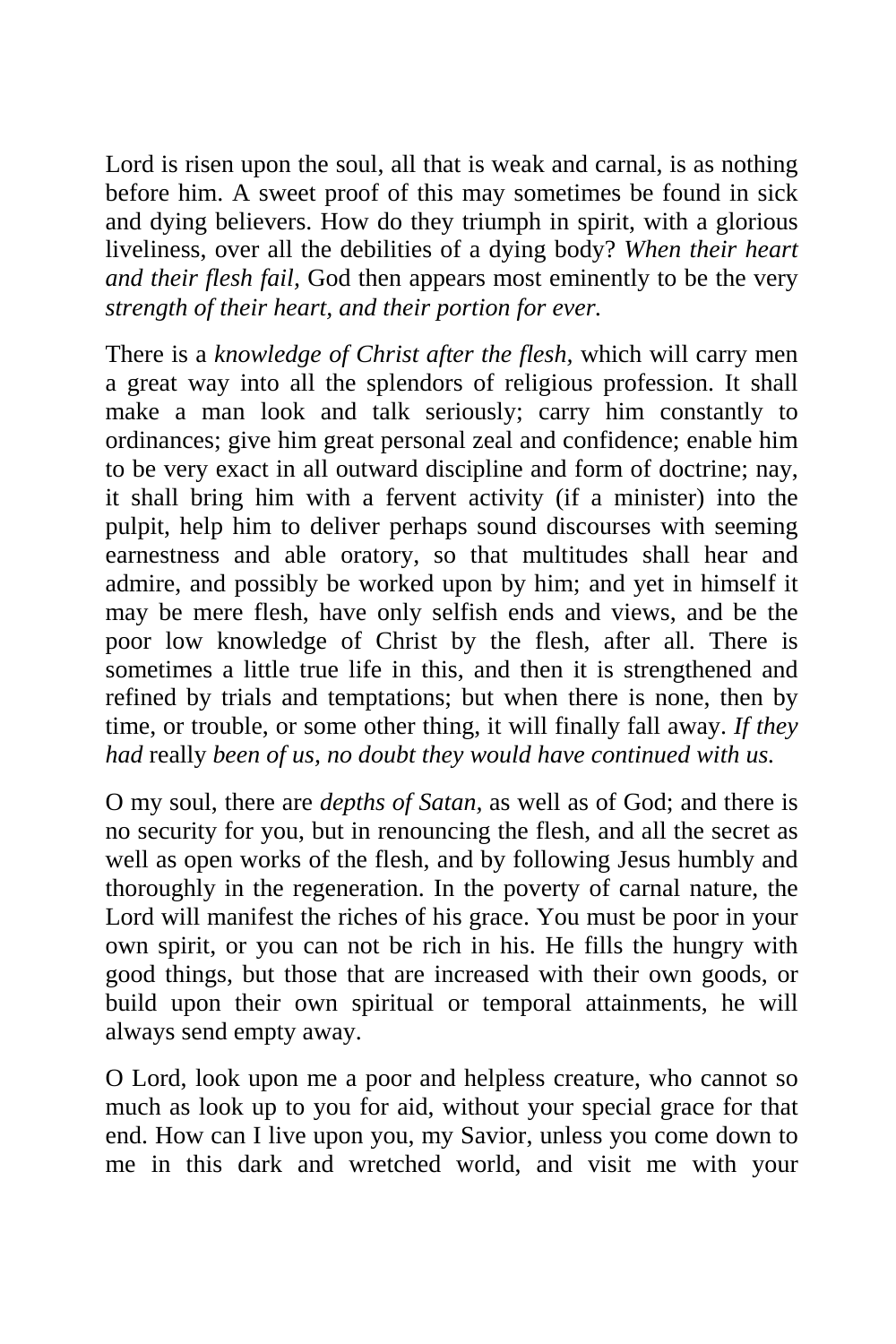Lord is risen upon the soul, all that is weak and carnal, is as nothing before him. A sweet proof of this may sometimes be found in sick and dying believers. How do they triumph in spirit, with a glorious liveliness, over all the debilities of a dying body? *When their heart and their flesh fail,* God then appears most eminently to be the very *strength of their heart, and their portion for ever.*

There is a *knowledge of Christ after the flesh,* which will carry men a great way into all the splendors of religious profession. It shall make a man look and talk seriously; carry him constantly to ordinances; give him great personal zeal and confidence; enable him to be very exact in all outward discipline and form of doctrine; nay, it shall bring him with a fervent activity (if a minister) into the pulpit, help him to deliver perhaps sound discourses with seeming earnestness and able oratory, so that multitudes shall hear and admire, and possibly be worked upon by him; and yet in himself it may be mere flesh, have only selfish ends and views, and be the poor low knowledge of Christ by the flesh, after all. There is sometimes a little true life in this, and then it is strengthened and refined by trials and temptations; but when there is none, then by time, or trouble, or some other thing, it will finally fall away. *If they had* really *been of us, no doubt they would have continued with us.*

O my soul, there are *depths of Satan,* as well as of God; and there is no security for you, but in renouncing the flesh, and all the secret as well as open works of the flesh, and by following Jesus humbly and thoroughly in the regeneration. In the poverty of carnal nature, the Lord will manifest the riches of his grace. You must be poor in your own spirit, or you can not be rich in his. He fills the hungry with good things, but those that are increased with their own goods, or build upon their own spiritual or temporal attainments, he will always send empty away.

O Lord, look upon me a poor and helpless creature, who cannot so much as look up to you for aid, without your special grace for that end. How can I live upon you, my Savior, unless you come down to me in this dark and wretched world, and visit me with your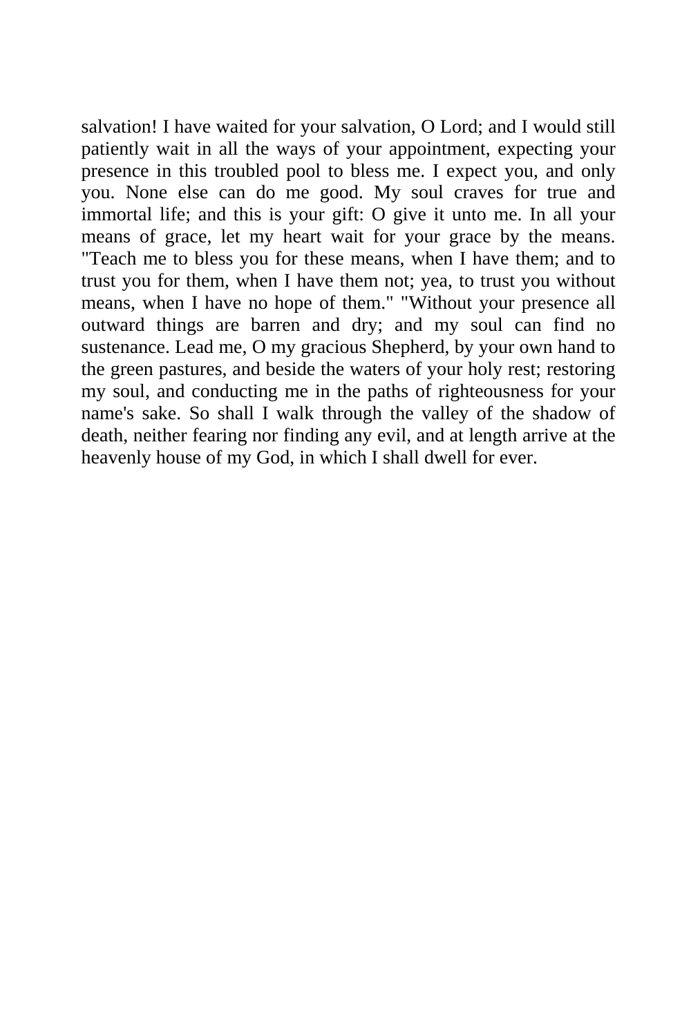salvation! I have waited for your salvation, O Lord; and I would still patiently wait in all the ways of your appointment, expecting your presence in this troubled pool to bless me. I expect you, and only you. None else can do me good. My soul craves for true and immortal life; and this is your gift: O give it unto me. In all your means of grace, let my heart wait for your grace by the means. "Teach me to bless you for these means, when I have them; and to trust you for them, when I have them not; yea, to trust you without means, when I have no hope of them." "Without your presence all outward things are barren and dry; and my soul can find no sustenance. Lead me, O my gracious Shepherd, by your own hand to the green pastures, and beside the waters of your holy rest; restoring my soul, and conducting me in the paths of righteousness for your name's sake. So shall I walk through the valley of the shadow of death, neither fearing nor finding any evil, and at length arrive at the heavenly house of my God, in which I shall dwell for ever.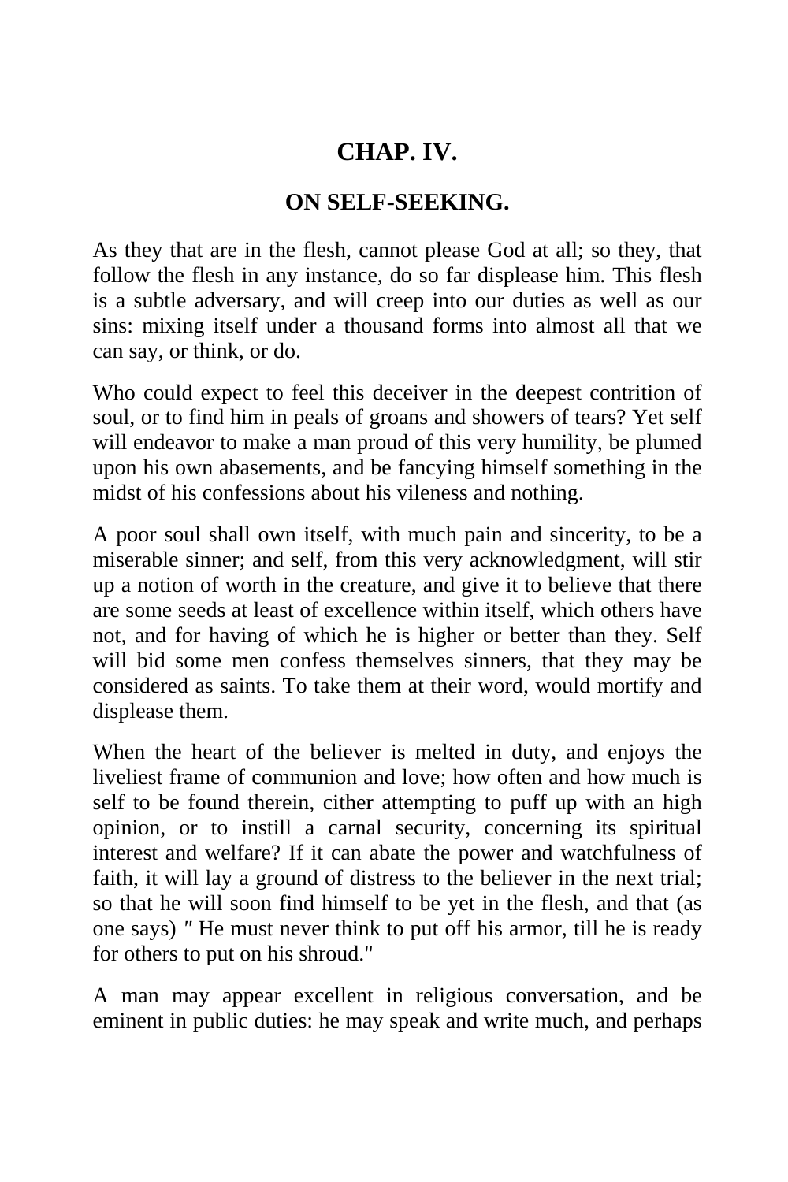## CHAP. IV.

## ON SELF-SEEKING.

As they that are in the flesh, cannot please God at all; so they, that follow the flesh in any instance, do so far displease him. This flesh is a subtle adversary, and will creep into our duties as well as our sins: mixing itself under a thousand forms into almost all that we can say, or think, or do.

Who could expect to feel this deceiver in the deepest contrition of soul, or to find him in peals of groans and showers of tears? Yet self will endeavor to make a man proud of this very humility, be plumed upon his own abasements, and be fancying himself something in the midst of his confessions about his vileness and nothing.

A poor soul shall own itself, with much pain and sincerity, to be a miserable sinner; and self, from this very acknowledgment, will stir up a notion of worth in the creature, and give it to believe that there are some seeds at least of excellence within itself, which others have not, and for having of which he is higher or better than they. Self will bid some men confess themselves sinners, that they may be considered as saints. To take them at their word, would mortify and displease them.

When the heart of the believer is melted in duty, and enjoys the liveliest frame of communion and love; how often and how much is self to be found therein, cither attempting to puff up with an high opinion, or to instill a carnal security, concerning its spiritual interest and welfare? If it can abate the power and watchfulness of faith, it will lay a ground of distress to the believer in the next trial; so that he will soon find himself to be yet in the flesh, and that (as one says) ″ He must never think to put off his armor, till he is ready for others to put on his shroud."

A man may appear excellent in religious conversation, and be eminent in public duties: he may speak and write much, and perhaps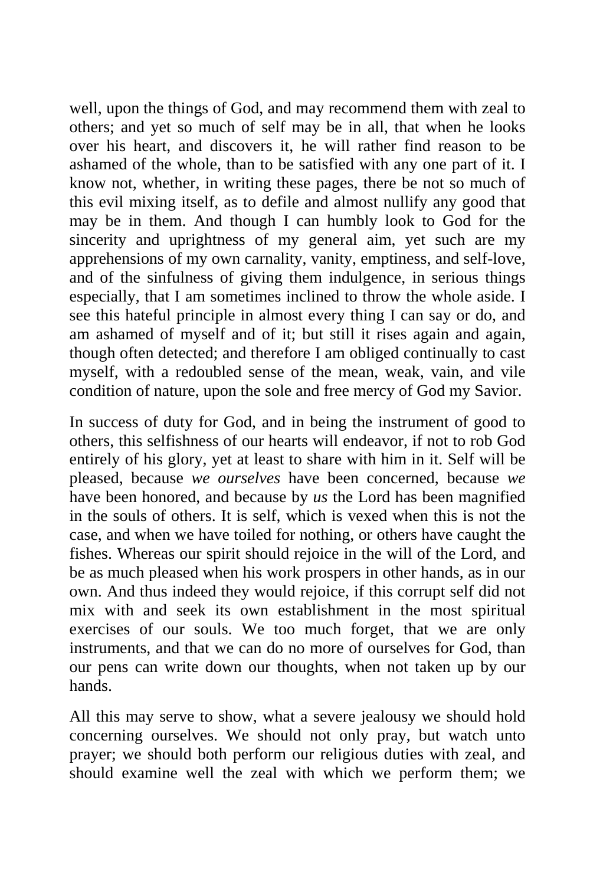well, upon the things of God, and may recommend them with zeal to others; and yet so much of self may be in all, that when he looks over his heart, and discovers it, he will rather find reason to be ashamed of the whole, than to be satisfied with any one part of it. I know not, whether, in writing these pages, there be not so much of this evil mixing itself, as to defile and almost nullify any good that may be in them. And though I can humbly look to God for the sincerity and uprightness of my general aim, yet such are my apprehensions of my own carnality, vanity, emptiness, and self-love, and of the sinfulness of giving them indulgence, in serious things especially, that I am sometimes inclined to throw the whole aside. I see this hateful principle in almost every thing I can say or do, and am ashamed of myself and of it; but still it rises again and again, though often detected; and therefore I am obliged continually to cast myself, with a redoubled sense of the mean, weak, vain, and vile condition of nature, upon the sole and free mercy of God my Savior.

In success of duty for God, and in being the instrument of good to others, this selfishness of our hearts will endeavor, if not to rob God entirely of his glory, yet at least to share with him in it. Self will be pleased, because *we ourselves* have been concerned, because *we* have been honored, and because by *us* the Lord has been magnified in the souls of others. It is self, which is vexed when this is not the case, and when we have toiled for nothing, or others have caught the fishes. Whereas our spirit should rejoice in the will of the Lord, and be as much pleased when his work prospers in other hands, as in our own. And thus indeed they would rejoice, if this corrupt self did not mix with and seek its own establishment in the most spiritual exercises of our souls. We too much forget, that we are only instruments, and that we can do no more of ourselves for God, than our pens can write down our thoughts, when not taken up by our hands.

All this may serve to show, what a severe jealousy we should hold concerning ourselves. We should not only pray, but watch unto prayer; we should both perform our religious duties with zeal, and should examine well the zeal with which we perform them; we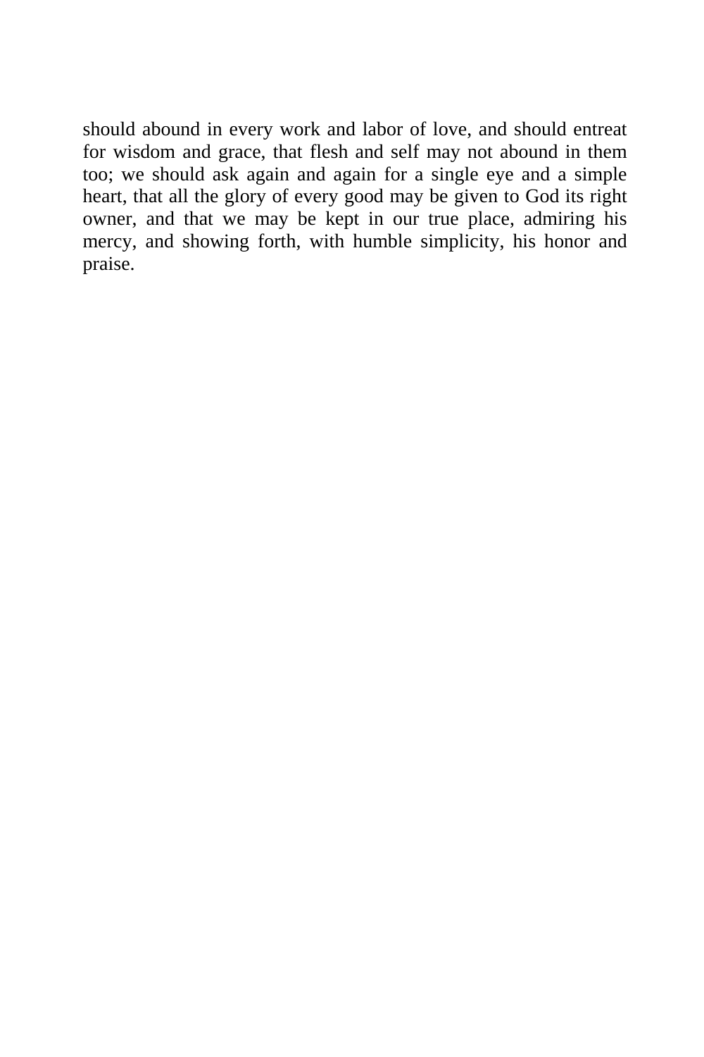should abound in every work and labor of love, and should entreat for wisdom and grace, that flesh and self may not abound in them too; we should ask again and again for a single eye and a simple heart, that all the glory of every good may be given to God its right owner, and that we may be kept in our true place, admiring his mercy, and showing forth, with humble simplicity, his honor and praise.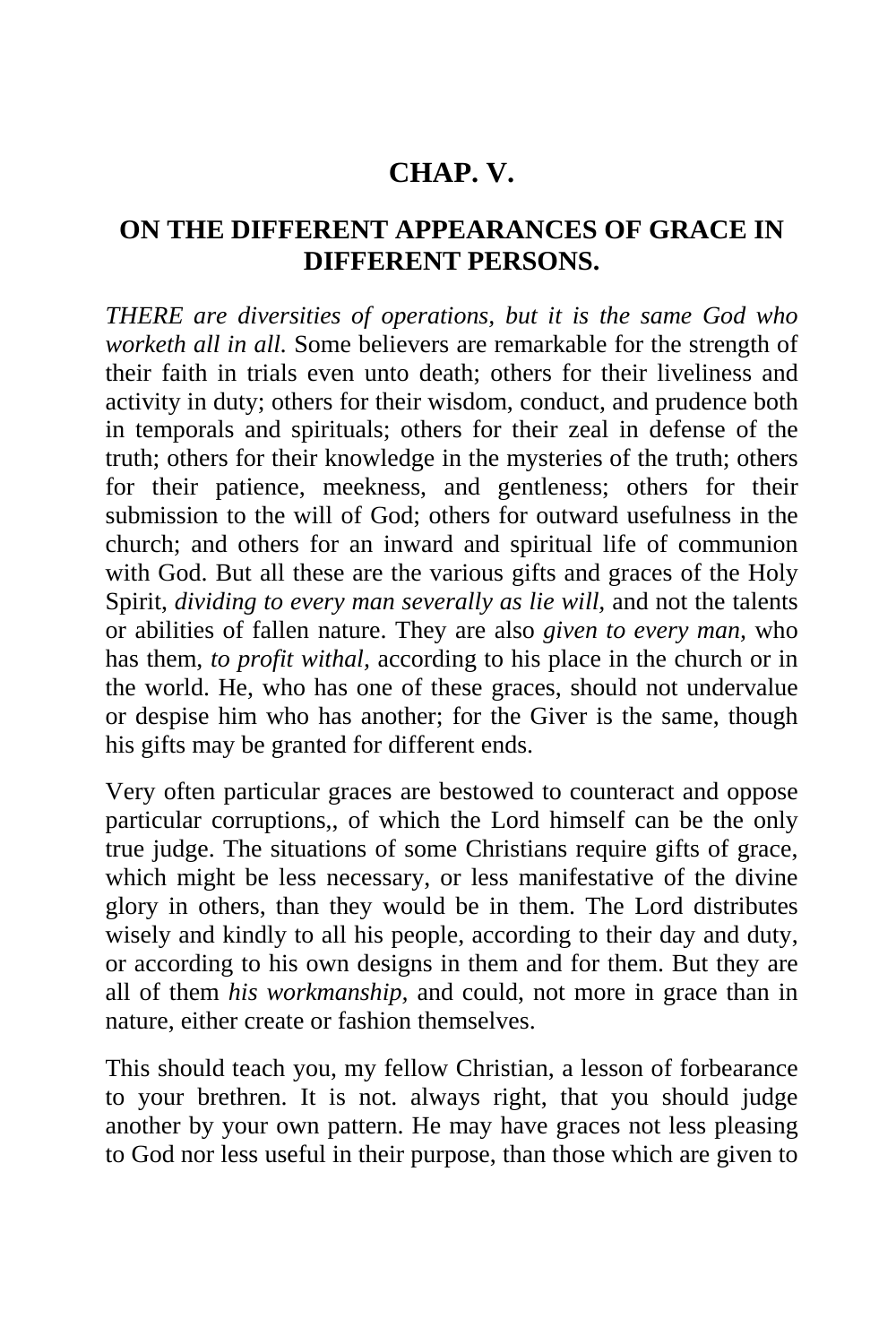## CHAP. V.

## ON THE DIFFERENT APPEARANCES OF GRACE IN DIFFERENT PERSONS.

*THERE are diversities of operations, but it is the same God who worketh all in all.* Some believers are remarkable for the strength of their faith in trials even unto death; others for their liveliness and activity in duty; others for their wisdom, conduct, and prudence both in temporals and spirituals; others for their zeal in defense of the truth; others for their knowledge in the mysteries of the truth; others for their patience, meekness, and gentleness; others for their submission to the will of God; others for outward usefulness in the church; and others for an inward and spiritual life of communion with God. But all these are the various gifts and graces of the Holy Spirit, *dividing to every man severally as lie will,* and not the talents or abilities of fallen nature. They are also *given to every man*, who has them, *to profit withal,* according to his place in the church or in the world. He, who has one of these graces, should not undervalue or despise him who has another; for the Giver is the same, though his gifts may be granted for different ends.

Very often particular graces are bestowed to counteract and oppose particular corruptions,, of which the Lord himself can be the only true judge. The situations of some Christians require gifts of grace, which might be less necessary, or less manifestative of the divine glory in others, than they would be in them. The Lord distributes wisely and kindly to all his people, according to their day and duty, or according to his own designs in them and for them. But they are all of them *his workmanship,* and could, not more in grace than in nature, either create or fashion themselves.

This should teach you, my fellow Christian, a lesson of forbearance to your brethren. It is not. always right, that you should judge another by your own pattern. He may have graces not less pleasing to God nor less useful in their purpose, than those which are given to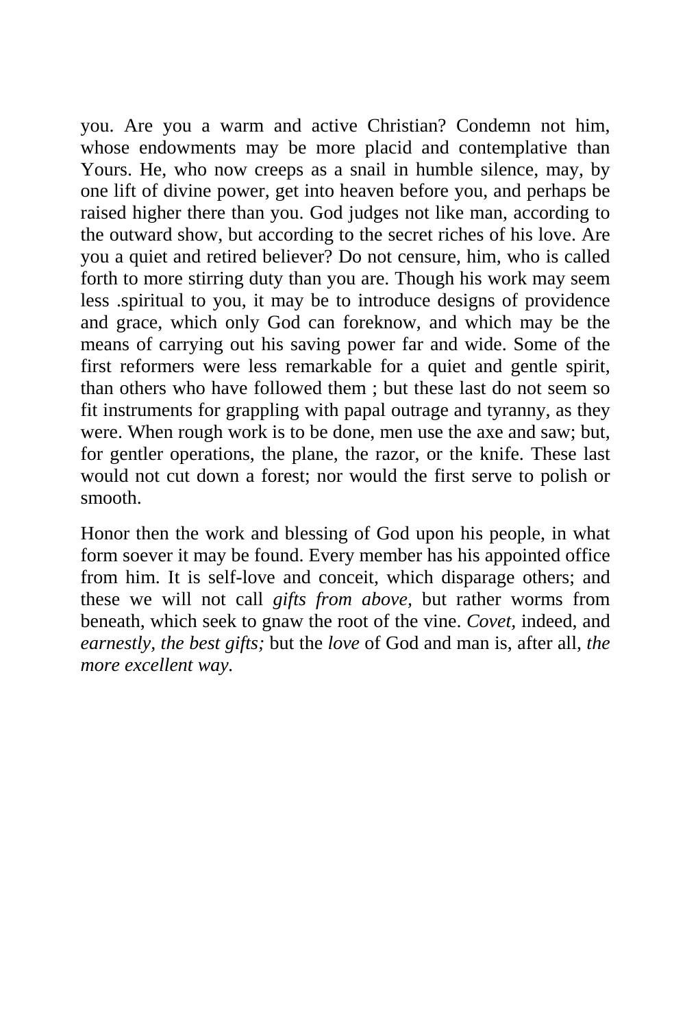you. Are you a warm and active Christian? Condemn not him, whose endowments may be more placid and contemplative than Yours. He, who now creeps as a snail in humble silence, may, by one lift of divine power, get into heaven before you, and perhaps be raised higher there than you. God judges not like man, according to the outward show, but according to the secret riches of his love. Are you a quiet and retired believer? Do not censure, him, who is called forth to more stirring duty than you are. Though his work may seem less .spiritual to you, it may be to introduce designs of providence and grace, which only God can foreknow, and which may be the means of carrying out his saving power far and wide. Some of the first reformers were less remarkable for a quiet and gentle spirit, than others who have followed them ; but these last do not seem so fit instruments for grappling with papal outrage and tyranny, as they were. When rough work is to be done, men use the axe and saw; but, for gentler operations, the plane, the razor, or the knife. These last would not cut down a forest; nor would the first serve to polish or smooth.

Honor then the work and blessing of God upon his people, in what form soever it may be found. Every member has his appointed office from him. It is self-love and conceit, which disparage others; and these we will not call *gifts from above,* but rather worms from beneath, which seek to gnaw the root of the vine. *Covet,* indeed, and *earnestly, the best gifts;* but the *love* of God and man is, after all, *the more excellent way.*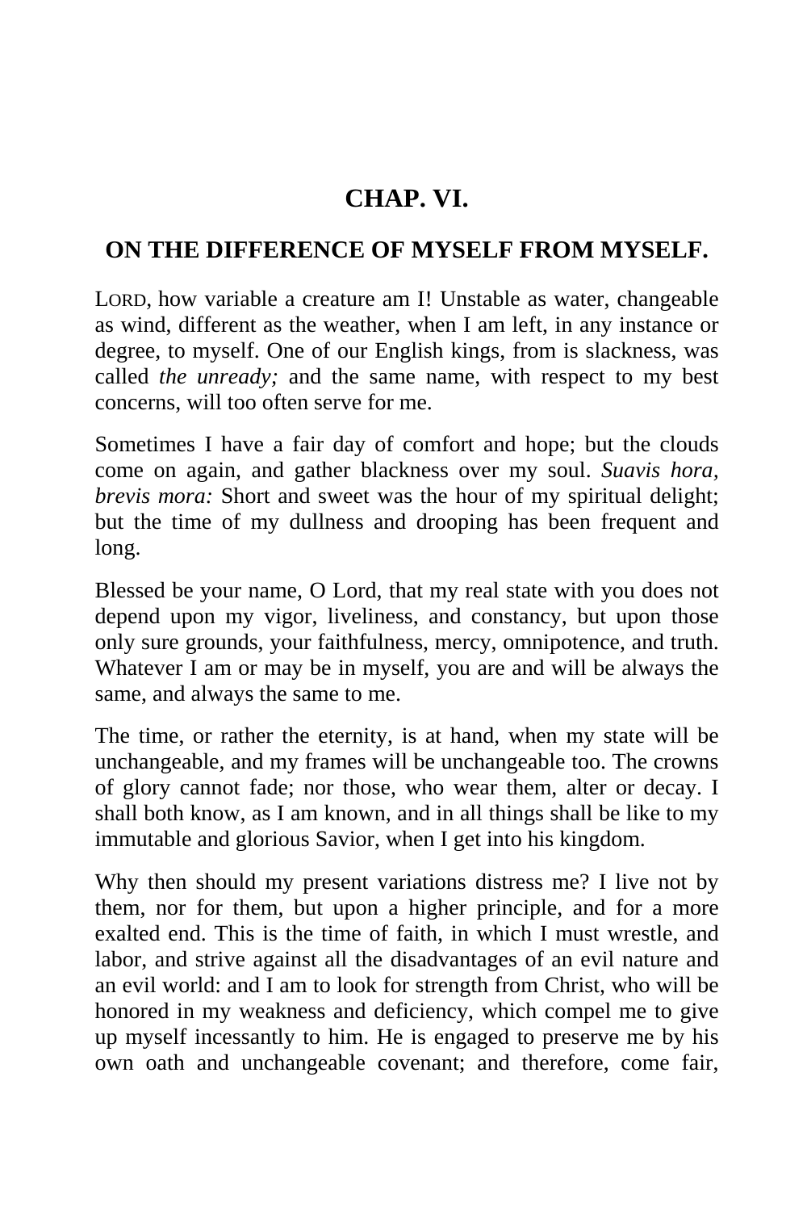## CHAP. VI.

### ON THE DIFFERENCE OF MYSELF FROM MYSELF.

LORD, how variable a creature am I! Unstable as water, changeable as wind, different as the weather, when I am left, in any instance or degree, to myself. One of our English kings, from is slackness, was called *the unready;* and the same name, with respect to my best concerns, will too often serve for me.

Sometimes I have a fair day of comfort and hope; but the clouds come on again, and gather blackness over my soul. *Suavis hora, brevis mora:* Short and sweet was the hour of my spiritual delight; but the time of my dullness and drooping has been frequent and long.

Blessed be your name, O Lord, that my real state with you does not depend upon my vigor, liveliness, and constancy, but upon those only sure grounds, your faithfulness, mercy, omnipotence, and truth. Whatever I am or may be in myself, you are and will be always the same, and always the same to me.

The time, or rather the eternity, is at hand, when my state will be unchangeable, and my frames will be unchangeable too. The crowns of glory cannot fade; nor those, who wear them, alter or decay. I shall both know, as I am known, and in all things shall be like to my immutable and glorious Savior, when I get into his kingdom.

Why then should my present variations distress me? I live not by them, nor for them, but upon a higher principle, and for a more exalted end. This is the time of faith, in which I must wrestle, and labor, and strive against all the disadvantages of an evil nature and an evil world: and I am to look for strength from Christ, who will be honored in my weakness and deficiency, which compel me to give up myself incessantly to him. He is engaged to preserve me by his own oath and unchangeable covenant; and therefore, come fair,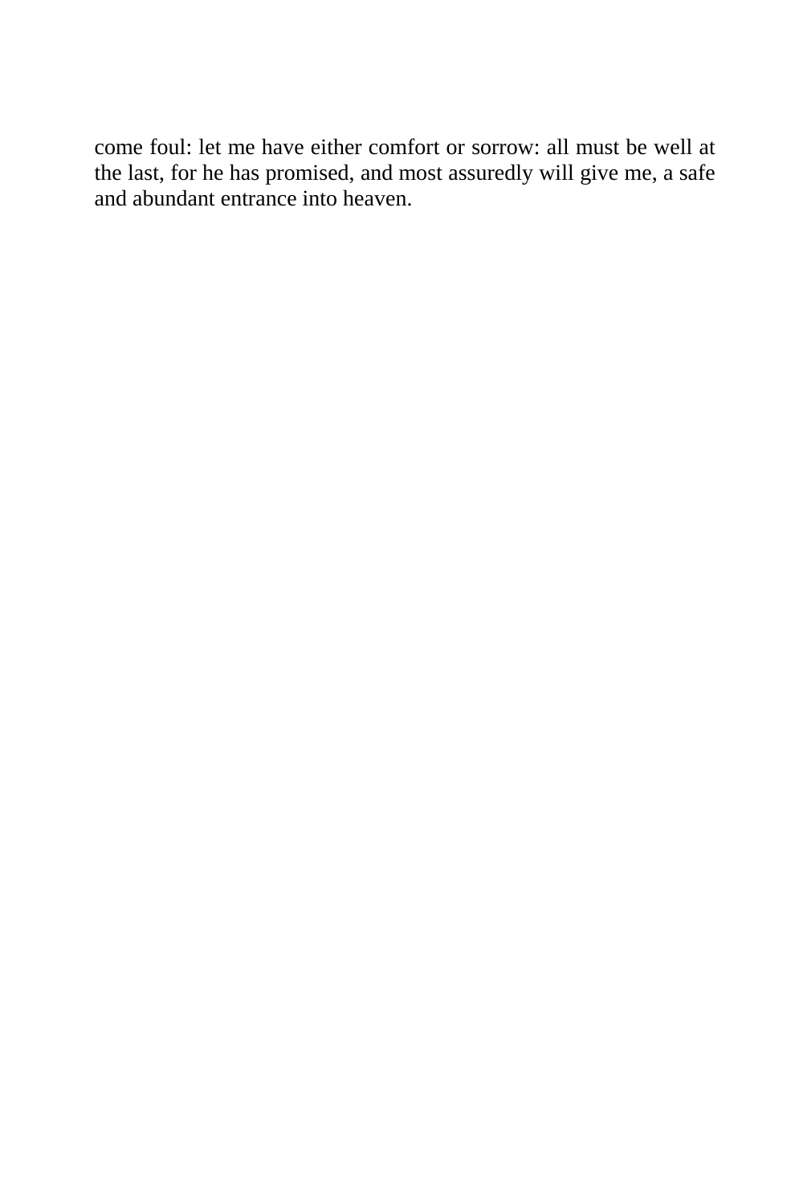come foul: let me have either comfort or sorrow: all must be well at the last, for he has promised, and most assuredly will give me, a safe and abundant entrance into heaven.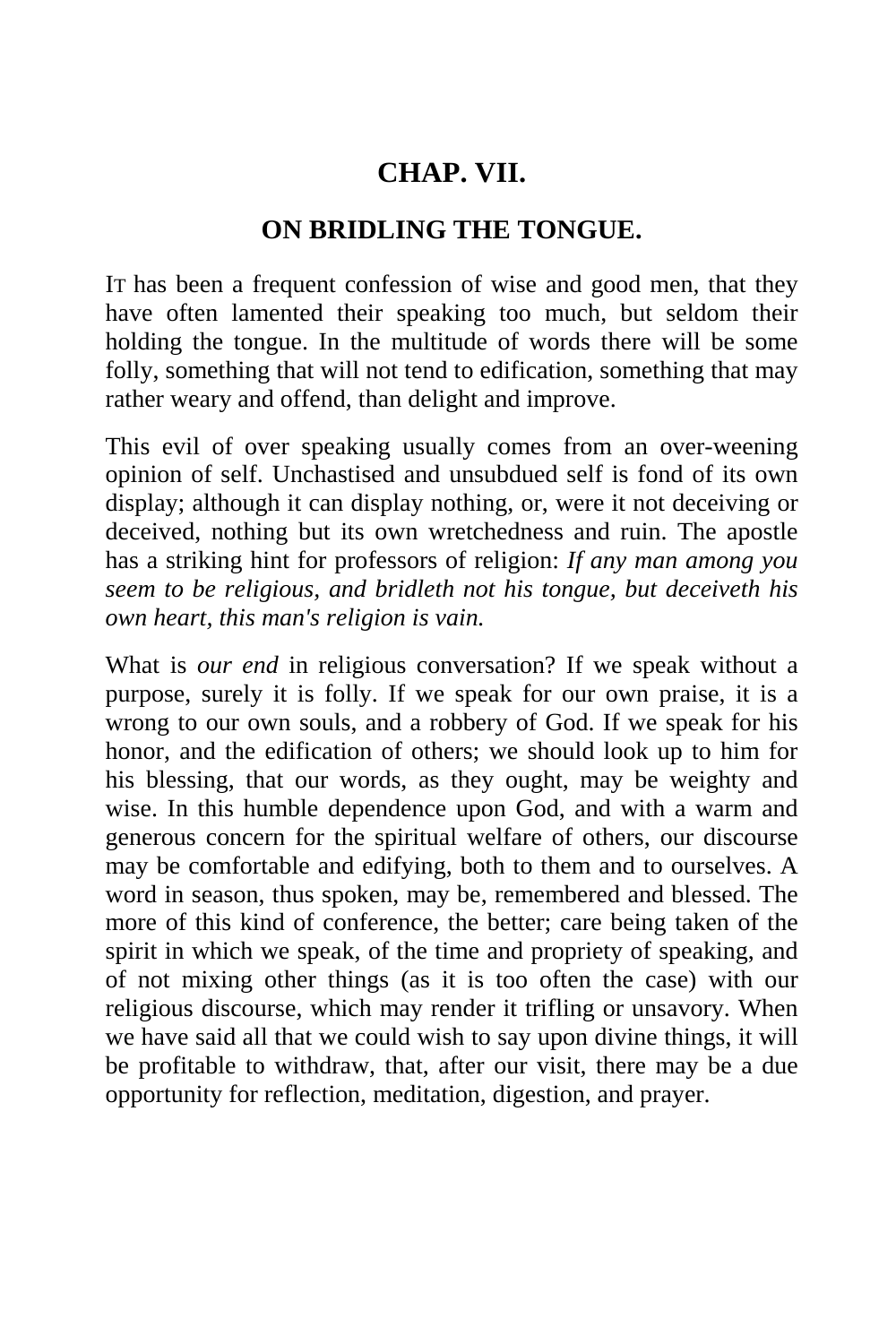## CHAP. VII.

## ON BRIDLING THE TONGUE.

IT has been a frequent confession of wise and good men, that they have often lamented their speaking too much, but seldom their holding the tongue. In the multitude of words there will be some folly, something that will not tend to edification, something that may rather weary and offend, than delight and improve.

This evil of over speaking usually comes from an over-weening opinion of self. Unchastised and unsubdued self is fond of its own display; although it can display nothing, or, were it not deceiving or deceived, nothing but its own wretchedness and ruin. The apostle has a striking hint for professors of religion: *If any man among you seem to be religious, and bridleth not his tongue, but deceiveth his own heart, this man's religion is vain.*

What is *our end* in religious conversation? If we speak without a purpose, surely it is folly. If we speak for our own praise, it is a wrong to our own souls, and a robbery of God. If we speak for his honor, and the edification of others; we should look up to him for his blessing, that our words, as they ought, may be weighty and wise. In this humble dependence upon God, and with a warm and generous concern for the spiritual welfare of others, our discourse may be comfortable and edifying, both to them and to ourselves. A word in season, thus spoken, may be, remembered and blessed. The more of this kind of conference, the better; care being taken of the spirit in which we speak, of the time and propriety of speaking, and of not mixing other things (as it is too often the case) with our religious discourse, which may render it trifling or unsavory. When we have said all that we could wish to say upon divine things, it will be profitable to withdraw, that, after our visit, there may be a due opportunity for reflection, meditation, digestion, and prayer.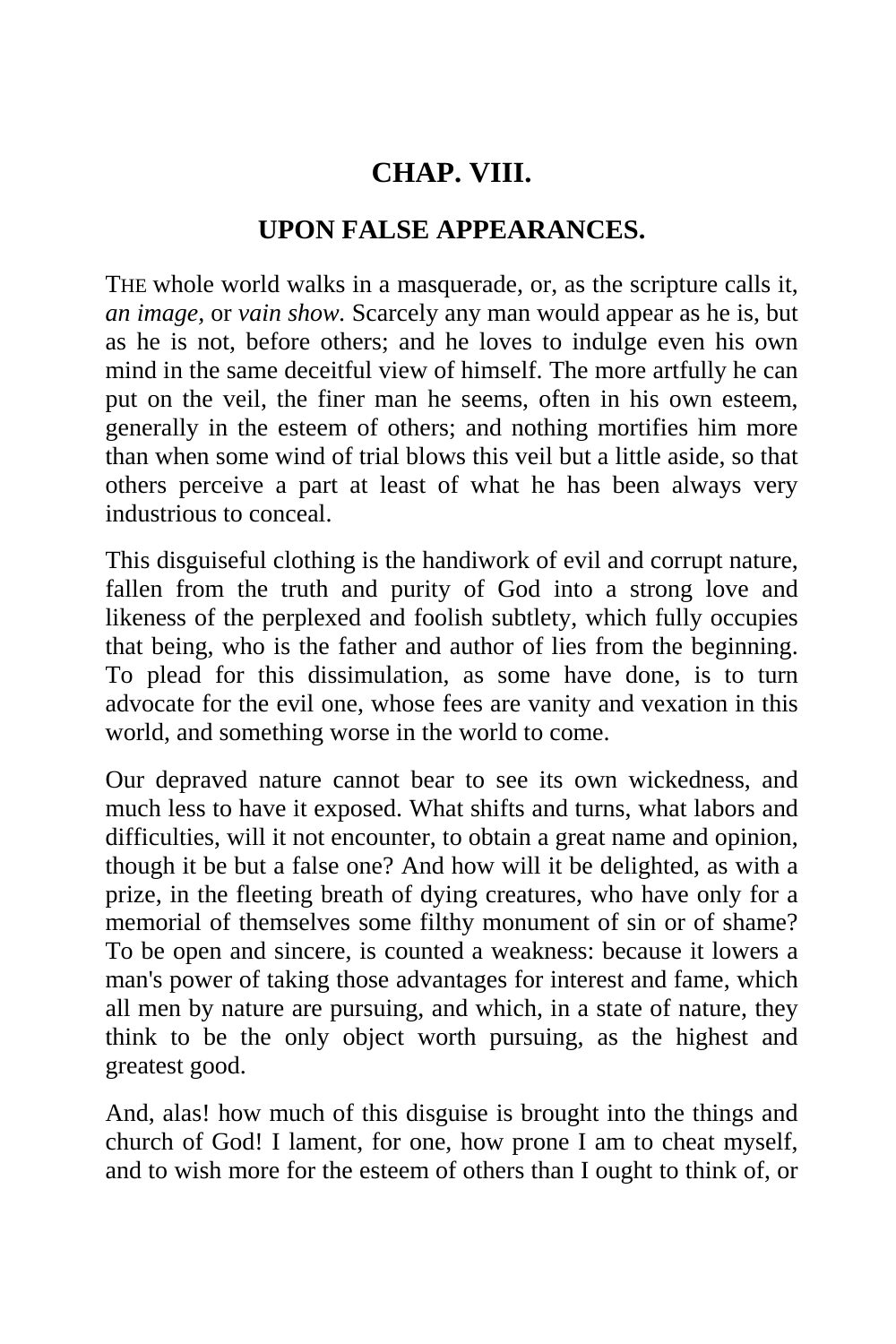## CHAP. VIII.

### UPON FALSE APPEARANCES.

THE whole world walks in a masquerade, or, as the scripture calls it, *an image,* or *vain show.* Scarcely any man would appear as he is, but as he is not, before others; and he loves to indulge even his own mind in the same deceitful view of himself. The more artfully he can put on the veil, the finer man he seems, often in his own esteem, generally in the esteem of others; and nothing mortifies him more than when some wind of trial blows this veil but a little aside, so that others perceive a part at least of what he has been always very industrious to conceal.

This disguiseful clothing is the handiwork of evil and corrupt nature, fallen from the truth and purity of God into a strong love and likeness of the perplexed and foolish subtlety, which fully occupies that being, who is the father and author of lies from the beginning. To plead for this dissimulation, as some have done, is to turn advocate for the evil one, whose fees are vanity and vexation in this world, and something worse in the world to come.

Our depraved nature cannot bear to see its own wickedness, and much less to have it exposed. What shifts and turns, what labors and difficulties, will it not encounter, to obtain a great name and opinion, though it be but a false one? And how will it be delighted, as with a prize, in the fleeting breath of dying creatures, who have only for a memorial of themselves some filthy monument of sin or of shame? To be open and sincere, is counted a weakness: because it lowers a man's power of taking those advantages for interest and fame, which all men by nature are pursuing, and which, in a state of nature, they think to be the only object worth pursuing, as the highest and greatest good.

And, alas! how much of this disguise is brought into the things and church of God! I lament, for one, how prone I am to cheat myself, and to wish more for the esteem of others than I ought to think of, or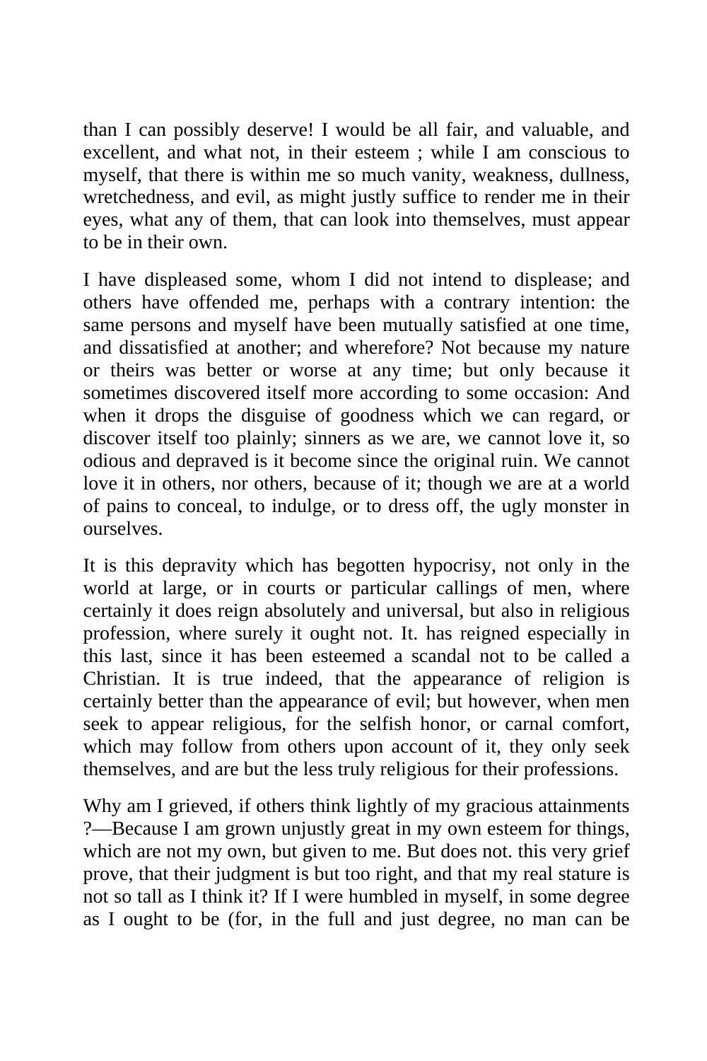than I can possibly deserve! I would be all fair, and valuable, and excellent, and what not, in their esteem ; while I am conscious to myself, that there is within me so much vanity, weakness, dullness, wretchedness, and evil, as might justly suffice to render me in their eyes, what any of them, that can look into themselves, must appear to be in their own.

I have displeased some, whom I did not intend to displease; and others have offended me, perhaps with a contrary intention: the same persons and myself have been mutually satisfied at one time, and dissatisfied at another; and wherefore? Not because my nature or theirs was better or worse at any time; but only because it sometimes discovered itself more according to some occasion: And when it drops the disguise of goodness which we can regard, or discover itself too plainly; sinners as we are, we cannot love it, so odious and depraved is it become since the original ruin. We cannot love it in others, nor others, because of it; though we are at a world of pains to conceal, to indulge, or to dress off, the ugly monster in ourselves.

It is this depravity which has begotten hypocrisy, not only in the world at large, or in courts or particular callings of men, where certainly it does reign absolutely and universal, but also in religious profession, where surely it ought not. It. has reigned especially in this last, since it has been esteemed a scandal not to be called a Christian. It is true indeed, that the appearance of religion is certainly better than the appearance of evil; but however, when men seek to appear religious, for the selfish honor, or carnal comfort, which may follow from others upon account of it, they only seek themselves, and are but the less truly religious for their professions.

Why am I grieved, if others think lightly of my gracious attainments ?—Because I am grown unjustly great in my own esteem for things, which are not my own, but given to me. But does not. this very grief prove, that their judgment is but too right, and that my real stature is not so tall as I think it? If I were humbled in myself, in some degree as I ought to be (for, in the full and just degree, no man can be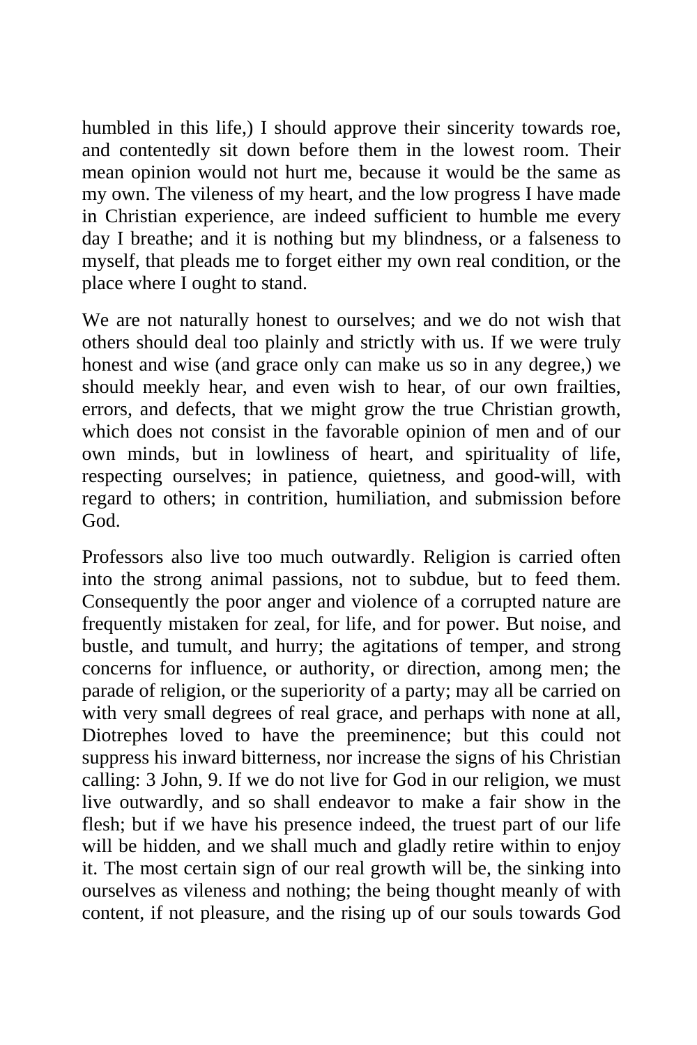humbled in this life,) I should approve their sincerity towards roe, and contentedly sit down before them in the lowest room. Their mean opinion would not hurt me, because it would be the same as my own. The vileness of my heart, and the low progress I have made in Christian experience, are indeed sufficient to humble me every day I breathe; and it is nothing but my blindness, or a falseness to myself, that pleads me to forget either my own real condition, or the place where I ought to stand.

We are not naturally honest to ourselves; and we do not wish that others should deal too plainly and strictly with us. If we were truly honest and wise (and grace only can make us so in any degree,) we should meekly hear, and even wish to hear, of our own frailties, errors, and defects, that we might grow the true Christian growth, which does not consist in the favorable opinion of men and of our own minds, but in lowliness of heart, and spirituality of life, respecting ourselves; in patience, quietness, and good-will, with regard to others; in contrition, humiliation, and submission before God.

Professors also live too much outwardly. Religion is carried often into the strong animal passions, not to subdue, but to feed them. Consequently the poor anger and violence of a corrupted nature are frequently mistaken for zeal, for life, and for power. But noise, and bustle, and tumult, and hurry; the agitations of temper, and strong concerns for influence, or authority, or direction, among men; the parade of religion, or the superiority of a party; may all be carried on with very small degrees of real grace, and perhaps with none at all, Diotrephes loved to have the preeminence; but this could not suppress his inward bitterness, nor increase the signs of his Christian calling: 3 John, 9. If we do not live for God in our religion, we must live outwardly, and so shall endeavor to make a fair show in the flesh; but if we have his presence indeed, the truest part of our life will be hidden, and we shall much and gladly retire within to enjoy it. The most certain sign of our real growth will be, the sinking into ourselves as vileness and nothing; the being thought meanly of with content, if not pleasure, and the rising up of our souls towards God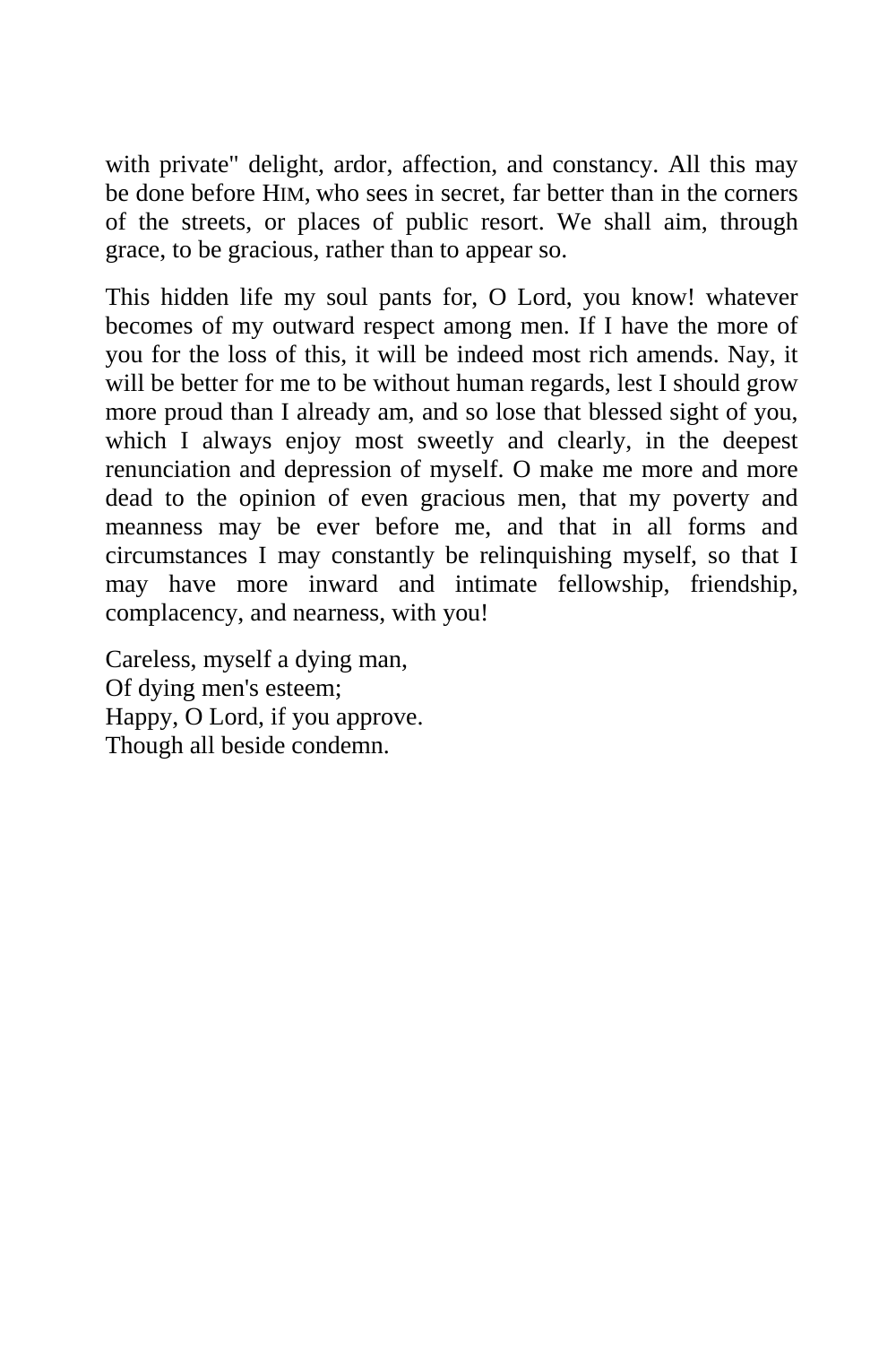with private" delight, ardor, affection, and constancy. All this may be done before HIM, who sees in secret, far better than in the corners of the streets, or places of public resort. We shall aim, through grace, to be gracious, rather than to appear so.

This hidden life my soul pants for, O Lord, you know! whatever becomes of my outward respect among men. If I have the more of you for the loss of this, it will be indeed most rich amends. Nay, it will be better for me to be without human regards, lest I should grow more proud than I already am, and so lose that blessed sight of you, which I always enjoy most sweetly and clearly, in the deepest renunciation and depression of myself. O make me more and more dead to the opinion of even gracious men, that my poverty and meanness may be ever before me, and that in all forms and circumstances I may constantly be relinquishing myself, so that I may have more inward and intimate fellowship, friendship, complacency, and nearness, with you!

Careless, myself a dying man,
Of dying men's esteem;
Happy, O Lord, if you approve.
Though all beside condemn.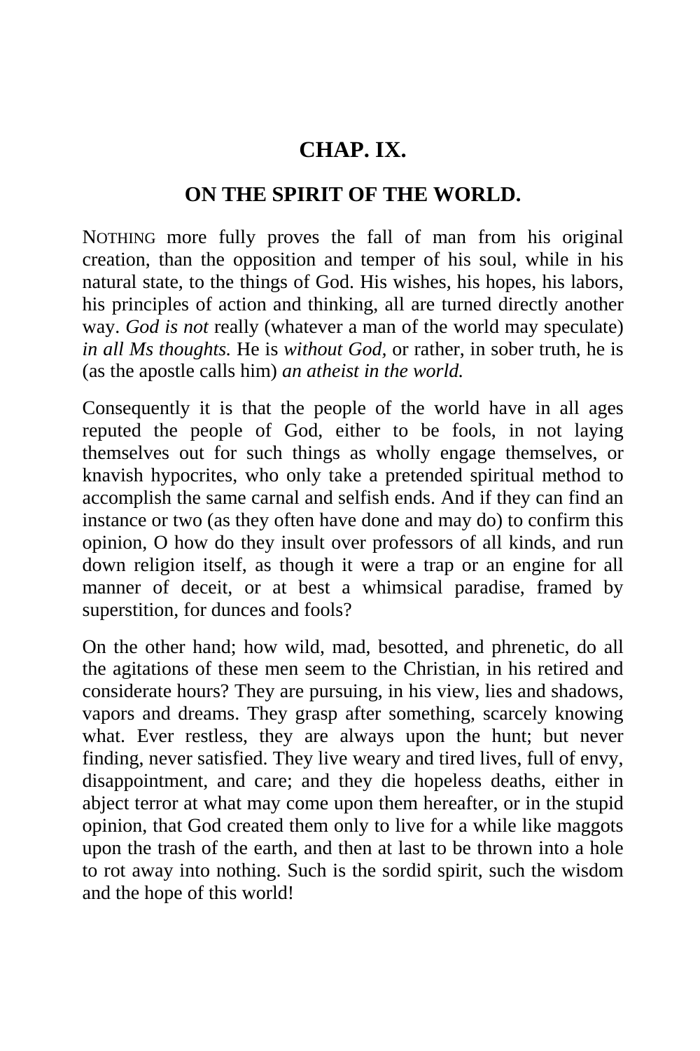# CHAP. IX.

## ON THE SPIRIT OF THE WORLD.

NOTHING more fully proves the fall of man from his original creation, than the opposition and temper of his soul, while in his natural state, to the things of God. His wishes, his hopes, his labors, his principles of action and thinking, all are turned directly another way. *God is not* really (whatever a man of the world may speculate) *in all Ms thoughts.* He is *without God*, or rather, in sober truth, he is (as the apostle calls him) *an atheist in the world.*

Consequently it is that the people of the world have in all ages reputed the people of God, either to be fools, in not laying themselves out for such things as wholly engage themselves, or knavish hypocrites, who only take a pretended spiritual method to accomplish the same carnal and selfish ends. And if they can find an instance or two (as they often have done and may do) to confirm this opinion, O how do they insult over professors of all kinds, and run down religion itself, as though it were a trap or an engine for all manner of deceit, or at best a whimsical paradise, framed by superstition, for dunces and fools?

On the other hand; how wild, mad, besotted, and phrenetic, do all the agitations of these men seem to the Christian, in his retired and considerate hours? They are pursuing, in his view, lies and shadows, vapors and dreams. They grasp after something, scarcely knowing what. Ever restless, they are always upon the hunt; but never finding, never satisfied. They live weary and tired lives, full of envy, disappointment, and care; and they die hopeless deaths, either in abject terror at what may come upon them hereafter, or in the stupid opinion, that God created them only to live for a while like maggots upon the trash of the earth, and then at last to be thrown into a hole to rot away into nothing. Such is the sordid spirit, such the wisdom and the hope of this world!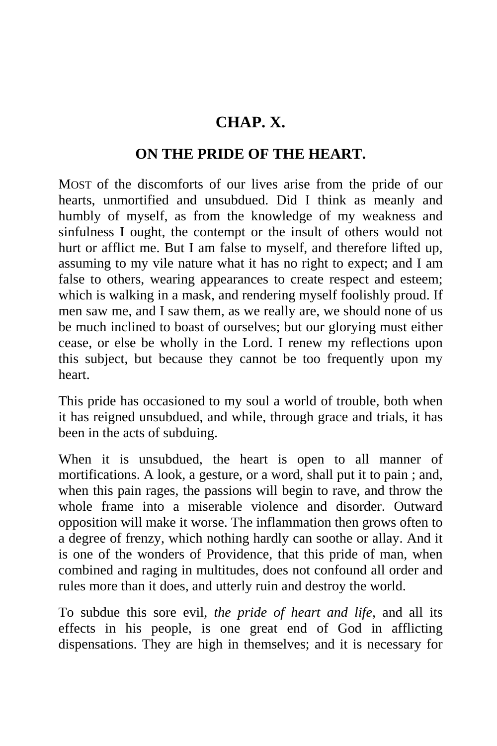# CHAP. X.

## ON THE PRIDE OF THE HEART.

MOST of the discomforts of our lives arise from the pride of our hearts, unmortified and unsubdued. Did I think as meanly and humbly of myself, as from the knowledge of my weakness and sinfulness I ought, the contempt or the insult of others would not hurt or afflict me. But I am false to myself, and therefore lifted up, assuming to my vile nature what it has no right to expect; and I am false to others, wearing appearances to create respect and esteem; which is walking in a mask, and rendering myself foolishly proud. If men saw me, and I saw them, as we really are, we should none of us be much inclined to boast of ourselves; but our glorying must either cease, or else be wholly in the Lord. I renew my reflections upon this subject, but because they cannot be too frequently upon my heart.

This pride has occasioned to my soul a world of trouble, both when it has reigned unsubdued, and while, through grace and trials, it has been in the acts of subduing.

When it is unsubdued, the heart is open to all manner of mortifications. A look, a gesture, or a word, shall put it to pain ; and, when this pain rages, the passions will begin to rave, and throw the whole frame into a miserable violence and disorder. Outward opposition will make it worse. The inflammation then grows often to a degree of frenzy, which nothing hardly can soothe or allay. And it is one of the wonders of Providence, that this pride of man, when combined and raging in multitudes, does not confound all order and rules more than it does, and utterly ruin and destroy the world.

To subdue this sore evil, *the pride of heart and life,* and all its effects in his people, is one great end of God in afflicting dispensations. They are high in themselves; and it is necessary for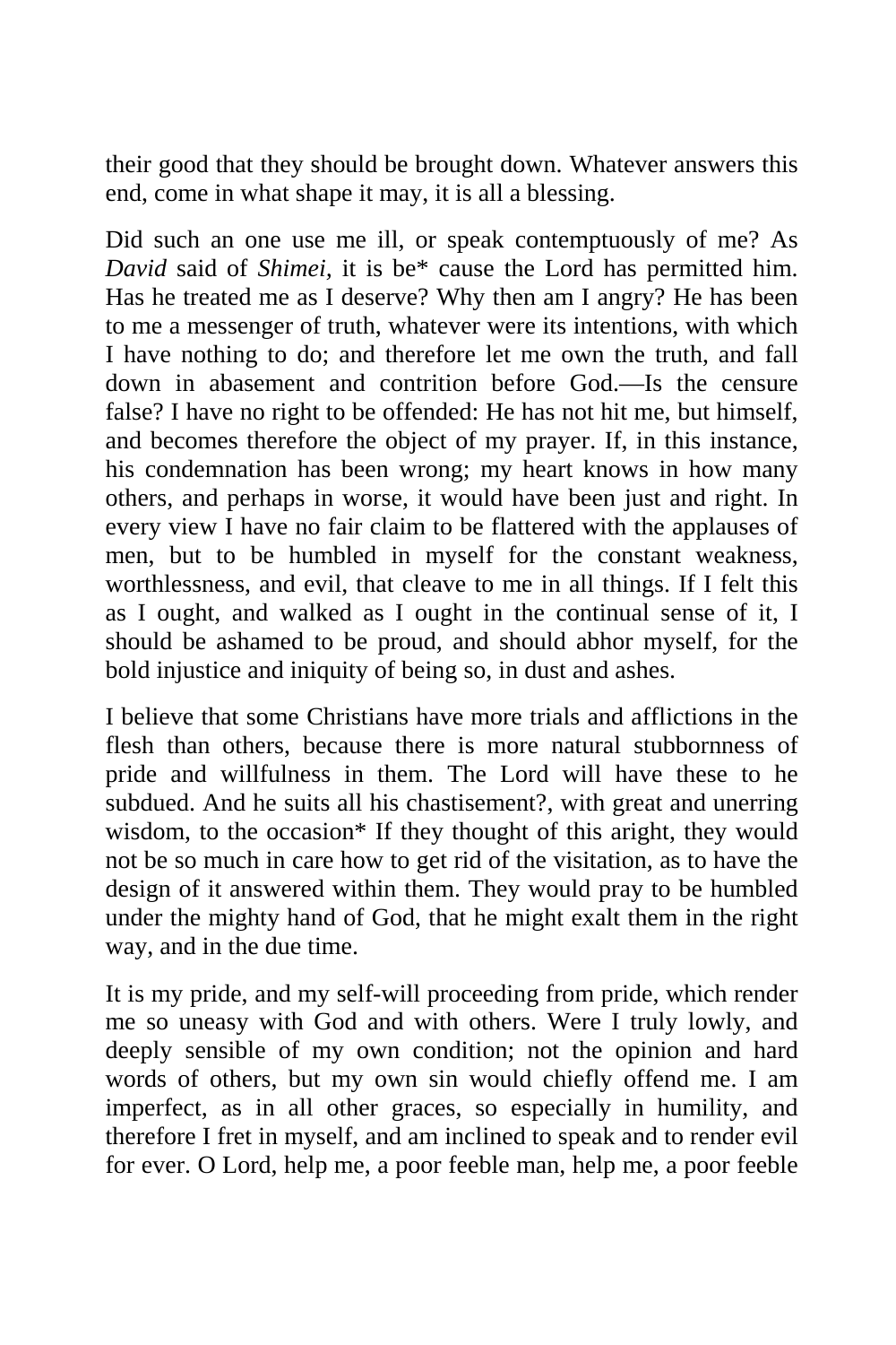their good that they should be brought down. Whatever answers this end, come in what shape it may, it is all a blessing.

Did such an one use me ill, or speak contemptuously of me? As *David* said of *Shimei*, it is be* cause the Lord has permitted him. Has he treated me as I deserve? Why then am I angry? He has been to me a messenger of truth, whatever were its intentions, with which I have nothing to do; and therefore let me own the truth, and fall down in abasement and contrition before God.—Is the censure false? I have no right to be offended: He has not hit me, but himself, and becomes therefore the object of my prayer. If, in this instance, his condemnation has been wrong; my heart knows in how many others, and perhaps in worse, it would have been just and right. In every view I have no fair claim to be flattered with the applauses of men, but to be humbled in myself for the constant weakness, worthlessness, and evil, that cleave to me in all things. If I felt this as I ought, and walked as I ought in the continual sense of it, I should be ashamed to be proud, and should abhor myself, for the bold injustice and iniquity of being so, in dust and ashes.

I believe that some Christians have more trials and afflictions in the flesh than others, because there is more natural stubbornness of pride and willfulness in them. The Lord will have these to he subdued. And he suits all his chastisement?, with great and unerring wisdom, to the occasion* If they thought of this aright, they would not be so much in care how to get rid of the visitation, as to have the design of it answered within them. They would pray to be humbled under the mighty hand of God, that he might exalt them in the right way, and in the due time.

It is my pride, and my self-will proceeding from pride, which render me so uneasy with God and with others. Were I truly lowly, and deeply sensible of my own condition; not the opinion and hard words of others, but my own sin would chiefly offend me. I am imperfect, as in all other graces, so especially in humility, and therefore I fret in myself, and am inclined to speak and to render evil for ever. O Lord, help me, a poor feeble man, help me, a poor feeble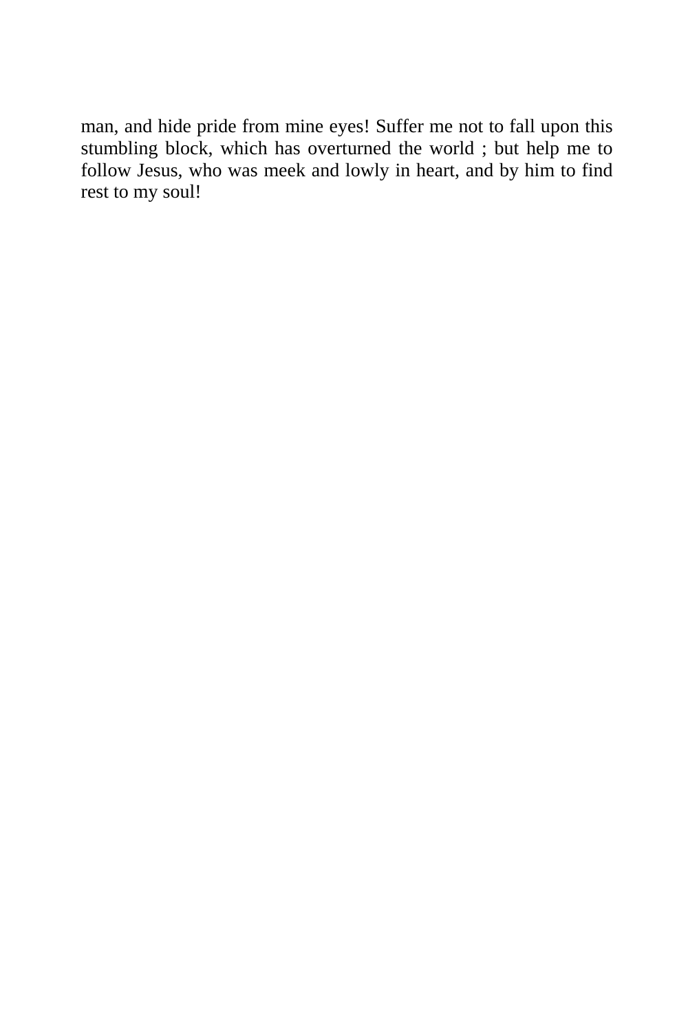man, and hide pride from mine eyes! Suffer me not to fall upon this stumbling block, which has overturned the world ; but help me to follow Jesus, who was meek and lowly in heart, and by him to find rest to my soul!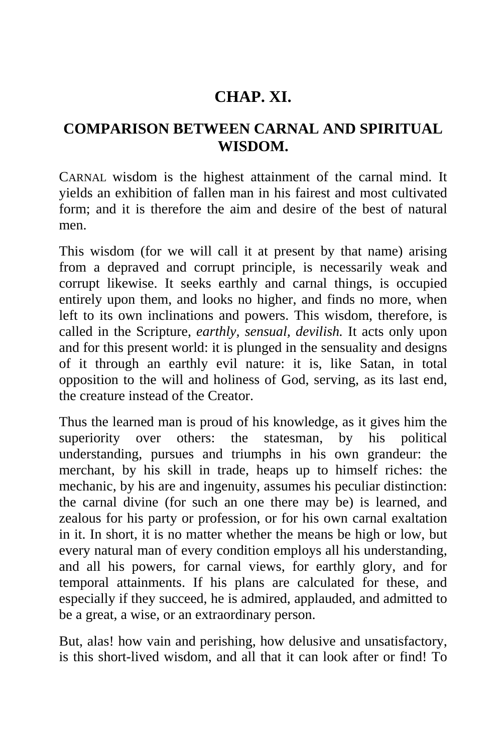# CHAP. XI.

## COMPARISON BETWEEN CARNAL AND SPIRITUAL WISDOM.

CARNAL wisdom is the highest attainment of the carnal mind. It yields an exhibition of fallen man in his fairest and most cultivated form; and it is therefore the aim and desire of the best of natural men.

This wisdom (for we will call it at present by that name) arising from a depraved and corrupt principle, is necessarily weak and corrupt likewise. It seeks earthly and carnal things, is occupied entirely upon them, and looks no higher, and finds no more, when left to its own inclinations and powers. This wisdom, therefore, is called in the Scripture, *earthly*, *sensual*, *devilish.* It acts only upon and for this present world: it is plunged in the sensuality and designs of it through an earthly evil nature: it is, like Satan, in total opposition to the will and holiness of God, serving, as its last end, the creature instead of the Creator.

Thus the learned man is proud of his knowledge, as it gives him the superiority over others: the statesman, by his political understanding, pursues and triumphs in his own grandeur: the merchant, by his skill in trade, heaps up to himself riches: the mechanic, by his are and ingenuity, assumes his peculiar distinction: the carnal divine (for such an one there may be) is learned, and zealous for his party or profession, or for his own carnal exaltation in it. In short, it is no matter whether the means be high or low, but every natural man of every condition employs all his understanding, and all his powers, for carnal views, for earthly glory, and for temporal attainments. If his plans are calculated for these, and especially if they succeed, he is admired, applauded, and admitted to be a great, a wise, or an extraordinary person.

But, alas! how vain and perishing, how delusive and unsatisfactory, is this short-lived wisdom, and all that it can look after or find! To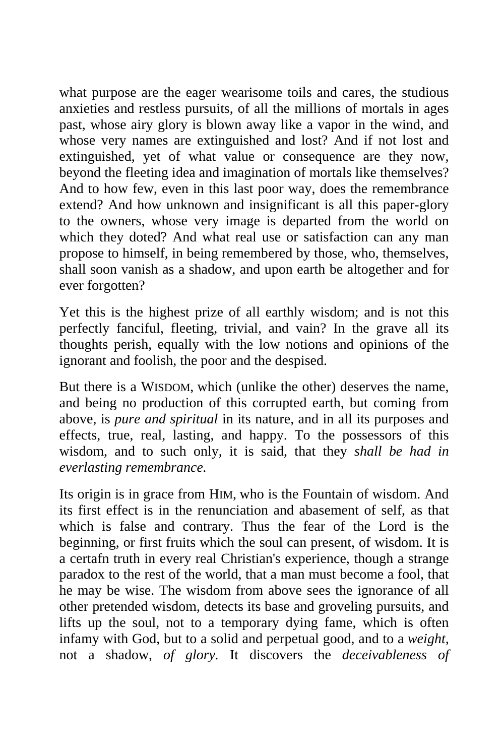what purpose are the eager wearisome toils and cares, the studious anxieties and restless pursuits, of all the millions of mortals in ages past, whose airy glory is blown away like a vapor in the wind, and whose very names are extinguished and lost? And if not lost and extinguished, yet of what value or consequence are they now, beyond the fleeting idea and imagination of mortals like themselves? And to how few, even in this last poor way, does the remembrance extend? And how unknown and insignificant is all this paper-glory to the owners, whose very image is departed from the world on which they doted? And what real use or satisfaction can any man propose to himself, in being remembered by those, who, themselves, shall soon vanish as a shadow, and upon earth be altogether and for ever forgotten?

Yet this is the highest prize of all earthly wisdom; and is not this perfectly fanciful, fleeting, trivial, and vain? In the grave all its thoughts perish, equally with the low notions and opinions of the ignorant and foolish, the poor and the despised.

But there is a WISDOM, which (unlike the other) deserves the name, and being no production of this corrupted earth, but coming from above, is *pure and spiritual* in its nature, and in all its purposes and effects, true, real, lasting, and happy. To the possessors of this wisdom, and to such only, it is said, that they *shall be had in everlasting remembrance.*

Its origin is in grace from HIM, who is the Fountain of wisdom. And its first effect is in the renunciation and abasement of self, as that which is false and contrary. Thus the fear of the Lord is the beginning, or first fruits which the soul can present, of wisdom. It is a certafn truth in every real Christian's experience, though a strange paradox to the rest of the world, that a man must become a fool, that he may be wise. The wisdom from above sees the ignorance of all other pretended wisdom, detects its base and groveling pursuits, and lifts up the soul, not to a temporary dying fame, which is often infamy with God, but to a solid and perpetual good, and to a *weight,* not a shadow, *of glory.* It discovers the *deceivableness of*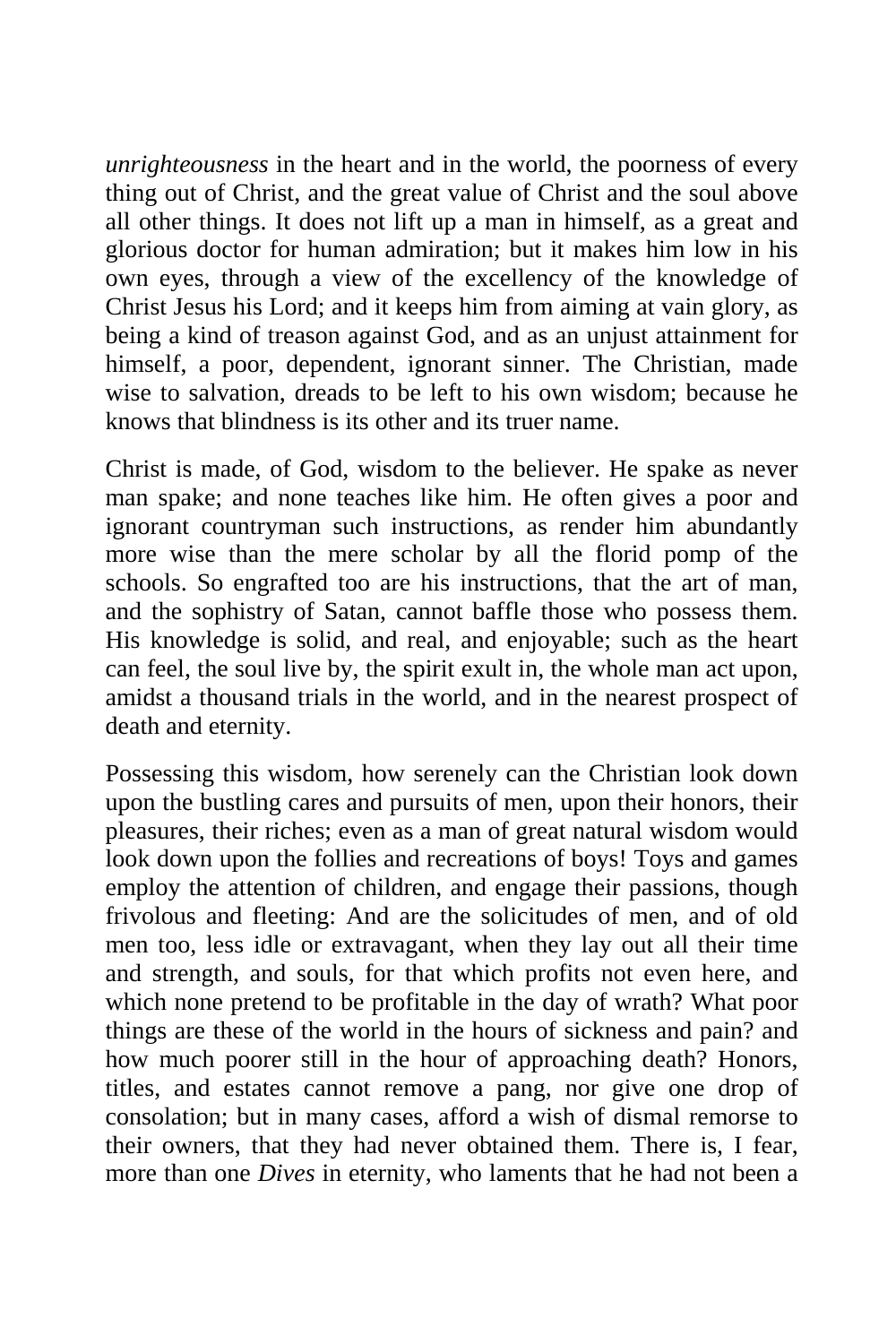*unrighteousness* in the heart and in the world, the poorness of every thing out of Christ, and the great value of Christ and the soul above all other things. It does not lift up a man in himself, as a great and glorious doctor for human admiration; but it makes him low in his own eyes, through a view of the excellency of the knowledge of Christ Jesus his Lord; and it keeps him from aiming at vain glory, as being a kind of treason against God, and as an unjust attainment for himself, a poor, dependent, ignorant sinner. The Christian, made wise to salvation, dreads to be left to his own wisdom; because he knows that blindness is its other and its truer name.

Christ is made, of God, wisdom to the believer. He spake as never man spake; and none teaches like him. He often gives a poor and ignorant countryman such instructions, as render him abundantly more wise than the mere scholar by all the florid pomp of the schools. So engrafted too are his instructions, that the art of man, and the sophistry of Satan, cannot baffle those who possess them. His knowledge is solid, and real, and enjoyable; such as the heart can feel, the soul live by, the spirit exult in, the whole man act upon, amidst a thousand trials in the world, and in the nearest prospect of death and eternity.

Possessing this wisdom, how serenely can the Christian look down upon the bustling cares and pursuits of men, upon their honors, their pleasures, their riches; even as a man of great natural wisdom would look down upon the follies and recreations of boys! Toys and games employ the attention of children, and engage their passions, though frivolous and fleeting: And are the solicitudes of men, and of old men too, less idle or extravagant, when they lay out all their time and strength, and souls, for that which profits not even here, and which none pretend to be profitable in the day of wrath? What poor things are these of the world in the hours of sickness and pain? and how much poorer still in the hour of approaching death? Honors, titles, and estates cannot remove a pang, nor give one drop of consolation; but in many cases, afford a wish of dismal remorse to their owners, that they had never obtained them. There is, I fear, more than one *Dives* in eternity, who laments that he had not been a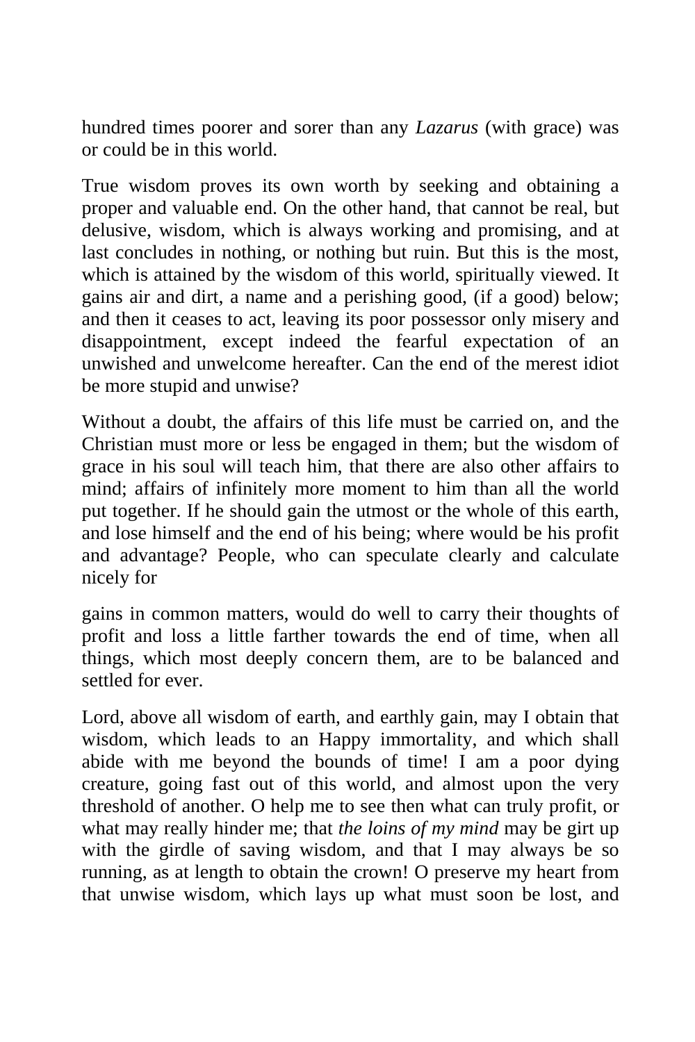hundred times poorer and sorer than any *Lazarus* (with grace) was or could be in this world.

True wisdom proves its own worth by seeking and obtaining a proper and valuable end. On the other hand, that cannot be real, but delusive, wisdom, which is always working and promising, and at last concludes in nothing, or nothing but ruin. But this is the most, which is attained by the wisdom of this world, spiritually viewed. It gains air and dirt, a name and a perishing good, (if a good) below; and then it ceases to act, leaving its poor possessor only misery and disappointment, except indeed the fearful expectation of an unwished and unwelcome hereafter. Can the end of the merest idiot be more stupid and unwise?

Without a doubt, the affairs of this life must be carried on, and the Christian must more or less be engaged in them; but the wisdom of grace in his soul will teach him, that there are also other affairs to mind; affairs of infinitely more moment to him than all the world put together. If he should gain the utmost or the whole of this earth, and lose himself and the end of his being; where would be his profit and advantage? People, who can speculate clearly and calculate nicely for gains in common matters, would do well to carry their thoughts of profit and loss a little farther towards the end of time, when all things, which most deeply concern them, are to be balanced and settled for ever.

Lord, above all wisdom of earth, and earthly gain, may I obtain that wisdom, which leads to an Happy immortality, and which shall abide with me beyond the bounds of time! I am a poor dying creature, going fast out of this world, and almost upon the very threshold of another. O help me to see then what can truly profit, or what may really hinder me; that *the loins of my mind* may be girt up with the girdle of saving wisdom, and that I may always be so running, as at length to obtain the crown! O preserve my heart from that unwise wisdom, which lays up what must soon be lost, and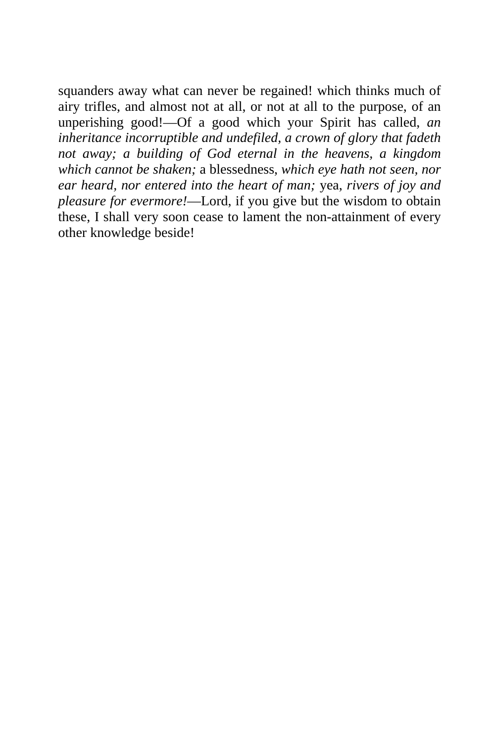squanders away what can never be regained! which thinks much of airy trifles, and almost not at all, or not at all to the purpose, of an unperishing good!—Of a good which your Spirit has called, *an inheritance incorruptible and undefiled, a crown of glory that fadeth not away; a building of God eternal in the heavens, a kingdom which cannot be shaken;* a blessedness, *which eye hath not seen, nor ear heard, nor entered into the heart of man;* yea, *rivers of joy and pleasure for evermore!*—Lord, if you give but the wisdom to obtain these, I shall very soon cease to lament the non-attainment of every other knowledge beside!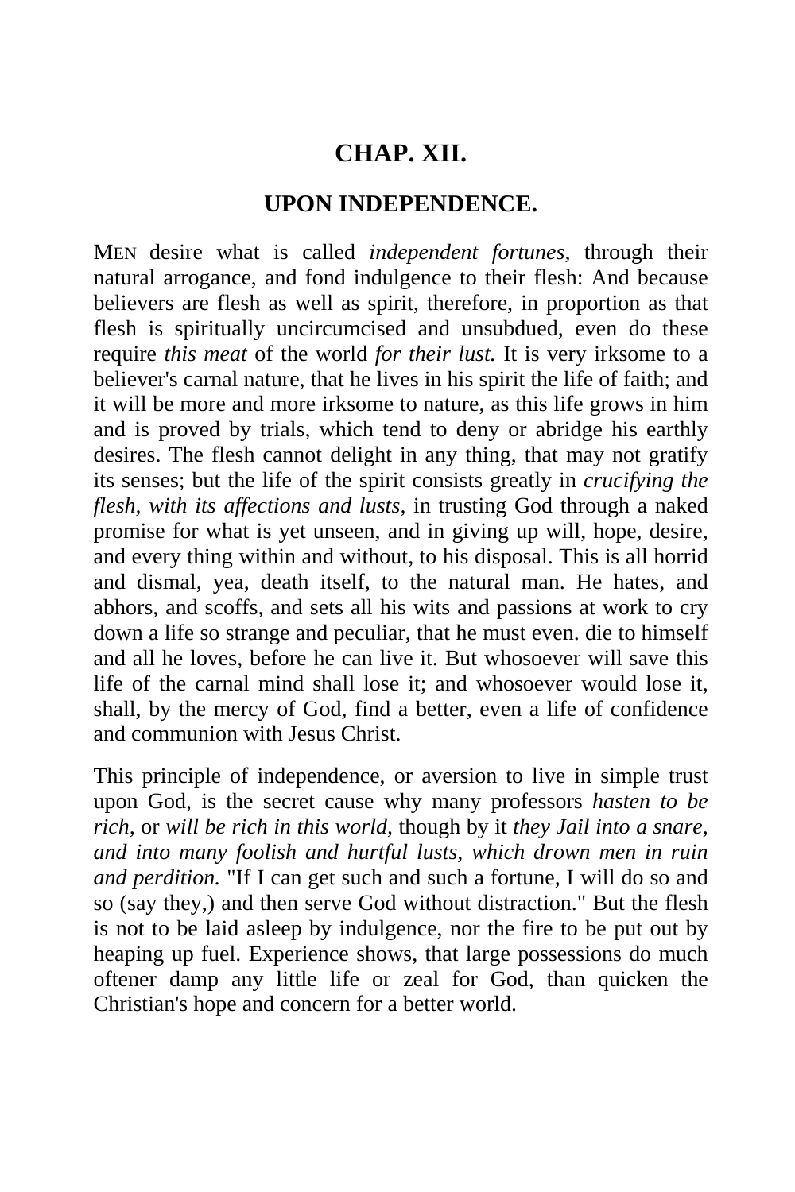## CHAP. XII.

### UPON INDEPENDENCE.

MEN desire what is called *independent fortunes,* through their natural arrogance, and fond indulgence to their flesh: And because believers are flesh as well as spirit, therefore, in proportion as that flesh is spiritually uncircumcised and unsubdued, even do these require *this meat* of the world *for their lust.* It is very irksome to a believer's carnal nature, that he lives in his spirit the life of faith; and it will be more and more irksome to nature, as this life grows in him and is proved by trials, which tend to deny or abridge his earthly desires. The flesh cannot delight in any thing, that may not gratify its senses; but the life of the spirit consists greatly in *crucifying the flesh, with its affections and lusts,* in trusting God through a naked promise for what is yet unseen, and in giving up will, hope, desire, and every thing within and without, to his disposal. This is all horrid and dismal, yea, death itself, to the natural man. He hates, and abhors, and scoffs, and sets all his wits and passions at work to cry down a life so strange and peculiar, that he must even. die to himself and all he loves, before he can live it. But whosoever will save this life of the carnal mind shall lose it; and whosoever would lose it, shall, by the mercy of God, find a better, even a life of confidence and communion with Jesus Christ.

This principle of independence, or aversion to live in simple trust upon God, is the secret cause why many professors *hasten to be rich,* or *will be rich in this world,* though by it *they Jail into a snare, and into many foolish and hurtful lusts, which drown men in ruin and perdition.* "If I can get such and such a fortune, I will do so and so (say they,) and then serve God without distraction." But the flesh is not to be laid asleep by indulgence, nor the fire to be put out by heaping up fuel. Experience shows, that large possessions do much oftener damp any little life or zeal for God, than quicken the Christian's hope and concern for a better world.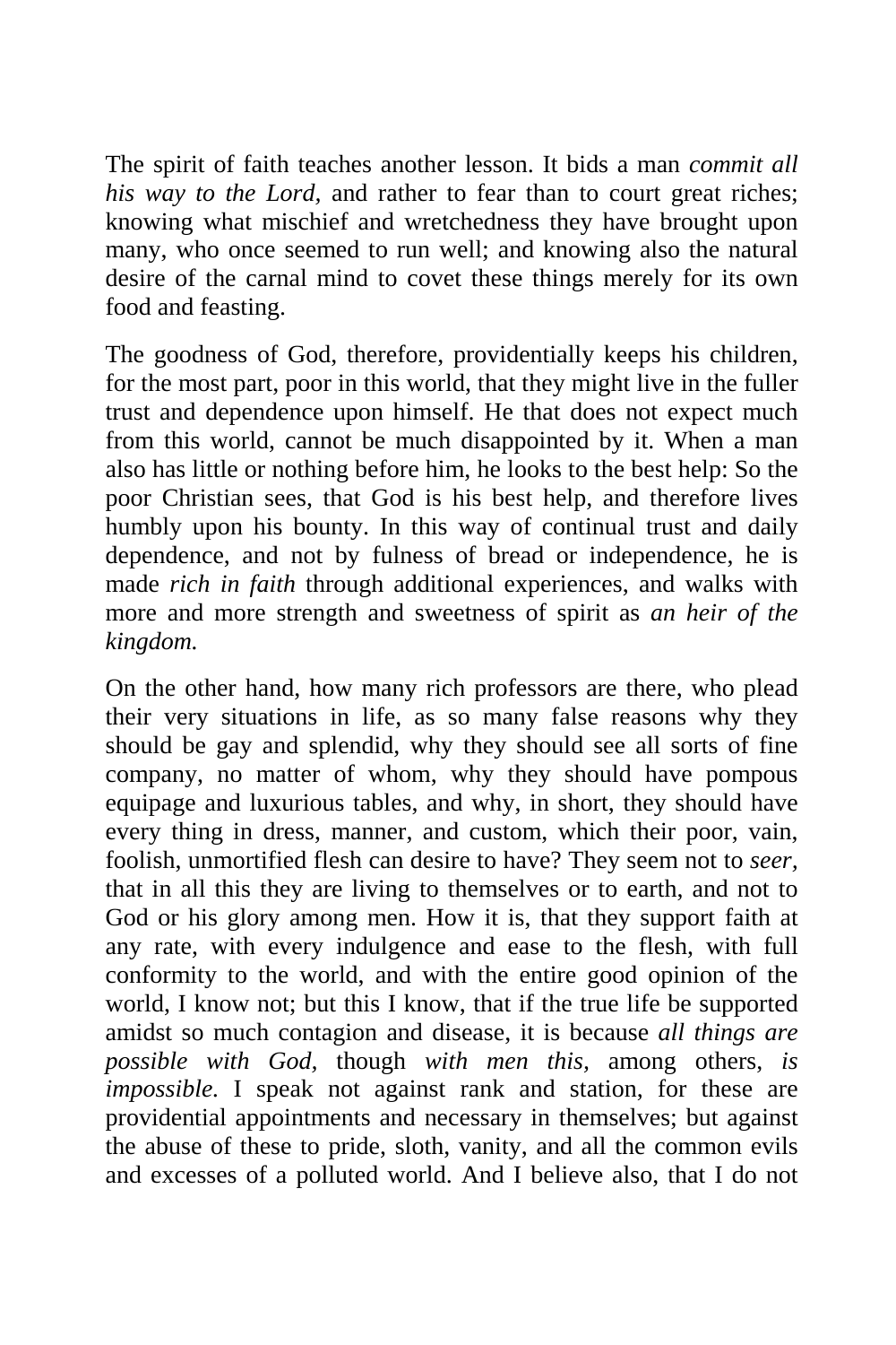The spirit of faith teaches another lesson. It bids a man *commit all his way to the Lord,* and rather to fear than to court great riches; knowing what mischief and wretchedness they have brought upon many, who once seemed to run well; and knowing also the natural desire of the carnal mind to covet these things merely for its own food and feasting.

The goodness of God, therefore, providentially keeps his children, for the most part, poor in this world, that they might live in the fuller trust and dependence upon himself. He that does not expect much from this world, cannot be much disappointed by it. When a man also has little or nothing before him, he looks to the best help: So the poor Christian sees, that God is his best help, and therefore lives humbly upon his bounty. In this way of continual trust and daily dependence, and not by fulness of bread or independence, he is made *rich in faith* through additional experiences, and walks with more and more strength and sweetness of spirit as *an heir of the kingdom.*

On the other hand, how many rich professors are there, who plead their very situations in life, as so many false reasons why they should be gay and splendid, why they should see all sorts of fine company, no matter of whom, why they should have pompous equipage and luxurious tables, and why, in short, they should have every thing in dress, manner, and custom, which their poor, vain, foolish, unmortified flesh can desire to have? They seem not to *seer,* that in all this they are living to themselves or to earth, and not to God or his glory among men. How it is, that they support faith at any rate, with every indulgence and ease to the flesh, with full conformity to the world, and with the entire good opinion of the world, I know not; but this I know, that if the true life be supported amidst so much contagion and disease, it is because *all things are possible with God,* though *with men this,* among others, *is impossible.* I speak not against rank and station, for these are providential appointments and necessary in themselves; but against the abuse of these to pride, sloth, vanity, and all the common evils and excesses of a polluted world. And I believe also, that I do not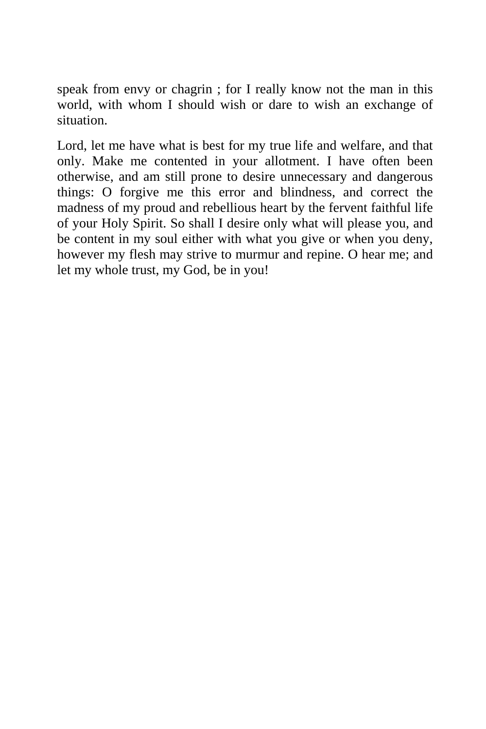speak from envy or chagrin ; for I really know not the man in this world, with whom I should wish or dare to wish an exchange of situation.

Lord, let me have what is best for my true life and welfare, and that only. Make me contented in your allotment. I have often been otherwise, and am still prone to desire unnecessary and dangerous things: O forgive me this error and blindness, and correct the madness of my proud and rebellious heart by the fervent faithful life of your Holy Spirit. So shall I desire only what will please you, and be content in my soul either with what you give or when you deny, however my flesh may strive to murmur and repine. O hear me; and let my whole trust, my God, be in you!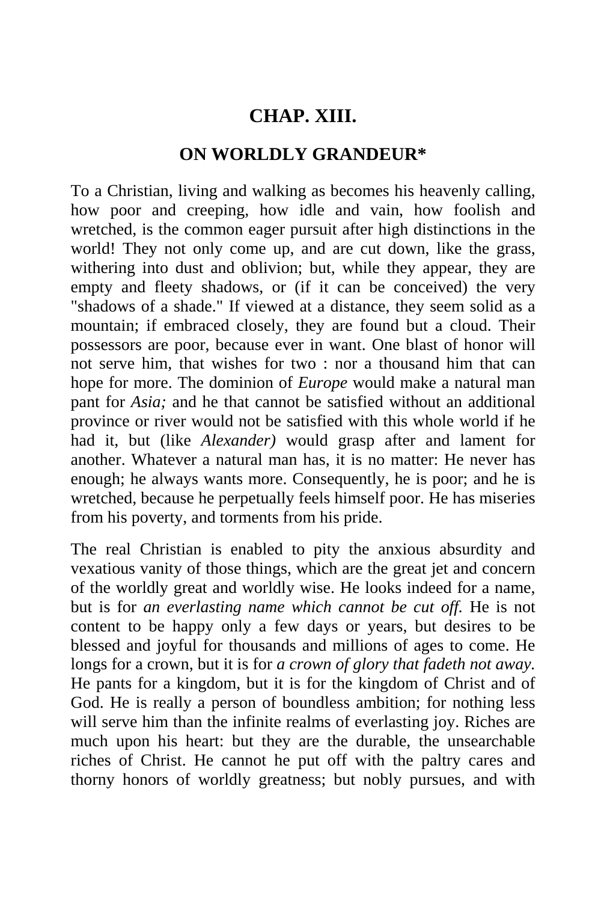## CHAP. XIII.

### ON WORLDLY GRANDEUR*

To a Christian, living and walking as becomes his heavenly calling, how poor and creeping, how idle and vain, how foolish and wretched, is the common eager pursuit after high distinctions in the world! They not only come up, and are cut down, like the grass, withering into dust and oblivion; but, while they appear, they are empty and fleety shadows, or (if it can be conceived) the very "shadows of a shade." If viewed at a distance, they seem solid as a mountain; if embraced closely, they are found but a cloud. Their possessors are poor, because ever in want. One blast of honor will not serve him, that wishes for two : nor a thousand him that can hope for more. The dominion of *Europe* would make a natural man pant for *Asia;* and he that cannot be satisfied without an additional province or river would not be satisfied with this whole world if he had it, but (like *Alexander)* would grasp after and lament for another. Whatever a natural man has, it is no matter: He never has enough; he always wants more. Consequently, he is poor; and he is wretched, because he perpetually feels himself poor. He has miseries from his poverty, and torments from his pride.

The real Christian is enabled to pity the anxious absurdity and vexatious vanity of those things, which are the great jet and concern of the worldly great and worldly wise. He looks indeed for a name, but is for *an everlasting name which cannot be cut off.* He is not content to be happy only a few days or years, but desires to be blessed and joyful for thousands and millions of ages to come. He longs for a crown, but it is for *a crown of glory that fadeth not away.* He pants for a kingdom, but it is for the kingdom of Christ and of God. He is really a person of boundless ambition; for nothing less will serve him than the infinite realms of everlasting joy. Riches are much upon his heart: but they are the durable, the unsearchable riches of Christ. He cannot he put off with the paltry cares and thorny honors of worldly greatness; but nobly pursues, and with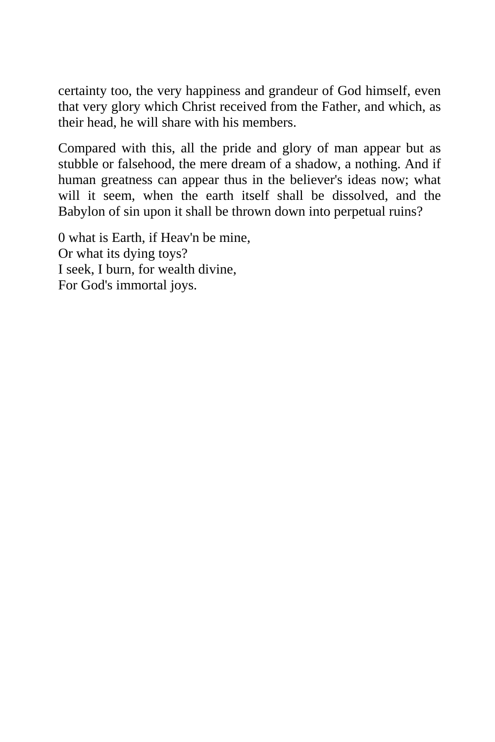certainty too, the very happiness and grandeur of God himself, even that very glory which Christ received from the Father, and which, as their head, he will share with his members.

Compared with this, all the pride and glory of man appear but as stubble or falsehood, the mere dream of a shadow, a nothing. And if human greatness can appear thus in the believer's ideas now; what will it seem, when the earth itself shall be dissolved, and the Babylon of sin upon it shall be thrown down into perpetual ruins?

0 what is Earth, if Heav'n be mine,  
Or what its dying toys?  
I seek, I burn, for wealth divine,  
For God's immortal joys.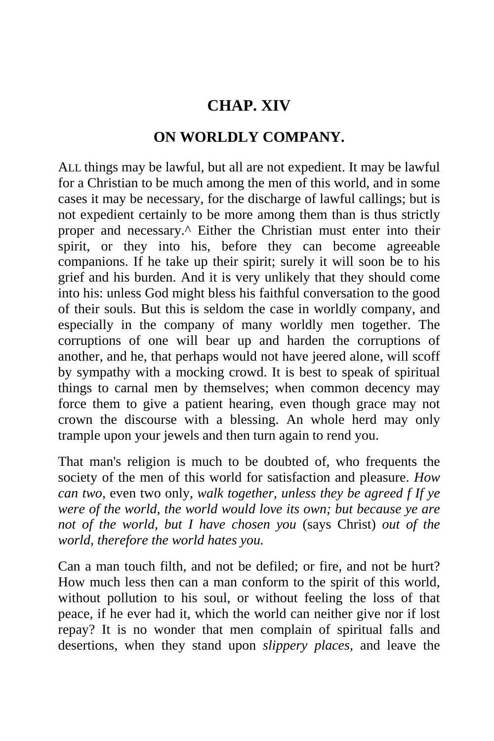## CHAP. XIV

## ON WORLDLY COMPANY.

ALL things may be lawful, but all are not expedient. It may be lawful for a Christian to be much among the men of this world, and in some cases it may be necessary, for the discharge of lawful callings; but is not expedient certainly to be more among them than is thus strictly proper and necessary.^ Either the Christian must enter into their spirit, or they into his, before they can become agreeable companions. If he take up their spirit; surely it will soon be to his grief and his burden. And it is very unlikely that they should come into his: unless God might bless his faithful conversation to the good of their souls. But this is seldom the case in worldly company, and especially in the company of many worldly men together. The corruptions of one will bear up and harden the corruptions of another, and he, that perhaps would not have jeered alone, will scoff by sympathy with a mocking crowd. It is best to speak of spiritual things to carnal men by themselves; when common decency may force them to give a patient hearing, even though grace may not crown the discourse with a blessing. An whole herd may only trample upon your jewels and then turn again to rend you.

That man's religion is much to be doubted of, who frequents the society of the men of this world for satisfaction and pleasure. *How can two,* even two only, *walk together, unless they be agreed f If ye were of the world, the world would love its own; but because ye are not of the world, but I have chosen you* (says Christ) *out of the world, therefore the world hates you.*

Can a man touch filth, and not be defiled; or fire, and not be hurt? How much less then can a man conform to the spirit of this world, without pollution to his soul, or without feeling the loss of that peace, if he ever had it, which the world can neither give nor if lost repay? It is no wonder that men complain of spiritual falls and desertions, when they stand upon *slippery places,* and leave the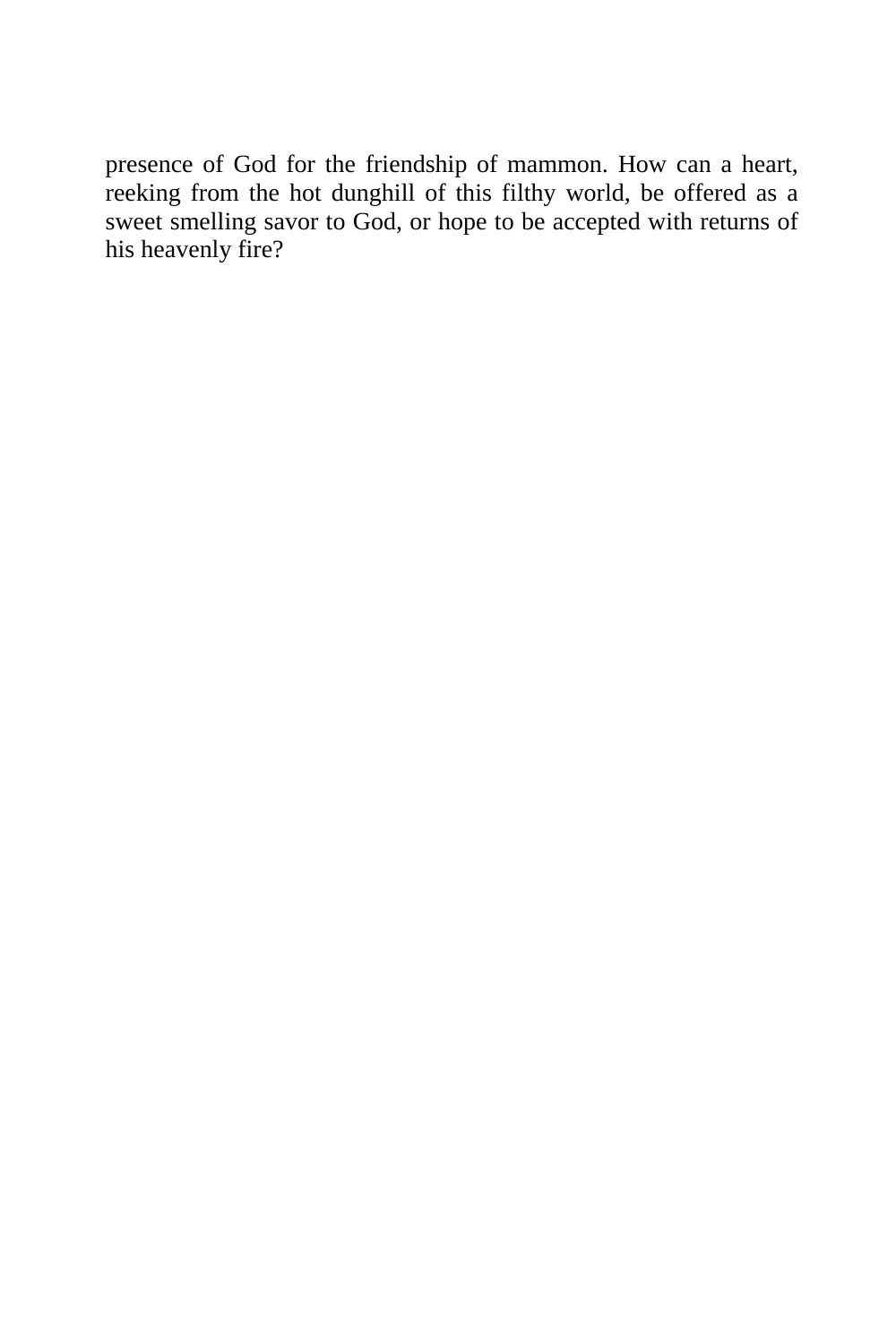presence of God for the friendship of mammon. How can a heart, reeking from the hot dunghill of this filthy world, be offered as a sweet smelling savor to God, or hope to be accepted with returns of his heavenly fire?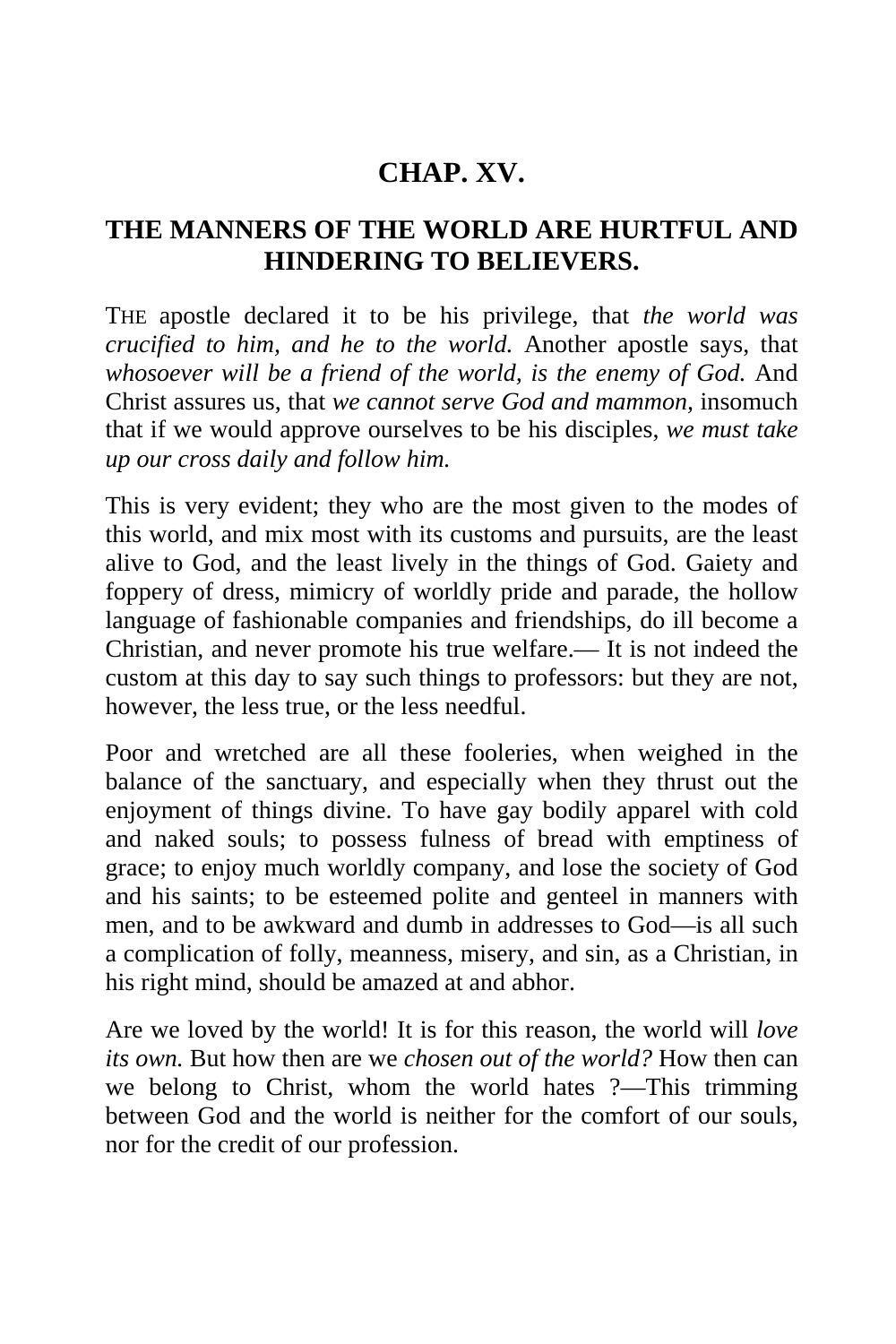## CHAP. XV.

### THE MANNERS OF THE WORLD ARE HURTFUL AND HINDERING TO BELIEVERS.

THE apostle declared it to be his privilege, that *the world was crucified to him, and he to the world.* Another apostle says, that *whosoever will be a friend of the world, is the enemy of God.* And Christ assures us, that *we cannot serve God and mammon,* insomuch that if we would approve ourselves to be his disciples, *we must take up our cross daily and follow him.*

This is very evident; they who are the most given to the modes of this world, and mix most with its customs and pursuits, are the least alive to God, and the least lively in the things of God. Gaiety and foppery of dress, mimicry of worldly pride and parade, the hollow language of fashionable companies and friendships, do ill become a Christian, and never promote his true welfare.— It is not indeed the custom at this day to say such things to professors: but they are not, however, the less true, or the less needful.

Poor and wretched are all these fooleries, when weighed in the balance of the sanctuary, and especially when they thrust out the enjoyment of things divine. To have gay bodily apparel with cold and naked souls; to possess fulness of bread with emptiness of grace; to enjoy much worldly company, and lose the society of God and his saints; to be esteemed polite and genteel in manners with men, and to be awkward and dumb in addresses to God—is all such a complication of folly, meanness, misery, and sin, as a Christian, in his right mind, should be amazed at and abhor.

Are we loved by the world! It is for this reason, the world will *love its own.* But how then are we *chosen out of the world?* How then can we belong to Christ, whom the world hates ?—This trimming between God and the world is neither for the comfort of our souls, nor for the credit of our profession.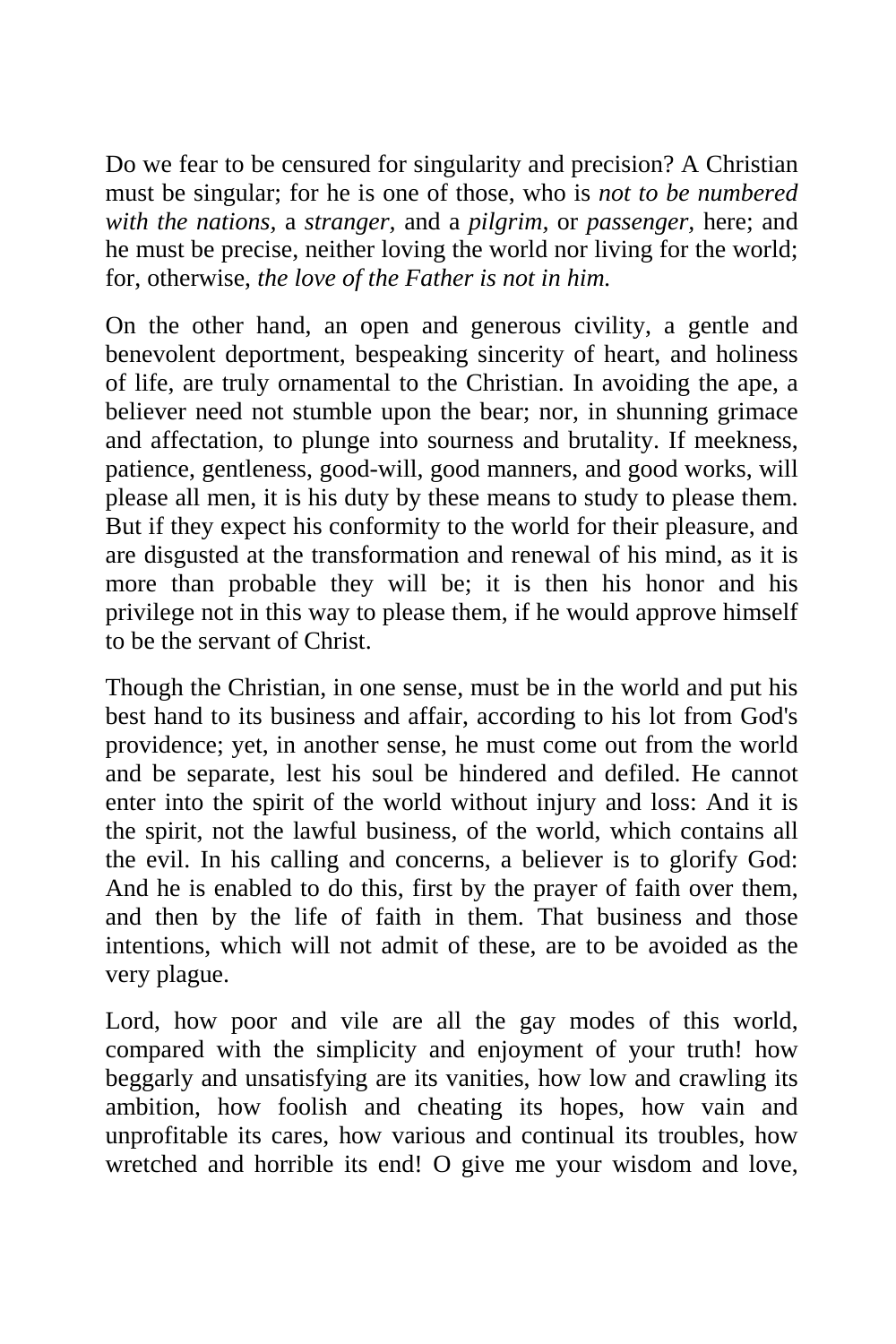Do we fear to be censured for singularity and precision? A Christian must be singular; for he is one of those, who is *not to be numbered with the nations,* a *stranger,* and a *pilgrim,* or *passenger,* here; and he must be precise, neither loving the world nor living for the world; for, otherwise, *the love of the Father is not in him.*

On the other hand, an open and generous civility, a gentle and benevolent deportment, bespeaking sincerity of heart, and holiness of life, are truly ornamental to the Christian. In avoiding the ape, a believer need not stumble upon the bear; nor, in shunning grimace and affectation, to plunge into sourness and brutality. If meekness, patience, gentleness, good-will, good manners, and good works, will please all men, it is his duty by these means to study to please them. But if they expect his conformity to the world for their pleasure, and are disgusted at the transformation and renewal of his mind, as it is more than probable they will be; it is then his honor and his privilege not in this way to please them, if he would approve himself to be the servant of Christ.

Though the Christian, in one sense, must be in the world and put his best hand to its business and affair, according to his lot from God's providence; yet, in another sense, he must come out from the world and be separate, lest his soul be hindered and defiled. He cannot enter into the spirit of the world without injury and loss: And it is the spirit, not the lawful business, of the world, which contains all the evil. In his calling and concerns, a believer is to glorify God: And he is enabled to do this, first by the prayer of faith over them, and then by the life of faith in them. That business and those intentions, which will not admit of these, are to be avoided as the very plague.

Lord, how poor and vile are all the gay modes of this world, compared with the simplicity and enjoyment of your truth! how beggarly and unsatisfying are its vanities, how low and crawling its ambition, how foolish and cheating its hopes, how vain and unprofitable its cares, how various and continual its troubles, how wretched and horrible its end! O give me your wisdom and love,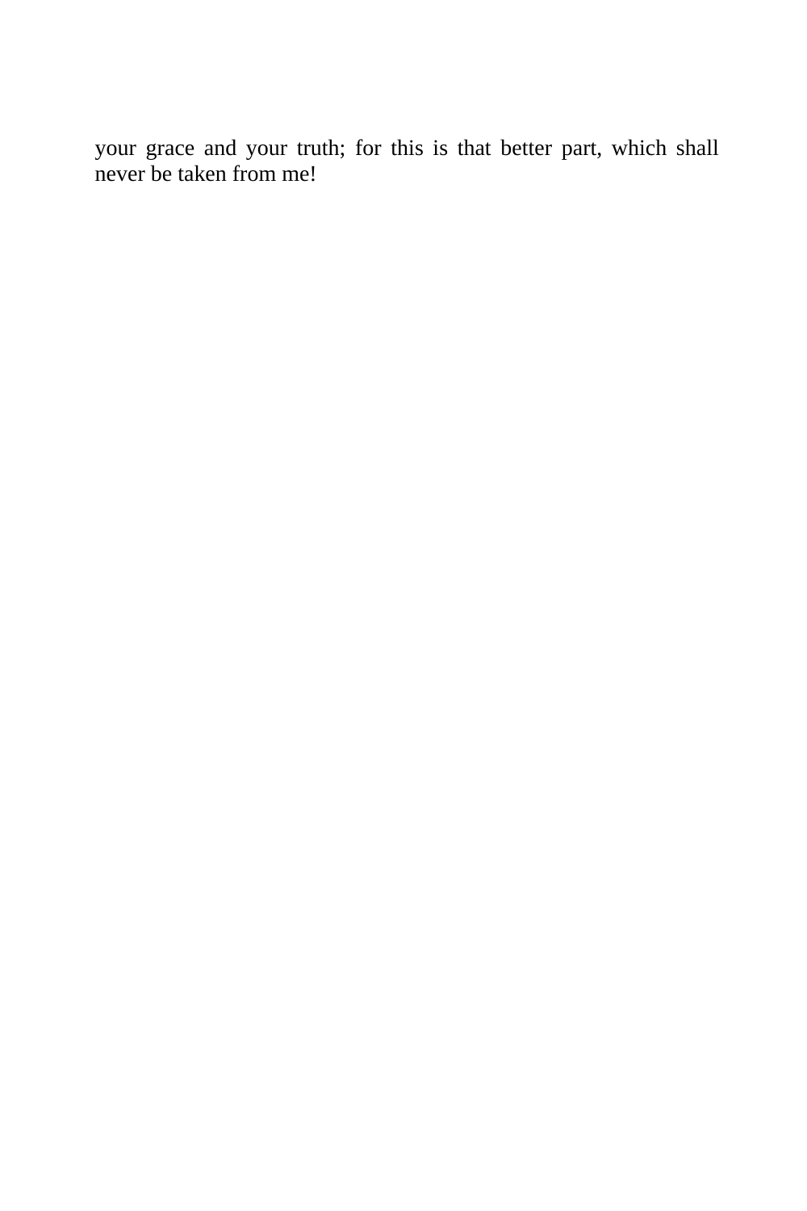your grace and your truth; for this is that better part, which shall never be taken from me!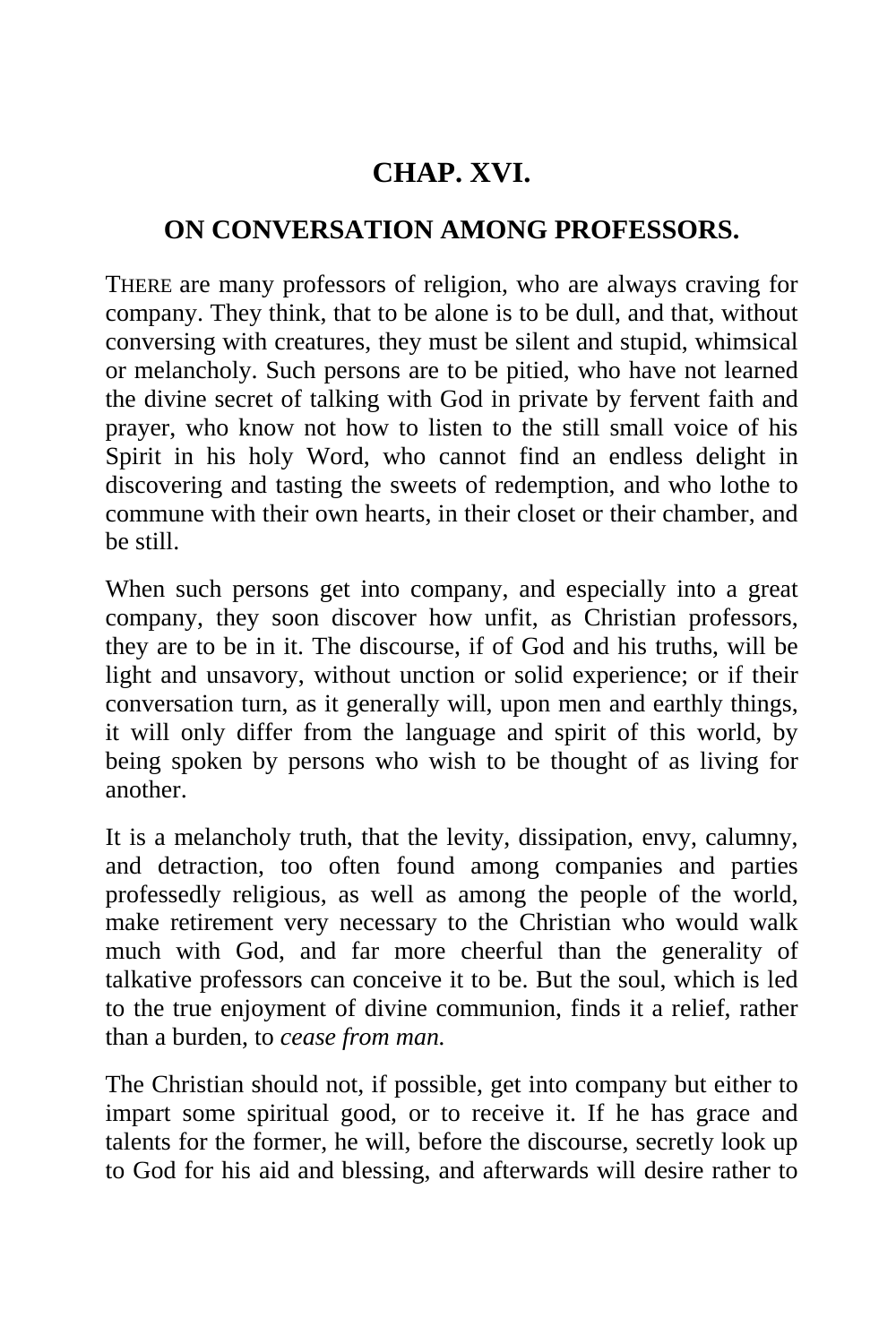## CHAP. XVI.

### ON CONVERSATION AMONG PROFESSORS.

THERE are many professors of religion, who are always craving for company. They think, that to be alone is to be dull, and that, without conversing with creatures, they must be silent and stupid, whimsical or melancholy. Such persons are to be pitied, who have not learned the divine secret of talking with God in private by fervent faith and prayer, who know not how to listen to the still small voice of his Spirit in his holy Word, who cannot find an endless delight in discovering and tasting the sweets of redemption, and who lothe to commune with their own hearts, in their closet or their chamber, and be still.

When such persons get into company, and especially into a great company, they soon discover how unfit, as Christian professors, they are to be in it. The discourse, if of God and his truths, will be light and unsavory, without unction or solid experience; or if their conversation turn, as it generally will, upon men and earthly things, it will only differ from the language and spirit of this world, by being spoken by persons who wish to be thought of as living for another.

It is a melancholy truth, that the levity, dissipation, envy, calumny, and detraction, too often found among companies and parties professedly religious, as well as among the people of the world, make retirement very necessary to the Christian who would walk much with God, and far more cheerful than the generality of talkative professors can conceive it to be. But the soul, which is led to the true enjoyment of divine communion, finds it a relief, rather than a burden, to *cease from man.*

The Christian should not, if possible, get into company but either to impart some spiritual good, or to receive it. If he has grace and talents for the former, he will, before the discourse, secretly look up to God for his aid and blessing, and afterwards will desire rather to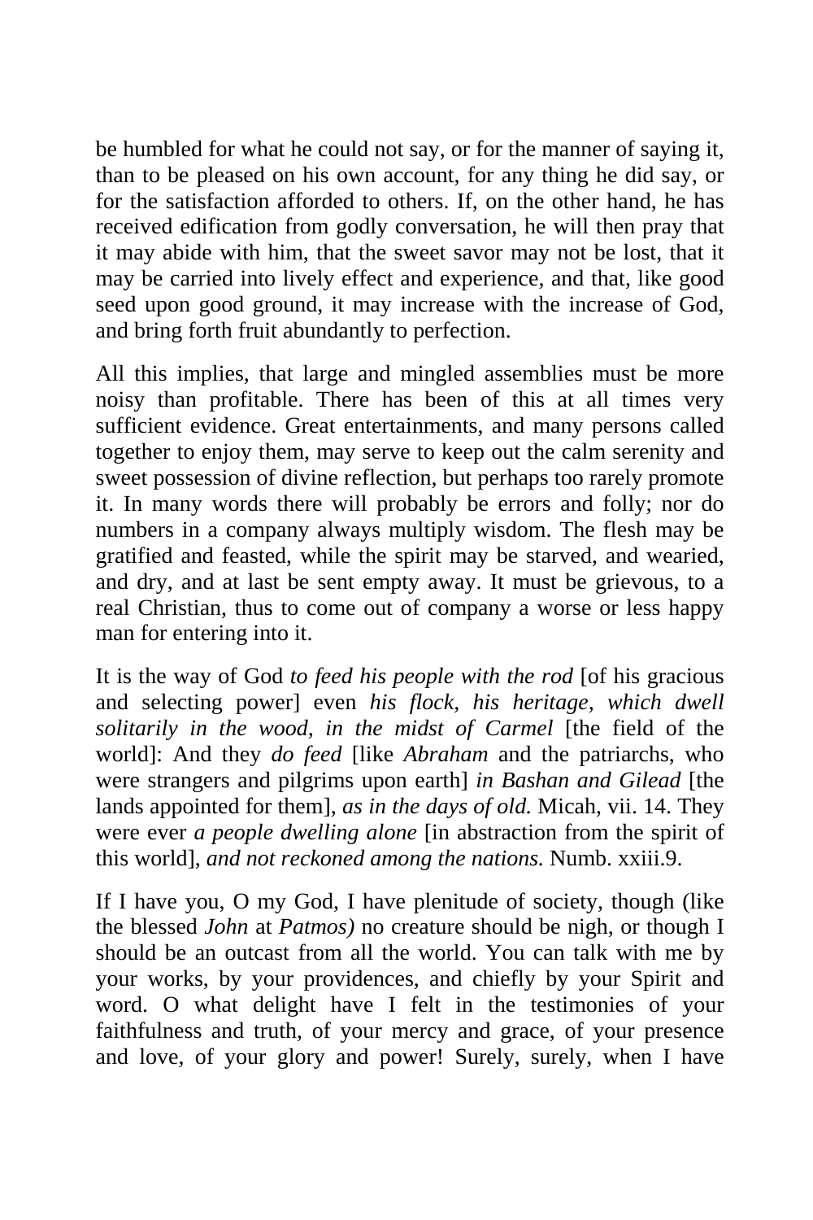be humbled for what he could not say, or for the manner of saying it, than to be pleased on his own account, for any thing he did say, or for the satisfaction afforded to others. If, on the other hand, he has received edification from godly conversation, he will then pray that it may abide with him, that the sweet savor may not be lost, that it may be carried into lively effect and experience, and that, like good seed upon good ground, it may increase with the increase of God, and bring forth fruit abundantly to perfection.

All this implies, that large and mingled assemblies must be more noisy than profitable. There has been of this at all times very sufficient evidence. Great entertainments, and many persons called together to enjoy them, may serve to keep out the calm serenity and sweet possession of divine reflection, but perhaps too rarely promote it. In many words there will probably be errors and folly; nor do numbers in a company always multiply wisdom. The flesh may be gratified and feasted, while the spirit may be starved, and wearied, and dry, and at last be sent empty away. It must be grievous, to a real Christian, thus to come out of company a worse or less happy man for entering into it.

It is the way of God *to feed his people with the rod* [of his gracious and selecting power] even *his flock, his heritage, which dwell solitarily in the wood, in the midst of Carmel* [the field of the world]: And they *do feed* [like *Abraham* and the patriarchs, who were strangers and pilgrims upon earth] *in Bashan and Gilead* [the lands appointed for them], *as in the days of old.* Micah, vii. 14. They were ever *a people dwelling alone* [in abstraction from the spirit of this world], *and not reckoned among the nations.* Numb. xxiii.9.

If I have you, O my God, I have plenitude of society, though (like the blessed *John* at *Patmos)* no creature should be nigh, or though I should be an outcast from all the world. You can talk with me by your works, by your providences, and chiefly by your Spirit and word. O what delight have I felt in the testimonies of your faithfulness and truth, of your mercy and grace, of your presence and love, of your glory and power! Surely, surely, when I have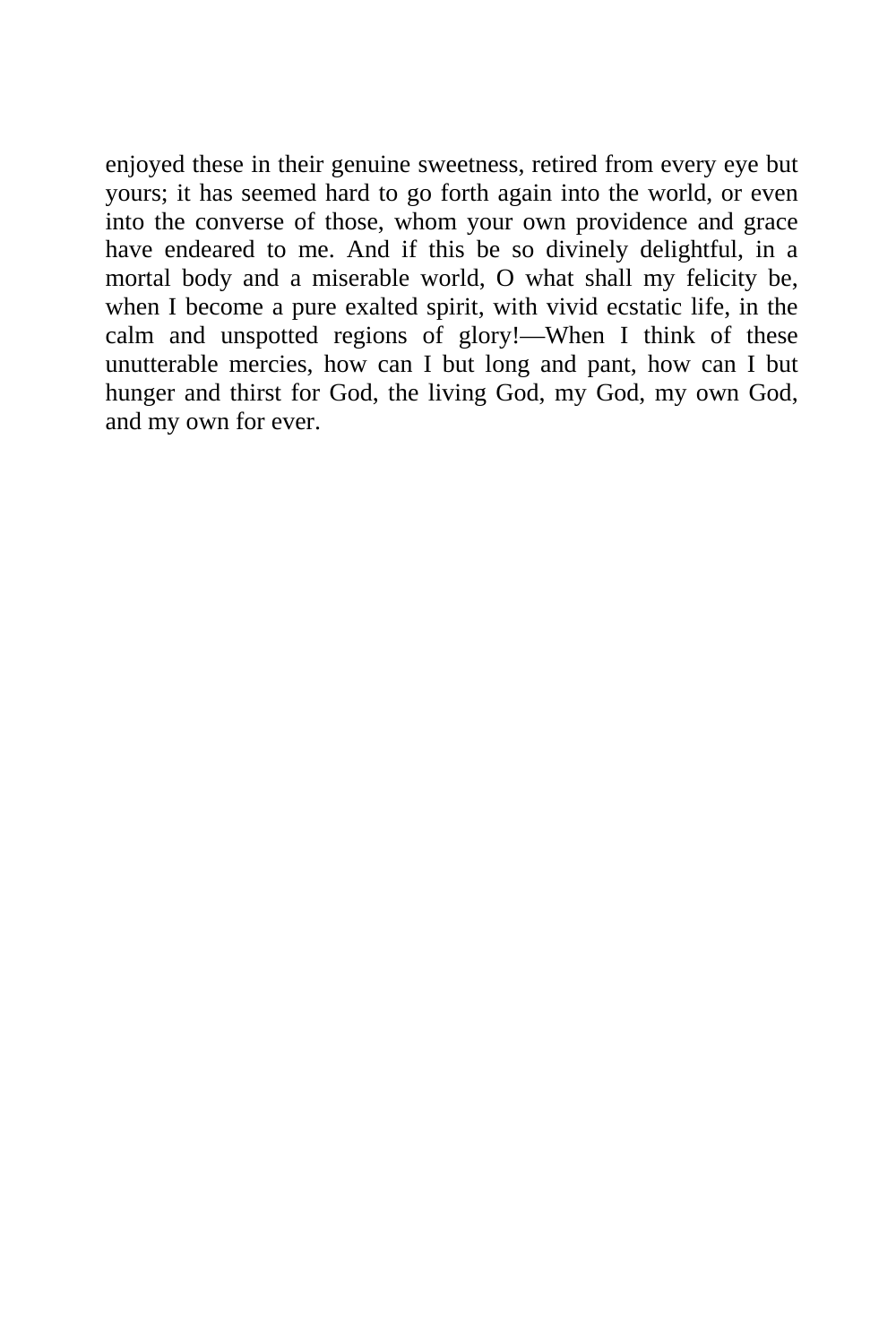enjoyed these in their genuine sweetness, retired from every eye but yours; it has seemed hard to go forth again into the world, or even into the converse of those, whom your own providence and grace have endeared to me. And if this be so divinely delightful, in a mortal body and a miserable world, O what shall my felicity be, when I become a pure exalted spirit, with vivid ecstatic life, in the calm and unspotted regions of glory!—When I think of these unutterable mercies, how can I but long and pant, how can I but hunger and thirst for God, the living God, my God, my own God, and my own for ever.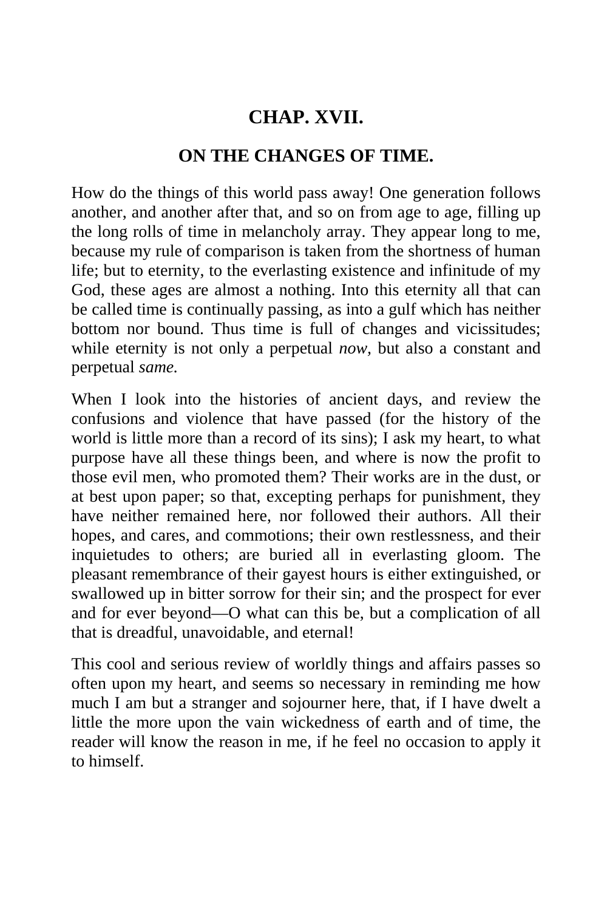## CHAP. XVII.

### ON THE CHANGES OF TIME.

How do the things of this world pass away! One generation follows another, and another after that, and so on from age to age, filling up the long rolls of time in melancholy array. They appear long to me, because my rule of comparison is taken from the shortness of human life; but to eternity, to the everlasting existence and infinitude of my God, these ages are almost a nothing. Into this eternity all that can be called time is continually passing, as into a gulf which has neither bottom nor bound. Thus time is full of changes and vicissitudes; while eternity is not only a perpetual *now,* but also a constant and perpetual *same.*

When I look into the histories of ancient days, and review the confusions and violence that have passed (for the history of the world is little more than a record of its sins); I ask my heart, to what purpose have all these things been, and where is now the profit to those evil men, who promoted them? Their works are in the dust, or at best upon paper; so that, excepting perhaps for punishment, they have neither remained here, nor followed their authors. All their hopes, and cares, and commotions; their own restlessness, and their inquietudes to others; are buried all in everlasting gloom. The pleasant remembrance of their gayest hours is either extinguished, or swallowed up in bitter sorrow for their sin; and the prospect for ever and for ever beyond—O what can this be, but a complication of all that is dreadful, unavoidable, and eternal!

This cool and serious review of worldly things and affairs passes so often upon my heart, and seems so necessary in reminding me how much I am but a stranger and sojourner here, that, if I have dwelt a little the more upon the vain wickedness of earth and of time, the reader will know the reason in me, if he feel no occasion to apply it to himself.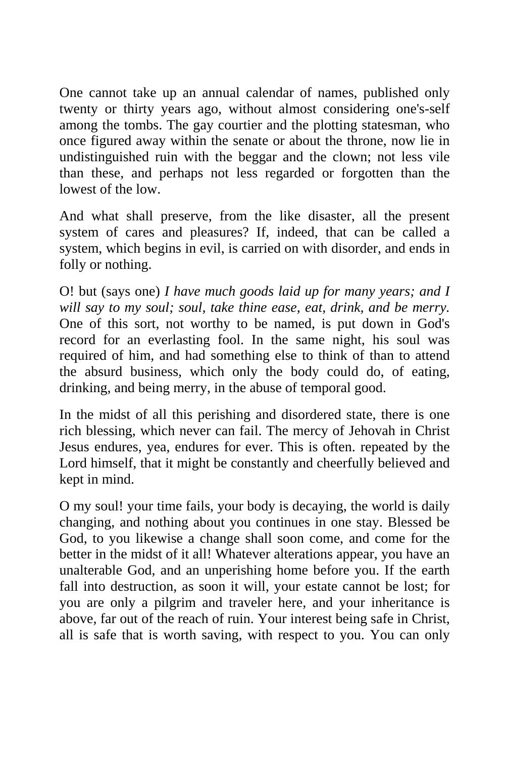One cannot take up an annual calendar of names, published only twenty or thirty years ago, without almost considering one's-self among the tombs. The gay courtier and the plotting statesman, who once figured away within the senate or about the throne, now lie in undistinguished ruin with the beggar and the clown; not less vile than these, and perhaps not less regarded or forgotten than the lowest of the low.

And what shall preserve, from the like disaster, all the present system of cares and pleasures? If, indeed, that can be called a system, which begins in evil, is carried on with disorder, and ends in folly or nothing.

O! but (says one) *I have much goods laid up for many years; and I will say to my soul; soul, take thine ease, eat, drink, and be merry.* One of this sort, not worthy to be named, is put down in God's record for an everlasting fool. In the same night, his soul was required of him, and had something else to think of than to attend the absurd business, which only the body could do, of eating, drinking, and being merry, in the abuse of temporal good.

In the midst of all this perishing and disordered state, there is one rich blessing, which never can fail. The mercy of Jehovah in Christ Jesus endures, yea, endures for ever. This is often. repeated by the Lord himself, that it might be constantly and cheerfully believed and kept in mind.

O my soul! your time fails, your body is decaying, the world is daily changing, and nothing about you continues in one stay. Blessed be God, to you likewise a change shall soon come, and come for the better in the midst of it all! Whatever alterations appear, you have an unalterable God, and an unperishing home before you. If the earth fall into destruction, as soon it will, your estate cannot be lost; for you are only a pilgrim and traveler here, and your inheritance is above, far out of the reach of ruin. Your interest being safe in Christ, all is safe that is worth saving, with respect to you. You can only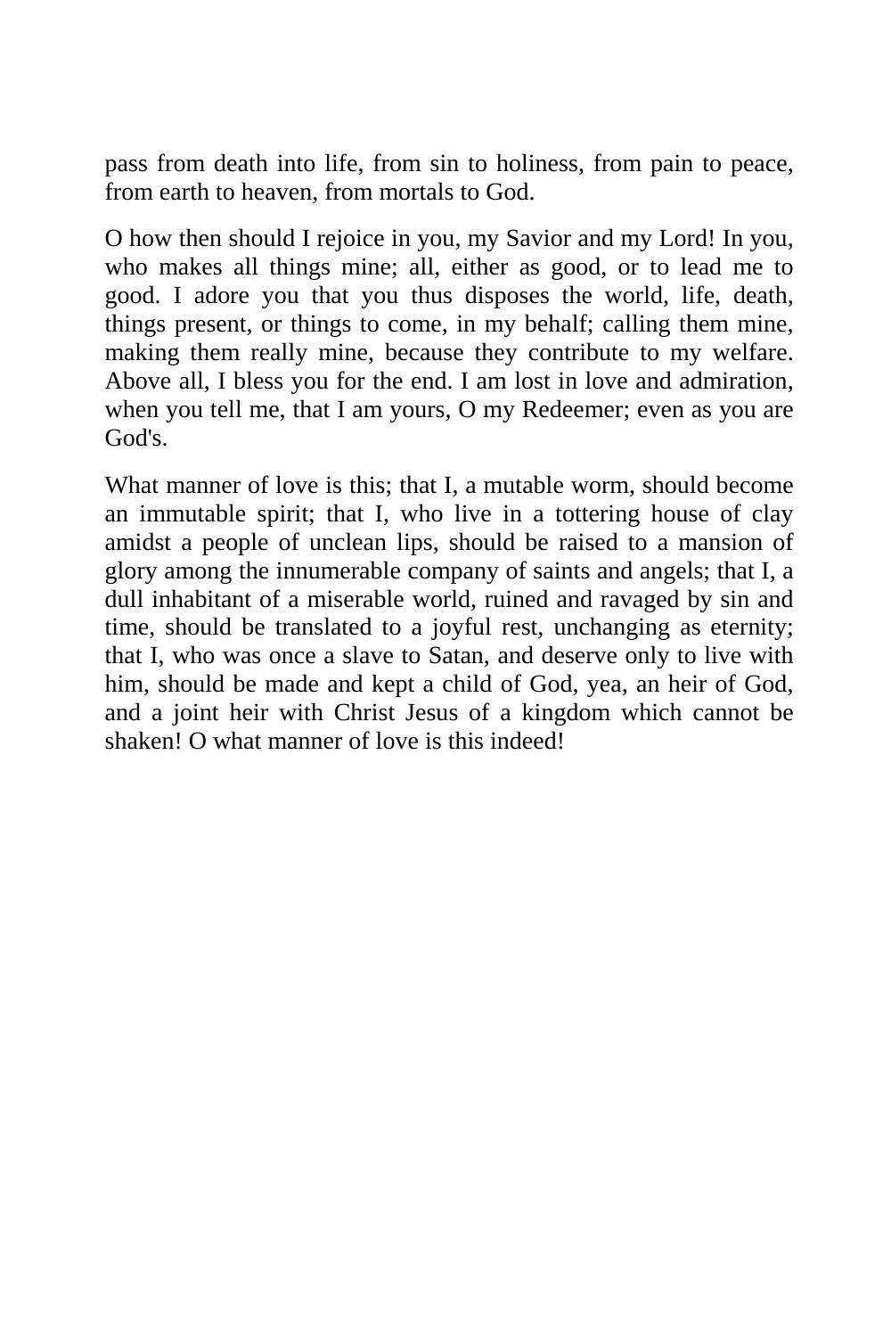pass from death into life, from sin to holiness, from pain to peace, from earth to heaven, from mortals to God.

O how then should I rejoice in you, my Savior and my Lord! In you, who makes all things mine; all, either as good, or to lead me to good. I adore you that you thus disposes the world, life, death, things present, or things to come, in my behalf; calling them mine, making them really mine, because they contribute to my welfare. Above all, I bless you for the end. I am lost in love and admiration, when you tell me, that I am yours, O my Redeemer; even as you are God's.

What manner of love is this; that I, a mutable worm, should become an immutable spirit; that I, who live in a tottering house of clay amidst a people of unclean lips, should be raised to a mansion of glory among the innumerable company of saints and angels; that I, a dull inhabitant of a miserable world, ruined and ravaged by sin and time, should be translated to a joyful rest, unchanging as eternity; that I, who was once a slave to Satan, and deserve only to live with him, should be made and kept a child of God, yea, an heir of God, and a joint heir with Christ Jesus of a kingdom which cannot be shaken! O what manner of love is this indeed!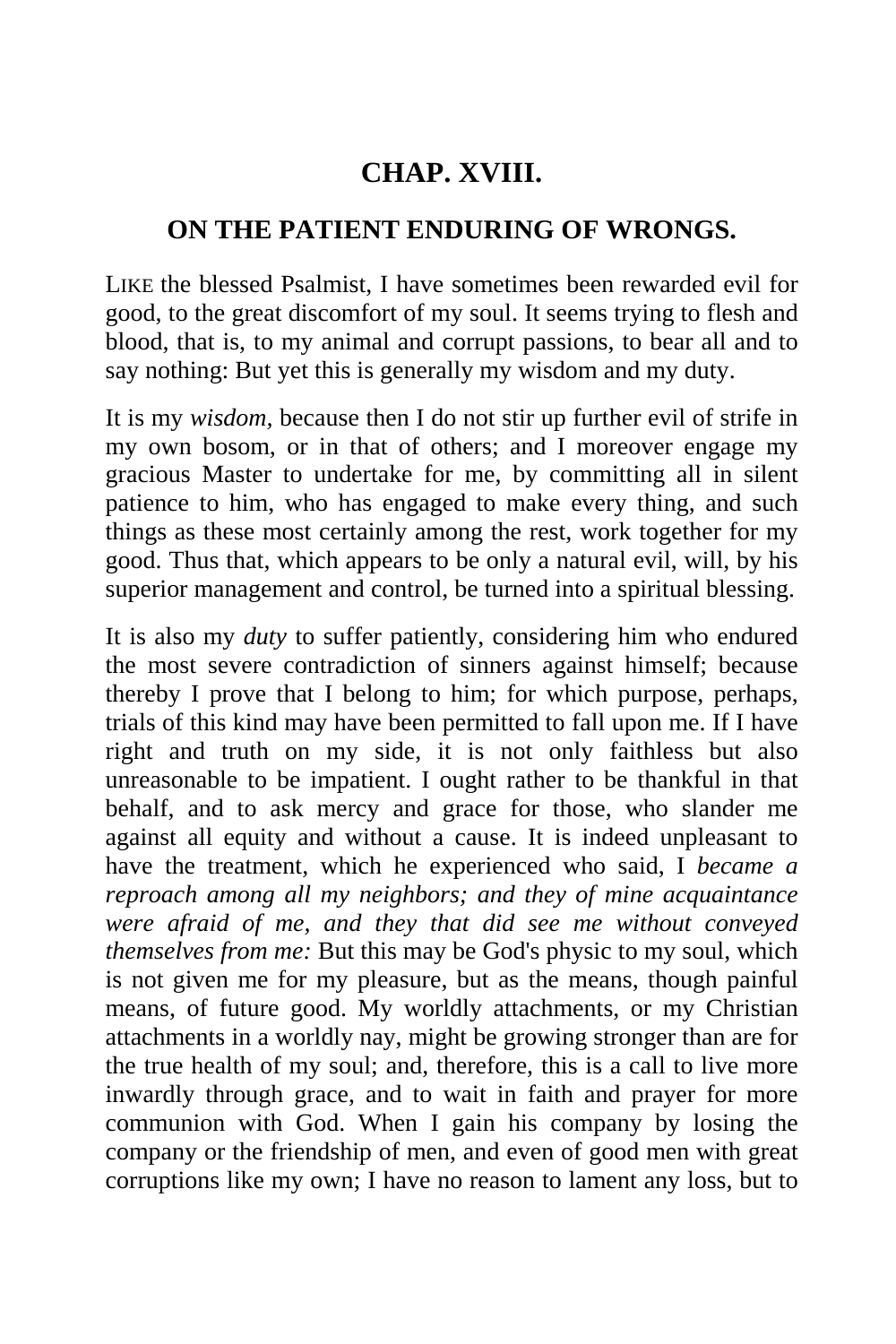## CHAP. XVIII.

### ON THE PATIENT ENDURING OF WRONGS.

LIKE the blessed Psalmist, I have sometimes been rewarded evil for good, to the great discomfort of my soul. It seems trying to flesh and blood, that is, to my animal and corrupt passions, to bear all and to say nothing: But yet this is generally my wisdom and my duty.

It is my *wisdom,* because then I do not stir up further evil of strife in my own bosom, or in that of others; and I moreover engage my gracious Master to undertake for me, by committing all in silent patience to him, who has engaged to make every thing, and such things as these most certainly among the rest, work together for my good. Thus that, which appears to be only a natural evil, will, by his superior management and control, be turned into a spiritual blessing.

It is also my *duty* to suffer patiently, considering him who endured the most severe contradiction of sinners against himself; because thereby I prove that I belong to him; for which purpose, perhaps, trials of this kind may have been permitted to fall upon me. If I have right and truth on my side, it is not only faithless but also unreasonable to be impatient. I ought rather to be thankful in that behalf, and to ask mercy and grace for those, who slander me against all equity and without a cause. It is indeed unpleasant to have the treatment, which he experienced who said, I *became a reproach among all my neighbors; and they of mine acquaintance were afraid of me, and they that did see me without conveyed themselves from me:* But this may be God's physic to my soul, which is not given me for my pleasure, but as the means, though painful means, of future good. My worldly attachments, or my Christian attachments in a worldly nay, might be growing stronger than are for the true health of my soul; and, therefore, this is a call to live more inwardly through grace, and to wait in faith and prayer for more communion with God. When I gain his company by losing the company or the friendship of men, and even of good men with great corruptions like my own; I have no reason to lament any loss, but to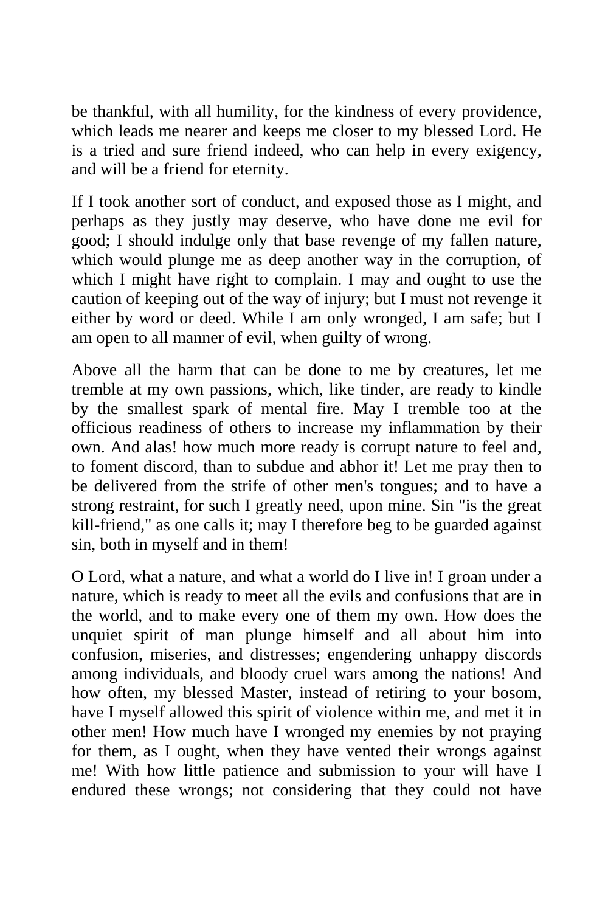be thankful, with all humility, for the kindness of every providence, which leads me nearer and keeps me closer to my blessed Lord. He is a tried and sure friend indeed, who can help in every exigency, and will be a friend for eternity.

If I took another sort of conduct, and exposed those as I might, and perhaps as they justly may deserve, who have done me evil for good; I should indulge only that base revenge of my fallen nature, which would plunge me as deep another way in the corruption, of which I might have right to complain. I may and ought to use the caution of keeping out of the way of injury; but I must not revenge it either by word or deed. While I am only wronged, I am safe; but I am open to all manner of evil, when guilty of wrong.

Above all the harm that can be done to me by creatures, let me tremble at my own passions, which, like tinder, are ready to kindle by the smallest spark of mental fire. May I tremble too at the officious readiness of others to increase my inflammation by their own. And alas! how much more ready is corrupt nature to feel and, to foment discord, than to subdue and abhor it! Let me pray then to be delivered from the strife of other men's tongues; and to have a strong restraint, for such I greatly need, upon mine. Sin "is the great kill-friend," as one calls it; may I therefore beg to be guarded against sin, both in myself and in them!

O Lord, what a nature, and what a world do I live in! I groan under a nature, which is ready to meet all the evils and confusions that are in the world, and to make every one of them my own. How does the unquiet spirit of man plunge himself and all about him into confusion, miseries, and distresses; engendering unhappy discords among individuals, and bloody cruel wars among the nations! And how often, my blessed Master, instead of retiring to your bosom, have I myself allowed this spirit of violence within me, and met it in other men! How much have I wronged my enemies by not praying for them, as I ought, when they have vented their wrongs against me! With how little patience and submission to your will have I endured these wrongs; not considering that they could not have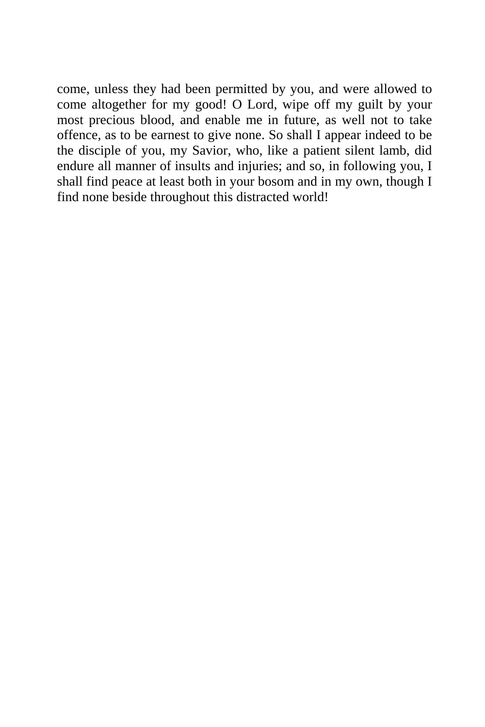come, unless they had been permitted by you, and were allowed to come altogether for my good! O Lord, wipe off my guilt by your most precious blood, and enable me in future, as well not to take offence, as to be earnest to give none. So shall I appear indeed to be the disciple of you, my Savior, who, like a patient silent lamb, did endure all manner of insults and injuries; and so, in following you, I shall find peace at least both in your bosom and in my own, though I find none beside throughout this distracted world!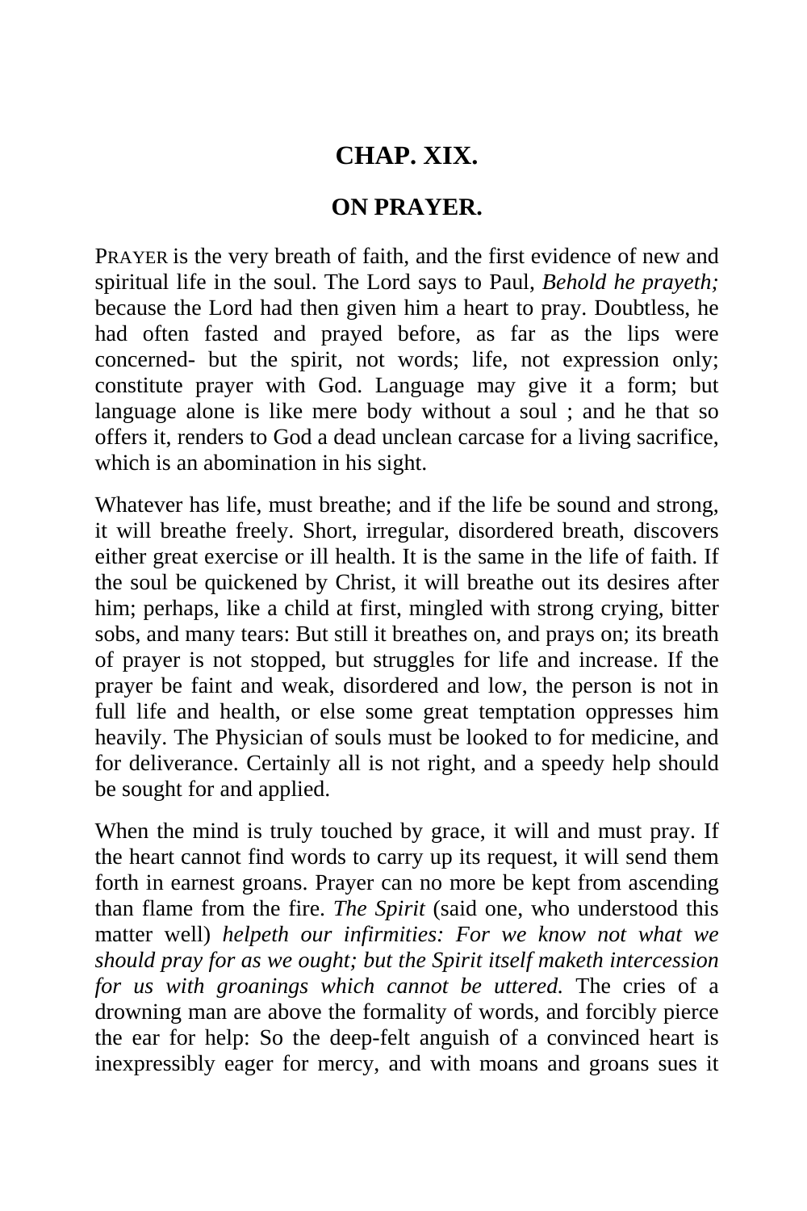## CHAP. XIX.

## ON PRAYER.

PRAYER is the very breath of faith, and the first evidence of new and spiritual life in the soul. The Lord says to Paul, *Behold he prayeth;* because the Lord had then given him a heart to pray. Doubtless, he had often fasted and prayed before, as far as the lips were concerned- but the spirit, not words; life, not expression only; constitute prayer with God. Language may give it a form; but language alone is like mere body without a soul ; and he that so offers it, renders to God a dead unclean carcase for a living sacrifice, which is an abomination in his sight.

Whatever has life, must breathe; and if the life be sound and strong, it will breathe freely. Short, irregular, disordered breath, discovers either great exercise or ill health. It is the same in the life of faith. If the soul be quickened by Christ, it will breathe out its desires after him; perhaps, like a child at first, mingled with strong crying, bitter sobs, and many tears: But still it breathes on, and prays on; its breath of prayer is not stopped, but struggles for life and increase. If the prayer be faint and weak, disordered and low, the person is not in full life and health, or else some great temptation oppresses him heavily. The Physician of souls must be looked to for medicine, and for deliverance. Certainly all is not right, and a speedy help should be sought for and applied.

When the mind is truly touched by grace, it will and must pray. If the heart cannot find words to carry up its request, it will send them forth in earnest groans. Prayer can no more be kept from ascending than flame from the fire. *The Spirit* (said one, who understood this matter well) *helpeth our infirmities: For we know not what we should pray for as we ought; but the Spirit itself maketh intercession for us with groanings which cannot be uttered.* The cries of a drowning man are above the formality of words, and forcibly pierce the ear for help: So the deep-felt anguish of a convinced heart is inexpressibly eager for mercy, and with moans and groans sues it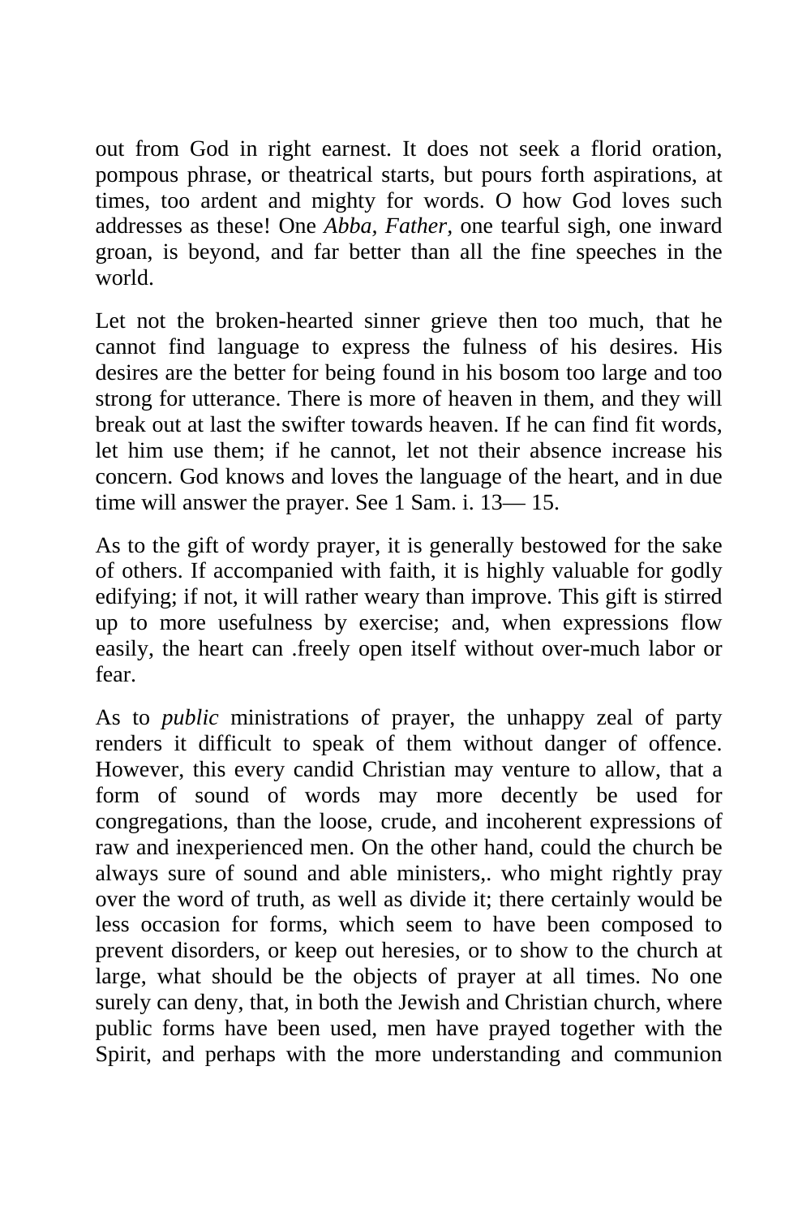out from God in right earnest. It does not seek a florid oration, pompous phrase, or theatrical starts, but pours forth aspirations, at times, too ardent and mighty for words. O how God loves such addresses as these! One *Abba, Father,* one tearful sigh, one inward groan, is beyond, and far better than all the fine speeches in the world.

Let not the broken-hearted sinner grieve then too much, that he cannot find language to express the fulness of his desires. His desires are the better for being found in his bosom too large and too strong for utterance. There is more of heaven in them, and they will break out at last the swifter towards heaven. If he can find fit words, let him use them; if he cannot, let not their absence increase his concern. God knows and loves the language of the heart, and in due time will answer the prayer. See 1 Sam. i. 13— 15.

As to the gift of wordy prayer, it is generally bestowed for the sake of others. If accompanied with faith, it is highly valuable for godly edifying; if not, it will rather weary than improve. This gift is stirred up to more usefulness by exercise; and, when expressions flow easily, the heart can .freely open itself without over-much labor or fear.

As to *public* ministrations of prayer, the unhappy zeal of party renders it difficult to speak of them without danger of offence. However, this every candid Christian may venture to allow, that a form of sound of words may more decently be used for congregations, than the loose, crude, and incoherent expressions of raw and inexperienced men. On the other hand, could the church be always sure of sound and able ministers,. who might rightly pray over the word of truth, as well as divide it; there certainly would be less occasion for forms, which seem to have been composed to prevent disorders, or keep out heresies, or to show to the church at large, what should be the objects of prayer at all times. No one surely can deny, that, in both the Jewish and Christian church, where public forms have been used, men have prayed together with the Spirit, and perhaps with the more understanding and communion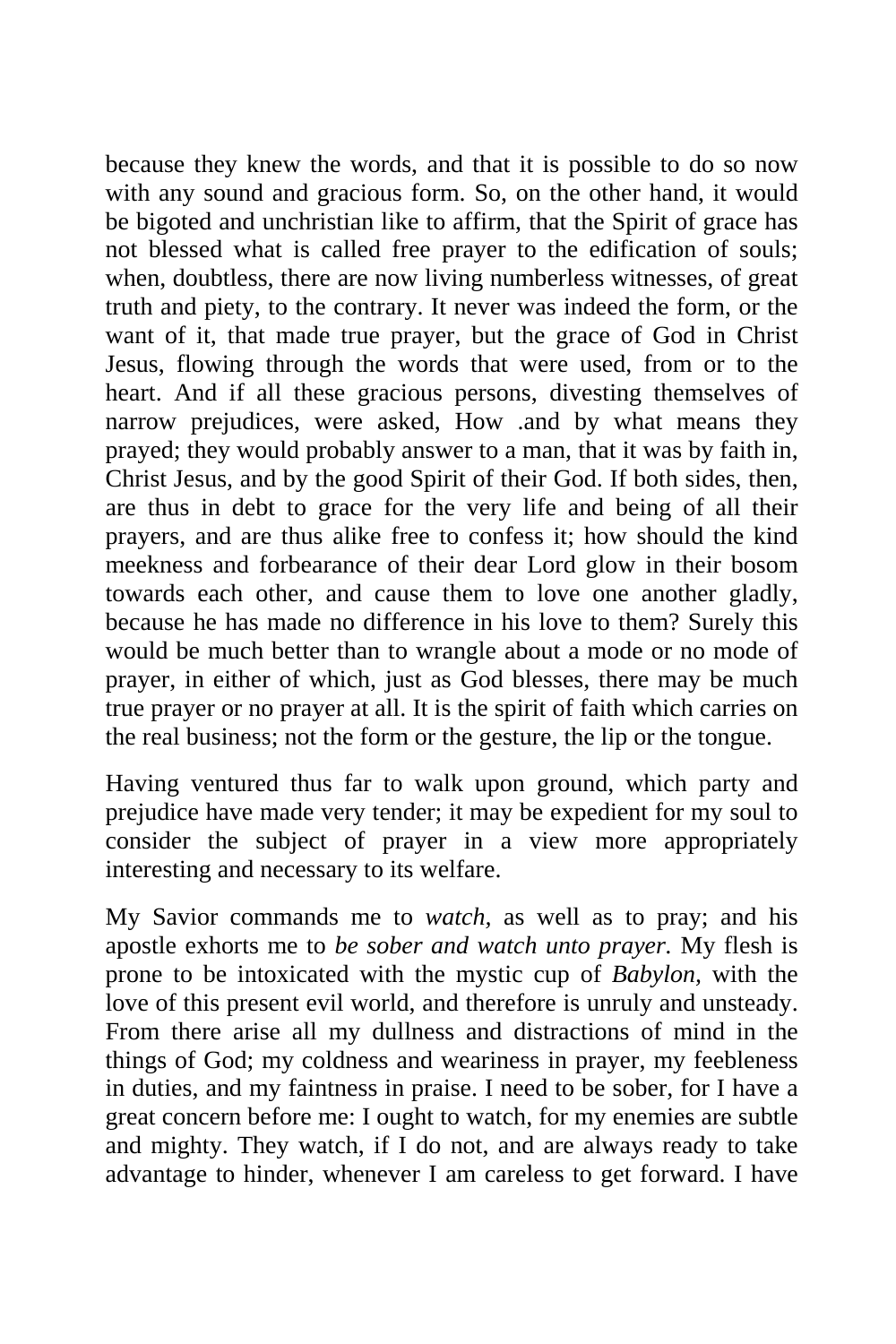because they knew the words, and that it is possible to do so now with any sound and gracious form. So, on the other hand, it would be bigoted and unchristian like to affirm, that the Spirit of grace has not blessed what is called free prayer to the edification of souls; when, doubtless, there are now living numberless witnesses, of great truth and piety, to the contrary. It never was indeed the form, or the want of it, that made true prayer, but the grace of God in Christ Jesus, flowing through the words that were used, from or to the heart. And if all these gracious persons, divesting themselves of narrow prejudices, were asked, How .and by what means they prayed; they would probably answer to a man, that it was by faith in, Christ Jesus, and by the good Spirit of their God. If both sides, then, are thus in debt to grace for the very life and being of all their prayers, and are thus alike free to confess it; how should the kind meekness and forbearance of their dear Lord glow in their bosom towards each other, and cause them to love one another gladly, because he has made no difference in his love to them? Surely this would be much better than to wrangle about a mode or no mode of prayer, in either of which, just as God blesses, there may be much true prayer or no prayer at all. It is the spirit of faith which carries on the real business; not the form or the gesture, the lip or the tongue.

Having ventured thus far to walk upon ground, which party and prejudice have made very tender; it may be expedient for my soul to consider the subject of prayer in a view more appropriately interesting and necessary to its welfare.

My Savior commands me to *watch,* as well as to pray; and his apostle exhorts me to *be sober and watch unto prayer.* My flesh is prone to be intoxicated with the mystic cup of *Babylon,* with the love of this present evil world, and therefore is unruly and unsteady. From there arise all my dullness and distractions of mind in the things of God; my coldness and weariness in prayer, my feebleness in duties, and my faintness in praise. I need to be sober, for I have a great concern before me: I ought to watch, for my enemies are subtle and mighty. They watch, if I do not, and are always ready to take advantage to hinder, whenever I am careless to get forward. I have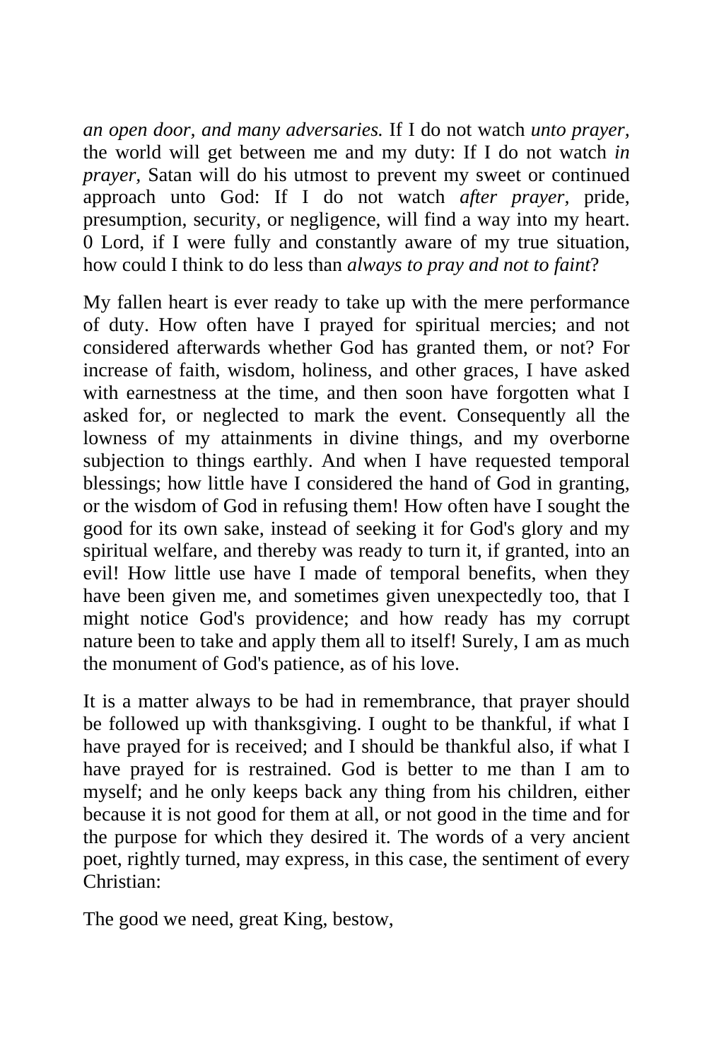*an open door, and many adversaries.* If I do not watch *unto prayer,* the world will get between me and my duty: If I do not watch *in prayer,* Satan will do his utmost to prevent my sweet or continued approach unto God: If I do not watch *after prayer,* pride, presumption, security, or negligence, will find a way into my heart. 0 Lord, if I were fully and constantly aware of my true situation, how could I think to do less than *always to pray and not to faint*?

My fallen heart is ever ready to take up with the mere performance of duty. How often have I prayed for spiritual mercies; and not considered afterwards whether God has granted them, or not? For increase of faith, wisdom, holiness, and other graces, I have asked with earnestness at the time, and then soon have forgotten what I asked for, or neglected to mark the event. Consequently all the lowness of my attainments in divine things, and my overborne subjection to things earthly. And when I have requested temporal blessings; how little have I considered the hand of God in granting, or the wisdom of God in refusing them! How often have I sought the good for its own sake, instead of seeking it for God's glory and my spiritual welfare, and thereby was ready to turn it, if granted, into an evil! How little use have I made of temporal benefits, when they have been given me, and sometimes given unexpectedly too, that I might notice God's providence; and how ready has my corrupt nature been to take and apply them all to itself! Surely, I am as much the monument of God's patience, as of his love.

It is a matter always to be had in remembrance, that prayer should be followed up with thanksgiving. I ought to be thankful, if what I have prayed for is received; and I should be thankful also, if what I have prayed for is restrained. God is better to me than I am to myself; and he only keeps back any thing from his children, either because it is not good for them at all, or not good in the time and for the purpose for which they desired it. The words of a very ancient poet, rightly turned, may express, in this case, the sentiment of every Christian:

The good we need, great King, bestow,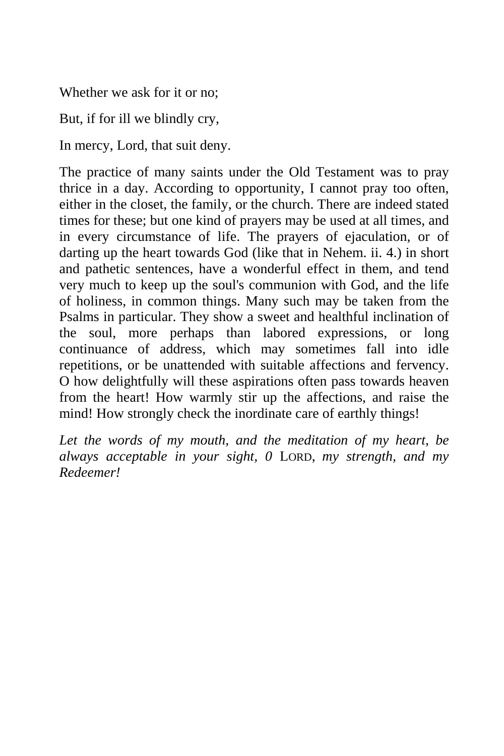Whether we ask for it or no;

But, if for ill we blindly cry,

In mercy, Lord, that suit deny.

The practice of many saints under the Old Testament was to pray thrice in a day. According to opportunity, I cannot pray too often, either in the closet, the family, or the church. There are indeed stated times for these; but one kind of prayers may be used at all times, and in every circumstance of life. The prayers of ejaculation, or of darting up the heart towards God (like that in Nehem. ii. 4.) in short and pathetic sentences, have a wonderful effect in them, and tend very much to keep up the soul's communion with God, and the life of holiness, in common things. Many such may be taken from the Psalms in particular. They show a sweet and healthful inclination of the soul, more perhaps than labored expressions, or long continuance of address, which may sometimes fall into idle repetitions, or be unattended with suitable affections and fervency. O how delightfully will these aspirations often pass towards heaven from the heart! How warmly stir up the affections, and raise the mind! How strongly check the inordinate care of earthly things!

*Let the words of my mouth, and the meditation of my heart, be always acceptable in your sight, 0* LORD, *my strength, and my Redeemer!*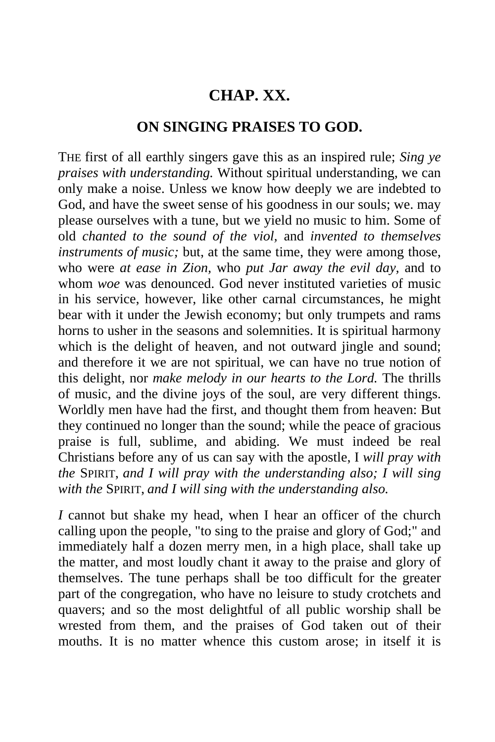## CHAP. XX.

### ON SINGING PRAISES TO GOD.

THE first of all earthly singers gave this as an inspired rule; *Sing ye praises with understanding.* Without spiritual understanding, we can only make a noise. Unless we know how deeply we are indebted to God, and have the sweet sense of his goodness in our souls; we. may please ourselves with a tune, but we yield no music to him. Some of old *chanted to the sound of the viol,* and *invented to themselves instruments of music;* but, at the same time, they were among those, who were *at ease in Zion,* who *put Jar away the evil day,* and to whom *woe* was denounced. God never instituted varieties of music in his service, however, like other carnal circumstances, he might bear with it under the Jewish economy; but only trumpets and rams horns to usher in the seasons and solemnities. It is spiritual harmony which is the delight of heaven, and not outward jingle and sound; and therefore it we are not spiritual, we can have no true notion of this delight, nor *make melody in our hearts to the Lord.* The thrills of music, and the divine joys of the soul, are very different things. Worldly men have had the first, and thought them from heaven: But they continued no longer than the sound; while the peace of gracious praise is full, sublime, and abiding. We must indeed be real Christians before any of us can say with the apostle, I *will pray with the* SPIRIT, *and I will pray with the understanding also; I will sing with the* SPIRIT, *and I will sing with the understanding also.*

*I* cannot but shake my head, when I hear an officer of the church calling upon the people, "to sing to the praise and glory of God;" and immediately half a dozen merry men, in a high place, shall take up the matter, and most loudly chant it away to the praise and glory of themselves. The tune perhaps shall be too difficult for the greater part of the congregation, who have no leisure to study crotchets and quavers; and so the most delightful of all public worship shall be wrested from them, and the praises of God taken out of their mouths. It is no matter whence this custom arose; in itself it is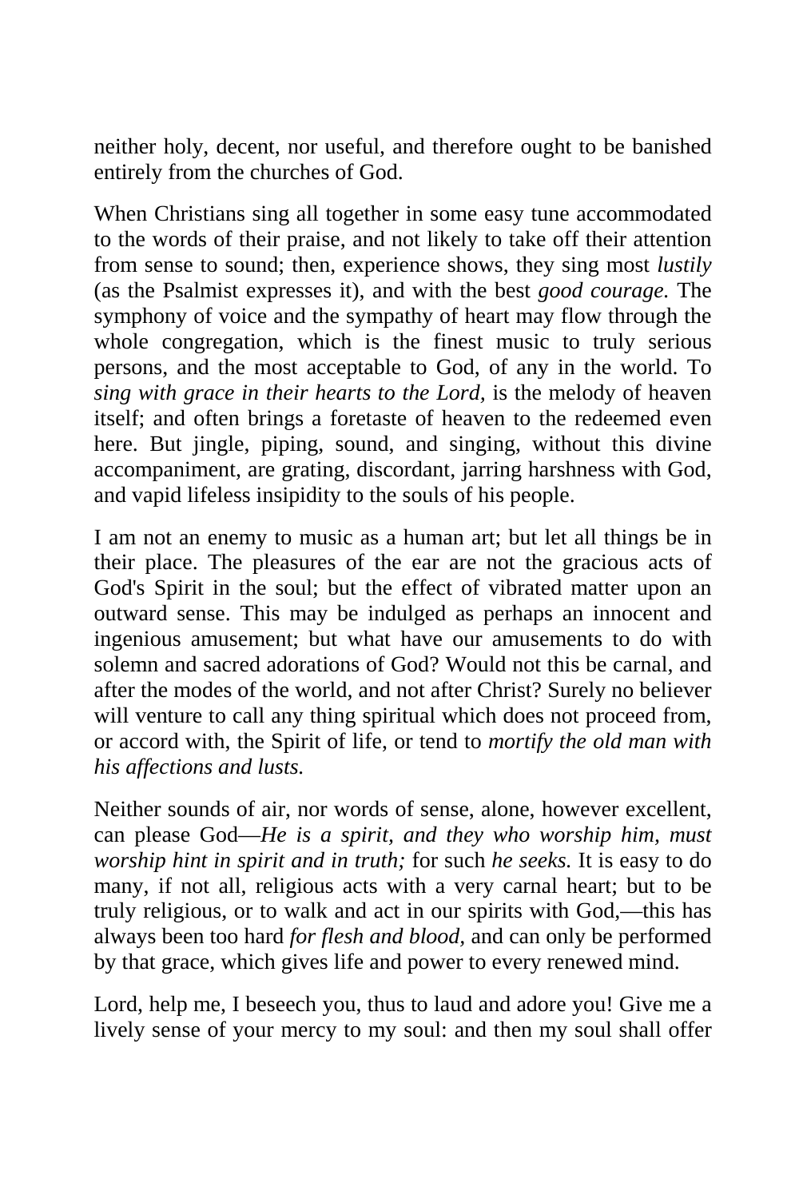neither holy, decent, nor useful, and therefore ought to be banished entirely from the churches of God.

When Christians sing all together in some easy tune accommodated to the words of their praise, and not likely to take off their attention from sense to sound; then, experience shows, they sing most *lustily* (as the Psalmist expresses it), and with the best *good courage.* The symphony of voice and the sympathy of heart may flow through the whole congregation, which is the finest music to truly serious persons, and the most acceptable to God, of any in the world. To *sing with grace in their hearts to the Lord,* is the melody of heaven itself; and often brings a foretaste of heaven to the redeemed even here. But jingle, piping, sound, and singing, without this divine accompaniment, are grating, discordant, jarring harshness with God, and vapid lifeless insipidity to the souls of his people.

I am not an enemy to music as a human art; but let all things be in their place. The pleasures of the ear are not the gracious acts of God's Spirit in the soul; but the effect of vibrated matter upon an outward sense. This may be indulged as perhaps an innocent and ingenious amusement; but what have our amusements to do with solemn and sacred adorations of God? Would not this be carnal, and after the modes of the world, and not after Christ? Surely no believer will venture to call any thing spiritual which does not proceed from, or accord with, the Spirit of life, or tend to *mortify the old man with his affections and lusts.*

Neither sounds of air, nor words of sense, alone, however excellent, can please God—*He is a spirit, and they who worship him, must worship hint in spirit and in truth;* for such *he seeks.* It is easy to do many, if not all, religious acts with a very carnal heart; but to be truly religious, or to walk and act in our spirits with God,—this has always been too hard *for flesh and blood,* and can only be performed by that grace, which gives life and power to every renewed mind.

Lord, help me, I beseech you, thus to laud and adore you! Give me a lively sense of your mercy to my soul: and then my soul shall offer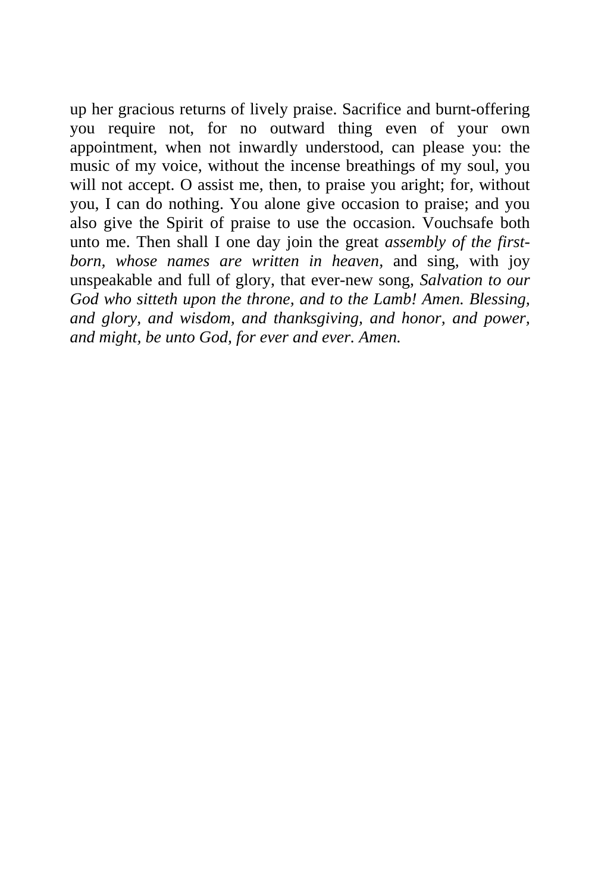up her gracious returns of lively praise. Sacrifice and burnt-offering you require not, for no outward thing even of your own appointment, when not inwardly understood, can please you: the music of my voice, without the incense breathings of my soul, you will not accept. O assist me, then, to praise you aright; for, without you, I can do nothing. You alone give occasion to praise; and you also give the Spirit of praise to use the occasion. Vouchsafe both unto me. Then shall I one day join the great *assembly of the first-born, whose names are written in heaven,* and sing, with joy unspeakable and full of glory, that ever-new song, *Salvation to our God who sitteth upon the throne, and to the Lamb! Amen. Blessing, and glory, and wisdom, and thanksgiving, and honor, and power, and might, be unto God, for ever and ever. Amen.*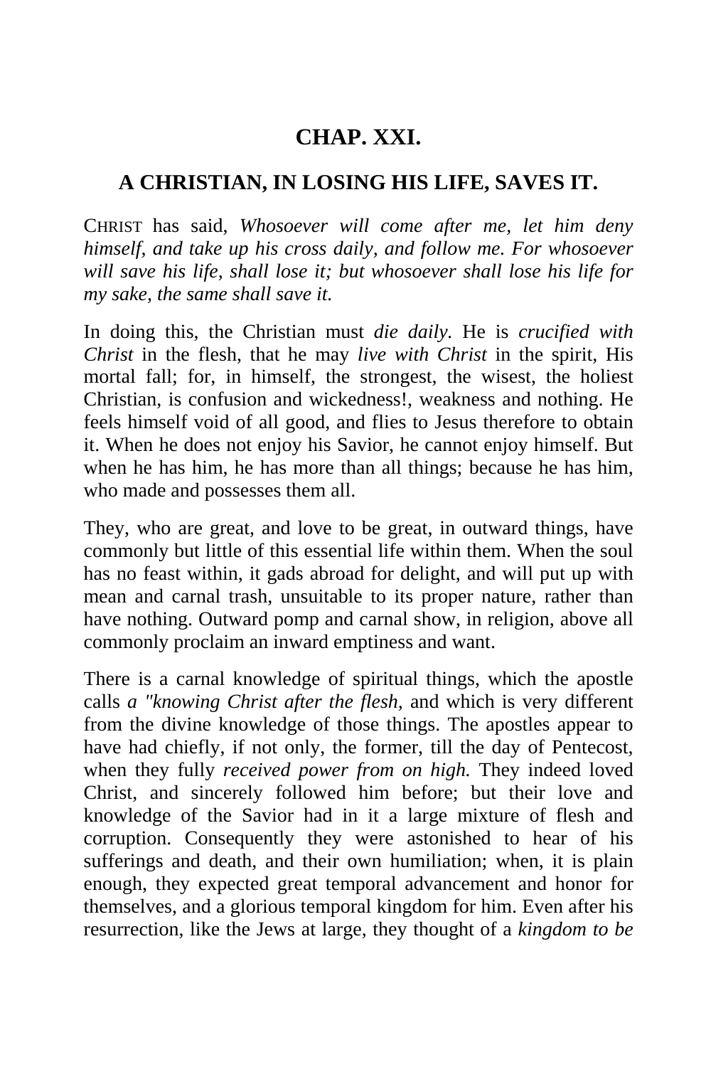## CHAP. XXI.

### A CHRISTIAN, IN LOSING HIS LIFE, SAVES IT.

CHRIST has said, *Whosoever will come after me, let him deny himself, and take up his cross daily, and follow me. For whosoever will save his life, shall lose it; but whosoever shall lose his life for my sake, the same shall save it.*

In doing this, the Christian must *die daily.* He is *crucified with Christ* in the flesh, that he may *live with Christ* in the spirit, His mortal fall; for, in himself, the strongest, the wisest, the holiest Christian, is confusion and wickedness!, weakness and nothing. He feels himself void of all good, and flies to Jesus therefore to obtain it. When he does not enjoy his Savior, he cannot enjoy himself. But when he has him, he has more than all things; because he has him, who made and possesses them all.

They, who are great, and love to be great, in outward things, have commonly but little of this essential life within them. When the soul has no feast within, it gads abroad for delight, and will put up with mean and carnal trash, unsuitable to its proper nature, rather than have nothing. Outward pomp and carnal show, in religion, above all commonly proclaim an inward emptiness and want.

There is a carnal knowledge of spiritual things, which the apostle calls *a "knowing Christ after the flesh,* and which is very different from the divine knowledge of those things. The apostles appear to have had chiefly, if not only, the former, till the day of Pentecost, when they fully *received power from on high.* They indeed loved Christ, and sincerely followed him before; but their love and knowledge of the Savior had in it a large mixture of flesh and corruption. Consequently they were astonished to hear of his sufferings and death, and their own humiliation; when, it is plain enough, they expected great temporal advancement and honor for themselves, and a glorious temporal kingdom for him. Even after his resurrection, like the Jews at large, they thought of a *kingdom to be*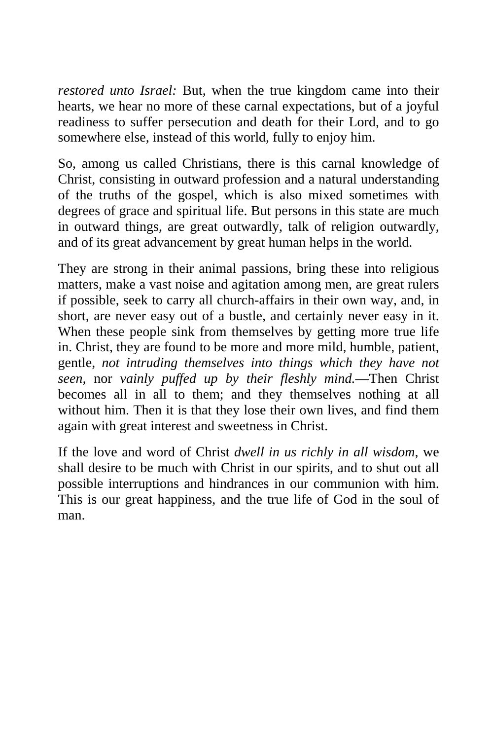*restored unto Israel:* But, when the true kingdom came into their hearts, we hear no more of these carnal expectations, but of a joyful readiness to suffer persecution and death for their Lord, and to go somewhere else, instead of this world, fully to enjoy him.

So, among us called Christians, there is this carnal knowledge of Christ, consisting in outward profession and a natural understanding of the truths of the gospel, which is also mixed sometimes with degrees of grace and spiritual life. But persons in this state are much in outward things, are great outwardly, talk of religion outwardly, and of its great advancement by great human helps in the world.

They are strong in their animal passions, bring these into religious matters, make a vast noise and agitation among men, are great rulers if possible, seek to carry all church-affairs in their own way, and, in short, are never easy out of a bustle, and certainly never easy in it. When these people sink from themselves by getting more true life in. Christ, they are found to be more and more mild, humble, patient, gentle, *not intruding themselves into things which they have not seen,* nor *vainly puffed up by their fleshly mind.*—Then Christ becomes all in all to them; and they themselves nothing at all without him. Then it is that they lose their own lives, and find them again with great interest and sweetness in Christ.

If the love and word of Christ *dwell in us richly in all wisdom,* we shall desire to be much with Christ in our spirits, and to shut out all possible interruptions and hindrances in our communion with him. This is our great happiness, and the true life of God in the soul of man.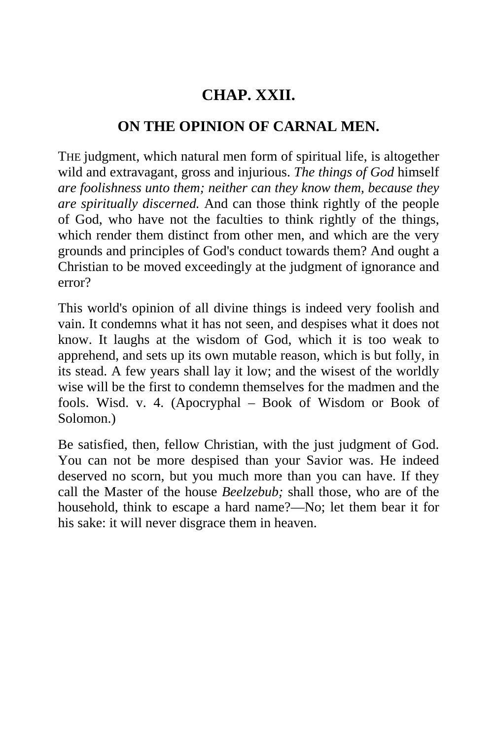## CHAP. XXII.

### ON THE OPINION OF CARNAL MEN.

THE judgment, which natural men form of spiritual life, is altogether wild and extravagant, gross and injurious. *The things of God* himself *are foolishness unto them; neither can they know them, because they are spiritually discerned.* And can those think rightly of the people of God, who have not the faculties to think rightly of the things, which render them distinct from other men, and which are the very grounds and principles of God's conduct towards them? And ought a Christian to be moved exceedingly at the judgment of ignorance and error?

This world's opinion of all divine things is indeed very foolish and vain. It condemns what it has not seen, and despises what it does not know. It laughs at the wisdom of God, which it is too weak to apprehend, and sets up its own mutable reason, which is but folly, in its stead. A few years shall lay it low; and the wisest of the worldly wise will be the first to condemn themselves for the madmen and the fools. Wisd. v. 4. (Apocryphal – Book of Wisdom or Book of Solomon.)

Be satisfied, then, fellow Christian, with the just judgment of God. You can not be more despised than your Savior was. He indeed deserved no scorn, but you much more than you can have. If they call the Master of the house *Beelzebub;* shall those, who are of the household, think to escape a hard name?—No; let them bear it for his sake: it will never disgrace them in heaven.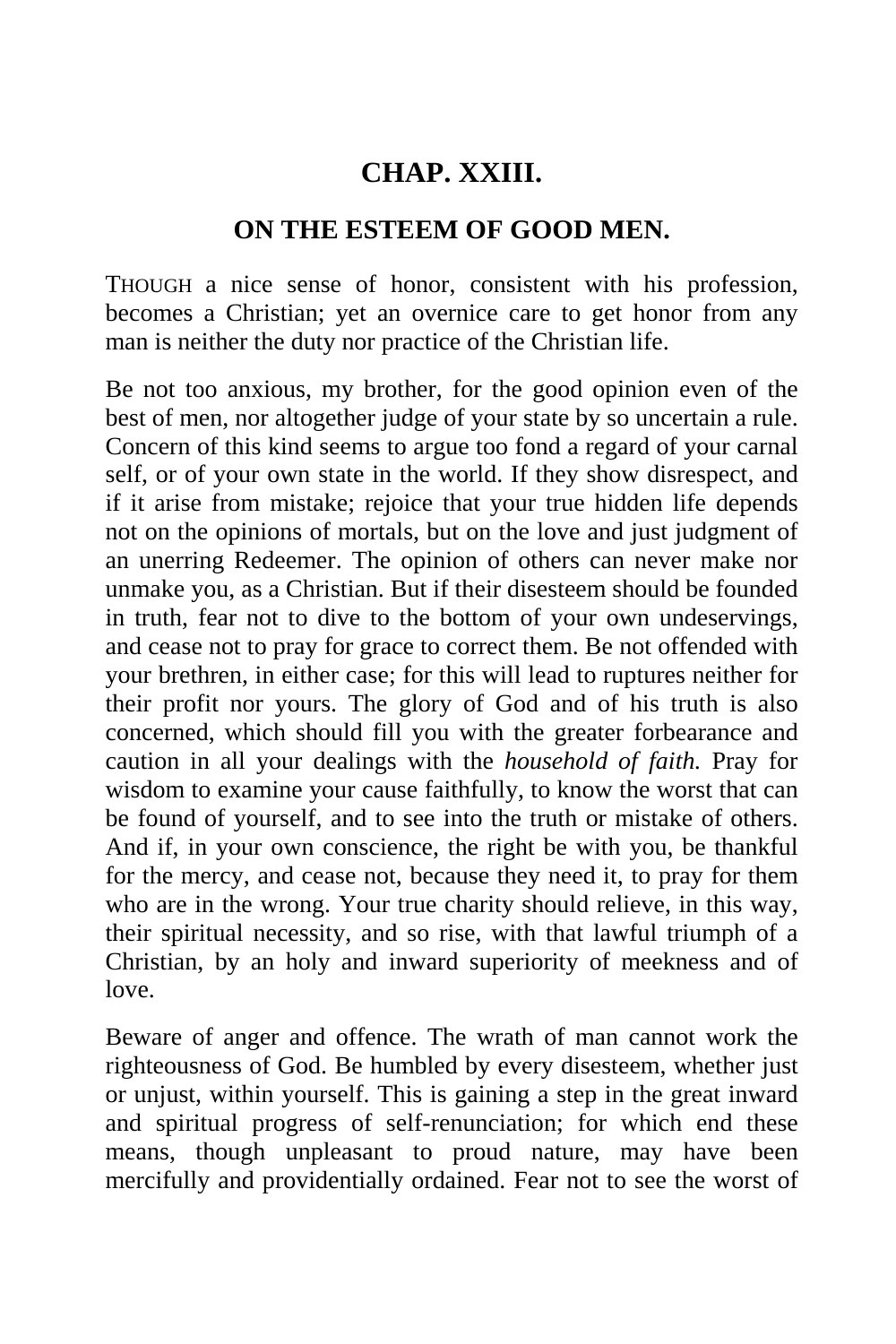# CHAP. XXIII.

## ON THE ESTEEM OF GOOD MEN.

THOUGH a nice sense of honor, consistent with his profession, becomes a Christian; yet an overnice care to get honor from any man is neither the duty nor practice of the Christian life.

Be not too anxious, my brother, for the good opinion even of the best of men, nor altogether judge of your state by so uncertain a rule. Concern of this kind seems to argue too fond a regard of your carnal self, or of your own state in the world. If they show disrespect, and if it arise from mistake; rejoice that your true hidden life depends not on the opinions of mortals, but on the love and just judgment of an unerring Redeemer. The opinion of others can never make nor unmake you, as a Christian. But if their disesteem should be founded in truth, fear not to dive to the bottom of your own undeservings, and cease not to pray for grace to correct them. Be not offended with your brethren, in either case; for this will lead to ruptures neither for their profit nor yours. The glory of God and of his truth is also concerned, which should fill you with the greater forbearance and caution in all your dealings with the *household of faith.* Pray for wisdom to examine your cause faithfully, to know the worst that can be found of yourself, and to see into the truth or mistake of others. And if, in your own conscience, the right be with you, be thankful for the mercy, and cease not, because they need it, to pray for them who are in the wrong. Your true charity should relieve, in this way, their spiritual necessity, and so rise, with that lawful triumph of a Christian, by an holy and inward superiority of meekness and of love.

Beware of anger and offence. The wrath of man cannot work the righteousness of God. Be humbled by every disesteem, whether just or unjust, within yourself. This is gaining a step in the great inward and spiritual progress of self-renunciation; for which end these means, though unpleasant to proud nature, may have been mercifully and providentially ordained. Fear not to see the worst of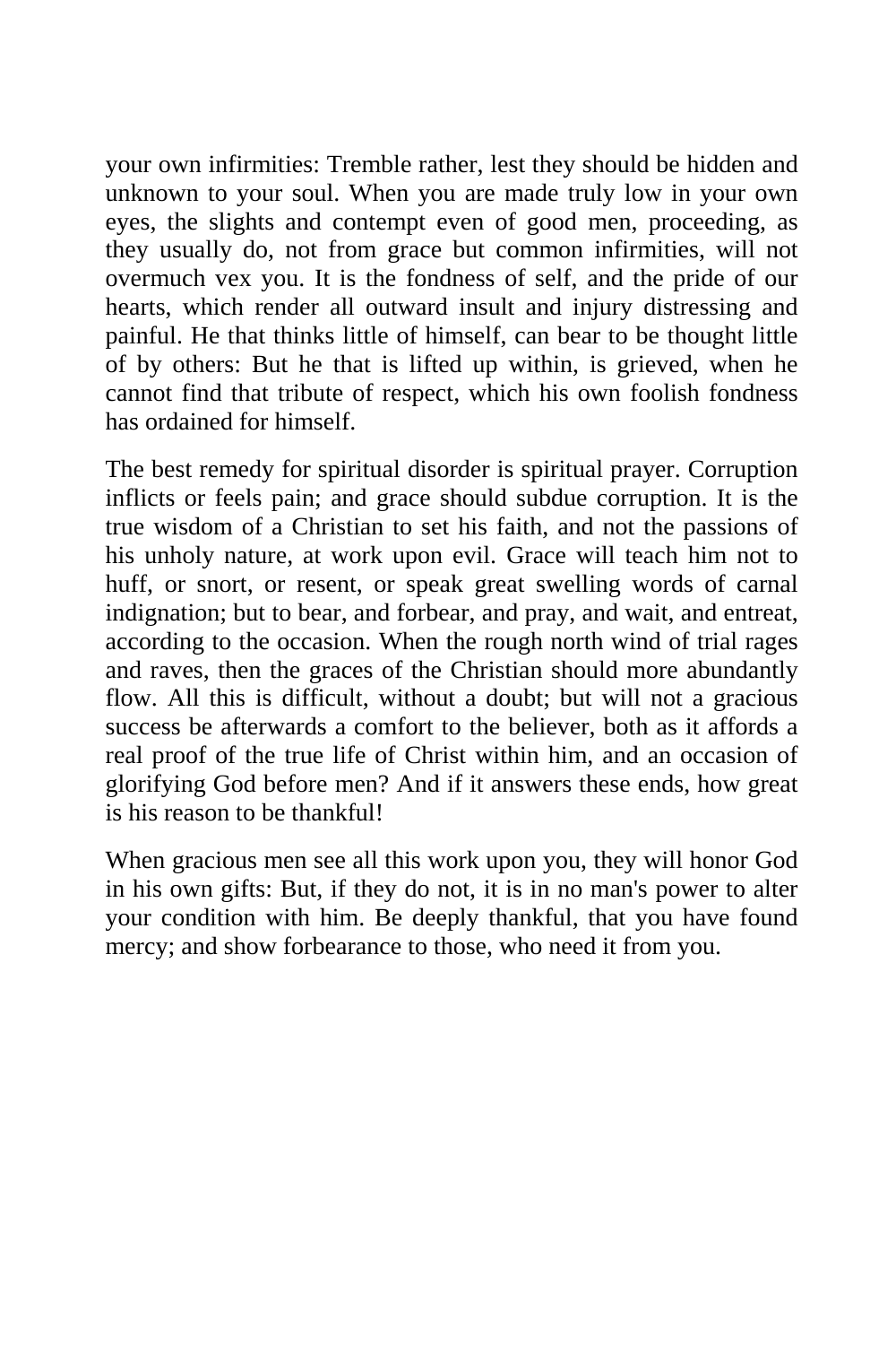your own infirmities: Tremble rather, lest they should be hidden and unknown to your soul. When you are made truly low in your own eyes, the slights and contempt even of good men, proceeding, as they usually do, not from grace but common infirmities, will not overmuch vex you. It is the fondness of self, and the pride of our hearts, which render all outward insult and injury distressing and painful. He that thinks little of himself, can bear to be thought little of by others: But he that is lifted up within, is grieved, when he cannot find that tribute of respect, which his own foolish fondness has ordained for himself.

The best remedy for spiritual disorder is spiritual prayer. Corruption inflicts or feels pain; and grace should subdue corruption. It is the true wisdom of a Christian to set his faith, and not the passions of his unholy nature, at work upon evil. Grace will teach him not to huff, or snort, or resent, or speak great swelling words of carnal indignation; but to bear, and forbear, and pray, and wait, and entreat, according to the occasion. When the rough north wind of trial rages and raves, then the graces of the Christian should more abundantly flow. All this is difficult, without a doubt; but will not a gracious success be afterwards a comfort to the believer, both as it affords a real proof of the true life of Christ within him, and an occasion of glorifying God before men? And if it answers these ends, how great is his reason to be thankful!

When gracious men see all this work upon you, they will honor God in his own gifts: But, if they do not, it is in no man's power to alter your condition with him. Be deeply thankful, that you have found mercy; and show forbearance to those, who need it from you.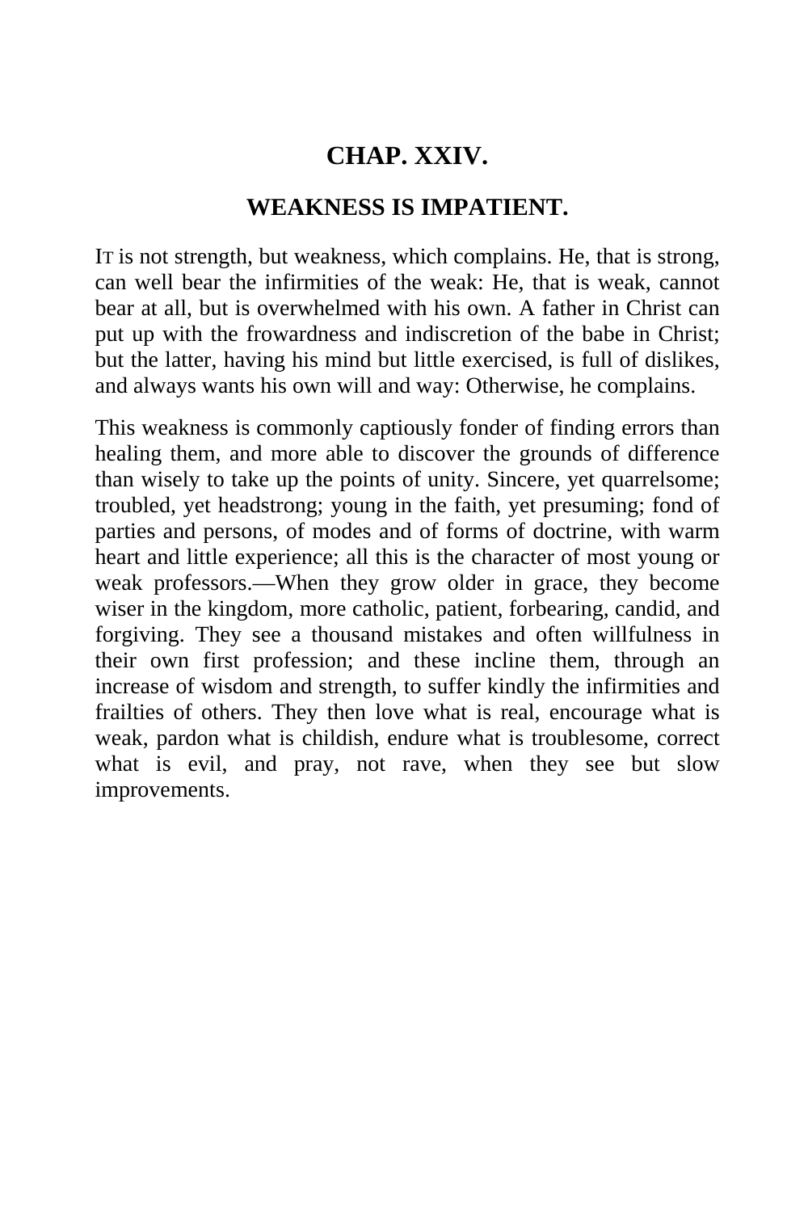## CHAP. XXIV.

### WEAKNESS IS IMPATIENT.

IT is not strength, but weakness, which complains. He, that is strong, can well bear the infirmities of the weak: He, that is weak, cannot bear at all, but is overwhelmed with his own. A father in Christ can put up with the frowardness and indiscretion of the babe in Christ; but the latter, having his mind but little exercised, is full of dislikes, and always wants his own will and way: Otherwise, he complains.

This weakness is commonly captiously fonder of finding errors than healing them, and more able to discover the grounds of difference than wisely to take up the points of unity. Sincere, yet quarrelsome; troubled, yet headstrong; young in the faith, yet presuming; fond of parties and persons, of modes and of forms of doctrine, with warm heart and little experience; all this is the character of most young or weak professors.—When they grow older in grace, they become wiser in the kingdom, more catholic, patient, forbearing, candid, and forgiving. They see a thousand mistakes and often willfulness in their own first profession; and these incline them, through an increase of wisdom and strength, to suffer kindly the infirmities and frailties of others. They then love what is real, encourage what is weak, pardon what is childish, endure what is troublesome, correct what is evil, and pray, not rave, when they see but slow improvements.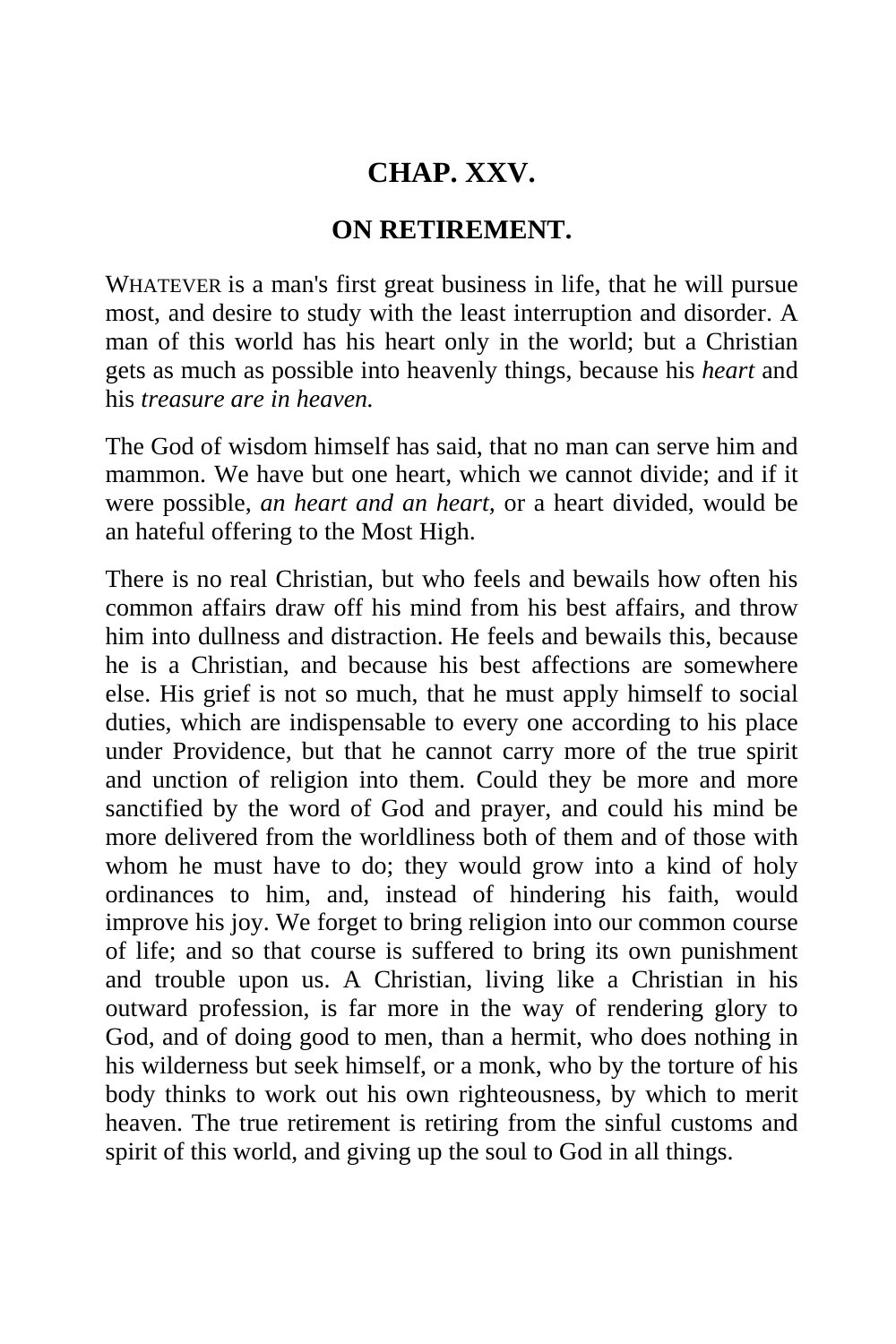## CHAP. XXV.

### ON RETIREMENT.

WHATEVER is a man's first great business in life, that he will pursue most, and desire to study with the least interruption and disorder. A man of this world has his heart only in the world; but a Christian gets as much as possible into heavenly things, because his *heart* and his *treasure are in heaven.*

The God of wisdom himself has said, that no man can serve him and mammon. We have but one heart, which we cannot divide; and if it were possible, *an heart and an heart*, or a heart divided, would be an hateful offering to the Most High.

There is no real Christian, but who feels and bewails how often his common affairs draw off his mind from his best affairs, and throw him into dullness and distraction. He feels and bewails this, because he is a Christian, and because his best affections are somewhere else. His grief is not so much, that he must apply himself to social duties, which are indispensable to every one according to his place under Providence, but that he cannot carry more of the true spirit and unction of religion into them. Could they be more and more sanctified by the word of God and prayer, and could his mind be more delivered from the worldliness both of them and of those with whom he must have to do; they would grow into a kind of holy ordinances to him, and, instead of hindering his faith, would improve his joy. We forget to bring religion into our common course of life; and so that course is suffered to bring its own punishment and trouble upon us. A Christian, living like a Christian in his outward profession, is far more in the way of rendering glory to God, and of doing good to men, than a hermit, who does nothing in his wilderness but seek himself, or a monk, who by the torture of his body thinks to work out his own righteousness, by which to merit heaven. The true retirement is retiring from the sinful customs and spirit of this world, and giving up the soul to God in all things.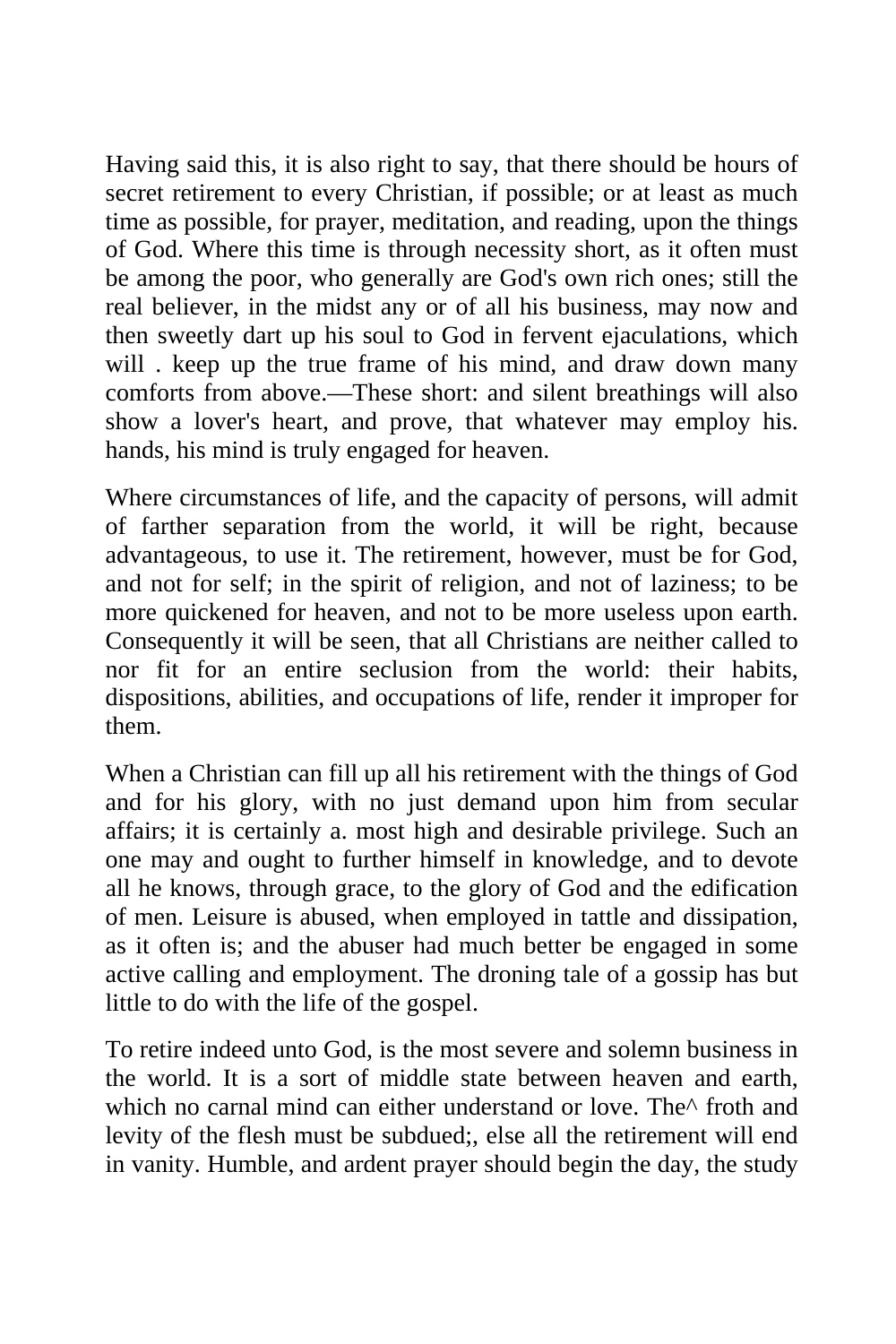Having said this, it is also right to say, that there should be hours of secret retirement to every Christian, if possible; or at least as much time as possible, for prayer, meditation, and reading, upon the things of God. Where this time is through necessity short, as it often must be among the poor, who generally are God's own rich ones; still the real believer, in the midst any or of all his business, may now and then sweetly dart up his soul to God in fervent ejaculations, which will . keep up the true frame of his mind, and draw down many comforts from above.—These short: and silent breathings will also show a lover's heart, and prove, that whatever may employ his. hands, his mind is truly engaged for heaven.

Where circumstances of life, and the capacity of persons, will admit of farther separation from the world, it will be right, because advantageous, to use it. The retirement, however, must be for God, and not for self; in the spirit of religion, and not of laziness; to be more quickened for heaven, and not to be more useless upon earth. Consequently it will be seen, that all Christians are neither called to nor fit for an entire seclusion from the world: their habits, dispositions, abilities, and occupations of life, render it improper for them.

When a Christian can fill up all his retirement with the things of God and for his glory, with no just demand upon him from secular affairs; it is certainly a. most high and desirable privilege. Such an one may and ought to further himself in knowledge, and to devote all he knows, through grace, to the glory of God and the edification of men. Leisure is abused, when employed in tattle and dissipation, as it often is; and the abuser had much better be engaged in some active calling and employment. The droning tale of a gossip has but little to do with the life of the gospel.

To retire indeed unto God, is the most severe and solemn business in the world. It is a sort of middle state between heaven and earth, which no carnal mind can either understand or love. The^ froth and levity of the flesh must be subdued;, else all the retirement will end in vanity. Humble, and ardent prayer should begin the day, the study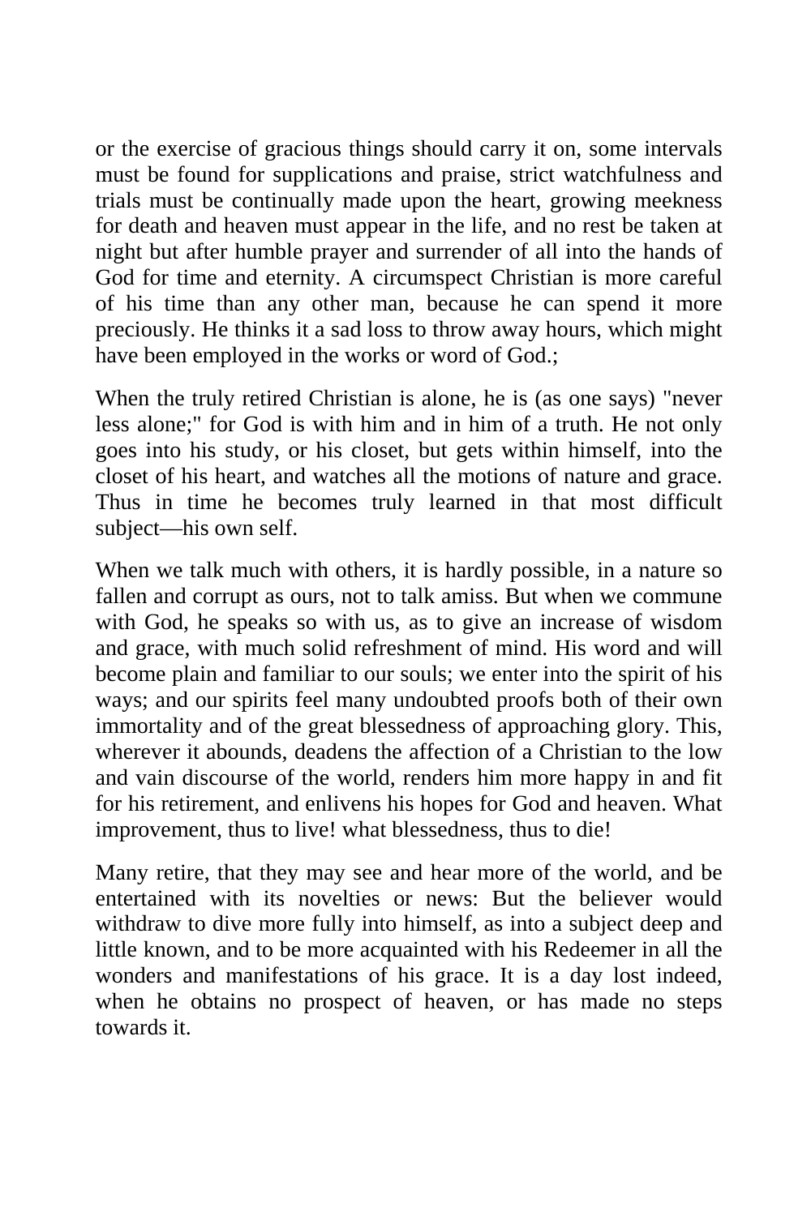or the exercise of gracious things should carry it on, some intervals must be found for supplications and praise, strict watchfulness and trials must be continually made upon the heart, growing meekness for death and heaven must appear in the life, and no rest be taken at night but after humble prayer and surrender of all into the hands of God for time and eternity. A circumspect Christian is more careful of his time than any other man, because he can spend it more preciously. He thinks it a sad loss to throw away hours, which might have been employed in the works or word of God.;

When the truly retired Christian is alone, he is (as one says) "never less alone;" for God is with him and in him of a truth. He not only goes into his study, or his closet, but gets within himself, into the closet of his heart, and watches all the motions of nature and grace. Thus in time he becomes truly learned in that most difficult subject—his own self.

When we talk much with others, it is hardly possible, in a nature so fallen and corrupt as ours, not to talk amiss. But when we commune with God, he speaks so with us, as to give an increase of wisdom and grace, with much solid refreshment of mind. His word and will become plain and familiar to our souls; we enter into the spirit of his ways; and our spirits feel many undoubted proofs both of their own immortality and of the great blessedness of approaching glory. This, wherever it abounds, deadens the affection of a Christian to the low and vain discourse of the world, renders him more happy in and fit for his retirement, and enlivens his hopes for God and heaven. What improvement, thus to live! what blessedness, thus to die!

Many retire, that they may see and hear more of the world, and be entertained with its novelties or news: But the believer would withdraw to dive more fully into himself, as into a subject deep and little known, and to be more acquainted with his Redeemer in all the wonders and manifestations of his grace. It is a day lost indeed, when he obtains no prospect of heaven, or has made no steps towards it.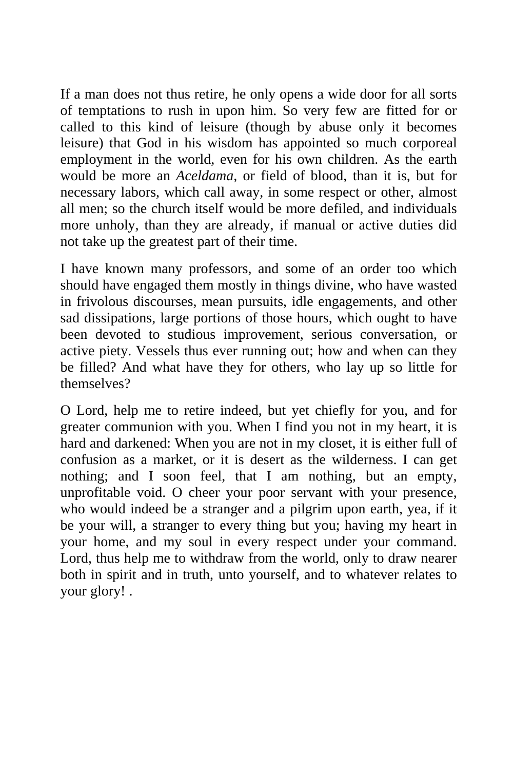If a man does not thus retire, he only opens a wide door for all sorts of temptations to rush in upon him. So very few are fitted for or called to this kind of leisure (though by abuse only it becomes leisure) that God in his wisdom has appointed so much corporeal employment in the world, even for his own children. As the earth would be more an *Aceldama,* or field of blood, than it is, but for necessary labors, which call away, in some respect or other, almost all men; so the church itself would be more defiled, and individuals more unholy, than they are already, if manual or active duties did not take up the greatest part of their time.

I have known many professors, and some of an order too which should have engaged them mostly in things divine, who have wasted in frivolous discourses, mean pursuits, idle engagements, and other sad dissipations, large portions of those hours, which ought to have been devoted to studious improvement, serious conversation, or active piety. Vessels thus ever running out; how and when can they be filled? And what have they for others, who lay up so little for themselves?

O Lord, help me to retire indeed, but yet chiefly for you, and for greater communion with you. When I find you not in my heart, it is hard and darkened: When you are not in my closet, it is either full of confusion as a market, or it is desert as the wilderness. I can get nothing; and I soon feel, that I am nothing, but an empty, unprofitable void. O cheer your poor servant with your presence, who would indeed be a stranger and a pilgrim upon earth, yea, if it be your will, a stranger to every thing but you; having my heart in your home, and my soul in every respect under your command. Lord, thus help me to withdraw from the world, only to draw nearer both in spirit and in truth, unto yourself, and to whatever relates to your glory! .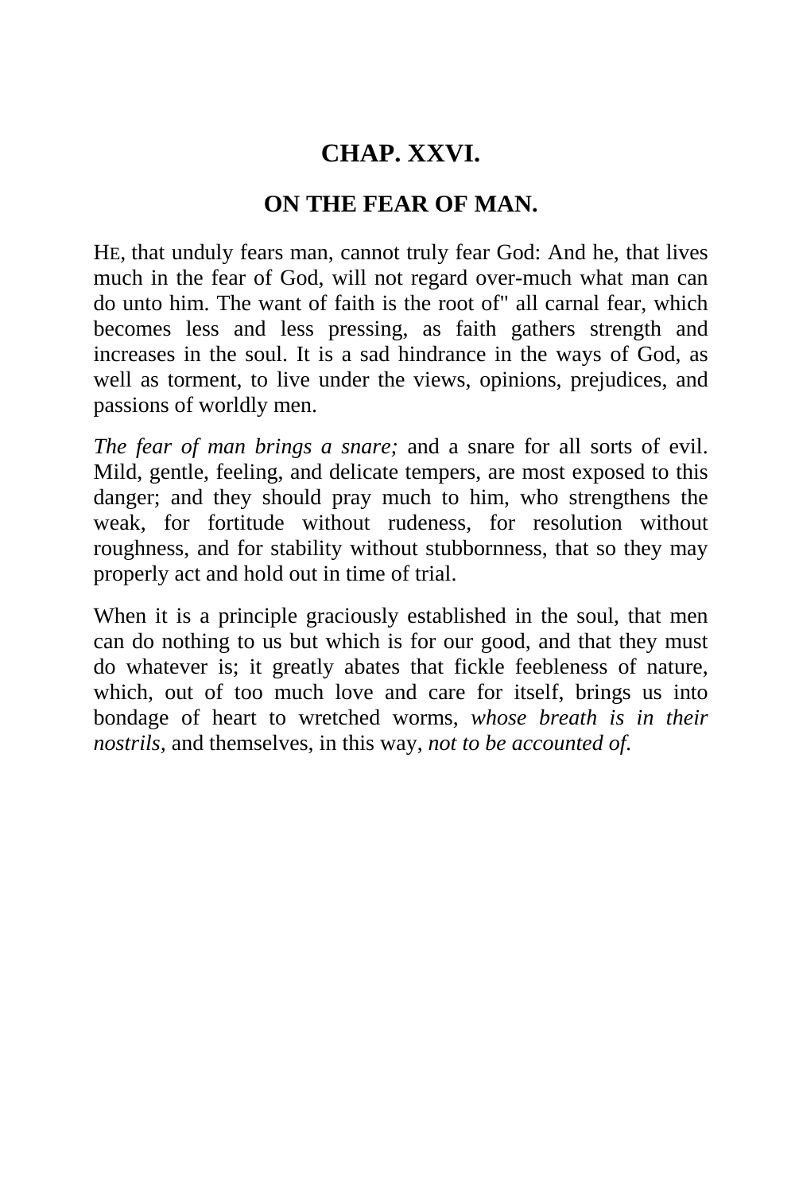## CHAP. XXVI.

### ON THE FEAR OF MAN.

HE, that unduly fears man, cannot truly fear God: And he, that lives much in the fear of God, will not regard over-much what man can do unto him. The want of faith is the root of" all carnal fear, which becomes less and less pressing, as faith gathers strength and increases in the soul. It is a sad hindrance in the ways of God, as well as torment, to live under the views, opinions, prejudices, and passions of worldly men.

*The fear of man brings a snare;* and a snare for all sorts of evil. Mild, gentle, feeling, and delicate tempers, are most exposed to this danger; and they should pray much to him, who strengthens the weak, for fortitude without rudeness, for resolution without roughness, and for stability without stubbornness, that so they may properly act and hold out in time of trial.

When it is a principle graciously established in the soul, that men can do nothing to us but which is for our good, and that they must do whatever is; it greatly abates that fickle feebleness of nature, which, out of too much love and care for itself, brings us into bondage of heart to wretched worms, *whose breath is in their nostrils,* and themselves, in this way, *not to be accounted of.*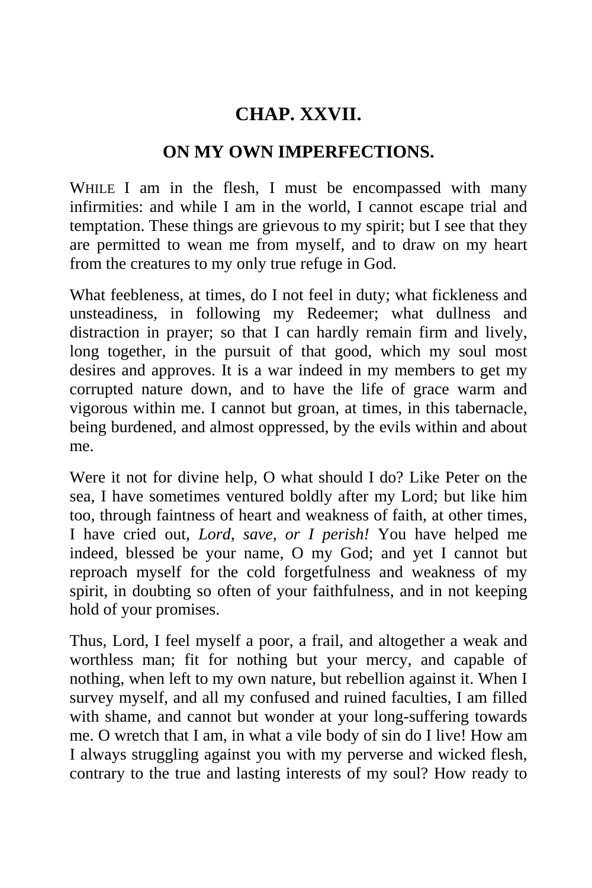## CHAP. XXVII.

## ON MY OWN IMPERFECTIONS.

WHILE I am in the flesh, I must be encompassed with many infirmities: and while I am in the world, I cannot escape trial and temptation. These things are grievous to my spirit; but I see that they are permitted to wean me from myself, and to draw on my heart from the creatures to my only true refuge in God.

What feebleness, at times, do I not feel in duty; what fickleness and unsteadiness, in following my Redeemer; what dullness and distraction in prayer; so that I can hardly remain firm and lively, long together, in the pursuit of that good, which my soul most desires and approves. It is a war indeed in my members to get my corrupted nature down, and to have the life of grace warm and vigorous within me. I cannot but groan, at times, in this tabernacle, being burdened, and almost oppressed, by the evils within and about me.

Were it not for divine help, O what should I do? Like Peter on the sea, I have sometimes ventured boldly after my Lord; but like him too, through faintness of heart and weakness of faith, at other times, I have cried out, *Lord, save, or I perish!* You have helped me indeed, blessed be your name, O my God; and yet I cannot but reproach myself for the cold forgetfulness and weakness of my spirit, in doubting so often of your faithfulness, and in not keeping hold of your promises.

Thus, Lord, I feel myself a poor, a frail, and altogether a weak and worthless man; fit for nothing but your mercy, and capable of nothing, when left to my own nature, but rebellion against it. When I survey myself, and all my confused and ruined faculties, I am filled with shame, and cannot but wonder at your long-suffering towards me. O wretch that I am, in what a vile body of sin do I live! How am I always struggling against you with my perverse and wicked flesh, contrary to the true and lasting interests of my soul? How ready to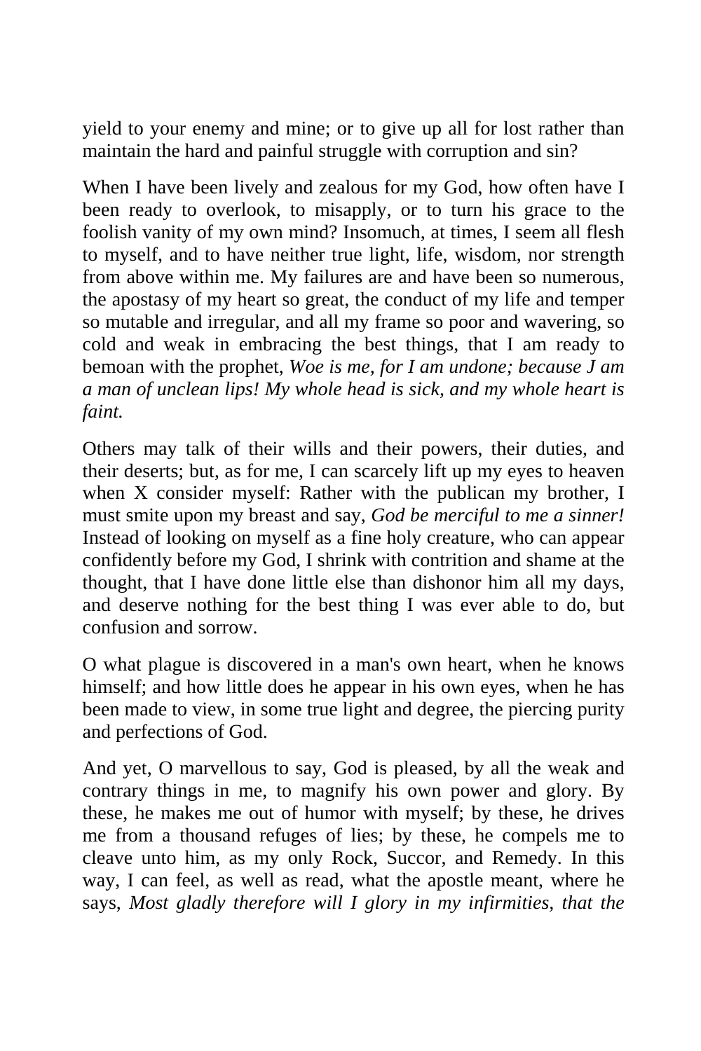yield to your enemy and mine; or to give up all for lost rather than maintain the hard and painful struggle with corruption and sin?

When I have been lively and zealous for my God, how often have I been ready to overlook, to misapply, or to turn his grace to the foolish vanity of my own mind? Insomuch, at times, I seem all flesh to myself, and to have neither true light, life, wisdom, nor strength from above within me. My failures are and have been so numerous, the apostasy of my heart so great, the conduct of my life and temper so mutable and irregular, and all my frame so poor and wavering, so cold and weak in embracing the best things, that I am ready to bemoan with the prophet, *Woe is me, for I am undone; because J am a man of unclean lips! My whole head is sick, and my whole heart is faint.*

Others may talk of their wills and their powers, their duties, and their deserts; but, as for me, I can scarcely lift up my eyes to heaven when X consider myself: Rather with the publican my brother, I must smite upon my breast and say, *God be merciful to me a sinner!* Instead of looking on myself as a fine holy creature, who can appear confidently before my God, I shrink with contrition and shame at the thought, that I have done little else than dishonor him all my days, and deserve nothing for the best thing I was ever able to do, but confusion and sorrow.

O what plague is discovered in a man's own heart, when he knows himself; and how little does he appear in his own eyes, when he has been made to view, in some true light and degree, the piercing purity and perfections of God.

And yet, O marvellous to say, God is pleased, by all the weak and contrary things in me, to magnify his own power and glory. By these, he makes me out of humor with myself; by these, he drives me from a thousand refuges of lies; by these, he compels me to cleave unto him, as my only Rock, Succor, and Remedy. In this way, I can feel, as well as read, what the apostle meant, where he says, *Most gladly therefore will I glory in my infirmities, that the*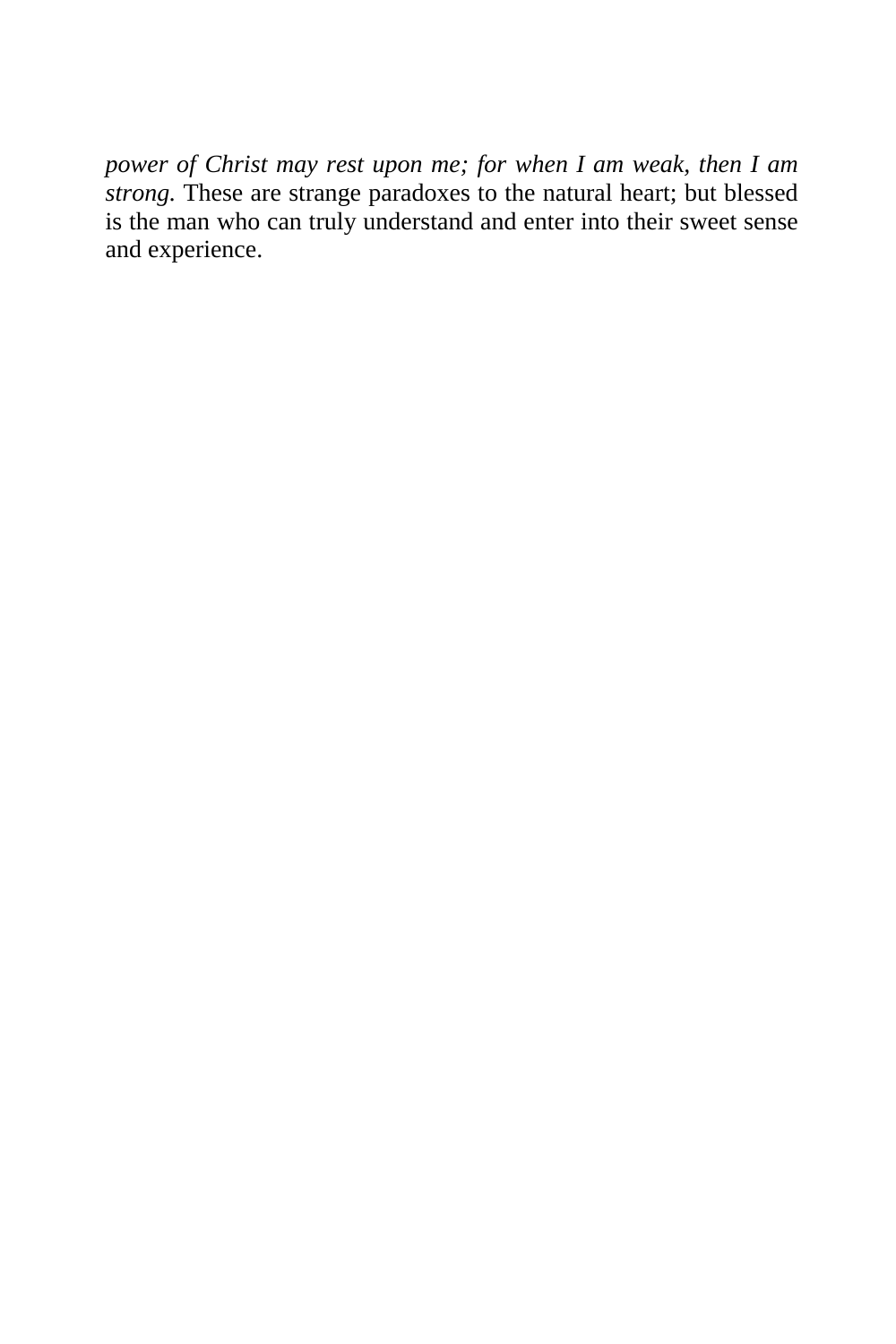*power of Christ may rest upon me; for when I am weak, then I am strong.* These are strange paradoxes to the natural heart; but blessed is the man who can truly understand and enter into their sweet sense and experience.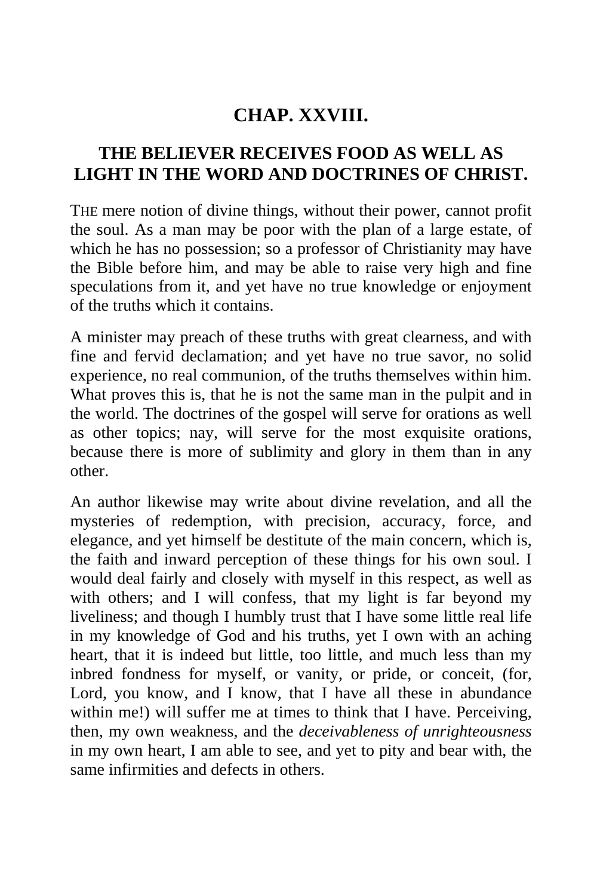## CHAP. XXVIII.

## THE BELIEVER RECEIVES FOOD AS WELL AS LIGHT IN THE WORD AND DOCTRINES OF CHRIST.

THE mere notion of divine things, without their power, cannot profit the soul. As a man may be poor with the plan of a large estate, of which he has no possession; so a professor of Christianity may have the Bible before him, and may be able to raise very high and fine speculations from it, and yet have no true knowledge or enjoyment of the truths which it contains.

A minister may preach of these truths with great clearness, and with fine and fervid declamation; and yet have no true savor, no solid experience, no real communion, of the truths themselves within him. What proves this is, that he is not the same man in the pulpit and in the world. The doctrines of the gospel will serve for orations as well as other topics; nay, will serve for the most exquisite orations, because there is more of sublimity and glory in them than in any other.

An author likewise may write about divine revelation, and all the mysteries of redemption, with precision, accuracy, force, and elegance, and yet himself be destitute of the main concern, which is, the faith and inward perception of these things for his own soul. I would deal fairly and closely with myself in this respect, as well as with others; and I will confess, that my light is far beyond my liveliness; and though I humbly trust that I have some little real life in my knowledge of God and his truths, yet I own with an aching heart, that it is indeed but little, too little, and much less than my inbred fondness for myself, or vanity, or pride, or conceit, (for, Lord, you know, and I know, that I have all these in abundance within me!) will suffer me at times to think that I have. Perceiving, then, my own weakness, and the *deceivableness of unrighteousness* in my own heart, I am able to see, and yet to pity and bear with, the same infirmities and defects in others.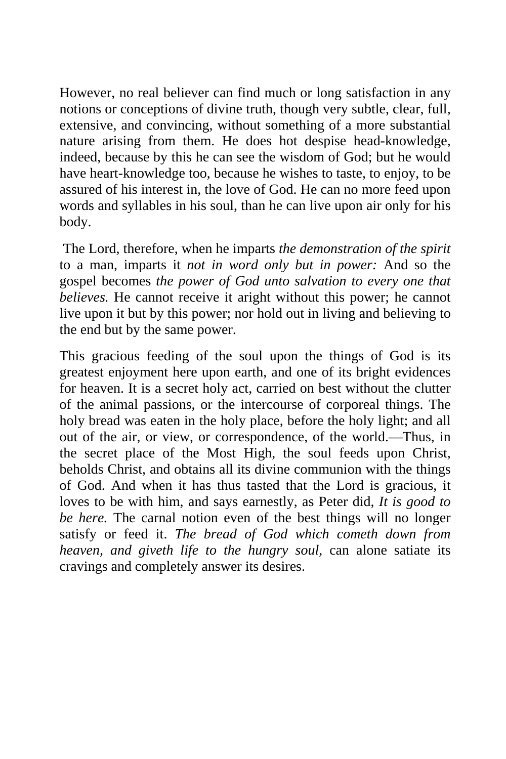However, no real believer can find much or long satisfaction in any notions or conceptions of divine truth, though very subtle, clear, full, extensive, and convincing, without something of a more substantial nature arising from them. He does hot despise head-knowledge, indeed, because by this he can see the wisdom of God; but he would have heart-knowledge too, because he wishes to taste, to enjoy, to be assured of his interest in, the love of God. He can no more feed upon words and syllables in his soul, than he can live upon air only for his body.

The Lord, therefore, when he imparts *the demonstration of the spirit* to a man, imparts it *not in word only but in power:* And so the gospel becomes *the power of God unto salvation to every one that believes.* He cannot receive it aright without this power; he cannot live upon it but by this power; nor hold out in living and believing to the end but by the same power.

This gracious feeding of the soul upon the things of God is its greatest enjoyment here upon earth, and one of its bright evidences for heaven. It is a secret holy act, carried on best without the clutter of the animal passions, or the intercourse of corporeal things. The holy bread was eaten in the holy place, before the holy light; and all out of the air, or view, or correspondence, of the world.—Thus, in the secret place of the Most High, the soul feeds upon Christ, beholds Christ, and obtains all its divine communion with the things of God. And when it has thus tasted that the Lord is gracious, it loves to be with him, and says earnestly, as Peter did, *It is good to be here.* The carnal notion even of the best things will no longer satisfy or feed it. *The bread of God which cometh down from heaven, and giveth life to the hungry soul,* can alone satiate its cravings and completely answer its desires.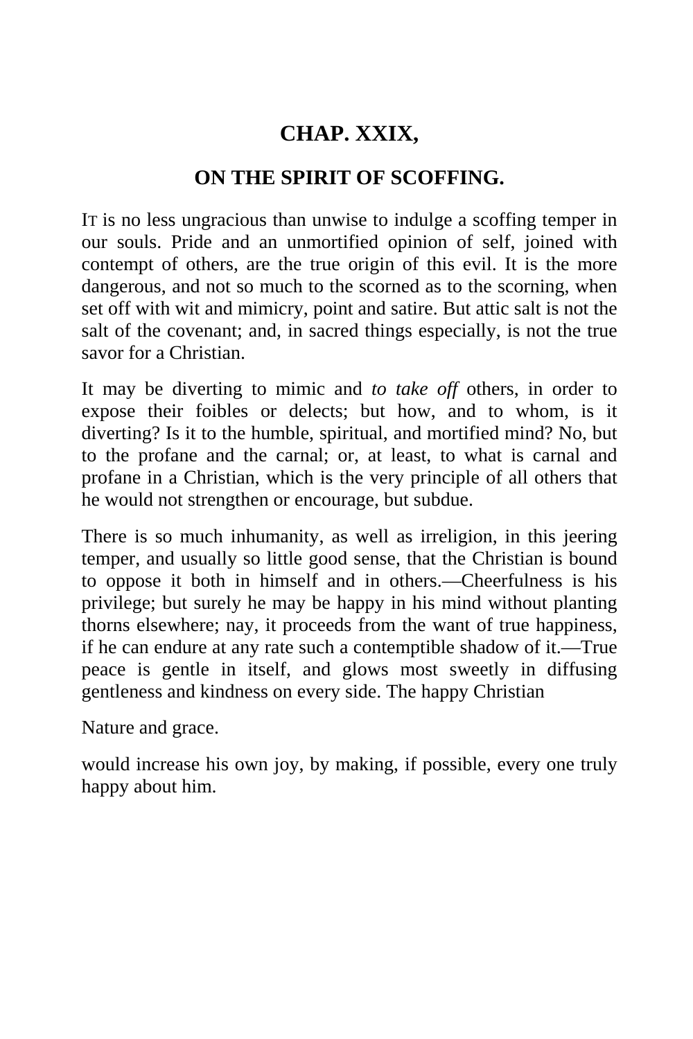# CHAP. XXIX,

## ON THE SPIRIT OF SCOFFING.

IT is no less ungracious than unwise to indulge a scoffing temper in our souls. Pride and an unmortified opinion of self, joined with contempt of others, are the true origin of this evil. It is the more dangerous, and not so much to the scorned as to the scorning, when set off with wit and mimicry, point and satire. But attic salt is not the salt of the covenant; and, in sacred things especially, is not the true savor for a Christian.

It may be diverting to mimic and *to take off* others, in order to expose their foibles or delects; but how, and to whom, is it diverting? Is it to the humble, spiritual, and mortified mind? No, but to the profane and the carnal; or, at least, to what is carnal and profane in a Christian, which is the very principle of all others that he would not strengthen or encourage, but subdue.

There is so much inhumanity, as well as irreligion, in this jeering temper, and usually so little good sense, that the Christian is bound to oppose it both in himself and in others.—Cheerfulness is his privilege; but surely he may be happy in his mind without planting thorns elsewhere; nay, it proceeds from the want of true happiness, if he can endure at any rate such a contemptible shadow of it.—True peace is gentle in itself, and glows most sweetly in diffusing gentleness and kindness on every side. The happy Christian would increase his own joy, by making, if possible, every one truly happy about him.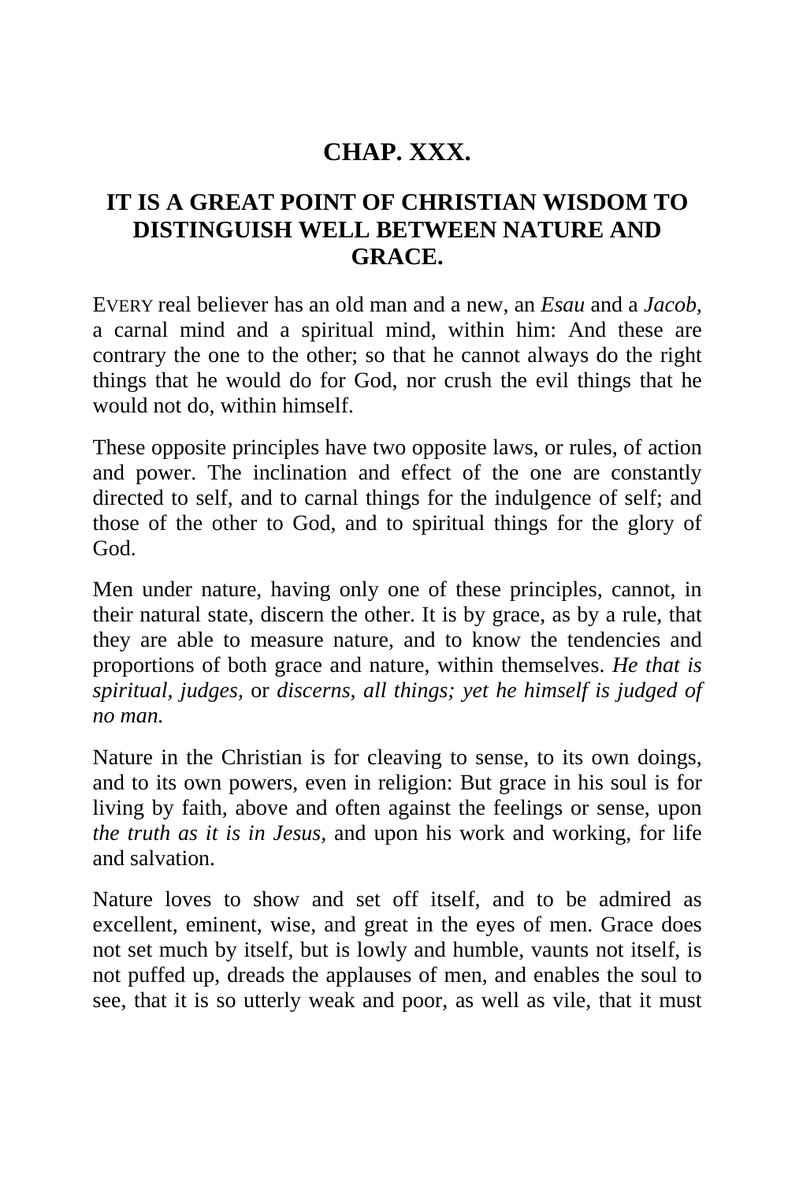# CHAP. XXX.

## IT IS A GREAT POINT OF CHRISTIAN WISDOM TO DISTINGUISH WELL BETWEEN NATURE AND GRACE.

EVERY real believer has an old man and a new, an *Esau* and a *Jacob,* a carnal mind and a spiritual mind, within him: And these are contrary the one to the other; so that he cannot always do the right things that he would do for God, nor crush the evil things that he would not do, within himself.

These opposite principles have two opposite laws, or rules, of action and power. The inclination and effect of the one are constantly directed to self, and to carnal things for the indulgence of self; and those of the other to God, and to spiritual things for the glory of God.

Men under nature, having only one of these principles, cannot, in their natural state, discern the other. It is by grace, as by a rule, that they are able to measure nature, and to know the tendencies and proportions of both grace and nature, within themselves. *He that is spiritual, judges,* or *discerns, all things; yet he himself is judged of no man.*

Nature in the Christian is for cleaving to sense, to its own doings, and to its own powers, even in religion: But grace in his soul is for living by faith, above and often against the feelings or sense, upon *the truth as it is in Jesus,* and upon his work and working, for life and salvation.

Nature loves to show and set off itself, and to be admired as excellent, eminent, wise, and great in the eyes of men. Grace does not set much by itself, but is lowly and humble, vaunts not itself, is not puffed up, dreads the applauses of men, and enables the soul to see, that it is so utterly weak and poor, as well as vile, that it must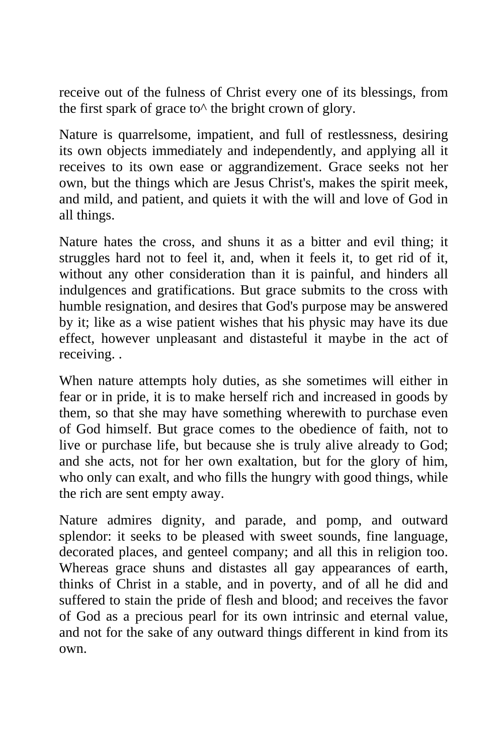receive out of the fulness of Christ every one of its blessings, from the first spark of grace to^ the bright crown of glory.

Nature is quarrelsome, impatient, and full of restlessness, desiring its own objects immediately and independently, and applying all it receives to its own ease or aggrandizement. Grace seeks not her own, but the things which are Jesus Christ's, makes the spirit meek, and mild, and patient, and quiets it with the will and love of God in all things.

Nature hates the cross, and shuns it as a bitter and evil thing; it struggles hard not to feel it, and, when it feels it, to get rid of it, without any other consideration than it is painful, and hinders all indulgences and gratifications. But grace submits to the cross with humble resignation, and desires that God's purpose may be answered by it; like as a wise patient wishes that his physic may have its due effect, however unpleasant and distasteful it maybe in the act of receiving. .

When nature attempts holy duties, as she sometimes will either in fear or in pride, it is to make herself rich and increased in goods by them, so that she may have something wherewith to purchase even of God himself. But grace comes to the obedience of faith, not to live or purchase life, but because she is truly alive already to God; and she acts, not for her own exaltation, but for the glory of him, who only can exalt, and who fills the hungry with good things, while the rich are sent empty away.

Nature admires dignity, and parade, and pomp, and outward splendor: it seeks to be pleased with sweet sounds, fine language, decorated places, and genteel company; and all this in religion too. Whereas grace shuns and distastes all gay appearances of earth, thinks of Christ in a stable, and in poverty, and of all he did and suffered to stain the pride of flesh and blood; and receives the favor of God as a precious pearl for its own intrinsic and eternal value, and not for the sake of any outward things different in kind from its own.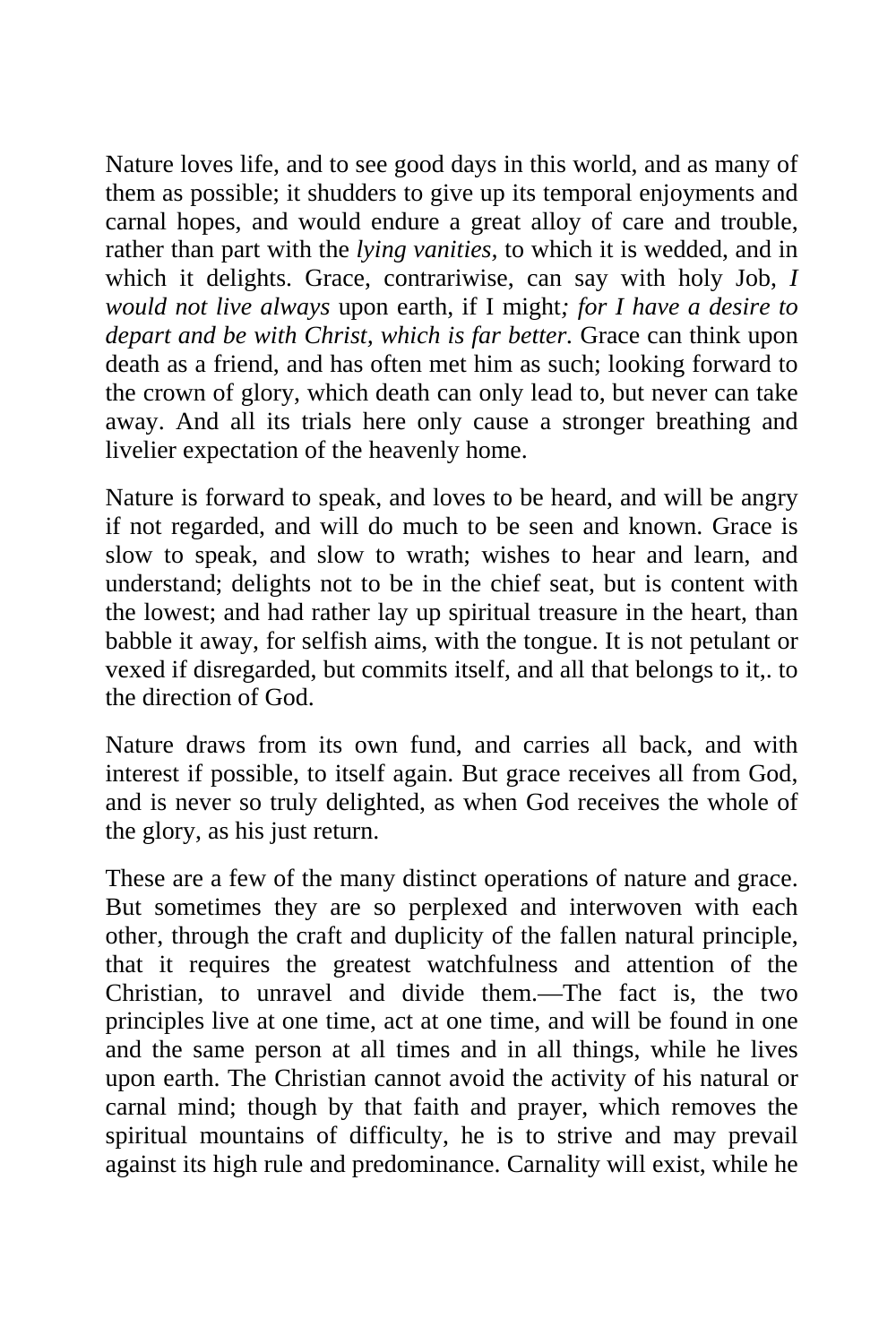Nature loves life, and to see good days in this world, and as many of them as possible; it shudders to give up its temporal enjoyments and carnal hopes, and would endure a great alloy of care and trouble, rather than part with the *lying vanities,* to which it is wedded, and in which it delights. Grace, contrariwise, can say with holy Job, *I would not live always* upon earth, if I might*; for I have a desire to depart and be with Christ, which is far better.* Grace can think upon death as a friend, and has often met him as such; looking forward to the crown of glory, which death can only lead to, but never can take away. And all its trials here only cause a stronger breathing and livelier expectation of the heavenly home.

Nature is forward to speak, and loves to be heard, and will be angry if not regarded, and will do much to be seen and known. Grace is slow to speak, and slow to wrath; wishes to hear and learn, and understand; delights not to be in the chief seat, but is content with the lowest; and had rather lay up spiritual treasure in the heart, than babble it away, for selfish aims, with the tongue. It is not petulant or vexed if disregarded, but commits itself, and all that belongs to it,. to the direction of God.

Nature draws from its own fund, and carries all back, and with interest if possible, to itself again. But grace receives all from God, and is never so truly delighted, as when God receives the whole of the glory, as his just return.

These are a few of the many distinct operations of nature and grace. But sometimes they are so perplexed and interwoven with each other, through the craft and duplicity of the fallen natural principle, that it requires the greatest watchfulness and attention of the Christian, to unravel and divide them.—The fact is, the two principles live at one time, act at one time, and will be found in one and the same person at all times and in all things, while he lives upon earth. The Christian cannot avoid the activity of his natural or carnal mind; though by that faith and prayer, which removes the spiritual mountains of difficulty, he is to strive and may prevail against its high rule and predominance. Carnality will exist, while he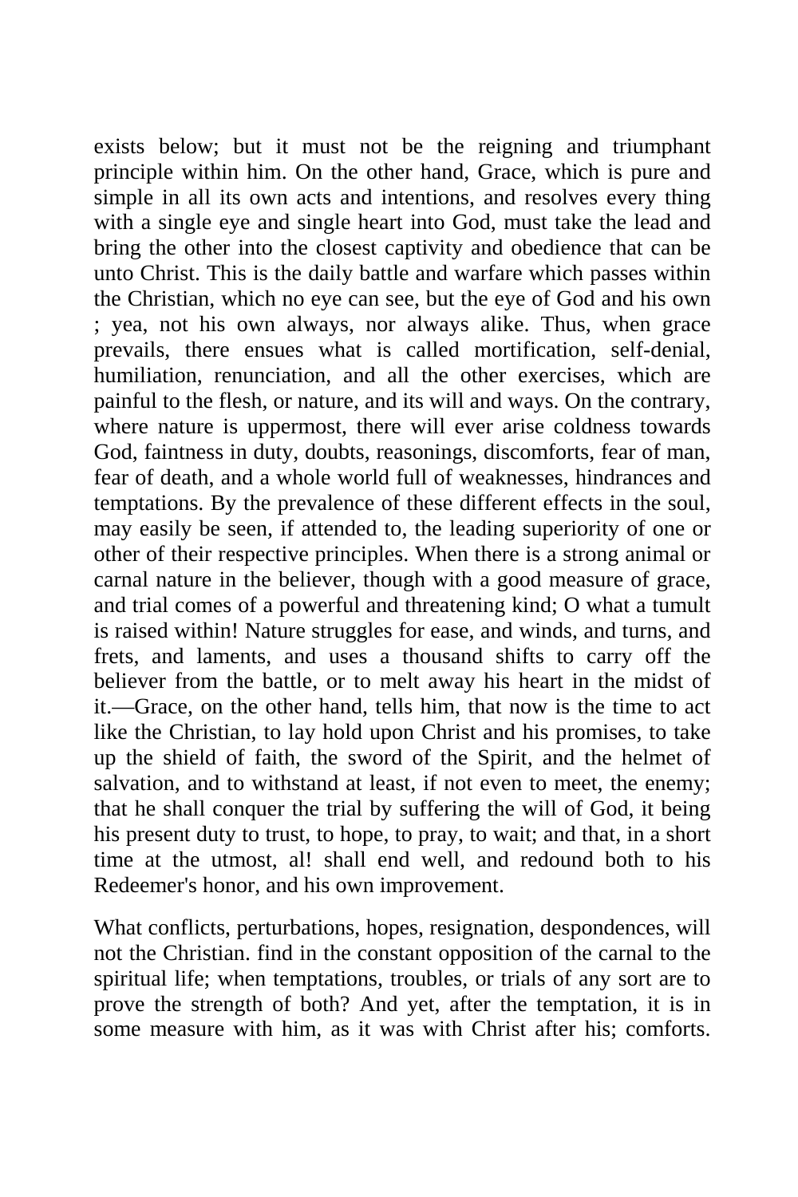exists below; but it must not be the reigning and triumphant principle within him. On the other hand, Grace, which is pure and simple in all its own acts and intentions, and resolves every thing with a single eye and single heart into God, must take the lead and bring the other into the closest captivity and obedience that can be unto Christ. This is the daily battle and warfare which passes within the Christian, which no eye can see, but the eye of God and his own ; yea, not his own always, nor always alike. Thus, when grace prevails, there ensues what is called mortification, self-denial, humiliation, renunciation, and all the other exercises, which are painful to the flesh, or nature, and its will and ways. On the contrary, where nature is uppermost, there will ever arise coldness towards God, faintness in duty, doubts, reasonings, discomforts, fear of man, fear of death, and a whole world full of weaknesses, hindrances and temptations. By the prevalence of these different effects in the soul, may easily be seen, if attended to, the leading superiority of one or other of their respective principles. When there is a strong animal or carnal nature in the believer, though with a good measure of grace, and trial comes of a powerful and threatening kind; O what a tumult is raised within! Nature struggles for ease, and winds, and turns, and frets, and laments, and uses a thousand shifts to carry off the believer from the battle, or to melt away his heart in the midst of it.—Grace, on the other hand, tells him, that now is the time to act like the Christian, to lay hold upon Christ and his promises, to take up the shield of faith, the sword of the Spirit, and the helmet of salvation, and to withstand at least, if not even to meet, the enemy; that he shall conquer the trial by suffering the will of God, it being his present duty to trust, to hope, to pray, to wait; and that, in a short time at the utmost, al! shall end well, and redound both to his Redeemer's honor, and his own improvement.

What conflicts, perturbations, hopes, resignation, despondences, will not the Christian. find in the constant opposition of the carnal to the spiritual life; when temptations, troubles, or trials of any sort are to prove the strength of both? And yet, after the temptation, it is in some measure with him, as it was with Christ after his; comforts.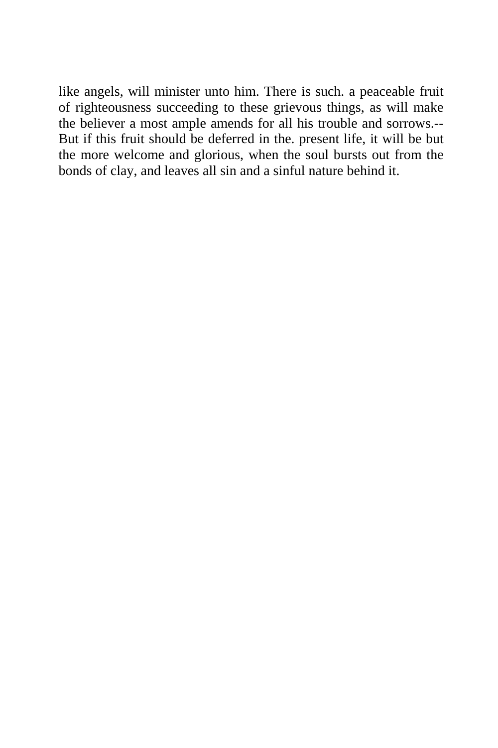like angels, will minister unto him. There is such. a peaceable fruit of righteousness succeeding to these grievous things, as will make the believer a most ample amends for all his trouble and sorrows.--But if this fruit should be deferred in the. present life, it will be but the more welcome and glorious, when the soul bursts out from the bonds of clay, and leaves all sin and a sinful nature behind it.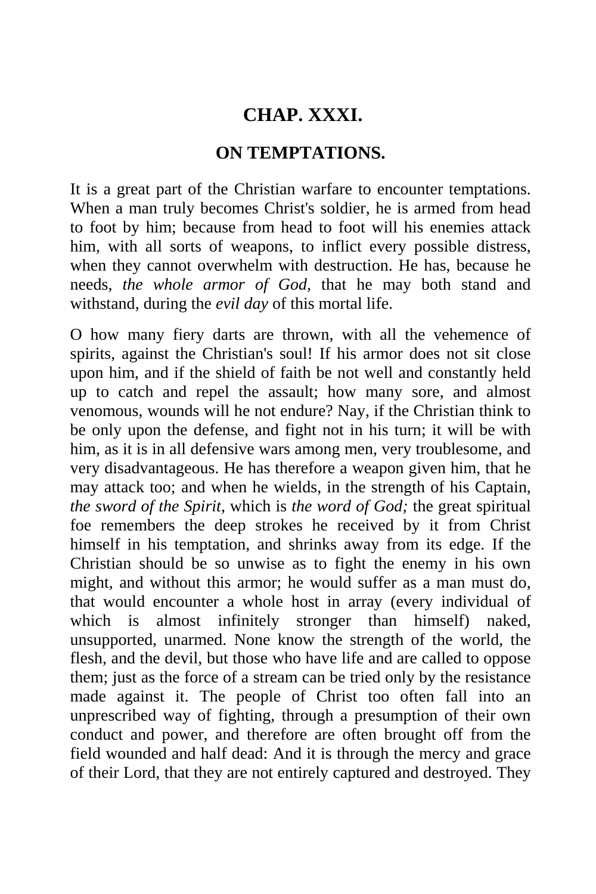## CHAP. XXXI.

## ON TEMPTATIONS.

It is a great part of the Christian warfare to encounter temptations. When a man truly becomes Christ's soldier, he is armed from head to foot by him; because from head to foot will his enemies attack him, with all sorts of weapons, to inflict every possible distress, when they cannot overwhelm with destruction. He has, because he needs, *the whole armor of God,* that he may both stand and withstand, during the *evil day* of this mortal life.

O how many fiery darts are thrown, with all the vehemence of spirits, against the Christian's soul! If his armor does not sit close upon him, and if the shield of faith be not well and constantly held up to catch and repel the assault; how many sore, and almost venomous, wounds will he not endure? Nay, if the Christian think to be only upon the defense, and fight not in his turn; it will be with him, as it is in all defensive wars among men, very troublesome, and very disadvantageous. He has therefore a weapon given him, that he may attack too; and when he wields, in the strength of his Captain, *the sword of the Spirit,* which is *the word of God;* the great spiritual foe remembers the deep strokes he received by it from Christ himself in his temptation, and shrinks away from its edge. If the Christian should be so unwise as to fight the enemy in his own might, and without this armor; he would suffer as a man must do, that would encounter a whole host in array (every individual of which is almost infinitely stronger than himself) naked, unsupported, unarmed. None know the strength of the world, the flesh, and the devil, but those who have life and are called to oppose them; just as the force of a stream can be tried only by the resistance made against it. The people of Christ too often fall into an unprescribed way of fighting, through a presumption of their own conduct and power, and therefore are often brought off from the field wounded and half dead: And it is through the mercy and grace of their Lord, that they are not entirely captured and destroyed. They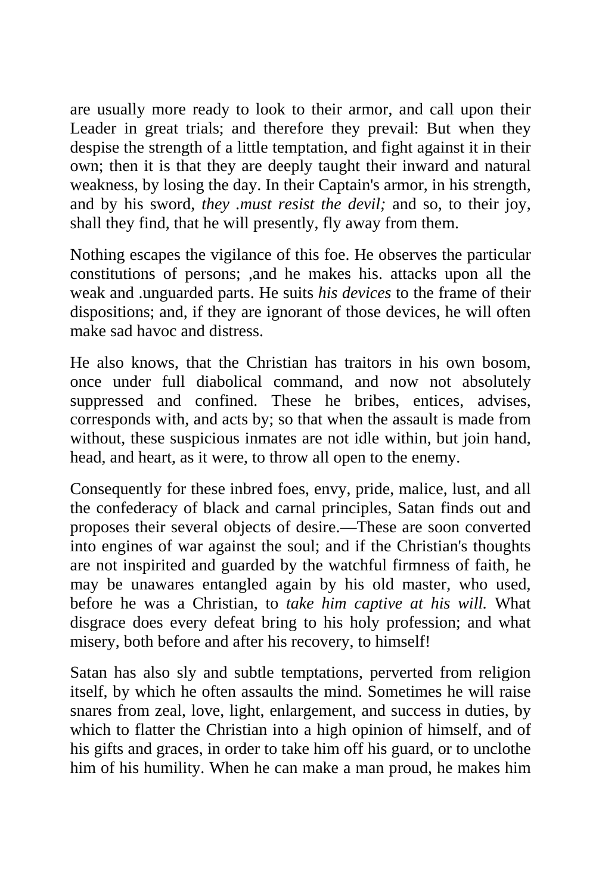are usually more ready to look to their armor, and call upon their Leader in great trials; and therefore they prevail: But when they despise the strength of a little temptation, and fight against it in their own; then it is that they are deeply taught their inward and natural weakness, by losing the day. In their Captain's armor, in his strength, and by his sword, *they .must resist the devil;* and so, to their joy, shall they find, that he will presently, fly away from them.

Nothing escapes the vigilance of this foe. He observes the particular constitutions of persons; ,and he makes his. attacks upon all the weak and .unguarded parts. He suits *his devices* to the frame of their dispositions; and, if they are ignorant of those devices, he will often make sad havoc and distress.

He also knows, that the Christian has traitors in his own bosom, once under full diabolical command, and now not absolutely suppressed and confined. These he bribes, entices, advises, corresponds with, and acts by; so that when the assault is made from without, these suspicious inmates are not idle within, but join hand, head, and heart, as it were, to throw all open to the enemy.

Consequently for these inbred foes, envy, pride, malice, lust, and all the confederacy of black and carnal principles, Satan finds out and proposes their several objects of desire.—These are soon converted into engines of war against the soul; and if the Christian's thoughts are not inspirited and guarded by the watchful firmness of faith, he may be unawares entangled again by his old master, who used, before he was a Christian, to *take him captive at his will.* What disgrace does every defeat bring to his holy profession; and what misery, both before and after his recovery, to himself!

Satan has also sly and subtle temptations, perverted from religion itself, by which he often assaults the mind. Sometimes he will raise snares from zeal, love, light, enlargement, and success in duties, by which to flatter the Christian into a high opinion of himself, and of his gifts and graces, in order to take him off his guard, or to unclothe him of his humility. When he can make a man proud, he makes him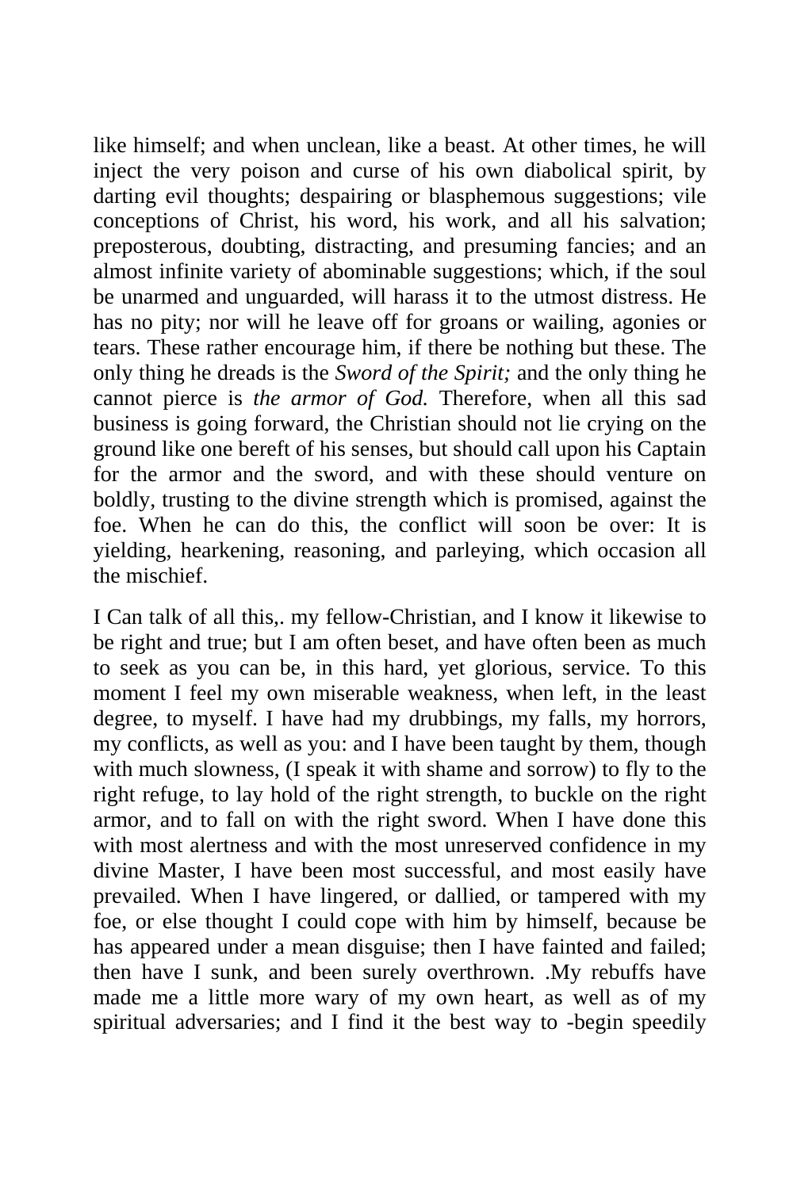like himself; and when unclean, like a beast. At other times, he will inject the very poison and curse of his own diabolical spirit, by darting evil thoughts; despairing or blasphemous suggestions; vile conceptions of Christ, his word, his work, and all his salvation; preposterous, doubting, distracting, and presuming fancies; and an almost infinite variety of abominable suggestions; which, if the soul be unarmed and unguarded, will harass it to the utmost distress. He has no pity; nor will he leave off for groans or wailing, agonies or tears. These rather encourage him, if there be nothing but these. The only thing he dreads is the *Sword of the Spirit;* and the only thing he cannot pierce is *the armor of God.* Therefore, when all this sad business is going forward, the Christian should not lie crying on the ground like one bereft of his senses, but should call upon his Captain for the armor and the sword, and with these should venture on boldly, trusting to the divine strength which is promised, against the foe. When he can do this, the conflict will soon be over: It is yielding, hearkening, reasoning, and parleying, which occasion all the mischief.

I Can talk of all this,. my fellow-Christian, and I know it likewise to be right and true; but I am often beset, and have often been as much to seek as you can be, in this hard, yet glorious, service. To this moment I feel my own miserable weakness, when left, in the least degree, to myself. I have had my drubbings, my falls, my horrors, my conflicts, as well as you: and I have been taught by them, though with much slowness, (I speak it with shame and sorrow) to fly to the right refuge, to lay hold of the right strength, to buckle on the right armor, and to fall on with the right sword. When I have done this with most alertness and with the most unreserved confidence in my divine Master, I have been most successful, and most easily have prevailed. When I have lingered, or dallied, or tampered with my foe, or else thought I could cope with him by himself, because be has appeared under a mean disguise; then I have fainted and failed; then have I sunk, and been surely overthrown. .My rebuffs have made me a little more wary of my own heart, as well as of my spiritual adversaries; and I find it the best way to -begin speedily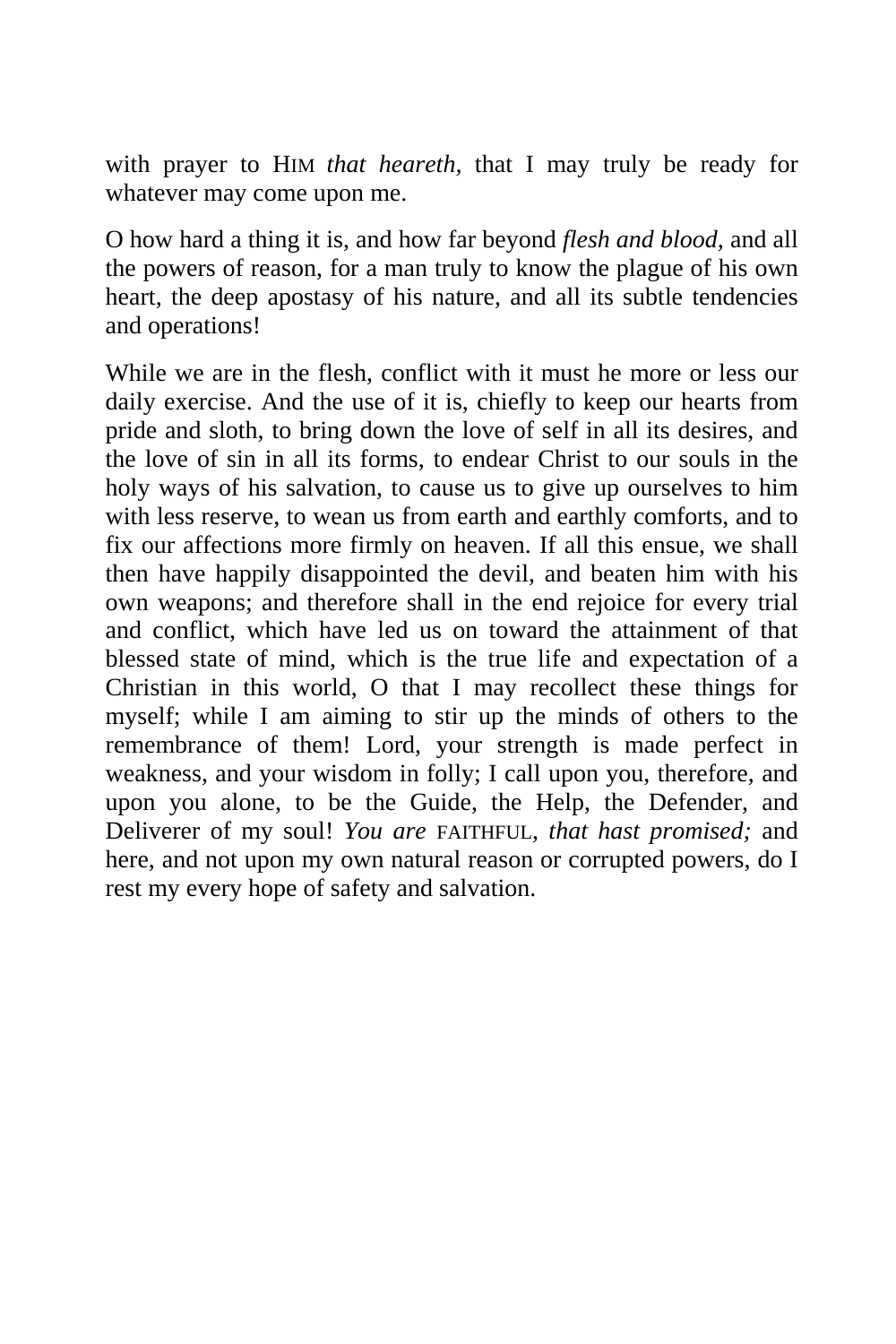with prayer to HIM *that heareth,* that I may truly be ready for whatever may come upon me.

O how hard a thing it is, and how far beyond *flesh and blood,* and all the powers of reason, for a man truly to know the plague of his own heart, the deep apostasy of his nature, and all its subtle tendencies and operations!

While we are in the flesh, conflict with it must he more or less our daily exercise. And the use of it is, chiefly to keep our hearts from pride and sloth, to bring down the love of self in all its desires, and the love of sin in all its forms, to endear Christ to our souls in the holy ways of his salvation, to cause us to give up ourselves to him with less reserve, to wean us from earth and earthly comforts, and to fix our affections more firmly on heaven. If all this ensue, we shall then have happily disappointed the devil, and beaten him with his own weapons; and therefore shall in the end rejoice for every trial and conflict, which have led us on toward the attainment of that blessed state of mind, which is the true life and expectation of a Christian in this world, O that I may recollect these things for myself; while I am aiming to stir up the minds of others to the remembrance of them! Lord, your strength is made perfect in weakness, and your wisdom in folly; I call upon you, therefore, and upon you alone, to be the Guide, the Help, the Defender, and Deliverer of my soul! *You are* FAITHFUL, *that hast promised;* and here, and not upon my own natural reason or corrupted powers, do I rest my every hope of safety and salvation.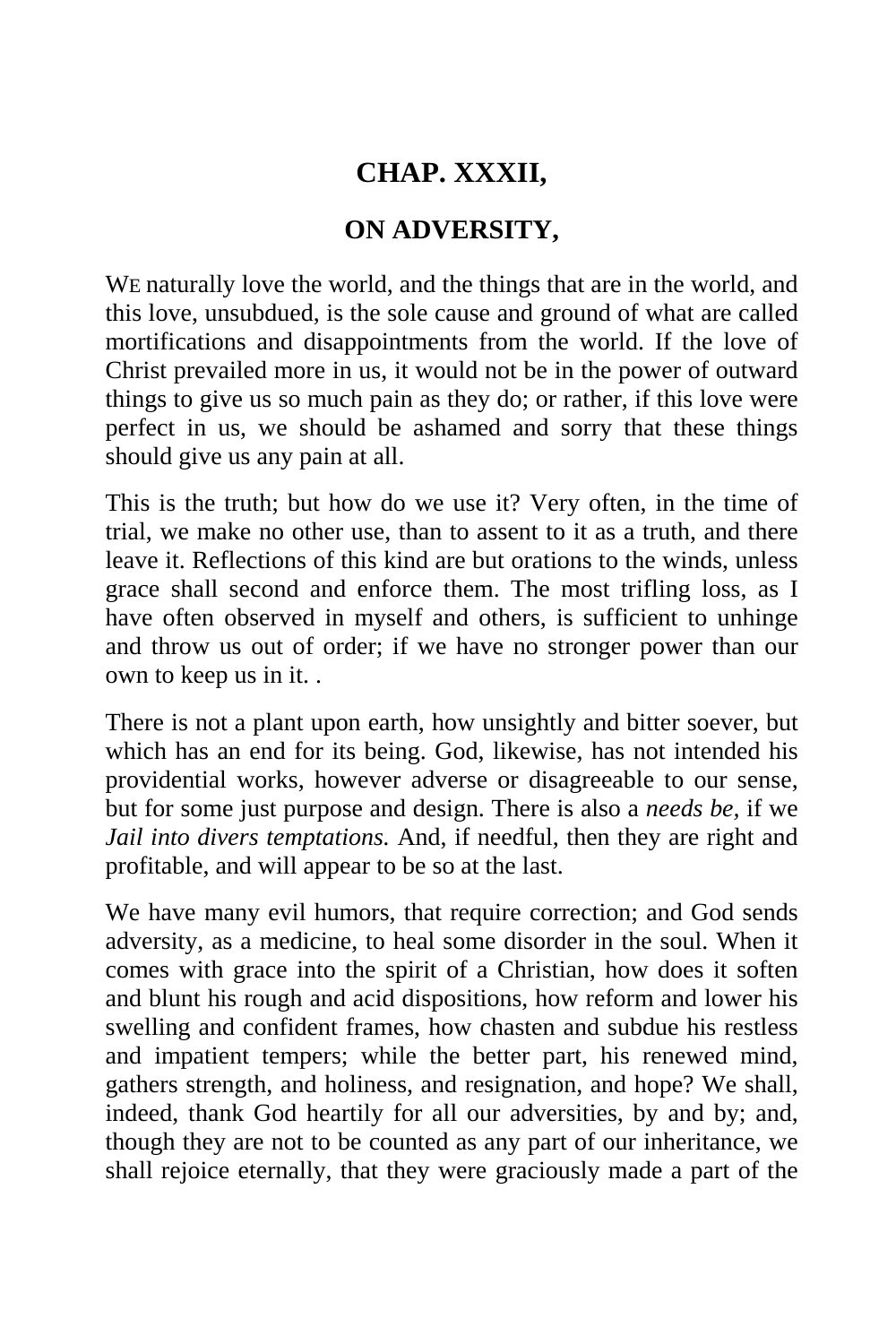## CHAP. XXXII,

## ON ADVERSITY,

WE naturally love the world, and the things that are in the world, and this love, unsubdued, is the sole cause and ground of what are called mortifications and disappointments from the world. If the love of Christ prevailed more in us, it would not be in the power of outward things to give us so much pain as they do; or rather, if this love were perfect in us, we should be ashamed and sorry that these things should give us any pain at all.

This is the truth; but how do we use it? Very often, in the time of trial, we make no other use, than to assent to it as a truth, and there leave it. Reflections of this kind are but orations to the winds, unless grace shall second and enforce them. The most trifling loss, as I have often observed in myself and others, is sufficient to unhinge and throw us out of order; if we have no stronger power than our own to keep us in it. .

There is not a plant upon earth, how unsightly and bitter soever, but which has an end for its being. God, likewise, has not intended his providential works, however adverse or disagreeable to our sense, but for some just purpose and design. There is also a *needs be,* if we *Jail into divers temptations.* And, if needful, then they are right and profitable, and will appear to be so at the last.

We have many evil humors, that require correction; and God sends adversity, as a medicine, to heal some disorder in the soul. When it comes with grace into the spirit of a Christian, how does it soften and blunt his rough and acid dispositions, how reform and lower his swelling and confident frames, how chasten and subdue his restless and impatient tempers; while the better part, his renewed mind, gathers strength, and holiness, and resignation, and hope? We shall, indeed, thank God heartily for all our adversities, by and by; and, though they are not to be counted as any part of our inheritance, we shall rejoice eternally, that they were graciously made a part of the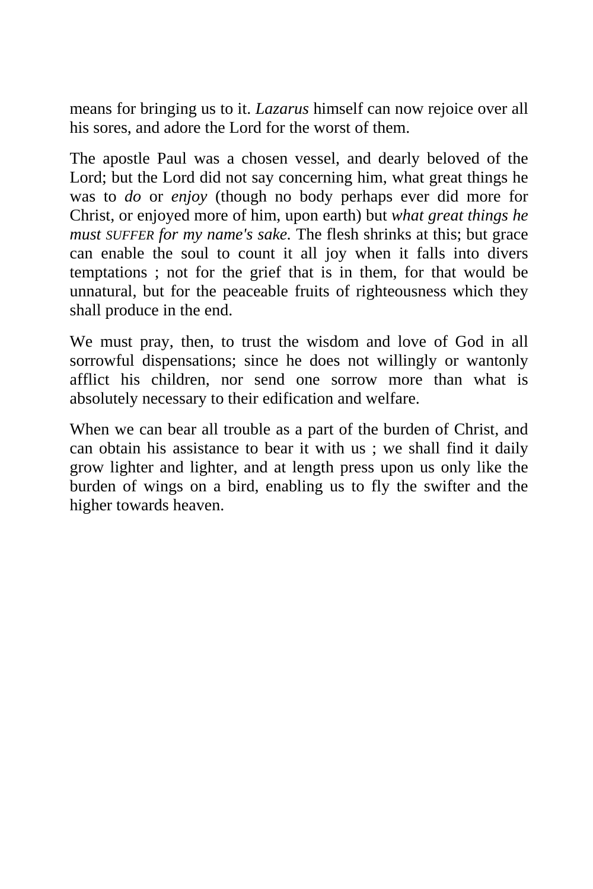means for bringing us to it. *Lazarus* himself can now rejoice over all his sores, and adore the Lord for the worst of them.

The apostle Paul was a chosen vessel, and dearly beloved of the Lord; but the Lord did not say concerning him, what great things he was to *do* or *enjoy* (though no body perhaps ever did more for Christ, or enjoyed more of him, upon earth) but *what great things he must* SUFFER *for my name's sake.* The flesh shrinks at this; but grace can enable the soul to count it all joy when it falls into divers temptations ; not for the grief that is in them, for that would be unnatural, but for the peaceable fruits of righteousness which they shall produce in the end.

We must pray, then, to trust the wisdom and love of God in all sorrowful dispensations; since he does not willingly or wantonly afflict his children, nor send one sorrow more than what is absolutely necessary to their edification and welfare.

When we can bear all trouble as a part of the burden of Christ, and can obtain his assistance to bear it with us ; we shall find it daily grow lighter and lighter, and at length press upon us only like the burden of wings on a bird, enabling us to fly the swifter and the higher towards heaven.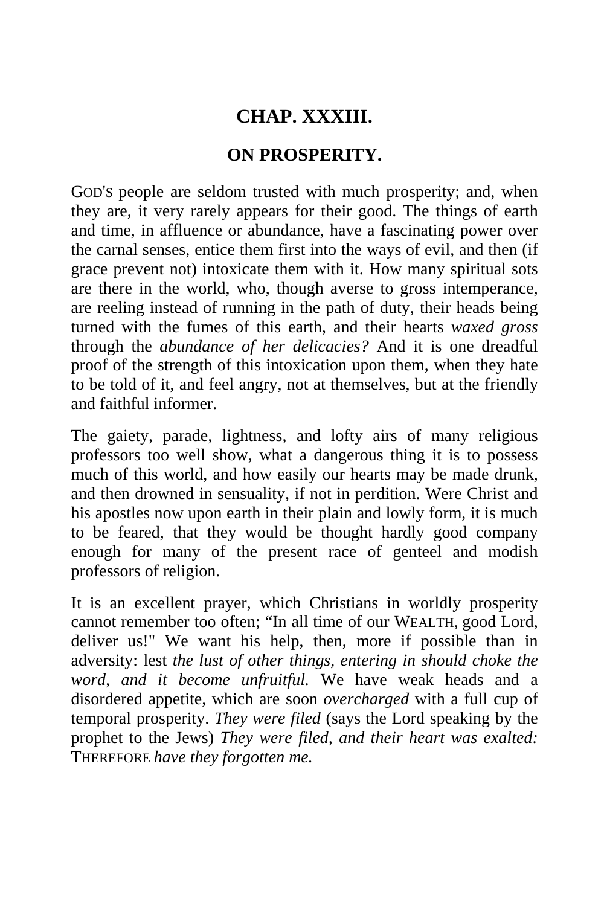## CHAP. XXXIII.

## ON PROSPERITY.

GOD'S people are seldom trusted with much prosperity; and, when they are, it very rarely appears for their good. The things of earth and time, in affluence or abundance, have a fascinating power over the carnal senses, entice them first into the ways of evil, and then (if grace prevent not) intoxicate them with it. How many spiritual sots are there in the world, who, though averse to gross intemperance, are reeling instead of running in the path of duty, their heads being turned with the fumes of this earth, and their hearts *waxed gross* through the *abundance of her delicacies?* And it is one dreadful proof of the strength of this intoxication upon them, when they hate to be told of it, and feel angry, not at themselves, but at the friendly and faithful informer.

The gaiety, parade, lightness, and lofty airs of many religious professors too well show, what a dangerous thing it is to possess much of this world, and how easily our hearts may be made drunk, and then drowned in sensuality, if not in perdition. Were Christ and his apostles now upon earth in their plain and lowly form, it is much to be feared, that they would be thought hardly good company enough for many of the present race of genteel and modish professors of religion.

It is an excellent prayer, which Christians in worldly prosperity cannot remember too often; "In all time of our WEALTH, good Lord, deliver us!" We want his help, then, more if possible than in adversity: lest *the lust of other things, entering in should choke the word, and it become unfruitful.* We have weak heads and a disordered appetite, which are soon *overcharged* with a full cup of temporal prosperity. *They were filed* (says the Lord speaking by the prophet to the Jews) *They were filed, and their heart was exalted:* THEREFORE *have they forgotten me.*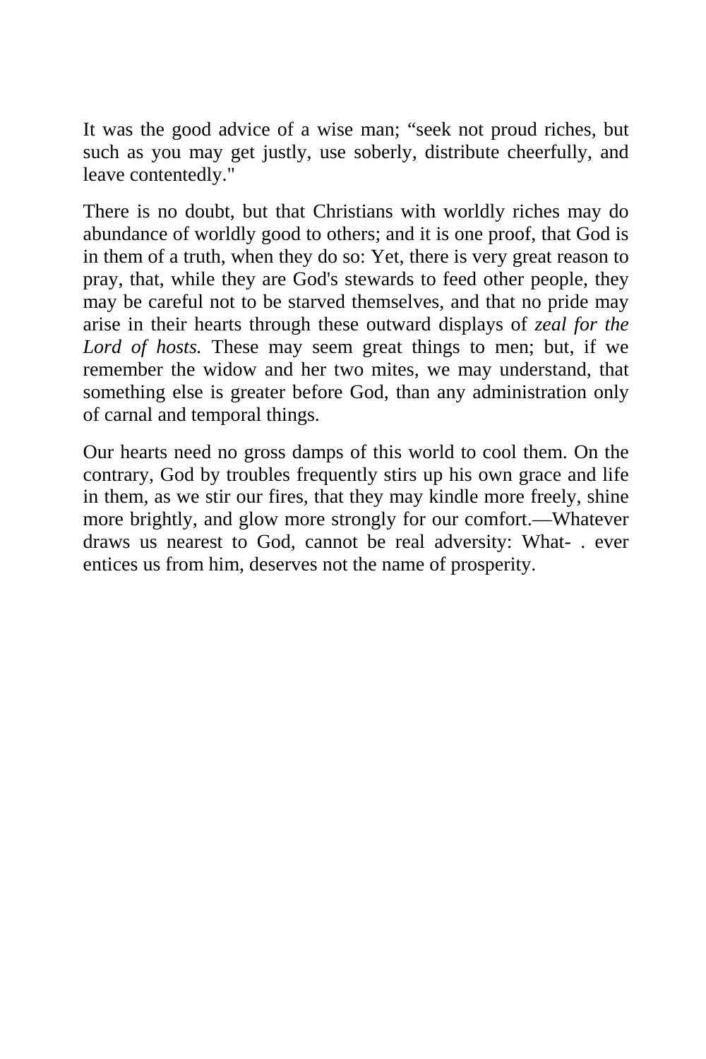It was the good advice of a wise man; “seek not proud riches, but such as you may get justly, use soberly, distribute cheerfully, and leave contentedly."

There is no doubt, but that Christians with worldly riches may do abundance of worldly good to others; and it is one proof, that God is in them of a truth, when they do so: Yet, there is very great reason to pray, that, while they are God's stewards to feed other people, they may be careful not to be starved themselves, and that no pride may arise in their hearts through these outward displays of *zeal for the Lord of hosts.* These may seem great things to men; but, if we remember the widow and her two mites, we may understand, that something else is greater before God, than any administration only of carnal and temporal things.

Our hearts need no gross damps of this world to cool them. On the contrary, God by troubles frequently stirs up his own grace and life in them, as we stir our fires, that they may kindle more freely, shine more brightly, and glow more strongly for our comfort.—Whatever draws us nearest to God, cannot be real adversity: Whatever entices us from him, deserves not the name of prosperity.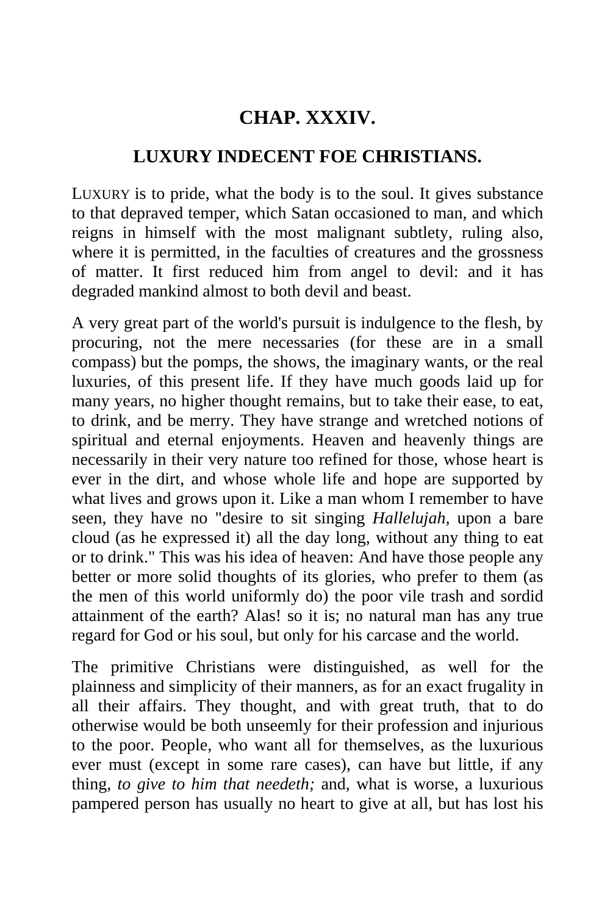## CHAP. XXXIV.

### LUXURY INDECENT FOE CHRISTIANS.

LUXURY is to pride, what the body is to the soul. It gives substance to that depraved temper, which Satan occasioned to man, and which reigns in himself with the most malignant subtlety, ruling also, where it is permitted, in the faculties of creatures and the grossness of matter. It first reduced him from angel to devil: and it has degraded mankind almost to both devil and beast.

A very great part of the world's pursuit is indulgence to the flesh, by procuring, not the mere necessaries (for these are in a small compass) but the pomps, the shows, the imaginary wants, or the real luxuries, of this present life. If they have much goods laid up for many years, no higher thought remains, but to take their ease, to eat, to drink, and be merry. They have strange and wretched notions of spiritual and eternal enjoyments. Heaven and heavenly things are necessarily in their very nature too refined for those, whose heart is ever in the dirt, and whose whole life and hope are supported by what lives and grows upon it. Like a man whom I remember to have seen, they have no "desire to sit singing *Hallelujah,* upon a bare cloud (as he expressed it) all the day long, without any thing to eat or to drink." This was his idea of heaven: And have those people any better or more solid thoughts of its glories, who prefer to them (as the men of this world uniformly do) the poor vile trash and sordid attainment of the earth? Alas! so it is; no natural man has any true regard for God or his soul, but only for his carcase and the world.

The primitive Christians were distinguished, as well for the plainness and simplicity of their manners, as for an exact frugality in all their affairs. They thought, and with great truth, that to do otherwise would be both unseemly for their profession and injurious to the poor. People, who want all for themselves, as the luxurious ever must (except in some rare cases), can have but little, if any thing, *to give to him that needeth;* and, what is worse, a luxurious pampered person has usually no heart to give at all, but has lost his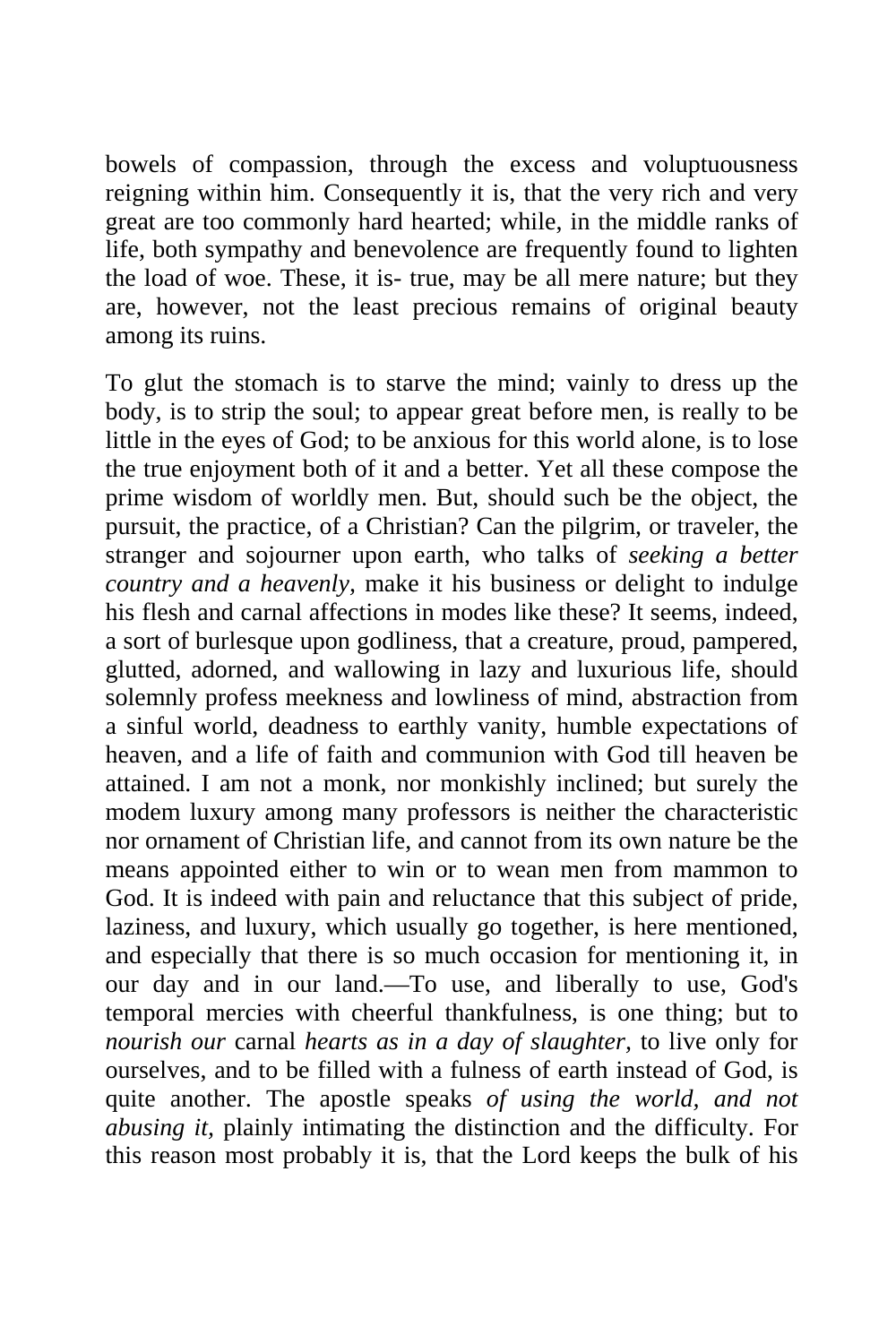bowels of compassion, through the excess and voluptuousness reigning within him. Consequently it is, that the very rich and very great are too commonly hard hearted; while, in the middle ranks of life, both sympathy and benevolence are frequently found to lighten the load of woe. These, it is- true, may be all mere nature; but they are, however, not the least precious remains of original beauty among its ruins.

To glut the stomach is to starve the mind; vainly to dress up the body, is to strip the soul; to appear great before men, is really to be little in the eyes of God; to be anxious for this world alone, is to lose the true enjoyment both of it and a better. Yet all these compose the prime wisdom of worldly men. But, should such be the object, the pursuit, the practice, of a Christian? Can the pilgrim, or traveler, the stranger and sojourner upon earth, who talks of *seeking a better country and a heavenly,* make it his business or delight to indulge his flesh and carnal affections in modes like these? It seems, indeed, a sort of burlesque upon godliness, that a creature, proud, pampered, glutted, adorned, and wallowing in lazy and luxurious life, should solemnly profess meekness and lowliness of mind, abstraction from a sinful world, deadness to earthly vanity, humble expectations of heaven, and a life of faith and communion with God till heaven be attained. I am not a monk, nor monkishly inclined; but surely the modem luxury among many professors is neither the characteristic nor ornament of Christian life, and cannot from its own nature be the means appointed either to win or to wean men from mammon to God. It is indeed with pain and reluctance that this subject of pride, laziness, and luxury, which usually go together, is here mentioned, and especially that there is so much occasion for mentioning it, in our day and in our land.—To use, and liberally to use, God's temporal mercies with cheerful thankfulness, is one thing; but to *nourish our* carnal *hearts as in a day of slaughter,* to live only for ourselves, and to be filled with a fulness of earth instead of God, is quite another. The apostle speaks *of using the world, and not abusing it,* plainly intimating the distinction and the difficulty. For this reason most probably it is, that the Lord keeps the bulk of his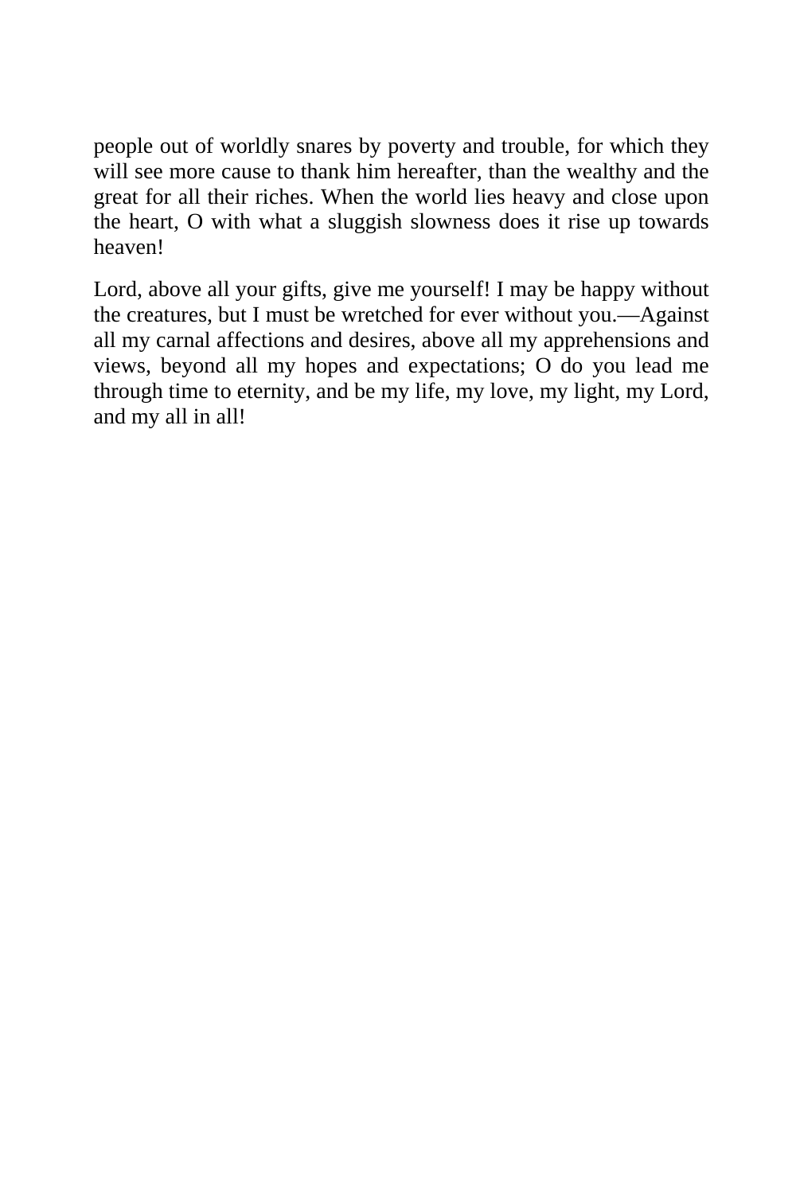people out of worldly snares by poverty and trouble, for which they will see more cause to thank him hereafter, than the wealthy and the great for all their riches. When the world lies heavy and close upon the heart, O with what a sluggish slowness does it rise up towards heaven!

Lord, above all your gifts, give me yourself! I may be happy without the creatures, but I must be wretched for ever without you.—Against all my carnal affections and desires, above all my apprehensions and views, beyond all my hopes and expectations; O do you lead me through time to eternity, and be my life, my love, my light, my Lord, and my all in all!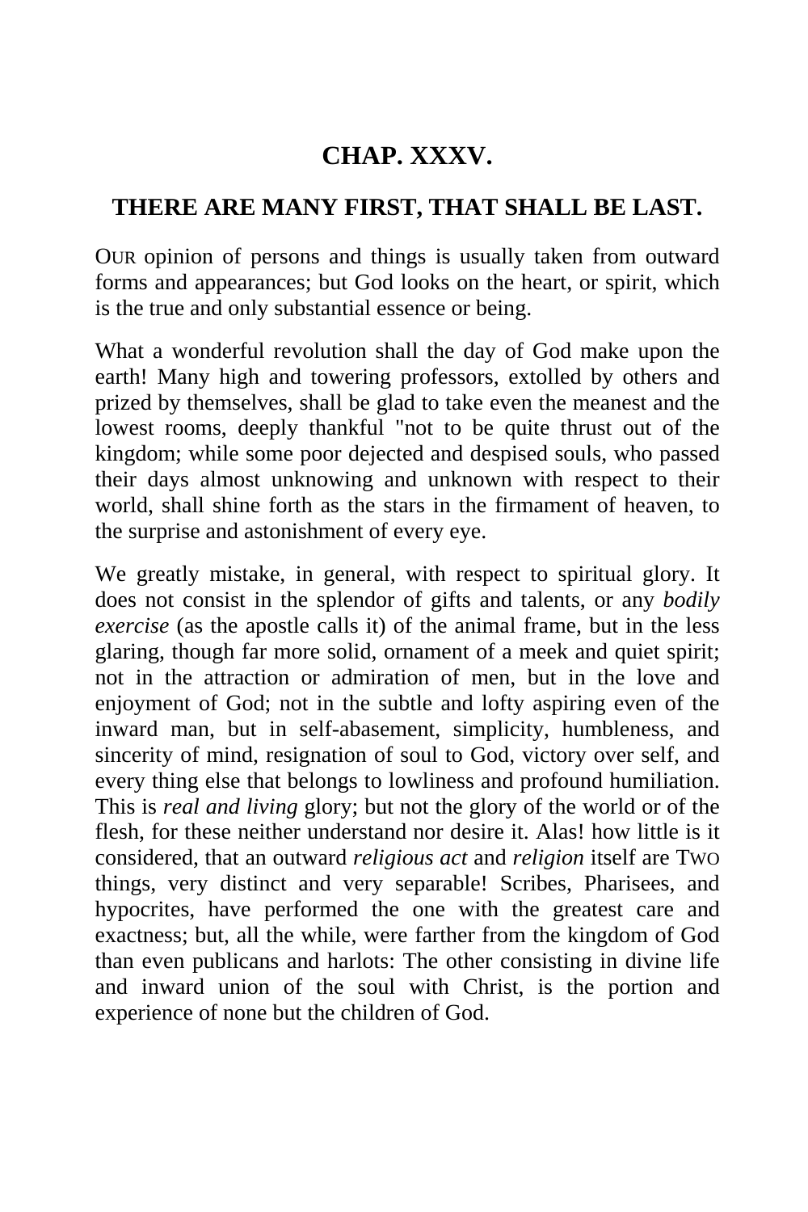## CHAP. XXXV.

## THERE ARE MANY FIRST, THAT SHALL BE LAST.

OUR opinion of persons and things is usually taken from outward forms and appearances; but God looks on the heart, or spirit, which is the true and only substantial essence or being.

What a wonderful revolution shall the day of God make upon the earth! Many high and towering professors, extolled by others and prized by themselves, shall be glad to take even the meanest and the lowest rooms, deeply thankful "not to be quite thrust out of the kingdom; while some poor dejected and despised souls, who passed their days almost unknowing and unknown with respect to their world, shall shine forth as the stars in the firmament of heaven, to the surprise and astonishment of every eye.

We greatly mistake, in general, with respect to spiritual glory. It does not consist in the splendor of gifts and talents, or any *bodily exercise* (as the apostle calls it) of the animal frame, but in the less glaring, though far more solid, ornament of a meek and quiet spirit; not in the attraction or admiration of men, but in the love and enjoyment of God; not in the subtle and lofty aspiring even of the inward man, but in self-abasement, simplicity, humbleness, and sincerity of mind, resignation of soul to God, victory over self, and every thing else that belongs to lowliness and profound humiliation. This is *real and living* glory; but not the glory of the world or of the flesh, for these neither understand nor desire it. Alas! how little is it considered, that an outward *religious act* and *religion* itself are TWO things, very distinct and very separable! Scribes, Pharisees, and hypocrites, have performed the one with the greatest care and exactness; but, all the while, were farther from the kingdom of God than even publicans and harlots: The other consisting in divine life and inward union of the soul with Christ, is the portion and experience of none but the children of God.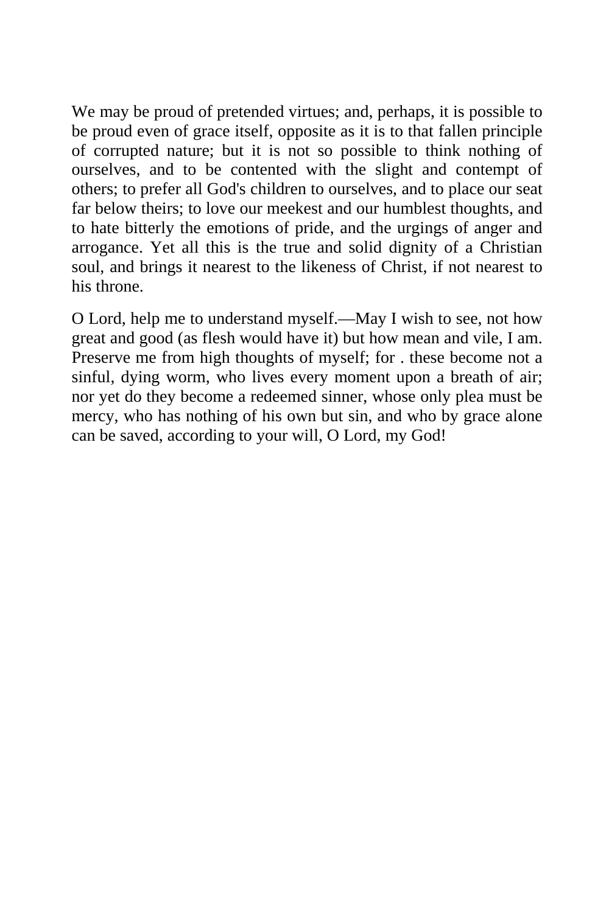We may be proud of pretended virtues; and, perhaps, it is possible to be proud even of grace itself, opposite as it is to that fallen principle of corrupted nature; but it is not so possible to think nothing of ourselves, and to be contented with the slight and contempt of others; to prefer all God's children to ourselves, and to place our seat far below theirs; to love our meekest and our humblest thoughts, and to hate bitterly the emotions of pride, and the urgings of anger and arrogance. Yet all this is the true and solid dignity of a Christian soul, and brings it nearest to the likeness of Christ, if not nearest to his throne.

O Lord, help me to understand myself.—May I wish to see, not how great and good (as flesh would have it) but how mean and vile, I am. Preserve me from high thoughts of myself; for . these become not a sinful, dying worm, who lives every moment upon a breath of air; nor yet do they become a redeemed sinner, whose only plea must be mercy, who has nothing of his own but sin, and who by grace alone can be saved, according to your will, O Lord, my God!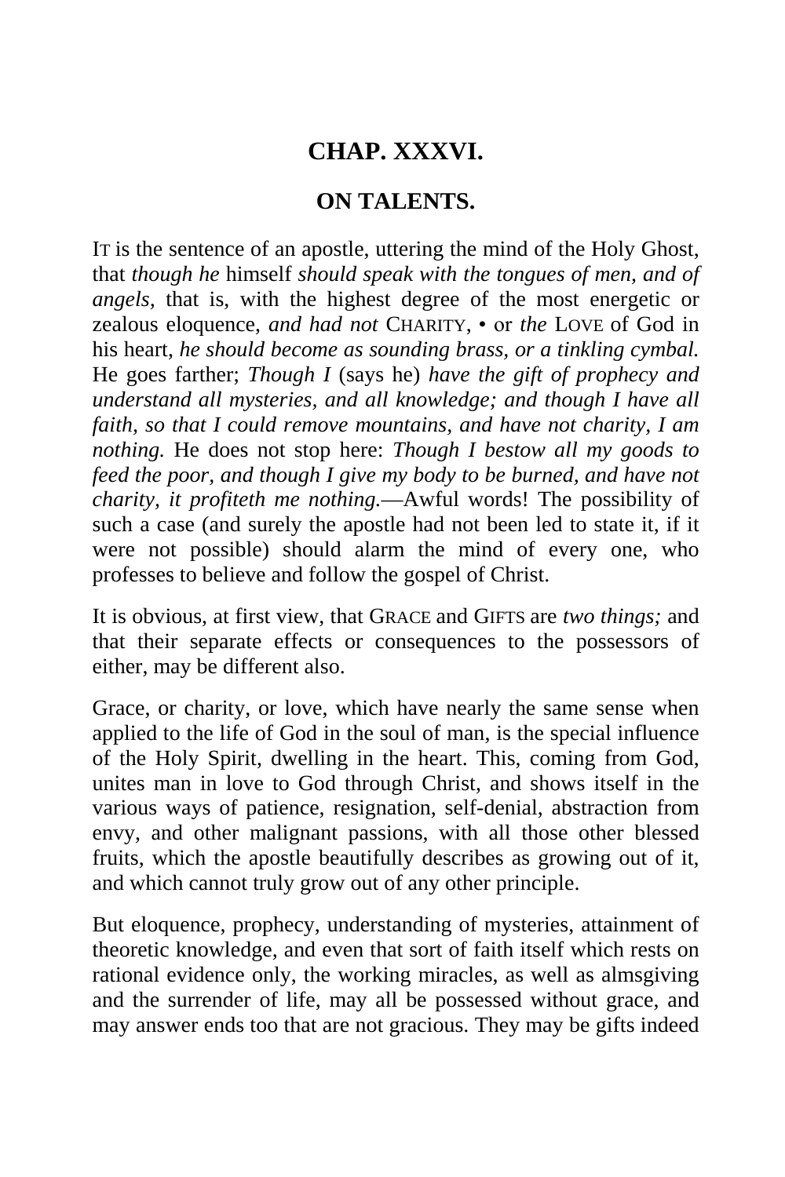## CHAP. XXXVI.

## ON TALENTS.

IT is the sentence of an apostle, uttering the mind of the Holy Ghost, that *though he* himself *should speak with the tongues of men, and of angels*, that is, with the highest degree of the most energetic or zealous eloquence, *and had not* CHARITY, • or *the* LOVE of God in his heart, *he should become as sounding brass, or a tinkling cymbal.* He goes farther; *Though I* (says he) *have the gift of prophecy and understand all mysteries, and all knowledge; and though I have all faith, so that I could remove mountains, and have not charity, I am nothing.* He does not stop here: *Though I bestow all my goods to feed the poor, and though I give my body to be burned, and have not charity, it profiteth me nothing.*—Awful words! The possibility of such a case (and surely the apostle had not been led to state it, if it were not possible) should alarm the mind of every one, who professes to believe and follow the gospel of Christ.

It is obvious, at first view, that GRACE and GIFTS are *two things;* and that their separate effects or consequences to the possessors of either, may be different also.

Grace, or charity, or love, which have nearly the same sense when applied to the life of God in the soul of man, is the special influence of the Holy Spirit, dwelling in the heart. This, coming from God, unites man in love to God through Christ, and shows itself in the various ways of patience, resignation, self-denial, abstraction from envy, and other malignant passions, with all those other blessed fruits, which the apostle beautifully describes as growing out of it, and which cannot truly grow out of any other principle.

But eloquence, prophecy, understanding of mysteries, attainment of theoretic knowledge, and even that sort of faith itself which rests on rational evidence only, the working miracles, as well as almsgiving and the surrender of life, may all be possessed without grace, and may answer ends too that are not gracious. They may be gifts indeed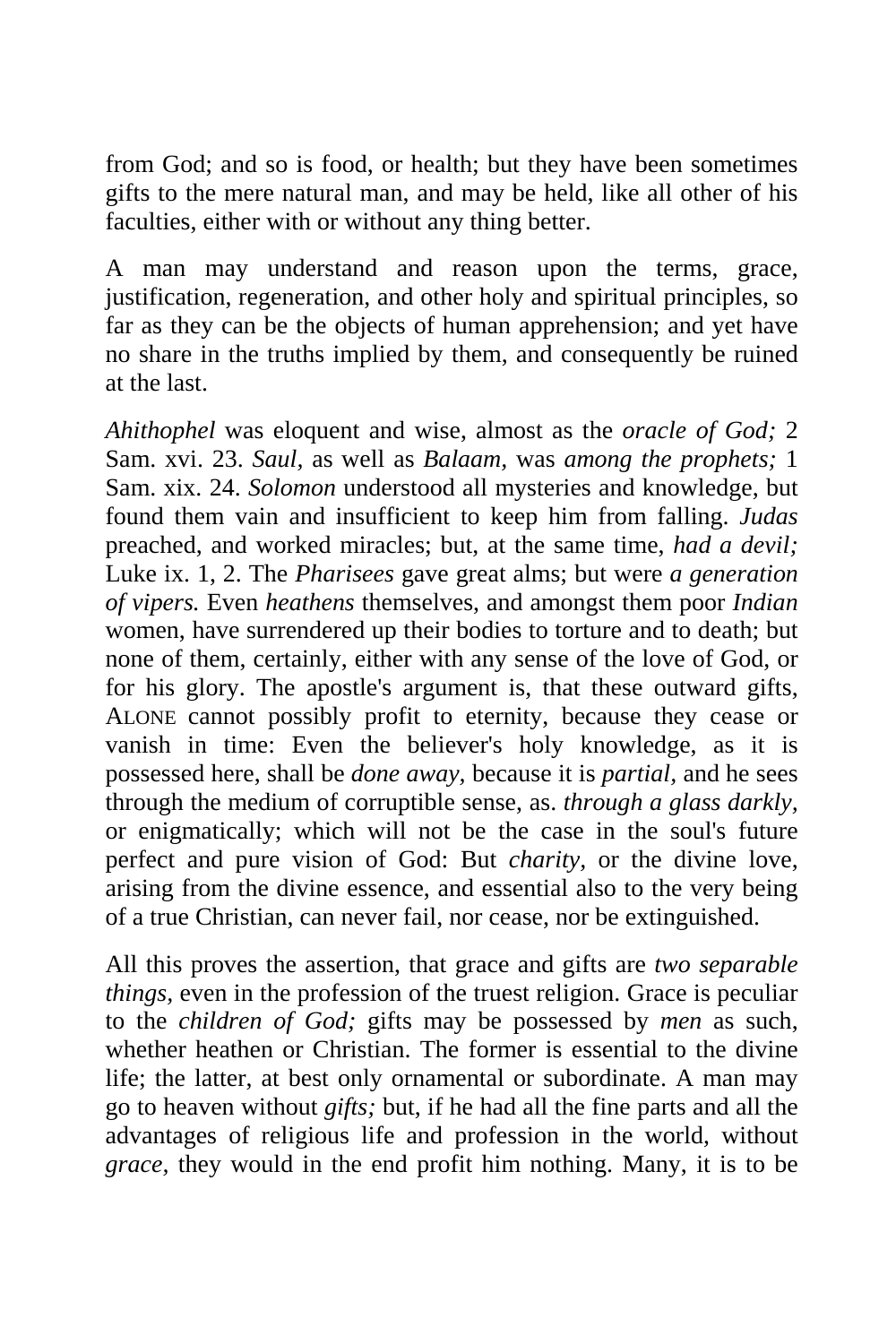from God; and so is food, or health; but they have been sometimes gifts to the mere natural man, and may be held, like all other of his faculties, either with or without any thing better.

A man may understand and reason upon the terms, grace, justification, regeneration, and other holy and spiritual principles, so far as they can be the objects of human apprehension; and yet have no share in the truths implied by them, and consequently be ruined at the last.

*Ahithophel* was eloquent and wise, almost as the *oracle of God;* 2 Sam. xvi. 23. *Saul,* as well as *Balaam,* was *among the prophets;* 1 Sam. xix. 24. *Solomon* understood all mysteries and knowledge, but found them vain and insufficient to keep him from falling. *Judas* preached, and worked miracles; but, at the same time, *had a devil;* Luke ix. 1, 2. The *Pharisees* gave great alms; but were *a generation of vipers.* Even *heathens* themselves, and amongst them poor *Indian* women, have surrendered up their bodies to torture and to death; but none of them, certainly, either with any sense of the love of God, or for his glory. The apostle's argument is, that these outward gifts, ALONE cannot possibly profit to eternity, because they cease or vanish in time: Even the believer's holy knowledge, as it is possessed here, shall be *done away,* because it is *partial,* and he sees through the medium of corruptible sense, as. *through a glass darkly,* or enigmatically; which will not be the case in the soul's future perfect and pure vision of God: But *charity,* or the divine love, arising from the divine essence, and essential also to the very being of a true Christian, can never fail, nor cease, nor be extinguished.

All this proves the assertion, that grace and gifts are *two separable things,* even in the profession of the truest religion. Grace is peculiar to the *children of God;* gifts may be possessed by *men* as such, whether heathen or Christian. The former is essential to the divine life; the latter, at best only ornamental or subordinate. A man may go to heaven without *gifts;* but, if he had all the fine parts and all the advantages of religious life and profession in the world, without *grace,* they would in the end profit him nothing. Many, it is to be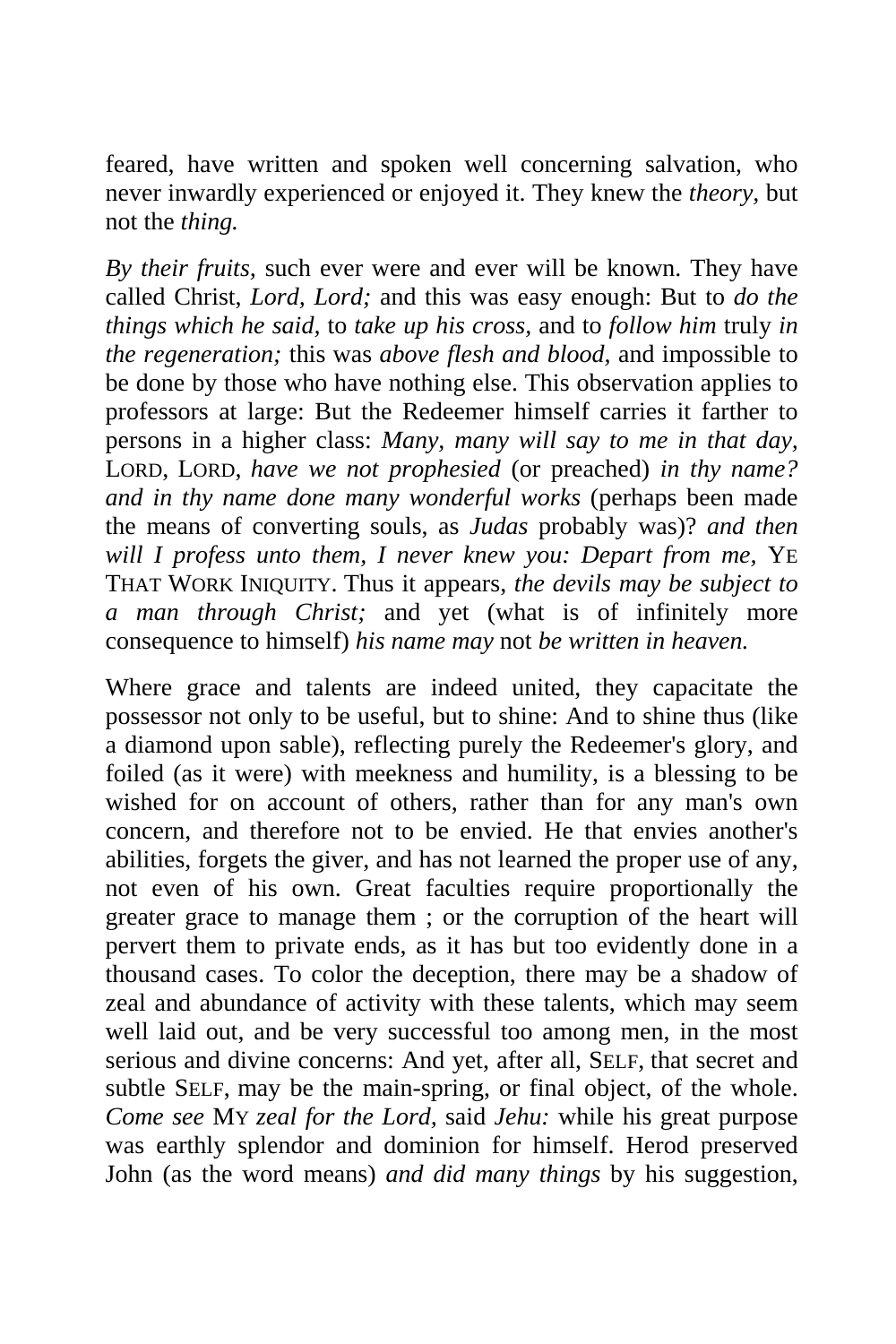feared, have written and spoken well concerning salvation, who never inwardly experienced or enjoyed it. They knew the *theory,* but not the *thing.*

*By their fruits,* such ever were and ever will be known. They have called Christ, *Lord, Lord;* and this was easy enough: But to *do the things which he said,* to *take up his cross,* and to *follow him* truly *in the regeneration;* this was *above flesh and blood,* and impossible to be done by those who have nothing else. This observation applies to professors at large: But the Redeemer himself carries it farther to persons in a higher class: *Many, many will say to me in that day,* LORD, LORD, *have we not prophesied* (or preached) *in thy name? and in thy name done many wonderful works* (perhaps been made the means of converting souls, as *Judas* probably was)? *and then will I profess unto them, I never knew you: Depart from me,* YE THAT WORK INIQUITY. Thus it appears, *the devils may be subject to a man through Christ;* and yet (what is of infinitely more consequence to himself) *his name may* not *be written in heaven.*

Where grace and talents are indeed united, they capacitate the possessor not only to be useful, but to shine: And to shine thus (like a diamond upon sable), reflecting purely the Redeemer's glory, and foiled (as it were) with meekness and humility, is a blessing to be wished for on account of others, rather than for any man's own concern, and therefore not to be envied. He that envies another's abilities, forgets the giver, and has not learned the proper use of any, not even of his own. Great faculties require proportionally the greater grace to manage them ; or the corruption of the heart will pervert them to private ends, as it has but too evidently done in a thousand cases. To color the deception, there may be a shadow of zeal and abundance of activity with these talents, which may seem well laid out, and be very successful too among men, in the most serious and divine concerns: And yet, after all, SELF, that secret and subtle SELF, may be the main-spring, or final object, of the whole. *Come see* MY *zeal for the Lord,* said *Jehu:* while his great purpose was earthly splendor and dominion for himself. Herod preserved John (as the word means) *and did many things* by his suggestion,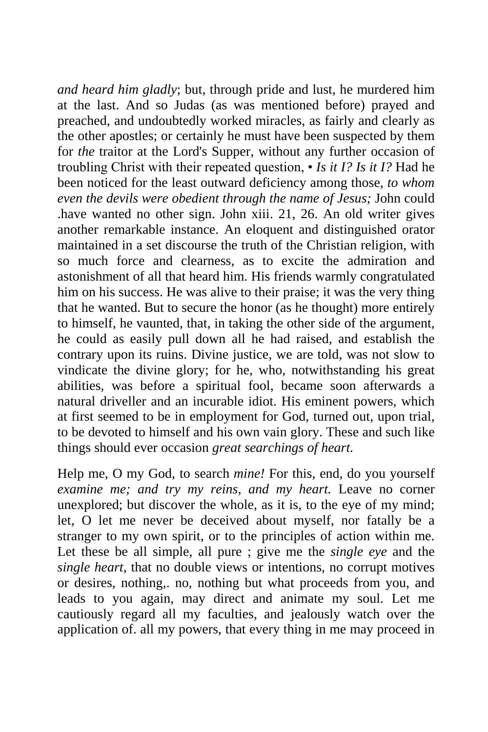*and heard him gladly*; but, through pride and lust, he murdered him at the last. And so Judas (as was mentioned before) prayed and preached, and undoubtedly worked miracles, as fairly and clearly as the other apostles; or certainly he must have been suspected by them for *the* traitor at the Lord's Supper, without any further occasion of troubling Christ with their repeated question, • *Is it I? Is it I?* Had he been noticed for the least outward deficiency among those, *to whom even the devils were obedient through the name of Jesus;* John could .have wanted no other sign. John xiii. 21, 26. An old writer gives another remarkable instance. An eloquent and distinguished orator maintained in a set discourse the truth of the Christian religion, with so much force and clearness, as to excite the admiration and astonishment of all that heard him. His friends warmly congratulated him on his success. He was alive to their praise; it was the very thing that he wanted. But to secure the honor (as he thought) more entirely to himself, he vaunted, that, in taking the other side of the argument, he could as easily pull down all he had raised, and establish the contrary upon its ruins. Divine justice, we are told, was not slow to vindicate the divine glory; for he, who, notwithstanding his great abilities, was before a spiritual fool, became soon afterwards a natural driveller and an incurable idiot. His eminent powers, which at first seemed to be in employment for God, turned out, upon trial, to be devoted to himself and his own vain glory. These and such like things should ever occasion *great searchings of heart.*

Help me, O my God, to search *mine!* For this, end, do you yourself *examine me; and try my reins, and my heart.* Leave no corner unexplored; but discover the whole, as it is, to the eye of my mind; let, O let me never be deceived about myself, nor fatally be a stranger to my own spirit, or to the principles of action within me. Let these be all simple, all pure ; give me the *single eye* and the *single heart*, that no double views or intentions, no corrupt motives or desires, nothing,. no, nothing but what proceeds from you, and leads to you again, may direct and animate my soul. Let me cautiously regard all my faculties, and jealously watch over the application of. all my powers, that every thing in me may proceed in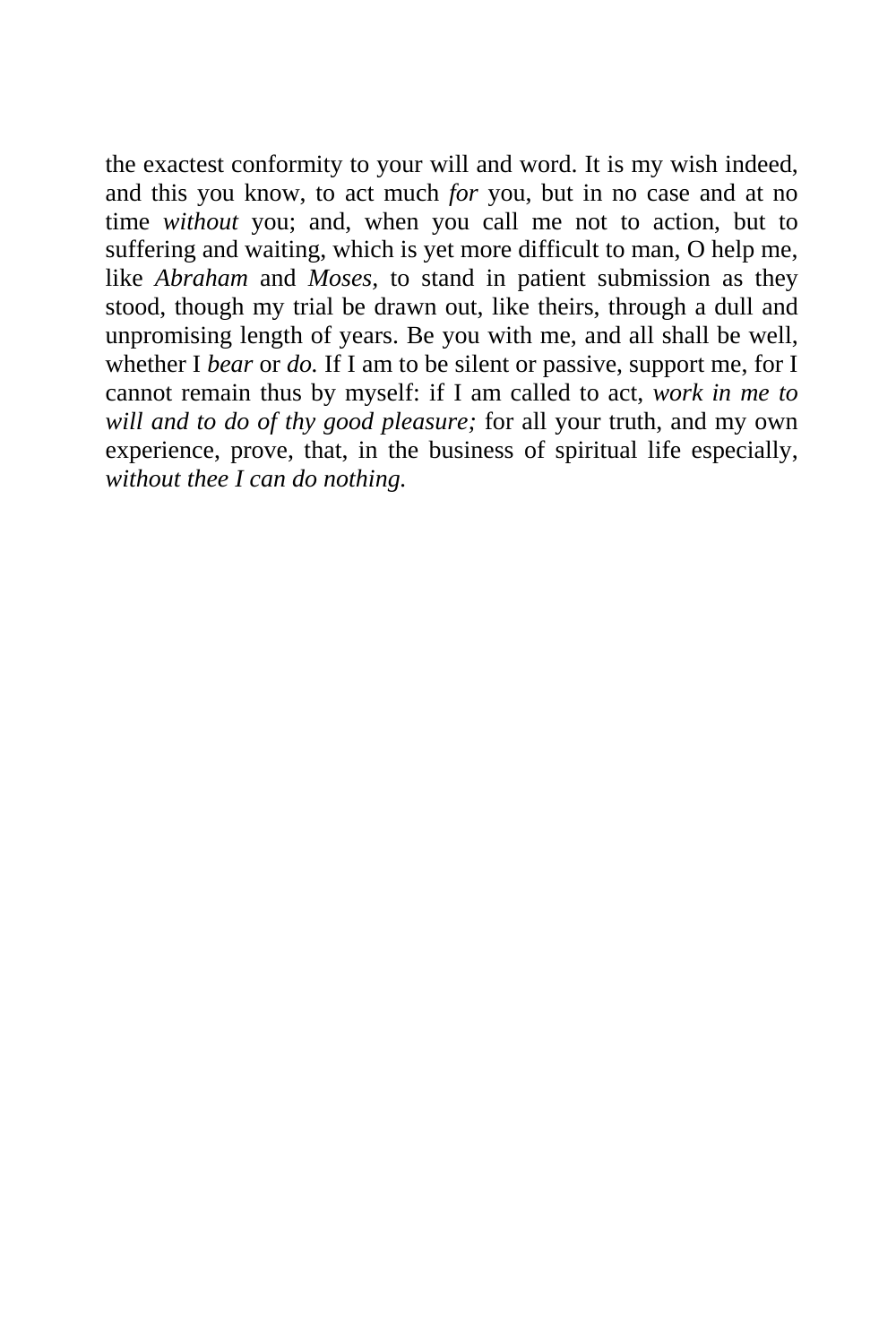the exactest conformity to your will and word. It is my wish indeed, and this you know, to act much *for* you, but in no case and at no time *without* you; and, when you call me not to action, but to suffering and waiting, which is yet more difficult to man, O help me, like *Abraham* and *Moses*, to stand in patient submission as they stood, though my trial be drawn out, like theirs, through a dull and unpromising length of years. Be you with me, and all shall be well, whether I *bear* or *do.* If I am to be silent or passive, support me, for I cannot remain thus by myself: if I am called to act, *work in me to will and to do of thy good pleasure;* for all your truth, and my own experience, prove, that, in the business of spiritual life especially, *without thee I can do nothing.*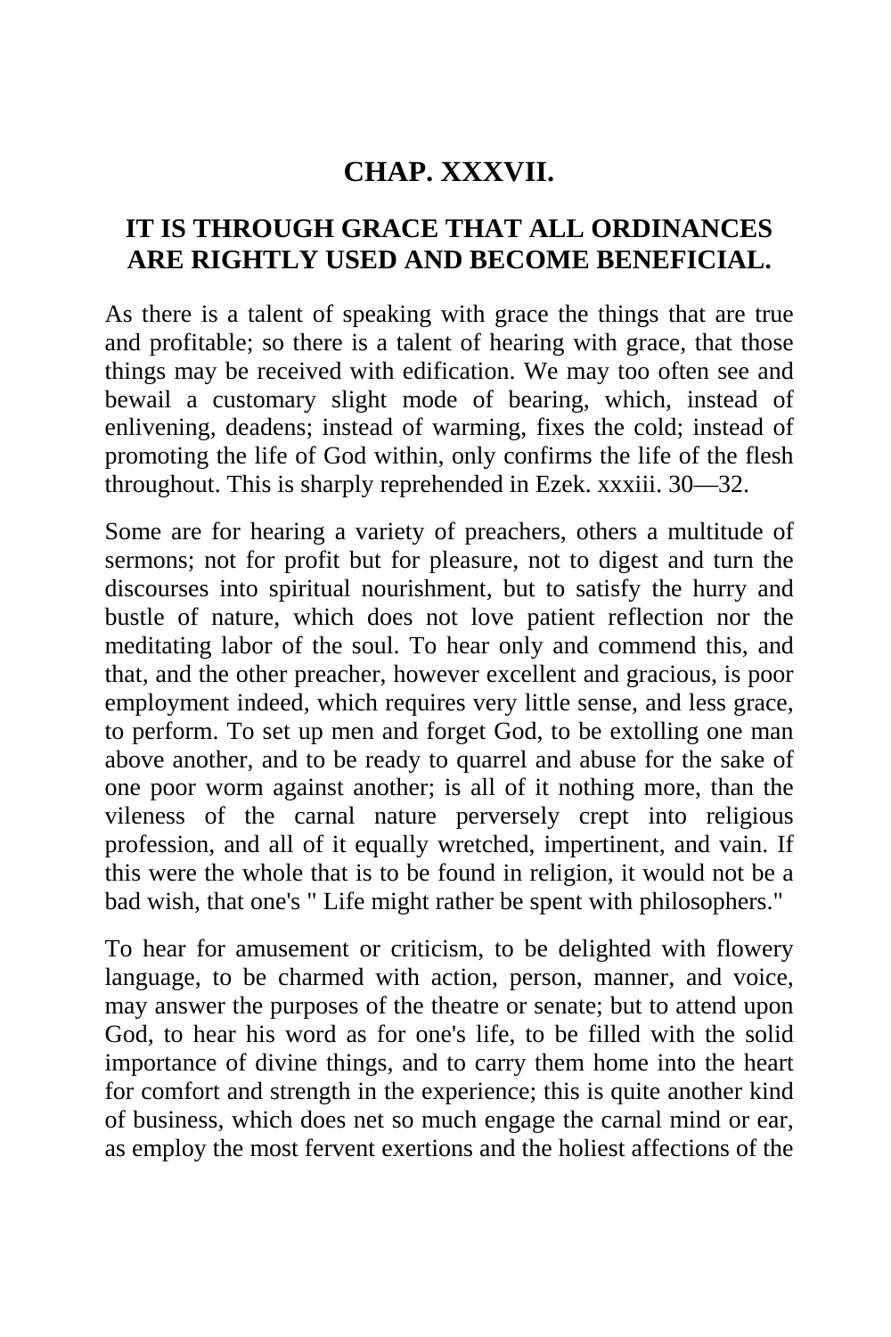## CHAP. XXXVII.

## IT IS THROUGH GRACE THAT ALL ORDINANCES ARE RIGHTLY USED AND BECOME BENEFICIAL.

As there is a talent of speaking with grace the things that are true and profitable; so there is a talent of hearing with grace, that those things may be received with edification. We may too often see and bewail a customary slight mode of bearing, which, instead of enlivening, deadens; instead of warming, fixes the cold; instead of promoting the life of God within, only confirms the life of the flesh throughout. This is sharply reprehended in Ezek. xxxiii. 30—32.

Some are for hearing a variety of preachers, others a multitude of sermons; not for profit but for pleasure, not to digest and turn the discourses into spiritual nourishment, but to satisfy the hurry and bustle of nature, which does not love patient reflection nor the meditating labor of the soul. To hear only and commend this, and that, and the other preacher, however excellent and gracious, is poor employment indeed, which requires very little sense, and less grace, to perform. To set up men and forget God, to be extolling one man above another, and to be ready to quarrel and abuse for the sake of one poor worm against another; is all of it nothing more, than the vileness of the carnal nature perversely crept into religious profession, and all of it equally wretched, impertinent, and vain. If this were the whole that is to be found in religion, it would not be a bad wish, that one's " Life might rather be spent with philosophers."

To hear for amusement or criticism, to be delighted with flowery language, to be charmed with action, person, manner, and voice, may answer the purposes of the theatre or senate; but to attend upon God, to hear his word as for one's life, to be filled with the solid importance of divine things, and to carry them home into the heart for comfort and strength in the experience; this is quite another kind of business, which does net so much engage the carnal mind or ear, as employ the most fervent exertions and the holiest affections of the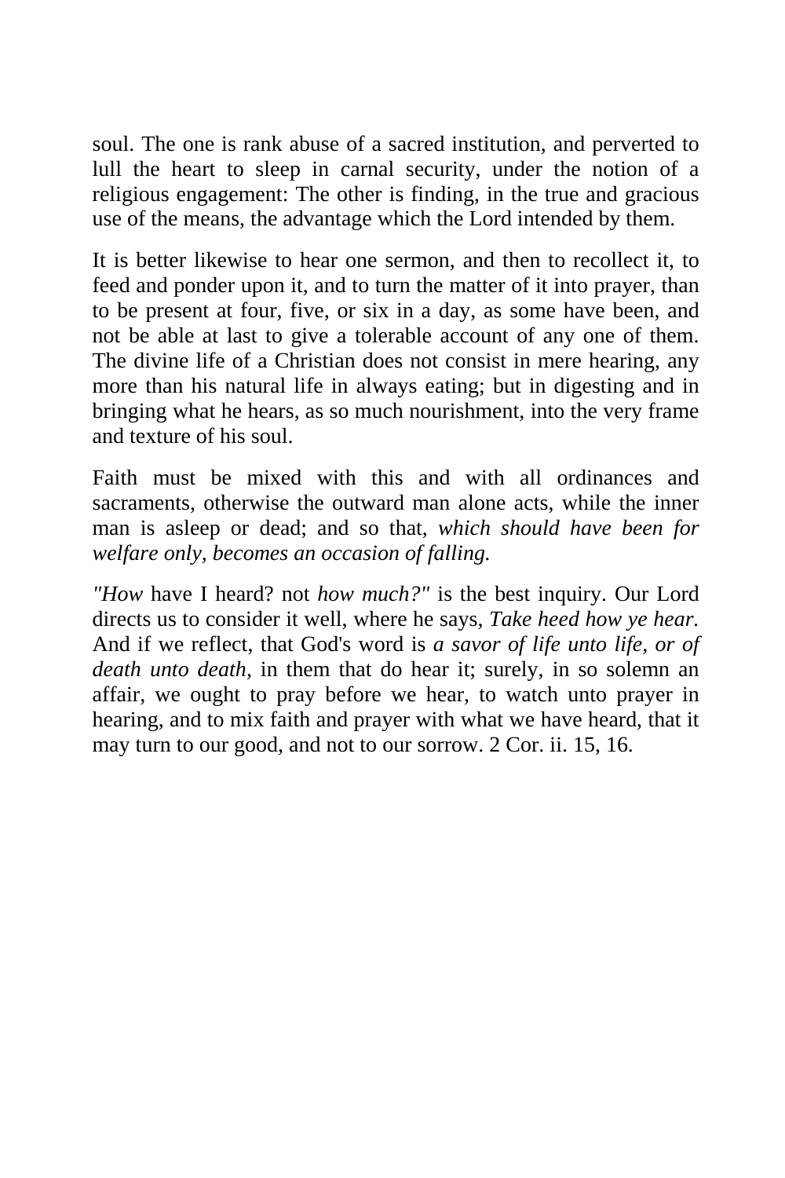soul. The one is rank abuse of a sacred institution, and perverted to lull the heart to sleep in carnal security, under the notion of a religious engagement: The other is finding, in the true and gracious use of the means, the advantage which the Lord intended by them.

It is better likewise to hear one sermon, and then to recollect it, to feed and ponder upon it, and to turn the matter of it into prayer, than to be present at four, five, or six in a day, as some have been, and not be able at last to give a tolerable account of any one of them. The divine life of a Christian does not consist in mere hearing, any more than his natural life in always eating; but in digesting and in bringing what he hears, as so much nourishment, into the very frame and texture of his soul.

Faith must be mixed with this and with all ordinances and sacraments, otherwise the outward man alone acts, while the inner man is asleep or dead; and so that, *which should have been for welfare only, becomes an occasion of falling.*

*"How* have I heard? not *how much?"* is the best inquiry. Our Lord directs us to consider it well, where he says, *Take heed how ye hear.* And if we reflect, that God's word is *a savor of life unto life, or of death unto death,* in them that do hear it; surely, in so solemn an affair, we ought to pray before we hear, to watch unto prayer in hearing, and to mix faith and prayer with what we have heard, that it may turn to our good, and not to our sorrow. 2 Cor. ii. 15, 16.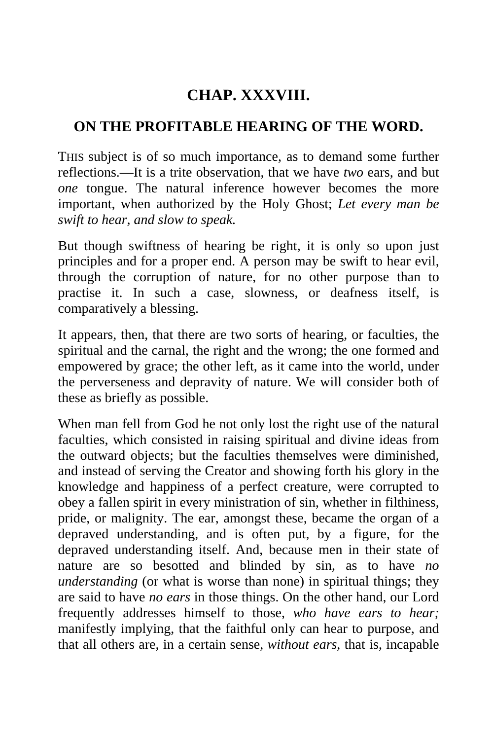## CHAP. XXXVIII.

## ON THE PROFITABLE HEARING OF THE WORD.

THIS subject is of so much importance, as to demand some further reflections.—It is a trite observation, that we have *two* ears, and but *one* tongue. The natural inference however becomes the more important, when authorized by the Holy Ghost; *Let every man be swift to hear, and slow to speak.*

But though swiftness of hearing be right, it is only so upon just principles and for a proper end. A person may be swift to hear evil, through the corruption of nature, for no other purpose than to practise it. In such a case, slowness, or deafness itself, is comparatively a blessing.

It appears, then, that there are two sorts of hearing, or faculties, the spiritual and the carnal, the right and the wrong; the one formed and empowered by grace; the other left, as it came into the world, under the perverseness and depravity of nature. We will consider both of these as briefly as possible.

When man fell from God he not only lost the right use of the natural faculties, which consisted in raising spiritual and divine ideas from the outward objects; but the faculties themselves were diminished, and instead of serving the Creator and showing forth his glory in the knowledge and happiness of a perfect creature, were corrupted to obey a fallen spirit in every ministration of sin, whether in filthiness, pride, or malignity. The ear, amongst these, became the organ of a depraved understanding, and is often put, by a figure, for the depraved understanding itself. And, because men in their state of nature are so besotted and blinded by sin, as to have *no understanding* (or what is worse than none) in spiritual things; they are said to have *no ears* in those things. On the other hand, our Lord frequently addresses himself to those, *who have ears to hear;* manifestly implying, that the faithful only can hear to purpose, and that all others are, in a certain sense, *without ears*, that is, incapable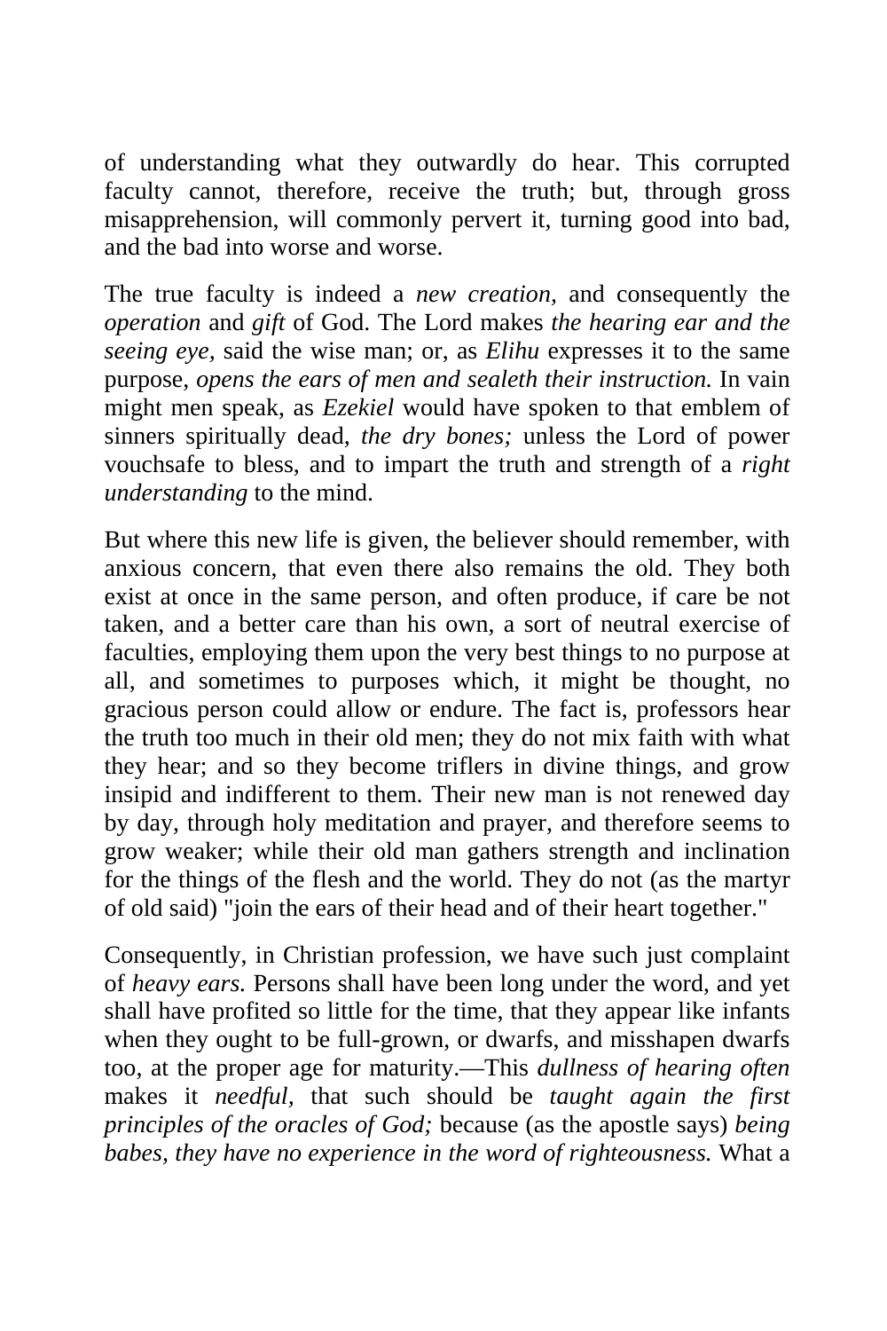of understanding what they outwardly do hear. This corrupted faculty cannot, therefore, receive the truth; but, through gross misapprehension, will commonly pervert it, turning good into bad, and the bad into worse and worse.

The true faculty is indeed a *new creation,* and consequently the *operation* and *gift* of God. The Lord makes *the hearing ear and the seeing eye,* said the wise man; or, as *Elihu* expresses it to the same purpose, *opens the ears of men and sealeth their instruction.* In vain might men speak, as *Ezekiel* would have spoken to that emblem of sinners spiritually dead, *the dry bones;* unless the Lord of power vouchsafe to bless, and to impart the truth and strength of a *right understanding* to the mind.

But where this new life is given, the believer should remember, with anxious concern, that even there also remains the old. They both exist at once in the same person, and often produce, if care be not taken, and a better care than his own, a sort of neutral exercise of faculties, employing them upon the very best things to no purpose at all, and sometimes to purposes which, it might be thought, no gracious person could allow or endure. The fact is, professors hear the truth too much in their old men; they do not mix faith with what they hear; and so they become triflers in divine things, and grow insipid and indifferent to them. Their new man is not renewed day by day, through holy meditation and prayer, and therefore seems to grow weaker; while their old man gathers strength and inclination for the things of the flesh and the world. They do not (as the martyr of old said) "join the ears of their head and of their heart together."

Consequently, in Christian profession, we have such just complaint of *heavy ears.* Persons shall have been long under the word, and yet shall have profited so little for the time, that they appear like infants when they ought to be full-grown, or dwarfs, and misshapen dwarfs too, at the proper age for maturity.—This *dullness of hearing often* makes it *needful,* that such should be *taught again the first principles of the oracles of God;* because (as the apostle says) *being babes, they have no experience in the word of righteousness.* What a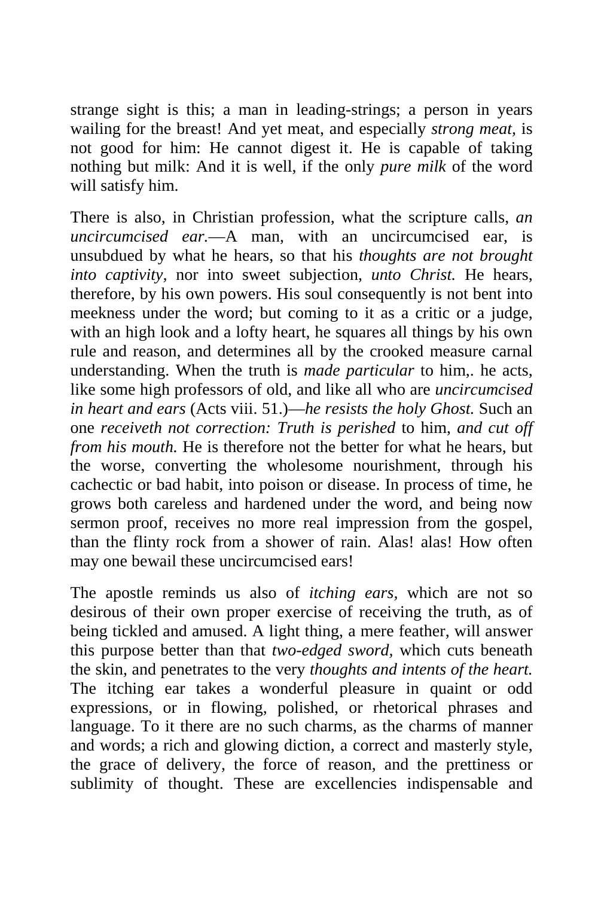strange sight is this; a man in leading-strings; a person in years wailing for the breast! And yet meat, and especially *strong meat,* is not good for him: He cannot digest it. He is capable of taking nothing but milk: And it is well, if the only *pure milk* of the word will satisfy him.

There is also, in Christian profession, what the scripture calls, *an uncircumcised ear.*—A man, with an uncircumcised ear, is unsubdued by what he hears, so that his *thoughts are not brought into captivity,* nor into sweet subjection, *unto Christ.* He hears, therefore, by his own powers. His soul consequently is not bent into meekness under the word; but coming to it as a critic or a judge, with an high look and a lofty heart, he squares all things by his own rule and reason, and determines all by the crooked measure carnal understanding. When the truth is *made particular* to him,. he acts, like some high professors of old, and like all who are *uncircumcised in heart and ears* (Acts viii. 51.)—*he resists the holy Ghost.* Such an one *receiveth not correction: Truth is perished* to him, *and cut off from his mouth.* He is therefore not the better for what he hears, but the worse, converting the wholesome nourishment, through his cachectic or bad habit, into poison or disease. In process of time, he grows both careless and hardened under the word, and being now sermon proof, receives no more real impression from the gospel, than the flinty rock from a shower of rain. Alas! alas! How often may one bewail these uncircumcised ears!

The apostle reminds us also of *itching ears,* which are not so desirous of their own proper exercise of receiving the truth, as of being tickled and amused. A light thing, a mere feather, will answer this purpose better than that *two-edged sword,* which cuts beneath the skin, and penetrates to the very *thoughts and intents of the heart.* The itching ear takes a wonderful pleasure in quaint or odd expressions, or in flowing, polished, or rhetorical phrases and language. To it there are no such charms, as the charms of manner and words; a rich and glowing diction, a correct and masterly style, the grace of delivery, the force of reason, and the prettiness or sublimity of thought. These are excellencies indispensable and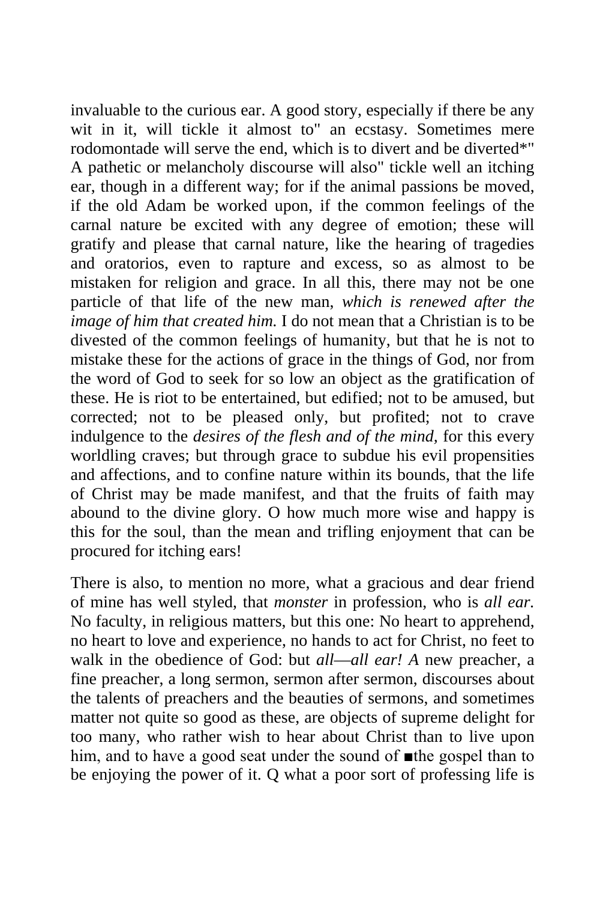invaluable to the curious ear. A good story, especially if there be any wit in it, will tickle it almost to" an ecstasy. Sometimes mere rodomontade will serve the end, which is to divert and be diverted*" A pathetic or melancholy discourse will also" tickle well an itching ear, though in a different way; for if the animal passions be moved, if the old Adam be worked upon, if the common feelings of the carnal nature be excited with any degree of emotion; these will gratify and please that carnal nature, like the hearing of tragedies and oratorios, even to rapture and excess, so as almost to be mistaken for religion and grace. In all this, there may not be one particle of that life of the new man, *which is renewed after the image of him that created him.* I do not mean that a Christian is to be divested of the common feelings of humanity, but that he is not to mistake these for the actions of grace in the things of God, nor from the word of God to seek for so low an object as the gratification of these. He is riot to be entertained, but edified; not to be amused, but corrected; not to be pleased only, but profited; not to crave indulgence to the *desires of the flesh and of the mind,* for this every worldling craves; but through grace to subdue his evil propensities and affections, and to confine nature within its bounds, that the life of Christ may be made manifest, and that the fruits of faith may abound to the divine glory. O how much more wise and happy is this for the soul, than the mean and trifling enjoyment that can be procured for itching ears!

There is also, to mention no more, what a gracious and dear friend of mine has well styled, that *monster* in profession, who is *all ear.* No faculty, in religious matters, but this one: No heart to apprehend, no heart to love and experience, no hands to act for Christ, no feet to walk in the obedience of God: but *all*—*all ear! A* new preacher, a fine preacher, a long sermon, sermon after sermon, discourses about the talents of preachers and the beauties of sermons, and sometimes matter not quite so good as these, are objects of supreme delight for too many, who rather wish to hear about Christ than to live upon him, and to have a good seat under the sound of ■the gospel than to be enjoying the power of it. Q what a poor sort of professing life is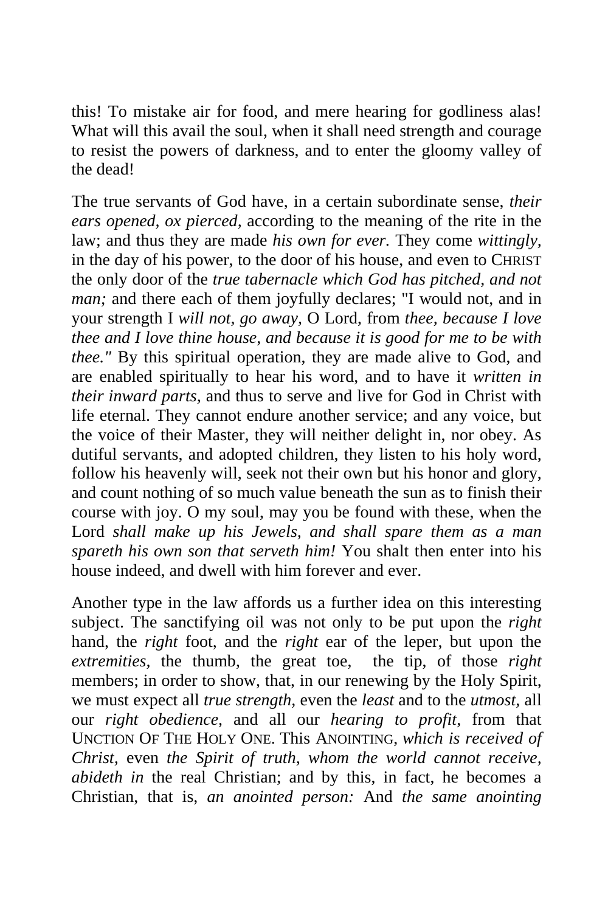this! To mistake air for food, and mere hearing for godliness alas! What will this avail the soul, when it shall need strength and courage to resist the powers of darkness, and to enter the gloomy valley of the dead!

The true servants of God have, in a certain subordinate sense, *their ears opened, ox pierced,* according to the meaning of the rite in the law; and thus they are made *his own for ever.* They come *wittingly,* in the day of his power, to the door of his house, and even to CHRIST the only door of the *true tabernacle which God has pitched, and not man;* and there each of them joyfully declares; "I would not, and in your strength I *will not, go away,* O Lord, from *thee, because I love thee and I love thine house, and because it is good for me to be with thee."* By this spiritual operation, they are made alive to God, and are enabled spiritually to hear his word, and to have it *written in their inward parts,* and thus to serve and live for God in Christ with life eternal. They cannot endure another service; and any voice, but the voice of their Master, they will neither delight in, nor obey. As dutiful servants, and adopted children, they listen to his holy word, follow his heavenly will, seek not their own but his honor and glory, and count nothing of so much value beneath the sun as to finish their course with joy. O my soul, may you be found with these, when the Lord *shall make up his Jewels, and shall spare them as a man spareth his own son that serveth him!* You shalt then enter into his house indeed, and dwell with him forever and ever.

Another type in the law affords us a further idea on this interesting subject. The sanctifying oil was not only to be put upon the *right* hand, the *right* foot, and the *right* ear of the leper, but upon the *extremities,* the thumb, the great toe, the tip, of those *right* members; in order to show, that, in our renewing by the Holy Spirit, we must expect all *true strength,* even the *least* and to the *utmost,* all our *right obedience,* and all our *hearing to profit,* from that UNCTION OF THE HOLY ONE. This ANOINTING, *which is received of Christ,* even *the Spirit of truth, whom the world cannot receive, abideth in* the real Christian; and by this, in fact, he becomes a Christian, that is, *an anointed person:* And *the same anointing*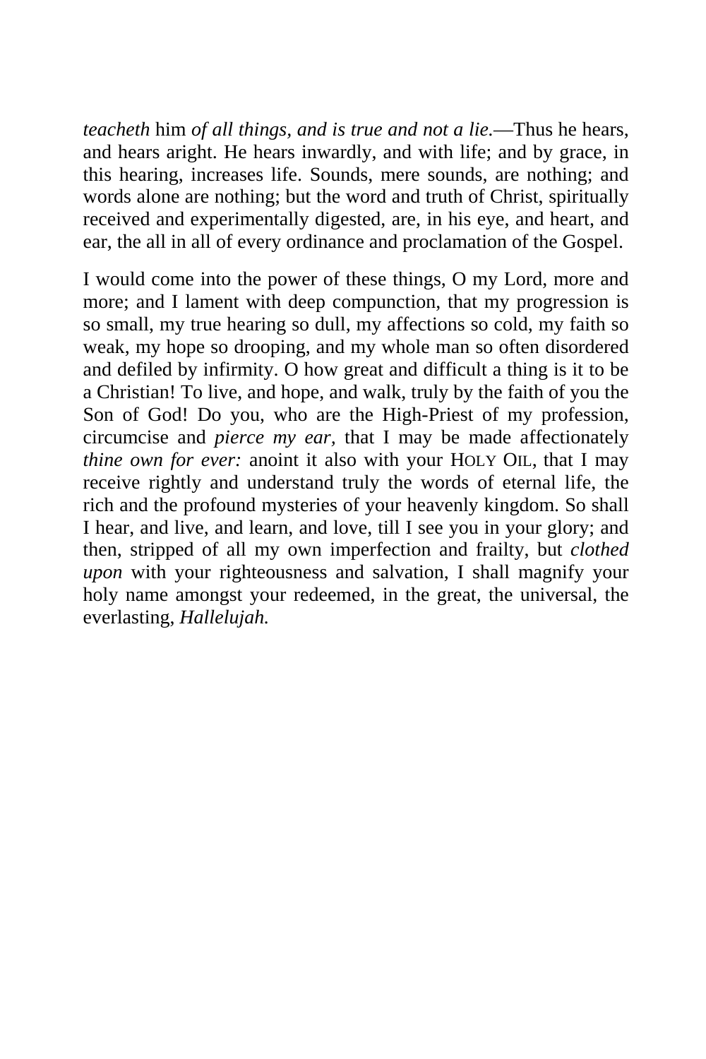*teacheth* him *of all things, and is true and not a lie.*—Thus he hears, and hears aright. He hears inwardly, and with life; and by grace, in this hearing, increases life. Sounds, mere sounds, are nothing; and words alone are nothing; but the word and truth of Christ, spiritually received and experimentally digested, are, in his eye, and heart, and ear, the all in all of every ordinance and proclamation of the Gospel.

I would come into the power of these things, O my Lord, more and more; and I lament with deep compunction, that my progression is so small, my true hearing so dull, my affections so cold, my faith so weak, my hope so drooping, and my whole man so often disordered and defiled by infirmity. O how great and difficult a thing is it to be a Christian! To live, and hope, and walk, truly by the faith of you the Son of God! Do you, who are the High-Priest of my profession, circumcise and *pierce my ear*, that I may be made affectionately *thine own for ever:* anoint it also with your HOLY OIL, that I may receive rightly and understand truly the words of eternal life, the rich and the profound mysteries of your heavenly kingdom. So shall I hear, and live, and learn, and love, till I see you in your glory; and then, stripped of all my own imperfection and frailty, but *clothed upon* with your righteousness and salvation, I shall magnify your holy name amongst your redeemed, in the great, the universal, the everlasting, *Hallelujah.*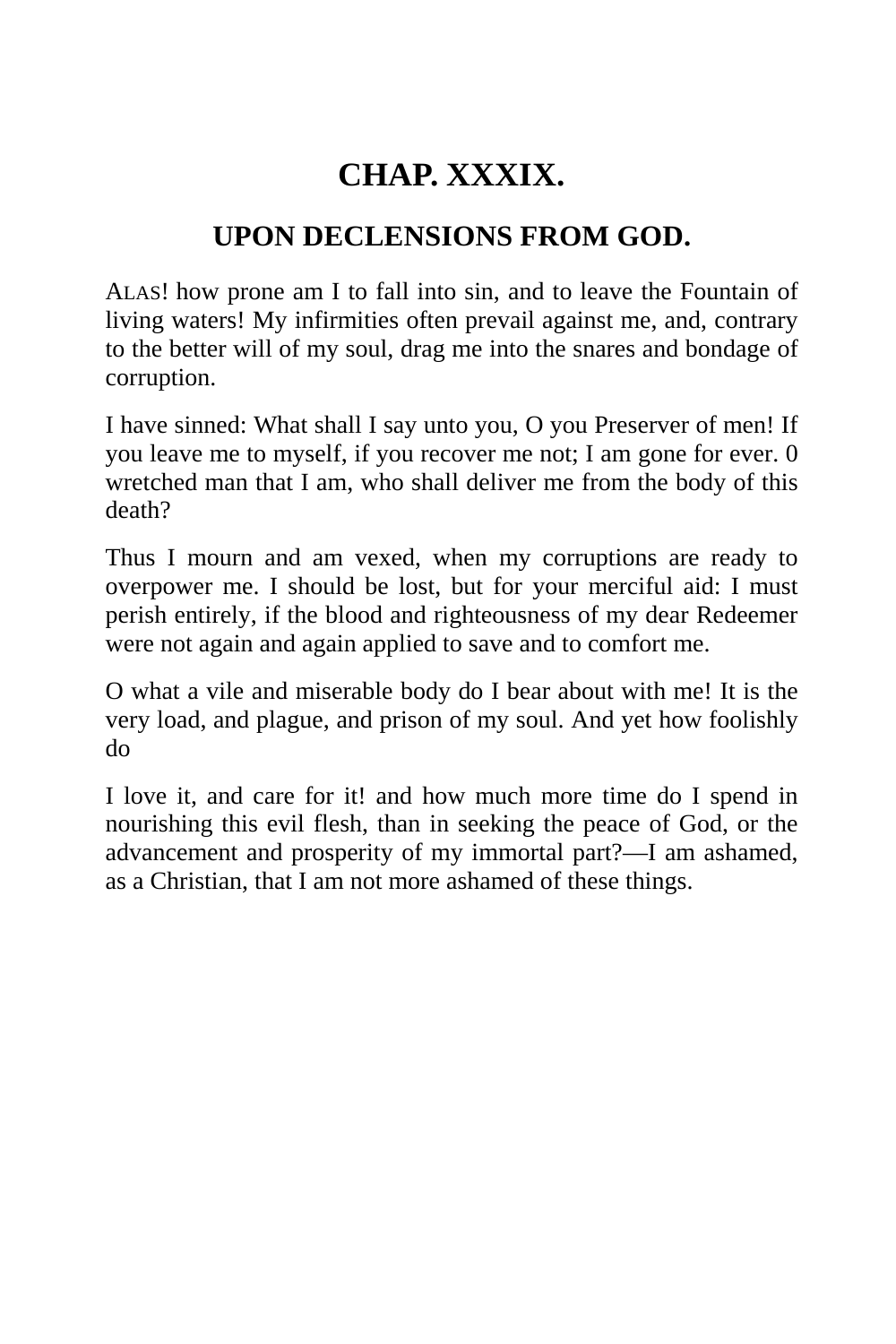# CHAP. XXXIX.

## UPON DECLENSIONS FROM GOD.

ALAS! how prone am I to fall into sin, and to leave the Fountain of living waters! My infirmities often prevail against me, and, contrary to the better will of my soul, drag me into the snares and bondage of corruption.

I have sinned: What shall I say unto you, O you Preserver of men! If you leave me to myself, if you recover me not; I am gone for ever. 0 wretched man that I am, who shall deliver me from the body of this death?

Thus I mourn and am vexed, when my corruptions are ready to overpower me. I should be lost, but for your merciful aid: I must perish entirely, if the blood and righteousness of my dear Redeemer were not again and again applied to save and to comfort me.

O what a vile and miserable body do I bear about with me! It is the very load, and plague, and prison of my soul. And yet how foolishly do

I love it, and care for it! and how much more time do I spend in nourishing this evil flesh, than in seeking the peace of God, or the advancement and prosperity of my immortal part?—I am ashamed, as a Christian, that I am not more ashamed of these things.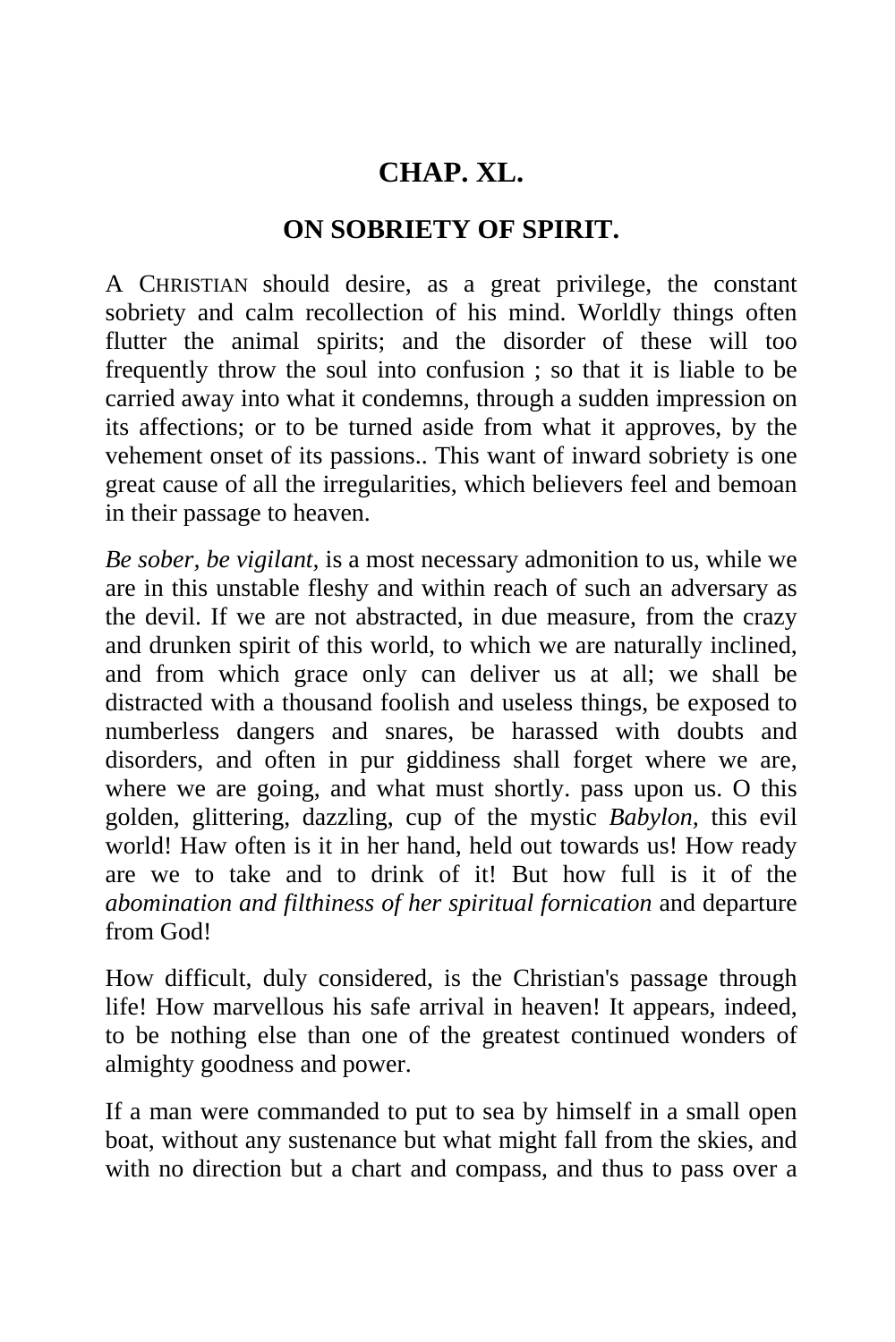## CHAP. XL.

### ON SOBRIETY OF SPIRIT.

A CHRISTIAN should desire, as a great privilege, the constant sobriety and calm recollection of his mind. Worldly things often flutter the animal spirits; and the disorder of these will too frequently throw the soul into confusion ; so that it is liable to be carried away into what it condemns, through a sudden impression on its affections; or to be turned aside from what it approves, by the vehement onset of its passions.. This want of inward sobriety is one great cause of all the irregularities, which believers feel and bemoan in their passage to heaven.

*Be sober, be vigilant,* is a most necessary admonition to us, while we are in this unstable fleshy and within reach of such an adversary as the devil. If we are not abstracted, in due measure, from the crazy and drunken spirit of this world, to which we are naturally inclined, and from which grace only can deliver us at all; we shall be distracted with a thousand foolish and useless things, be exposed to numberless dangers and snares, be harassed with doubts and disorders, and often in pur giddiness shall forget where we are, where we are going, and what must shortly. pass upon us. O this golden, glittering, dazzling, cup of the mystic *Babylon,* this evil world! Haw often is it in her hand, held out towards us! How ready are we to take and to drink of it! But how full is it of the *abomination and filthiness of her spiritual fornication* and departure from God!

How difficult, duly considered, is the Christian's passage through life! How marvellous his safe arrival in heaven! It appears, indeed, to be nothing else than one of the greatest continued wonders of almighty goodness and power.

If a man were commanded to put to sea by himself in a small open boat, without any sustenance but what might fall from the skies, and with no direction but a chart and compass, and thus to pass over a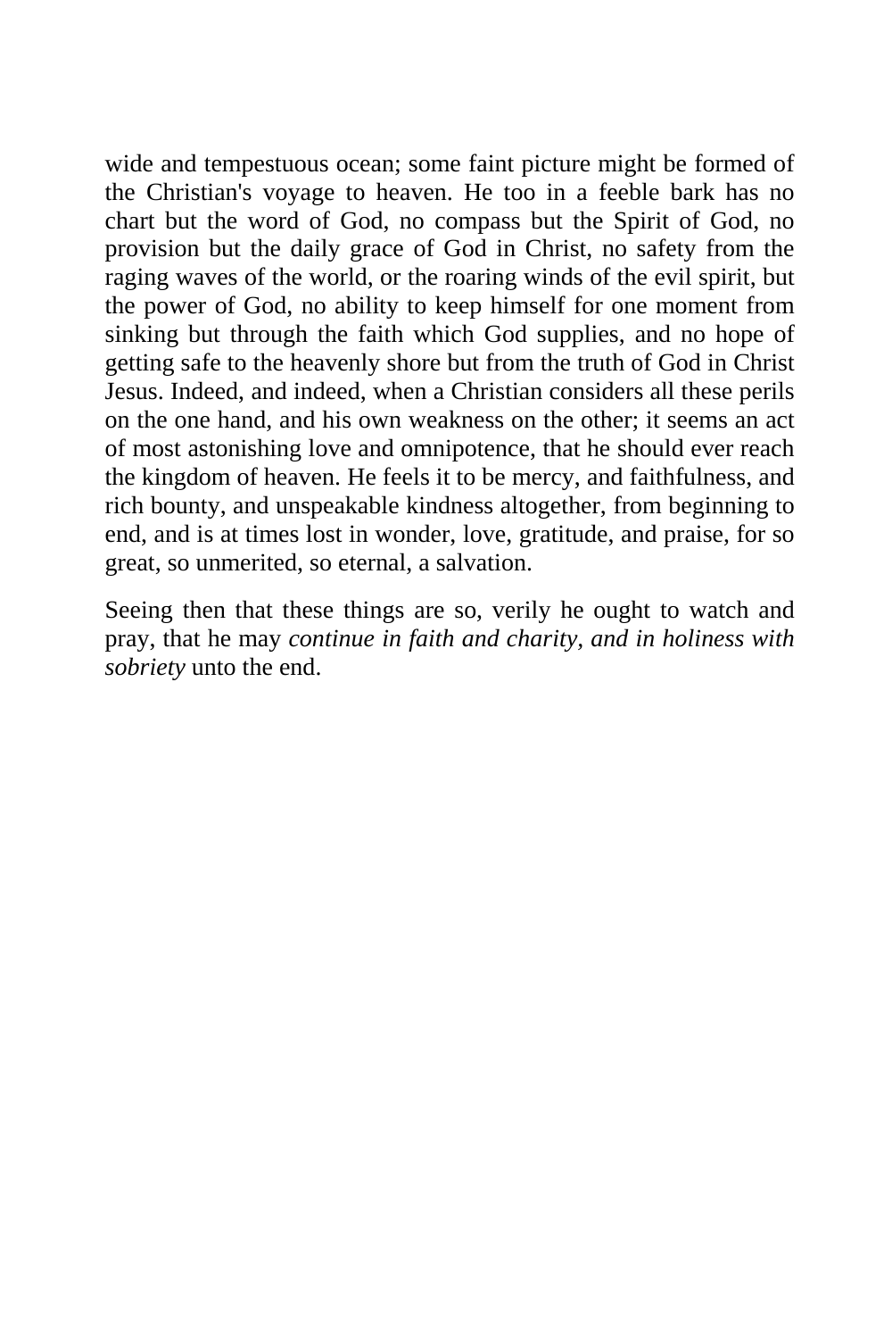wide and tempestuous ocean; some faint picture might be formed of the Christian's voyage to heaven. He too in a feeble bark has no chart but the word of God, no compass but the Spirit of God, no provision but the daily grace of God in Christ, no safety from the raging waves of the world, or the roaring winds of the evil spirit, but the power of God, no ability to keep himself for one moment from sinking but through the faith which God supplies, and no hope of getting safe to the heavenly shore but from the truth of God in Christ Jesus. Indeed, and indeed, when a Christian considers all these perils on the one hand, and his own weakness on the other; it seems an act of most astonishing love and omnipotence, that he should ever reach the kingdom of heaven. He feels it to be mercy, and faithfulness, and rich bounty, and unspeakable kindness altogether, from beginning to end, and is at times lost in wonder, love, gratitude, and praise, for so great, so unmerited, so eternal, a salvation.

Seeing then that these things are so, verily he ought to watch and pray, that he may *continue in faith and charity, and in holiness with sobriety* unto the end.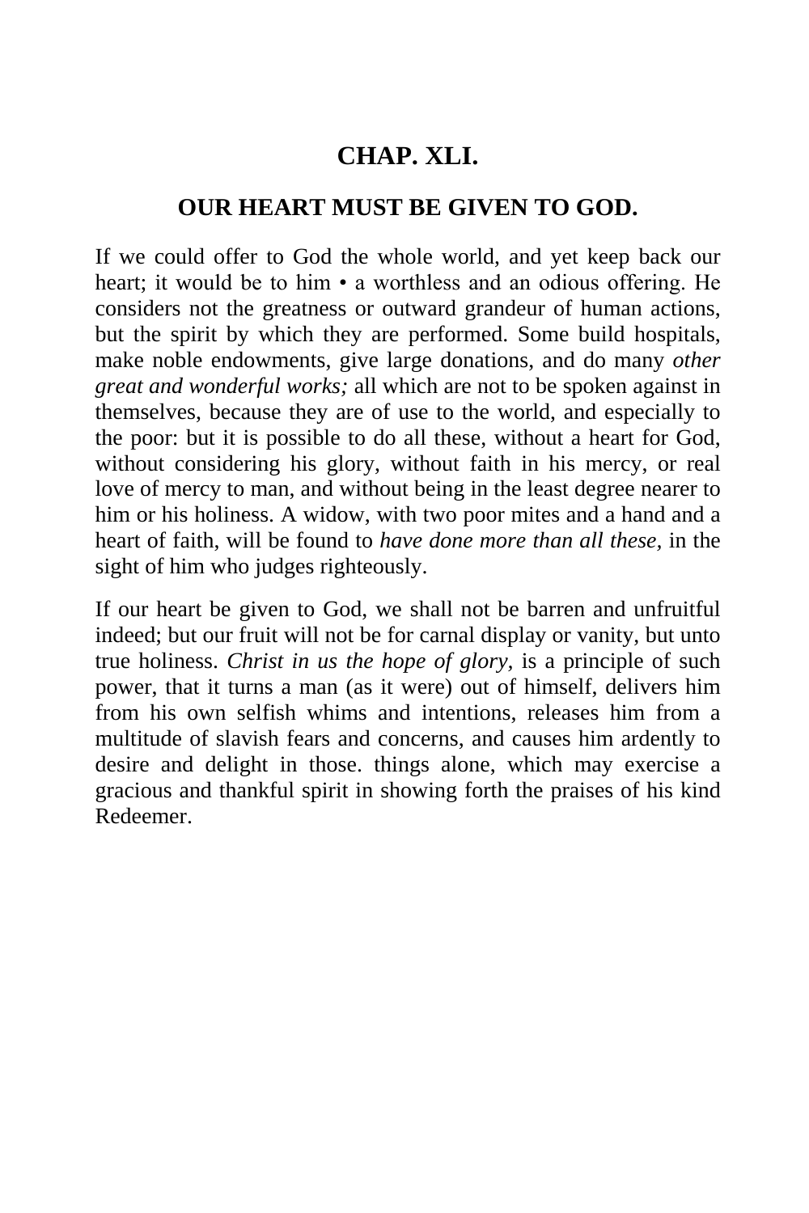## CHAP. XLI.

### OUR HEART MUST BE GIVEN TO GOD.

If we could offer to God the whole world, and yet keep back our heart; it would be to him • a worthless and an odious offering. He considers not the greatness or outward grandeur of human actions, but the spirit by which they are performed. Some build hospitals, make noble endowments, give large donations, and do many *other great and wonderful works;* all which are not to be spoken against in themselves, because they are of use to the world, and especially to the poor: but it is possible to do all these, without a heart for God, without considering his glory, without faith in his mercy, or real love of mercy to man, and without being in the least degree nearer to him or his holiness. A widow, with two poor mites and a hand and a heart of faith, will be found to *have done more than all these,* in the sight of him who judges righteously.

If our heart be given to God, we shall not be barren and unfruitful indeed; but our fruit will not be for carnal display or vanity, but unto true holiness. *Christ in us the hope of glory,* is a principle of such power, that it turns a man (as it were) out of himself, delivers him from his own selfish whims and intentions, releases him from a multitude of slavish fears and concerns, and causes him ardently to desire and delight in those. things alone, which may exercise a gracious and thankful spirit in showing forth the praises of his kind Redeemer.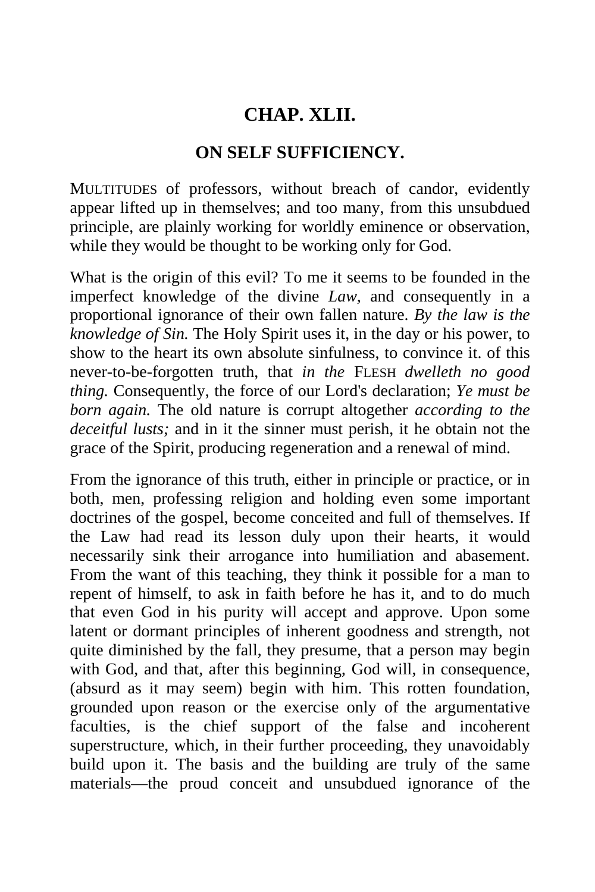# CHAP. XLII.

## ON SELF SUFFICIENCY.

MULTITUDES of professors, without breach of candor, evidently appear lifted up in themselves; and too many, from this unsubdued principle, are plainly working for worldly eminence or observation, while they would be thought to be working only for God.

What is the origin of this evil? To me it seems to be founded in the imperfect knowledge of the divine *Law*, and consequently in a proportional ignorance of their own fallen nature. *By the law is the knowledge of Sin.* The Holy Spirit uses it, in the day or his power, to show to the heart its own absolute sinfulness, to convince it. of this never-to-be-forgotten truth, that *in the* FLESH *dwelleth no good thing.* Consequently, the force of our Lord's declaration; *Ye must be born again.* The old nature is corrupt altogether *according to the deceitful lusts;* and in it the sinner must perish, it he obtain not the grace of the Spirit, producing regeneration and a renewal of mind.

From the ignorance of this truth, either in principle or practice, or in both, men, professing religion and holding even some important doctrines of the gospel, become conceited and full of themselves. If the Law had read its lesson duly upon their hearts, it would necessarily sink their arrogance into humiliation and abasement. From the want of this teaching, they think it possible for a man to repent of himself, to ask in faith before he has it, and to do much that even God in his purity will accept and approve. Upon some latent or dormant principles of inherent goodness and strength, not quite diminished by the fall, they presume, that a person may begin with God, and that, after this beginning, God will, in consequence, (absurd as it may seem) begin with him. This rotten foundation, grounded upon reason or the exercise only of the argumentative faculties, is the chief support of the false and incoherent superstructure, which, in their further proceeding, they unavoidably build upon it. The basis and the building are truly of the same materials—the proud conceit and unsubdued ignorance of the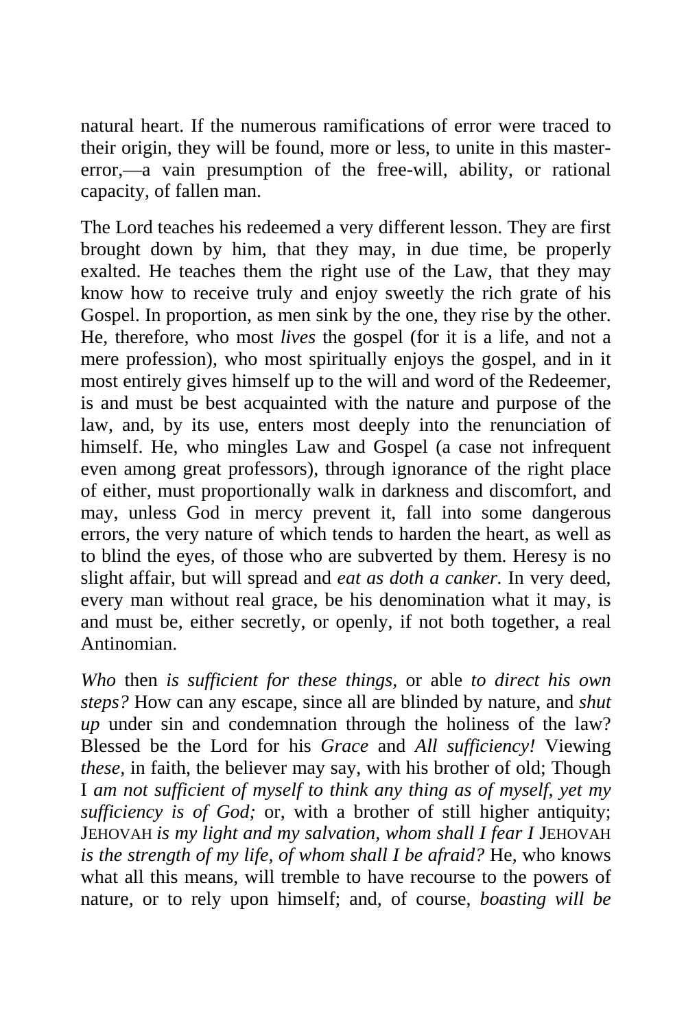natural heart. If the numerous ramifications of error were traced to their origin, they will be found, more or less, to unite in this master-error,—a vain presumption of the free-will, ability, or rational capacity, of fallen man.

The Lord teaches his redeemed a very different lesson. They are first brought down by him, that they may, in due time, be properly exalted. He teaches them the right use of the Law, that they may know how to receive truly and enjoy sweetly the rich grate of his Gospel. In proportion, as men sink by the one, they rise by the other. He, therefore, who most *lives* the gospel (for it is a life, and not a mere profession), who most spiritually enjoys the gospel, and in it most entirely gives himself up to the will and word of the Redeemer, is and must be best acquainted with the nature and purpose of the law, and, by its use, enters most deeply into the renunciation of himself. He, who mingles Law and Gospel (a case not infrequent even among great professors), through ignorance of the right place of either, must proportionally walk in darkness and discomfort, and may, unless God in mercy prevent it, fall into some dangerous errors, the very nature of which tends to harden the heart, as well as to blind the eyes, of those who are subverted by them. Heresy is no slight affair, but will spread and *eat as doth a canker.* In very deed, every man without real grace, be his denomination what it may, is and must be, either secretly, or openly, if not both together, a real Antinomian.

*Who* then *is sufficient for these things,* or able *to direct his own steps?* How can any escape, since all are blinded by nature, and *shut up* under sin and condemnation through the holiness of the law? Blessed be the Lord for his *Grace* and *All sufficiency!* Viewing *these,* in faith, the believer may say, with his brother of old; Though I *am not sufficient of myself to think any thing as of myself, yet my sufficiency is of God;* or, with a brother of still higher antiquity; JEHOVAH *is my light and my salvation, whom shall I fear I* JEHOVAH *is the strength of my life, of whom shall I be afraid?* He, who knows what all this means, will tremble to have recourse to the powers of nature, or to rely upon himself; and, of course, *boasting will be*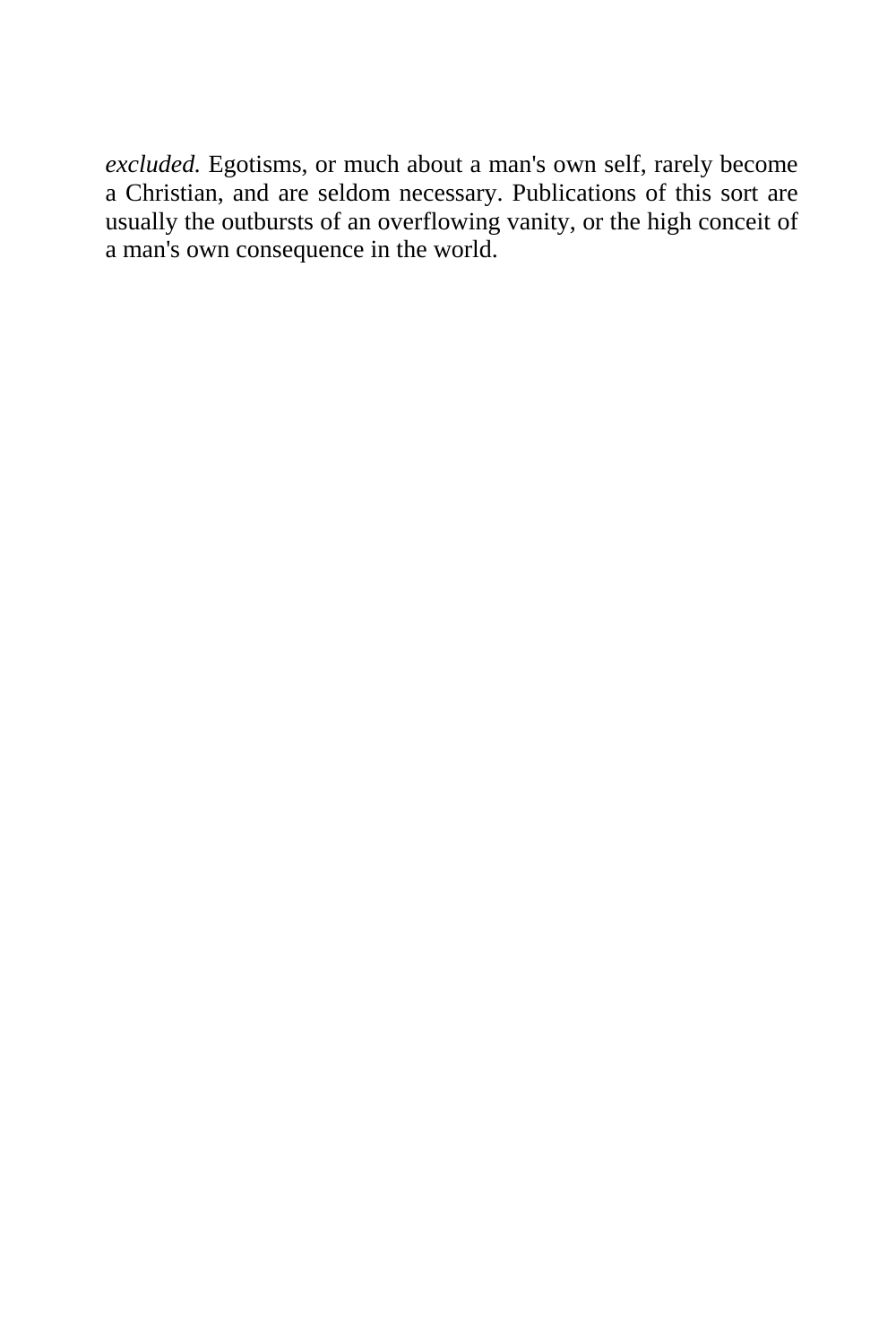*excluded.* Egotisms, or much about a man's own self, rarely become a Christian, and are seldom necessary. Publications of this sort are usually the outbursts of an overflowing vanity, or the high conceit of a man's own consequence in the world.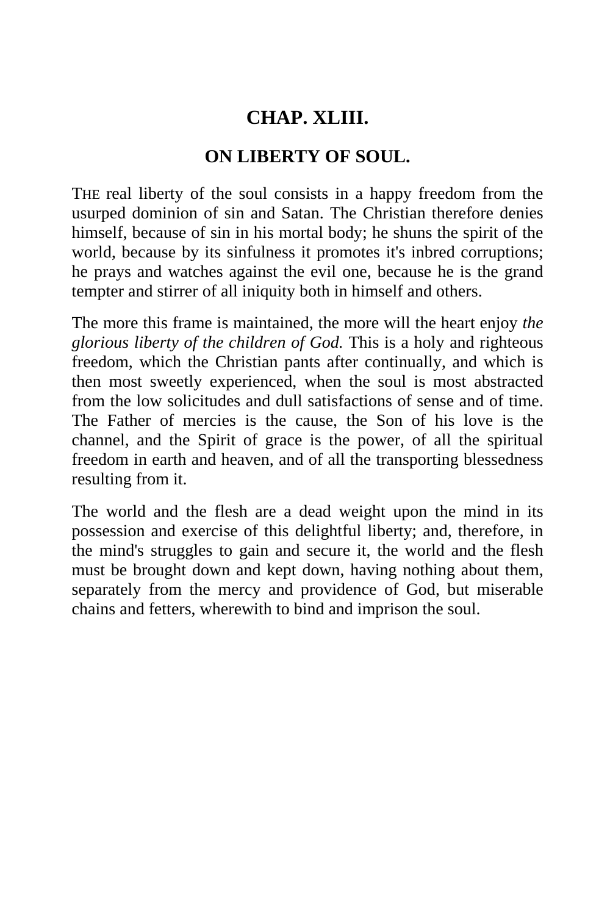## CHAP. XLIII.

## ON LIBERTY OF SOUL.

THE real liberty of the soul consists in a happy freedom from the usurped dominion of sin and Satan. The Christian therefore denies himself, because of sin in his mortal body; he shuns the spirit of the world, because by its sinfulness it promotes it's inbred corruptions; he prays and watches against the evil one, because he is the grand tempter and stirrer of all iniquity both in himself and others.

The more this frame is maintained, the more will the heart enjoy *the glorious liberty of the children of God.* This is a holy and righteous freedom, which the Christian pants after continually, and which is then most sweetly experienced, when the soul is most abstracted from the low solicitudes and dull satisfactions of sense and of time. The Father of mercies is the cause, the Son of his love is the channel, and the Spirit of grace is the power, of all the spiritual freedom in earth and heaven, and of all the transporting blessedness resulting from it.

The world and the flesh are a dead weight upon the mind in its possession and exercise of this delightful liberty; and, therefore, in the mind's struggles to gain and secure it, the world and the flesh must be brought down and kept down, having nothing about them, separately from the mercy and providence of God, but miserable chains and fetters, wherewith to bind and imprison the soul.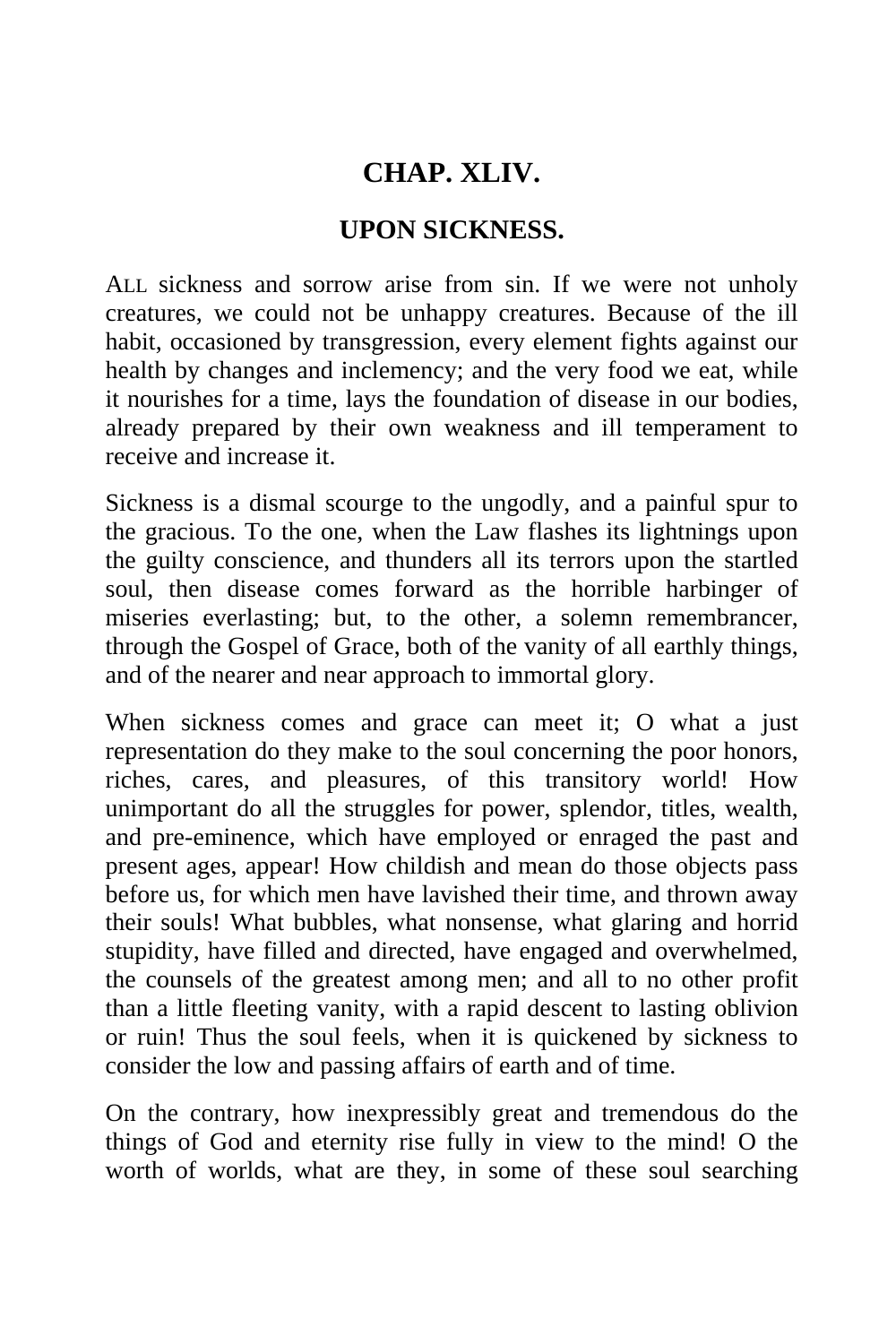## CHAP. XLIV.

### UPON SICKNESS.

ALL sickness and sorrow arise from sin. If we were not unholy creatures, we could not be unhappy creatures. Because of the ill habit, occasioned by transgression, every element fights against our health by changes and inclemency; and the very food we eat, while it nourishes for a time, lays the foundation of disease in our bodies, already prepared by their own weakness and ill temperament to receive and increase it.

Sickness is a dismal scourge to the ungodly, and a painful spur to the gracious. To the one, when the Law flashes its lightnings upon the guilty conscience, and thunders all its terrors upon the startled soul, then disease comes forward as the horrible harbinger of miseries everlasting; but, to the other, a solemn remembrancer, through the Gospel of Grace, both of the vanity of all earthly things, and of the nearer and near approach to immortal glory.

When sickness comes and grace can meet it; O what a just representation do they make to the soul concerning the poor honors, riches, cares, and pleasures, of this transitory world! How unimportant do all the struggles for power, splendor, titles, wealth, and pre-eminence, which have employed or enraged the past and present ages, appear! How childish and mean do those objects pass before us, for which men have lavished their time, and thrown away their souls! What bubbles, what nonsense, what glaring and horrid stupidity, have filled and directed, have engaged and overwhelmed, the counsels of the greatest among men; and all to no other profit than a little fleeting vanity, with a rapid descent to lasting oblivion or ruin! Thus the soul feels, when it is quickened by sickness to consider the low and passing affairs of earth and of time.

On the contrary, how inexpressibly great and tremendous do the things of God and eternity rise fully in view to the mind! O the worth of worlds, what are they, in some of these soul searching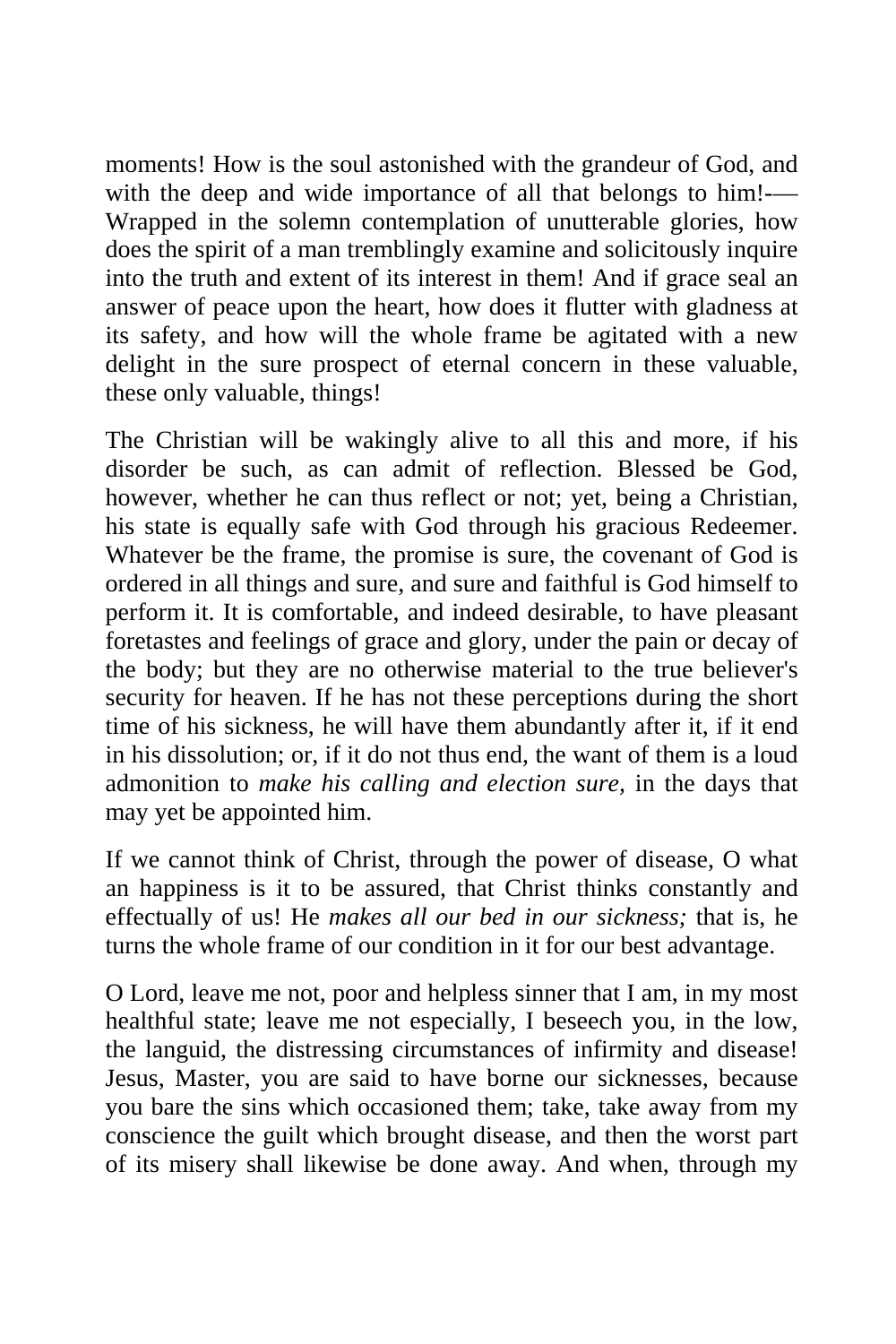moments! How is the soul astonished with the grandeur of God, and with the deep and wide importance of all that belongs to him!-— Wrapped in the solemn contemplation of unutterable glories, how does the spirit of a man tremblingly examine and solicitously inquire into the truth and extent of its interest in them! And if grace seal an answer of peace upon the heart, how does it flutter with gladness at its safety, and how will the whole frame be agitated with a new delight in the sure prospect of eternal concern in these valuable, these only valuable, things!

The Christian will be wakingly alive to all this and more, if his disorder be such, as can admit of reflection. Blessed be God, however, whether he can thus reflect or not; yet, being a Christian, his state is equally safe with God through his gracious Redeemer. Whatever be the frame, the promise is sure, the covenant of God is ordered in all things and sure, and sure and faithful is God himself to perform it. It is comfortable, and indeed desirable, to have pleasant foretastes and feelings of grace and glory, under the pain or decay of the body; but they are no otherwise material to the true believer's security for heaven. If he has not these perceptions during the short time of his sickness, he will have them abundantly after it, if it end in his dissolution; or, if it do not thus end, the want of them is a loud admonition to *make his calling and election sure,* in the days that may yet be appointed him.

If we cannot think of Christ, through the power of disease, O what an happiness is it to be assured, that Christ thinks constantly and effectually of us! He *makes all our bed in our sickness;* that is, he turns the whole frame of our condition in it for our best advantage.

O Lord, leave me not, poor and helpless sinner that I am, in my most healthful state; leave me not especially, I beseech you, in the low, the languid, the distressing circumstances of infirmity and disease! Jesus, Master, you are said to have borne our sicknesses, because you bare the sins which occasioned them; take, take away from my conscience the guilt which brought disease, and then the worst part of its misery shall likewise be done away. And when, through my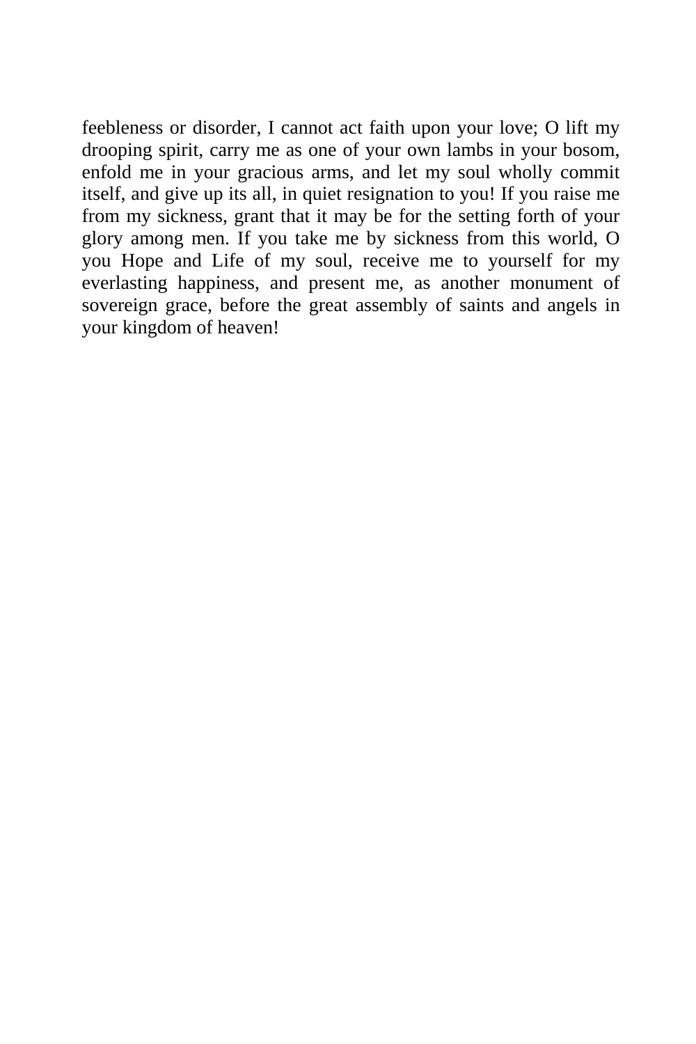feebleness or disorder, I cannot act faith upon your love; O lift my drooping spirit, carry me as one of your own lambs in your bosom, enfold me in your gracious arms, and let my soul wholly commit itself, and give up its all, in quiet resignation to you! If you raise me from my sickness, grant that it may be for the setting forth of your glory among men. If you take me by sickness from this world, O you Hope and Life of my soul, receive me to yourself for my everlasting happiness, and present me, as another monument of sovereign grace, before the great assembly of saints and angels in your kingdom of heaven!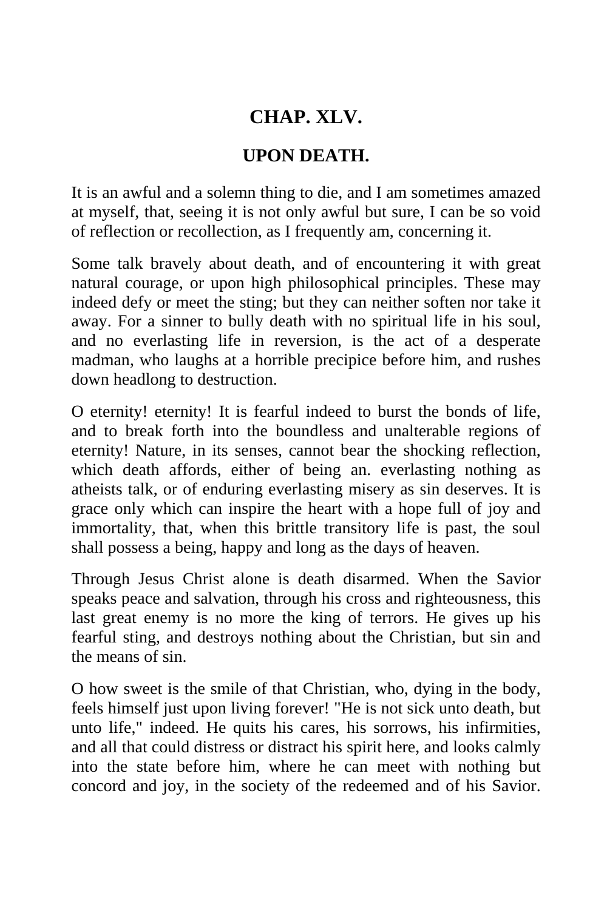## CHAP. XLV.

## UPON DEATH.

It is an awful and a solemn thing to die, and I am sometimes amazed at myself, that, seeing it is not only awful but sure, I can be so void of reflection or recollection, as I frequently am, concerning it.

Some talk bravely about death, and of encountering it with great natural courage, or upon high philosophical principles. These may indeed defy or meet the sting; but they can neither soften nor take it away. For a sinner to bully death with no spiritual life in his soul, and no everlasting life in reversion, is the act of a desperate madman, who laughs at a horrible precipice before him, and rushes down headlong to destruction.

O eternity! eternity! It is fearful indeed to burst the bonds of life, and to break forth into the boundless and unalterable regions of eternity! Nature, in its senses, cannot bear the shocking reflection, which death affords, either of being an. everlasting nothing as atheists talk, or of enduring everlasting misery as sin deserves. It is grace only which can inspire the heart with a hope full of joy and immortality, that, when this brittle transitory life is past, the soul shall possess a being, happy and long as the days of heaven.

Through Jesus Christ alone is death disarmed. When the Savior speaks peace and salvation, through his cross and righteousness, this last great enemy is no more the king of terrors. He gives up his fearful sting, and destroys nothing about the Christian, but sin and the means of sin.

O how sweet is the smile of that Christian, who, dying in the body, feels himself just upon living forever! "He is not sick unto death, but unto life," indeed. He quits his cares, his sorrows, his infirmities, and all that could distress or distract his spirit here, and looks calmly into the state before him, where he can meet with nothing but concord and joy, in the society of the redeemed and of his Savior.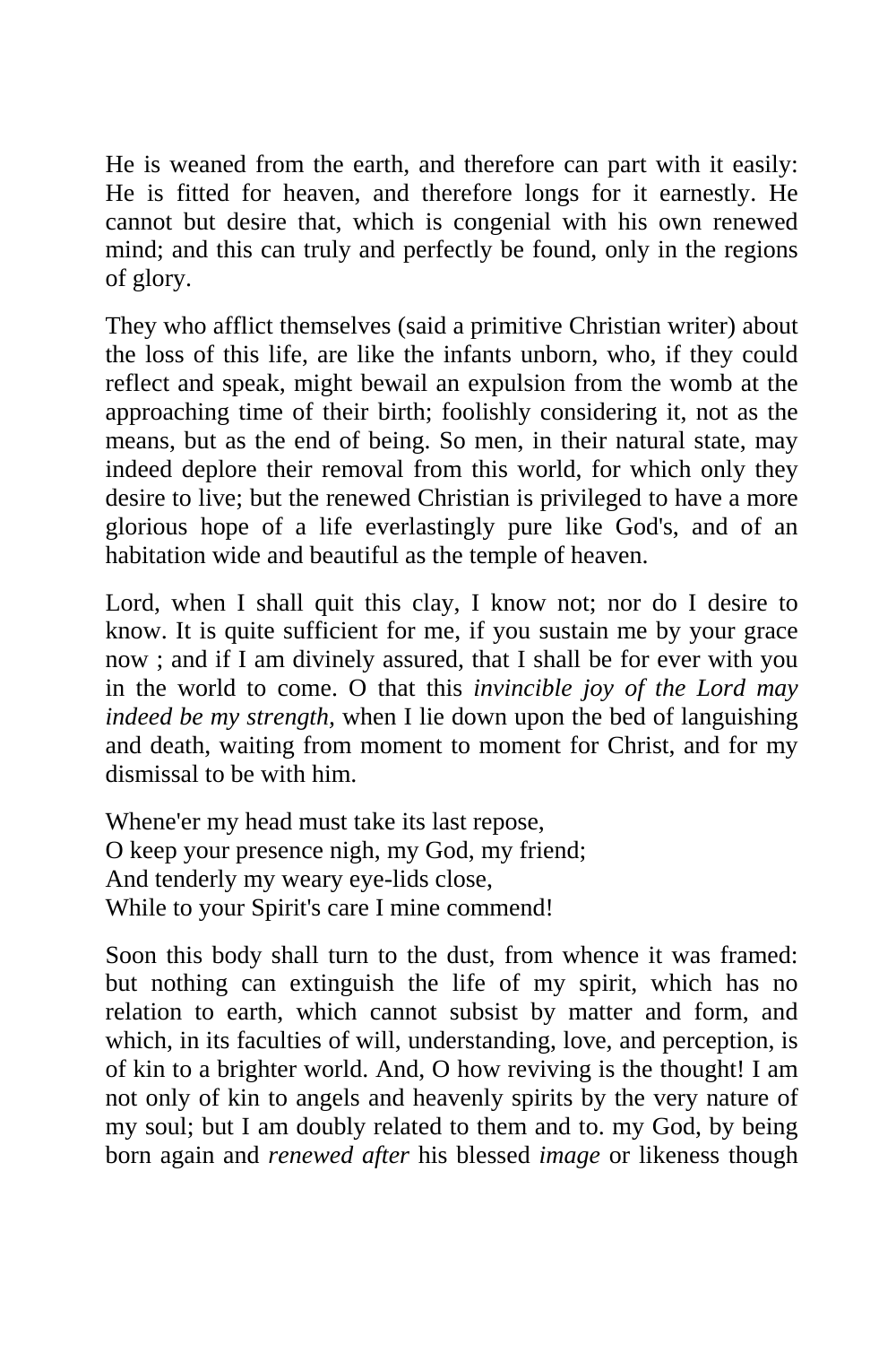He is weaned from the earth, and therefore can part with it easily: He is fitted for heaven, and therefore longs for it earnestly. He cannot but desire that, which is congenial with his own renewed mind; and this can truly and perfectly be found, only in the regions of glory.

They who afflict themselves (said a primitive Christian writer) about the loss of this life, are like the infants unborn, who, if they could reflect and speak, might bewail an expulsion from the womb at the approaching time of their birth; foolishly considering it, not as the means, but as the end of being. So men, in their natural state, may indeed deplore their removal from this world, for which only they desire to live; but the renewed Christian is privileged to have a more glorious hope of a life everlastingly pure like God's, and of an habitation wide and beautiful as the temple of heaven.

Lord, when I shall quit this clay, I know not; nor do I desire to know. It is quite sufficient for me, if you sustain me by your grace now ; and if I am divinely assured, that I shall be for ever with you in the world to come. O that this *invincible joy of the Lord may indeed be my strength,* when I lie down upon the bed of languishing and death, waiting from moment to moment for Christ, and for my dismissal to be with him.

Whene'er my head must take its last repose,
O keep your presence nigh, my God, my friend;
And tenderly my weary eye-lids close,
While to your Spirit's care I mine commend!

Soon this body shall turn to the dust, from whence it was framed: but nothing can extinguish the life of my spirit, which has no relation to earth, which cannot subsist by matter and form, and which, in its faculties of will, understanding, love, and perception, is of kin to a brighter world. And, O how reviving is the thought! I am not only of kin to angels and heavenly spirits by the very nature of my soul; but I am doubly related to them and to. my God, by being born again and *renewed after* his blessed *image* or likeness though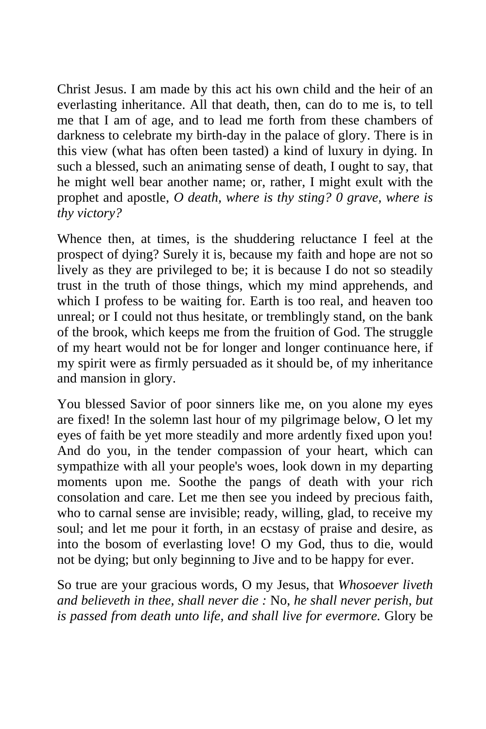Christ Jesus. I am made by this act his own child and the heir of an everlasting inheritance. All that death, then, can do to me is, to tell me that I am of age, and to lead me forth from these chambers of darkness to celebrate my birth-day in the palace of glory. There is in this view (what has often been tasted) a kind of luxury in dying. In such a blessed, such an animating sense of death, I ought to say, that he might well bear another name; or, rather, I might exult with the prophet and apostle, *O death, where is thy sting? 0 grave, where is thy victory?*

Whence then, at times, is the shuddering reluctance I feel at the prospect of dying? Surely it is, because my faith and hope are not so lively as they are privileged to be; it is because I do not so steadily trust in the truth of those things, which my mind apprehends, and which I profess to be waiting for. Earth is too real, and heaven too unreal; or I could not thus hesitate, or tremblingly stand, on the bank of the brook, which keeps me from the fruition of God. The struggle of my heart would not be for longer and longer continuance here, if my spirit were as firmly persuaded as it should be, of my inheritance and mansion in glory.

You blessed Savior of poor sinners like me, on you alone my eyes are fixed! In the solemn last hour of my pilgrimage below, O let my eyes of faith be yet more steadily and more ardently fixed upon you! And do you, in the tender compassion of your heart, which can sympathize with all your people's woes, look down in my departing moments upon me. Soothe the pangs of death with your rich consolation and care. Let me then see you indeed by precious faith, who to carnal sense are invisible; ready, willing, glad, to receive my soul; and let me pour it forth, in an ecstasy of praise and desire, as into the bosom of everlasting love! O my God, thus to die, would not be dying; but only beginning to Jive and to be happy for ever.

So true are your gracious words, O my Jesus, that *Whosoever liveth and believeth in thee, shall never die :* No, *he shall never perish, but is passed from death unto life, and shall live for evermore.* Glory be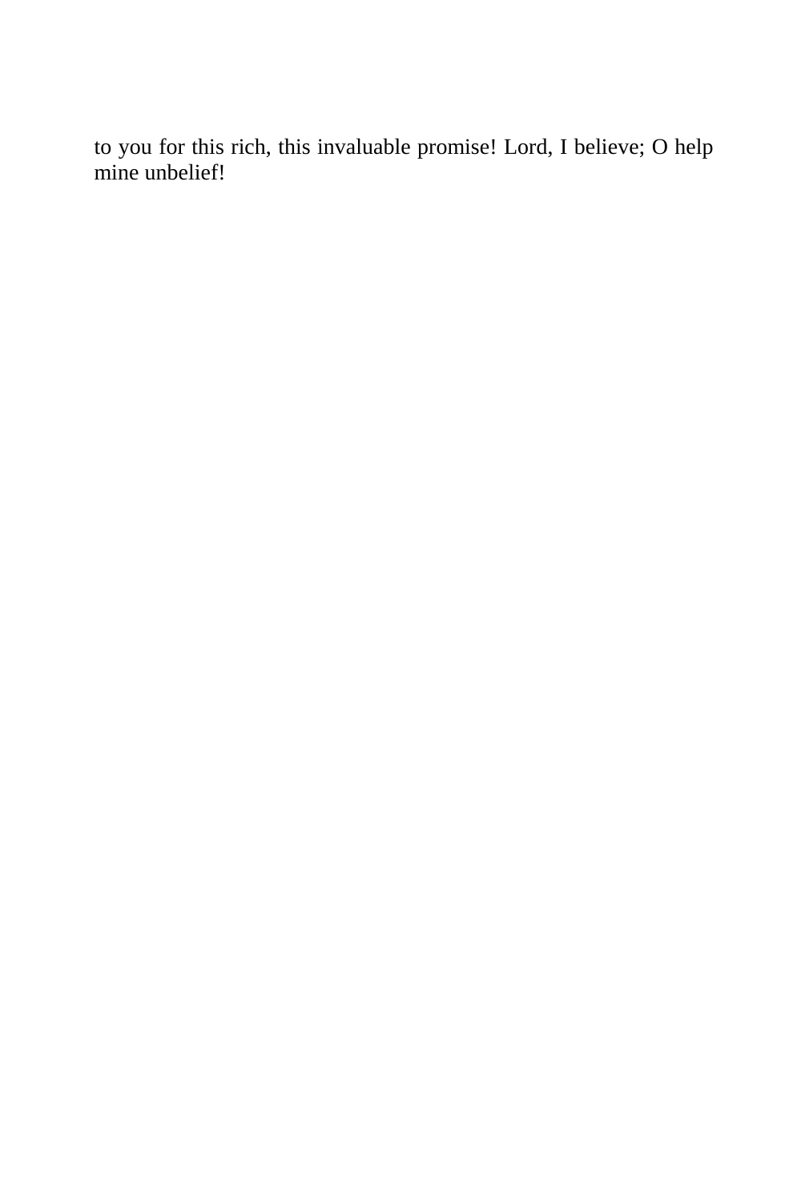to you for this rich, this invaluable promise! Lord, I believe; O help mine unbelief!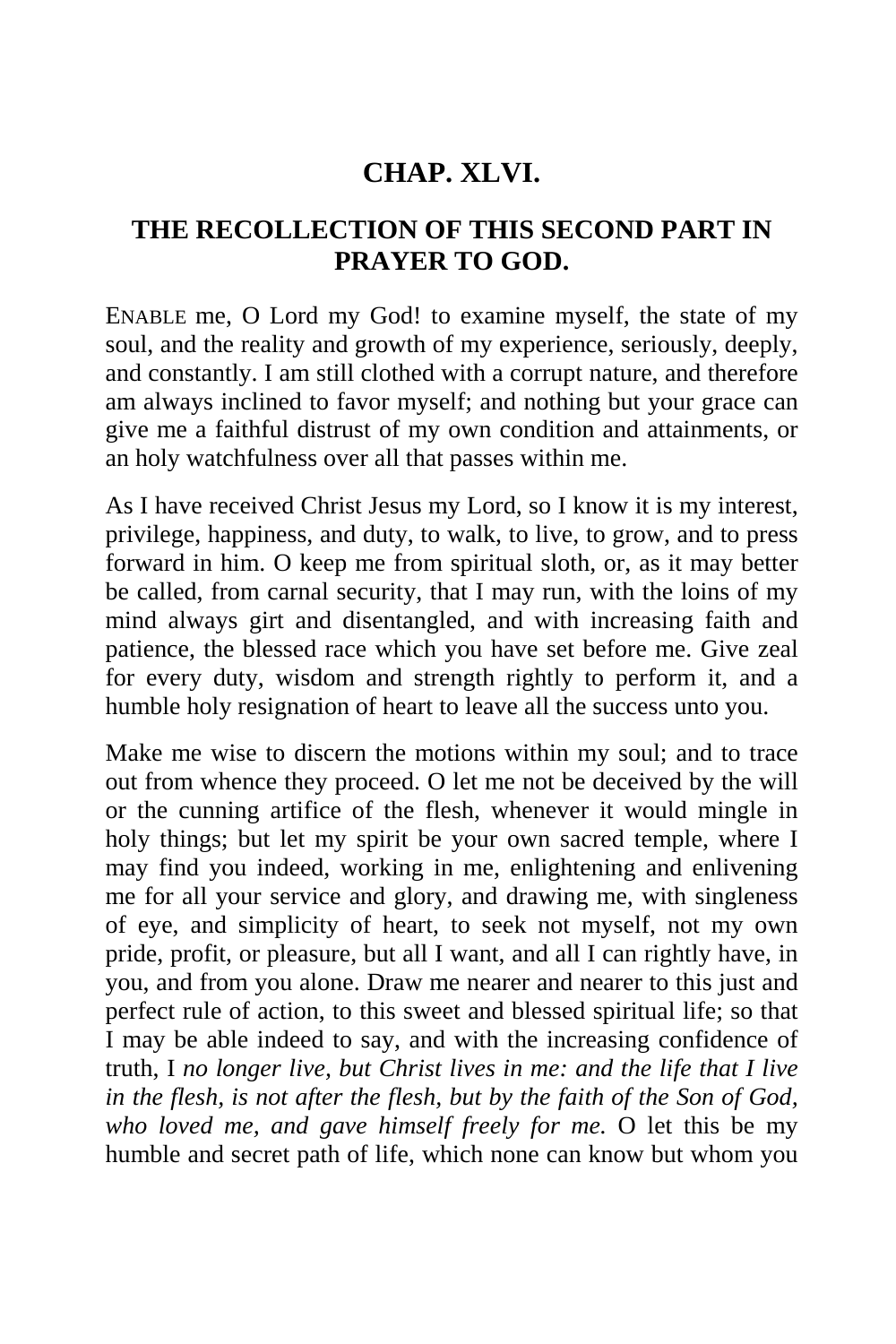## CHAP. XLVI.

## THE RECOLLECTION OF THIS SECOND PART IN PRAYER TO GOD.

ENABLE me, O Lord my God! to examine myself, the state of my soul, and the reality and growth of my experience, seriously, deeply, and constantly. I am still clothed with a corrupt nature, and therefore am always inclined to favor myself; and nothing but your grace can give me a faithful distrust of my own condition and attainments, or an holy watchfulness over all that passes within me.

As I have received Christ Jesus my Lord, so I know it is my interest, privilege, happiness, and duty, to walk, to live, to grow, and to press forward in him. O keep me from spiritual sloth, or, as it may better be called, from carnal security, that I may run, with the loins of my mind always girt and disentangled, and with increasing faith and patience, the blessed race which you have set before me. Give zeal for every duty, wisdom and strength rightly to perform it, and a humble holy resignation of heart to leave all the success unto you.

Make me wise to discern the motions within my soul; and to trace out from whence they proceed. O let me not be deceived by the will or the cunning artifice of the flesh, whenever it would mingle in holy things; but let my spirit be your own sacred temple, where I may find you indeed, working in me, enlightening and enlivening me for all your service and glory, and drawing me, with singleness of eye, and simplicity of heart, to seek not myself, not my own pride, profit, or pleasure, but all I want, and all I can rightly have, in you, and from you alone. Draw me nearer and nearer to this just and perfect rule of action, to this sweet and blessed spiritual life; so that I may be able indeed to say, and with the increasing confidence of truth, I *no longer live, but Christ lives in me: and the life that I live in the flesh, is not after the flesh, but by the faith of the Son of God, who loved me, and gave himself freely for me.* O let this be my humble and secret path of life, which none can know but whom you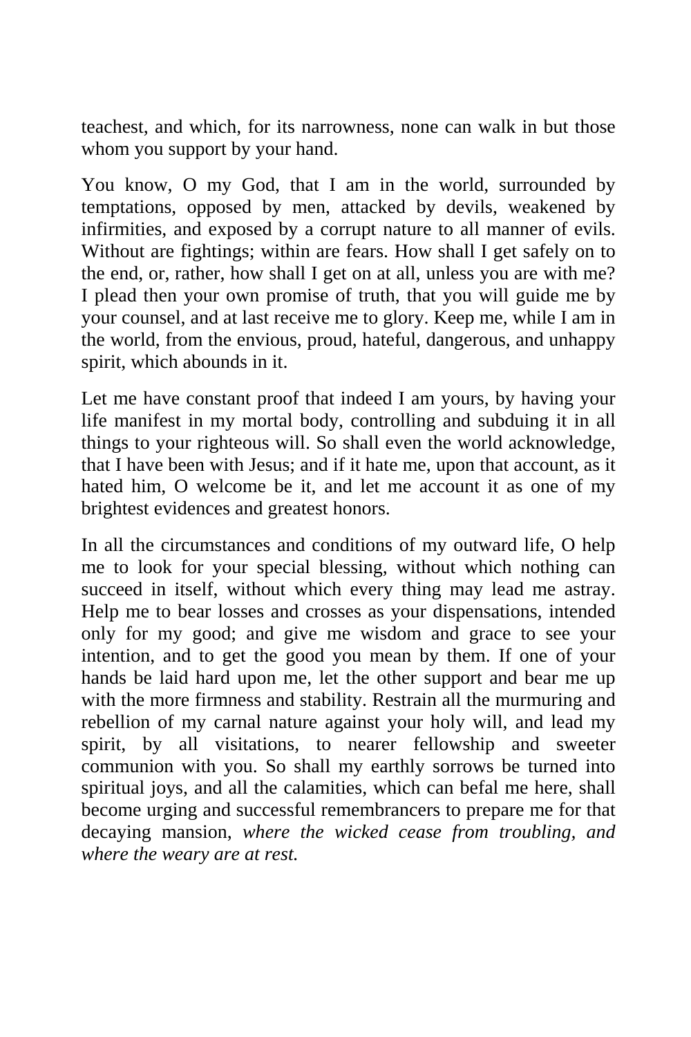teachest, and which, for its narrowness, none can walk in but those whom you support by your hand.

You know, O my God, that I am in the world, surrounded by temptations, opposed by men, attacked by devils, weakened by infirmities, and exposed by a corrupt nature to all manner of evils. Without are fightings; within are fears. How shall I get safely on to the end, or, rather, how shall I get on at all, unless you are with me? I plead then your own promise of truth, that you will guide me by your counsel, and at last receive me to glory. Keep me, while I am in the world, from the envious, proud, hateful, dangerous, and unhappy spirit, which abounds in it.

Let me have constant proof that indeed I am yours, by having your life manifest in my mortal body, controlling and subduing it in all things to your righteous will. So shall even the world acknowledge, that I have been with Jesus; and if it hate me, upon that account, as it hated him, O welcome be it, and let me account it as one of my brightest evidences and greatest honors.

In all the circumstances and conditions of my outward life, O help me to look for your special blessing, without which nothing can succeed in itself, without which every thing may lead me astray. Help me to bear losses and crosses as your dispensations, intended only for my good; and give me wisdom and grace to see your intention, and to get the good you mean by them. If one of your hands be laid hard upon me, let the other support and bear me up with the more firmness and stability. Restrain all the murmuring and rebellion of my carnal nature against your holy will, and lead my spirit, by all visitations, to nearer fellowship and sweeter communion with you. So shall my earthly sorrows be turned into spiritual joys, and all the calamities, which can befal me here, shall become urging and successful remembrancers to prepare me for that decaying mansion, *where the wicked cease from troubling, and where the weary are at rest.*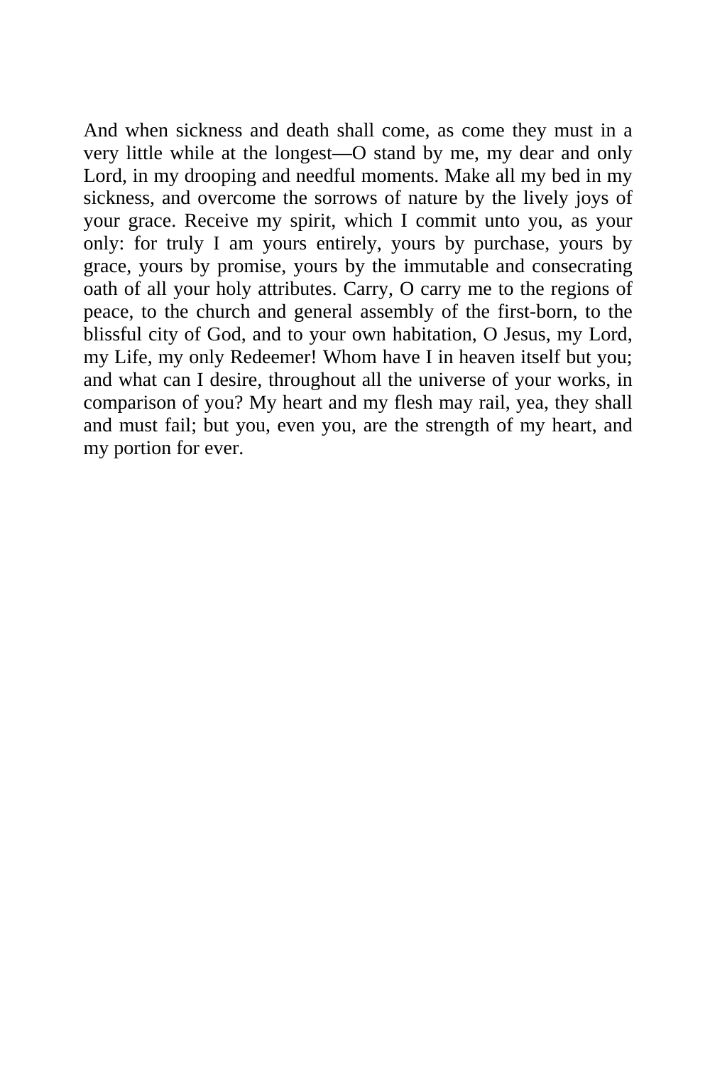And when sickness and death shall come, as come they must in a very little while at the longest—O stand by me, my dear and only Lord, in my drooping and needful moments. Make all my bed in my sickness, and overcome the sorrows of nature by the lively joys of your grace. Receive my spirit, which I commit unto you, as your only: for truly I am yours entirely, yours by purchase, yours by grace, yours by promise, yours by the immutable and consecrating oath of all your holy attributes. Carry, O carry me to the regions of peace, to the church and general assembly of the first-born, to the blissful city of God, and to your own habitation, O Jesus, my Lord, my Life, my only Redeemer! Whom have I in heaven itself but you; and what can I desire, throughout all the universe of your works, in comparison of you? My heart and my flesh may rail, yea, they shall and must fail; but you, even you, are the strength of my heart, and my portion for ever.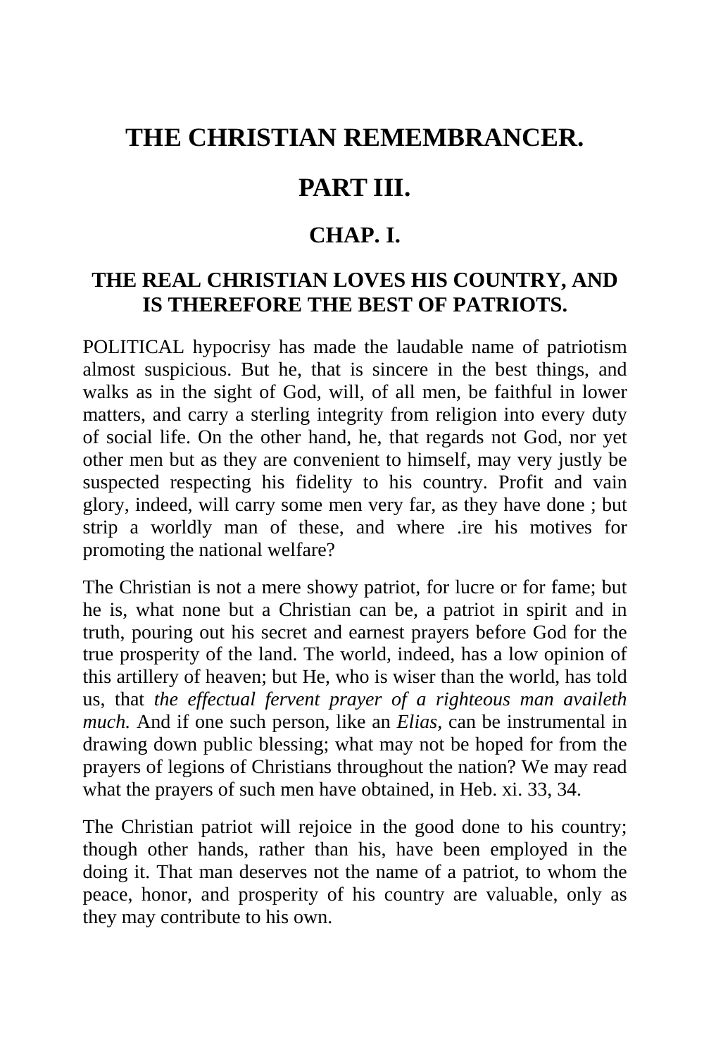# THE CHRISTIAN REMEMBRANCER.

## PART III.

### CHAP. I.

#### THE REAL CHRISTIAN LOVES HIS COUNTRY, AND IS THEREFORE THE BEST OF PATRIOTS.

POLITICAL hypocrisy has made the laudable name of patriotism almost suspicious. But he, that is sincere in the best things, and walks as in the sight of God, will, of all men, be faithful in lower matters, and carry a sterling integrity from religion into every duty of social life. On the other hand, he, that regards not God, nor yet other men but as they are convenient to himself, may very justly be suspected respecting his fidelity to his country. Profit and vain glory, indeed, will carry some men very far, as they have done ; but strip a worldly man of these, and where .ire his motives for promoting the national welfare?

The Christian is not a mere showy patriot, for lucre or for fame; but he is, what none but a Christian can be, a patriot in spirit and in truth, pouring out his secret and earnest prayers before God for the true prosperity of the land. The world, indeed, has a low opinion of this artillery of heaven; but He, who is wiser than the world, has told us, that *the effectual fervent prayer of a righteous man availeth much.* And if one such person, like an *Elias*, can be instrumental in drawing down public blessing; what may not be hoped for from the prayers of legions of Christians throughout the nation? We may read what the prayers of such men have obtained, in Heb. xi. 33, 34.

The Christian patriot will rejoice in the good done to his country; though other hands, rather than his, have been employed in the doing it. That man deserves not the name of a patriot, to whom the peace, honor, and prosperity of his country are valuable, only as they may contribute to his own.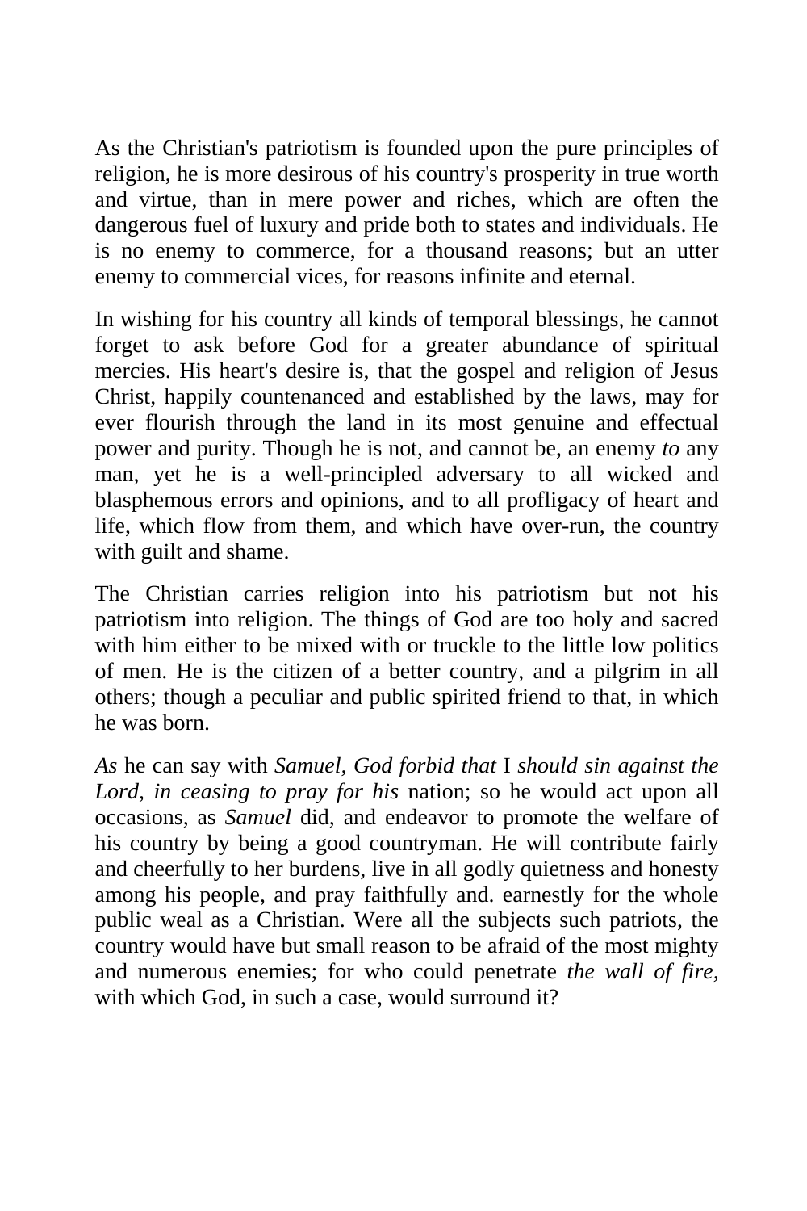As the Christian's patriotism is founded upon the pure principles of religion, he is more desirous of his country's prosperity in true worth and virtue, than in mere power and riches, which are often the dangerous fuel of luxury and pride both to states and individuals. He is no enemy to commerce, for a thousand reasons; but an utter enemy to commercial vices, for reasons infinite and eternal.

In wishing for his country all kinds of temporal blessings, he cannot forget to ask before God for a greater abundance of spiritual mercies. His heart's desire is, that the gospel and religion of Jesus Christ, happily countenanced and established by the laws, may for ever flourish through the land in its most genuine and effectual power and purity. Though he is not, and cannot be, an enemy *to* any man, yet he is a well-principled adversary to all wicked and blasphemous errors and opinions, and to all profligacy of heart and life, which flow from them, and which have over-run, the country with guilt and shame.

The Christian carries religion into his patriotism but not his patriotism into religion. The things of God are too holy and sacred with him either to be mixed with or truckle to the little low politics of men. He is the citizen of a better country, and a pilgrim in all others; though a peculiar and public spirited friend to that, in which he was born.

*As* he can say with *Samuel, God forbid that* I *should sin against the Lord, in ceasing to pray for his* nation; so he would act upon all occasions, as *Samuel* did, and endeavor to promote the welfare of his country by being a good countryman. He will contribute fairly and cheerfully to her burdens, live in all godly quietness and honesty among his people, and pray faithfully and. earnestly for the whole public weal as a Christian. Were all the subjects such patriots, the country would have but small reason to be afraid of the most mighty and numerous enemies; for who could penetrate *the wall of fire,* with which God, in such a case, would surround it?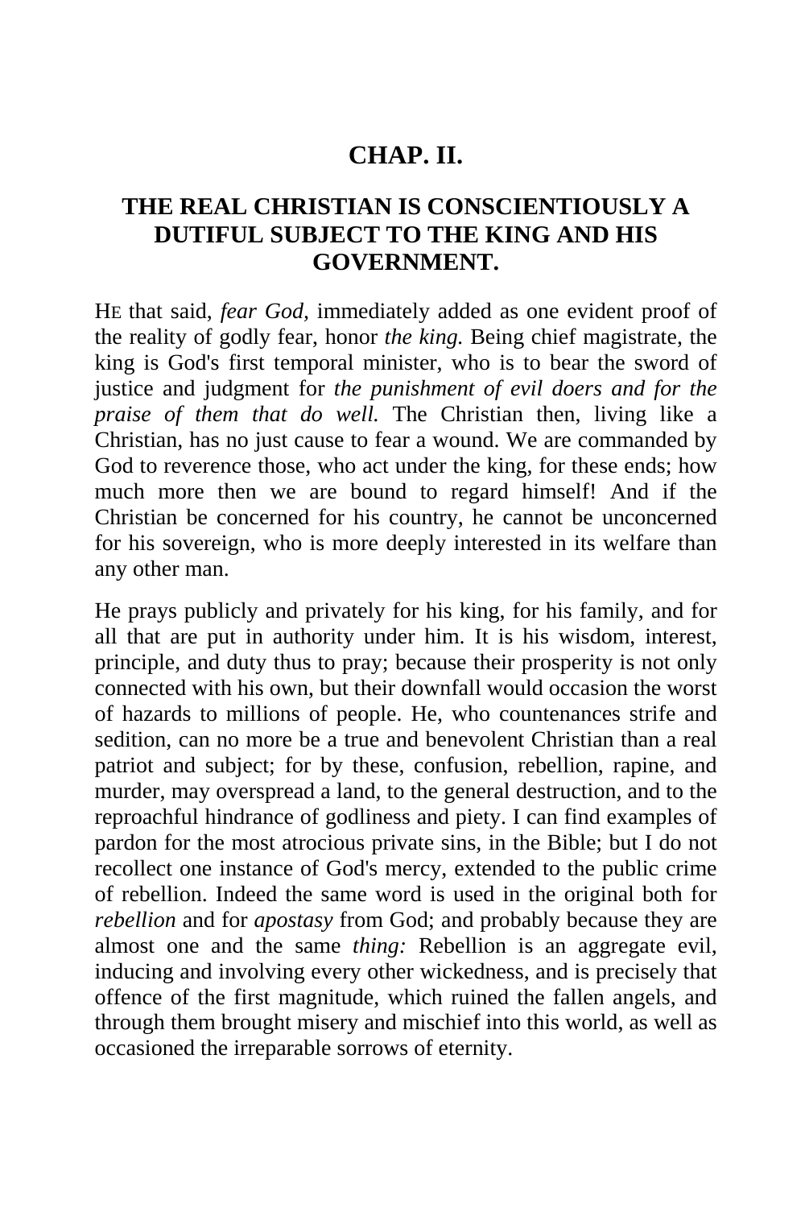## CHAP. II.

## THE REAL CHRISTIAN IS CONSCIENTIOUSLY A DUTIFUL SUBJECT TO THE KING AND HIS GOVERNMENT.

HE that said, *fear God,* immediately added as one evident proof of the reality of godly fear, honor *the king.* Being chief magistrate, the king is God's first temporal minister, who is to bear the sword of justice and judgment for *the punishment of evil doers and for the praise of them that do well.* The Christian then, living like a Christian, has no just cause to fear a wound. We are commanded by God to reverence those, who act under the king, for these ends; how much more then we are bound to regard himself! And if the Christian be concerned for his country, he cannot be unconcerned for his sovereign, who is more deeply interested in its welfare than any other man.

He prays publicly and privately for his king, for his family, and for all that are put in authority under him. It is his wisdom, interest, principle, and duty thus to pray; because their prosperity is not only connected with his own, but their downfall would occasion the worst of hazards to millions of people. He, who countenances strife and sedition, can no more be a true and benevolent Christian than a real patriot and subject; for by these, confusion, rebellion, rapine, and murder, may overspread a land, to the general destruction, and to the reproachful hindrance of godliness and piety. I can find examples of pardon for the most atrocious private sins, in the Bible; but I do not recollect one instance of God's mercy, extended to the public crime of rebellion. Indeed the same word is used in the original both for *rebellion* and for *apostasy* from God; and probably because they are almost one and the same *thing:* Rebellion is an aggregate evil, inducing and involving every other wickedness, and is precisely that offence of the first magnitude, which ruined the fallen angels, and through them brought misery and mischief into this world, as well as occasioned the irreparable sorrows of eternity.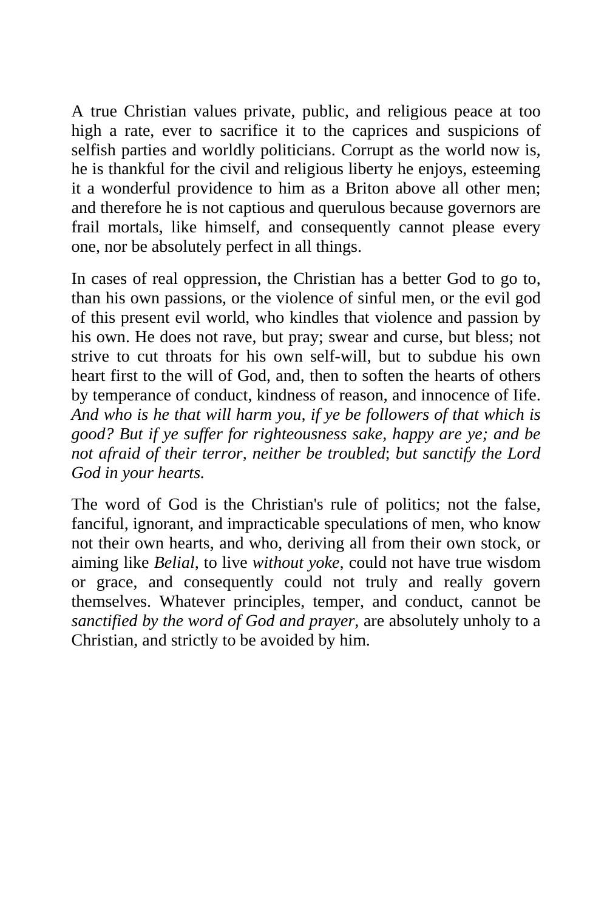A true Christian values private, public, and religious peace at too high a rate, ever to sacrifice it to the caprices and suspicions of selfish parties and worldly politicians. Corrupt as the world now is, he is thankful for the civil and religious liberty he enjoys, esteeming it a wonderful providence to him as a Briton above all other men; and therefore he is not captious and querulous because governors are frail mortals, like himself, and consequently cannot please every one, nor be absolutely perfect in all things.

In cases of real oppression, the Christian has a better God to go to, than his own passions, or the violence of sinful men, or the evil god of this present evil world, who kindles that violence and passion by his own. He does not rave, but pray; swear and curse, but bless; not strive to cut throats for his own self-will, but to subdue his own heart first to the will of God, and, then to soften the hearts of others by temperance of conduct, kindness of reason, and innocence of Iife. *And who is he that will harm you, if ye be followers of that which is good? But if ye suffer for righteousness sake, happy are ye; and be not afraid of their terror, neither be troubled*; *but sanctify the Lord God in your hearts.*

The word of God is the Christian's rule of politics; not the false, fanciful, ignorant, and impracticable speculations of men, who know not their own hearts, and who, deriving all from their own stock, or aiming like *Belial,* to live *without yoke,* could not have true wisdom or grace, and consequently could not truly and really govern themselves. Whatever principles, temper, and conduct, cannot be *sanctified by the word of God and prayer,* are absolutely unholy to a Christian, and strictly to be avoided by him.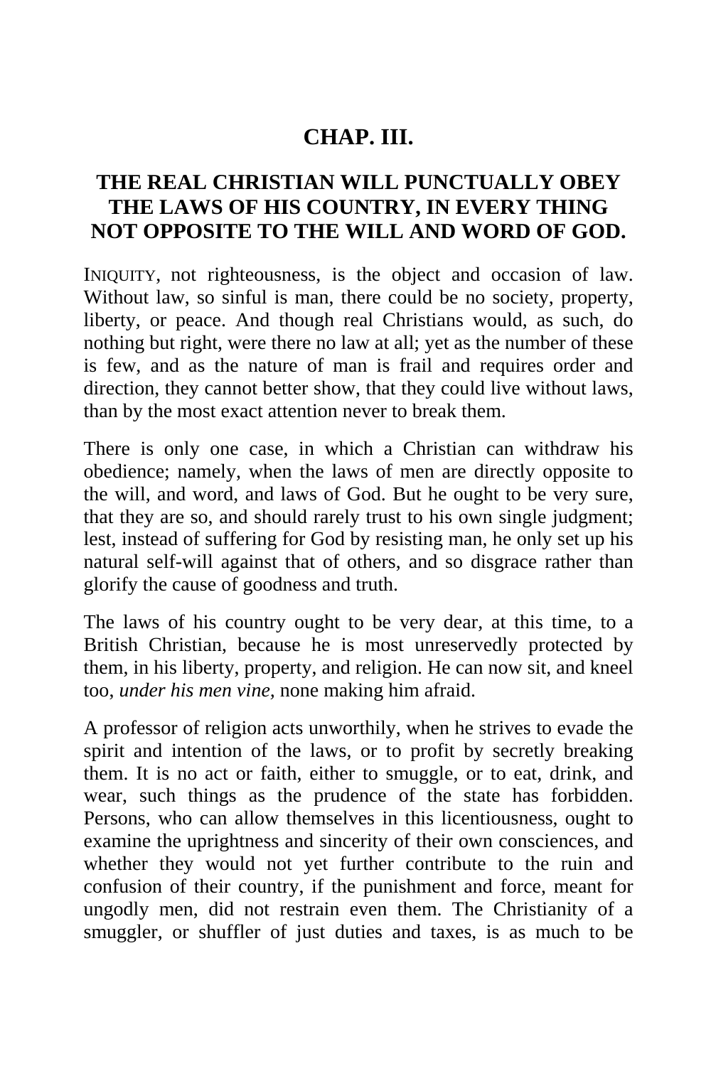## CHAP. III.

## THE REAL CHRISTIAN WILL PUNCTUALLY OBEY THE LAWS OF HIS COUNTRY, IN EVERY THING NOT OPPOSITE TO THE WILL AND WORD OF GOD.

INIQUITY, not righteousness, is the object and occasion of law. Without law, so sinful is man, there could be no society, property, liberty, or peace. And though real Christians would, as such, do nothing but right, were there no law at all; yet as the number of these is few, and as the nature of man is frail and requires order and direction, they cannot better show, that they could live without laws, than by the most exact attention never to break them.

There is only one case, in which a Christian can withdraw his obedience; namely, when the laws of men are directly opposite to the will, and word, and laws of God. But he ought to be very sure, that they are so, and should rarely trust to his own single judgment; lest, instead of suffering for God by resisting man, he only set up his natural self-will against that of others, and so disgrace rather than glorify the cause of goodness and truth.

The laws of his country ought to be very dear, at this time, to a British Christian, because he is most unreservedly protected by them, in his liberty, property, and religion. He can now sit, and kneel too, *under his men vine,* none making him afraid.

A professor of religion acts unworthily, when he strives to evade the spirit and intention of the laws, or to profit by secretly breaking them. It is no act or faith, either to smuggle, or to eat, drink, and wear, such things as the prudence of the state has forbidden. Persons, who can allow themselves in this licentiousness, ought to examine the uprightness and sincerity of their own consciences, and whether they would not yet further contribute to the ruin and confusion of their country, if the punishment and force, meant for ungodly men, did not restrain even them. The Christianity of a smuggler, or shuffler of just duties and taxes, is as much to be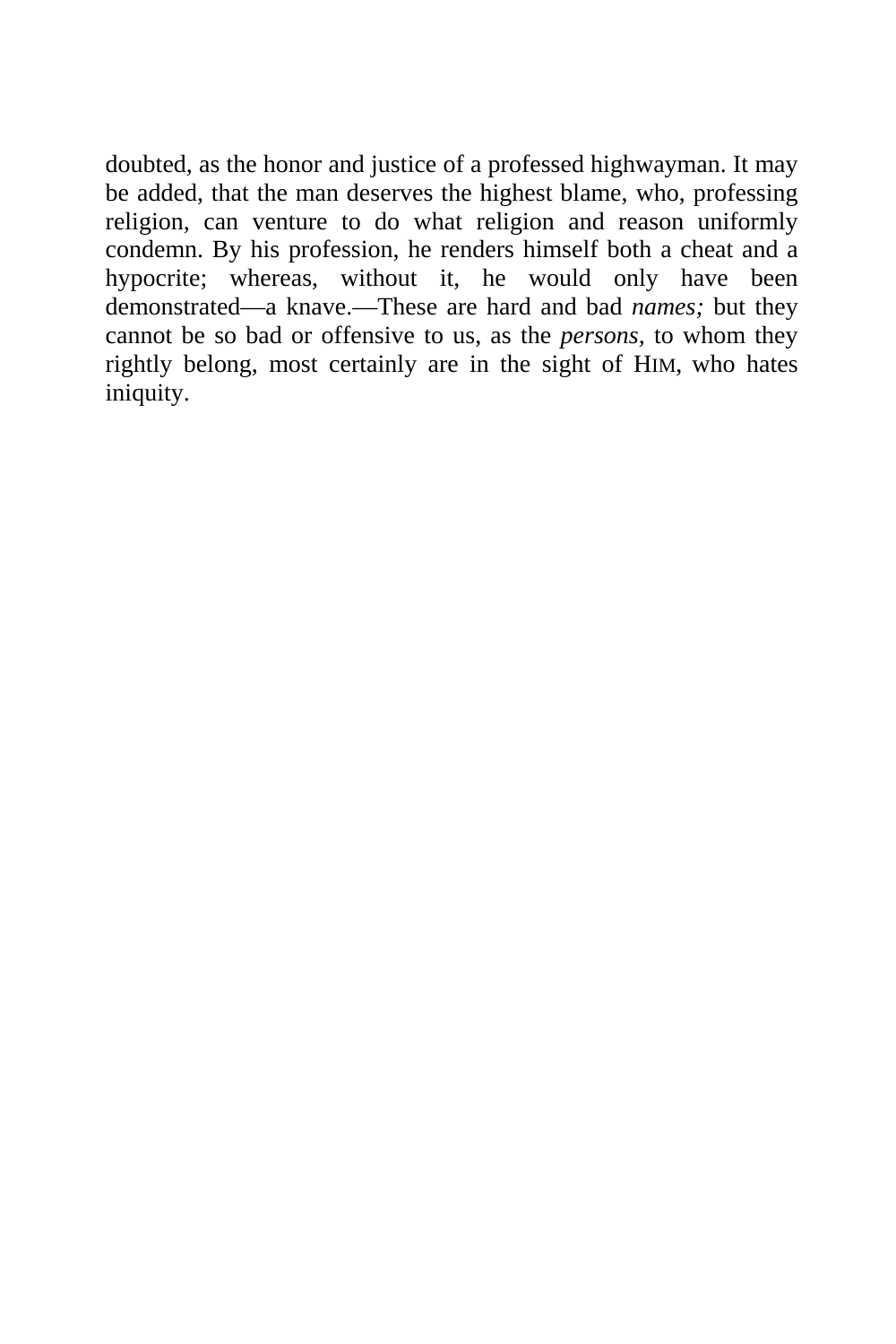doubted, as the honor and justice of a professed highwayman. It may be added, that the man deserves the highest blame, who, professing religion, can venture to do what religion and reason uniformly condemn. By his profession, he renders himself both a cheat and a hypocrite; whereas, without it, he would only have been demonstrated—a knave.—These are hard and bad *names;* but they cannot be so bad or offensive to us, as the *persons*, to whom they rightly belong, most certainly are in the sight of HIM, who hates iniquity.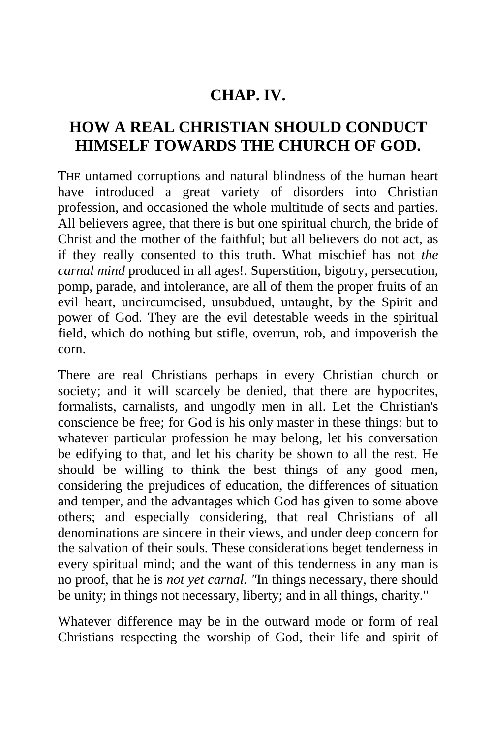## CHAP. IV.

## HOW A REAL CHRISTIAN SHOULD CONDUCT HIMSELF TOWARDS THE CHURCH OF GOD.

THE untamed corruptions and natural blindness of the human heart have introduced a great variety of disorders into Christian profession, and occasioned the whole multitude of sects and parties. All believers agree, that there is but one spiritual church, the bride of Christ and the mother of the faithful; but all believers do not act, as if they really consented to this truth. What mischief has not *the carnal mind* produced in all ages!. Superstition, bigotry, persecution, pomp, parade, and intolerance, are all of them the proper fruits of an evil heart, uncircumcised, unsubdued, untaught, by the Spirit and power of God. They are the evil detestable weeds in the spiritual field, which do nothing but stifle, overrun, rob, and impoverish the corn.

There are real Christians perhaps in every Christian church or society; and it will scarcely be denied, that there are hypocrites, formalists, carnalists, and ungodly men in all. Let the Christian's conscience be free; for God is his only master in these things: but to whatever particular profession he may belong, let his conversation be edifying to that, and let his charity be shown to all the rest. He should be willing to think the best things of any good men, considering the prejudices of education, the differences of situation and temper, and the advantages which God has given to some above others; and especially considering, that real Christians of all denominations are sincere in their views, and under deep concern for the salvation of their souls. These considerations beget tenderness in every spiritual mind; and the want of this tenderness in any man is no proof, that he is *not yet carnal.* "In things necessary, there should be unity; in things not necessary, liberty; and in all things, charity."

Whatever difference may be in the outward mode or form of real Christians respecting the worship of God, their life and spirit of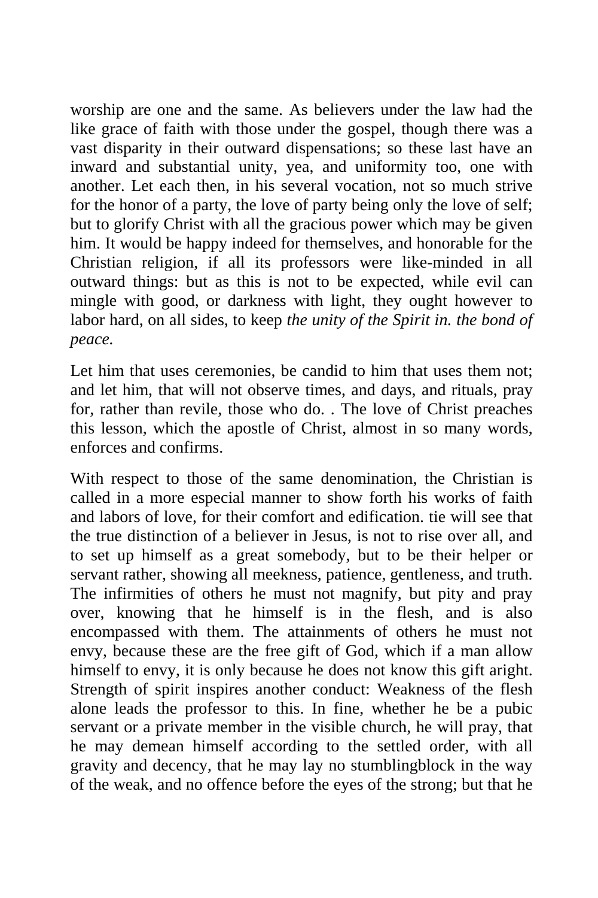worship are one and the same. As believers under the law had the like grace of faith with those under the gospel, though there was a vast disparity in their outward dispensations; so these last have an inward and substantial unity, yea, and uniformity too, one with another. Let each then, in his several vocation, not so much strive for the honor of a party, the love of party being only the love of self; but to glorify Christ with all the gracious power which may be given him. It would be happy indeed for themselves, and honorable for the Christian religion, if all its professors were like-minded in all outward things: but as this is not to be expected, while evil can mingle with good, or darkness with light, they ought however to labor hard, on all sides, to keep *the unity of the Spirit in. the bond of peace.*

Let him that uses ceremonies, be candid to him that uses them not; and let him, that will not observe times, and days, and rituals, pray for, rather than revile, those who do. . The love of Christ preaches this lesson, which the apostle of Christ, almost in so many words, enforces and confirms.

With respect to those of the same denomination, the Christian is called in a more especial manner to show forth his works of faith and labors of love, for their comfort and edification. tie will see that the true distinction of a believer in Jesus, is not to rise over all, and to set up himself as a great somebody, but to be their helper or servant rather, showing all meekness, patience, gentleness, and truth. The infirmities of others he must not magnify, but pity and pray over, knowing that he himself is in the flesh, and is also encompassed with them. The attainments of others he must not envy, because these are the free gift of God, which if a man allow himself to envy, it is only because he does not know this gift aright. Strength of spirit inspires another conduct: Weakness of the flesh alone leads the professor to this. In fine, whether he be a pubic servant or a private member in the visible church, he will pray, that he may demean himself according to the settled order, with all gravity and decency, that he may lay no stumblingblock in the way of the weak, and no offence before the eyes of the strong; but that he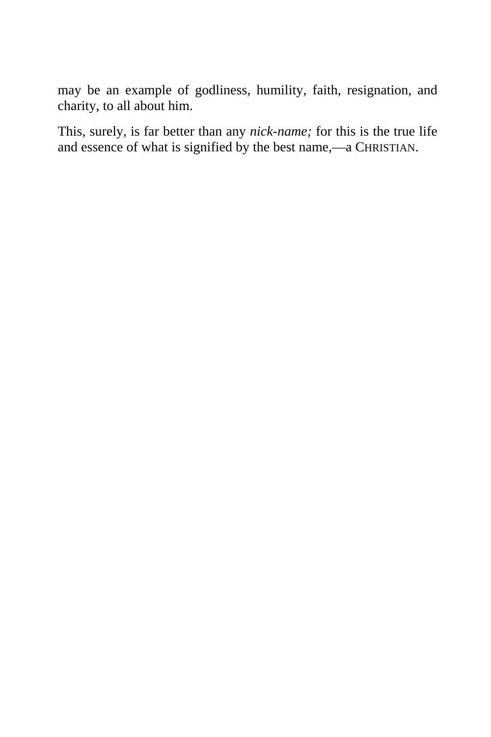may be an example of godliness, humility, faith, resignation, and charity, to all about him.

This, surely, is far better than any *nick-name;* for this is the true life and essence of what is signified by the best name,—a CHRISTIAN.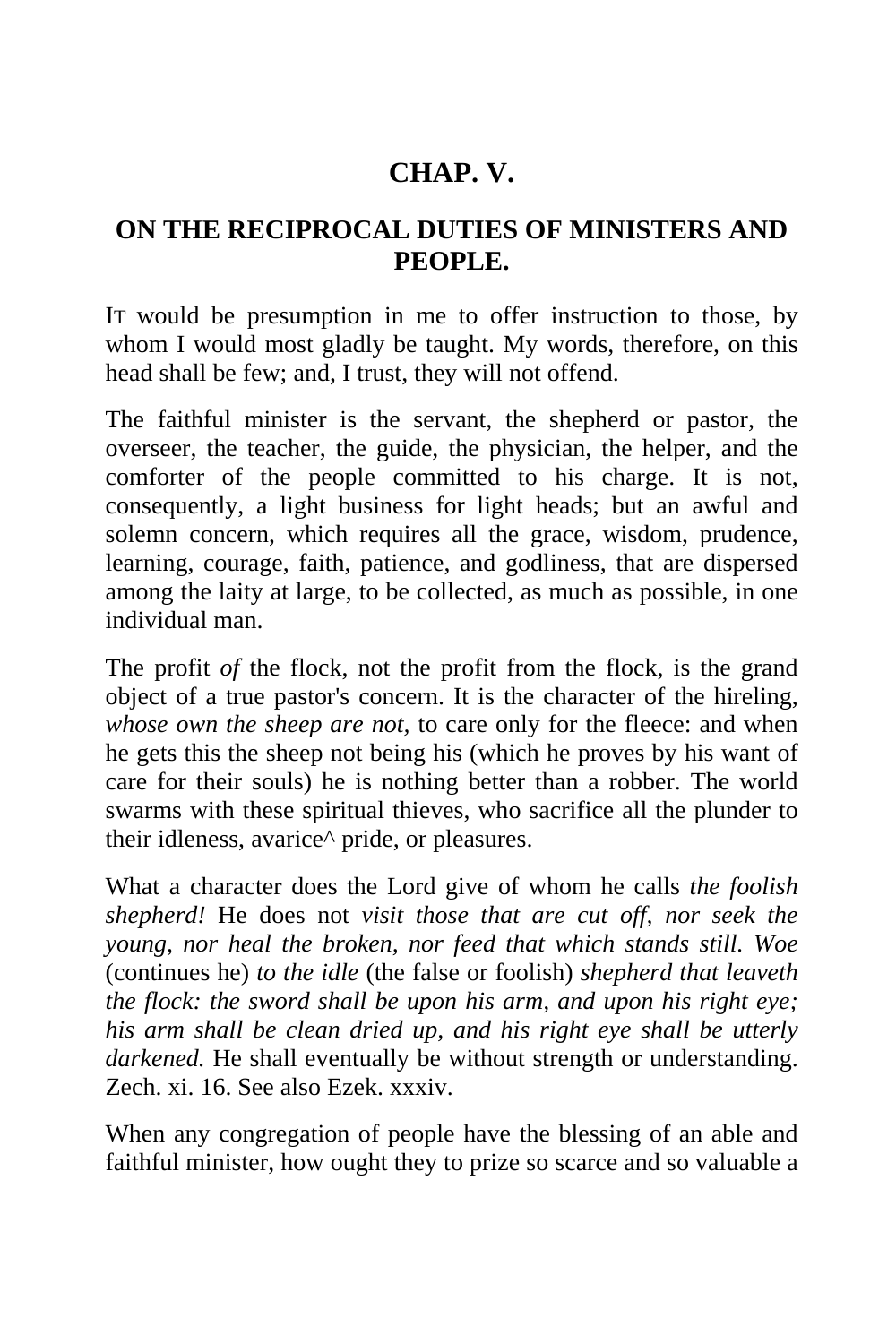## CHAP. V.

## ON THE RECIPROCAL DUTIES OF MINISTERS AND PEOPLE.

IT would be presumption in me to offer instruction to those, by whom I would most gladly be taught. My words, therefore, on this head shall be few; and, I trust, they will not offend.

The faithful minister is the servant, the shepherd or pastor, the overseer, the teacher, the guide, the physician, the helper, and the comforter of the people committed to his charge. It is not, consequently, a light business for light heads; but an awful and solemn concern, which requires all the grace, wisdom, prudence, learning, courage, faith, patience, and godliness, that are dispersed among the laity at large, to be collected, as much as possible, in one individual man.

The profit *of* the flock, not the profit from the flock, is the grand object of a true pastor's concern. It is the character of the hireling, *whose own the sheep are not,* to care only for the fleece: and when he gets this the sheep not being his (which he proves by his want of care for their souls) he is nothing better than a robber. The world swarms with these spiritual thieves, who sacrifice all the plunder to their idleness, avarice^ pride, or pleasures.

What a character does the Lord give of whom he calls *the foolish shepherd!* He does not *visit those that are cut off, nor seek the young, nor heal the broken, nor feed that which stands still. Woe* (continues he) *to the idle* (the false or foolish) *shepherd that leaveth the flock: the sword shall be upon his arm, and upon his right eye; his arm shall be clean dried up, and his right eye shall be utterly darkened.* He shall eventually be without strength or understanding. Zech. xi. 16. See also Ezek. xxxiv.

When any congregation of people have the blessing of an able and faithful minister, how ought they to prize so scarce and so valuable a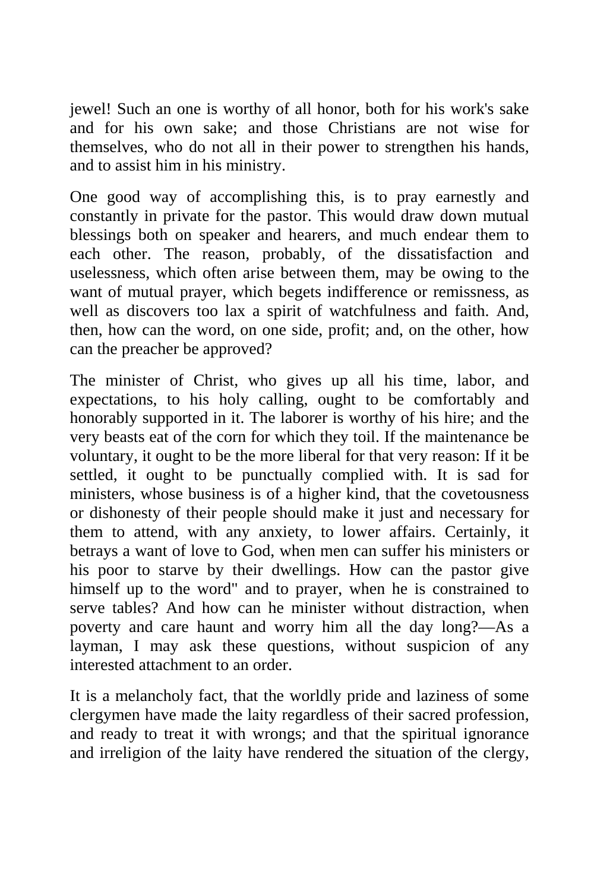jewel! Such an one is worthy of all honor, both for his work's sake and for his own sake; and those Christians are not wise for themselves, who do not all in their power to strengthen his hands, and to assist him in his ministry.

One good way of accomplishing this, is to pray earnestly and constantly in private for the pastor. This would draw down mutual blessings both on speaker and hearers, and much endear them to each other. The reason, probably, of the dissatisfaction and uselessness, which often arise between them, may be owing to the want of mutual prayer, which begets indifference or remissness, as well as discovers too lax a spirit of watchfulness and faith. And, then, how can the word, on one side, profit; and, on the other, how can the preacher be approved?

The minister of Christ, who gives up all his time, labor, and expectations, to his holy calling, ought to be comfortably and honorably supported in it. The laborer is worthy of his hire; and the very beasts eat of the corn for which they toil. If the maintenance be voluntary, it ought to be the more liberal for that very reason: If it be settled, it ought to be punctually complied with. It is sad for ministers, whose business is of a higher kind, that the covetousness or dishonesty of their people should make it just and necessary for them to attend, with any anxiety, to lower affairs. Certainly, it betrays a want of love to God, when men can suffer his ministers or his poor to starve by their dwellings. How can the pastor give himself up to the word" and to prayer, when he is constrained to serve tables? And how can he minister without distraction, when poverty and care haunt and worry him all the day long?—As a layman, I may ask these questions, without suspicion of any interested attachment to an order.

It is a melancholy fact, that the worldly pride and laziness of some clergymen have made the laity regardless of their sacred profession, and ready to treat it with wrongs; and that the spiritual ignorance and irreligion of the laity have rendered the situation of the clergy,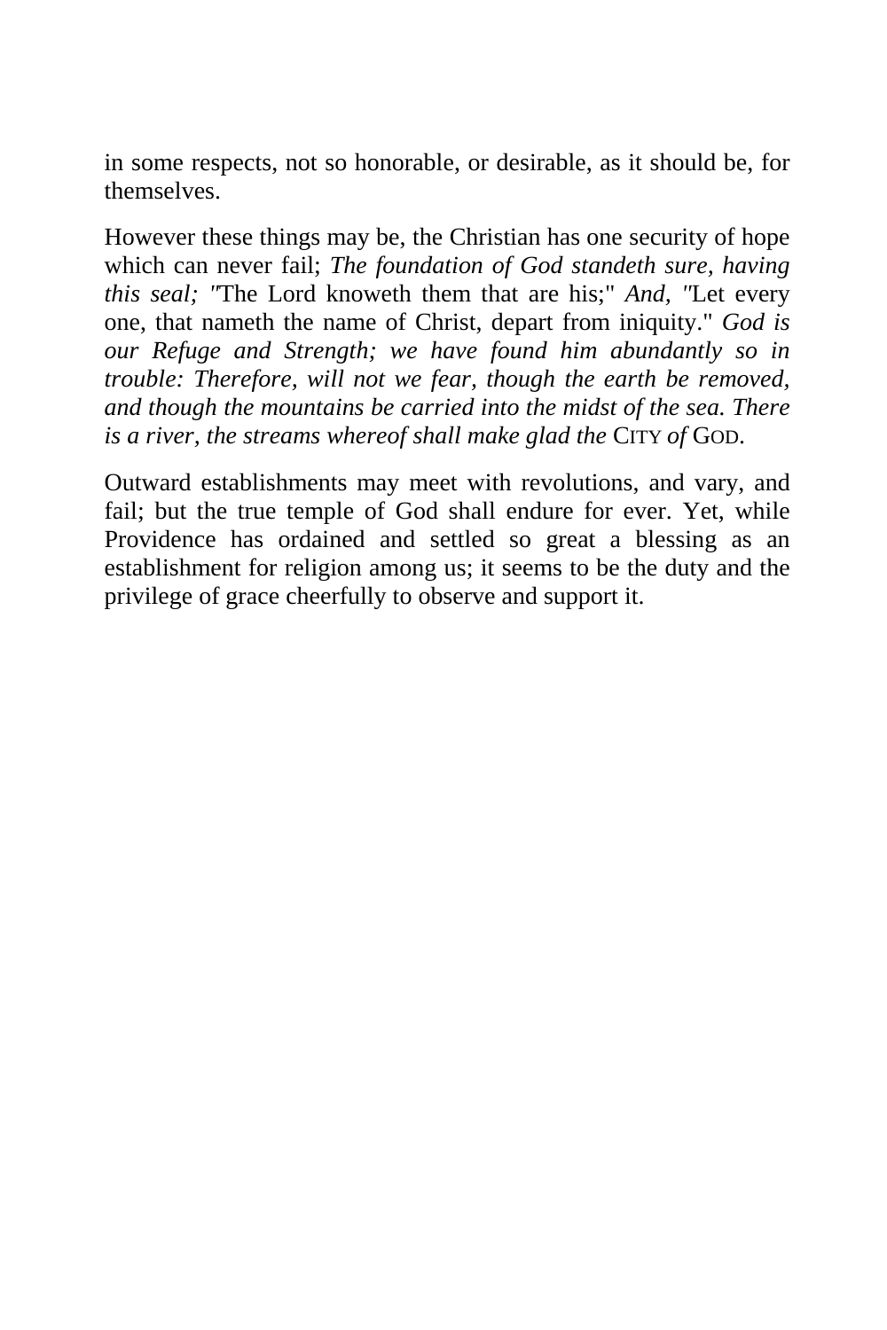in some respects, not so honorable, or desirable, as it should be, for themselves.

However these things may be, the Christian has one security of hope which can never fail; *The foundation of God standeth sure, having this seal; "*The Lord knoweth them that are his;" *And, "*Let every one, that nameth the name of Christ, depart from iniquity." *God is our Refuge and Strength; we have found him abundantly so in trouble: Therefore, will not we fear, though the earth be removed, and though the mountains be carried into the midst of the sea. There is a river, the streams whereof shall make glad the* CITY *of* GOD.

Outward establishments may meet with revolutions, and vary, and fail; but the true temple of God shall endure for ever. Yet, while Providence has ordained and settled so great a blessing as an establishment for religion among us; it seems to be the duty and the privilege of grace cheerfully to observe and support it.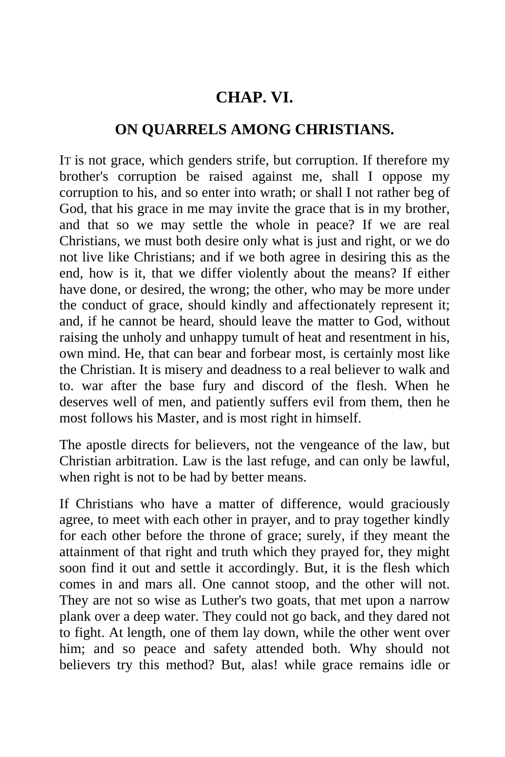## CHAP. VI.

### ON QUARRELS AMONG CHRISTIANS.

IT is not grace, which genders strife, but corruption. If therefore my brother's corruption be raised against me, shall I oppose my corruption to his, and so enter into wrath; or shall I not rather beg of God, that his grace in me may invite the grace that is in my brother, and that so we may settle the whole in peace? If we are real Christians, we must both desire only what is just and right, or we do not live like Christians; and if we both agree in desiring this as the end, how is it, that we differ violently about the means? If either have done, or desired, the wrong; the other, who may be more under the conduct of grace, should kindly and affectionately represent it; and, if he cannot be heard, should leave the matter to God, without raising the unholy and unhappy tumult of heat and resentment in his, own mind. He, that can bear and forbear most, is certainly most like the Christian. It is misery and deadness to a real believer to walk and to. war after the base fury and discord of the flesh. When he deserves well of men, and patiently suffers evil from them, then he most follows his Master, and is most right in himself.

The apostle directs for believers, not the vengeance of the law, but Christian arbitration. Law is the last refuge, and can only be lawful, when right is not to be had by better means.

If Christians who have a matter of difference, would graciously agree, to meet with each other in prayer, and to pray together kindly for each other before the throne of grace; surely, if they meant the attainment of that right and truth which they prayed for, they might soon find it out and settle it accordingly. But, it is the flesh which comes in and mars all. One cannot stoop, and the other will not. They are not so wise as Luther's two goats, that met upon a narrow plank over a deep water. They could not go back, and they dared not to fight. At length, one of them lay down, while the other went over him; and so peace and safety attended both. Why should not believers try this method? But, alas! while grace remains idle or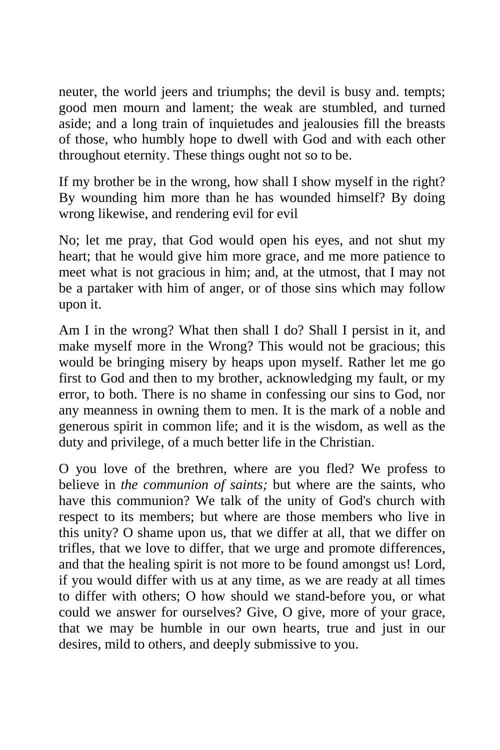neuter, the world jeers and triumphs; the devil is busy and. tempts; good men mourn and lament; the weak are stumbled, and turned aside; and a long train of inquietudes and jealousies fill the breasts of those, who humbly hope to dwell with God and with each other throughout eternity. These things ought not so to be.

If my brother be in the wrong, how shall I show myself in the right? By wounding him more than he has wounded himself? By doing wrong likewise, and rendering evil for evil

No; let me pray, that God would open his eyes, and not shut my heart; that he would give him more grace, and me more patience to meet what is not gracious in him; and, at the utmost, that I may not be a partaker with him of anger, or of those sins which may follow upon it.

Am I in the wrong? What then shall I do? Shall I persist in it, and make myself more in the Wrong? This would not be gracious; this would be bringing misery by heaps upon myself. Rather let me go first to God and then to my brother, acknowledging my fault, or my error, to both. There is no shame in confessing our sins to God, nor any meanness in owning them to men. It is the mark of a noble and generous spirit in common life; and it is the wisdom, as well as the duty and privilege, of a much better life in the Christian.

O you love of the brethren, where are you fled? We profess to believe in *the communion of saints;* but where are the saints, who have this communion? We talk of the unity of God's church with respect to its members; but where are those members who live in this unity? O shame upon us, that we differ at all, that we differ on trifles, that we love to differ, that we urge and promote differences, and that the healing spirit is not more to be found amongst us! Lord, if you would differ with us at any time, as we are ready at all times to differ with others; O how should we stand-before you, or what could we answer for ourselves? Give, O give, more of your grace, that we may be humble in our own hearts, true and just in our desires, mild to others, and deeply submissive to you.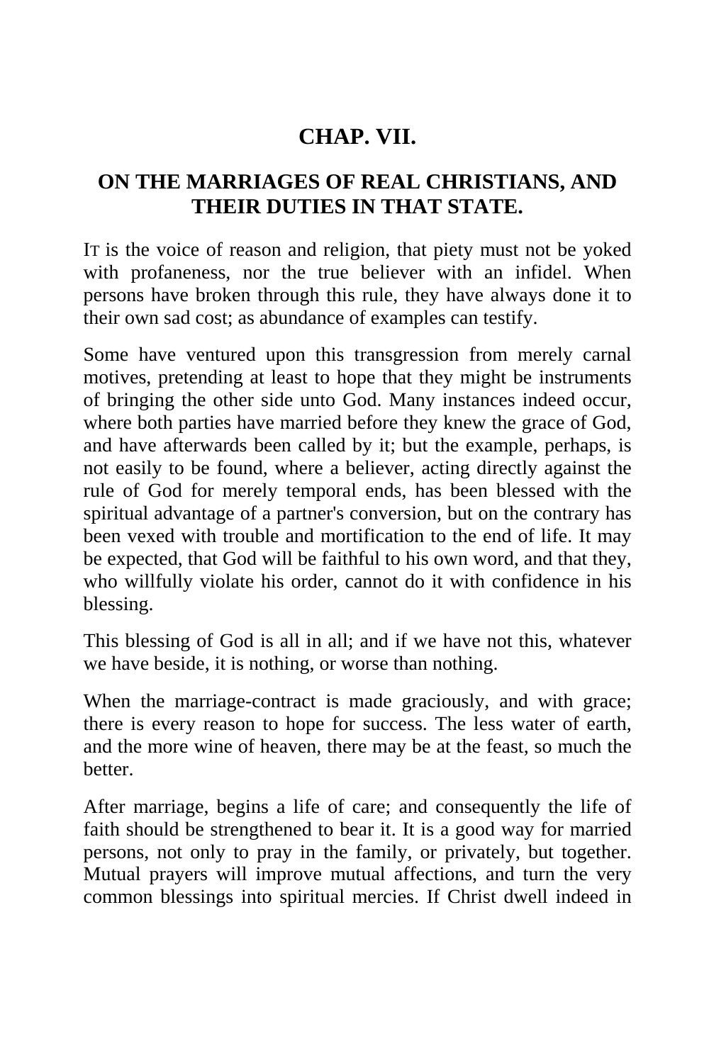## CHAP. VII.

## ON THE MARRIAGES OF REAL CHRISTIANS, AND THEIR DUTIES IN THAT STATE.

IT is the voice of reason and religion, that piety must not be yoked with profaneness, nor the true believer with an infidel. When persons have broken through this rule, they have always done it to their own sad cost; as abundance of examples can testify.

Some have ventured upon this transgression from merely carnal motives, pretending at least to hope that they might be instruments of bringing the other side unto God. Many instances indeed occur, where both parties have married before they knew the grace of God, and have afterwards been called by it; but the example, perhaps, is not easily to be found, where a believer, acting directly against the rule of God for merely temporal ends, has been blessed with the spiritual advantage of a partner's conversion, but on the contrary has been vexed with trouble and mortification to the end of life. It may be expected, that God will be faithful to his own word, and that they, who willfully violate his order, cannot do it with confidence in his blessing.

This blessing of God is all in all; and if we have not this, whatever we have beside, it is nothing, or worse than nothing.

When the marriage-contract is made graciously, and with grace; there is every reason to hope for success. The less water of earth, and the more wine of heaven, there may be at the feast, so much the better.

After marriage, begins a life of care; and consequently the life of faith should be strengthened to bear it. It is a good way for married persons, not only to pray in the family, or privately, but together. Mutual prayers will improve mutual affections, and turn the very common blessings into spiritual mercies. If Christ dwell indeed in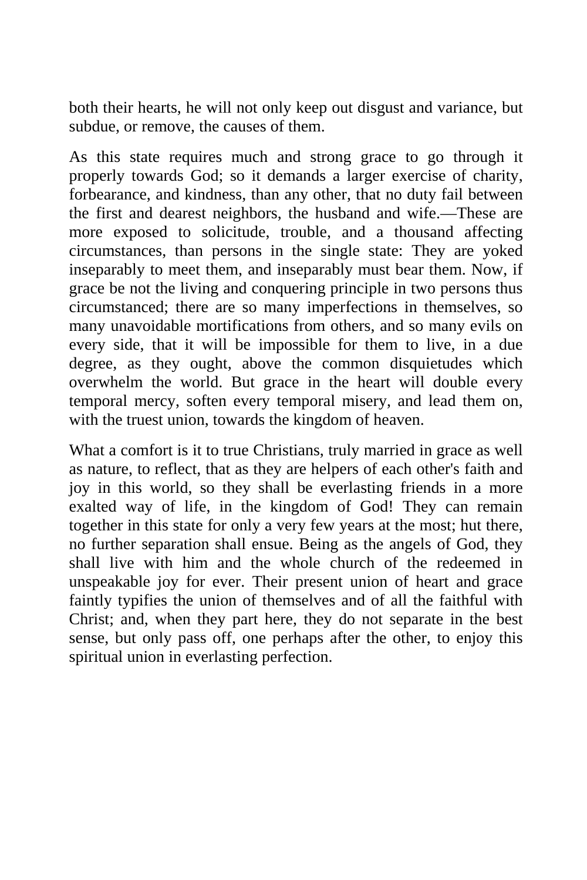both their hearts, he will not only keep out disgust and variance, but subdue, or remove, the causes of them.

As this state requires much and strong grace to go through it properly towards God; so it demands a larger exercise of charity, forbearance, and kindness, than any other, that no duty fail between the first and dearest neighbors, the husband and wife.—These are more exposed to solicitude, trouble, and a thousand affecting circumstances, than persons in the single state: They are yoked inseparably to meet them, and inseparably must bear them. Now, if grace be not the living and conquering principle in two persons thus circumstanced; there are so many imperfections in themselves, so many unavoidable mortifications from others, and so many evils on every side, that it will be impossible for them to live, in a due degree, as they ought, above the common disquietudes which overwhelm the world. But grace in the heart will double every temporal mercy, soften every temporal misery, and lead them on, with the truest union, towards the kingdom of heaven.

What a comfort is it to true Christians, truly married in grace as well as nature, to reflect, that as they are helpers of each other's faith and joy in this world, so they shall be everlasting friends in a more exalted way of life, in the kingdom of God! They can remain together in this state for only a very few years at the most; hut there, no further separation shall ensue. Being as the angels of God, they shall live with him and the whole church of the redeemed in unspeakable joy for ever. Their present union of heart and grace faintly typifies the union of themselves and of all the faithful with Christ; and, when they part here, they do not separate in the best sense, but only pass off, one perhaps after the other, to enjoy this spiritual union in everlasting perfection.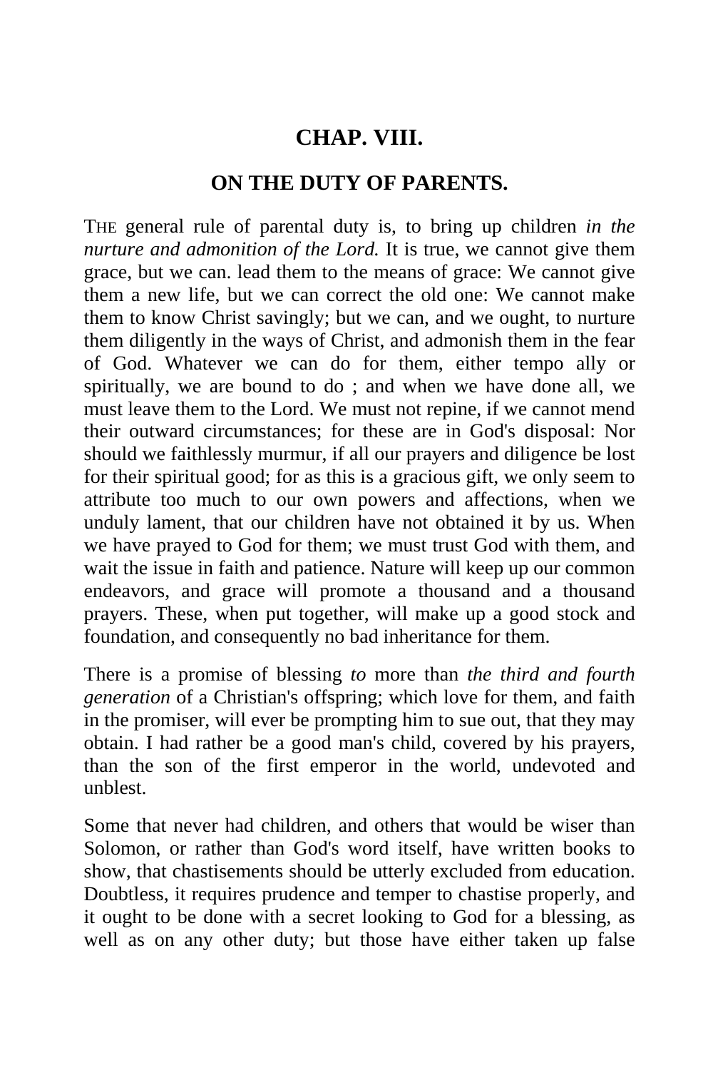## CHAP. VIII.

## ON THE DUTY OF PARENTS.

THE general rule of parental duty is, to bring up children *in the nurture and admonition of the Lord.* It is true, we cannot give them grace, but we can. lead them to the means of grace: We cannot give them a new life, but we can correct the old one: We cannot make them to know Christ savingly; but we can, and we ought, to nurture them diligently in the ways of Christ, and admonish them in the fear of God. Whatever we can do for them, either tempo ally or spiritually, we are bound to do ; and when we have done all, we must leave them to the Lord. We must not repine, if we cannot mend their outward circumstances; for these are in God's disposal: Nor should we faithlessly murmur, if all our prayers and diligence be lost for their spiritual good; for as this is a gracious gift, we only seem to attribute too much to our own powers and affections, when we unduly lament, that our children have not obtained it by us. When we have prayed to God for them; we must trust God with them, and wait the issue in faith and patience. Nature will keep up our common endeavors, and grace will promote a thousand and a thousand prayers. These, when put together, will make up a good stock and foundation, and consequently no bad inheritance for them.

There is a promise of blessing *to* more than *the third and fourth generation* of a Christian's offspring; which love for them, and faith in the promiser, will ever be prompting him to sue out, that they may obtain. I had rather be a good man's child, covered by his prayers, than the son of the first emperor in the world, undevoted and unblest.

Some that never had children, and others that would be wiser than Solomon, or rather than God's word itself, have written books to show, that chastisements should be utterly excluded from education. Doubtless, it requires prudence and temper to chastise properly, and it ought to be done with a secret looking to God for a blessing, as well as on any other duty; but those have either taken up false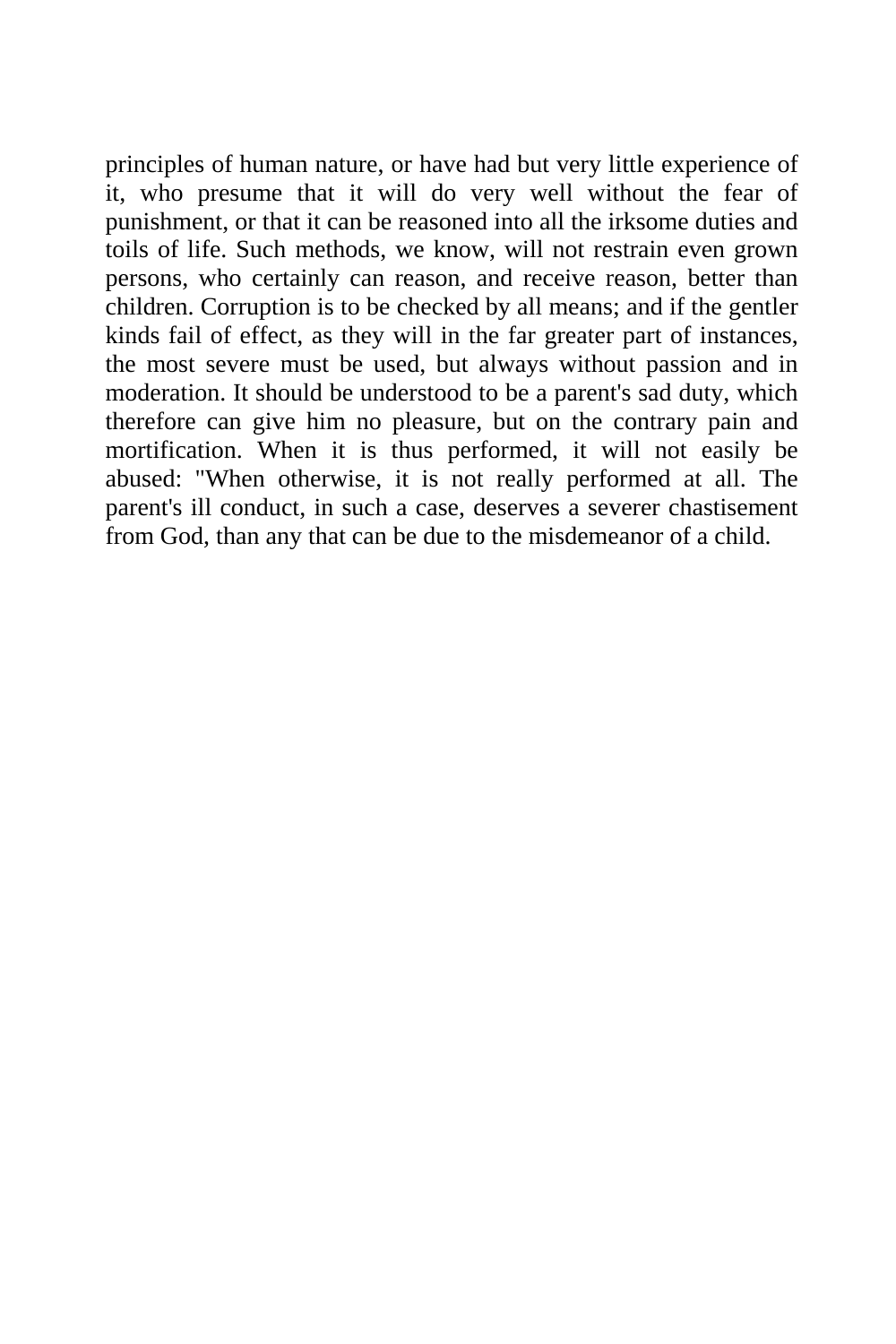principles of human nature, or have had but very little experience of it, who presume that it will do very well without the fear of punishment, or that it can be reasoned into all the irksome duties and toils of life. Such methods, we know, will not restrain even grown persons, who certainly can reason, and receive reason, better than children. Corruption is to be checked by all means; and if the gentler kinds fail of effect, as they will in the far greater part of instances, the most severe must be used, but always without passion and in moderation. It should be understood to be a parent's sad duty, which therefore can give him no pleasure, but on the contrary pain and mortification. When it is thus performed, it will not easily be abused: "When otherwise, it is not really performed at all. The parent's ill conduct, in such a case, deserves a severer chastisement from God, than any that can be due to the misdemeanor of a child.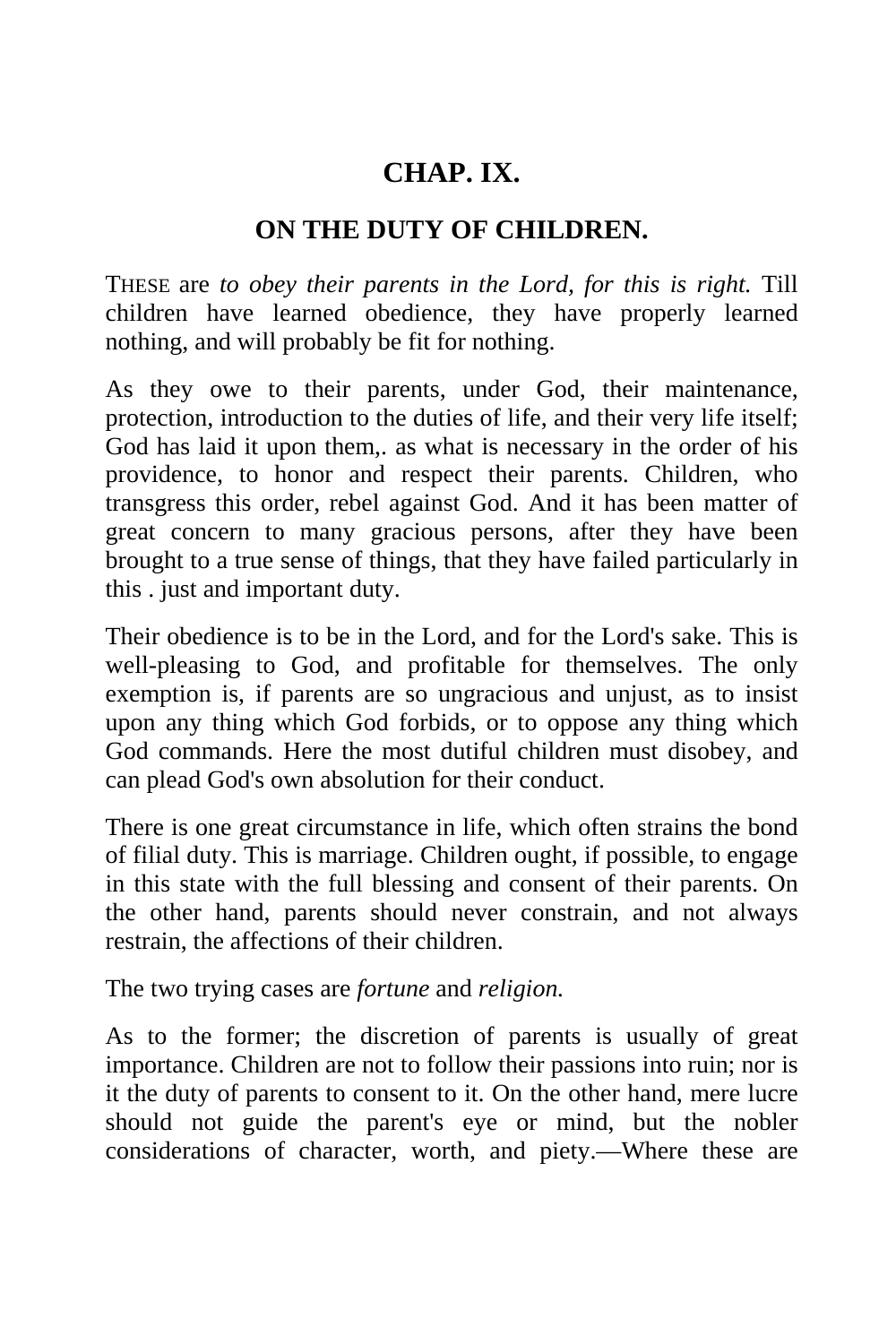## CHAP. IX.

### ON THE DUTY OF CHILDREN.

THESE are *to obey their parents in the Lord, for this is right.* Till children have learned obedience, they have properly learned nothing, and will probably be fit for nothing.

As they owe to their parents, under God, their maintenance, protection, introduction to the duties of life, and their very life itself; God has laid it upon them,. as what is necessary in the order of his providence, to honor and respect their parents. Children, who transgress this order, rebel against God. And it has been matter of great concern to many gracious persons, after they have been brought to a true sense of things, that they have failed particularly in this . just and important duty.

Their obedience is to be in the Lord, and for the Lord's sake. This is well-pleasing to God, and profitable for themselves. The only exemption is, if parents are so ungracious and unjust, as to insist upon any thing which God forbids, or to oppose any thing which God commands. Here the most dutiful children must disobey, and can plead God's own absolution for their conduct.

There is one great circumstance in life, which often strains the bond of filial duty. This is marriage. Children ought, if possible, to engage in this state with the full blessing and consent of their parents. On the other hand, parents should never constrain, and not always restrain, the affections of their children.

The two trying cases are *fortune* and *religion.*

As to the former; the discretion of parents is usually of great importance. Children are not to follow their passions into ruin; nor is it the duty of parents to consent to it. On the other hand, mere lucre should not guide the parent's eye or mind, but the nobler considerations of character, worth, and piety.—Where these are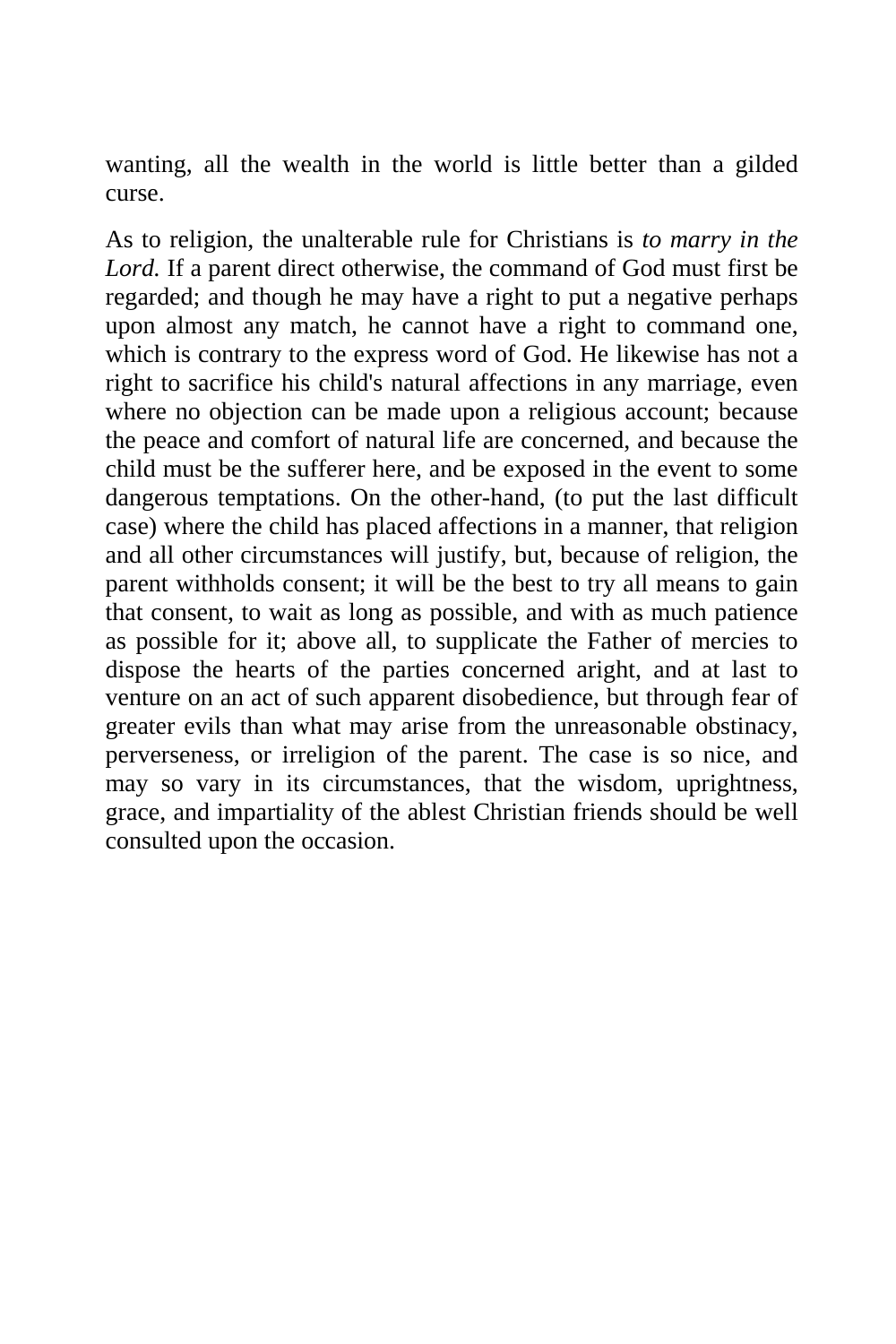wanting, all the wealth in the world is little better than a gilded curse.

As to religion, the unalterable rule for Christians is *to marry in the Lord.* If a parent direct otherwise, the command of God must first be regarded; and though he may have a right to put a negative perhaps upon almost any match, he cannot have a right to command one, which is contrary to the express word of God. He likewise has not a right to sacrifice his child's natural affections in any marriage, even where no objection can be made upon a religious account; because the peace and comfort of natural life are concerned, and because the child must be the sufferer here, and be exposed in the event to some dangerous temptations. On the other-hand, (to put the last difficult case) where the child has placed affections in a manner, that religion and all other circumstances will justify, but, because of religion, the parent withholds consent; it will be the best to try all means to gain that consent, to wait as long as possible, and with as much patience as possible for it; above all, to supplicate the Father of mercies to dispose the hearts of the parties concerned aright, and at last to venture on an act of such apparent disobedience, but through fear of greater evils than what may arise from the unreasonable obstinacy, perverseness, or irreligion of the parent. The case is so nice, and may so vary in its circumstances, that the wisdom, uprightness, grace, and impartiality of the ablest Christian friends should be well consulted upon the occasion.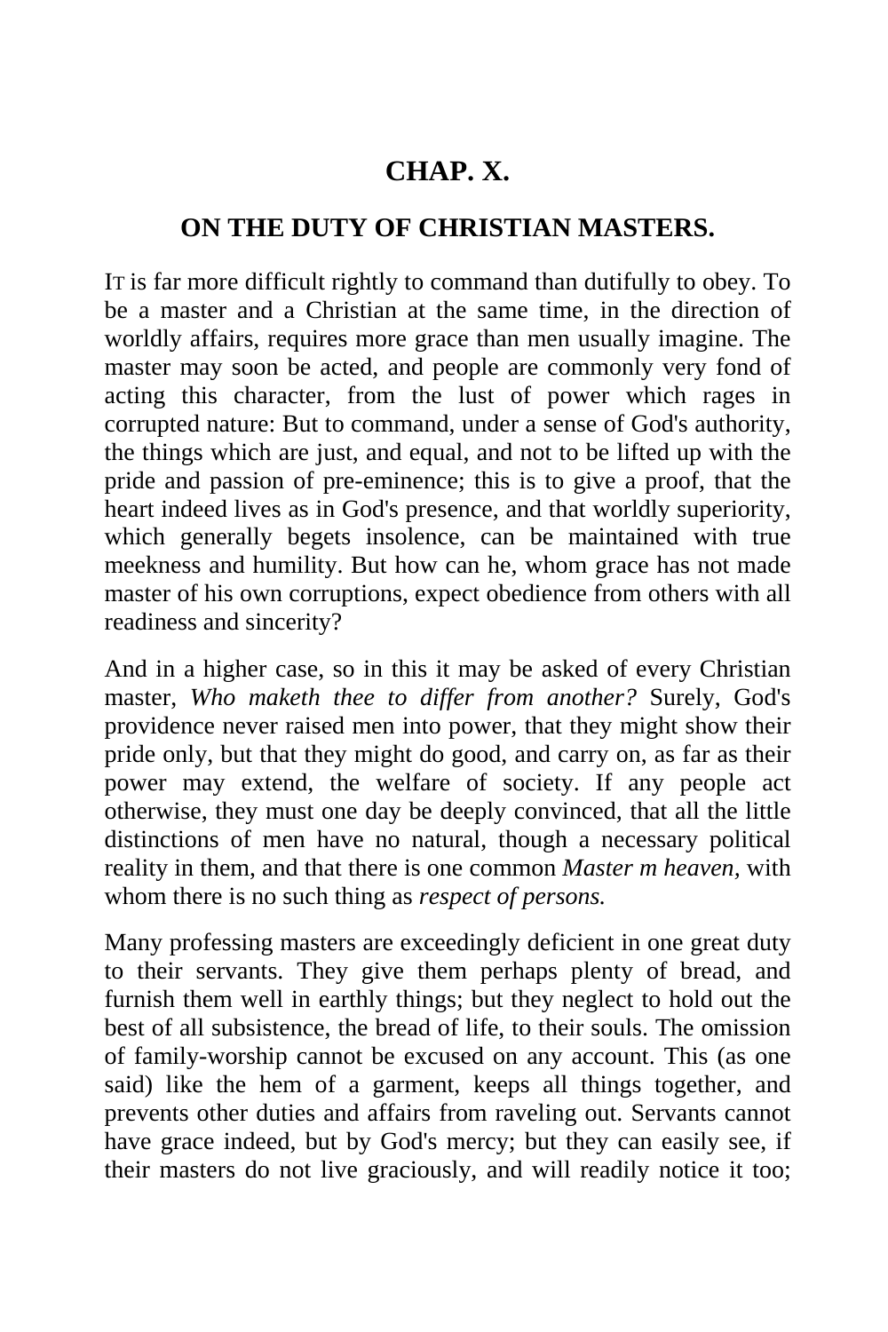# CHAP. X.

## ON THE DUTY OF CHRISTIAN MASTERS.

IT is far more difficult rightly to command than dutifully to obey. To be a master and a Christian at the same time, in the direction of worldly affairs, requires more grace than men usually imagine. The master may soon be acted, and people are commonly very fond of acting this character, from the lust of power which rages in corrupted nature: But to command, under a sense of God's authority, the things which are just, and equal, and not to be lifted up with the pride and passion of pre-eminence; this is to give a proof, that the heart indeed lives as in God's presence, and that worldly superiority, which generally begets insolence, can be maintained with true meekness and humility. But how can he, whom grace has not made master of his own corruptions, expect obedience from others with all readiness and sincerity?

And in a higher case, so in this it may be asked of every Christian master, *Who maketh thee to differ from another?* Surely, God's providence never raised men into power, that they might show their pride only, but that they might do good, and carry on, as far as their power may extend, the welfare of society. If any people act otherwise, they must one day be deeply convinced, that all the little distinctions of men have no natural, though a necessary political reality in them, and that there is one common *Master m heaven,* with whom there is no such thing as *respect of persons.*

Many professing masters are exceedingly deficient in one great duty to their servants. They give them perhaps plenty of bread, and furnish them well in earthly things; but they neglect to hold out the best of all subsistence, the bread of life, to their souls. The omission of family-worship cannot be excused on any account. This (as one said) like the hem of a garment, keeps all things together, and prevents other duties and affairs from raveling out. Servants cannot have grace indeed, but by God's mercy; but they can easily see, if their masters do not live graciously, and will readily notice it too;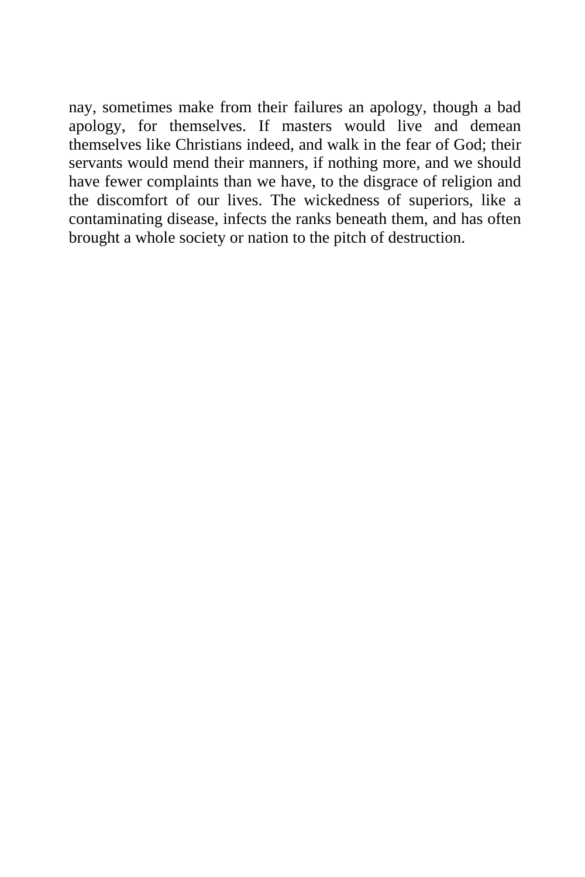nay, sometimes make from their failures an apology, though a bad apology, for themselves. If masters would live and demean themselves like Christians indeed, and walk in the fear of God; their servants would mend their manners, if nothing more, and we should have fewer complaints than we have, to the disgrace of religion and the discomfort of our lives. The wickedness of superiors, like a contaminating disease, infects the ranks beneath them, and has often brought a whole society or nation to the pitch of destruction.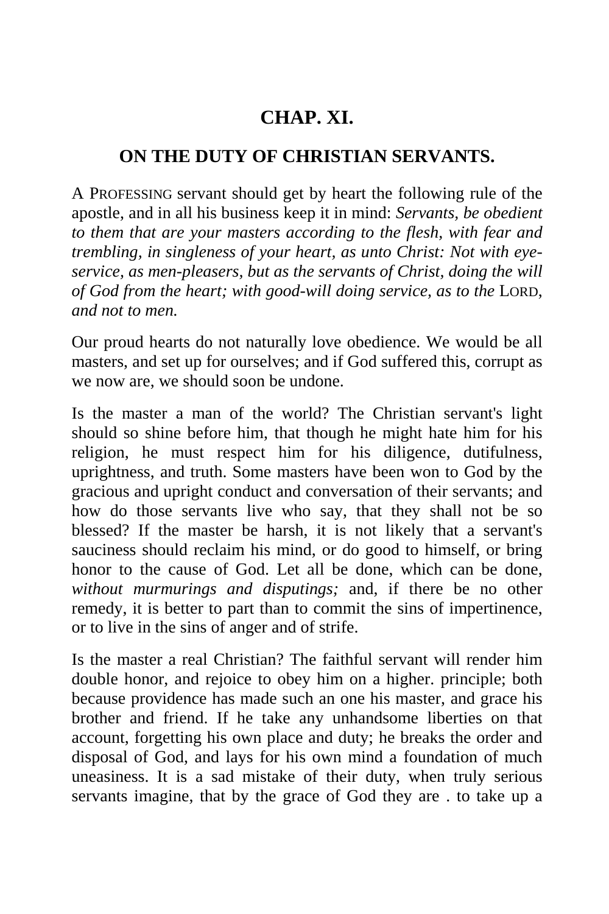## CHAP. XI.

### ON THE DUTY OF CHRISTIAN SERVANTS.

A PROFESSING servant should get by heart the following rule of the apostle, and in all his business keep it in mind: *Servants, be obedient to them that are your masters according to the flesh, with fear and trembling, in singleness of your heart, as unto Christ: Not with eye-service, as men-pleasers, but as the servants of Christ, doing the will of God from the heart; with good-will doing service, as to the* LORD, *and not to men.*

Our proud hearts do not naturally love obedience. We would be all masters, and set up for ourselves; and if God suffered this, corrupt as we now are, we should soon be undone.

Is the master a man of the world? The Christian servant's light should so shine before him, that though he might hate him for his religion, he must respect him for his diligence, dutifulness, uprightness, and truth. Some masters have been won to God by the gracious and upright conduct and conversation of their servants; and how do those servants live who say, that they shall not be so blessed? If the master be harsh, it is not likely that a servant's sauciness should reclaim his mind, or do good to himself, or bring honor to the cause of God. Let all be done, which can be done, *without murmurings and disputings;* and, if there be no other remedy, it is better to part than to commit the sins of impertinence, or to live in the sins of anger and of strife.

Is the master a real Christian? The faithful servant will render him double honor, and rejoice to obey him on a higher. principle; both because providence has made such an one his master, and grace his brother and friend. If he take any unhandsome liberties on that account, forgetting his own place and duty; he breaks the order and disposal of God, and lays for his own mind a foundation of much uneasiness. It is a sad mistake of their duty, when truly serious servants imagine, that by the grace of God they are . to take up a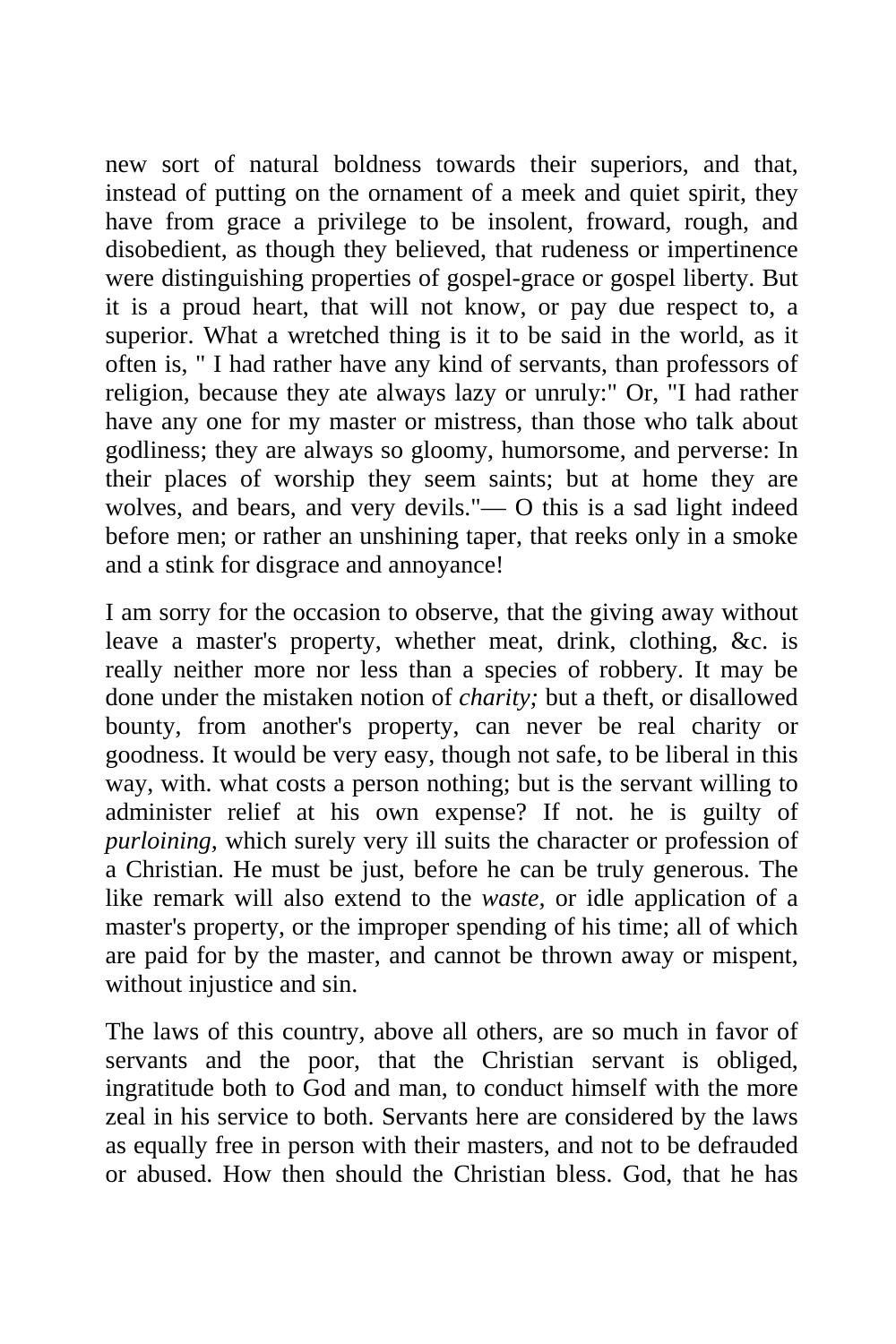new sort of natural boldness towards their superiors, and that, instead of putting on the ornament of a meek and quiet spirit, they have from grace a privilege to be insolent, froward, rough, and disobedient, as though they believed, that rudeness or impertinence were distinguishing properties of gospel-grace or gospel liberty. But it is a proud heart, that will not know, or pay due respect to, a superior. What a wretched thing is it to be said in the world, as it often is, " I had rather have any kind of servants, than professors of religion, because they ate always lazy or unruly:" Or, "I had rather have any one for my master or mistress, than those who talk about godliness; they are always so gloomy, humorsome, and perverse: In their places of worship they seem saints; but at home they are wolves, and bears, and very devils."— O this is a sad light indeed before men; or rather an unshining taper, that reeks only in a smoke and a stink for disgrace and annoyance!

I am sorry for the occasion to observe, that the giving away without leave a master's property, whether meat, drink, clothing, &c. is really neither more nor less than a species of robbery. It may be done under the mistaken notion of *charity;* but a theft, or disallowed bounty, from another's property, can never be real charity or goodness. It would be very easy, though not safe, to be liberal in this way, with. what costs a person nothing; but is the servant willing to administer relief at his own expense? If not. he is guilty of *purloining*, which surely very ill suits the character or profession of a Christian. He must be just, before he can be truly generous. The like remark will also extend to the *waste*, or idle application of a master's property, or the improper spending of his time; all of which are paid for by the master, and cannot be thrown away or mispent, without injustice and sin.

The laws of this country, above all others, are so much in favor of servants and the poor, that the Christian servant is obliged, ingratitude both to God and man, to conduct himself with the more zeal in his service to both. Servants here are considered by the laws as equally free in person with their masters, and not to be defrauded or abused. How then should the Christian bless. God, that he has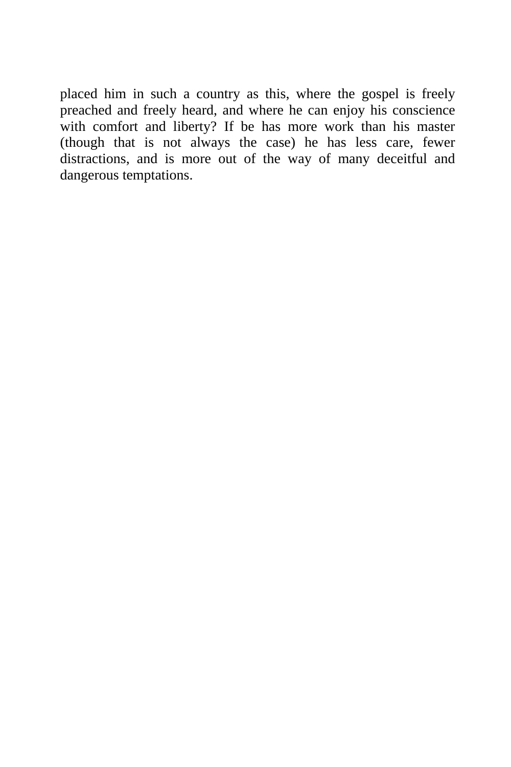placed him in such a country as this, where the gospel is freely preached and freely heard, and where he can enjoy his conscience with comfort and liberty? If be has more work than his master (though that is not always the case) he has less care, fewer distractions, and is more out of the way of many deceitful and dangerous temptations.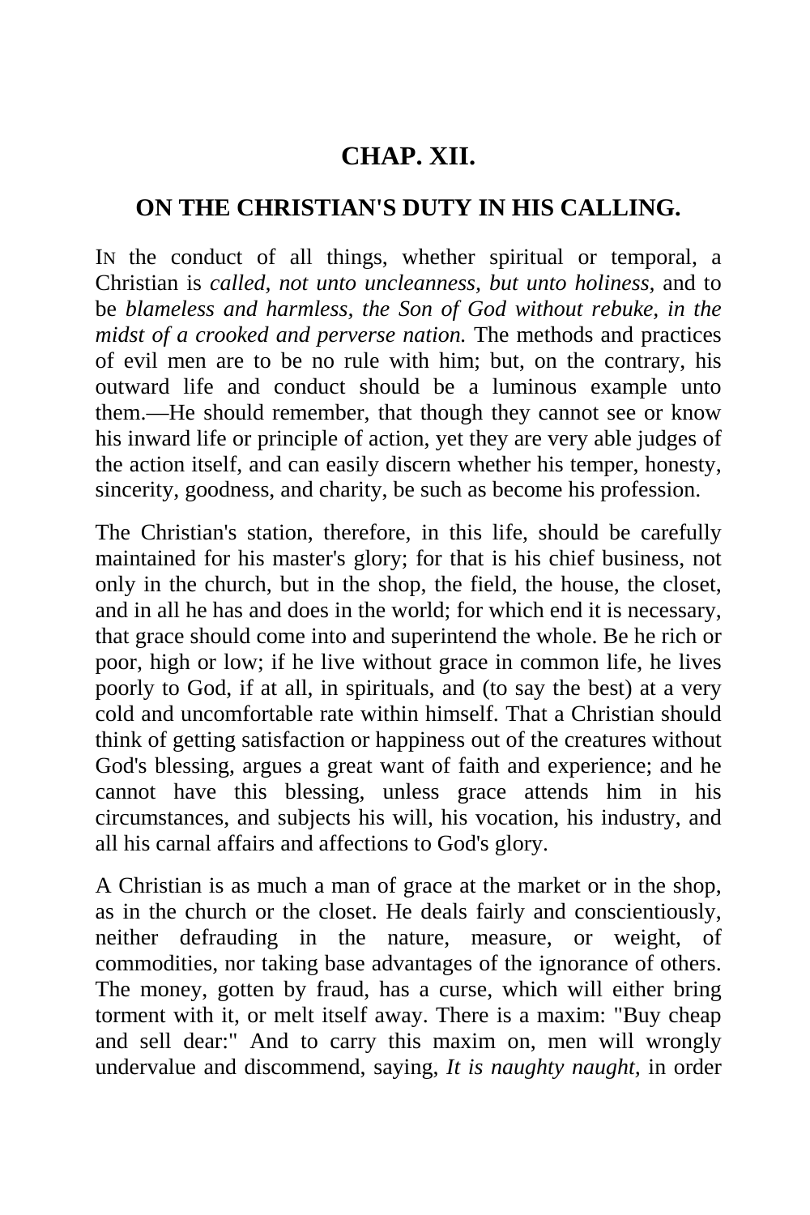## CHAP. XII.

### ON THE CHRISTIAN'S DUTY IN HIS CALLING.

IN the conduct of all things, whether spiritual or temporal, a Christian is *called, not unto uncleanness, but unto holiness,* and to be *blameless and harmless, the Son of God without rebuke, in the midst of a crooked and perverse nation.* The methods and practices of evil men are to be no rule with him; but, on the contrary, his outward life and conduct should be a luminous example unto them.—He should remember, that though they cannot see or know his inward life or principle of action, yet they are very able judges of the action itself, and can easily discern whether his temper, honesty, sincerity, goodness, and charity, be such as become his profession.

The Christian's station, therefore, in this life, should be carefully maintained for his master's glory; for that is his chief business, not only in the church, but in the shop, the field, the house, the closet, and in all he has and does in the world; for which end it is necessary, that grace should come into and superintend the whole. Be he rich or poor, high or low; if he live without grace in common life, he lives poorly to God, if at all, in spirituals, and (to say the best) at a very cold and uncomfortable rate within himself. That a Christian should think of getting satisfaction or happiness out of the creatures without God's blessing, argues a great want of faith and experience; and he cannot have this blessing, unless grace attends him in his circumstances, and subjects his will, his vocation, his industry, and all his carnal affairs and affections to God's glory.

A Christian is as much a man of grace at the market or in the shop, as in the church or the closet. He deals fairly and conscientiously, neither defrauding in the nature, measure, or weight, of commodities, nor taking base advantages of the ignorance of others. The money, gotten by fraud, has a curse, which will either bring torment with it, or melt itself away. There is a maxim: "Buy cheap and sell dear:" And to carry this maxim on, men will wrongly undervalue and discommend, saying, *It is naughty naught*, in order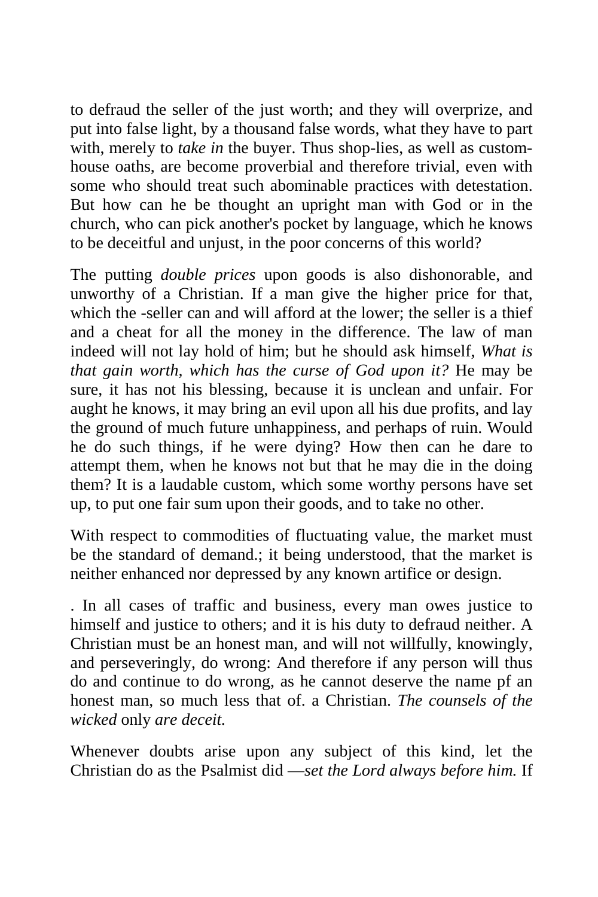to defraud the seller of the just worth; and they will overprize, and put into false light, by a thousand false words, what they have to part with, merely to *take in* the buyer. Thus shop-lies, as well as custom-house oaths, are become proverbial and therefore trivial, even with some who should treat such abominable practices with detestation. But how can he be thought an upright man with God or in the church, who can pick another's pocket by language, which he knows to be deceitful and unjust, in the poor concerns of this world?

The putting *double prices* upon goods is also dishonorable, and unworthy of a Christian. If a man give the higher price for that, which the -seller can and will afford at the lower; the seller is a thief and a cheat for all the money in the difference. The law of man indeed will not lay hold of him; but he should ask himself, *What is that gain worth, which has the curse of God upon it?* He may be sure, it has not his blessing, because it is unclean and unfair. For aught he knows, it may bring an evil upon all his due profits, and lay the ground of much future unhappiness, and perhaps of ruin. Would he do such things, if he were dying? How then can he dare to attempt them, when he knows not but that he may die in the doing them? It is a laudable custom, which some worthy persons have set up, to put one fair sum upon their goods, and to take no other.

With respect to commodities of fluctuating value, the market must be the standard of demand.; it being understood, that the market is neither enhanced nor depressed by any known artifice or design.

. In all cases of traffic and business, every man owes justice to himself and justice to others; and it is his duty to defraud neither. A Christian must be an honest man, and will not willfully, knowingly, and perseveringly, do wrong: And therefore if any person will thus do and continue to do wrong, as he cannot deserve the name pf an honest man, so much less that of. a Christian. *The counsels of the wicked* only *are deceit.*

Whenever doubts arise upon any subject of this kind, let the Christian do as the Psalmist did —*set the Lord always before him.* If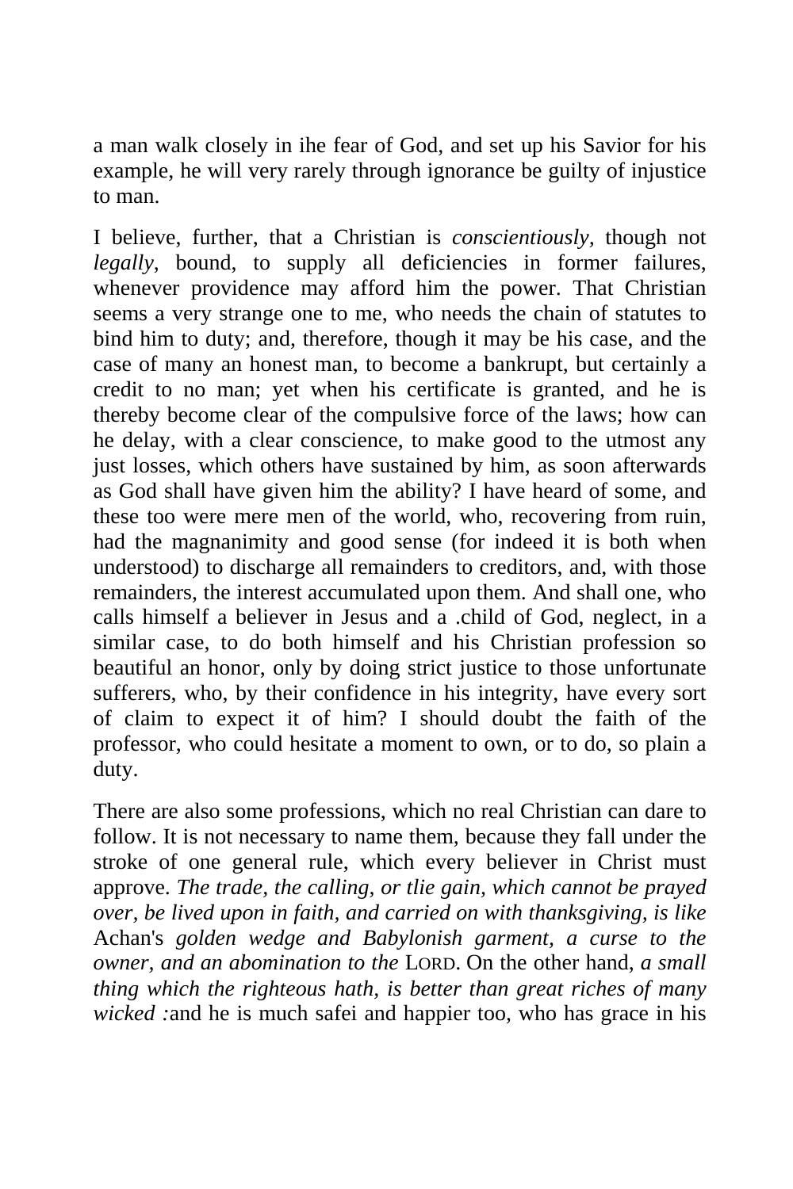a man walk closely in ihe fear of God, and set up his Savior for his example, he will very rarely through ignorance be guilty of injustice to man.

I believe, further, that a Christian is *conscientiously*, though not *legally*, bound, to supply all deficiencies in former failures, whenever providence may afford him the power. That Christian seems a very strange one to me, who needs the chain of statutes to bind him to duty; and, therefore, though it may be his case, and the case of many an honest man, to become a bankrupt, but certainly a credit to no man; yet when his certificate is granted, and he is thereby become clear of the compulsive force of the laws; how can he delay, with a clear conscience, to make good to the utmost any just losses, which others have sustained by him, as soon afterwards as God shall have given him the ability? I have heard of some, and these too were mere men of the world, who, recovering from ruin, had the magnanimity and good sense (for indeed it is both when understood) to discharge all remainders to creditors, and, with those remainders, the interest accumulated upon them. And shall one, who calls himself a believer in Jesus and a .child of God, neglect, in a similar case, to do both himself and his Christian profession so beautiful an honor, only by doing strict justice to those unfortunate sufferers, who, by their confidence in his integrity, have every sort of claim to expect it of him? I should doubt the faith of the professor, who could hesitate a moment to own, or to do, so plain a duty.

There are also some professions, which no real Christian can dare to follow. It is not necessary to name them, because they fall under the stroke of one general rule, which every believer in Christ must approve. *The trade, the calling, or tlie gain, which cannot be prayed over, be lived upon in faith, and carried on with thanksgiving, is like* Achan's *golden wedge and Babylonish garment, a curse to the owner, and an abomination to the* LORD. On the other hand, *a small thing which the righteous hath, is better than great riches of many wicked :*and he is much safei and happier too, who has grace in his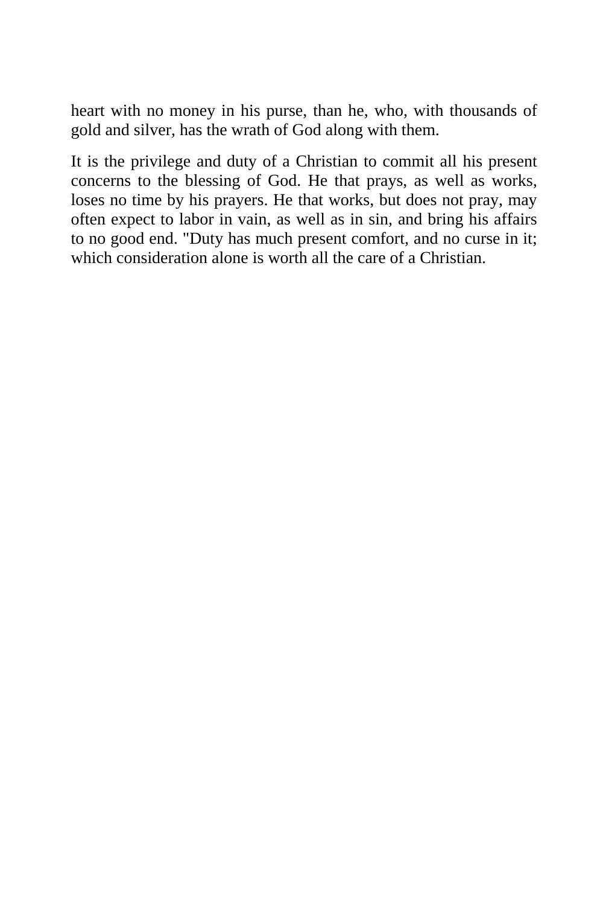heart with no money in his purse, than he, who, with thousands of gold and silver, has the wrath of God along with them.

It is the privilege and duty of a Christian to commit all his present concerns to the blessing of God. He that prays, as well as works, loses no time by his prayers. He that works, but does not pray, may often expect to labor in vain, as well as in sin, and bring his affairs to no good end. "Duty has much present comfort, and no curse in it; which consideration alone is worth all the care of a Christian.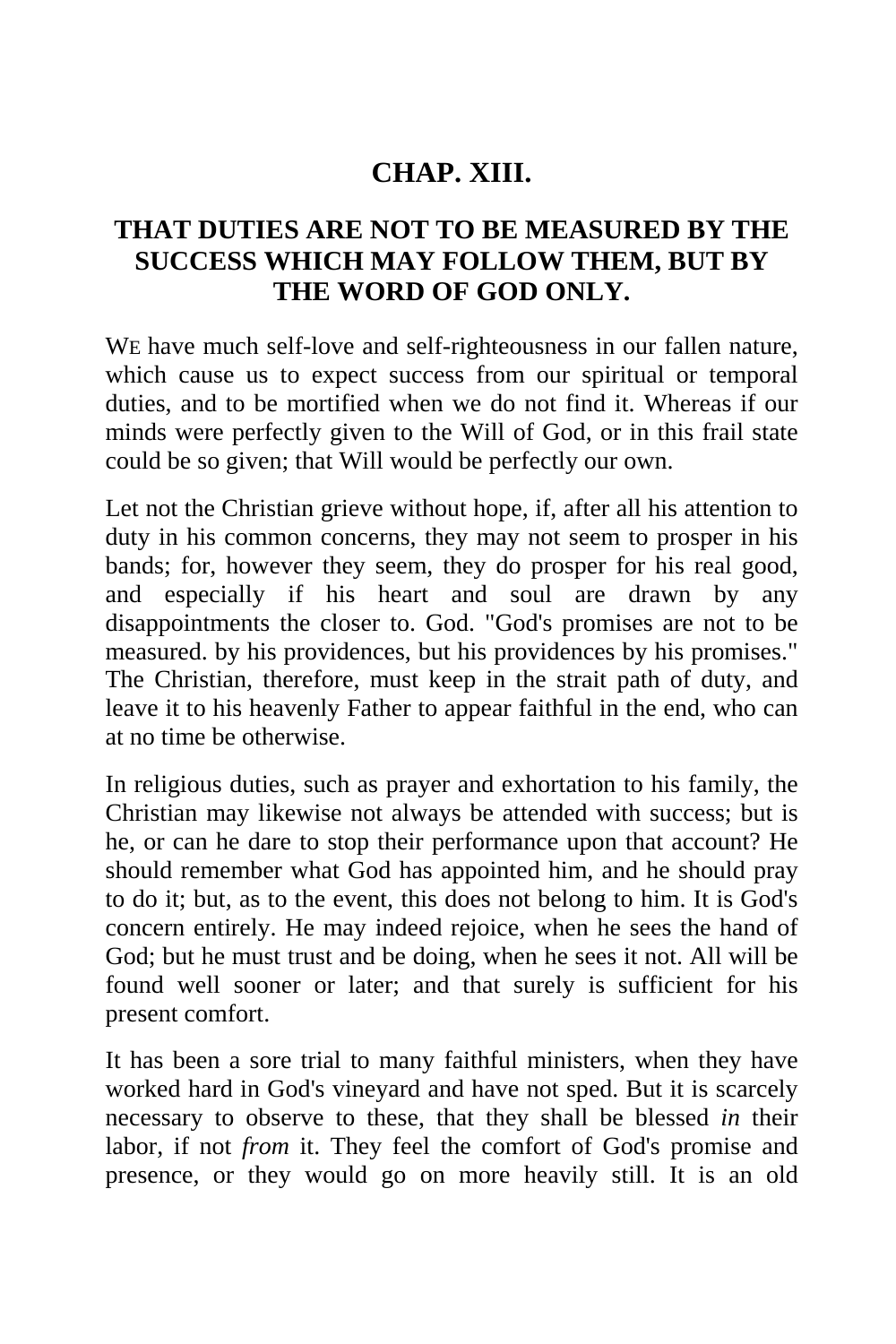## CHAP. XIII.

### THAT DUTIES ARE NOT TO BE MEASURED BY THE SUCCESS WHICH MAY FOLLOW THEM, BUT BY THE WORD OF GOD ONLY.

WE have much self-love and self-righteousness in our fallen nature, which cause us to expect success from our spiritual or temporal duties, and to be mortified when we do not find it. Whereas if our minds were perfectly given to the Will of God, or in this frail state could be so given; that Will would be perfectly our own.

Let not the Christian grieve without hope, if, after all his attention to duty in his common concerns, they may not seem to prosper in his bands; for, however they seem, they do prosper for his real good, and especially if his heart and soul are drawn by any disappointments the closer to. God. "God's promises are not to be measured. by his providences, but his providences by his promises." The Christian, therefore, must keep in the strait path of duty, and leave it to his heavenly Father to appear faithful in the end, who can at no time be otherwise.

In religious duties, such as prayer and exhortation to his family, the Christian may likewise not always be attended with success; but is he, or can he dare to stop their performance upon that account? He should remember what God has appointed him, and he should pray to do it; but, as to the event, this does not belong to him. It is God's concern entirely. He may indeed rejoice, when he sees the hand of God; but he must trust and be doing, when he sees it not. All will be found well sooner or later; and that surely is sufficient for his present comfort.

It has been a sore trial to many faithful ministers, when they have worked hard in God's vineyard and have not sped. But it is scarcely necessary to observe to these, that they shall be blessed *in* their labor, if not *from* it. They feel the comfort of God's promise and presence, or they would go on more heavily still. It is an old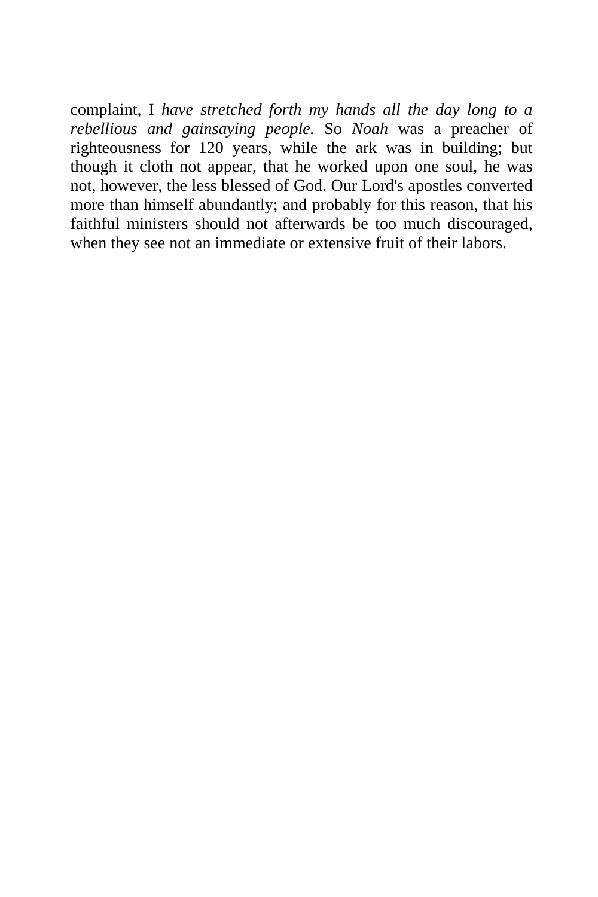complaint, I *have stretched forth my hands all the day long to a rebellious and gainsaying people.* So *Noah* was a preacher of righteousness for 120 years, while the ark was in building; but though it cloth not appear, that he worked upon one soul, he was not, however, the less blessed of God. Our Lord's apostles converted more than himself abundantly; and probably for this reason, that his faithful ministers should not afterwards be too much discouraged, when they see not an immediate or extensive fruit of their labors.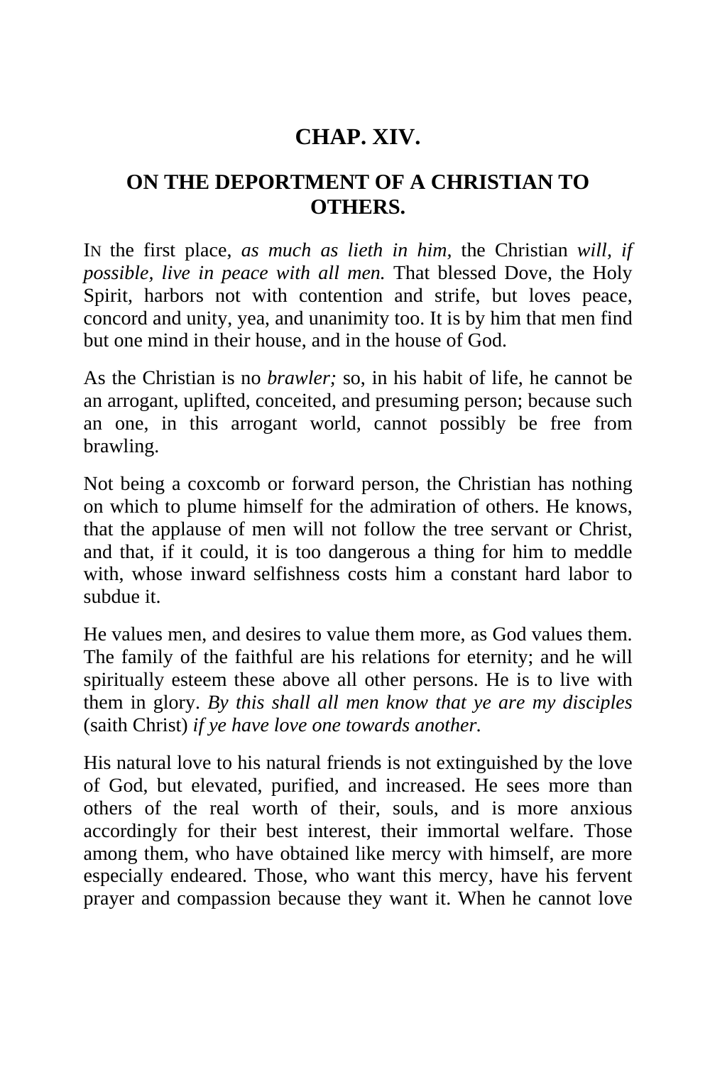## CHAP. XIV.

### ON THE DEPORTMENT OF A CHRISTIAN TO OTHERS.

IN the first place, *as much as lieth in him*, the Christian *will, if possible, live in peace with all men.* That blessed Dove, the Holy Spirit, harbors not with contention and strife, but loves peace, concord and unity, yea, and unanimity too. It is by him that men find but one mind in their house, and in the house of God.

As the Christian is no *brawler;* so, in his habit of life, he cannot be an arrogant, uplifted, conceited, and presuming person; because such an one, in this arrogant world, cannot possibly be free from brawling.

Not being a coxcomb or forward person, the Christian has nothing on which to plume himself for the admiration of others. He knows, that the applause of men will not follow the tree servant or Christ, and that, if it could, it is too dangerous a thing for him to meddle with, whose inward selfishness costs him a constant hard labor to subdue it.

He values men, and desires to value them more, as God values them. The family of the faithful are his relations for eternity; and he will spiritually esteem these above all other persons. He is to live with them in glory. *By this shall all men know that ye are my disciples* (saith Christ) *if ye have love one towards another.*

His natural love to his natural friends is not extinguished by the love of God, but elevated, purified, and increased. He sees more than others of the real worth of their, souls, and is more anxious accordingly for their best interest, their immortal welfare. Those among them, who have obtained like mercy with himself, are more especially endeared. Those, who want this mercy, have his fervent prayer and compassion because they want it. When he cannot love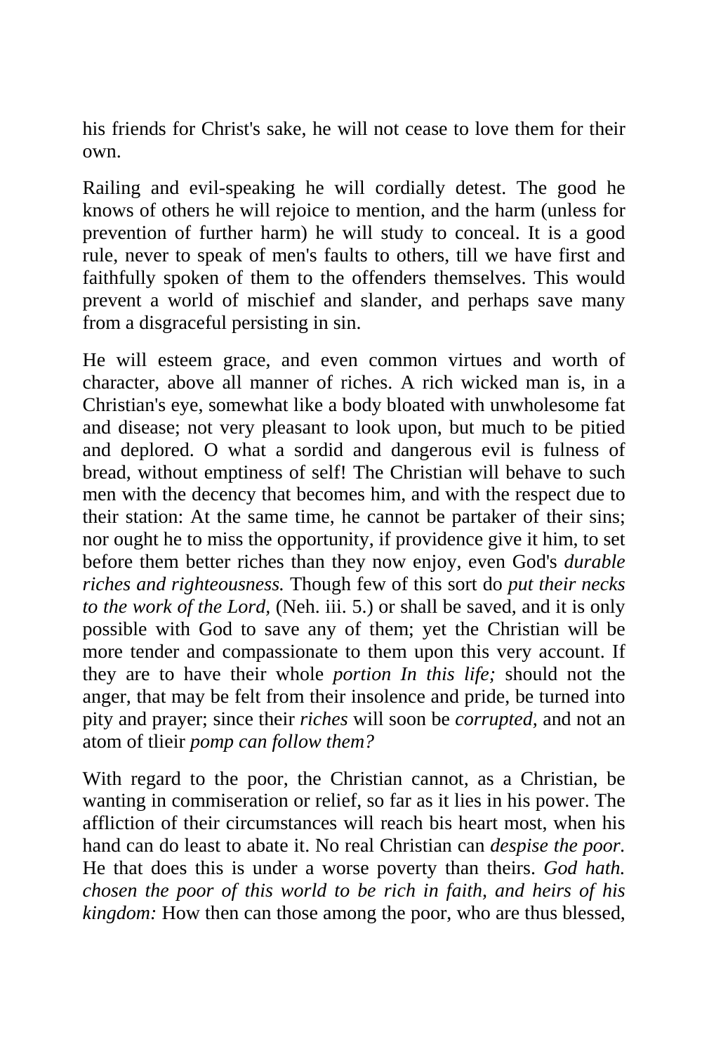his friends for Christ's sake, he will not cease to love them for their own.

Railing and evil-speaking he will cordially detest. The good he knows of others he will rejoice to mention, and the harm (unless for prevention of further harm) he will study to conceal. It is a good rule, never to speak of men's faults to others, till we have first and faithfully spoken of them to the offenders themselves. This would prevent a world of mischief and slander, and perhaps save many from a disgraceful persisting in sin.

He will esteem grace, and even common virtues and worth of character, above all manner of riches. A rich wicked man is, in a Christian's eye, somewhat like a body bloated with unwholesome fat and disease; not very pleasant to look upon, but much to be pitied and deplored. O what a sordid and dangerous evil is fulness of bread, without emptiness of self! The Christian will behave to such men with the decency that becomes him, and with the respect due to their station: At the same time, he cannot be partaker of their sins; nor ought he to miss the opportunity, if providence give it him, to set before them better riches than they now enjoy, even God's *durable riches and righteousness.* Though few of this sort do *put their necks to the work of the Lord,* (Neh. iii. 5.) or shall be saved, and it is only possible with God to save any of them; yet the Christian will be more tender and compassionate to them upon this very account. If they are to have their whole *portion In this life;* should not the anger, that may be felt from their insolence and pride, be turned into pity and prayer; since their *riches* will soon be *corrupted,* and not an atom of tlieir *pomp can follow them?*

With regard to the poor, the Christian cannot, as a Christian, be wanting in commiseration or relief, so far as it lies in his power. The affliction of their circumstances will reach bis heart most, when his hand can do least to abate it. No real Christian can *despise the poor.* He that does this is under a worse poverty than theirs. *God hath. chosen the poor of this world to be rich in faith, and heirs of his kingdom:* How then can those among the poor, who are thus blessed,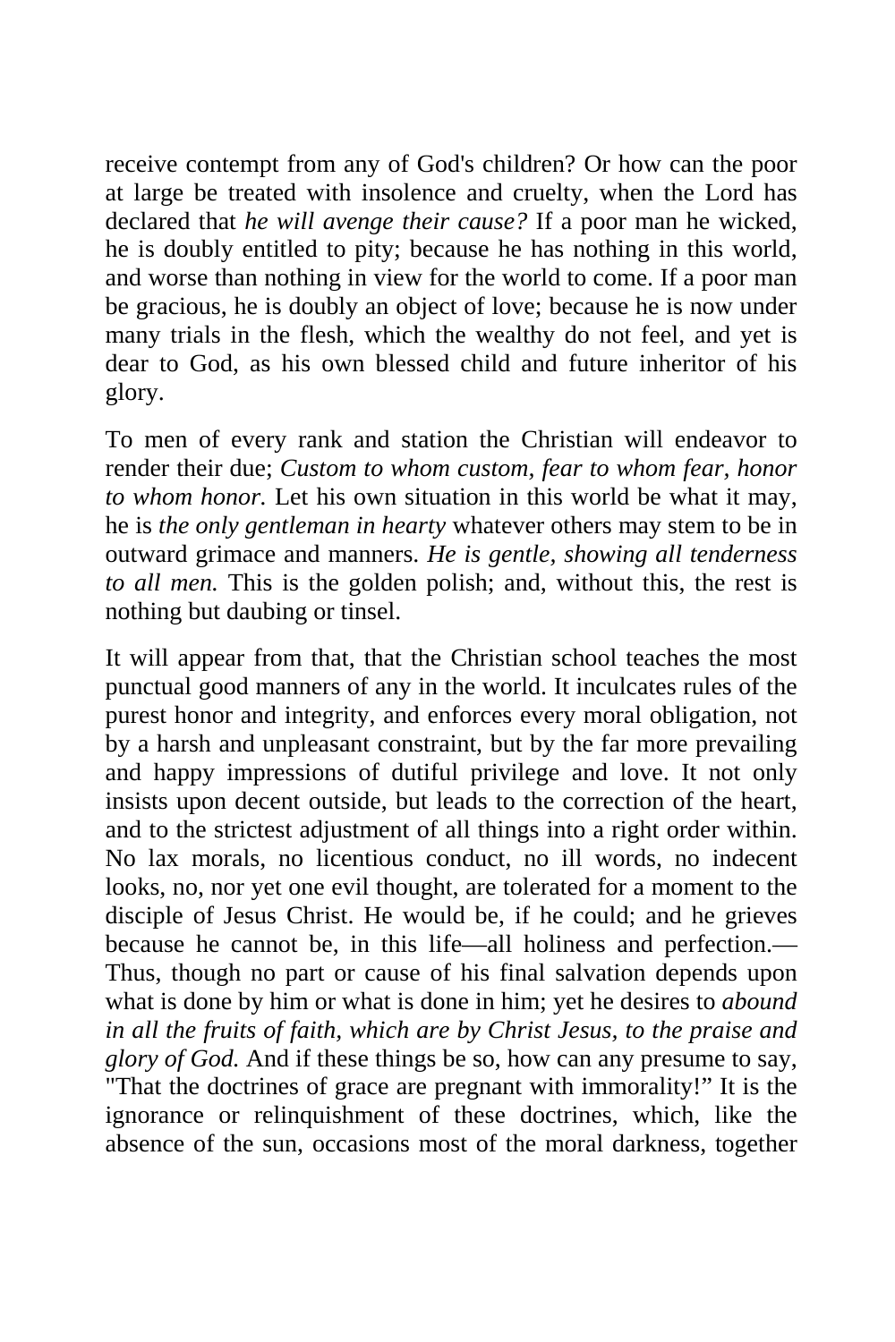receive contempt from any of God's children? Or how can the poor at large be treated with insolence and cruelty, when the Lord has declared that *he will avenge their cause?* If a poor man he wicked, he is doubly entitled to pity; because he has nothing in this world, and worse than nothing in view for the world to come. If a poor man be gracious, he is doubly an object of love; because he is now under many trials in the flesh, which the wealthy do not feel, and yet is dear to God, as his own blessed child and future inheritor of his glory.

To men of every rank and station the Christian will endeavor to render their due; *Custom to whom custom, fear to whom fear, honor to whom honor.* Let his own situation in this world be what it may, he is *the only gentleman in hearty* whatever others may stem to be in outward grimace and manners. *He is gentle, showing all tenderness to all men.* This is the golden polish; and, without this, the rest is nothing but daubing or tinsel.

It will appear from that, that the Christian school teaches the most punctual good manners of any in the world. It inculcates rules of the purest honor and integrity, and enforces every moral obligation, not by a harsh and unpleasant constraint, but by the far more prevailing and happy impressions of dutiful privilege and love. It not only insists upon decent outside, but leads to the correction of the heart, and to the strictest adjustment of all things into a right order within. No lax morals, no licentious conduct, no ill words, no indecent looks, no, nor yet one evil thought, are tolerated for a moment to the disciple of Jesus Christ. He would be, if he could; and he grieves because he cannot be, in this life—all holiness and perfection.—Thus, though no part or cause of his final salvation depends upon what is done by him or what is done in him; yet he desires to *abound in all the fruits of faith, which are by Christ Jesus, to the praise and glory of God.* And if these things be so, how can any presume to say, "That the doctrines of grace are pregnant with immorality!" It is the ignorance or relinquishment of these doctrines, which, like the absence of the sun, occasions most of the moral darkness, together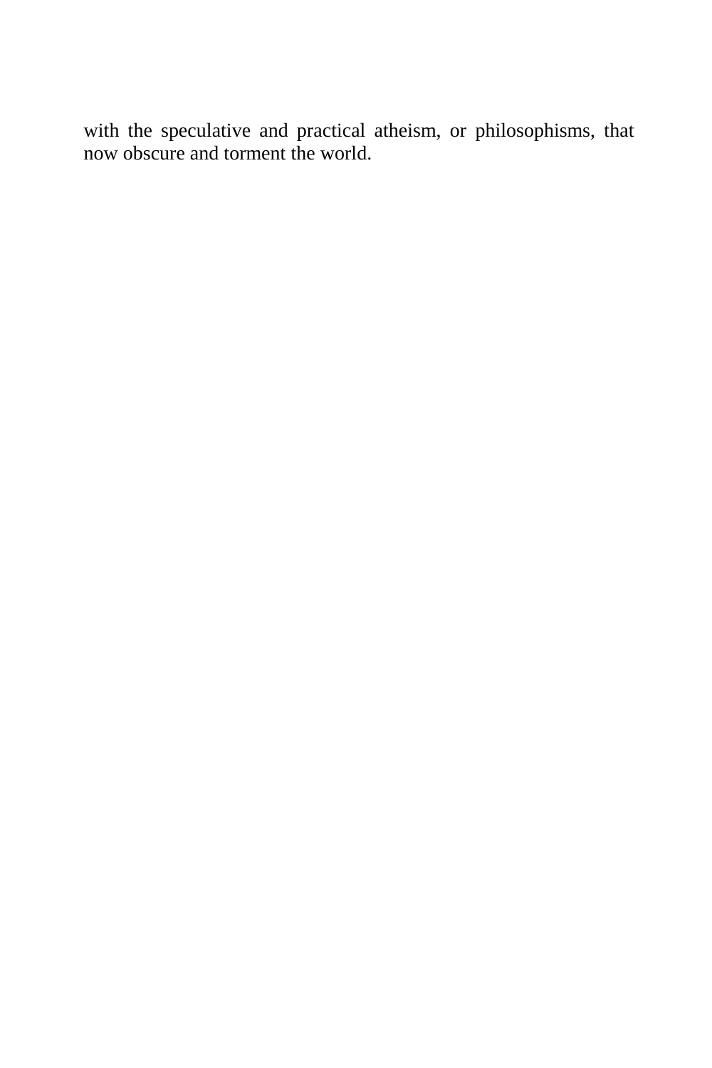with the speculative and practical atheism, or philosophisms, that now obscure and torment the world.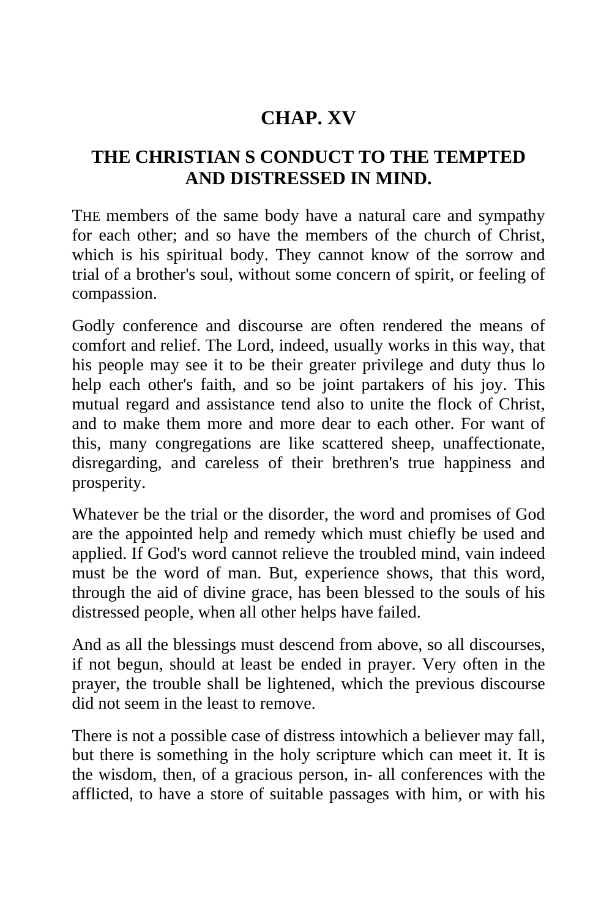# CHAP. XV

## THE CHRISTIAN S CONDUCT TO THE TEMPTED AND DISTRESSED IN MIND.

THE members of the same body have a natural care and sympathy for each other; and so have the members of the church of Christ, which is his spiritual body. They cannot know of the sorrow and trial of a brother's soul, without some concern of spirit, or feeling of compassion.

Godly conference and discourse are often rendered the means of comfort and relief. The Lord, indeed, usually works in this way, that his people may see it to be their greater privilege and duty thus lo help each other's faith, and so be joint partakers of his joy. This mutual regard and assistance tend also to unite the flock of Christ, and to make them more and more dear to each other. For want of this, many congregations are like scattered sheep, unaffectionate, disregarding, and careless of their brethren's true happiness and prosperity.

Whatever be the trial or the disorder, the word and promises of God are the appointed help and remedy which must chiefly be used and applied. If God's word cannot relieve the troubled mind, vain indeed must be the word of man. But, experience shows, that this word, through the aid of divine grace, has been blessed to the souls of his distressed people, when all other helps have failed.

And as all the blessings must descend from above, so all discourses, if not begun, should at least be ended in prayer. Very often in the prayer, the trouble shall be lightened, which the previous discourse did not seem in the least to remove.

There is not a possible case of distress intowhich a believer may fall, but there is something in the holy scripture which can meet it. It is the wisdom, then, of a gracious person, in- all conferences with the afflicted, to have a store of suitable passages with him, or with his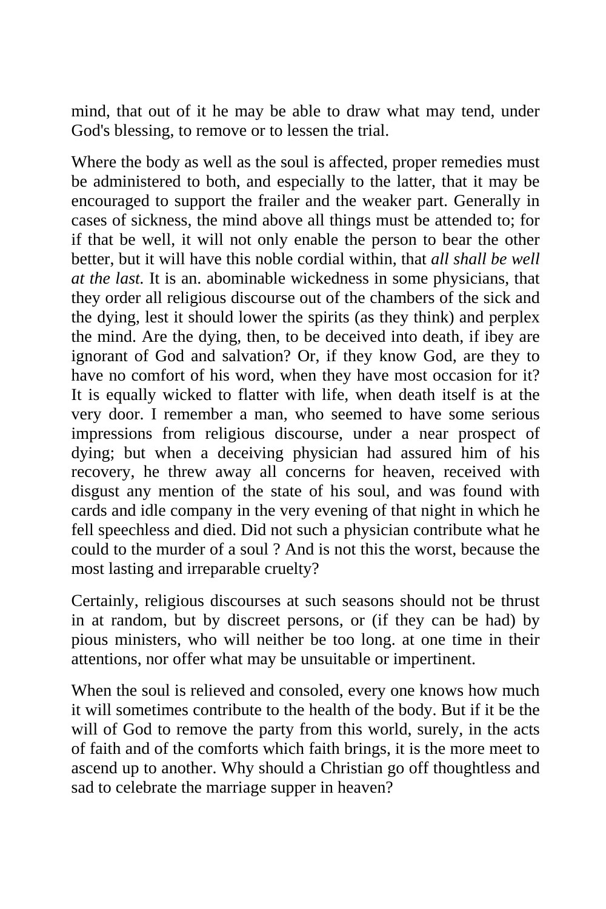mind, that out of it he may be able to draw what may tend, under God's blessing, to remove or to lessen the trial.

Where the body as well as the soul is affected, proper remedies must be administered to both, and especially to the latter, that it may be encouraged to support the frailer and the weaker part. Generally in cases of sickness, the mind above all things must be attended to; for if that be well, it will not only enable the person to bear the other better, but it will have this noble cordial within, that *all shall be well at the last.* It is an. abominable wickedness in some physicians, that they order all religious discourse out of the chambers of the sick and the dying, lest it should lower the spirits (as they think) and perplex the mind. Are the dying, then, to be deceived into death, if ibey are ignorant of God and salvation? Or, if they know God, are they to have no comfort of his word, when they have most occasion for it? It is equally wicked to flatter with life, when death itself is at the very door. I remember a man, who seemed to have some serious impressions from religious discourse, under a near prospect of dying; but when a deceiving physician had assured him of his recovery, he threw away all concerns for heaven, received with disgust any mention of the state of his soul, and was found with cards and idle company in the very evening of that night in which he fell speechless and died. Did not such a physician contribute what he could to the murder of a soul ? And is not this the worst, because the most lasting and irreparable cruelty?

Certainly, religious discourses at such seasons should not be thrust in at random, but by discreet persons, or (if they can be had) by pious ministers, who will neither be too long. at one time in their attentions, nor offer what may be unsuitable or impertinent.

When the soul is relieved and consoled, every one knows how much it will sometimes contribute to the health of the body. But if it be the will of God to remove the party from this world, surely, in the acts of faith and of the comforts which faith brings, it is the more meet to ascend up to another. Why should a Christian go off thoughtless and sad to celebrate the marriage supper in heaven?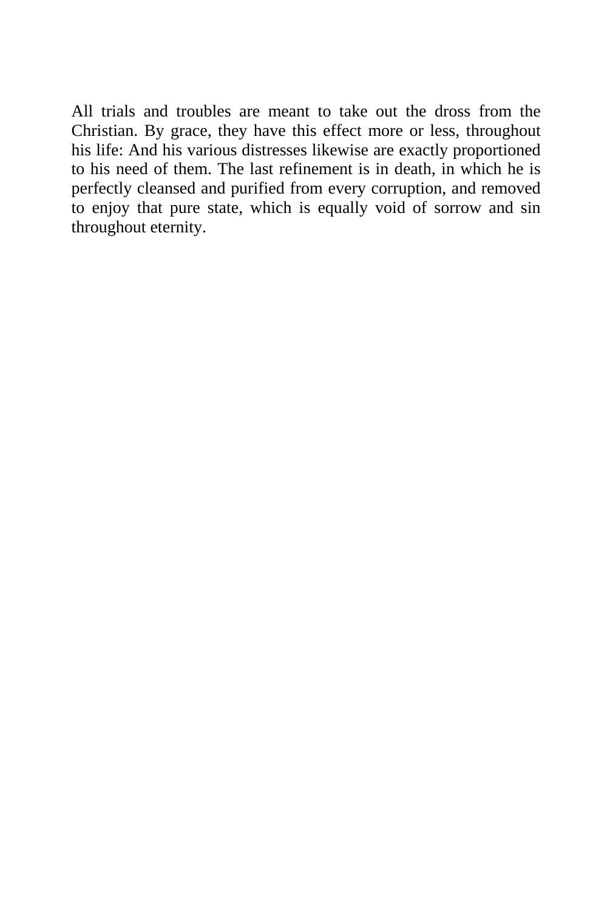All trials and troubles are meant to take out the dross from the Christian. By grace, they have this effect more or less, throughout his life: And his various distresses likewise are exactly proportioned to his need of them. The last refinement is in death, in which he is perfectly cleansed and purified from every corruption, and removed to enjoy that pure state, which is equally void of sorrow and sin throughout eternity.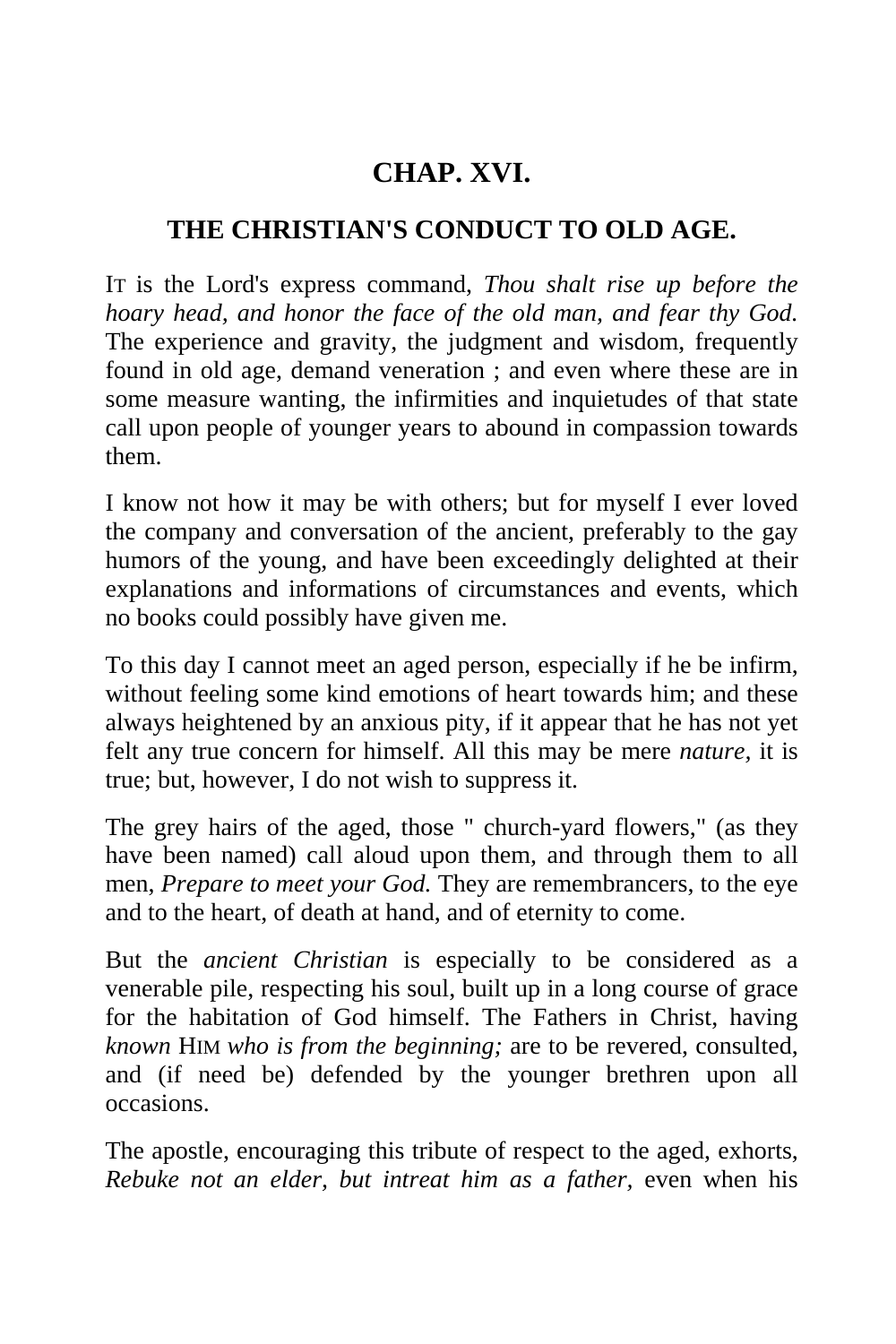## CHAP. XVI.

## THE CHRISTIAN'S CONDUCT TO OLD AGE.

IT is the Lord's express command, *Thou shalt rise up before the hoary head, and honor the face of the old man, and fear thy God.* The experience and gravity, the judgment and wisdom, frequently found in old age, demand veneration ; and even where these are in some measure wanting, the infirmities and inquietudes of that state call upon people of younger years to abound in compassion towards them.

I know not how it may be with others; but for myself I ever loved the company and conversation of the ancient, preferably to the gay humors of the young, and have been exceedingly delighted at their explanations and informations of circumstances and events, which no books could possibly have given me.

To this day I cannot meet an aged person, especially if he be infirm, without feeling some kind emotions of heart towards him; and these always heightened by an anxious pity, if it appear that he has not yet felt any true concern for himself. All this may be mere *nature,* it is true; but, however, I do not wish to suppress it.

The grey hairs of the aged, those " church-yard flowers," (as they have been named) call aloud upon them, and through them to all men, *Prepare to meet your God.* They are remembrancers, to the eye and to the heart, of death at hand, and of eternity to come.

But the *ancient Christian* is especially to be considered as a venerable pile, respecting his soul, built up in a long course of grace for the habitation of God himself. The Fathers in Christ, having *known* HIM *who is from the beginning;* are to be revered, consulted, and (if need be) defended by the younger brethren upon all occasions.

The apostle, encouraging this tribute of respect to the aged, exhorts, *Rebuke not an elder, but intreat him as a father,* even when his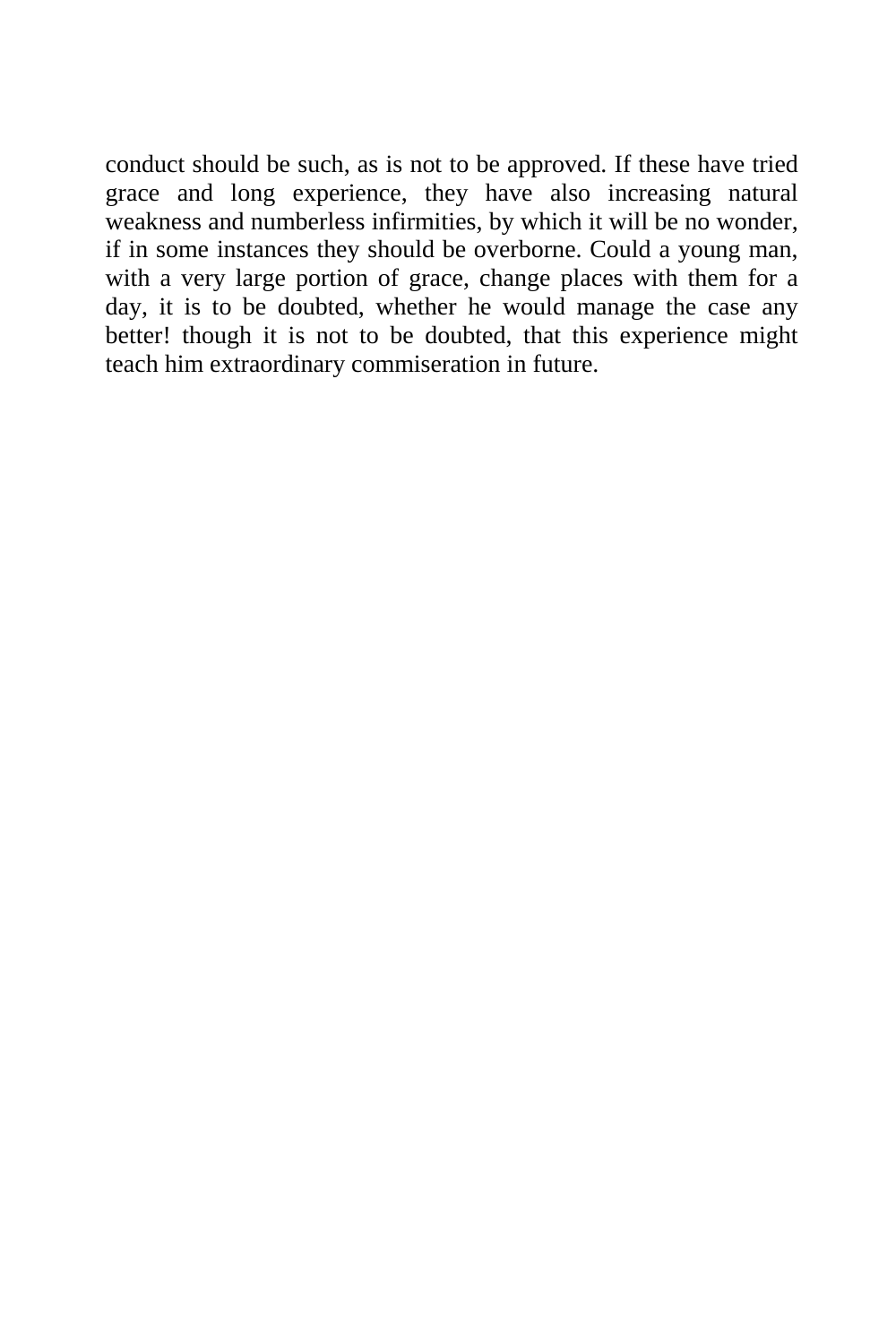conduct should be such, as is not to be approved. If these have tried grace and long experience, they have also increasing natural weakness and numberless infirmities, by which it will be no wonder, if in some instances they should be overborne. Could a young man, with a very large portion of grace, change places with them for a day, it is to be doubted, whether he would manage the case any better! though it is not to be doubted, that this experience might teach him extraordinary commiseration in future.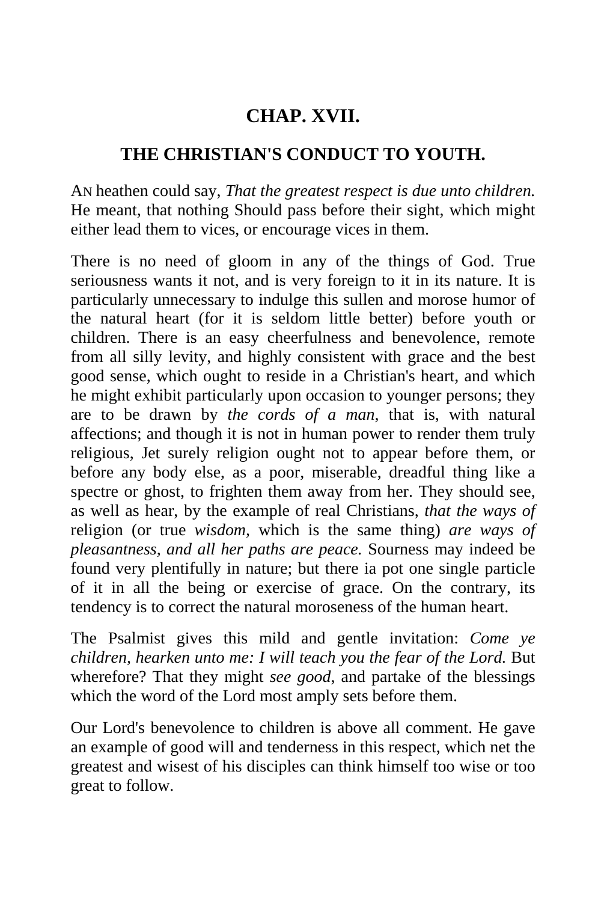# CHAP. XVII.

## THE CHRISTIAN'S CONDUCT TO YOUTH.

AN heathen could say, *That the greatest respect is due unto children.* He meant, that nothing Should pass before their sight, which might either lead them to vices, or encourage vices in them.

There is no need of gloom in any of the things of God. True seriousness wants it not, and is very foreign to it in its nature. It is particularly unnecessary to indulge this sullen and morose humor of the natural heart (for it is seldom little better) before youth or children. There is an easy cheerfulness and benevolence, remote from all silly levity, and highly consistent with grace and the best good sense, which ought to reside in a Christian's heart, and which he might exhibit particularly upon occasion to younger persons; they are to be drawn by *the cords of a man,* that is, with natural affections; and though it is not in human power to render them truly religious, Jet surely religion ought not to appear before them, or before any body else, as a poor, miserable, dreadful thing like a spectre or ghost, to frighten them away from her. They should see, as well as hear, by the example of real Christians, *that the ways of* religion (or true *wisdom,* which is the same thing) *are ways of pleasantness, and all her paths are peace.* Sourness may indeed be found very plentifully in nature; but there ia pot one single particle of it in all the being or exercise of grace. On the contrary, its tendency is to correct the natural moroseness of the human heart.

The Psalmist gives this mild and gentle invitation: *Come ye children, hearken unto me: I will teach you the fear of the Lord.* But wherefore? That they might *see good,* and partake of the blessings which the word of the Lord most amply sets before them.

Our Lord's benevolence to children is above all comment. He gave an example of good will and tenderness in this respect, which net the greatest and wisest of his disciples can think himself too wise or too great to follow.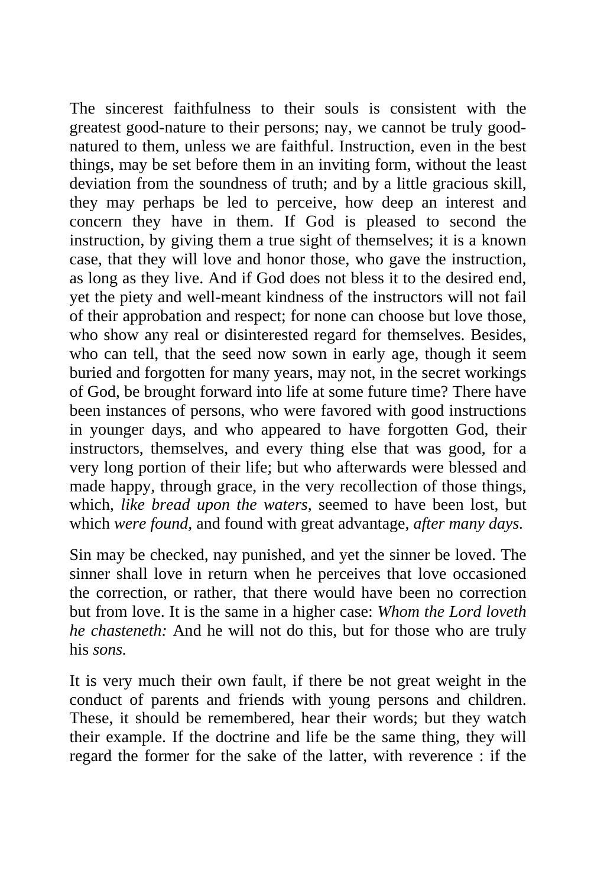The sincerest faithfulness to their souls is consistent with the greatest good-nature to their persons; nay, we cannot be truly good-natured to them, unless we are faithful. Instruction, even in the best things, may be set before them in an inviting form, without the least deviation from the soundness of truth; and by a little gracious skill, they may perhaps be led to perceive, how deep an interest and concern they have in them. If God is pleased to second the instruction, by giving them a true sight of themselves; it is a known case, that they will love and honor those, who gave the instruction, as long as they live. And if God does not bless it to the desired end, yet the piety and well-meant kindness of the instructors will not fail of their approbation and respect; for none can choose but love those, who show any real or disinterested regard for themselves. Besides, who can tell, that the seed now sown in early age, though it seem buried and forgotten for many years, may not, in the secret workings of God, be brought forward into life at some future time? There have been instances of persons, who were favored with good instructions in younger days, and who appeared to have forgotten God, their instructors, themselves, and every thing else that was good, for a very long portion of their life; but who afterwards were blessed and made happy, through grace, in the very recollection of those things, which, *like bread upon the waters,* seemed to have been lost, but which *were found,* and found with great advantage, *after many days.*

Sin may be checked, nay punished, and yet the sinner be loved. The sinner shall love in return when he perceives that love occasioned the correction, or rather, that there would have been no correction but from love. It is the same in a higher case: *Whom the Lord loveth he chasteneth:* And he will not do this, but for those who are truly his *sons.*

It is very much their own fault, if there be not great weight in the conduct of parents and friends with young persons and children. These, it should be remembered, hear their words; but they watch their example. If the doctrine and life be the same thing, they will regard the former for the sake of the latter, with reverence : if the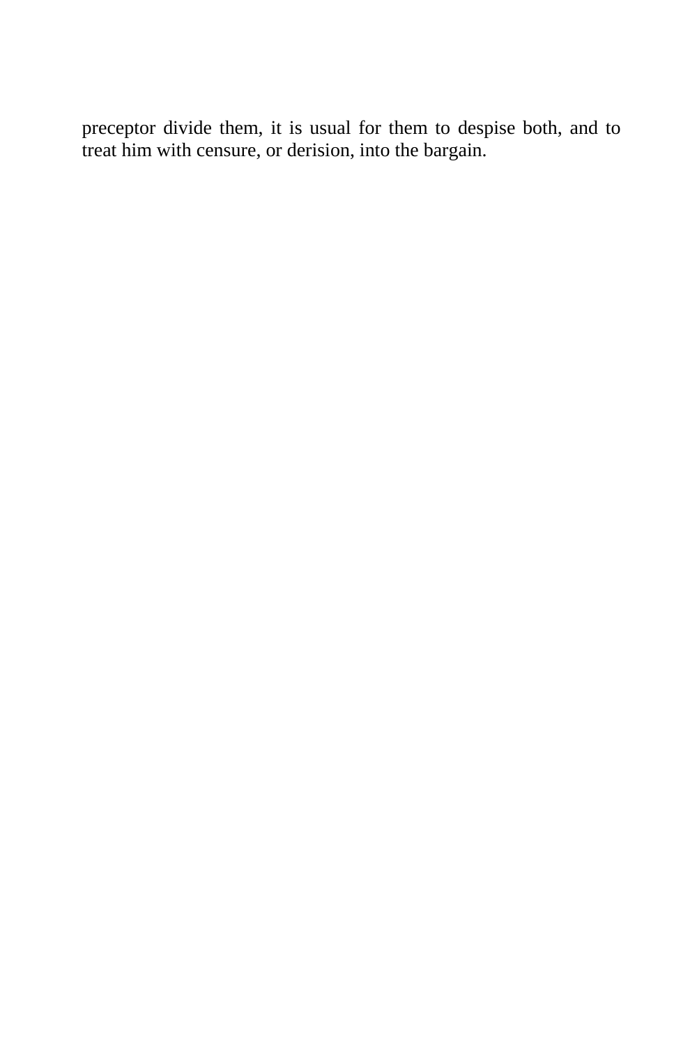preceptor divide them, it is usual for them to despise both, and to treat him with censure, or derision, into the bargain.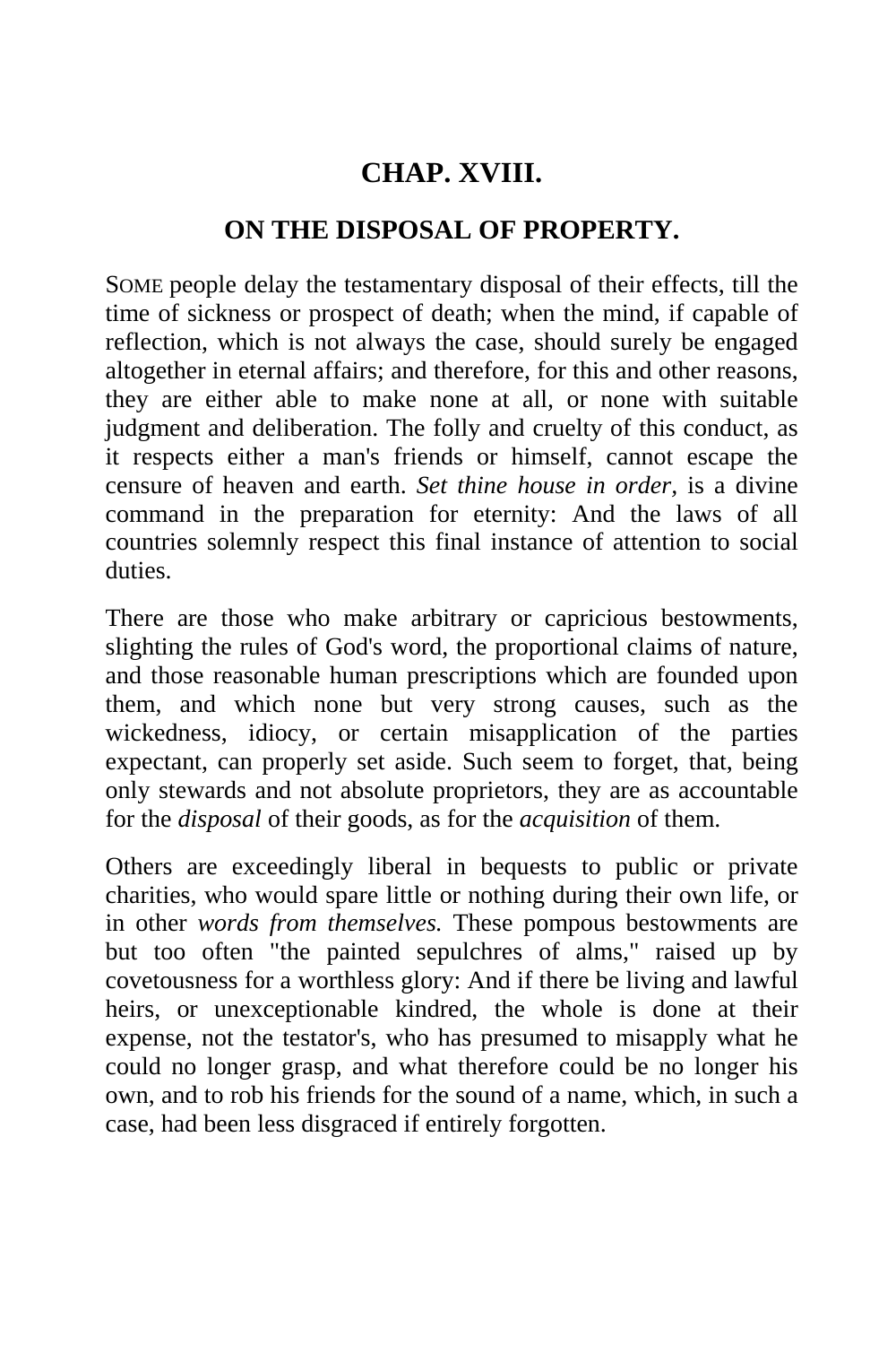## CHAP. XVIII.

### ON THE DISPOSAL OF PROPERTY.

SOME people delay the testamentary disposal of their effects, till the time of sickness or prospect of death; when the mind, if capable of reflection, which is not always the case, should surely be engaged altogether in eternal affairs; and therefore, for this and other reasons, they are either able to make none at all, or none with suitable judgment and deliberation. The folly and cruelty of this conduct, as it respects either a man's friends or himself, cannot escape the censure of heaven and earth. *Set thine house in order,* is a divine command in the preparation for eternity: And the laws of all countries solemnly respect this final instance of attention to social duties.

There are those who make arbitrary or capricious bestowments, slighting the rules of God's word, the proportional claims of nature, and those reasonable human prescriptions which are founded upon them, and which none but very strong causes, such as the wickedness, idiocy, or certain misapplication of the parties expectant, can properly set aside. Such seem to forget, that, being only stewards and not absolute proprietors, they are as accountable for the *disposal* of their goods, as for the *acquisition* of them.

Others are exceedingly liberal in bequests to public or private charities, who would spare little or nothing during their own life, or in other *words from themselves.* These pompous bestowments are but too often "the painted sepulchres of alms," raised up by covetousness for a worthless glory: And if there be living and lawful heirs, or unexceptionable kindred, the whole is done at their expense, not the testator's, who has presumed to misapply what he could no longer grasp, and what therefore could be no longer his own, and to rob his friends for the sound of a name, which, in such a case, had been less disgraced if entirely forgotten.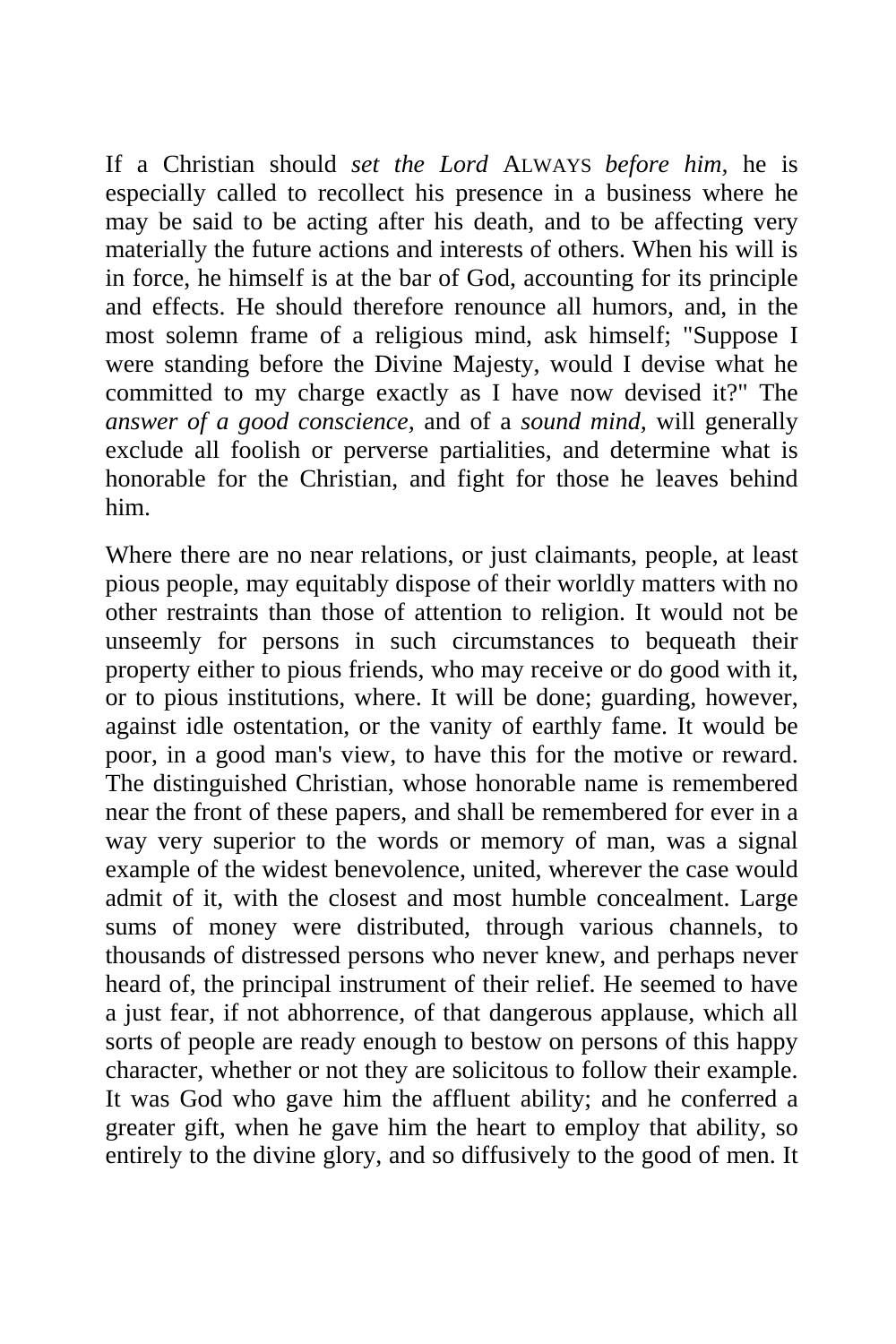If a Christian should *set the Lord* ALWAYS *before him*, he is especially called to recollect his presence in a business where he may be said to be acting after his death, and to be affecting very materially the future actions and interests of others. When his will is in force, he himself is at the bar of God, accounting for its principle and effects. He should therefore renounce all humors, and, in the most solemn frame of a religious mind, ask himself; "Suppose I were standing before the Divine Majesty, would I devise what he committed to my charge exactly as I have now devised it?" The *answer of a good conscience*, and of a *sound mind*, will generally exclude all foolish or perverse partialities, and determine what is honorable for the Christian, and fight for those he leaves behind him.

Where there are no near relations, or just claimants, people, at least pious people, may equitably dispose of their worldly matters with no other restraints than those of attention to religion. It would not be unseemly for persons in such circumstances to bequeath their property either to pious friends, who may receive or do good with it, or to pious institutions, where. It will be done; guarding, however, against idle ostentation, or the vanity of earthly fame. It would be poor, in a good man's view, to have this for the motive or reward. The distinguished Christian, whose honorable name is remembered near the front of these papers, and shall be remembered for ever in a way very superior to the words or memory of man, was a signal example of the widest benevolence, united, wherever the case would admit of it, with the closest and most humble concealment. Large sums of money were distributed, through various channels, to thousands of distressed persons who never knew, and perhaps never heard of, the principal instrument of their relief. He seemed to have a just fear, if not abhorrence, of that dangerous applause, which all sorts of people are ready enough to bestow on persons of this happy character, whether or not they are solicitous to follow their example. It was God who gave him the affluent ability; and he conferred a greater gift, when he gave him the heart to employ that ability, so entirely to the divine glory, and so diffusively to the good of men. It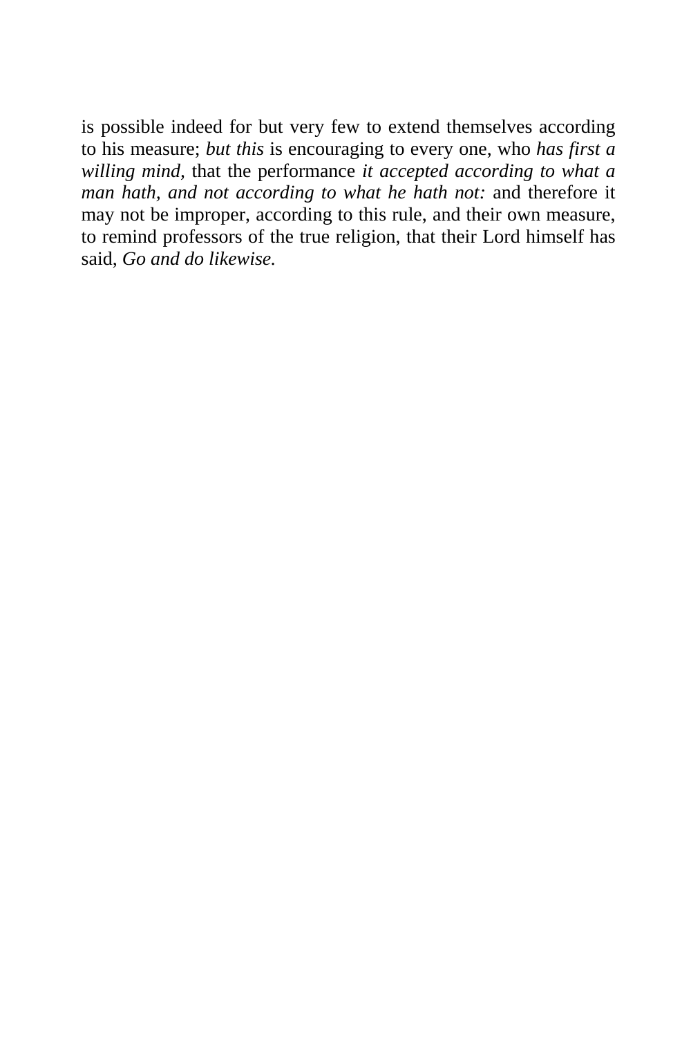is possible indeed for but very few to extend themselves according to his measure; *but this* is encouraging to every one, who *has first a willing mind,* that the performance *it accepted according to what a man hath, and not according to what he hath not:* and therefore it may not be improper, according to this rule, and their own measure, to remind professors of the true religion, that their Lord himself has said, *Go and do likewise.*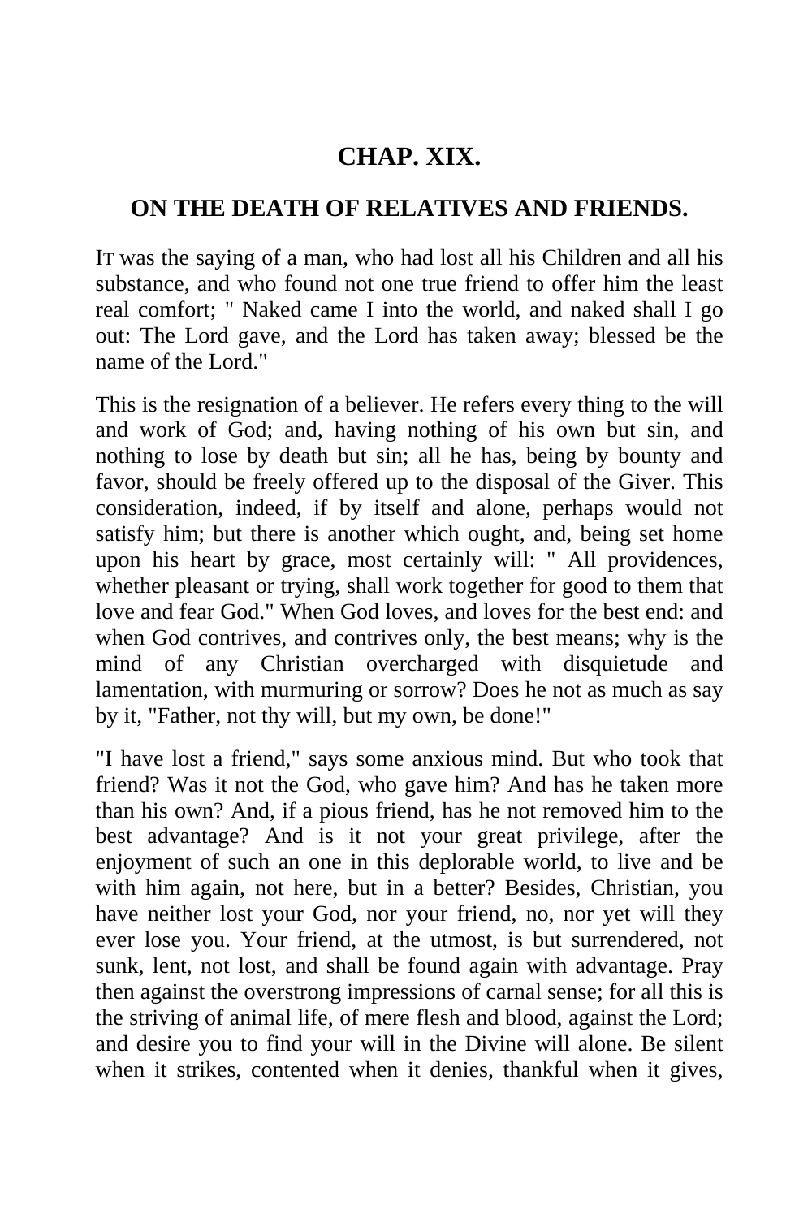## CHAP. XIX.

### ON THE DEATH OF RELATIVES AND FRIENDS.

IT was the saying of a man, who had lost all his Children and all his substance, and who found not one true friend to offer him the least real comfort; " Naked came I into the world, and naked shall I go out: The Lord gave, and the Lord has taken away; blessed be the name of the Lord."

This is the resignation of a believer. He refers every thing to the will and work of God; and, having nothing of his own but sin, and nothing to lose by death but sin; all he has, being by bounty and favor, should be freely offered up to the disposal of the Giver. This consideration, indeed, if by itself and alone, perhaps would not satisfy him; but there is another which ought, and, being set home upon his heart by grace, most certainly will: " All providences, whether pleasant or trying, shall work together for good to them that love and fear God." When God loves, and loves for the best end: and when God contrives, and contrives only, the best means; why is the mind of any Christian overcharged with disquietude and lamentation, with murmuring or sorrow? Does he not as much as say by it, "Father, not thy will, but my own, be done!"

"I have lost a friend," says some anxious mind. But who took that friend? Was it not the God, who gave him? And has he taken more than his own? And, if a pious friend, has he not removed him to the best advantage? And is it not your great privilege, after the enjoyment of such an one in this deplorable world, to live and be with him again, not here, but in a better? Besides, Christian, you have neither lost your God, nor your friend, no, nor yet will they ever lose you. Your friend, at the utmost, is but surrendered, not sunk, lent, not lost, and shall be found again with advantage. Pray then against the overstrong impressions of carnal sense; for all this is the striving of animal life, of mere flesh and blood, against the Lord; and desire you to find your will in the Divine will alone. Be silent when it strikes, contented when it denies, thankful when it gives,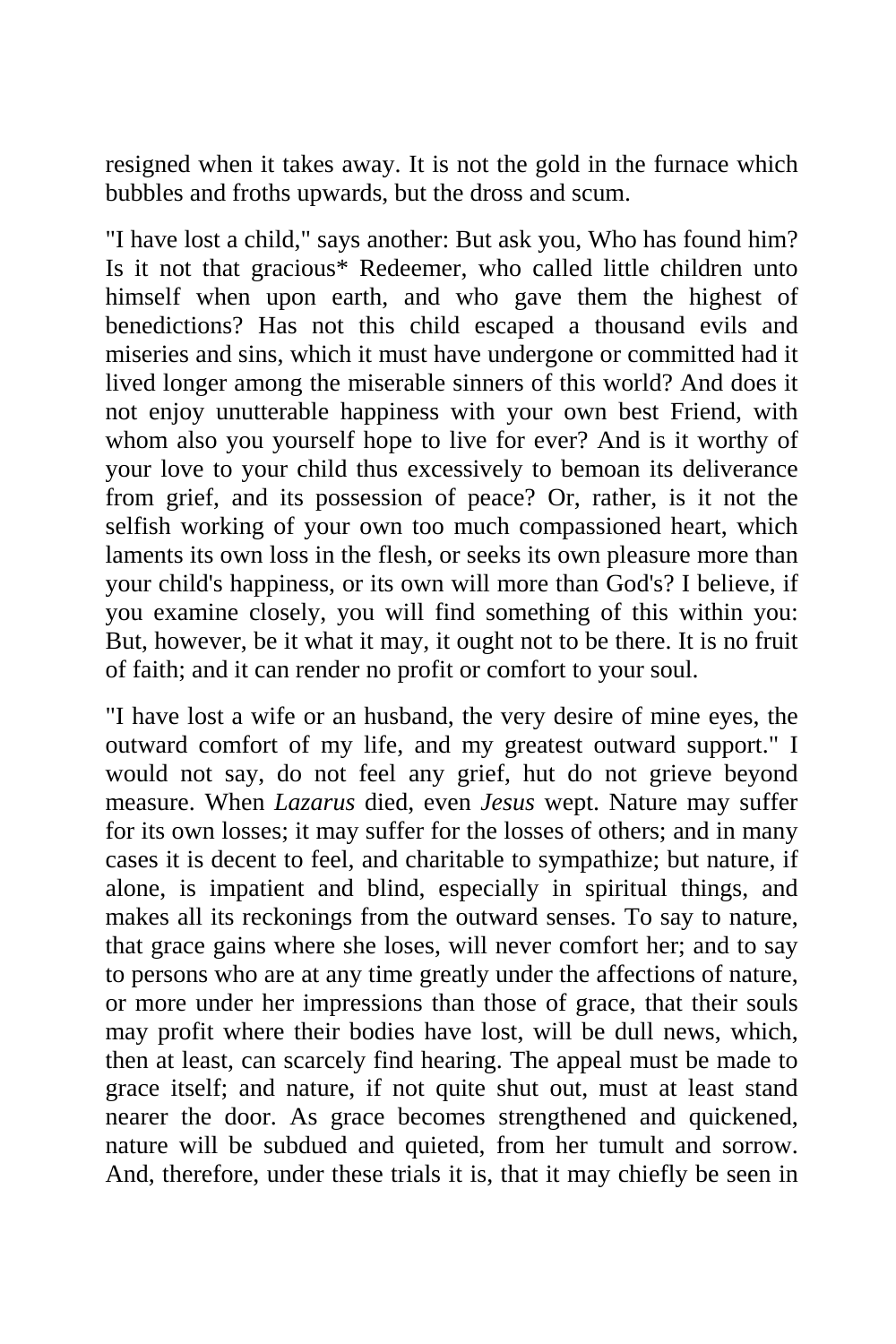resigned when it takes away. It is not the gold in the furnace which bubbles and froths upwards, but the dross and scum.

"I have lost a child," says another: But ask you, Who has found him? Is it not that gracious* Redeemer, who called little children unto himself when upon earth, and who gave them the highest of benedictions? Has not this child escaped a thousand evils and miseries and sins, which it must have undergone or committed had it lived longer among the miserable sinners of this world? And does it not enjoy unutterable happiness with your own best Friend, with whom also you yourself hope to live for ever? And is it worthy of your love to your child thus excessively to bemoan its deliverance from grief, and its possession of peace? Or, rather, is it not the selfish working of your own too much compassioned heart, which laments its own loss in the flesh, or seeks its own pleasure more than your child's happiness, or its own will more than God's? I believe, if you examine closely, you will find something of this within you: But, however, be it what it may, it ought not to be there. It is no fruit of faith; and it can render no profit or comfort to your soul.

"I have lost a wife or an husband, the very desire of mine eyes, the outward comfort of my life, and my greatest outward support." I would not say, do not feel any grief, hut do not grieve beyond measure. When *Lazarus* died, even *Jesus* wept. Nature may suffer for its own losses; it may suffer for the losses of others; and in many cases it is decent to feel, and charitable to sympathize; but nature, if alone, is impatient and blind, especially in spiritual things, and makes all its reckonings from the outward senses. To say to nature, that grace gains where she loses, will never comfort her; and to say to persons who are at any time greatly under the affections of nature, or more under her impressions than those of grace, that their souls may profit where their bodies have lost, will be dull news, which, then at least, can scarcely find hearing. The appeal must be made to grace itself; and nature, if not quite shut out, must at least stand nearer the door. As grace becomes strengthened and quickened, nature will be subdued and quieted, from her tumult and sorrow. And, therefore, under these trials it is, that it may chiefly be seen in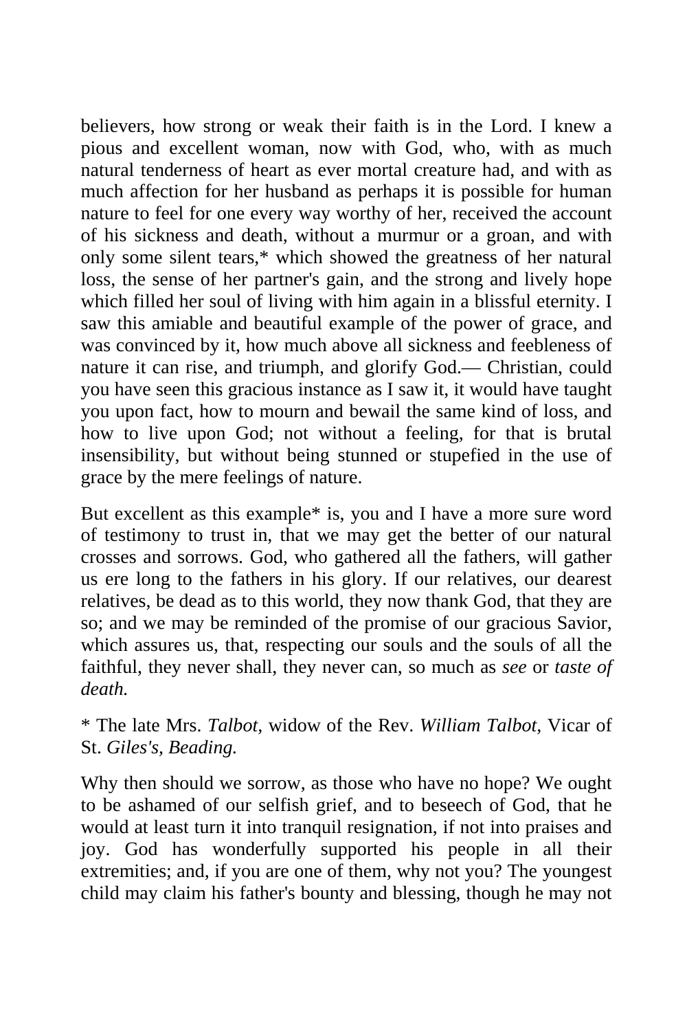believers, how strong or weak their faith is in the Lord. I knew a pious and excellent woman, now with God, who, with as much natural tenderness of heart as ever mortal creature had, and with as much affection for her husband as perhaps it is possible for human nature to feel for one every way worthy of her, received the account of his sickness and death, without a murmur or a groan, and with only some silent tears,* which showed the greatness of her natural loss, the sense of her partner's gain, and the strong and lively hope which filled her soul of living with him again in a blissful eternity. I saw this amiable and beautiful example of the power of grace, and was convinced by it, how much above all sickness and feebleness of nature it can rise, and triumph, and glorify God.— Christian, could you have seen this gracious instance as I saw it, it would have taught you upon fact, how to mourn and bewail the same kind of loss, and how to live upon God; not without a feeling, for that is brutal insensibility, but without being stunned or stupefied in the use of grace by the mere feelings of nature.

But excellent as this example* is, you and I have a more sure word of testimony to trust in, that we may get the better of our natural crosses and sorrows. God, who gathered all the fathers, will gather us ere long to the fathers in his glory. If our relatives, our dearest relatives, be dead as to this world, they now thank God, that they are so; and we may be reminded of the promise of our gracious Savior, which assures us, that, respecting our souls and the souls of all the faithful, they never shall, they never can, so much as *see* or *taste of death.*

* The late Mrs. *Talbot,* widow of the Rev. *William Talbot,* Vicar of St. *Giles's, Beading.*

Why then should we sorrow, as those who have no hope? We ought to be ashamed of our selfish grief, and to beseech of God, that he would at least turn it into tranquil resignation, if not into praises and joy. God has wonderfully supported his people in all their extremities; and, if you are one of them, why not you? The youngest child may claim his father's bounty and blessing, though he may not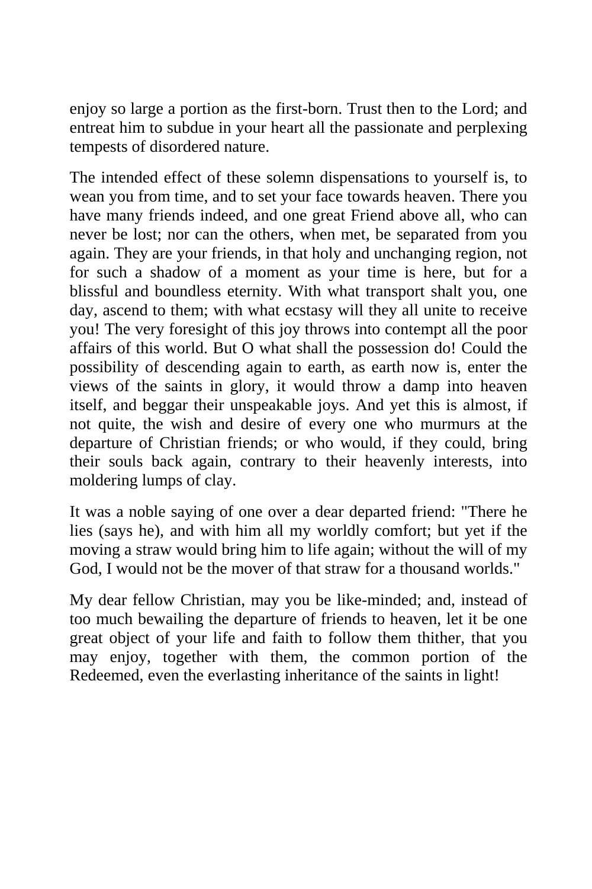enjoy so large a portion as the first-born. Trust then to the Lord; and entreat him to subdue in your heart all the passionate and perplexing tempests of disordered nature.

The intended effect of these solemn dispensations to yourself is, to wean you from time, and to set your face towards heaven. There you have many friends indeed, and one great Friend above all, who can never be lost; nor can the others, when met, be separated from you again. They are your friends, in that holy and unchanging region, not for such a shadow of a moment as your time is here, but for a blissful and boundless eternity. With what transport shalt you, one day, ascend to them; with what ecstasy will they all unite to receive you! The very foresight of this joy throws into contempt all the poor affairs of this world. But O what shall the possession do! Could the possibility of descending again to earth, as earth now is, enter the views of the saints in glory, it would throw a damp into heaven itself, and beggar their unspeakable joys. And yet this is almost, if not quite, the wish and desire of every one who murmurs at the departure of Christian friends; or who would, if they could, bring their souls back again, contrary to their heavenly interests, into moldering lumps of clay.

It was a noble saying of one over a dear departed friend: "There he lies (says he), and with him all my worldly comfort; but yet if the moving a straw would bring him to life again; without the will of my God, I would not be the mover of that straw for a thousand worlds."

My dear fellow Christian, may you be like-minded; and, instead of too much bewailing the departure of friends to heaven, let it be one great object of your life and faith to follow them thither, that you may enjoy, together with them, the common portion of the Redeemed, even the everlasting inheritance of the saints in light!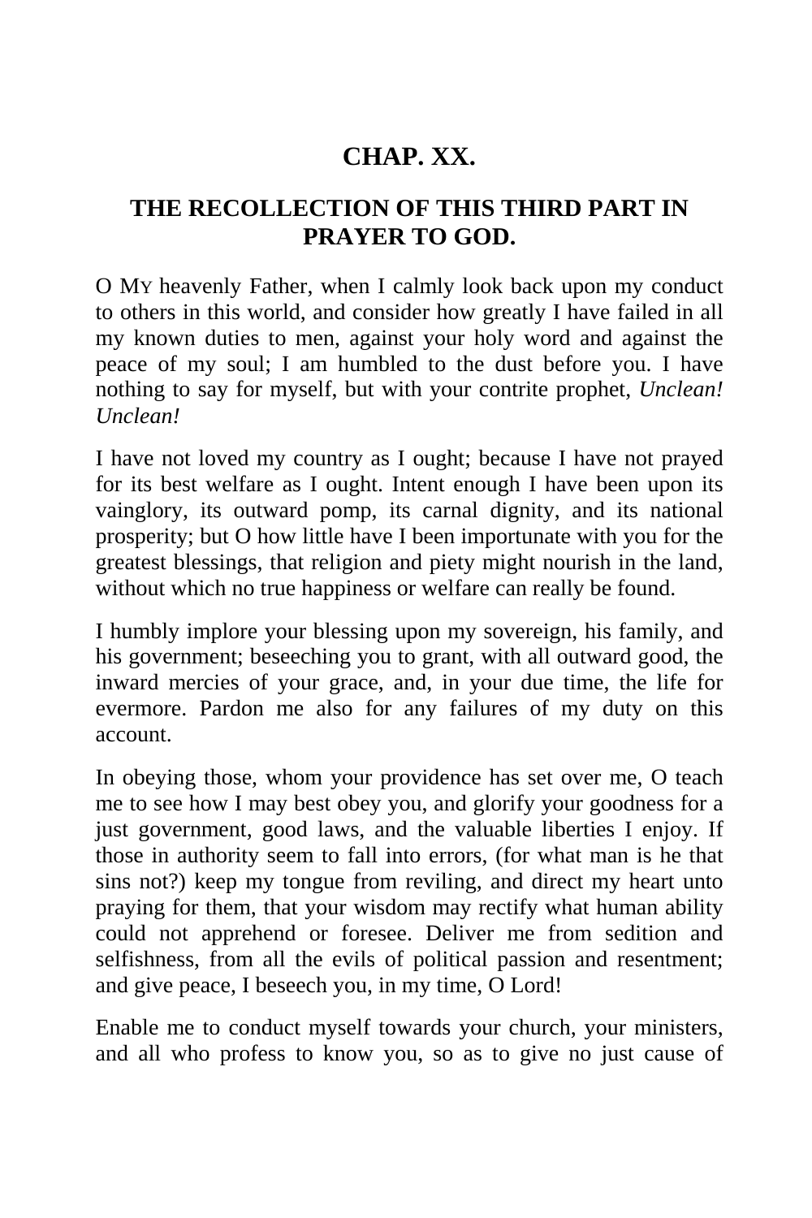## CHAP. XX.

## THE RECOLLECTION OF THIS THIRD PART IN PRAYER TO GOD.

O MY heavenly Father, when I calmly look back upon my conduct to others in this world, and consider how greatly I have failed in all my known duties to men, against your holy word and against the peace of my soul; I am humbled to the dust before you. I have nothing to say for myself, but with your contrite prophet, *Unclean! Unclean!*

I have not loved my country as I ought; because I have not prayed for its best welfare as I ought. Intent enough I have been upon its vainglory, its outward pomp, its carnal dignity, and its national prosperity; but O how little have I been importunate with you for the greatest blessings, that religion and piety might nourish in the land, without which no true happiness or welfare can really be found.

I humbly implore your blessing upon my sovereign, his family, and his government; beseeching you to grant, with all outward good, the inward mercies of your grace, and, in your due time, the life for evermore. Pardon me also for any failures of my duty on this account.

In obeying those, whom your providence has set over me, O teach me to see how I may best obey you, and glorify your goodness for a just government, good laws, and the valuable liberties I enjoy. If those in authority seem to fall into errors, (for what man is he that sins not?) keep my tongue from reviling, and direct my heart unto praying for them, that your wisdom may rectify what human ability could not apprehend or foresee. Deliver me from sedition and selfishness, from all the evils of political passion and resentment; and give peace, I beseech you, in my time, O Lord!

Enable me to conduct myself towards your church, your ministers, and all who profess to know you, so as to give no just cause of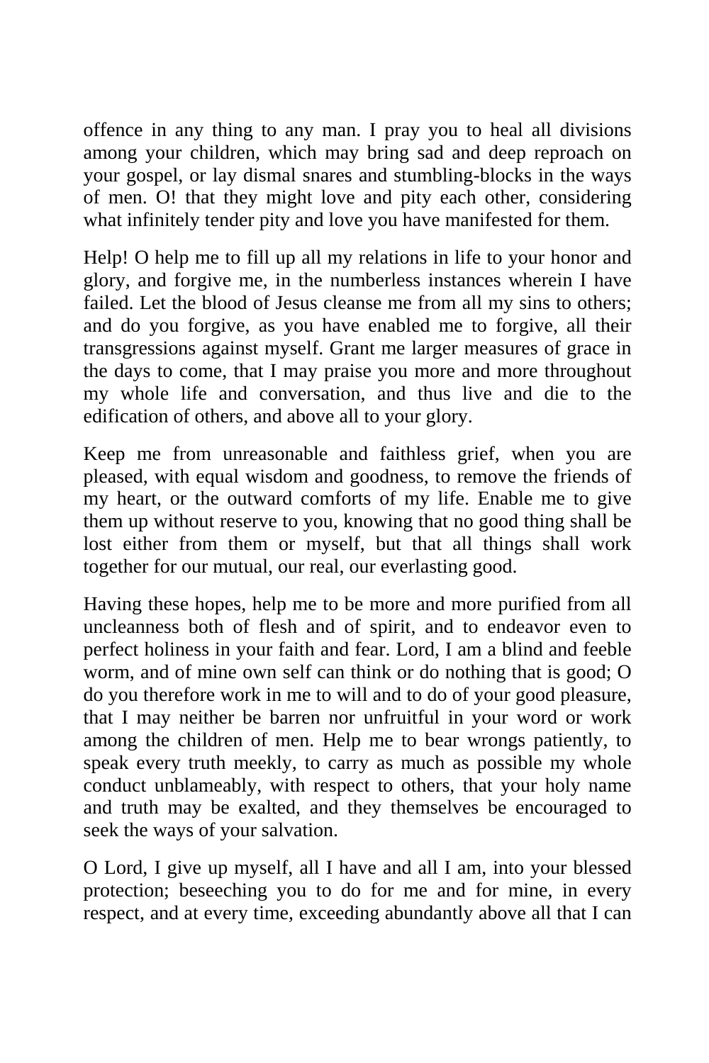offence in any thing to any man. I pray you to heal all divisions among your children, which may bring sad and deep reproach on your gospel, or lay dismal snares and stumbling-blocks in the ways of men. O! that they might love and pity each other, considering what infinitely tender pity and love you have manifested for them.

Help! O help me to fill up all my relations in life to your honor and glory, and forgive me, in the numberless instances wherein I have failed. Let the blood of Jesus cleanse me from all my sins to others; and do you forgive, as you have enabled me to forgive, all their transgressions against myself. Grant me larger measures of grace in the days to come, that I may praise you more and more throughout my whole life and conversation, and thus live and die to the edification of others, and above all to your glory.

Keep me from unreasonable and faithless grief, when you are pleased, with equal wisdom and goodness, to remove the friends of my heart, or the outward comforts of my life. Enable me to give them up without reserve to you, knowing that no good thing shall be lost either from them or myself, but that all things shall work together for our mutual, our real, our everlasting good.

Having these hopes, help me to be more and more purified from all uncleanness both of flesh and of spirit, and to endeavor even to perfect holiness in your faith and fear. Lord, I am a blind and feeble worm, and of mine own self can think or do nothing that is good; O do you therefore work in me to will and to do of your good pleasure, that I may neither be barren nor unfruitful in your word or work among the children of men. Help me to bear wrongs patiently, to speak every truth meekly, to carry as much as possible my whole conduct unblameably, with respect to others, that your holy name and truth may be exalted, and they themselves be encouraged to seek the ways of your salvation.

O Lord, I give up myself, all I have and all I am, into your blessed protection; beseeching you to do for me and for mine, in every respect, and at every time, exceeding abundantly above all that I can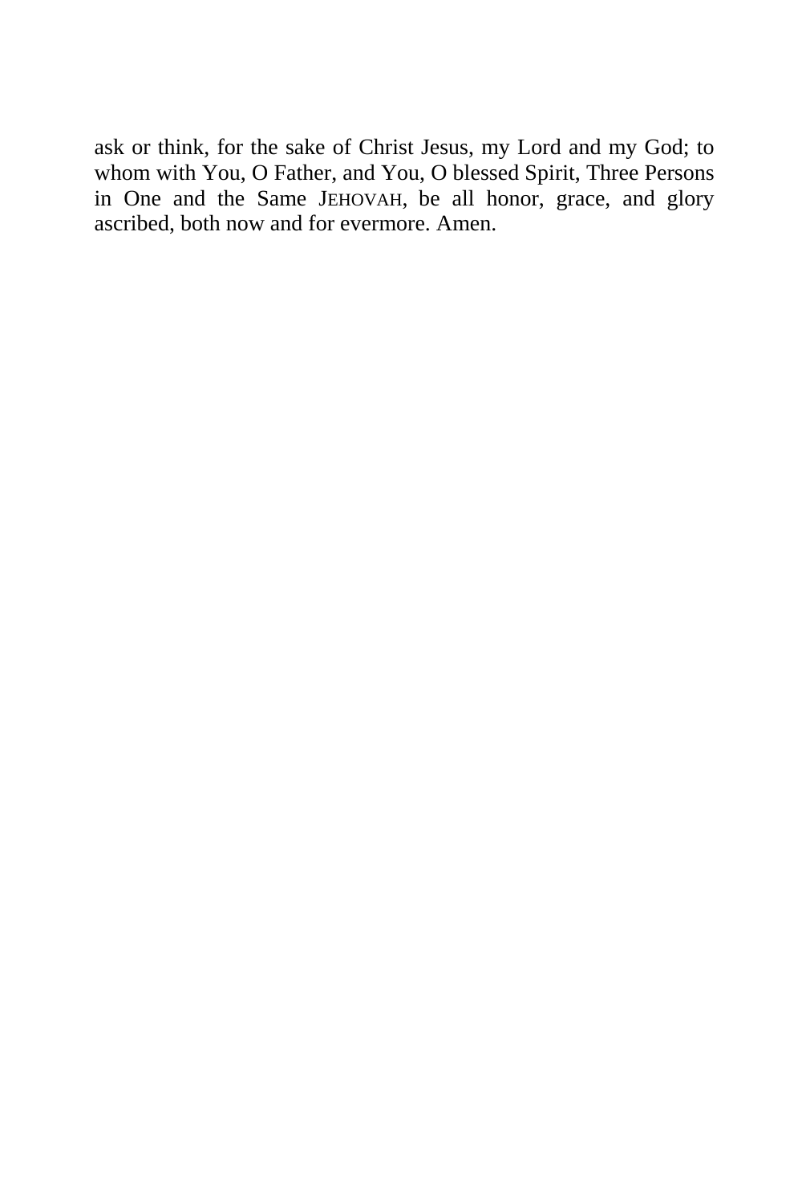ask or think, for the sake of Christ Jesus, my Lord and my God; to whom with You, O Father, and You, O blessed Spirit, Three Persons in One and the Same JEHOVAH, be all honor, grace, and glory ascribed, both now and for evermore. Amen.